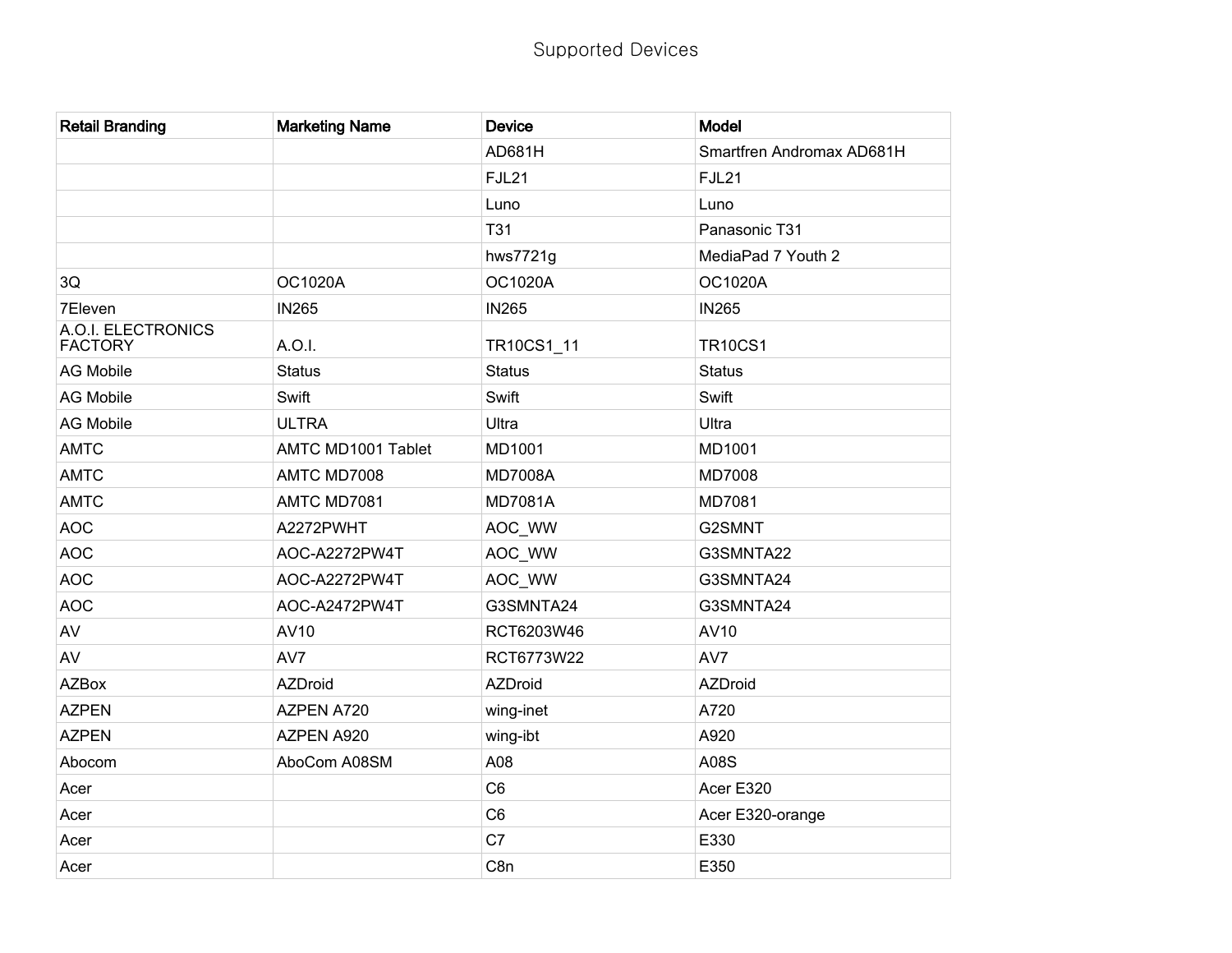# Supported Devices

| Retail Branding | Marketing Name | Device | Model |
| --- | --- | --- | --- |
| | | AD681H | Smartfren Andromax AD681H |
| | | FJL21 | FJL21 |
| | | Luno | Luno |
| | | T31 | Panasonic T31 |
| | | hws7721g | MediaPad 7 Youth 2 |
| 3Q | OC1020A | OC1020A | OC1020A |
| 7Eleven | IN265 | IN265 | IN265 |
| A.O.I. ELECTRONICS FACTORY | A.O.I. | TR10CS1_11 | TR10CS1 |
| AG Mobile | Status | Status | Status |
| AG Mobile | Swift | Swift | Swift |
| AG Mobile | ULTRA | Ultra | Ultra |
| AMTC | AMTC MD1001 Tablet | MD1001 | MD1001 |
| AMTC | AMTC MD7008 | MD7008A | MD7008 |
| AMTC | AMTC MD7081 | MD7081A | MD7081 |
| AOC | A2272PWHT | AOC_WW | G2SMNT |
| AOC | AOC-A2272PW4T | AOC_WW | G3SMNTA22 |
| AOC | AOC-A2272PW4T | AOC_WW | G3SMNTA24 |
| AOC | AOC-A2472PW4T | G3SMNTA24 | G3SMNTA24 |
| AV | AV10 | RCT6203W46 | AV10 |
| AV | AV7 | RCT6773W22 | AV7 |
| AZBox | AZDroid | AZDroid | AZDroid |
| AZPEN | AZPEN A720 | wing-inet | A720 |
| AZPEN | AZPEN A920 | wing-ibt | A920 |
| Abocom | AboCom A08SM | A08 | A08S |
| Acer | | C6 | Acer E320 |
| Acer | | C6 | Acer E320-orange |
| Acer | | C7 | E330 |
| Acer | | C8n | E350 |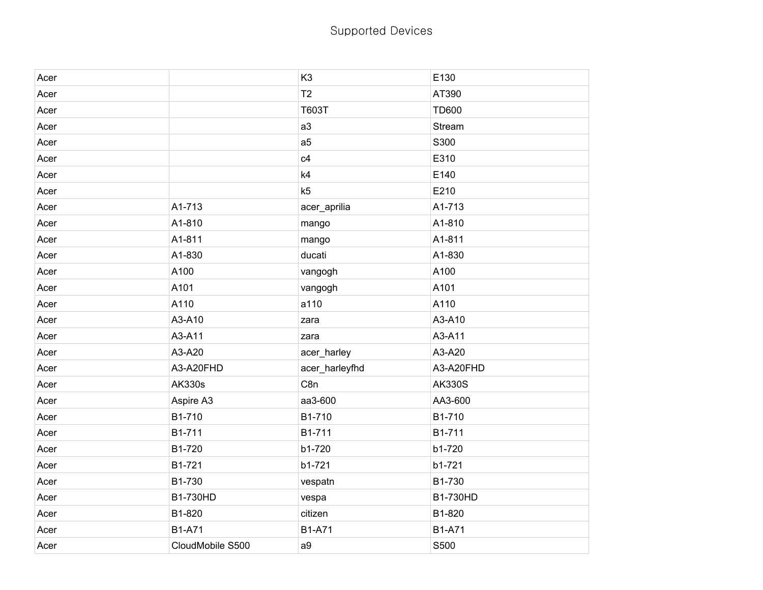# Supported Devices

| | | | |
|---|---|---|---|
| Acer | | K3 | E130 |
| Acer | | T2 | AT390 |
| Acer | | T603T | TD600 |
| Acer | | a3 | Stream |
| Acer | | a5 | S300 |
| Acer | | c4 | E310 |
| Acer | | k4 | E140 |
| Acer | | k5 | E210 |
| Acer | A1-713 | acer_aprilia | A1-713 |
| Acer | A1-810 | mango | A1-810 |
| Acer | A1-811 | mango | A1-811 |
| Acer | A1-830 | ducati | A1-830 |
| Acer | A100 | vangogh | A100 |
| Acer | A101 | vangogh | A101 |
| Acer | A110 | a110 | A110 |
| Acer | A3-A10 | zara | A3-A10 |
| Acer | A3-A11 | zara | A3-A11 |
| Acer | A3-A20 | acer_harley | A3-A20 |
| Acer | A3-A20FHD | acer_harleyfhd | A3-A20FHD |
| Acer | AK330s | C8n | AK330S |
| Acer | Aspire A3 | aa3-600 | AA3-600 |
| Acer | B1-710 | B1-710 | B1-710 |
| Acer | B1-711 | B1-711 | B1-711 |
| Acer | B1-720 | b1-720 | b1-720 |
| Acer | B1-721 | b1-721 | b1-721 |
| Acer | B1-730 | vespatn | B1-730 |
| Acer | B1-730HD | vespa | B1-730HD |
| Acer | B1-820 | citizen | B1-820 |
| Acer | B1-A71 | B1-A71 | B1-A71 |
| Acer | CloudMobile S500 | a9 | S500 |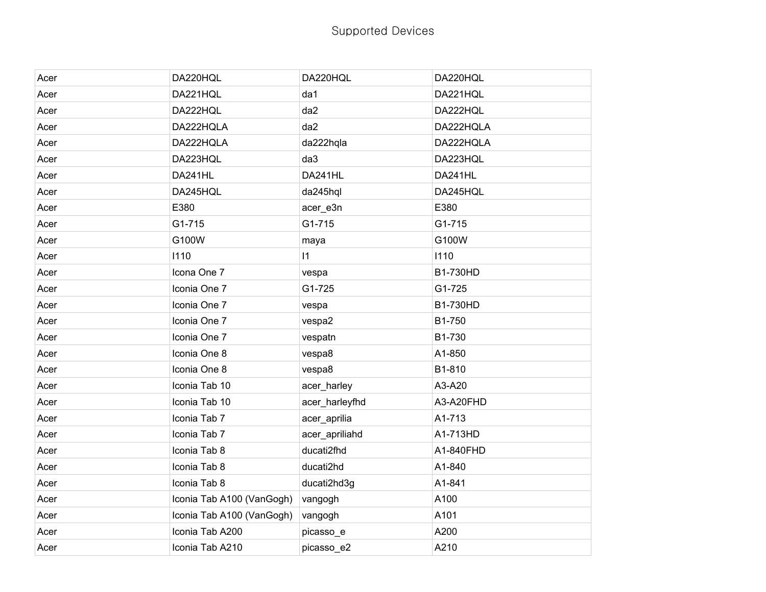Supported Devices

| Acer | DA220HQL | DA220HQL | DA220HQL |
|---|---|---|---|
| Acer | DA221HQL | da1 | DA221HQL |
| Acer | DA222HQL | da2 | DA222HQL |
| Acer | DA222HQLA | da2 | DA222HQLA |
| Acer | DA222HQLA | da222hqla | DA222HQLA |
| Acer | DA223HQL | da3 | DA223HQL |
| Acer | DA241HL | DA241HL | DA241HL |
| Acer | DA245HQL | da245hql | DA245HQL |
| Acer | E380 | acer_e3n | E380 |
| Acer | G1-715 | G1-715 | G1-715 |
| Acer | G100W | maya | G100W |
| Acer | I110 | I1 | I110 |
| Acer | Icona One 7 | vespa | B1-730HD |
| Acer | Iconia One 7 | G1-725 | G1-725 |
| Acer | Iconia One 7 | vespa | B1-730HD |
| Acer | Iconia One 7 | vespa2 | B1-750 |
| Acer | Iconia One 7 | vespatn | B1-730 |
| Acer | Iconia One 8 | vespa8 | A1-850 |
| Acer | Iconia One 8 | vespa8 | B1-810 |
| Acer | Iconia Tab 10 | acer_harley | A3-A20 |
| Acer | Iconia Tab 10 | acer_harleyfhd | A3-A20FHD |
| Acer | Iconia Tab 7 | acer_aprilia | A1-713 |
| Acer | Iconia Tab 7 | acer_apriliahd | A1-713HD |
| Acer | Iconia Tab 8 | ducati2fhd | A1-840FHD |
| Acer | Iconia Tab 8 | ducati2hd | A1-840 |
| Acer | Iconia Tab 8 | ducati2hd3g | A1-841 |
| Acer | Iconia Tab A100 (VanGogh) | vangogh | A100 |
| Acer | Iconia Tab A100 (VanGogh) | vangogh | A101 |
| Acer | Iconia Tab A200 | picasso_e | A200 |
| Acer | Iconia Tab A210 | picasso_e2 | A210 |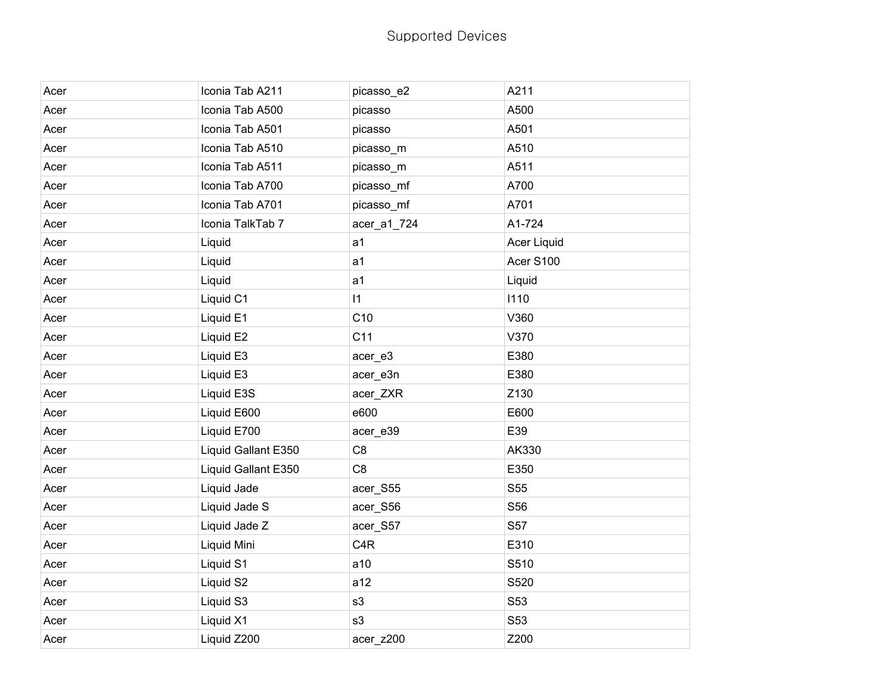| Acer | Iconia Tab A211 | picasso_e2 | A211 |
|---|---|---|---|
| Acer | Iconia Tab A500 | picasso | A500 |
| Acer | Iconia Tab A501 | picasso | A501 |
| Acer | Iconia Tab A510 | picasso_m | A510 |
| Acer | Iconia Tab A511 | picasso_m | A511 |
| Acer | Iconia Tab A700 | picasso_mf | A700 |
| Acer | Iconia Tab A701 | picasso_mf | A701 |
| Acer | Iconia TalkTab 7 | acer_a1_724 | A1-724 |
| Acer | Liquid | a1 | Acer Liquid |
| Acer | Liquid | a1 | Acer S100 |
| Acer | Liquid | a1 | Liquid |
| Acer | Liquid C1 | I1 | I110 |
| Acer | Liquid E1 | C10 | V360 |
| Acer | Liquid E2 | C11 | V370 |
| Acer | Liquid E3 | acer_e3 | E380 |
| Acer | Liquid E3 | acer_e3n | E380 |
| Acer | Liquid E3S | acer_ZXR | Z130 |
| Acer | Liquid E600 | e600 | E600 |
| Acer | Liquid E700 | acer_e39 | E39 |
| Acer | Liquid Gallant E350 | C8 | AK330 |
| Acer | Liquid Gallant E350 | C8 | E350 |
| Acer | Liquid Jade | acer_S55 | S55 |
| Acer | Liquid Jade S | acer_S56 | S56 |
| Acer | Liquid Jade Z | acer_S57 | S57 |
| Acer | Liquid Mini | C4R | E310 |
| Acer | Liquid S1 | a10 | S510 |
| Acer | Liquid S2 | a12 | S520 |
| Acer | Liquid S3 | s3 | S53 |
| Acer | Liquid X1 | s3 | S53 |
| Acer | Liquid Z200 | acer_z200 | Z200 |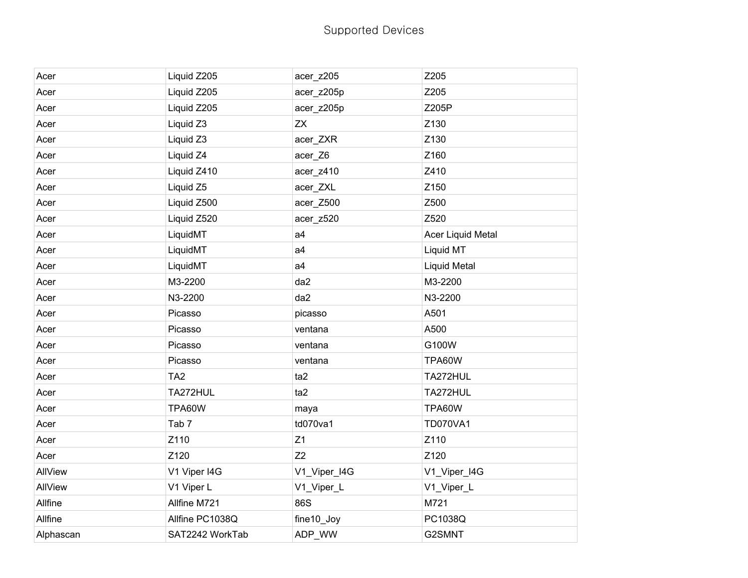| Acer | Liquid Z205 | acer_z205 | Z205 |
| --- | --- | --- | --- |
| Acer | Liquid Z205 | acer_z205p | Z205 |
| Acer | Liquid Z205 | acer_z205p | Z205P |
| Acer | Liquid Z3 | ZX | Z130 |
| Acer | Liquid Z3 | acer_ZXR | Z130 |
| Acer | Liquid Z4 | acer_Z6 | Z160 |
| Acer | Liquid Z410 | acer_z410 | Z410 |
| Acer | Liquid Z5 | acer_ZXL | Z150 |
| Acer | Liquid Z500 | acer_Z500 | Z500 |
| Acer | Liquid Z520 | acer_z520 | Z520 |
| Acer | LiquidMT | a4 | Acer Liquid Metal |
| Acer | LiquidMT | a4 | Liquid MT |
| Acer | LiquidMT | a4 | Liquid Metal |
| Acer | M3-2200 | da2 | M3-2200 |
| Acer | N3-2200 | da2 | N3-2200 |
| Acer | Picasso | picasso | A501 |
| Acer | Picasso | ventana | A500 |
| Acer | Picasso | ventana | G100W |
| Acer | Picasso | ventana | TPA60W |
| Acer | TA2 | ta2 | TA272HUL |
| Acer | TA272HUL | ta2 | TA272HUL |
| Acer | TPA60W | maya | TPA60W |
| Acer | Tab 7 | td070va1 | TD070VA1 |
| Acer | Z110 | Z1 | Z110 |
| Acer | Z120 | Z2 | Z120 |
| AllView | V1 Viper I4G | V1_Viper_I4G | V1_Viper_I4G |
| AllView | V1 Viper L | V1_Viper_L | V1_Viper_L |
| Allfine | Allfine M721 | 86S | M721 |
| Allfine | Allfine PC1038Q | fine10_Joy | PC1038Q |
| Alphascan | SAT2242 WorkTab | ADP_WW | G2SMNT |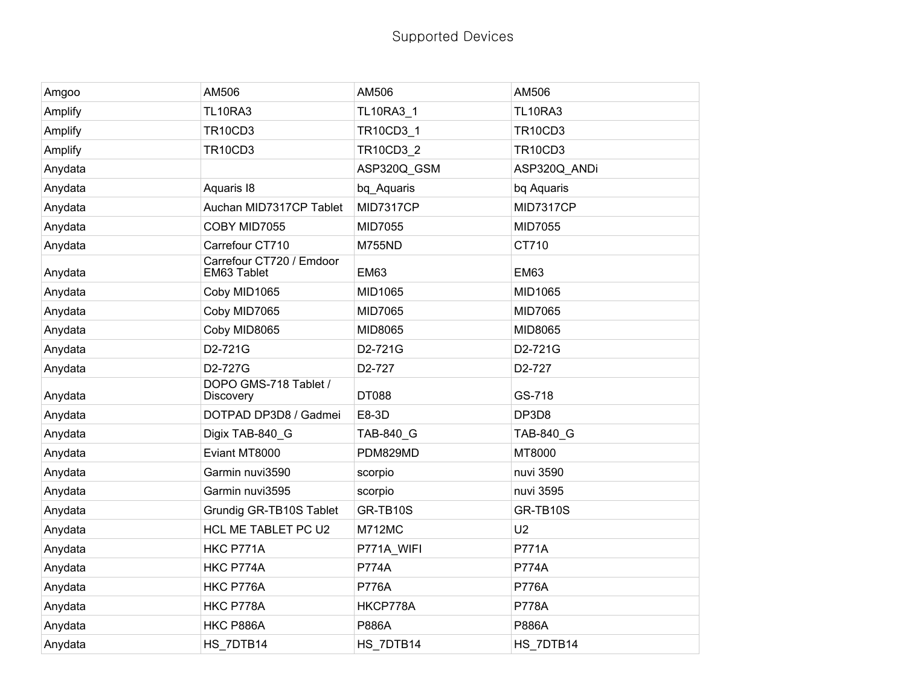# Supported Devices

| | | | |
|---|---|---|---|
| Amgoo | AM506 | AM506 | AM506 |
| Amplify | TL10RA3 | TL10RA3_1 | TL10RA3 |
| Amplify | TR10CD3 | TR10CD3_1 | TR10CD3 |
| Amplify | TR10CD3 | TR10CD3_2 | TR10CD3 |
| Anydata | | ASP320Q_GSM | ASP320Q_ANDi |
| Anydata | Aquaris I8 | bq_Aquaris | bq Aquaris |
| Anydata | Auchan MID7317CP Tablet | MID7317CP | MID7317CP |
| Anydata | COBY MID7055 | MID7055 | MID7055 |
| Anydata | Carrefour CT710 | M755ND | CT710 |
| Anydata | Carrefour CT720 / Emdoor EM63 Tablet | EM63 | EM63 |
| Anydata | Coby MID1065 | MID1065 | MID1065 |
| Anydata | Coby MID7065 | MID7065 | MID7065 |
| Anydata | Coby MID8065 | MID8065 | MID8065 |
| Anydata | D2-721G | D2-721G | D2-721G |
| Anydata | D2-727G | D2-727 | D2-727 |
| Anydata | DOPO GMS-718 Tablet / Discovery | DT088 | GS-718 |
| Anydata | DOTPAD DP3D8 / Gadmei | E8-3D | DP3D8 |
| Anydata | Digix TAB-840_G | TAB-840_G | TAB-840_G |
| Anydata | Eviant MT8000 | PDM829MD | MT8000 |
| Anydata | Garmin nuvi3590 | scorpio | nuvi 3590 |
| Anydata | Garmin nuvi3595 | scorpio | nuvi 3595 |
| Anydata | Grundig GR-TB10S Tablet | GR-TB10S | GR-TB10S |
| Anydata | HCL ME TABLET PC U2 | M712MC | U2 |
| Anydata | HKC P771A | P771A_WIFI | P771A |
| Anydata | HKC P774A | P774A | P774A |
| Anydata | HKC P776A | P776A | P776A |
| Anydata | HKC P778A | HKCP778A | P778A |
| Anydata | HKC P886A | P886A | P886A |
| Anydata | HS_7DTB14 | HS_7DTB14 | HS_7DTB14 |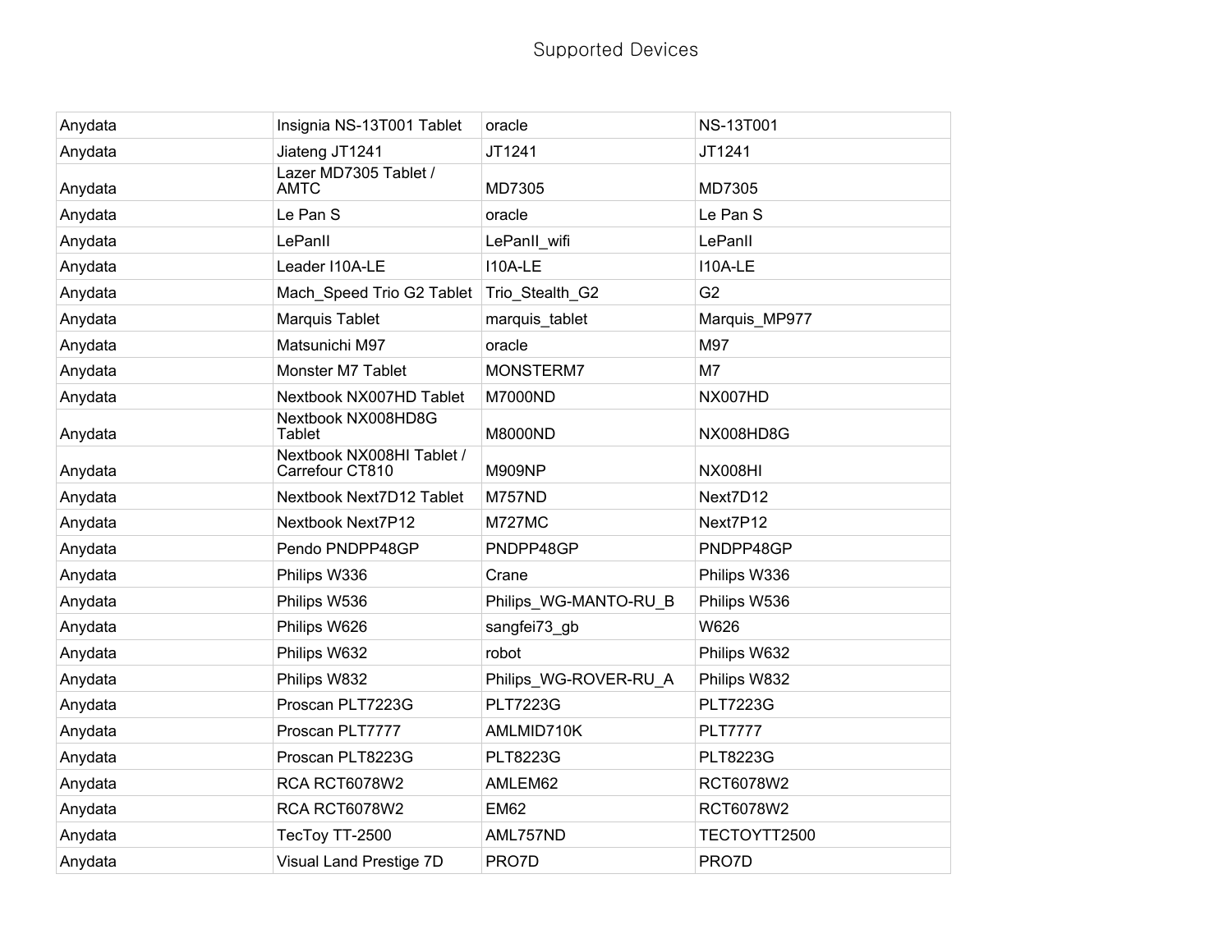# Supported Devices

| | | | |
|---|---|---|---|
| Anydata | Insignia NS-13T001 Tablet | oracle | NS-13T001 |
| Anydata | Jiateng JT1241 | JT1241 | JT1241 |
| Anydata | Lazer MD7305 Tablet / AMTC | MD7305 | MD7305 |
| Anydata | Le Pan S | oracle | Le Pan S |
| Anydata | LePanII | LePanII_wifi | LePanII |
| Anydata | Leader I10A-LE | I10A-LE | I10A-LE |
| Anydata | Mach_Speed Trio G2 Tablet | Trio_Stealth_G2 | G2 |
| Anydata | Marquis Tablet | marquis_tablet | Marquis_MP977 |
| Anydata | Matsunichi M97 | oracle | M97 |
| Anydata | Monster M7 Tablet | MONSTERM7 | M7 |
| Anydata | Nextbook NX007HD Tablet | M7000ND | NX007HD |
| Anydata | Nextbook NX008HD8G Tablet | M8000ND | NX008HD8G |
| Anydata | Nextbook NX008HI Tablet / Carrefour CT810 | M909NP | NX008HI |
| Anydata | Nextbook Next7D12 Tablet | M757ND | Next7D12 |
| Anydata | Nextbook Next7P12 | M727MC | Next7P12 |
| Anydata | Pendo PNDPP48GP | PNDPP48GP | PNDPP48GP |
| Anydata | Philips W336 | Crane | Philips W336 |
| Anydata | Philips W536 | Philips_WG-MANTO-RU_B | Philips W536 |
| Anydata | Philips W626 | sangfei73_gb | W626 |
| Anydata | Philips W632 | robot | Philips W632 |
| Anydata | Philips W832 | Philips_WG-ROVER-RU_A | Philips W832 |
| Anydata | Proscan PLT7223G | PLT7223G | PLT7223G |
| Anydata | Proscan PLT7777 | AMLMID710K | PLT7777 |
| Anydata | Proscan PLT8223G | PLT8223G | PLT8223G |
| Anydata | RCA RCT6078W2 | AMLEM62 | RCT6078W2 |
| Anydata | RCA RCT6078W2 | EM62 | RCT6078W2 |
| Anydata | TecToy TT-2500 | AML757ND | TECTOYTT2500 |
| Anydata | Visual Land Prestige 7D | PRO7D | PRO7D |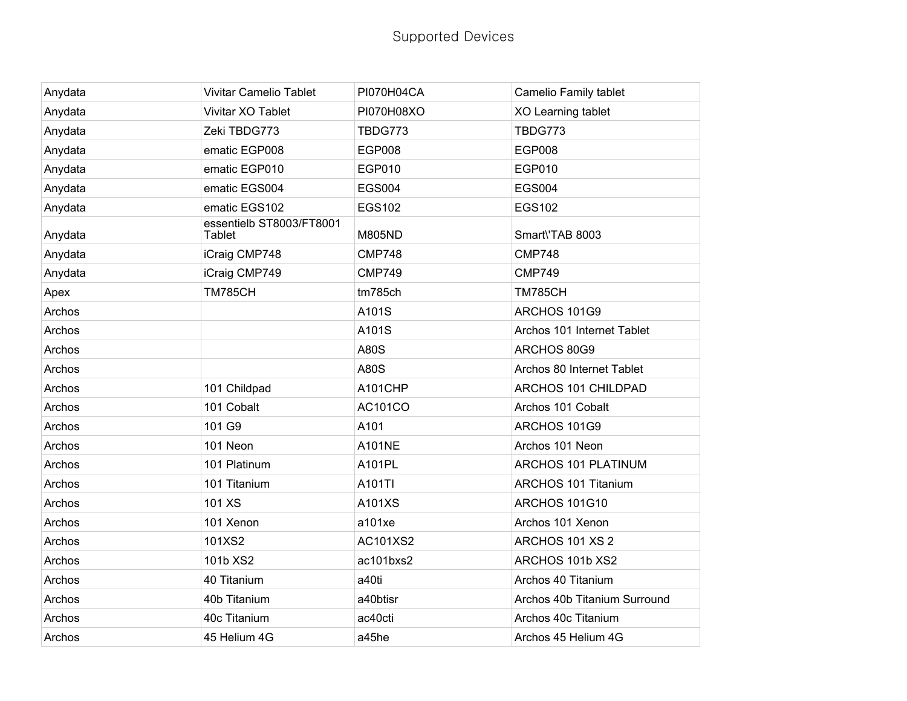| Anydata | Vivitar Camelio Tablet | PI070H04CA | Camelio Family tablet |
|---|---|---|---|
| Anydata | Vivitar XO Tablet | PI070H08XO | XO Learning tablet |
| Anydata | Zeki TBDG773 | TBDG773 | TBDG773 |
| Anydata | ematic EGP008 | EGP008 | EGP008 |
| Anydata | ematic EGP010 | EGP010 | EGP010 |
| Anydata | ematic EGS004 | EGS004 | EGS004 |
| Anydata | ematic EGS102 | EGS102 | EGS102 |
| Anydata | essentielb ST8003/FT8001 Tablet | M805ND | Smart\'TAB 8003 |
| Anydata | iCraig CMP748 | CMP748 | CMP748 |
| Anydata | iCraig CMP749 | CMP749 | CMP749 |
| Apex | TM785CH | tm785ch | TM785CH |
| Archos | | A101S | ARCHOS 101G9 |
| Archos | | A101S | Archos 101 Internet Tablet |
| Archos | | A80S | ARCHOS 80G9 |
| Archos | | A80S | Archos 80 Internet Tablet |
| Archos | 101 Childpad | A101CHP | ARCHOS 101 CHILDPAD |
| Archos | 101 Cobalt | AC101CO | Archos 101 Cobalt |
| Archos | 101 G9 | A101 | ARCHOS 101G9 |
| Archos | 101 Neon | A101NE | Archos 101 Neon |
| Archos | 101 Platinum | A101PL | ARCHOS 101 PLATINUM |
| Archos | 101 Titanium | A101TI | ARCHOS 101 Titanium |
| Archos | 101 XS | A101XS | ARCHOS 101G10 |
| Archos | 101 Xenon | a101xe | Archos 101 Xenon |
| Archos | 101XS2 | AC101XS2 | ARCHOS 101 XS 2 |
| Archos | 101b XS2 | ac101bxs2 | ARCHOS 101b XS2 |
| Archos | 40 Titanium | a40ti | Archos 40 Titanium |
| Archos | 40b Titanium | a40btisr | Archos 40b Titanium Surround |
| Archos | 40c Titanium | ac40cti | Archos 40c Titanium |
| Archos | 45 Helium 4G | a45he | Archos 45 Helium 4G |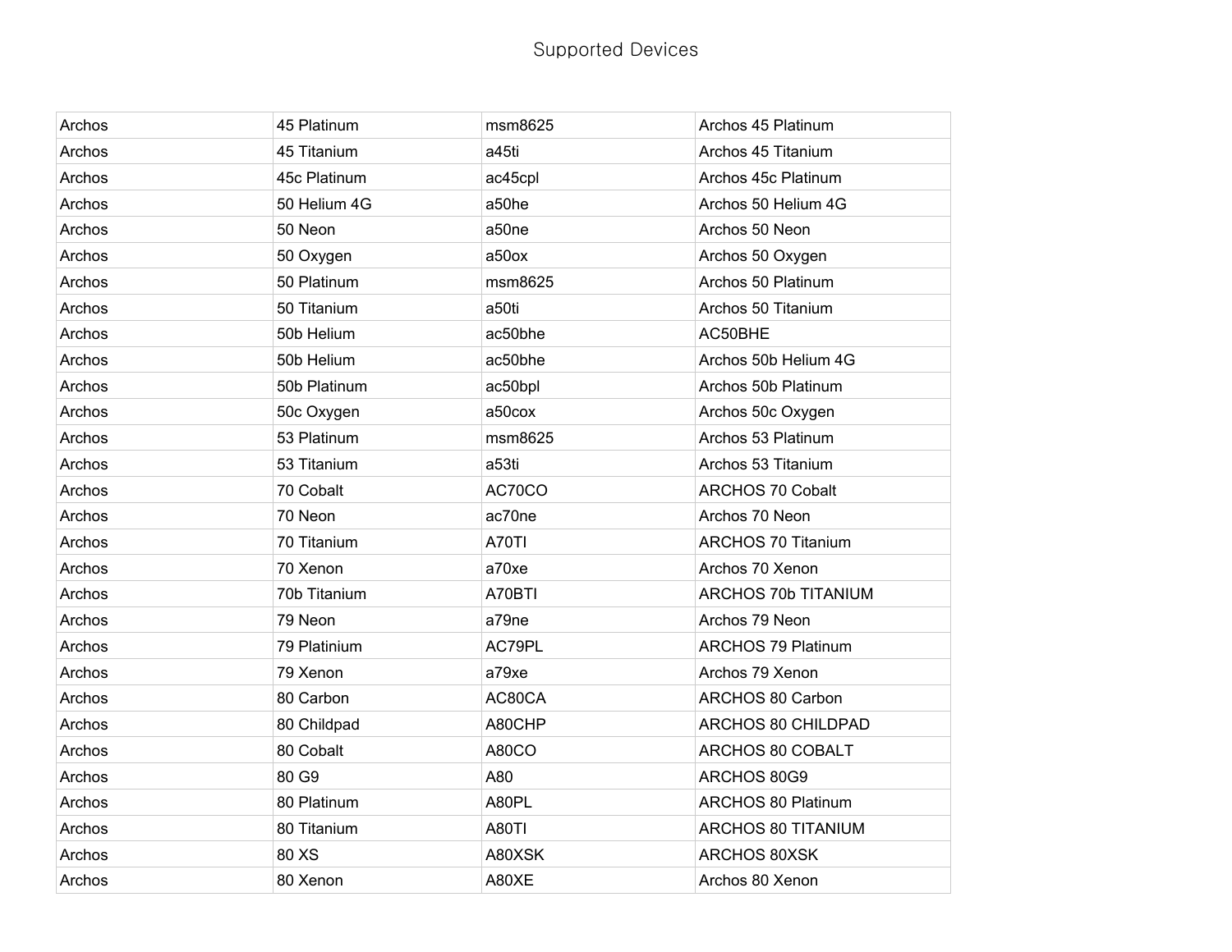Supported Devices

| Archos | 45 Platinum | msm8625 | Archos 45 Platinum |
|---|---|---|---|
| Archos | 45 Titanium | a45ti | Archos 45 Titanium |
| Archos | 45c Platinum | ac45cpl | Archos 45c Platinum |
| Archos | 50 Helium 4G | a50he | Archos 50 Helium 4G |
| Archos | 50 Neon | a50ne | Archos 50 Neon |
| Archos | 50 Oxygen | a50ox | Archos 50 Oxygen |
| Archos | 50 Platinum | msm8625 | Archos 50 Platinum |
| Archos | 50 Titanium | a50ti | Archos 50 Titanium |
| Archos | 50b Helium | ac50bhe | AC50BHE |
| Archos | 50b Helium | ac50bhe | Archos 50b Helium 4G |
| Archos | 50b Platinum | ac50bpl | Archos 50b Platinum |
| Archos | 50c Oxygen | a50cox | Archos 50c Oxygen |
| Archos | 53 Platinum | msm8625 | Archos 53 Platinum |
| Archos | 53 Titanium | a53ti | Archos 53 Titanium |
| Archos | 70 Cobalt | AC70CO | ARCHOS 70 Cobalt |
| Archos | 70 Neon | ac70ne | Archos 70 Neon |
| Archos | 70 Titanium | A70TI | ARCHOS 70 Titanium |
| Archos | 70 Xenon | a70xe | Archos 70 Xenon |
| Archos | 70b Titanium | A70BTI | ARCHOS 70b TITANIUM |
| Archos | 79 Neon | a79ne | Archos 79 Neon |
| Archos | 79 Platinium | AC79PL | ARCHOS 79 Platinum |
| Archos | 79 Xenon | a79xe | Archos 79 Xenon |
| Archos | 80 Carbon | AC80CA | ARCHOS 80 Carbon |
| Archos | 80 Childpad | A80CHP | ARCHOS 80 CHILDPAD |
| Archos | 80 Cobalt | A80CO | ARCHOS 80 COBALT |
| Archos | 80 G9 | A80 | ARCHOS 80G9 |
| Archos | 80 Platinum | A80PL | ARCHOS 80 Platinum |
| Archos | 80 Titanium | A80TI | ARCHOS 80 TITANIUM |
| Archos | 80 XS | A80XSK | ARCHOS 80XSK |
| Archos | 80 Xenon | A80XE | Archos 80 Xenon |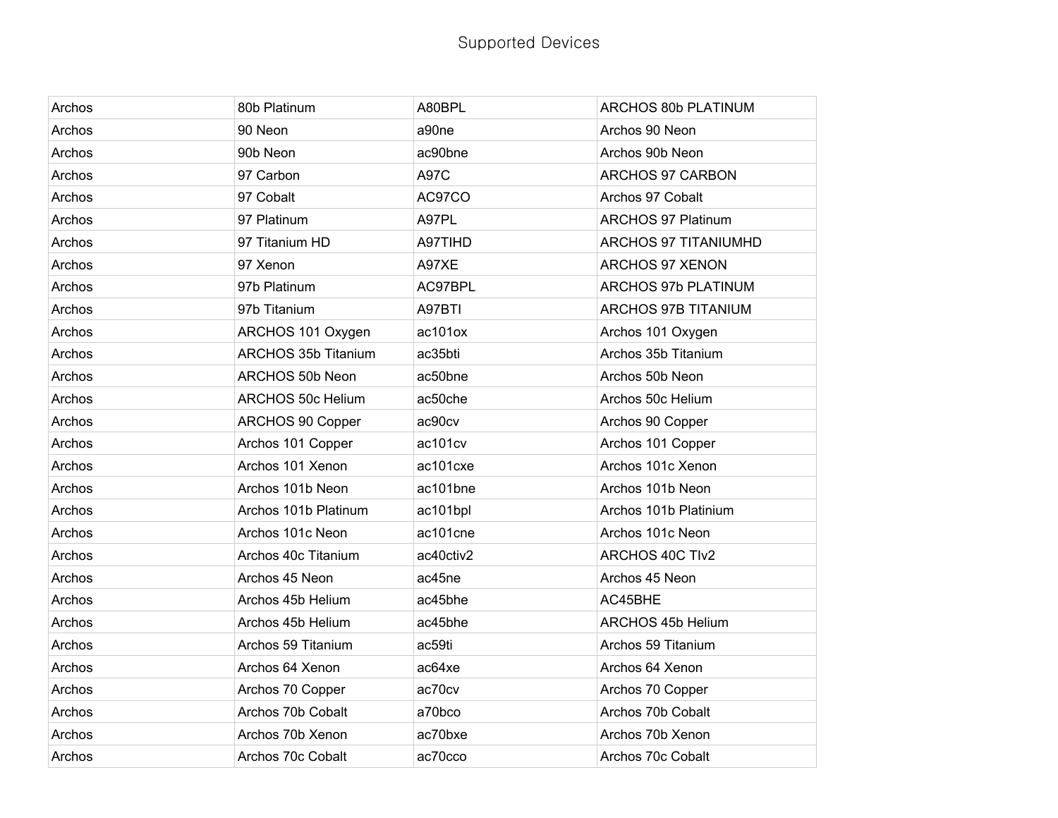Supported Devices

| | | | |
|---|---|---|---|
| Archos | 80b Platinum | A80BPL | ARCHOS 80b PLATINUM |
| Archos | 90 Neon | a90ne | Archos 90 Neon |
| Archos | 90b Neon | ac90bne | Archos 90b Neon |
| Archos | 97 Carbon | A97C | ARCHOS 97 CARBON |
| Archos | 97 Cobalt | AC97CO | Archos 97 Cobalt |
| Archos | 97 Platinum | A97PL | ARCHOS 97 Platinum |
| Archos | 97 Titanium HD | A97TIHD | ARCHOS 97 TITANIUMHD |
| Archos | 97 Xenon | A97XE | ARCHOS 97 XENON |
| Archos | 97b Platinum | AC97BPL | ARCHOS 97b PLATINUM |
| Archos | 97b Titanium | A97BTI | ARCHOS 97B TITANIUM |
| Archos | ARCHOS 101 Oxygen | ac101ox | Archos 101 Oxygen |
| Archos | ARCHOS 35b Titanium | ac35bti | Archos 35b Titanium |
| Archos | ARCHOS 50b Neon | ac50bne | Archos 50b Neon |
| Archos | ARCHOS 50c Helium | ac50che | Archos 50c Helium |
| Archos | ARCHOS 90 Copper | ac90cv | Archos 90 Copper |
| Archos | Archos 101 Copper | ac101cv | Archos 101 Copper |
| Archos | Archos 101 Xenon | ac101cxe | Archos 101c Xenon |
| Archos | Archos 101b Neon | ac101bne | Archos 101b Neon |
| Archos | Archos 101b Platinum | ac101bpl | Archos 101b Platinium |
| Archos | Archos 101c Neon | ac101cne | Archos 101c Neon |
| Archos | Archos 40c Titanium | ac40ctiv2 | ARCHOS 40C TIv2 |
| Archos | Archos 45 Neon | ac45ne | Archos 45 Neon |
| Archos | Archos 45b Helium | ac45bhe | AC45BHE |
| Archos | Archos 45b Helium | ac45bhe | ARCHOS 45b Helium |
| Archos | Archos 59 Titanium | ac59ti | Archos 59 Titanium |
| Archos | Archos 64 Xenon | ac64xe | Archos 64 Xenon |
| Archos | Archos 70 Copper | ac70cv | Archos 70 Copper |
| Archos | Archos 70b Cobalt | a70bco | Archos 70b Cobalt |
| Archos | Archos 70b Xenon | ac70bxe | Archos 70b Xenon |
| Archos | Archos 70c Cobalt | ac70cco | Archos 70c Cobalt |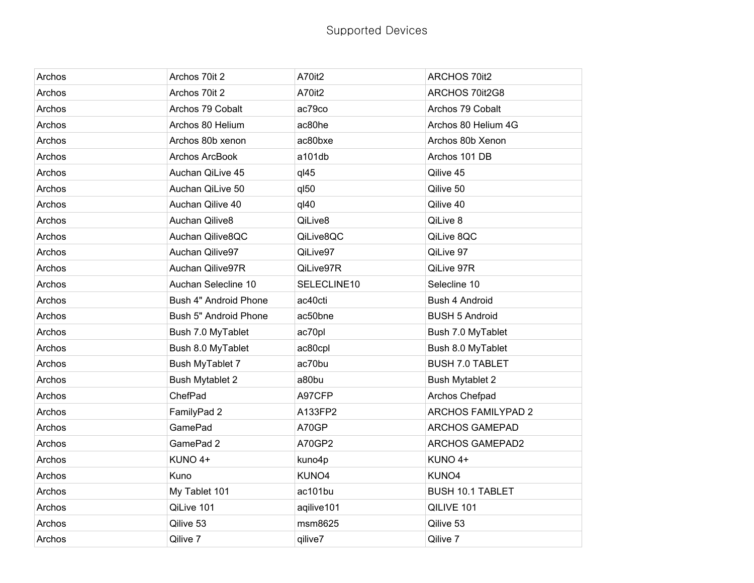| Archos | Archos 70it 2 | A70it2 | ARCHOS 70it2 |
|---|---|---|---|
| Archos | Archos 70it 2 | A70it2 | ARCHOS 70it2G8 |
| Archos | Archos 79 Cobalt | ac79co | Archos 79 Cobalt |
| Archos | Archos 80 Helium | ac80he | Archos 80 Helium 4G |
| Archos | Archos 80b xenon | ac80bxe | Archos 80b Xenon |
| Archos | Archos ArcBook | a101db | Archos 101 DB |
| Archos | Auchan QiLive 45 | ql45 | Qilive 45 |
| Archos | Auchan QiLive 50 | ql50 | Qilive 50 |
| Archos | Auchan Qilive 40 | ql40 | Qilive 40 |
| Archos | Auchan Qilive8 | QiLive8 | QiLive 8 |
| Archos | Auchan Qilive8QC | QiLive8QC | QiLive 8QC |
| Archos | Auchan Qilive97 | QiLive97 | QiLive 97 |
| Archos | Auchan Qilive97R | QiLive97R | QiLive 97R |
| Archos | Auchan Selecline 10 | SELECLINE10 | Selecline 10 |
| Archos | Bush 4" Android Phone | ac40cti | Bush 4 Android |
| Archos | Bush 5" Android Phone | ac50bne | BUSH 5 Android |
| Archos | Bush 7.0 MyTablet | ac70pl | Bush 7.0 MyTablet |
| Archos | Bush 8.0 MyTablet | ac80cpl | Bush 8.0 MyTablet |
| Archos | Bush MyTablet 7 | ac70bu | BUSH 7.0 TABLET |
| Archos | Bush Mytablet 2 | a80bu | Bush Mytablet 2 |
| Archos | ChefPad | A97CFP | Archos Chefpad |
| Archos | FamilyPad 2 | A133FP2 | ARCHOS FAMILYPAD 2 |
| Archos | GamePad | A70GP | ARCHOS GAMEPAD |
| Archos | GamePad 2 | A70GP2 | ARCHOS GAMEPAD2 |
| Archos | KUNO 4+ | kuno4p | KUNO 4+ |
| Archos | Kuno | KUNO4 | KUNO4 |
| Archos | My Tablet 101 | ac101bu | BUSH 10.1 TABLET |
| Archos | QiLive 101 | aqilive101 | QILIVE 101 |
| Archos | Qilive 53 | msm8625 | Qilive 53 |
| Archos | Qilive 7 | qilive7 | Qilive 7 |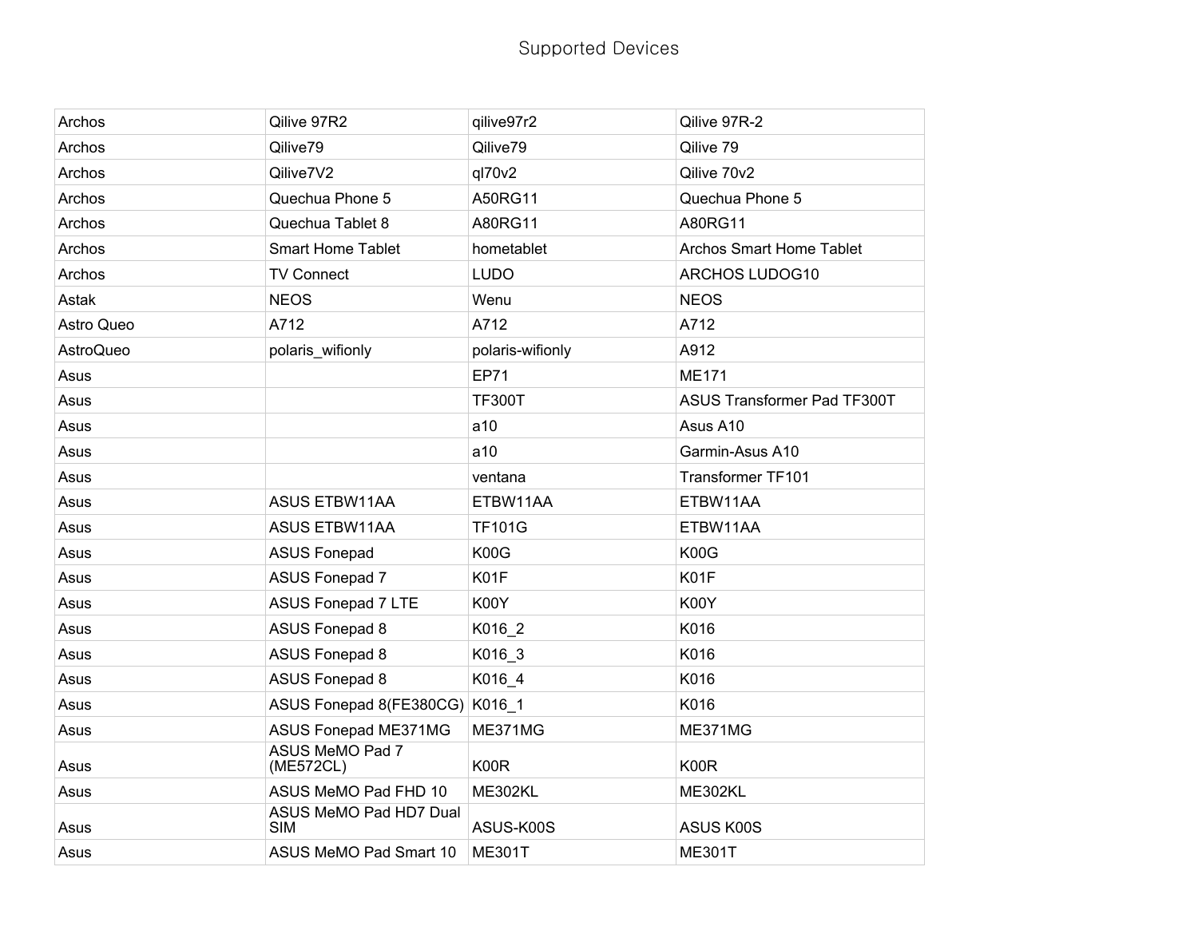| | | | |
|---|---|---|---|
| Archos | Qilive 97R2 | qilive97r2 | Qilive 97R-2 |
| Archos | Qilive79 | Qilive79 | Qilive 79 |
| Archos | Qilive7V2 | ql70v2 | Qilive 70v2 |
| Archos | Quechua Phone 5 | A50RG11 | Quechua Phone 5 |
| Archos | Quechua Tablet 8 | A80RG11 | A80RG11 |
| Archos | Smart Home Tablet | hometablet | Archos Smart Home Tablet |
| Archos | TV Connect | LUDO | ARCHOS LUDOG10 |
| Astak | NEOS | Wenu | NEOS |
| Astro Queo | A712 | A712 | A712 |
| AstroQueo | polaris_wifionly | polaris-wifionly | A912 |
| Asus | | EP71 | ME171 |
| Asus | | TF300T | ASUS Transformer Pad TF300T |
| Asus | | a10 | Asus A10 |
| Asus | | a10 | Garmin-Asus A10 |
| Asus | | ventana | Transformer TF101 |
| Asus | ASUS ETBW11AA | ETBW11AA | ETBW11AA |
| Asus | ASUS ETBW11AA | TF101G | ETBW11AA |
| Asus | ASUS Fonepad | K00G | K00G |
| Asus | ASUS Fonepad 7 | K01F | K01F |
| Asus | ASUS Fonepad 7 LTE | K00Y | K00Y |
| Asus | ASUS Fonepad 8 | K016_2 | K016 |
| Asus | ASUS Fonepad 8 | K016_3 | K016 |
| Asus | ASUS Fonepad 8 | K016_4 | K016 |
| Asus | ASUS Fonepad 8(FE380CG) | K016_1 | K016 |
| Asus | ASUS Fonepad ME371MG | ME371MG | ME371MG |
| Asus | ASUS MeMO Pad 7 (ME572CL) | K00R | K00R |
| Asus | ASUS MeMO Pad FHD 10 | ME302KL | ME302KL |
| Asus | ASUS MeMO Pad HD7 Dual SIM | ASUS-K00S | ASUS K00S |
| Asus | ASUS MeMO Pad Smart 10 | ME301T | ME301T |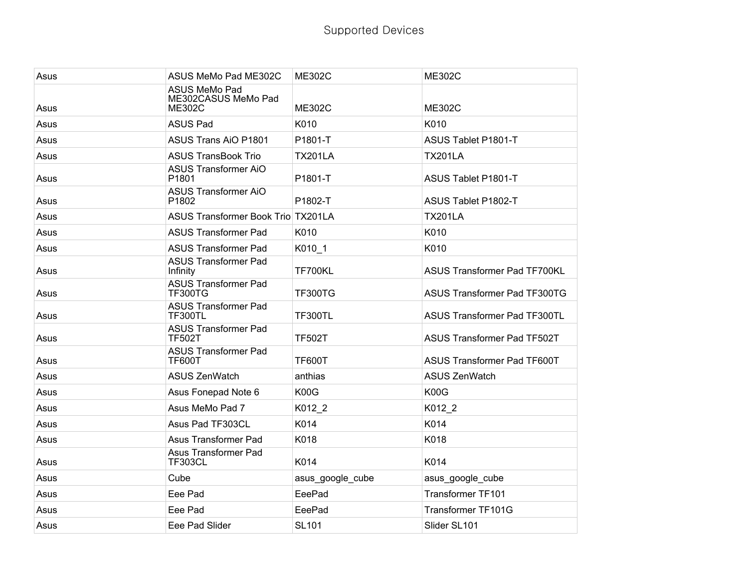| | | | |
|---|---|---|---|
| Asus | ASUS MeMo Pad ME302C | ME302C | ME302C |
| Asus | ASUS MeMo Pad ME302CASUS MeMo Pad ME302C | ME302C | ME302C |
| Asus | ASUS Pad | K010 | K010 |
| Asus | ASUS Trans AiO P1801 | P1801-T | ASUS Tablet P1801-T |
| Asus | ASUS TransBook Trio | TX201LA | TX201LA |
| Asus | ASUS Transformer AiO P1801 | P1801-T | ASUS Tablet P1801-T |
| Asus | ASUS Transformer AiO P1802 | P1802-T | ASUS Tablet P1802-T |
| Asus | ASUS Transformer Book Trio | TX201LA | TX201LA |
| Asus | ASUS Transformer Pad | K010 | K010 |
| Asus | ASUS Transformer Pad | K010_1 | K010 |
| Asus | ASUS Transformer Pad Infinity | TF700KL | ASUS Transformer Pad TF700KL |
| Asus | ASUS Transformer Pad TF300TG | TF300TG | ASUS Transformer Pad TF300TG |
| Asus | ASUS Transformer Pad TF300TL | TF300TL | ASUS Transformer Pad TF300TL |
| Asus | ASUS Transformer Pad TF502T | TF502T | ASUS Transformer Pad TF502T |
| Asus | ASUS Transformer Pad TF600T | TF600T | ASUS Transformer Pad TF600T |
| Asus | ASUS ZenWatch | anthias | ASUS ZenWatch |
| Asus | Asus Fonepad Note 6 | K00G | K00G |
| Asus | Asus MeMo Pad 7 | K012_2 | K012_2 |
| Asus | Asus Pad TF303CL | K014 | K014 |
| Asus | Asus Transformer Pad | K018 | K018 |
| Asus | Asus Transformer Pad TF303CL | K014 | K014 |
| Asus | Cube | asus_google_cube | asus_google_cube |
| Asus | Eee Pad | EeePad | Transformer TF101 |
| Asus | Eee Pad | EeePad | Transformer TF101G |
| Asus | Eee Pad Slider | SL101 | Slider SL101 |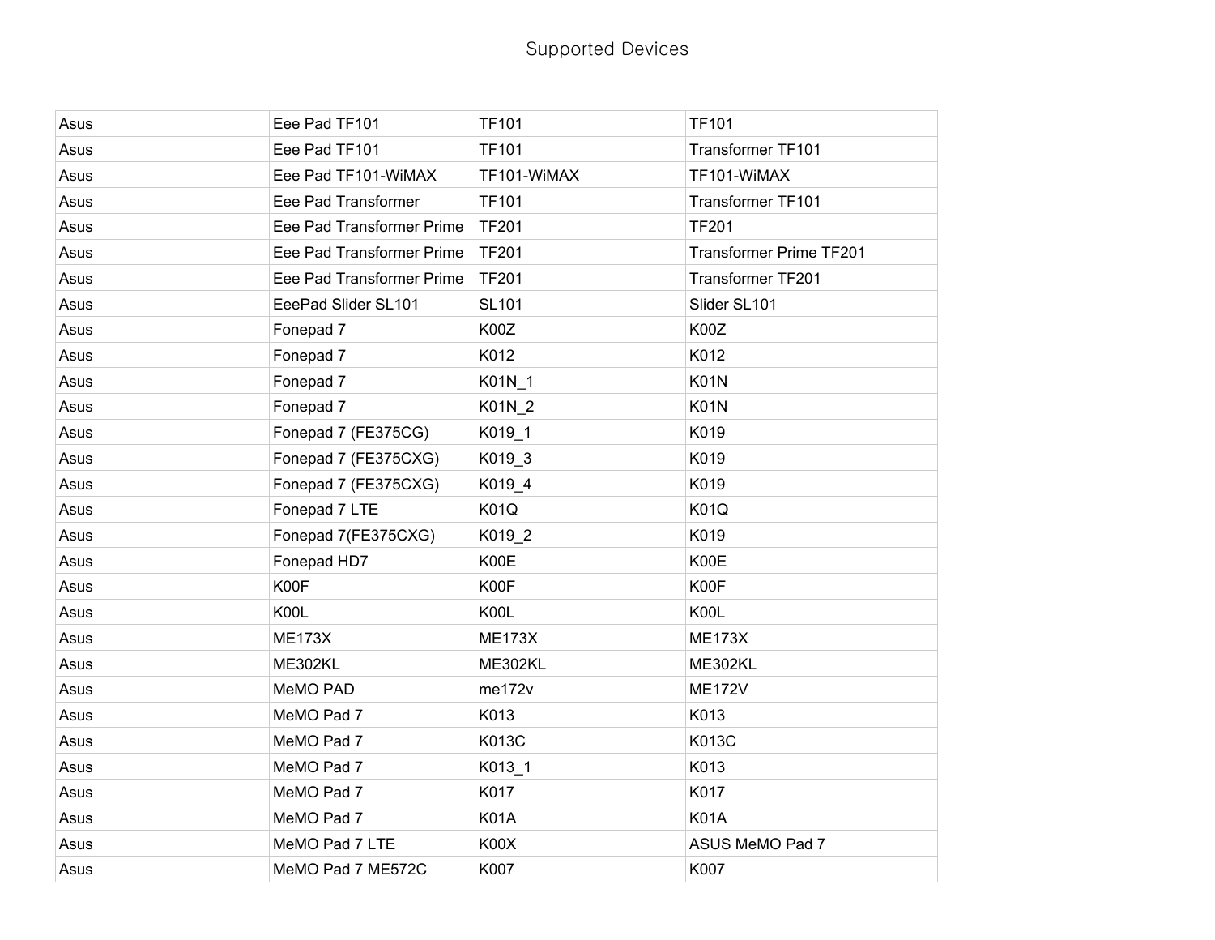# Supported Devices

| | | | |
|---|---|---|---|
| Asus | Eee Pad TF101 | TF101 | TF101 |
| Asus | Eee Pad TF101 | TF101 | Transformer TF101 |
| Asus | Eee Pad TF101-WiMAX | TF101-WiMAX | TF101-WiMAX |
| Asus | Eee Pad Transformer | TF101 | Transformer TF101 |
| Asus | Eee Pad Transformer Prime | TF201 | TF201 |
| Asus | Eee Pad Transformer Prime | TF201 | Transformer Prime TF201 |
| Asus | Eee Pad Transformer Prime | TF201 | Transformer TF201 |
| Asus | EeePad Slider SL101 | SL101 | Slider SL101 |
| Asus | Fonepad 7 | K00Z | K00Z |
| Asus | Fonepad 7 | K012 | K012 |
| Asus | Fonepad 7 | K01N_1 | K01N |
| Asus | Fonepad 7 | K01N_2 | K01N |
| Asus | Fonepad 7 (FE375CG) | K019_1 | K019 |
| Asus | Fonepad 7 (FE375CXG) | K019_3 | K019 |
| Asus | Fonepad 7 (FE375CXG) | K019_4 | K019 |
| Asus | Fonepad 7 LTE | K01Q | K01Q |
| Asus | Fonepad 7(FE375CXG) | K019_2 | K019 |
| Asus | Fonepad HD7 | K00E | K00E |
| Asus | K00F | K00F | K00F |
| Asus | K00L | K00L | K00L |
| Asus | ME173X | ME173X | ME173X |
| Asus | ME302KL | ME302KL | ME302KL |
| Asus | MeMO PAD | me172v | ME172V |
| Asus | MeMO Pad 7 | K013 | K013 |
| Asus | MeMO Pad 7 | K013C | K013C |
| Asus | MeMO Pad 7 | K013_1 | K013 |
| Asus | MeMO Pad 7 | K017 | K017 |
| Asus | MeMO Pad 7 | K01A | K01A |
| Asus | MeMO Pad 7 LTE | K00X | ASUS MeMO Pad 7 |
| Asus | MeMO Pad 7 ME572C | K007 | K007 |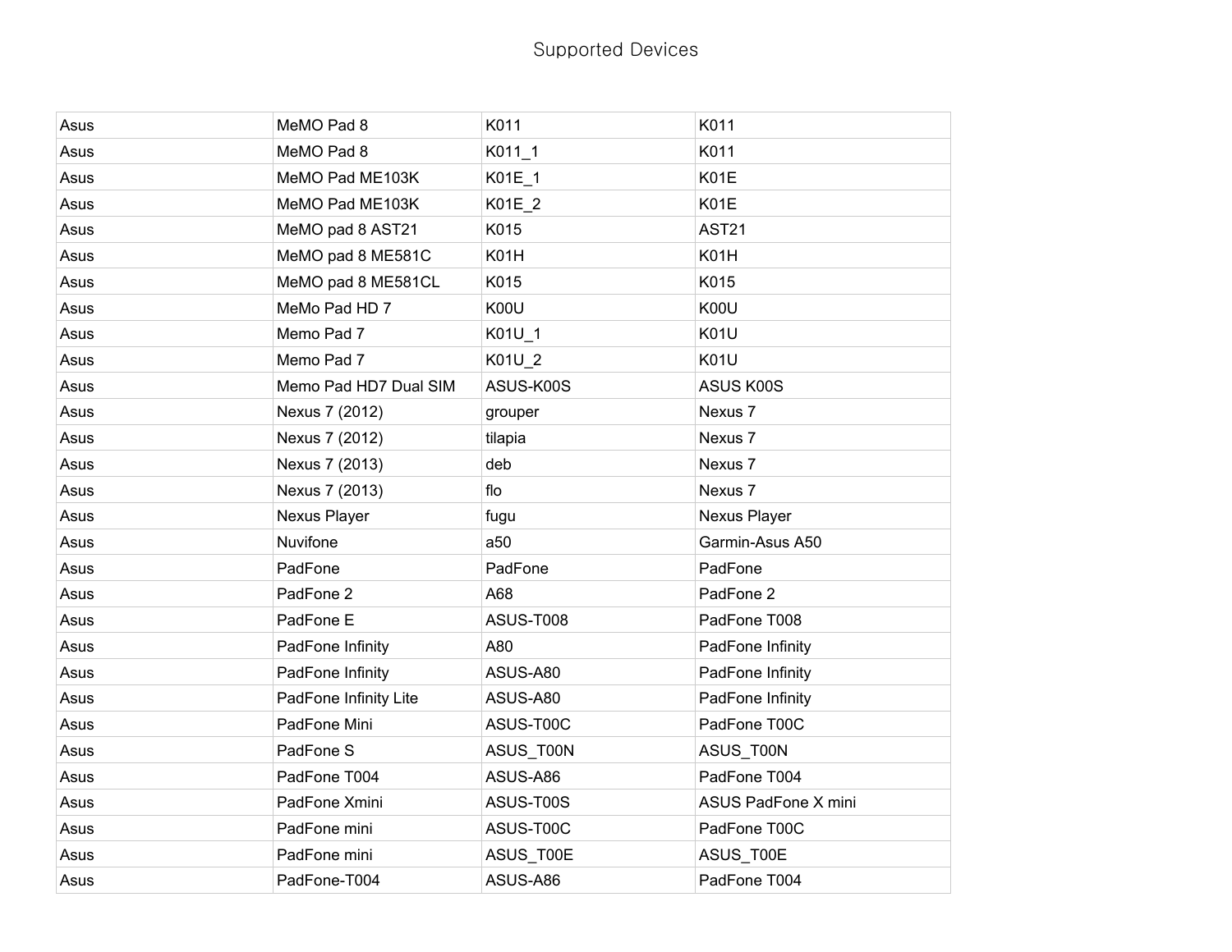Supported Devices

| | | | |
|---|---|---|---|
| Asus | MeMO Pad 8 | K011 | K011 |
| Asus | MeMO Pad 8 | K011_1 | K011 |
| Asus | MeMO Pad ME103K | K01E_1 | K01E |
| Asus | MeMO Pad ME103K | K01E_2 | K01E |
| Asus | MeMO pad 8 AST21 | K015 | AST21 |
| Asus | MeMO pad 8 ME581C | K01H | K01H |
| Asus | MeMO pad 8 ME581CL | K015 | K015 |
| Asus | MeMo Pad HD 7 | K00U | K00U |
| Asus | Memo Pad 7 | K01U_1 | K01U |
| Asus | Memo Pad 7 | K01U_2 | K01U |
| Asus | Memo Pad HD7 Dual SIM | ASUS-K00S | ASUS K00S |
| Asus | Nexus 7 (2012) | grouper | Nexus 7 |
| Asus | Nexus 7 (2012) | tilapia | Nexus 7 |
| Asus | Nexus 7 (2013) | deb | Nexus 7 |
| Asus | Nexus 7 (2013) | flo | Nexus 7 |
| Asus | Nexus Player | fugu | Nexus Player |
| Asus | Nuvifone | a50 | Garmin-Asus A50 |
| Asus | PadFone | PadFone | PadFone |
| Asus | PadFone 2 | A68 | PadFone 2 |
| Asus | PadFone E | ASUS-T008 | PadFone T008 |
| Asus | PadFone Infinity | A80 | PadFone Infinity |
| Asus | PadFone Infinity | ASUS-A80 | PadFone Infinity |
| Asus | PadFone Infinity Lite | ASUS-A80 | PadFone Infinity |
| Asus | PadFone Mini | ASUS-T00C | PadFone T00C |
| Asus | PadFone S | ASUS_T00N | ASUS_T00N |
| Asus | PadFone T004 | ASUS-A86 | PadFone T004 |
| Asus | PadFone Xmini | ASUS-T00S | ASUS PadFone X mini |
| Asus | PadFone mini | ASUS-T00C | PadFone T00C |
| Asus | PadFone mini | ASUS_T00E | ASUS_T00E |
| Asus | PadFone-T004 | ASUS-A86 | PadFone T004 |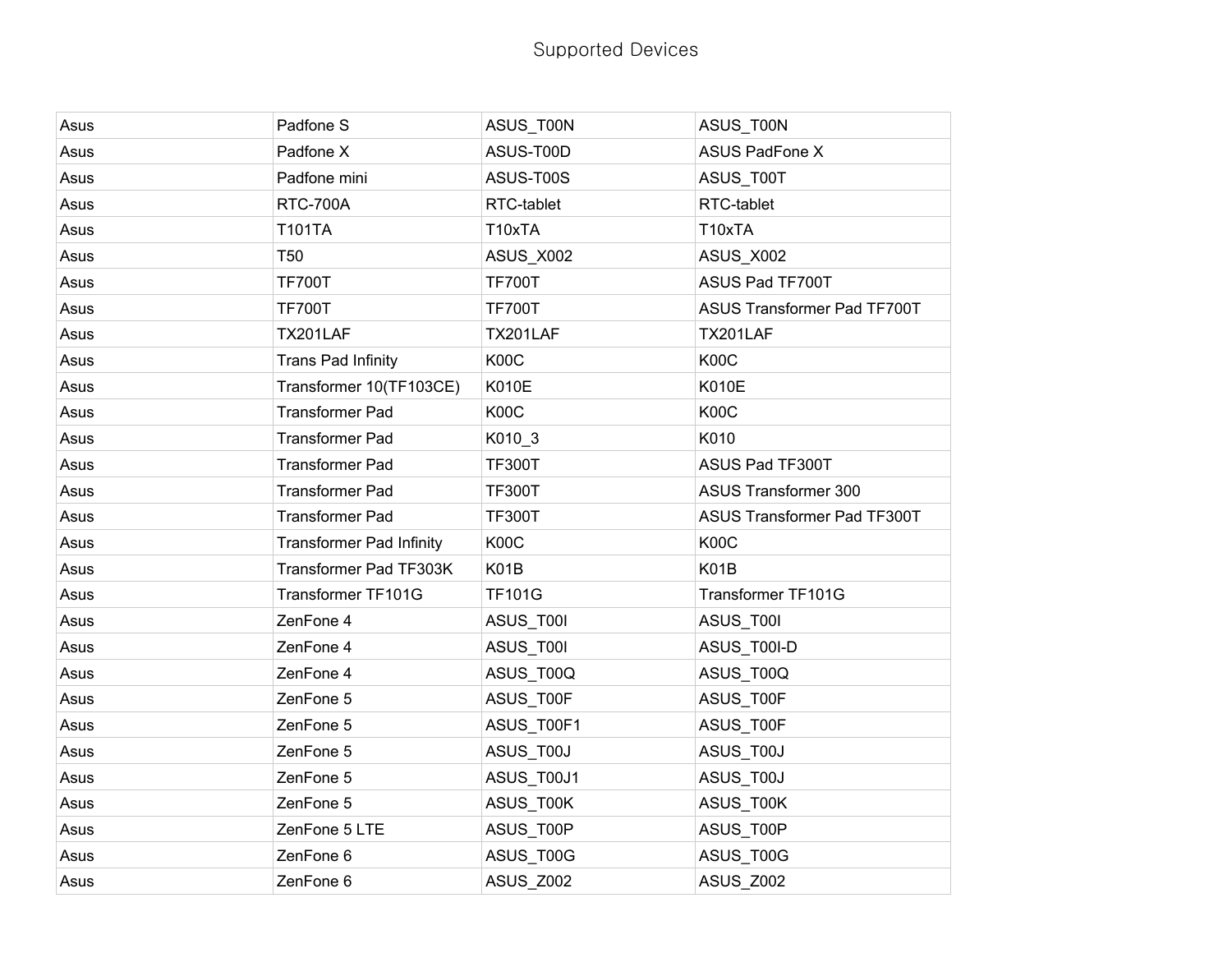Supported Devices

| Asus | Padfone S | ASUS_T00N | ASUS_T00N |
|---|---|---|---|
| Asus | Padfone X | ASUS-T00D | ASUS PadFone X |
| Asus | Padfone mini | ASUS-T00S | ASUS_T00T |
| Asus | RTC-700A | RTC-tablet | RTC-tablet |
| Asus | T101TA | T10xTA | T10xTA |
| Asus | T50 | ASUS_X002 | ASUS_X002 |
| Asus | TF700T | TF700T | ASUS Pad TF700T |
| Asus | TF700T | TF700T | ASUS Transformer Pad TF700T |
| Asus | TX201LAF | TX201LAF | TX201LAF |
| Asus | Trans Pad Infinity | K00C | K00C |
| Asus | Transformer 10(TF103CE) | K010E | K010E |
| Asus | Transformer Pad | K00C | K00C |
| Asus | Transformer Pad | K010_3 | K010 |
| Asus | Transformer Pad | TF300T | ASUS Pad TF300T |
| Asus | Transformer Pad | TF300T | ASUS Transformer 300 |
| Asus | Transformer Pad | TF300T | ASUS Transformer Pad TF300T |
| Asus | Transformer Pad Infinity | K00C | K00C |
| Asus | Transformer Pad TF303K | K01B | K01B |
| Asus | Transformer TF101G | TF101G | Transformer TF101G |
| Asus | ZenFone 4 | ASUS_T00I | ASUS_T00I |
| Asus | ZenFone 4 | ASUS_T00I | ASUS_T00I-D |
| Asus | ZenFone 4 | ASUS_T00Q | ASUS_T00Q |
| Asus | ZenFone 5 | ASUS_T00F | ASUS_T00F |
| Asus | ZenFone 5 | ASUS_T00F1 | ASUS_T00F |
| Asus | ZenFone 5 | ASUS_T00J | ASUS_T00J |
| Asus | ZenFone 5 | ASUS_T00J1 | ASUS_T00J |
| Asus | ZenFone 5 | ASUS_T00K | ASUS_T00K |
| Asus | ZenFone 5 LTE | ASUS_T00P | ASUS_T00P |
| Asus | ZenFone 6 | ASUS_T00G | ASUS_T00G |
| Asus | ZenFone 6 | ASUS_Z002 | ASUS_Z002 |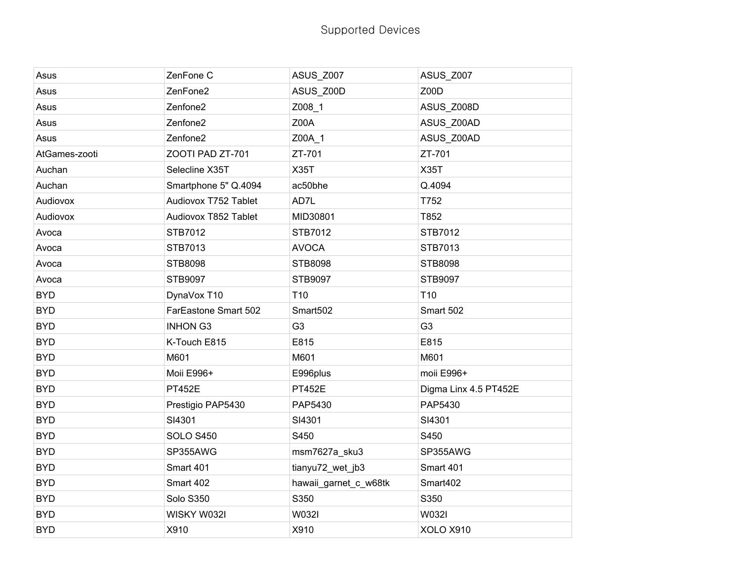Supported Devices

| | | | |
|---|---|---|---|
| Asus | ZenFone C | ASUS_Z007 | ASUS_Z007 |
| Asus | ZenFone2 | ASUS_Z00D | Z00D |
| Asus | Zenfone2 | Z008_1 | ASUS_Z008D |
| Asus | Zenfone2 | Z00A | ASUS_Z00AD |
| Asus | Zenfone2 | Z00A_1 | ASUS_Z00AD |
| AtGames-zooti | ZOOTI PAD ZT-701 | ZT-701 | ZT-701 |
| Auchan | Selecline X35T | X35T | X35T |
| Auchan | Smartphone 5" Q.4094 | ac50bhe | Q.4094 |
| Audiovox | Audiovox T752 Tablet | AD7L | T752 |
| Audiovox | Audiovox T852 Tablet | MID30801 | T852 |
| Avoca | STB7012 | STB7012 | STB7012 |
| Avoca | STB7013 | AVOCA | STB7013 |
| Avoca | STB8098 | STB8098 | STB8098 |
| Avoca | STB9097 | STB9097 | STB9097 |
| BYD | DynaVox T10 | T10 | T10 |
| BYD | FarEastone Smart 502 | Smart502 | Smart 502 |
| BYD | INHON G3 | G3 | G3 |
| BYD | K-Touch E815 | E815 | E815 |
| BYD | M601 | M601 | M601 |
| BYD | Moii E996+ | E996plus | moii E996+ |
| BYD | PT452E | PT452E | Digma Linx 4.5 PT452E |
| BYD | Prestigio PAP5430 | PAP5430 | PAP5430 |
| BYD | SI4301 | SI4301 | SI4301 |
| BYD | SOLO S450 | S450 | S450 |
| BYD | SP355AWG | msm7627a_sku3 | SP355AWG |
| BYD | Smart 401 | tianyu72_wet_jb3 | Smart 401 |
| BYD | Smart 402 | hawaii_garnet_c_w68tk | Smart402 |
| BYD | Solo S350 | S350 | S350 |
| BYD | WISKY W032I | W032I | W032I |
| BYD | X910 | X910 | XOLO X910 |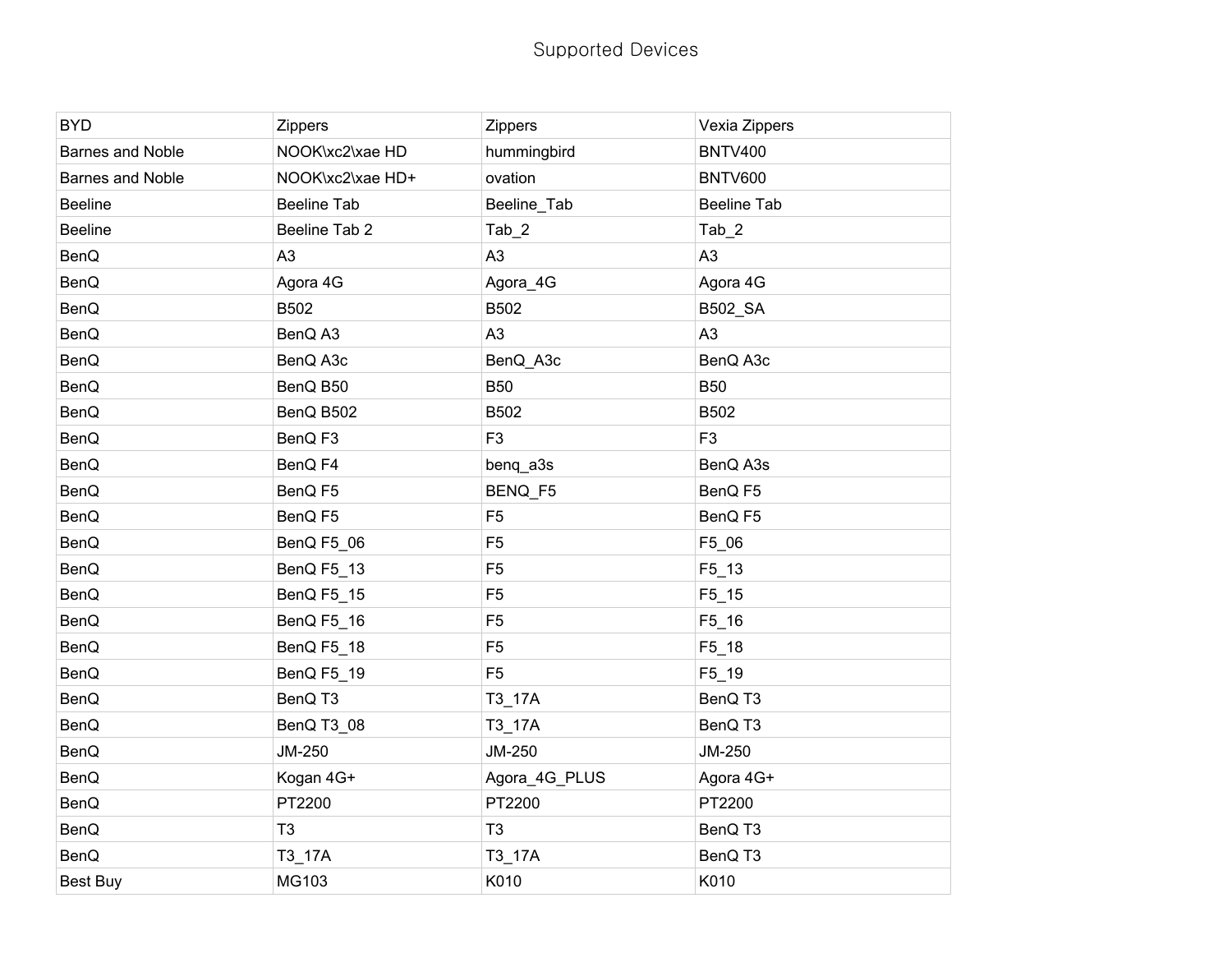Supported Devices

| BYD | Zippers | Zippers | Vexia Zippers |
|---|---|---|---|
| Barnes and Noble | NOOK\xc2\xae HD | hummingbird | BNTV400 |
| Barnes and Noble | NOOK\xc2\xae HD+ | ovation | BNTV600 |
| Beeline | Beeline Tab | Beeline_Tab | Beeline Tab |
| Beeline | Beeline Tab 2 | Tab_2 | Tab_2 |
| BenQ | A3 | A3 | A3 |
| BenQ | Agora 4G | Agora_4G | Agora 4G |
| BenQ | B502 | B502 | B502_SA |
| BenQ | BenQ A3 | A3 | A3 |
| BenQ | BenQ A3c | BenQ_A3c | BenQ A3c |
| BenQ | BenQ B50 | B50 | B50 |
| BenQ | BenQ B502 | B502 | B502 |
| BenQ | BenQ F3 | F3 | F3 |
| BenQ | BenQ F4 | benq_a3s | BenQ A3s |
| BenQ | BenQ F5 | BENQ_F5 | BenQ F5 |
| BenQ | BenQ F5 | F5 | BenQ F5 |
| BenQ | BenQ F5_06 | F5 | F5_06 |
| BenQ | BenQ F5_13 | F5 | F5_13 |
| BenQ | BenQ F5_15 | F5 | F5_15 |
| BenQ | BenQ F5_16 | F5 | F5_16 |
| BenQ | BenQ F5_18 | F5 | F5_18 |
| BenQ | BenQ F5_19 | F5 | F5_19 |
| BenQ | BenQ T3 | T3_17A | BenQ T3 |
| BenQ | BenQ T3_08 | T3_17A | BenQ T3 |
| BenQ | JM-250 | JM-250 | JM-250 |
| BenQ | Kogan 4G+ | Agora_4G_PLUS | Agora 4G+ |
| BenQ | PT2200 | PT2200 | PT2200 |
| BenQ | T3 | T3 | BenQ T3 |
| BenQ | T3_17A | T3_17A | BenQ T3 |
| Best Buy | MG103 | K010 | K010 |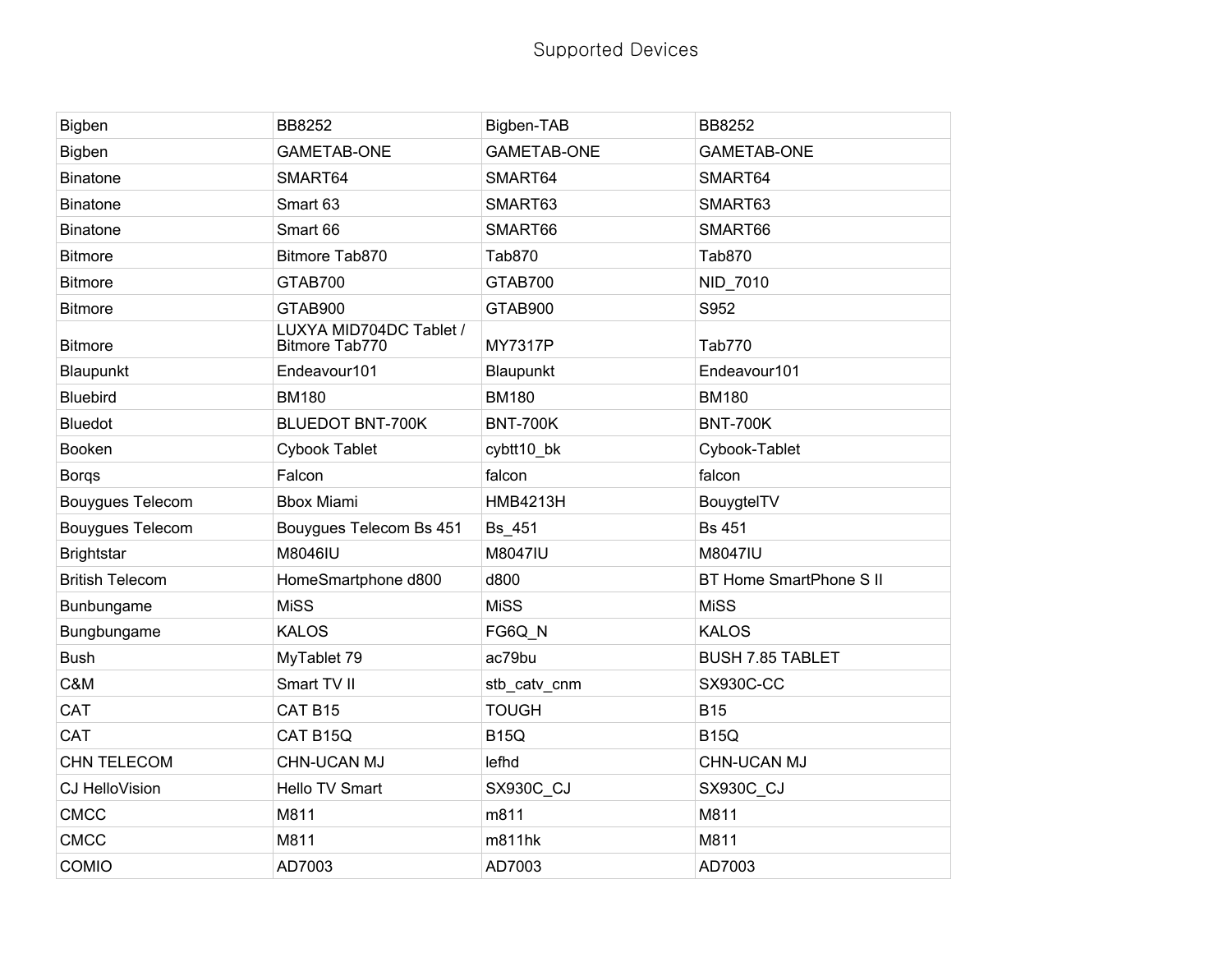# Supported Devices

| | | | |
|---|---|---|---|
| Bigben | BB8252 | Bigben-TAB | BB8252 |
| Bigben | GAMETAB-ONE | GAMETAB-ONE | GAMETAB-ONE |
| Binatone | SMART64 | SMART64 | SMART64 |
| Binatone | Smart 63 | SMART63 | SMART63 |
| Binatone | Smart 66 | SMART66 | SMART66 |
| Bitmore | Bitmore Tab870 | Tab870 | Tab870 |
| Bitmore | GTAB700 | GTAB700 | NID_7010 |
| Bitmore | GTAB900 | GTAB900 | S952 |
| Bitmore | LUXYA MID704DC Tablet / Bitmore Tab770 | MY7317P | Tab770 |
| Blaupunkt | Endeavour101 | Blaupunkt | Endeavour101 |
| Bluebird | BM180 | BM180 | BM180 |
| Bluedot | BLUEDOT BNT-700K | BNT-700K | BNT-700K |
| Booken | Cybook Tablet | cybtt10_bk | Cybook-Tablet |
| Borqs | Falcon | falcon | falcon |
| Bouygues Telecom | Bbox Miami | HMB4213H | BouygtelTV |
| Bouygues Telecom | Bouygues Telecom Bs 451 | Bs_451 | Bs 451 |
| Brightstar | M8046IU | M8047IU | M8047IU |
| British Telecom | HomeSmartphone d800 | d800 | BT Home SmartPhone S II |
| Bunbungame | MiSS | MiSS | MiSS |
| Bungbungame | KALOS | FG6Q_N | KALOS |
| Bush | MyTablet 79 | ac79bu | BUSH 7.85 TABLET |
| C&M | Smart TV II | stb_catv_cnm | SX930C-CC |
| CAT | CAT B15 | TOUGH | B15 |
| CAT | CAT B15Q | B15Q | B15Q |
| CHN TELECOM | CHN-UCAN MJ | lefhd | CHN-UCAN MJ |
| CJ HelloVision | Hello TV Smart | SX930C_CJ | SX930C_CJ |
| CMCC | M811 | m811 | M811 |
| CMCC | M811 | m811hk | M811 |
| COMIO | AD7003 | AD7003 | AD7003 |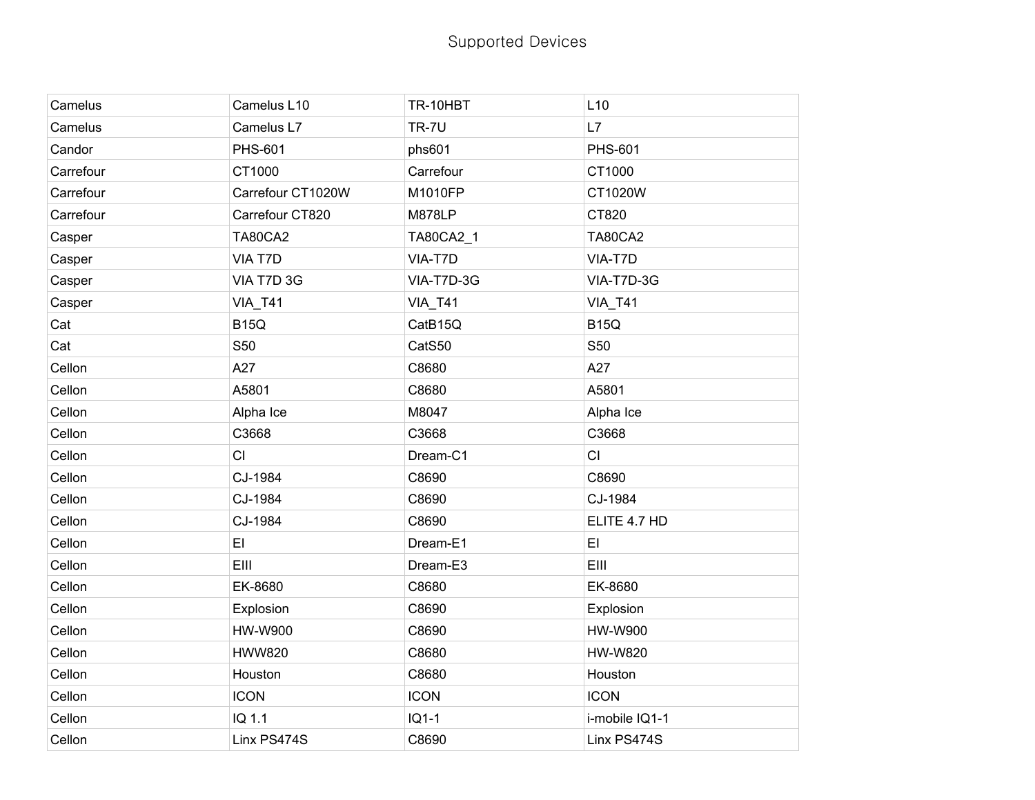# Supported Devices

| | | | |
|---|---|---|---|
| Camelus | Camelus L10 | TR-10HBT | L10 |
| Camelus | Camelus L7 | TR-7U | L7 |
| Candor | PHS-601 | phs601 | PHS-601 |
| Carrefour | CT1000 | Carrefour | CT1000 |
| Carrefour | Carrefour CT1020W | M1010FP | CT1020W |
| Carrefour | Carrefour CT820 | M878LP | CT820 |
| Casper | TA80CA2 | TA80CA2_1 | TA80CA2 |
| Casper | VIA T7D | VIA-T7D | VIA-T7D |
| Casper | VIA T7D 3G | VIA-T7D-3G | VIA-T7D-3G |
| Casper | VIA_T41 | VIA_T41 | VIA_T41 |
| Cat | B15Q | CatB15Q | B15Q |
| Cat | S50 | CatS50 | S50 |
| Cellon | A27 | C8680 | A27 |
| Cellon | A5801 | C8680 | A5801 |
| Cellon | Alpha Ice | M8047 | Alpha Ice |
| Cellon | C3668 | C3668 | C3668 |
| Cellon | CI | Dream-C1 | CI |
| Cellon | CJ-1984 | C8690 | C8690 |
| Cellon | CJ-1984 | C8690 | CJ-1984 |
| Cellon | CJ-1984 | C8690 | ELITE 4.7 HD |
| Cellon | EI | Dream-E1 | EI |
| Cellon | EIII | Dream-E3 | EIII |
| Cellon | EK-8680 | C8680 | EK-8680 |
| Cellon | Explosion | C8690 | Explosion |
| Cellon | HW-W900 | C8690 | HW-W900 |
| Cellon | HWW820 | C8680 | HW-W820 |
| Cellon | Houston | C8680 | Houston |
| Cellon | ICON | ICON | ICON |
| Cellon | IQ 1.1 | IQ1-1 | i-mobile IQ1-1 |
| Cellon | Linx PS474S | C8690 | Linx PS474S |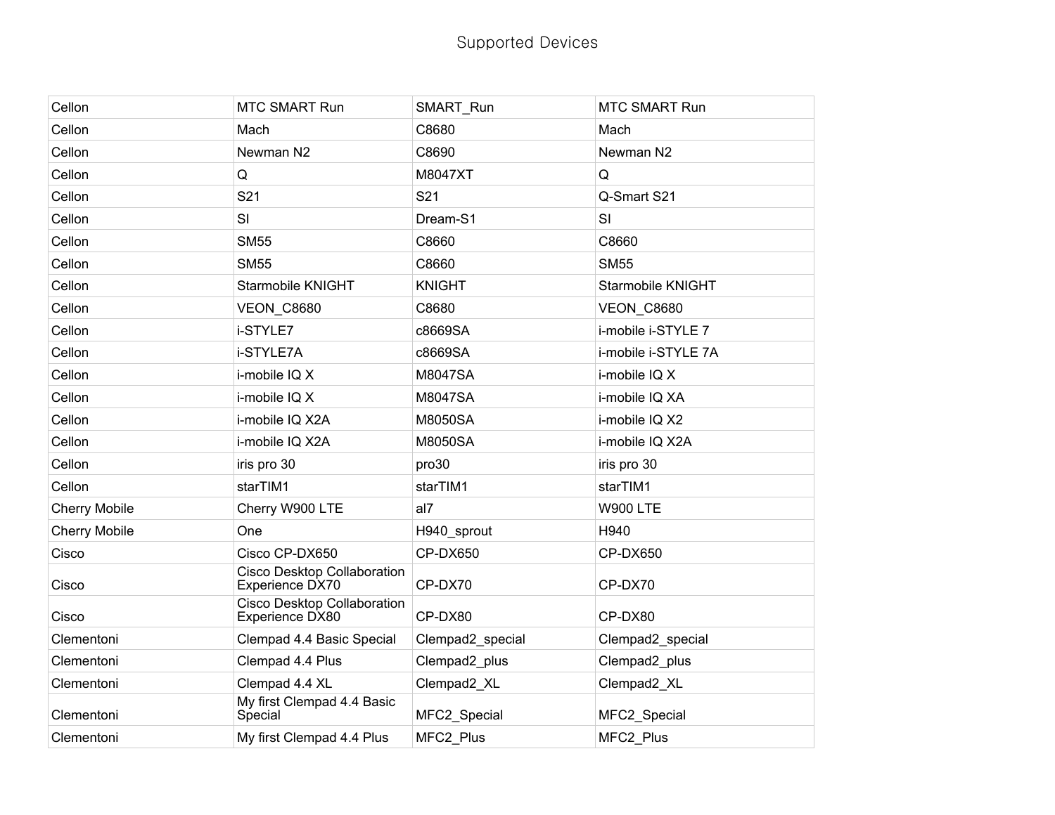Supported Devices

| | | | |
|---|---|---|---|
| Cellon | MTC SMART Run | SMART_Run | MTC SMART Run |
| Cellon | Mach | C8680 | Mach |
| Cellon | Newman N2 | C8690 | Newman N2 |
| Cellon | Q | M8047XT | Q |
| Cellon | S21 | S21 | Q-Smart S21 |
| Cellon | SI | Dream-S1 | SI |
| Cellon | SM55 | C8660 | C8660 |
| Cellon | SM55 | C8660 | SM55 |
| Cellon | Starmobile KNIGHT | KNIGHT | Starmobile KNIGHT |
| Cellon | VEON_C8680 | C8680 | VEON_C8680 |
| Cellon | i-STYLE7 | c8669SA | i-mobile i-STYLE 7 |
| Cellon | i-STYLE7A | c8669SA | i-mobile i-STYLE 7A |
| Cellon | i-mobile IQ X | M8047SA | i-mobile IQ X |
| Cellon | i-mobile IQ X | M8047SA | i-mobile IQ XA |
| Cellon | i-mobile IQ X2A | M8050SA | i-mobile IQ X2 |
| Cellon | i-mobile IQ X2A | M8050SA | i-mobile IQ X2A |
| Cellon | iris pro 30 | pro30 | iris pro 30 |
| Cellon | starTIM1 | starTIM1 | starTIM1 |
| Cherry Mobile | Cherry W900 LTE | al7 | W900 LTE |
| Cherry Mobile | One | H940_sprout | H940 |
| Cisco | Cisco CP-DX650 | CP-DX650 | CP-DX650 |
| Cisco | Cisco Desktop Collaboration Experience DX70 | CP-DX70 | CP-DX70 |
| Cisco | Cisco Desktop Collaboration Experience DX80 | CP-DX80 | CP-DX80 |
| Clementoni | Clempad 4.4 Basic Special | Clempad2_special | Clempad2_special |
| Clementoni | Clempad 4.4 Plus | Clempad2_plus | Clempad2_plus |
| Clementoni | Clempad 4.4 XL | Clempad2_XL | Clempad2_XL |
| Clementoni | My first Clempad 4.4 Basic Special | MFC2_Special | MFC2_Special |
| Clementoni | My first Clempad 4.4 Plus | MFC2_Plus | MFC2_Plus |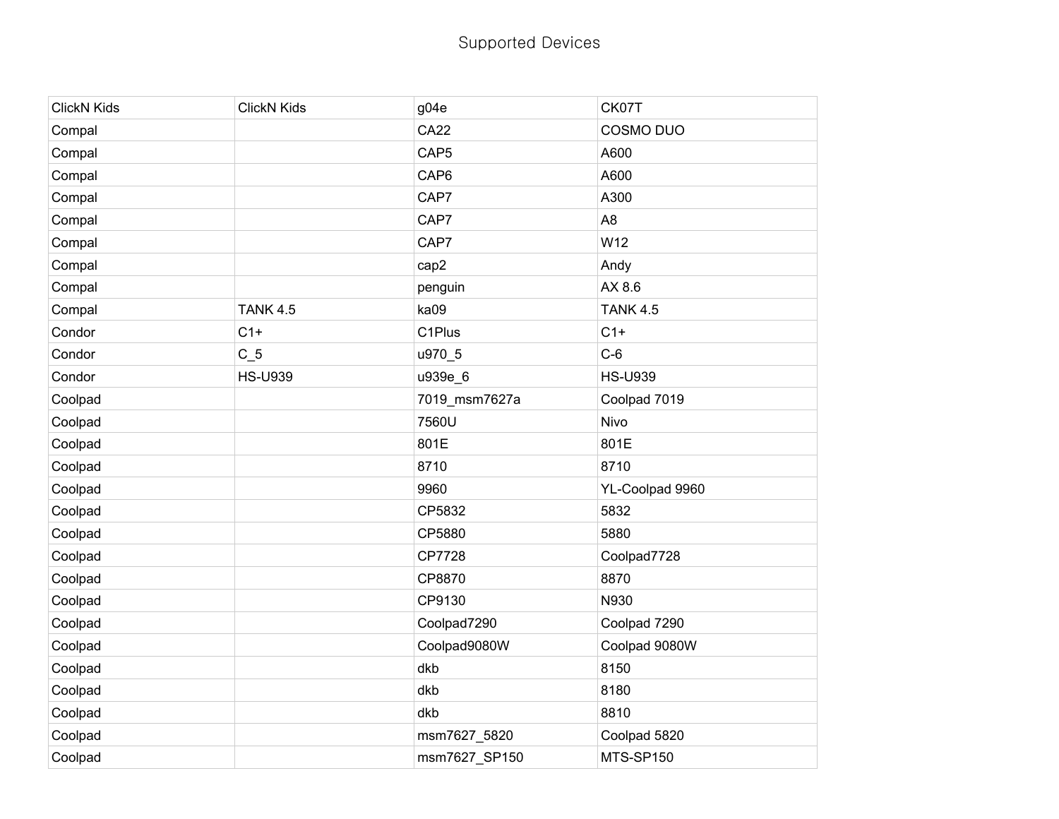Supported Devices

| ClickN Kids | ClickN Kids | g04e | CK07T |
|---|---|---|---|
| Compal | | CA22 | COSMO DUO |
| Compal | | CAP5 | A600 |
| Compal | | CAP6 | A600 |
| Compal | | CAP7 | A300 |
| Compal | | CAP7 | A8 |
| Compal | | CAP7 | W12 |
| Compal | | cap2 | Andy |
| Compal | | penguin | AX 8.6 |
| Compal | TANK 4.5 | ka09 | TANK 4.5 |
| Condor | C1+ | C1Plus | C1+ |
| Condor | C_5 | u970_5 | C-6 |
| Condor | HS-U939 | u939e_6 | HS-U939 |
| Coolpad | | 7019_msm7627a | Coolpad 7019 |
| Coolpad | | 7560U | Nivo |
| Coolpad | | 801E | 801E |
| Coolpad | | 8710 | 8710 |
| Coolpad | | 9960 | YL-Coolpad 9960 |
| Coolpad | | CP5832 | 5832 |
| Coolpad | | CP5880 | 5880 |
| Coolpad | | CP7728 | Coolpad7728 |
| Coolpad | | CP8870 | 8870 |
| Coolpad | | CP9130 | N930 |
| Coolpad | | Coolpad7290 | Coolpad 7290 |
| Coolpad | | Coolpad9080W | Coolpad 9080W |
| Coolpad | | dkb | 8150 |
| Coolpad | | dkb | 8180 |
| Coolpad | | dkb | 8810 |
| Coolpad | | msm7627_5820 | Coolpad 5820 |
| Coolpad | | msm7627_SP150 | MTS-SP150 |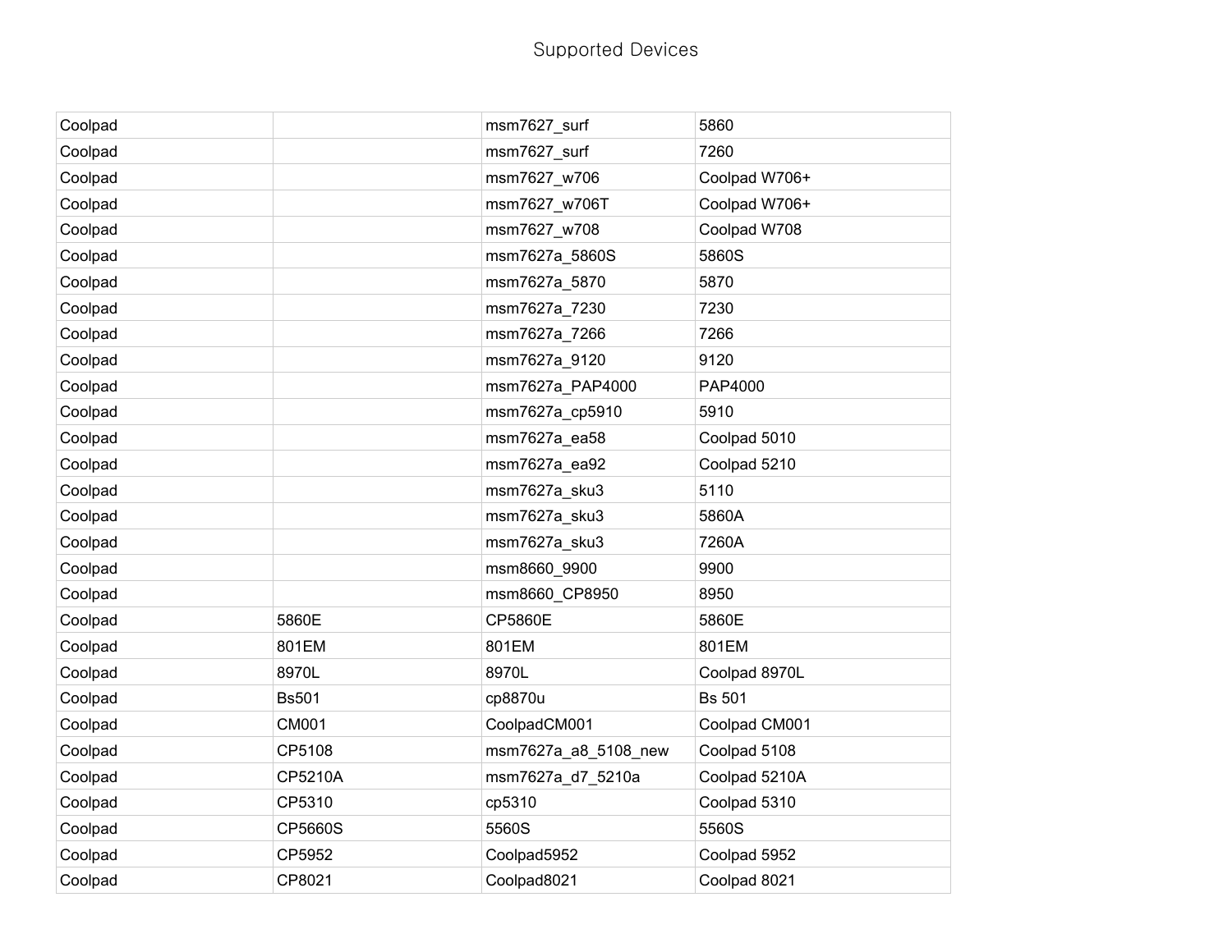# Supported Devices

| | | | |
|---|---|---|---|
| Coolpad | | msm7627_surf | 5860 |
| Coolpad | | msm7627_surf | 7260 |
| Coolpad | | msm7627_w706 | Coolpad W706+ |
| Coolpad | | msm7627_w706T | Coolpad W706+ |
| Coolpad | | msm7627_w708 | Coolpad W708 |
| Coolpad | | msm7627a_5860S | 5860S |
| Coolpad | | msm7627a_5870 | 5870 |
| Coolpad | | msm7627a_7230 | 7230 |
| Coolpad | | msm7627a_7266 | 7266 |
| Coolpad | | msm7627a_9120 | 9120 |
| Coolpad | | msm7627a_PAP4000 | PAP4000 |
| Coolpad | | msm7627a_cp5910 | 5910 |
| Coolpad | | msm7627a_ea58 | Coolpad 5010 |
| Coolpad | | msm7627a_ea92 | Coolpad 5210 |
| Coolpad | | msm7627a_sku3 | 5110 |
| Coolpad | | msm7627a_sku3 | 5860A |
| Coolpad | | msm7627a_sku3 | 7260A |
| Coolpad | | msm8660_9900 | 9900 |
| Coolpad | | msm8660_CP8950 | 8950 |
| Coolpad | 5860E | CP5860E | 5860E |
| Coolpad | 801EM | 801EM | 801EM |
| Coolpad | 8970L | 8970L | Coolpad 8970L |
| Coolpad | Bs501 | cp8870u | Bs 501 |
| Coolpad | CM001 | CoolpadCM001 | Coolpad CM001 |
| Coolpad | CP5108 | msm7627a_a8_5108_new | Coolpad 5108 |
| Coolpad | CP5210A | msm7627a_d7_5210a | Coolpad 5210A |
| Coolpad | CP5310 | cp5310 | Coolpad 5310 |
| Coolpad | CP5660S | 5560S | 5560S |
| Coolpad | CP5952 | Coolpad5952 | Coolpad 5952 |
| Coolpad | CP8021 | Coolpad8021 | Coolpad 8021 |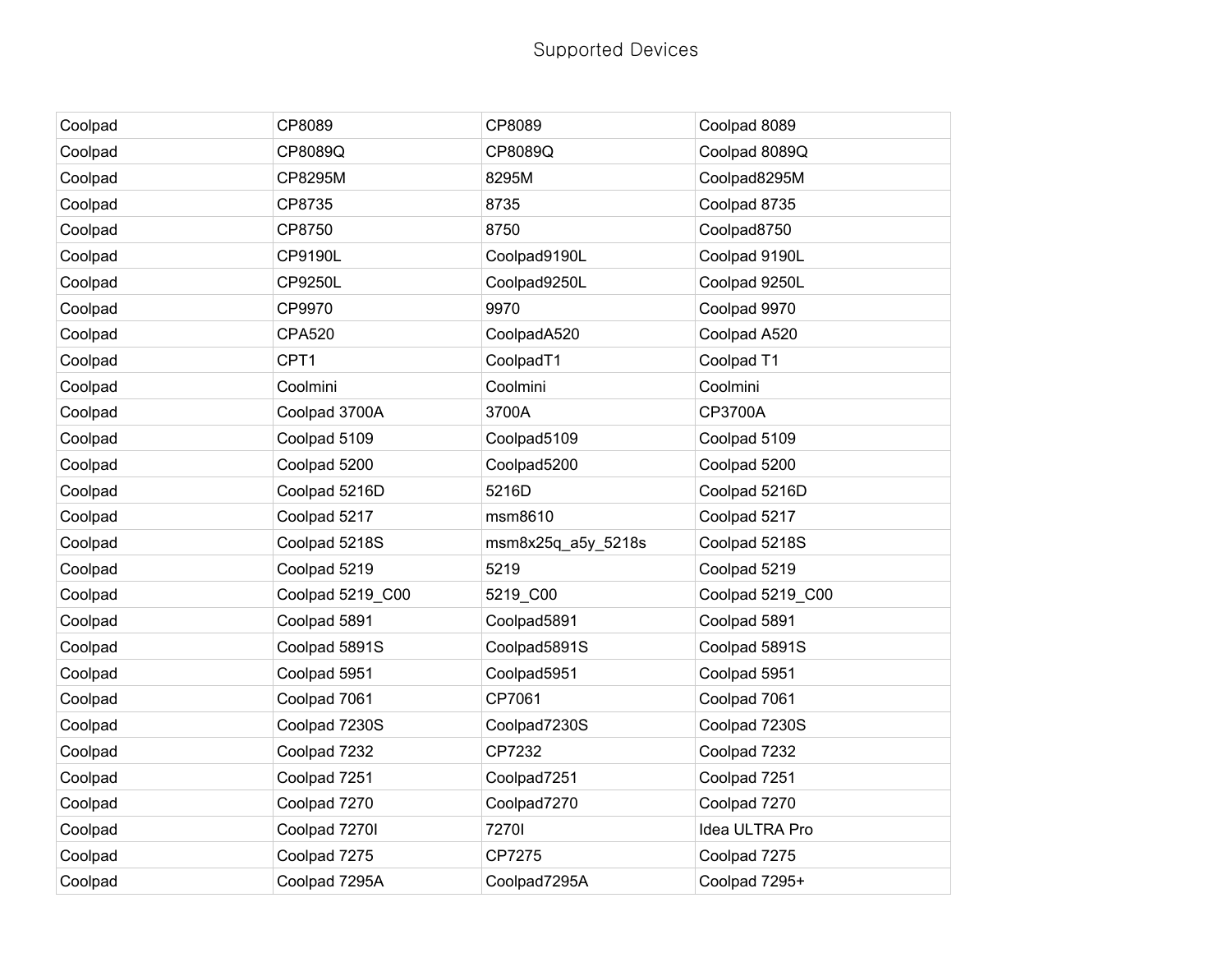Supported Devices

| Coolpad | CP8089 | CP8089 | Coolpad 8089 |
|---|---|---|---|
| Coolpad | CP8089Q | CP8089Q | Coolpad 8089Q |
| Coolpad | CP8295M | 8295M | Coolpad8295M |
| Coolpad | CP8735 | 8735 | Coolpad 8735 |
| Coolpad | CP8750 | 8750 | Coolpad8750 |
| Coolpad | CP9190L | Coolpad9190L | Coolpad 9190L |
| Coolpad | CP9250L | Coolpad9250L | Coolpad 9250L |
| Coolpad | CP9970 | 9970 | Coolpad 9970 |
| Coolpad | CPA520 | CoolpadA520 | Coolpad A520 |
| Coolpad | CPT1 | CoolpadT1 | Coolpad T1 |
| Coolpad | Coolmini | Coolmini | Coolmini |
| Coolpad | Coolpad 3700A | 3700A | CP3700A |
| Coolpad | Coolpad 5109 | Coolpad5109 | Coolpad 5109 |
| Coolpad | Coolpad 5200 | Coolpad5200 | Coolpad 5200 |
| Coolpad | Coolpad 5216D | 5216D | Coolpad 5216D |
| Coolpad | Coolpad 5217 | msm8610 | Coolpad 5217 |
| Coolpad | Coolpad 5218S | msm8x25q_a5y_5218s | Coolpad 5218S |
| Coolpad | Coolpad 5219 | 5219 | Coolpad 5219 |
| Coolpad | Coolpad 5219_C00 | 5219_C00 | Coolpad 5219_C00 |
| Coolpad | Coolpad 5891 | Coolpad5891 | Coolpad 5891 |
| Coolpad | Coolpad 5891S | Coolpad5891S | Coolpad 5891S |
| Coolpad | Coolpad 5951 | Coolpad5951 | Coolpad 5951 |
| Coolpad | Coolpad 7061 | CP7061 | Coolpad 7061 |
| Coolpad | Coolpad 7230S | Coolpad7230S | Coolpad 7230S |
| Coolpad | Coolpad 7232 | CP7232 | Coolpad 7232 |
| Coolpad | Coolpad 7251 | Coolpad7251 | Coolpad 7251 |
| Coolpad | Coolpad 7270 | Coolpad7270 | Coolpad 7270 |
| Coolpad | Coolpad 7270I | 7270I | Idea ULTRA Pro |
| Coolpad | Coolpad 7275 | CP7275 | Coolpad 7275 |
| Coolpad | Coolpad 7295A | Coolpad7295A | Coolpad 7295+ |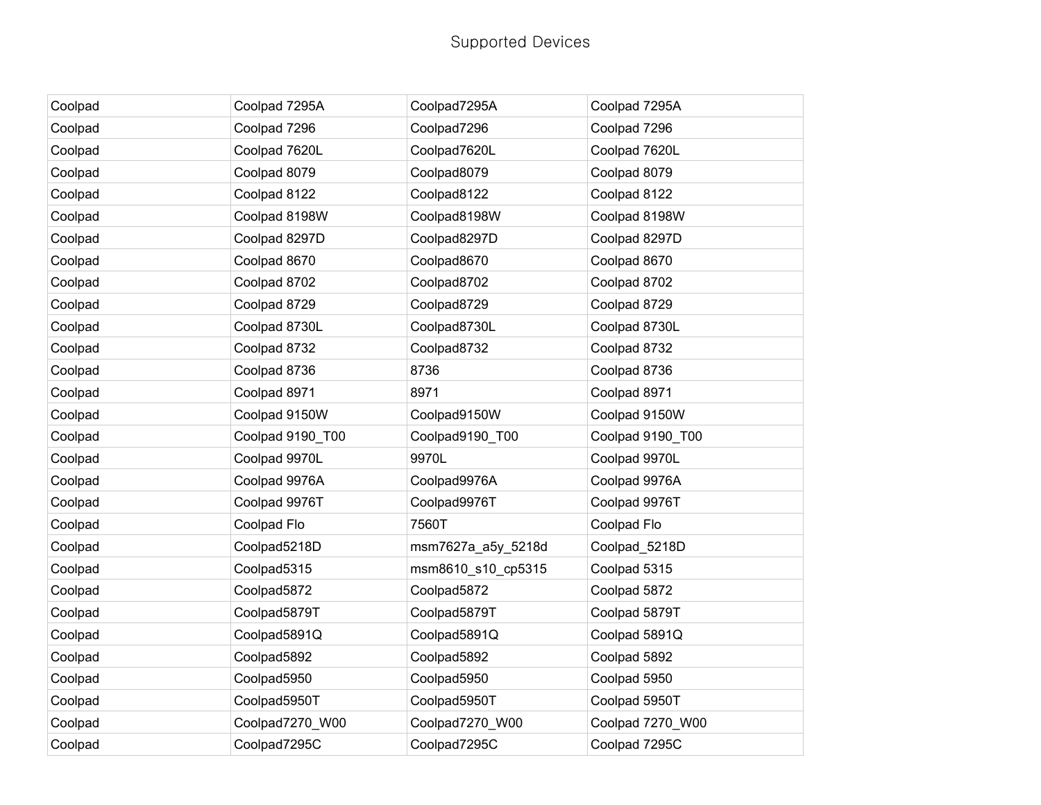# Supported Devices

| | | | |
|---|---|---|---|
| Coolpad | Coolpad 7295A | Coolpad7295A | Coolpad 7295A |
| Coolpad | Coolpad 7296 | Coolpad7296 | Coolpad 7296 |
| Coolpad | Coolpad 7620L | Coolpad7620L | Coolpad 7620L |
| Coolpad | Coolpad 8079 | Coolpad8079 | Coolpad 8079 |
| Coolpad | Coolpad 8122 | Coolpad8122 | Coolpad 8122 |
| Coolpad | Coolpad 8198W | Coolpad8198W | Coolpad 8198W |
| Coolpad | Coolpad 8297D | Coolpad8297D | Coolpad 8297D |
| Coolpad | Coolpad 8670 | Coolpad8670 | Coolpad 8670 |
| Coolpad | Coolpad 8702 | Coolpad8702 | Coolpad 8702 |
| Coolpad | Coolpad 8729 | Coolpad8729 | Coolpad 8729 |
| Coolpad | Coolpad 8730L | Coolpad8730L | Coolpad 8730L |
| Coolpad | Coolpad 8732 | Coolpad8732 | Coolpad 8732 |
| Coolpad | Coolpad 8736 | 8736 | Coolpad 8736 |
| Coolpad | Coolpad 8971 | 8971 | Coolpad 8971 |
| Coolpad | Coolpad 9150W | Coolpad9150W | Coolpad 9150W |
| Coolpad | Coolpad 9190_T00 | Coolpad9190_T00 | Coolpad 9190_T00 |
| Coolpad | Coolpad 9970L | 9970L | Coolpad 9970L |
| Coolpad | Coolpad 9976A | Coolpad9976A | Coolpad 9976A |
| Coolpad | Coolpad 9976T | Coolpad9976T | Coolpad 9976T |
| Coolpad | Coolpad Flo | 7560T | Coolpad Flo |
| Coolpad | Coolpad5218D | msm7627a_a5y_5218d | Coolpad_5218D |
| Coolpad | Coolpad5315 | msm8610_s10_cp5315 | Coolpad 5315 |
| Coolpad | Coolpad5872 | Coolpad5872 | Coolpad 5872 |
| Coolpad | Coolpad5879T | Coolpad5879T | Coolpad 5879T |
| Coolpad | Coolpad5891Q | Coolpad5891Q | Coolpad 5891Q |
| Coolpad | Coolpad5892 | Coolpad5892 | Coolpad 5892 |
| Coolpad | Coolpad5950 | Coolpad5950 | Coolpad 5950 |
| Coolpad | Coolpad5950T | Coolpad5950T | Coolpad 5950T |
| Coolpad | Coolpad7270_W00 | Coolpad7270_W00 | Coolpad 7270_W00 |
| Coolpad | Coolpad7295C | Coolpad7295C | Coolpad 7295C |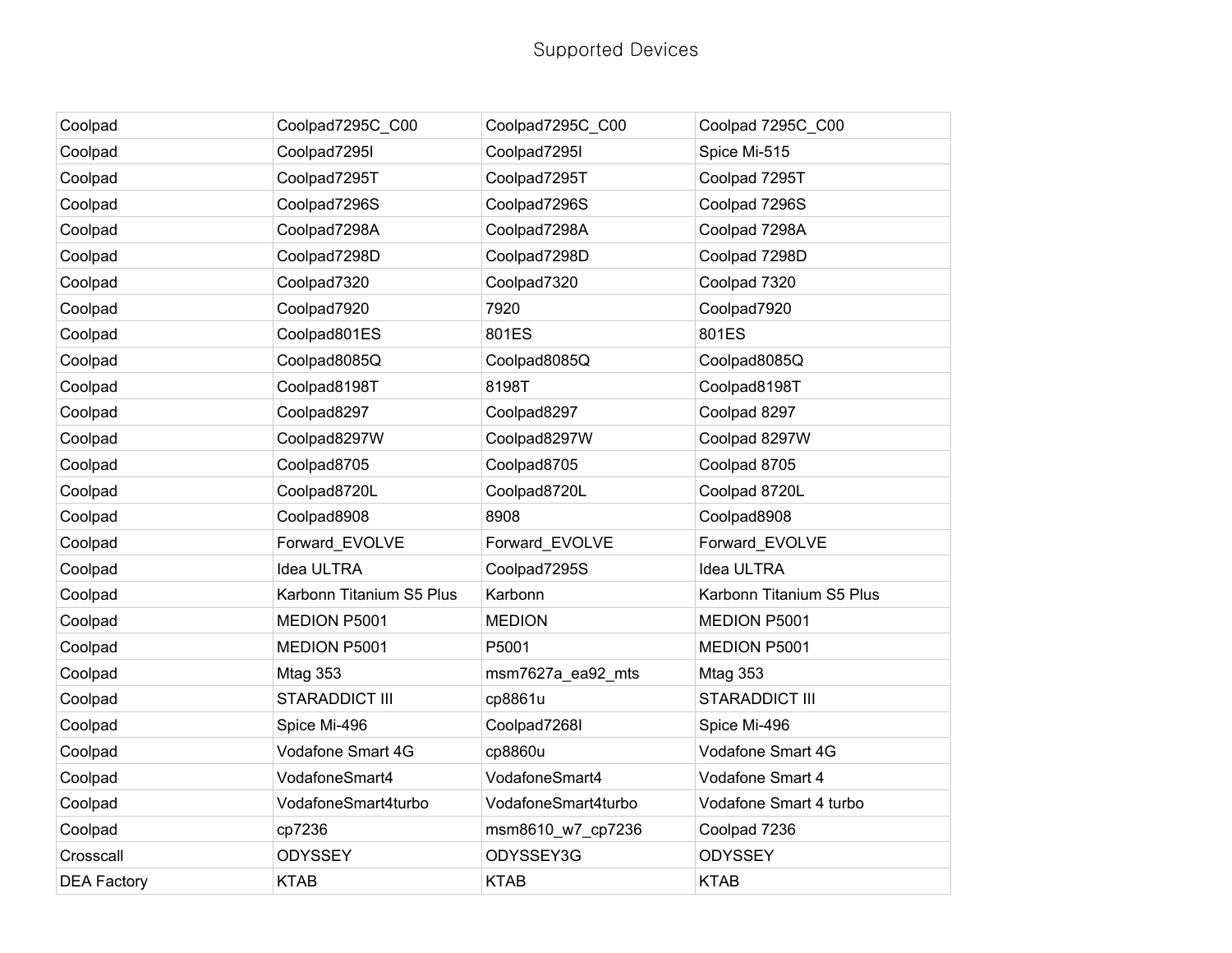# Supported Devices

| | | | |
|---|---|---|---|
| Coolpad | Coolpad7295C_C00 | Coolpad7295C_C00 | Coolpad 7295C_C00 |
| Coolpad | Coolpad7295I | Coolpad7295I | Spice Mi-515 |
| Coolpad | Coolpad7295T | Coolpad7295T | Coolpad 7295T |
| Coolpad | Coolpad7296S | Coolpad7296S | Coolpad 7296S |
| Coolpad | Coolpad7298A | Coolpad7298A | Coolpad 7298A |
| Coolpad | Coolpad7298D | Coolpad7298D | Coolpad 7298D |
| Coolpad | Coolpad7320 | Coolpad7320 | Coolpad 7320 |
| Coolpad | Coolpad7920 | 7920 | Coolpad7920 |
| Coolpad | Coolpad801ES | 801ES | 801ES |
| Coolpad | Coolpad8085Q | Coolpad8085Q | Coolpad8085Q |
| Coolpad | Coolpad8198T | 8198T | Coolpad8198T |
| Coolpad | Coolpad8297 | Coolpad8297 | Coolpad 8297 |
| Coolpad | Coolpad8297W | Coolpad8297W | Coolpad 8297W |
| Coolpad | Coolpad8705 | Coolpad8705 | Coolpad 8705 |
| Coolpad | Coolpad8720L | Coolpad8720L | Coolpad 8720L |
| Coolpad | Coolpad8908 | 8908 | Coolpad8908 |
| Coolpad | Forward_EVOLVE | Forward_EVOLVE | Forward_EVOLVE |
| Coolpad | Idea ULTRA | Coolpad7295S | Idea ULTRA |
| Coolpad | Karbonn Titanium S5 Plus | Karbonn | Karbonn Titanium S5 Plus |
| Coolpad | MEDION P5001 | MEDION | MEDION P5001 |
| Coolpad | MEDION P5001 | P5001 | MEDION P5001 |
| Coolpad | Mtag 353 | msm7627a_ea92_mts | Mtag 353 |
| Coolpad | STARADDICT III | cp8861u | STARADDICT III |
| Coolpad | Spice Mi-496 | Coolpad7268I | Spice Mi-496 |
| Coolpad | Vodafone Smart 4G | cp8860u | Vodafone Smart 4G |
| Coolpad | VodafoneSmart4 | VodafoneSmart4 | Vodafone Smart 4 |
| Coolpad | VodafoneSmart4turbo | VodafoneSmart4turbo | Vodafone Smart 4 turbo |
| Coolpad | cp7236 | msm8610_w7_cp7236 | Coolpad 7236 |
| Crosscall | ODYSSEY | ODYSSEY3G | ODYSSEY |
| DEA Factory | KTAB | KTAB | KTAB |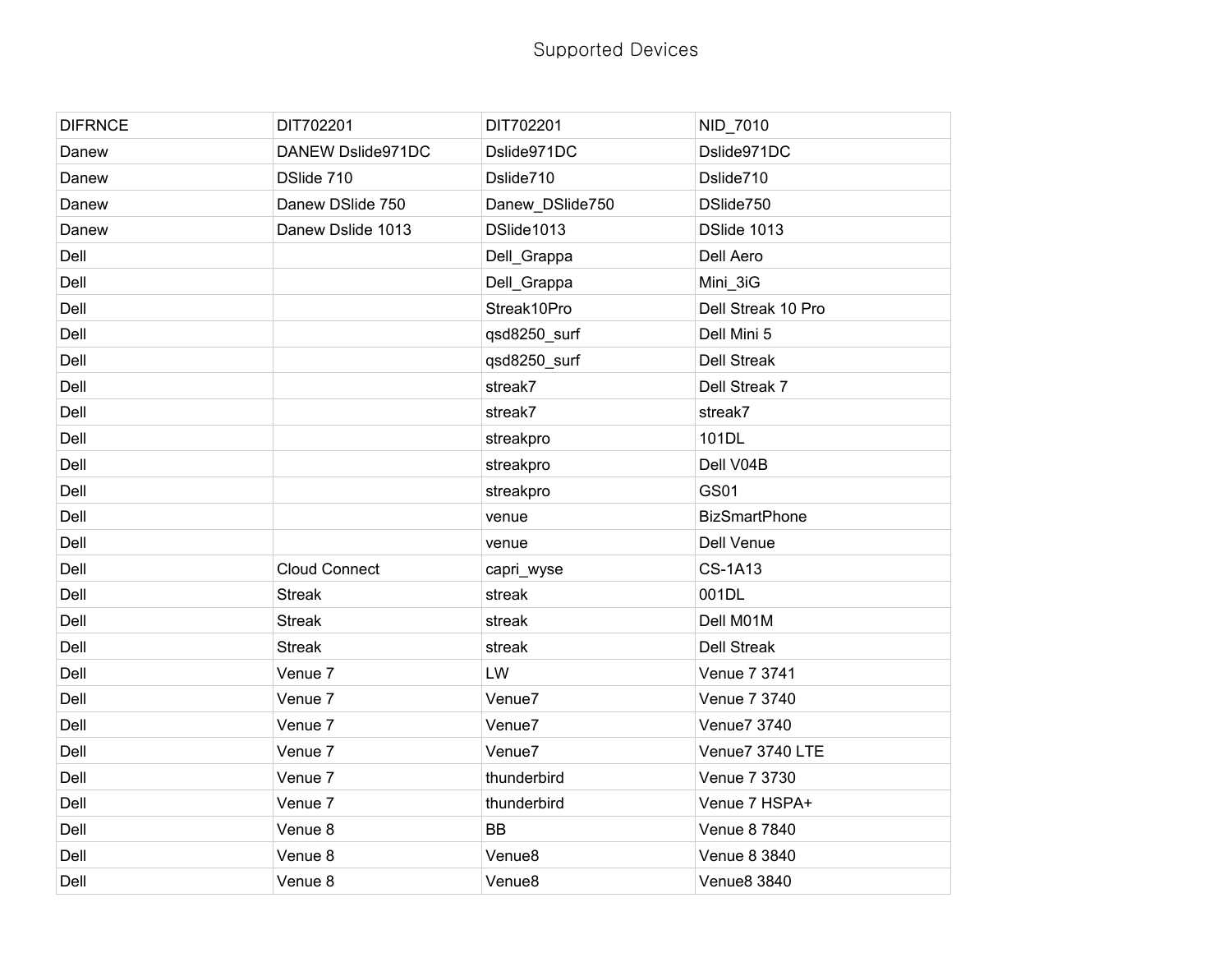Supported Devices

| DIFRNCE | DIT702201 | DIT702201 | NID_7010 |
|---|---|---|---|
| Danew | DANEW Dslide971DC | Dslide971DC | Dslide971DC |
| Danew | DSlide 710 | Dslide710 | Dslide710 |
| Danew | Danew DSlide 750 | Danew_DSlide750 | DSlide750 |
| Danew | Danew Dslide 1013 | DSlide1013 | DSlide 1013 |
| Dell | | Dell_Grappa | Dell Aero |
| Dell | | Dell_Grappa | Mini_3iG |
| Dell | | Streak10Pro | Dell Streak 10 Pro |
| Dell | | qsd8250_surf | Dell Mini 5 |
| Dell | | qsd8250_surf | Dell Streak |
| Dell | | streak7 | Dell Streak 7 |
| Dell | | streak7 | streak7 |
| Dell | | streakpro | 101DL |
| Dell | | streakpro | Dell V04B |
| Dell | | streakpro | GS01 |
| Dell | | venue | BizSmartPhone |
| Dell | | venue | Dell Venue |
| Dell | Cloud Connect | capri_wyse | CS-1A13 |
| Dell | Streak | streak | 001DL |
| Dell | Streak | streak | Dell M01M |
| Dell | Streak | streak | Dell Streak |
| Dell | Venue 7 | LW | Venue 7 3741 |
| Dell | Venue 7 | Venue7 | Venue 7 3740 |
| Dell | Venue 7 | Venue7 | Venue7 3740 |
| Dell | Venue 7 | Venue7 | Venue7 3740 LTE |
| Dell | Venue 7 | thunderbird | Venue 7 3730 |
| Dell | Venue 7 | thunderbird | Venue 7 HSPA+ |
| Dell | Venue 8 | BB | Venue 8 7840 |
| Dell | Venue 8 | Venue8 | Venue 8 3840 |
| Dell | Venue 8 | Venue8 | Venue8 3840 |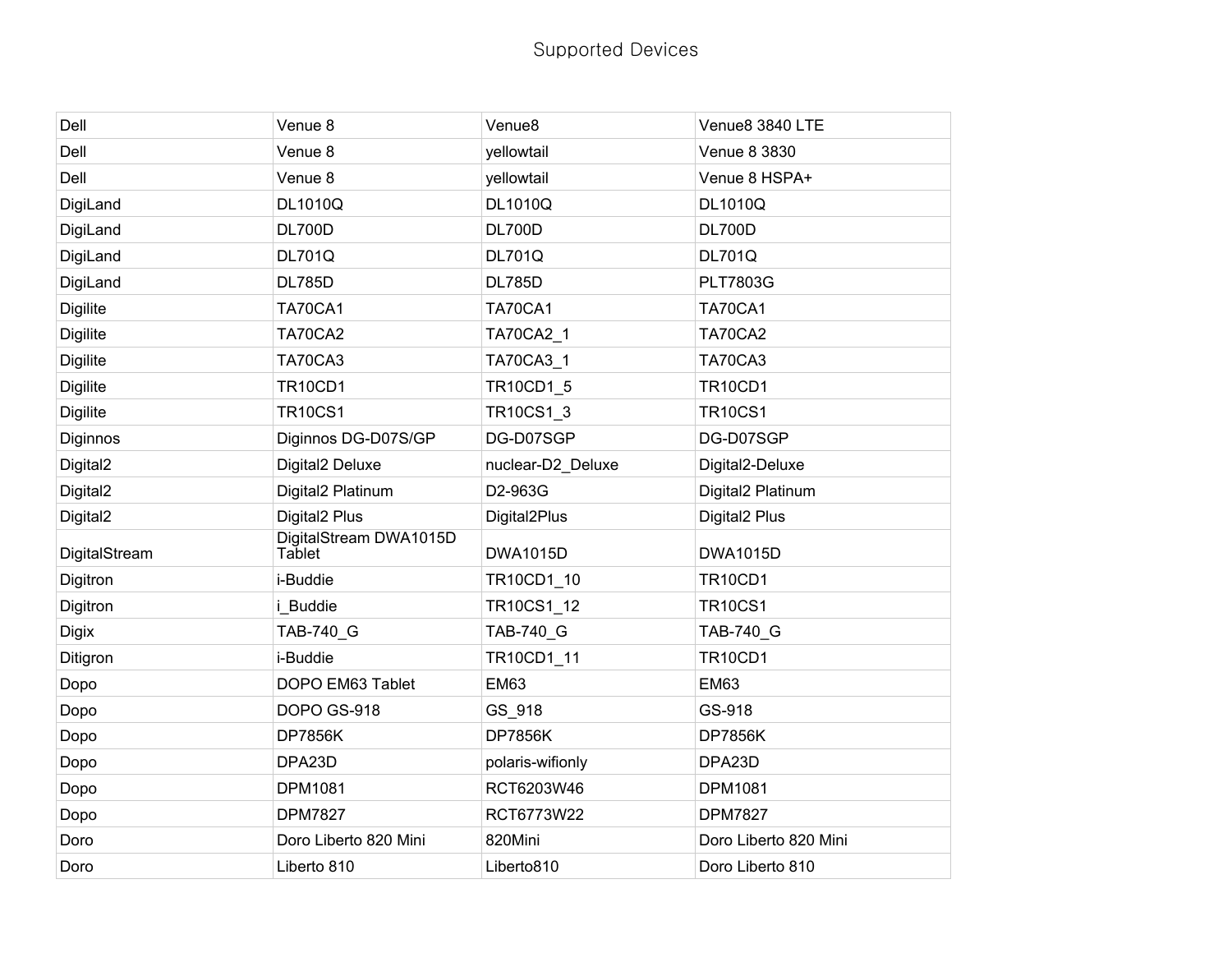Supported Devices

| | | | |
|---|---|---|---|
| Dell | Venue 8 | Venue8 | Venue8 3840 LTE |
| Dell | Venue 8 | yellowtail | Venue 8 3830 |
| Dell | Venue 8 | yellowtail | Venue 8 HSPA+ |
| DigiLand | DL1010Q | DL1010Q | DL1010Q |
| DigiLand | DL700D | DL700D | DL700D |
| DigiLand | DL701Q | DL701Q | DL701Q |
| DigiLand | DL785D | DL785D | PLT7803G |
| Digilite | TA70CA1 | TA70CA1 | TA70CA1 |
| Digilite | TA70CA2 | TA70CA2_1 | TA70CA2 |
| Digilite | TA70CA3 | TA70CA3_1 | TA70CA3 |
| Digilite | TR10CD1 | TR10CD1_5 | TR10CD1 |
| Digilite | TR10CS1 | TR10CS1_3 | TR10CS1 |
| Diginnos | Diginnos DG-D07S/GP | DG-D07SGP | DG-D07SGP |
| Digital2 | Digital2 Deluxe | nuclear-D2_Deluxe | Digital2-Deluxe |
| Digital2 | Digital2 Platinum | D2-963G | Digital2 Platinum |
| Digital2 | Digital2 Plus | Digital2Plus | Digital2 Plus |
| DigitalStream | DigitalStream DWA1015D Tablet | DWA1015D | DWA1015D |
| Digitron | i-Buddie | TR10CD1_10 | TR10CD1 |
| Digitron | i_Buddie | TR10CS1_12 | TR10CS1 |
| Digix | TAB-740_G | TAB-740_G | TAB-740_G |
| Ditigron | i-Buddie | TR10CD1_11 | TR10CD1 |
| Dopo | DOPO EM63 Tablet | EM63 | EM63 |
| Dopo | DOPO GS-918 | GS_918 | GS-918 |
| Dopo | DP7856K | DP7856K | DP7856K |
| Dopo | DPA23D | polaris-wifionly | DPA23D |
| Dopo | DPM1081 | RCT6203W46 | DPM1081 |
| Dopo | DPM7827 | RCT6773W22 | DPM7827 |
| Doro | Doro Liberto 820 Mini | 820Mini | Doro Liberto 820 Mini |
| Doro | Liberto 810 | Liberto810 | Doro Liberto 810 |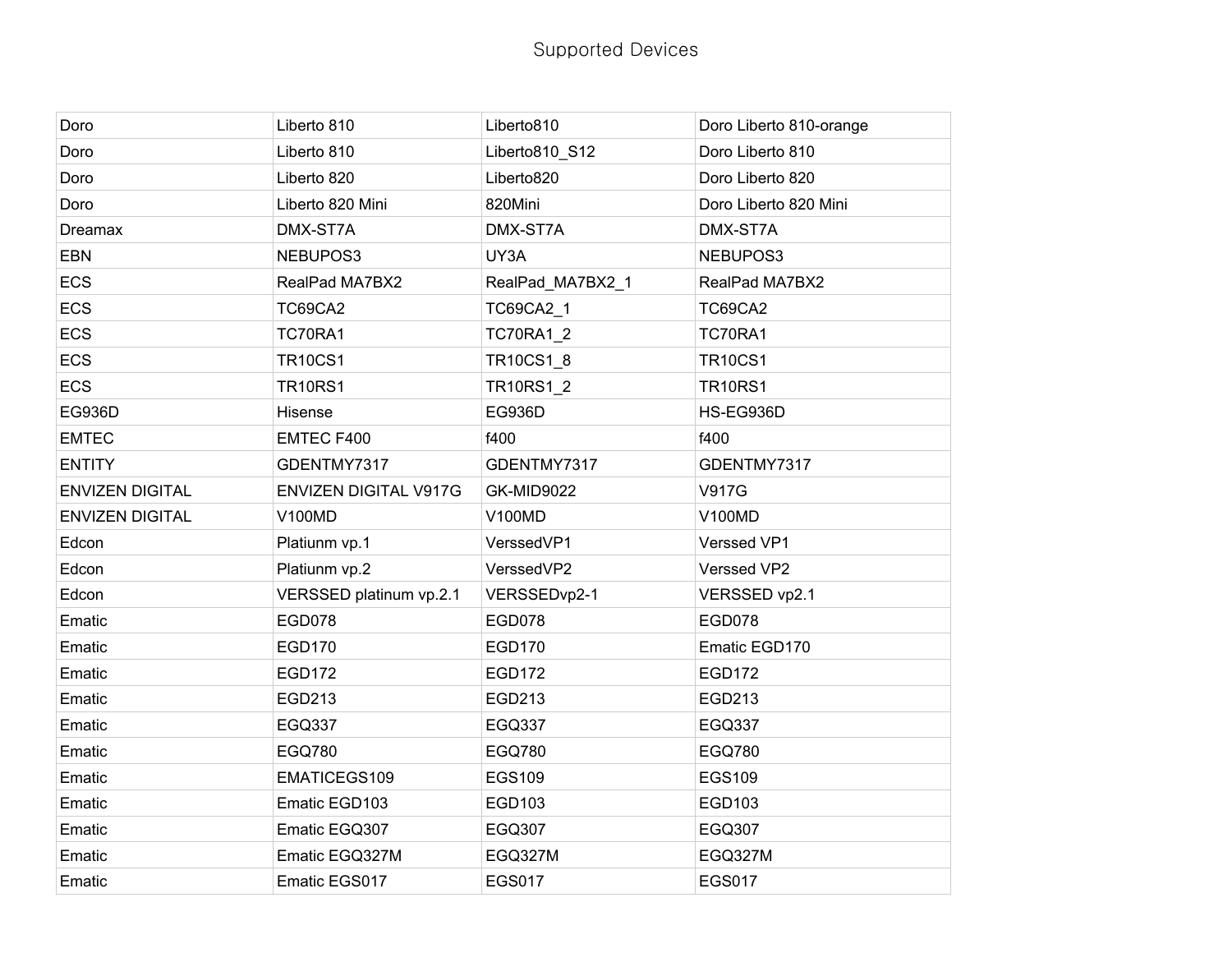Supported Devices

| | | | |
|---|---|---|---|
| Doro | Liberto 810 | Liberto810 | Doro Liberto 810-orange |
| Doro | Liberto 810 | Liberto810_S12 | Doro Liberto 810 |
| Doro | Liberto 820 | Liberto820 | Doro Liberto 820 |
| Doro | Liberto 820 Mini | 820Mini | Doro Liberto 820 Mini |
| Dreamax | DMX-ST7A | DMX-ST7A | DMX-ST7A |
| EBN | NEBUPOS3 | UY3A | NEBUPOS3 |
| ECS | RealPad MA7BX2 | RealPad_MA7BX2_1 | RealPad MA7BX2 |
| ECS | TC69CA2 | TC69CA2_1 | TC69CA2 |
| ECS | TC70RA1 | TC70RA1_2 | TC70RA1 |
| ECS | TR10CS1 | TR10CS1_8 | TR10CS1 |
| ECS | TR10RS1 | TR10RS1_2 | TR10RS1 |
| EG936D | Hisense | EG936D | HS-EG936D |
| EMTEC | EMTEC F400 | f400 | f400 |
| ENTITY | GDENTMY7317 | GDENTMY7317 | GDENTMY7317 |
| ENVIZEN DIGITAL | ENVIZEN DIGITAL V917G | GK-MID9022 | V917G |
| ENVIZEN DIGITAL | V100MD | V100MD | V100MD |
| Edcon | Platiunm vp.1 | VerssedVP1 | Verssed VP1 |
| Edcon | Platiunm vp.2 | VerssedVP2 | Verssed VP2 |
| Edcon | VERSSED platinum vp.2.1 | VERSSEDvp2-1 | VERSSED vp2.1 |
| Ematic | EGD078 | EGD078 | EGD078 |
| Ematic | EGD170 | EGD170 | Ematic EGD170 |
| Ematic | EGD172 | EGD172 | EGD172 |
| Ematic | EGD213 | EGD213 | EGD213 |
| Ematic | EGQ337 | EGQ337 | EGQ337 |
| Ematic | EGQ780 | EGQ780 | EGQ780 |
| Ematic | EMATICEGS109 | EGS109 | EGS109 |
| Ematic | Ematic EGD103 | EGD103 | EGD103 |
| Ematic | Ematic EGQ307 | EGQ307 | EGQ307 |
| Ematic | Ematic EGQ327M | EGQ327M | EGQ327M |
| Ematic | Ematic EGS017 | EGS017 | EGS017 |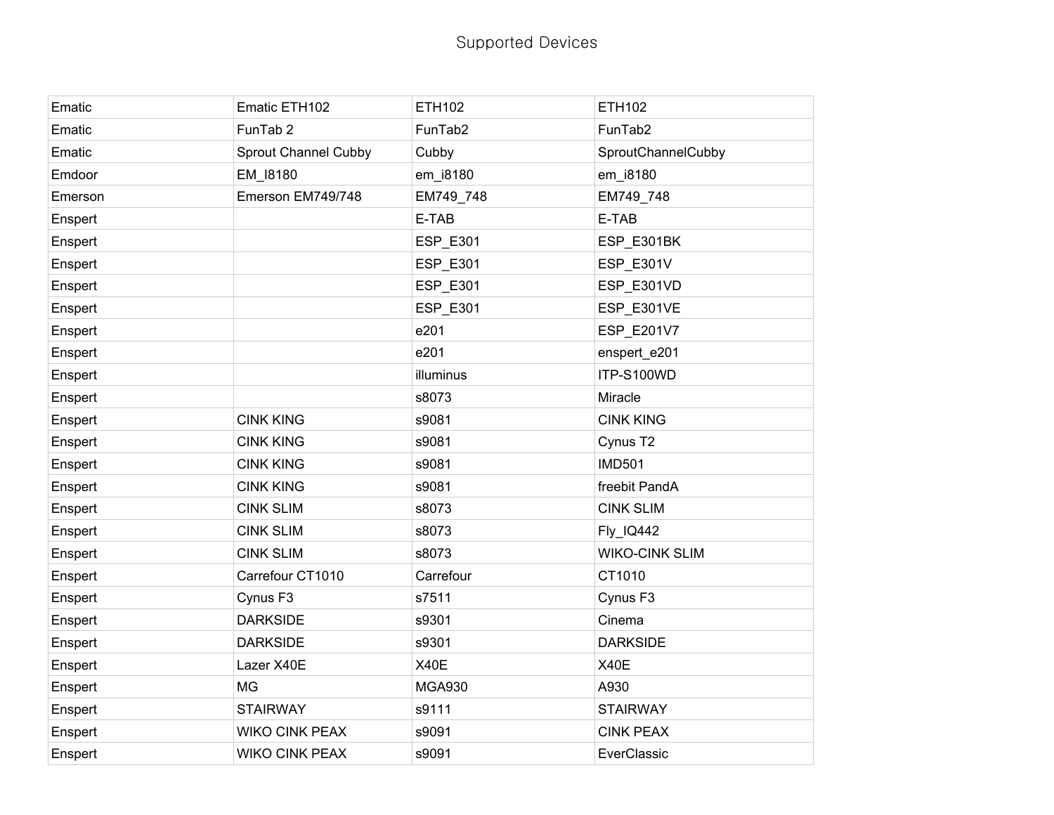Supported Devices

| | | | |
|---|---|---|---|
| Ematic | Ematic ETH102 | ETH102 | ETH102 |
| Ematic | FunTab 2 | FunTab2 | FunTab2 |
| Ematic | Sprout Channel Cubby | Cubby | SproutChannelCubby |
| Emdoor | EM_I8180 | em_i8180 | em_i8180 |
| Emerson | Emerson EM749/748 | EM749_748 | EM749_748 |
| Enspert | | E-TAB | E-TAB |
| Enspert | | ESP_E301 | ESP_E301BK |
| Enspert | | ESP_E301 | ESP_E301V |
| Enspert | | ESP_E301 | ESP_E301VD |
| Enspert | | ESP_E301 | ESP_E301VE |
| Enspert | | e201 | ESP_E201V7 |
| Enspert | | e201 | enspert_e201 |
| Enspert | | illuminus | ITP-S100WD |
| Enspert | | s8073 | Miracle |
| Enspert | CINK KING | s9081 | CINK KING |
| Enspert | CINK KING | s9081 | Cynus T2 |
| Enspert | CINK KING | s9081 | IMD501 |
| Enspert | CINK KING | s9081 | freebit PandA |
| Enspert | CINK SLIM | s8073 | CINK SLIM |
| Enspert | CINK SLIM | s8073 | Fly_IQ442 |
| Enspert | CINK SLIM | s8073 | WIKO-CINK SLIM |
| Enspert | Carrefour CT1010 | Carrefour | CT1010 |
| Enspert | Cynus F3 | s7511 | Cynus F3 |
| Enspert | DARKSIDE | s9301 | Cinema |
| Enspert | DARKSIDE | s9301 | DARKSIDE |
| Enspert | Lazer X40E | X40E | X40E |
| Enspert | MG | MGA930 | A930 |
| Enspert | STAIRWAY | s9111 | STAIRWAY |
| Enspert | WIKO CINK PEAX | s9091 | CINK PEAX |
| Enspert | WIKO CINK PEAX | s9091 | EverClassic |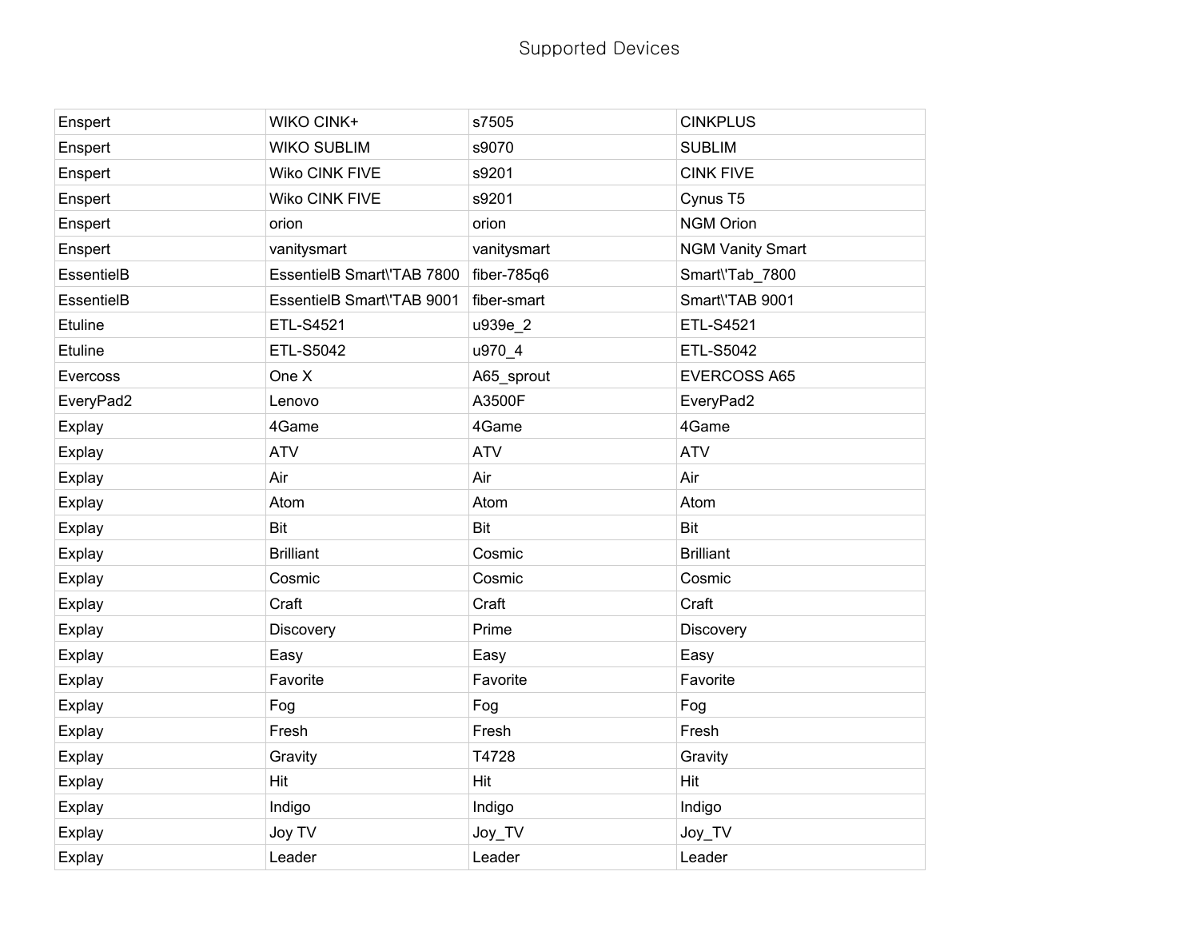Supported Devices

| | | | |
|---|---|---|---|
| Enspert | WIKO CINK+ | s7505 | CINKPLUS |
| Enspert | WIKO SUBLIM | s9070 | SUBLIM |
| Enspert | Wiko CINK FIVE | s9201 | CINK FIVE |
| Enspert | Wiko CINK FIVE | s9201 | Cynus T5 |
| Enspert | orion | orion | NGM Orion |
| Enspert | vanitysmart | vanitysmart | NGM Vanity Smart |
| EssentielB | EssentielB Smart\'TAB 7800 | fiber-785q6 | Smart\'Tab_7800 |
| EssentielB | EssentielB Smart\'TAB 9001 | fiber-smart | Smart\'TAB 9001 |
| Etuline | ETL-S4521 | u939e_2 | ETL-S4521 |
| Etuline | ETL-S5042 | u970_4 | ETL-S5042 |
| Evercoss | One X | A65_sprout | EVERCOSS A65 |
| EveryPad2 | Lenovo | A3500F | EveryPad2 |
| Explay | 4Game | 4Game | 4Game |
| Explay | ATV | ATV | ATV |
| Explay | Air | Air | Air |
| Explay | Atom | Atom | Atom |
| Explay | Bit | Bit | Bit |
| Explay | Brilliant | Cosmic | Brilliant |
| Explay | Cosmic | Cosmic | Cosmic |
| Explay | Craft | Craft | Craft |
| Explay | Discovery | Prime | Discovery |
| Explay | Easy | Easy | Easy |
| Explay | Favorite | Favorite | Favorite |
| Explay | Fog | Fog | Fog |
| Explay | Fresh | Fresh | Fresh |
| Explay | Gravity | T4728 | Gravity |
| Explay | Hit | Hit | Hit |
| Explay | Indigo | Indigo | Indigo |
| Explay | Joy TV | Joy_TV | Joy_TV |
| Explay | Leader | Leader | Leader |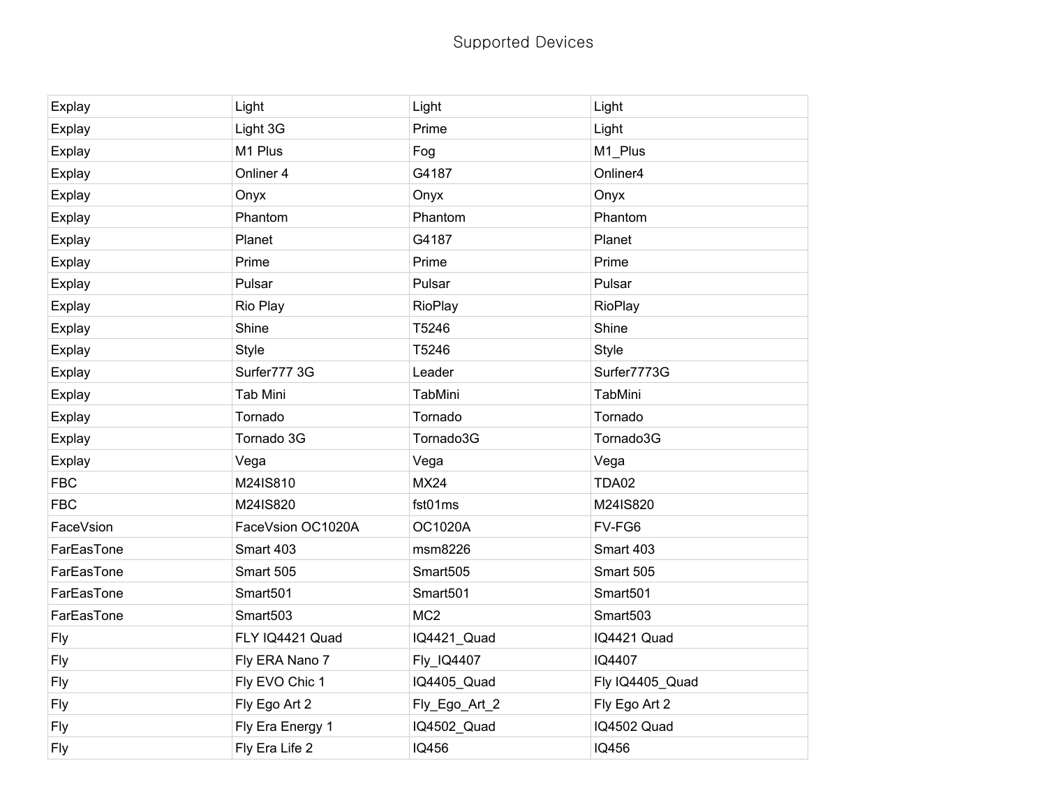Supported Devices

| | | | |
|---|---|---|---|
| Explay | Light | Light | Light |
| Explay | Light 3G | Prime | Light |
| Explay | M1 Plus | Fog | M1_Plus |
| Explay | Onliner 4 | G4187 | Onliner4 |
| Explay | Onyx | Onyx | Onyx |
| Explay | Phantom | Phantom | Phantom |
| Explay | Planet | G4187 | Planet |
| Explay | Prime | Prime | Prime |
| Explay | Pulsar | Pulsar | Pulsar |
| Explay | Rio Play | RioPlay | RioPlay |
| Explay | Shine | T5246 | Shine |
| Explay | Style | T5246 | Style |
| Explay | Surfer777 3G | Leader | Surfer7773G |
| Explay | Tab Mini | TabMini | TabMini |
| Explay | Tornado | Tornado | Tornado |
| Explay | Tornado 3G | Tornado3G | Tornado3G |
| Explay | Vega | Vega | Vega |
| FBC | M24IS810 | MX24 | TDA02 |
| FBC | M24IS820 | fst01ms | M24IS820 |
| FaceVsion | FaceVsion OC1020A | OC1020A | FV-FG6 |
| FarEasTone | Smart 403 | msm8226 | Smart 403 |
| FarEasTone | Smart 505 | Smart505 | Smart 505 |
| FarEasTone | Smart501 | Smart501 | Smart501 |
| FarEasTone | Smart503 | MC2 | Smart503 |
| Fly | FLY IQ4421 Quad | IQ4421_Quad | IQ4421 Quad |
| Fly | Fly ERA Nano 7 | Fly_IQ4407 | IQ4407 |
| Fly | Fly EVO Chic 1 | IQ4405_Quad | Fly IQ4405_Quad |
| Fly | Fly Ego Art 2 | Fly_Ego_Art_2 | Fly Ego Art 2 |
| Fly | Fly Era Energy 1 | IQ4502_Quad | IQ4502 Quad |
| Fly | Fly Era Life 2 | IQ456 | IQ456 |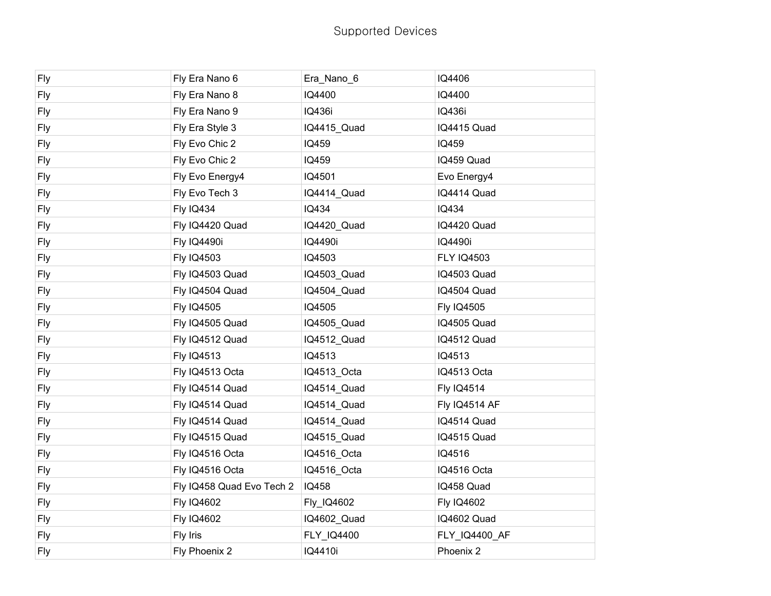Supported Devices

| | | | |
|---|---|---|---|
| Fly | Fly Era Nano 6 | Era_Nano_6 | IQ4406 |
| Fly | Fly Era Nano 8 | IQ4400 | IQ4400 |
| Fly | Fly Era Nano 9 | IQ436i | IQ436i |
| Fly | Fly Era Style 3 | IQ4415_Quad | IQ4415 Quad |
| Fly | Fly Evo Chic 2 | IQ459 | IQ459 |
| Fly | Fly Evo Chic 2 | IQ459 | IQ459 Quad |
| Fly | Fly Evo Energy4 | IQ4501 | Evo Energy4 |
| Fly | Fly Evo Tech 3 | IQ4414_Quad | IQ4414 Quad |
| Fly | Fly IQ434 | IQ434 | IQ434 |
| Fly | Fly IQ4420 Quad | IQ4420_Quad | IQ4420 Quad |
| Fly | Fly IQ4490i | IQ4490i | IQ4490i |
| Fly | Fly IQ4503 | IQ4503 | FLY IQ4503 |
| Fly | Fly IQ4503 Quad | IQ4503_Quad | IQ4503 Quad |
| Fly | Fly IQ4504 Quad | IQ4504_Quad | IQ4504 Quad |
| Fly | Fly IQ4505 | IQ4505 | Fly IQ4505 |
| Fly | Fly IQ4505 Quad | IQ4505_Quad | IQ4505 Quad |
| Fly | Fly IQ4512 Quad | IQ4512_Quad | IQ4512 Quad |
| Fly | Fly IQ4513 | IQ4513 | IQ4513 |
| Fly | Fly IQ4513 Octa | IQ4513_Octa | IQ4513 Octa |
| Fly | Fly IQ4514 Quad | IQ4514_Quad | Fly IQ4514 |
| Fly | Fly IQ4514 Quad | IQ4514_Quad | Fly IQ4514 AF |
| Fly | Fly IQ4514 Quad | IQ4514_Quad | IQ4514 Quad |
| Fly | Fly IQ4515 Quad | IQ4515_Quad | IQ4515 Quad |
| Fly | Fly IQ4516 Octa | IQ4516_Octa | IQ4516 |
| Fly | Fly IQ4516 Octa | IQ4516_Octa | IQ4516 Octa |
| Fly | Fly IQ458 Quad Evo Tech 2 | IQ458 | IQ458 Quad |
| Fly | Fly IQ4602 | Fly_IQ4602 | Fly IQ4602 |
| Fly | Fly IQ4602 | IQ4602_Quad | IQ4602 Quad |
| Fly | Fly Iris | FLY_IQ4400 | FLY_IQ4400_AF |
| Fly | Fly Phoenix 2 | IQ4410i | Phoenix 2 |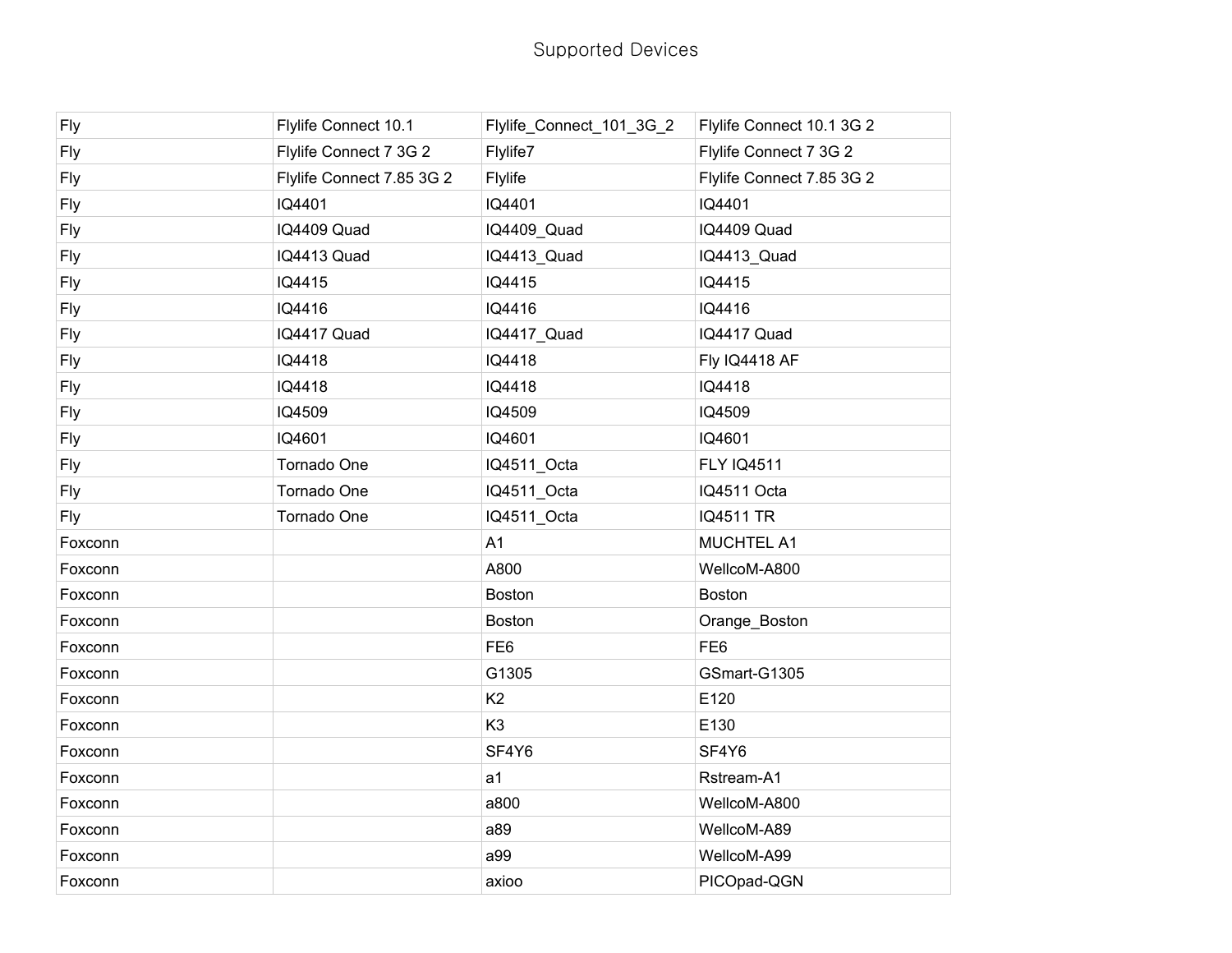| | | | |
|---|---|---|---|
| Fly | Flylife Connect 10.1 | Flylife_Connect_101_3G_2 | Flylife Connect 10.1 3G 2 |
| Fly | Flylife Connect 7 3G 2 | Flylife7 | Flylife Connect 7 3G 2 |
| Fly | Flylife Connect 7.85 3G 2 | Flylife | Flylife Connect 7.85 3G 2 |
| Fly | IQ4401 | IQ4401 | IQ4401 |
| Fly | IQ4409 Quad | IQ4409_Quad | IQ4409 Quad |
| Fly | IQ4413 Quad | IQ4413_Quad | IQ4413_Quad |
| Fly | IQ4415 | IQ4415 | IQ4415 |
| Fly | IQ4416 | IQ4416 | IQ4416 |
| Fly | IQ4417 Quad | IQ4417_Quad | IQ4417 Quad |
| Fly | IQ4418 | IQ4418 | Fly IQ4418 AF |
| Fly | IQ4418 | IQ4418 | IQ4418 |
| Fly | IQ4509 | IQ4509 | IQ4509 |
| Fly | IQ4601 | IQ4601 | IQ4601 |
| Fly | Tornado One | IQ4511_Octa | FLY IQ4511 |
| Fly | Tornado One | IQ4511_Octa | IQ4511 Octa |
| Fly | Tornado One | IQ4511_Octa | IQ4511 TR |
| Foxconn | | A1 | MUCHTEL A1 |
| Foxconn | | A800 | WellcoM-A800 |
| Foxconn | | Boston | Boston |
| Foxconn | | Boston | Orange_Boston |
| Foxconn | | FE6 | FE6 |
| Foxconn | | G1305 | GSmart-G1305 |
| Foxconn | | K2 | E120 |
| Foxconn | | K3 | E130 |
| Foxconn | | SF4Y6 | SF4Y6 |
| Foxconn | | a1 | Rstream-A1 |
| Foxconn | | a800 | WellcoM-A800 |
| Foxconn | | a89 | WellcoM-A89 |
| Foxconn | | a99 | WellcoM-A99 |
| Foxconn | | axioo | PICOpad-QGN |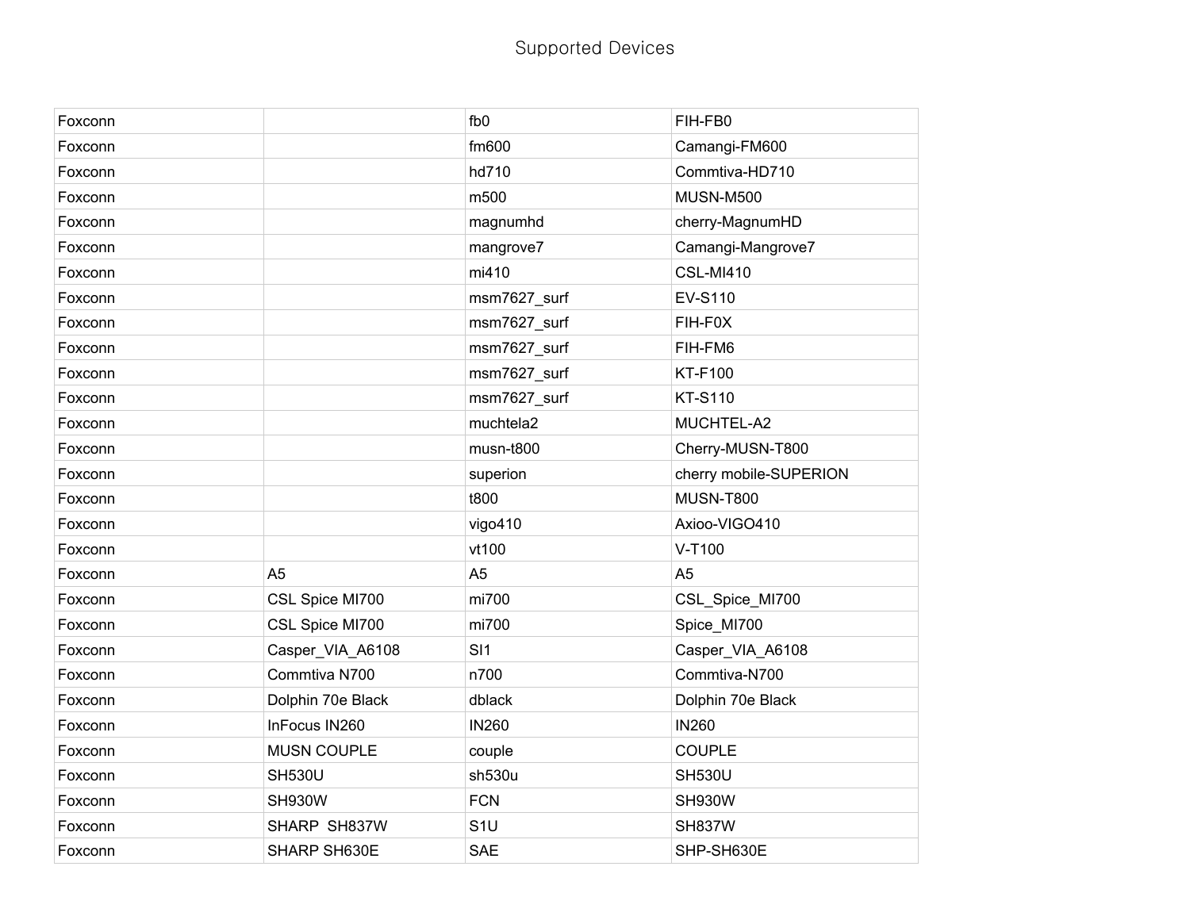# Supported Devices

| | | | |
|---|---|---|---|
| Foxconn | | fb0 | FIH-FB0 |
| Foxconn | | fm600 | Camangi-FM600 |
| Foxconn | | hd710 | Commtiva-HD710 |
| Foxconn | | m500 | MUSN-M500 |
| Foxconn | | magnumhd | cherry-MagnumHD |
| Foxconn | | mangrove7 | Camangi-Mangrove7 |
| Foxconn | | mi410 | CSL-MI410 |
| Foxconn | | msm7627_surf | EV-S110 |
| Foxconn | | msm7627_surf | FIH-F0X |
| Foxconn | | msm7627_surf | FIH-FM6 |
| Foxconn | | msm7627_surf | KT-F100 |
| Foxconn | | msm7627_surf | KT-S110 |
| Foxconn | | muchtela2 | MUCHTEL-A2 |
| Foxconn | | musn-t800 | Cherry-MUSN-T800 |
| Foxconn | | superion | cherry mobile-SUPERION |
| Foxconn | | t800 | MUSN-T800 |
| Foxconn | | vigo410 | Axioo-VIGO410 |
| Foxconn | | vt100 | V-T100 |
| Foxconn | A5 | A5 | A5 |
| Foxconn | CSL Spice MI700 | mi700 | CSL_Spice_MI700 |
| Foxconn | CSL Spice MI700 | mi700 | Spice_MI700 |
| Foxconn | Casper_VIA_A6108 | SI1 | Casper_VIA_A6108 |
| Foxconn | Commtiva N700 | n700 | Commtiva-N700 |
| Foxconn | Dolphin 70e Black | dblack | Dolphin 70e Black |
| Foxconn | InFocus IN260 | IN260 | IN260 |
| Foxconn | MUSN COUPLE | couple | COUPLE |
| Foxconn | SH530U | sh530u | SH530U |
| Foxconn | SH930W | FCN | SH930W |
| Foxconn | SHARP SH837W | S1U | SH837W |
| Foxconn | SHARP SH630E | SAE | SHP-SH630E |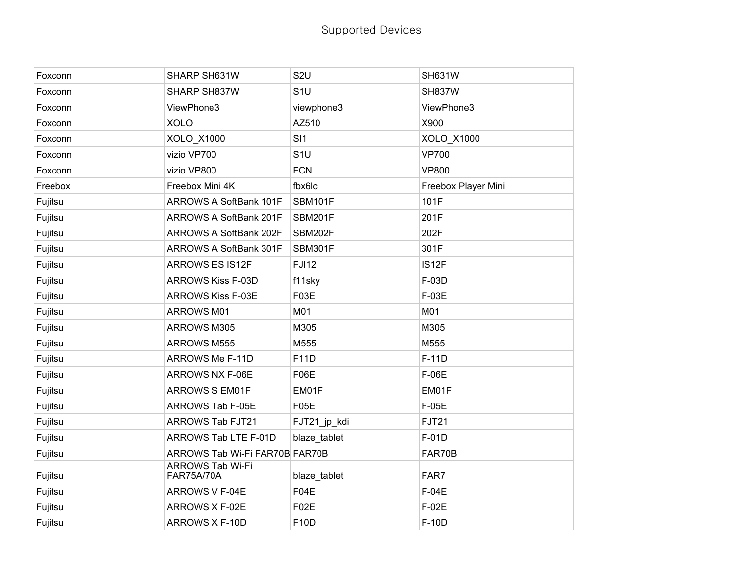Supported Devices

| | | | |
|---|---|---|---|
| Foxconn | SHARP SH631W | S2U | SH631W |
| Foxconn | SHARP SH837W | S1U | SH837W |
| Foxconn | ViewPhone3 | viewphone3 | ViewPhone3 |
| Foxconn | XOLO | AZ510 | X900 |
| Foxconn | XOLO_X1000 | SI1 | XOLO_X1000 |
| Foxconn | vizio VP700 | S1U | VP700 |
| Foxconn | vizio VP800 | FCN | VP800 |
| Freebox | Freebox Mini 4K | fbx6lc | Freebox Player Mini |
| Fujitsu | ARROWS A SoftBank 101F | SBM101F | 101F |
| Fujitsu | ARROWS A SoftBank 201F | SBM201F | 201F |
| Fujitsu | ARROWS A SoftBank 202F | SBM202F | 202F |
| Fujitsu | ARROWS A SoftBank 301F | SBM301F | 301F |
| Fujitsu | ARROWS ES IS12F | FJI12 | IS12F |
| Fujitsu | ARROWS Kiss F-03D | f11sky | F-03D |
| Fujitsu | ARROWS Kiss F-03E | F03E | F-03E |
| Fujitsu | ARROWS M01 | M01 | M01 |
| Fujitsu | ARROWS M305 | M305 | M305 |
| Fujitsu | ARROWS M555 | M555 | M555 |
| Fujitsu | ARROWS Me F-11D | F11D | F-11D |
| Fujitsu | ARROWS NX F-06E | F06E | F-06E |
| Fujitsu | ARROWS S EM01F | EM01F | EM01F |
| Fujitsu | ARROWS Tab F-05E | F05E | F-05E |
| Fujitsu | ARROWS Tab FJT21 | FJT21_jp_kdi | FJT21 |
| Fujitsu | ARROWS Tab LTE F-01D | blaze_tablet | F-01D |
| Fujitsu | ARROWS Tab Wi-Fi FAR70B | FAR70B | FAR70B |
| Fujitsu | ARROWS Tab Wi-Fi FAR75A/70A | blaze_tablet | FAR7 |
| Fujitsu | ARROWS V F-04E | F04E | F-04E |
| Fujitsu | ARROWS X F-02E | F02E | F-02E |
| Fujitsu | ARROWS X F-10D | F10D | F-10D |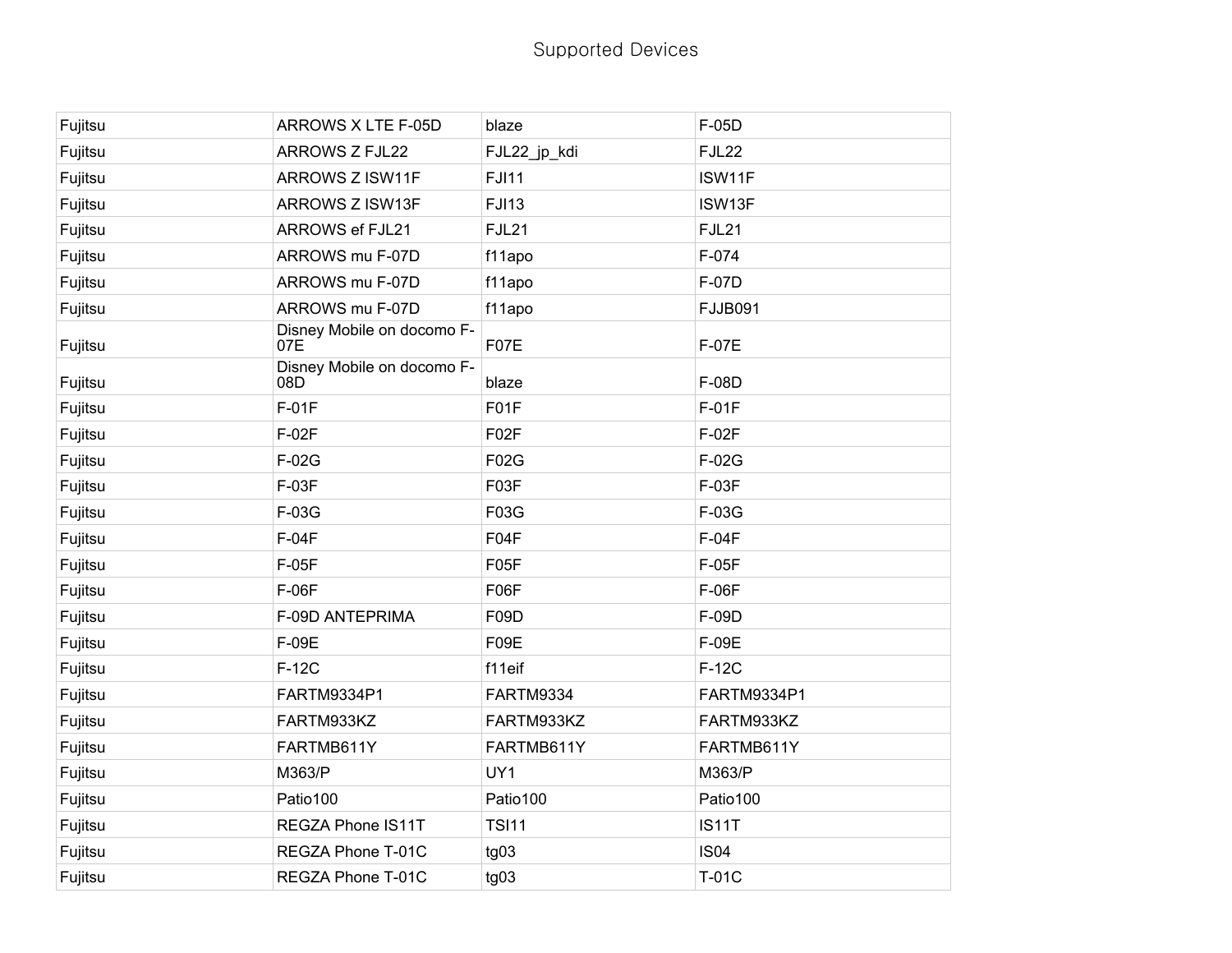Supported Devices

| | | | |
|---|---|---|---|
| Fujitsu | ARROWS X LTE F-05D | blaze | F-05D |
| Fujitsu | ARROWS Z FJL22 | FJL22_jp_kdi | FJL22 |
| Fujitsu | ARROWS Z ISW11F | FJI11 | ISW11F |
| Fujitsu | ARROWS Z ISW13F | FJI13 | ISW13F |
| Fujitsu | ARROWS ef FJL21 | FJL21 | FJL21 |
| Fujitsu | ARROWS mu F-07D | f11apo | F-074 |
| Fujitsu | ARROWS mu F-07D | f11apo | F-07D |
| Fujitsu | ARROWS mu F-07D | f11apo | FJJB091 |
| Fujitsu | Disney Mobile on docomo F-07E | F07E | F-07E |
| Fujitsu | Disney Mobile on docomo F-08D | blaze | F-08D |
| Fujitsu | F-01F | F01F | F-01F |
| Fujitsu | F-02F | F02F | F-02F |
| Fujitsu | F-02G | F02G | F-02G |
| Fujitsu | F-03F | F03F | F-03F |
| Fujitsu | F-03G | F03G | F-03G |
| Fujitsu | F-04F | F04F | F-04F |
| Fujitsu | F-05F | F05F | F-05F |
| Fujitsu | F-06F | F06F | F-06F |
| Fujitsu | F-09D ANTEPRIMA | F09D | F-09D |
| Fujitsu | F-09E | F09E | F-09E |
| Fujitsu | F-12C | f11eif | F-12C |
| Fujitsu | FARTM9334P1 | FARTM9334 | FARTM9334P1 |
| Fujitsu | FARTM933KZ | FARTM933KZ | FARTM933KZ |
| Fujitsu | FARTMB611Y | FARTMB611Y | FARTMB611Y |
| Fujitsu | M363/P | UY1 | M363/P |
| Fujitsu | Patio100 | Patio100 | Patio100 |
| Fujitsu | REGZA Phone IS11T | TSI11 | IS11T |
| Fujitsu | REGZA Phone T-01C | tg03 | IS04 |
| Fujitsu | REGZA Phone T-01C | tg03 | T-01C |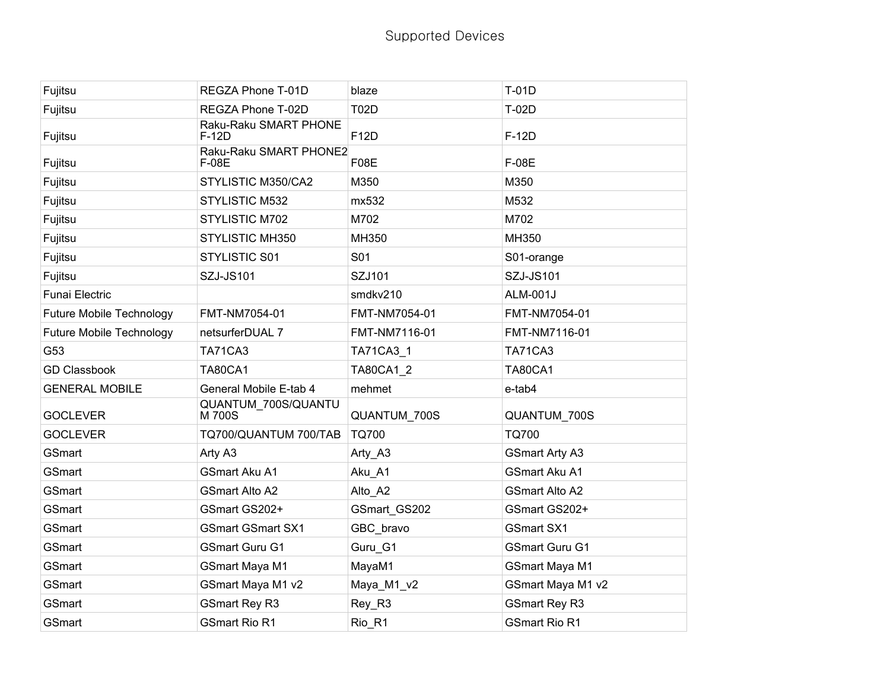# Supported Devices

| | | | |
|---|---|---|---|
| Fujitsu | REGZA Phone T-01D | blaze | T-01D |
| Fujitsu | REGZA Phone T-02D | T02D | T-02D |
| Fujitsu | Raku-Raku SMART PHONE F-12D | F12D | F-12D |
| Fujitsu | Raku-Raku SMART PHONE2 F-08E | F08E | F-08E |
| Fujitsu | STYLISTIC M350/CA2 | M350 | M350 |
| Fujitsu | STYLISTIC M532 | mx532 | M532 |
| Fujitsu | STYLISTIC M702 | M702 | M702 |
| Fujitsu | STYLISTIC MH350 | MH350 | MH350 |
| Fujitsu | STYLISTIC S01 | S01 | S01-orange |
| Fujitsu | SZJ-JS101 | SZJ101 | SZJ-JS101 |
| Funai Electric | | smdkv210 | ALM-001J |
| Future Mobile Technology | FMT-NM7054-01 | FMT-NM7054-01 | FMT-NM7054-01 |
| Future Mobile Technology | netsurferDUAL 7 | FMT-NM7116-01 | FMT-NM7116-01 |
| G53 | TA71CA3 | TA71CA3_1 | TA71CA3 |
| GD Classbook | TA80CA1 | TA80CA1_2 | TA80CA1 |
| GENERAL MOBILE | General Mobile E-tab 4 | mehmet | e-tab4 |
| GOCLEVER | QUANTUM_700S/QUANTUM 700S | QUANTUM_700S | QUANTUM_700S |
| GOCLEVER | TQ700/QUANTUM 700/TAB | TQ700 | TQ700 |
| GSmart | Arty A3 | Arty_A3 | GSmart Arty A3 |
| GSmart | GSmart Aku A1 | Aku_A1 | GSmart Aku A1 |
| GSmart | GSmart Alto A2 | Alto_A2 | GSmart Alto A2 |
| GSmart | GSmart GS202+ | GSmart_GS202 | GSmart GS202+ |
| GSmart | GSmart GSmart SX1 | GBC_bravo | GSmart SX1 |
| GSmart | GSmart Guru G1 | Guru_G1 | GSmart Guru G1 |
| GSmart | GSmart Maya M1 | MayaM1 | GSmart Maya M1 |
| GSmart | GSmart Maya M1 v2 | Maya_M1_v2 | GSmart Maya M1 v2 |
| GSmart | GSmart Rey R3 | Rey_R3 | GSmart Rey R3 |
| GSmart | GSmart Rio R1 | Rio_R1 | GSmart Rio R1 |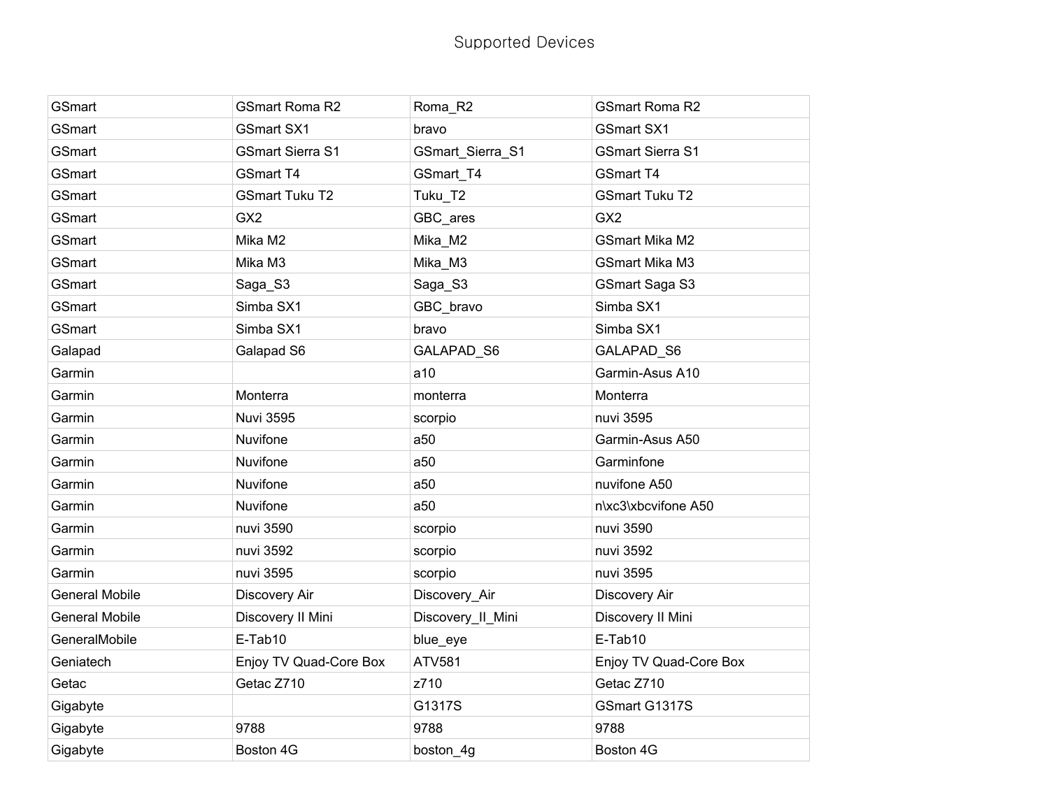Supported Devices

| | | | |
|---|---|---|---|
| GSmart | GSmart Roma R2 | Roma_R2 | GSmart Roma R2 |
| GSmart | GSmart SX1 | bravo | GSmart SX1 |
| GSmart | GSmart Sierra S1 | GSmart_Sierra_S1 | GSmart Sierra S1 |
| GSmart | GSmart T4 | GSmart_T4 | GSmart T4 |
| GSmart | GSmart Tuku T2 | Tuku_T2 | GSmart Tuku T2 |
| GSmart | GX2 | GBC_ares | GX2 |
| GSmart | Mika M2 | Mika_M2 | GSmart Mika M2 |
| GSmart | Mika M3 | Mika_M3 | GSmart Mika M3 |
| GSmart | Saga_S3 | Saga_S3 | GSmart Saga S3 |
| GSmart | Simba SX1 | GBC_bravo | Simba SX1 |
| GSmart | Simba SX1 | bravo | Simba SX1 |
| Galapad | Galapad S6 | GALAPAD_S6 | GALAPAD_S6 |
| Garmin | | a10 | Garmin-Asus A10 |
| Garmin | Monterra | monterra | Monterra |
| Garmin | Nuvi 3595 | scorpio | nuvi 3595 |
| Garmin | Nuvifone | a50 | Garmin-Asus A50 |
| Garmin | Nuvifone | a50 | Garminfone |
| Garmin | Nuvifone | a50 | nuvifone A50 |
| Garmin | Nuvifone | a50 | n\xc3\xbcvifone A50 |
| Garmin | nuvi 3590 | scorpio | nuvi 3590 |
| Garmin | nuvi 3592 | scorpio | nuvi 3592 |
| Garmin | nuvi 3595 | scorpio | nuvi 3595 |
| General Mobile | Discovery Air | Discovery_Air | Discovery Air |
| General Mobile | Discovery II Mini | Discovery_II_Mini | Discovery II Mini |
| GeneralMobile | E-Tab10 | blue_eye | E-Tab10 |
| Geniatech | Enjoy TV Quad-Core Box | ATV581 | Enjoy TV Quad-Core Box |
| Getac | Getac Z710 | z710 | Getac Z710 |
| Gigabyte | | G1317S | GSmart G1317S |
| Gigabyte | 9788 | 9788 | 9788 |
| Gigabyte | Boston 4G | boston_4g | Boston 4G |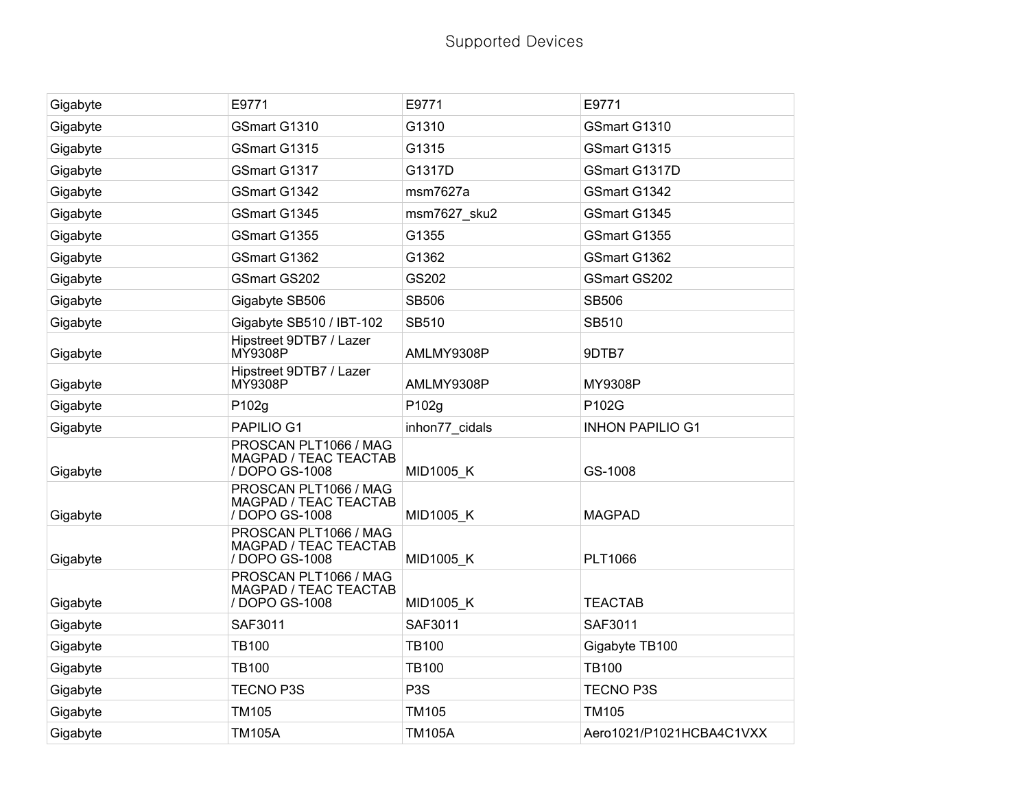Supported Devices

| | | | |
|---|---|---|---|
| Gigabyte | E9771 | E9771 | E9771 |
| Gigabyte | GSmart G1310 | G1310 | GSmart G1310 |
| Gigabyte | GSmart G1315 | G1315 | GSmart G1315 |
| Gigabyte | GSmart G1317 | G1317D | GSmart G1317D |
| Gigabyte | GSmart G1342 | msm7627a | GSmart G1342 |
| Gigabyte | GSmart G1345 | msm7627_sku2 | GSmart G1345 |
| Gigabyte | GSmart G1355 | G1355 | GSmart G1355 |
| Gigabyte | GSmart G1362 | G1362 | GSmart G1362 |
| Gigabyte | GSmart GS202 | GS202 | GSmart GS202 |
| Gigabyte | Gigabyte SB506 | SB506 | SB506 |
| Gigabyte | Gigabyte SB510 / IBT-102 | SB510 | SB510 |
| Gigabyte | Hipstreet 9DTB7 / Lazer MY9308P | AMLMY9308P | 9DTB7 |
| Gigabyte | Hipstreet 9DTB7 / Lazer MY9308P | AMLMY9308P | MY9308P |
| Gigabyte | P102g | P102g | P102G |
| Gigabyte | PAPILIO G1 | inhon77_cidals | INHON PAPILIO G1 |
| Gigabyte | PROSCAN PLT1066 / MAG MAGPAD / TEAC TEACTAB / DOPO GS-1008 | MID1005_K | GS-1008 |
| Gigabyte | PROSCAN PLT1066 / MAG MAGPAD / TEAC TEACTAB / DOPO GS-1008 | MID1005_K | MAGPAD |
| Gigabyte | PROSCAN PLT1066 / MAG MAGPAD / TEAC TEACTAB / DOPO GS-1008 | MID1005_K | PLT1066 |
| Gigabyte | PROSCAN PLT1066 / MAG MAGPAD / TEAC TEACTAB / DOPO GS-1008 | MID1005_K | TEACTAB |
| Gigabyte | SAF3011 | SAF3011 | SAF3011 |
| Gigabyte | TB100 | TB100 | Gigabyte TB100 |
| Gigabyte | TB100 | TB100 | TB100 |
| Gigabyte | TECNO P3S | P3S | TECNO P3S |
| Gigabyte | TM105 | TM105 | TM105 |
| Gigabyte | TM105A | TM105A | Aero1021/P1021HCBA4C1VXX |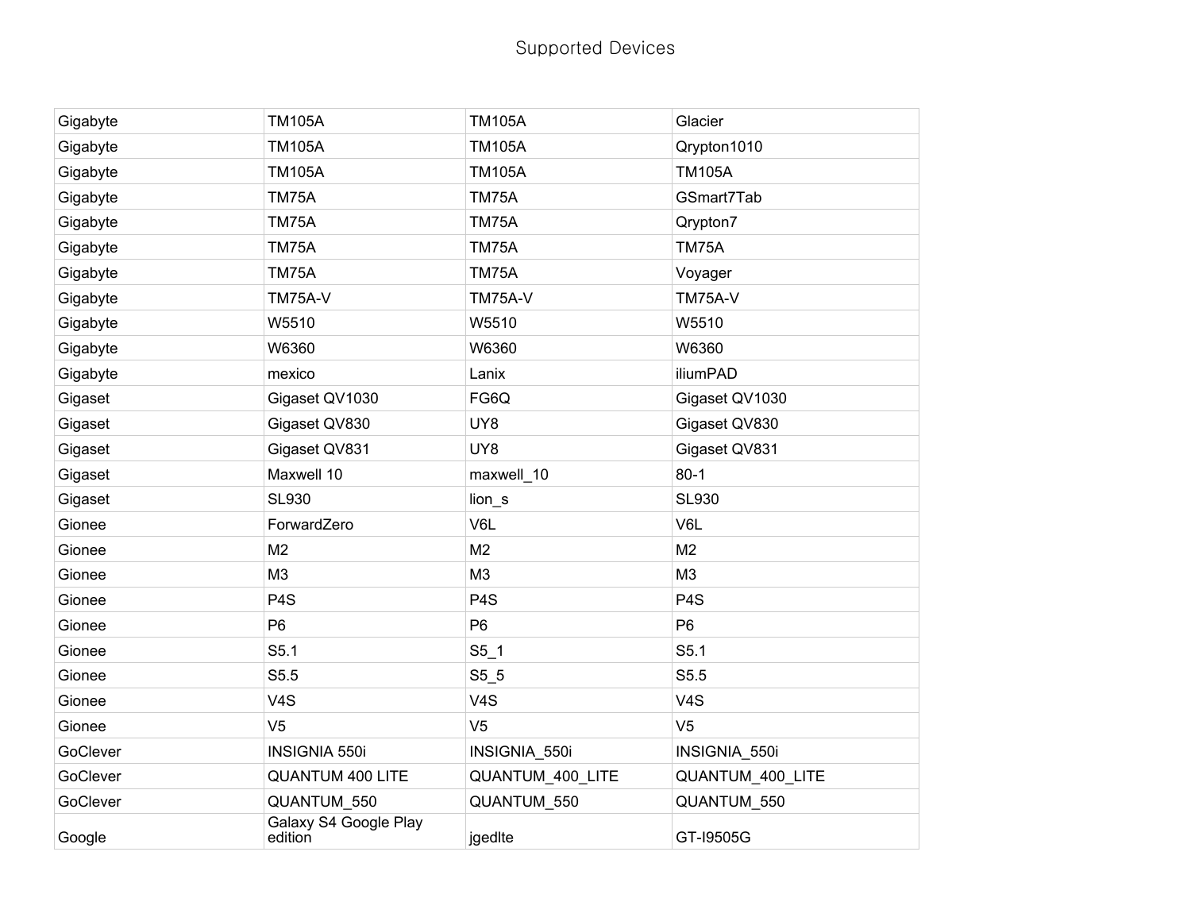Supported Devices

| | | | |
|---|---|---|---|
| Gigabyte | TM105A | TM105A | Glacier |
| Gigabyte | TM105A | TM105A | Qrypton1010 |
| Gigabyte | TM105A | TM105A | TM105A |
| Gigabyte | TM75A | TM75A | GSmart7Tab |
| Gigabyte | TM75A | TM75A | Qrypton7 |
| Gigabyte | TM75A | TM75A | TM75A |
| Gigabyte | TM75A | TM75A | Voyager |
| Gigabyte | TM75A-V | TM75A-V | TM75A-V |
| Gigabyte | W5510 | W5510 | W5510 |
| Gigabyte | W6360 | W6360 | W6360 |
| Gigabyte | mexico | Lanix | iliumPAD |
| Gigaset | Gigaset QV1030 | FG6Q | Gigaset QV1030 |
| Gigaset | Gigaset QV830 | UY8 | Gigaset QV830 |
| Gigaset | Gigaset QV831 | UY8 | Gigaset QV831 |
| Gigaset | Maxwell 10 | maxwell_10 | 80-1 |
| Gigaset | SL930 | lion_s | SL930 |
| Gionee | ForwardZero | V6L | V6L |
| Gionee | M2 | M2 | M2 |
| Gionee | M3 | M3 | M3 |
| Gionee | P4S | P4S | P4S |
| Gionee | P6 | P6 | P6 |
| Gionee | S5.1 | S5_1 | S5.1 |
| Gionee | S5.5 | S5_5 | S5.5 |
| Gionee | V4S | V4S | V4S |
| Gionee | V5 | V5 | V5 |
| GoClever | INSIGNIA 550i | INSIGNIA_550i | INSIGNIA_550i |
| GoClever | QUANTUM 400 LITE | QUANTUM_400_LITE | QUANTUM_400_LITE |
| GoClever | QUANTUM_550 | QUANTUM_550 | QUANTUM_550 |
| Google | Galaxy S4 Google Play edition | jgedlte | GT-I9505G |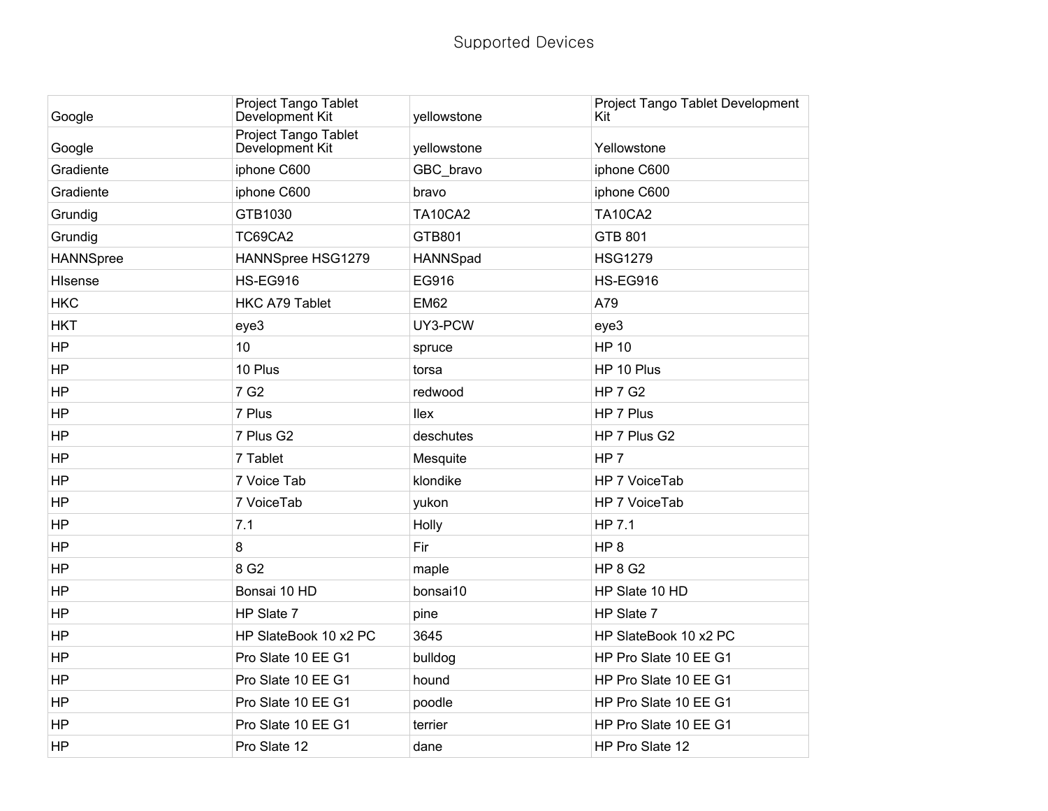# Supported Devices

| | | | |
|---|---|---|---|
| Google | Project Tango Tablet Development Kit | yellowstone | Project Tango Tablet Development Kit |
| Google | Project Tango Tablet Development Kit | yellowstone | Yellowstone |
| Gradiente | iphone C600 | GBC_bravo | iphone C600 |
| Gradiente | iphone C600 | bravo | iphone C600 |
| Grundig | GTB1030 | TA10CA2 | TA10CA2 |
| Grundig | TC69CA2 | GTB801 | GTB 801 |
| HANNSpree | HANNSpree HSG1279 | HANNSpad | HSG1279 |
| HIsense | HS-EG916 | EG916 | HS-EG916 |
| HKC | HKC A79 Tablet | EM62 | A79 |
| HKT | eye3 | UY3-PCW | eye3 |
| HP | 10 | spruce | HP 10 |
| HP | 10 Plus | torsa | HP 10 Plus |
| HP | 7 G2 | redwood | HP 7 G2 |
| HP | 7 Plus | Ilex | HP 7 Plus |
| HP | 7 Plus G2 | deschutes | HP 7 Plus G2 |
| HP | 7 Tablet | Mesquite | HP 7 |
| HP | 7 Voice Tab | klondike | HP 7 VoiceTab |
| HP | 7 VoiceTab | yukon | HP 7 VoiceTab |
| HP | 7.1 | Holly | HP 7.1 |
| HP | 8 | Fir | HP 8 |
| HP | 8 G2 | maple | HP 8 G2 |
| HP | Bonsai 10 HD | bonsai10 | HP Slate 10 HD |
| HP | HP Slate 7 | pine | HP Slate 7 |
| HP | HP SlateBook 10 x2 PC | 3645 | HP SlateBook 10 x2 PC |
| HP | Pro Slate 10 EE G1 | bulldog | HP Pro Slate 10 EE G1 |
| HP | Pro Slate 10 EE G1 | hound | HP Pro Slate 10 EE G1 |
| HP | Pro Slate 10 EE G1 | poodle | HP Pro Slate 10 EE G1 |
| HP | Pro Slate 10 EE G1 | terrier | HP Pro Slate 10 EE G1 |
| HP | Pro Slate 12 | dane | HP Pro Slate 12 |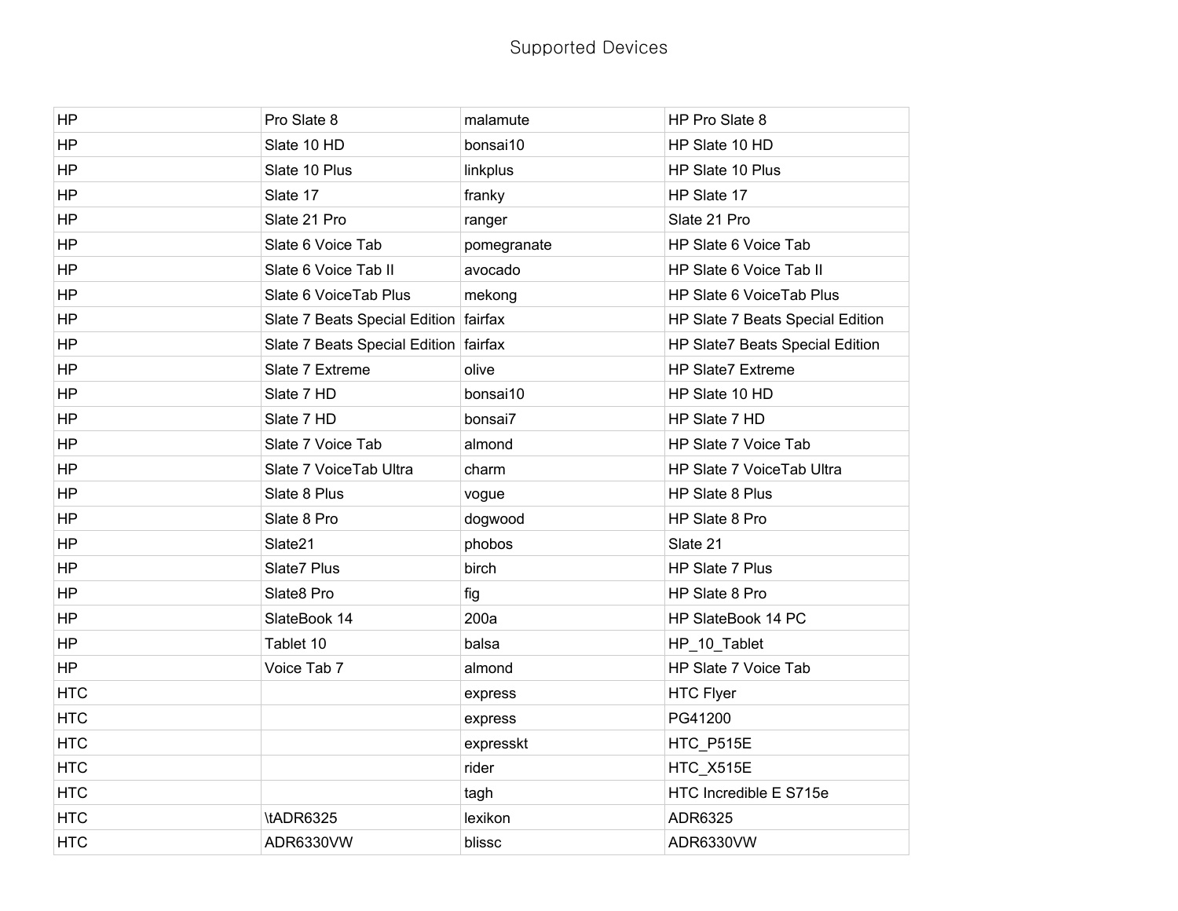| HP | Pro Slate 8 | malamute | HP Pro Slate 8 |
|---|---|---|---|
| HP | Slate 10 HD | bonsai10 | HP Slate 10 HD |
| HP | Slate 10 Plus | linkplus | HP Slate 10 Plus |
| HP | Slate 17 | franky | HP Slate 17 |
| HP | Slate 21 Pro | ranger | Slate 21 Pro |
| HP | Slate 6 Voice Tab | pomegranate | HP Slate 6 Voice Tab |
| HP | Slate 6 Voice Tab II | avocado | HP Slate 6 Voice Tab II |
| HP | Slate 6 VoiceTab Plus | mekong | HP Slate 6 VoiceTab Plus |
| HP | Slate 7 Beats Special Edition | fairfax | HP Slate 7 Beats Special Edition |
| HP | Slate 7 Beats Special Edition | fairfax | HP Slate7 Beats Special Edition |
| HP | Slate 7 Extreme | olive | HP Slate7 Extreme |
| HP | Slate 7 HD | bonsai10 | HP Slate 10 HD |
| HP | Slate 7 HD | bonsai7 | HP Slate 7 HD |
| HP | Slate 7 Voice Tab | almond | HP Slate 7 Voice Tab |
| HP | Slate 7 VoiceTab Ultra | charm | HP Slate 7 VoiceTab Ultra |
| HP | Slate 8 Plus | vogue | HP Slate 8 Plus |
| HP | Slate 8 Pro | dogwood | HP Slate 8 Pro |
| HP | Slate21 | phobos | Slate 21 |
| HP | Slate7 Plus | birch | HP Slate 7 Plus |
| HP | Slate8 Pro | fig | HP Slate 8 Pro |
| HP | SlateBook 14 | 200a | HP SlateBook 14 PC |
| HP | Tablet 10 | balsa | HP_10_Tablet |
| HP | Voice Tab 7 | almond | HP Slate 7 Voice Tab |
| HTC | | express | HTC Flyer |
| HTC | | express | PG41200 |
| HTC | | expresskt | HTC_P515E |
| HTC | | rider | HTC_X515E |
| HTC | | tagh | HTC Incredible E S715e |
| HTC | \tADR6325 | lexikon | ADR6325 |
| HTC | ADR6330VW | blissc | ADR6330VW |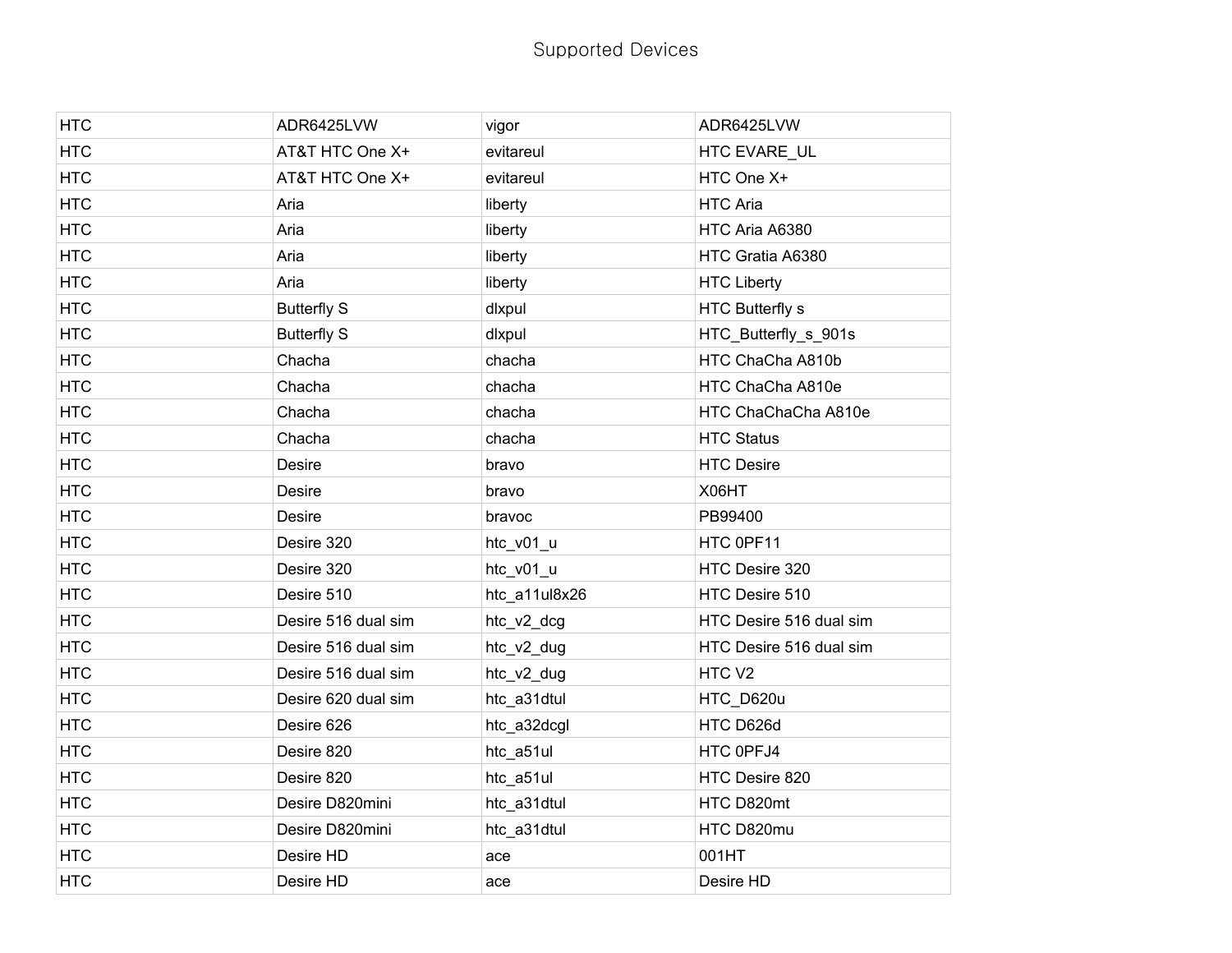# Supported Devices

| | | | |
|---|---|---|---|
| HTC | ADR6425LVW | vigor | ADR6425LVW |
| HTC | AT&T HTC One X+ | evitareul | HTC EVARE_UL |
| HTC | AT&T HTC One X+ | evitareul | HTC One X+ |
| HTC | Aria | liberty | HTC Aria |
| HTC | Aria | liberty | HTC Aria A6380 |
| HTC | Aria | liberty | HTC Gratia A6380 |
| HTC | Aria | liberty | HTC Liberty |
| HTC | Butterfly S | dlxpul | HTC Butterfly s |
| HTC | Butterfly S | dlxpul | HTC_Butterfly_s_901s |
| HTC | Chacha | chacha | HTC ChaCha A810b |
| HTC | Chacha | chacha | HTC ChaCha A810e |
| HTC | Chacha | chacha | HTC ChaChaCha A810e |
| HTC | Chacha | chacha | HTC Status |
| HTC | Desire | bravo | HTC Desire |
| HTC | Desire | bravo | X06HT |
| HTC | Desire | bravoc | PB99400 |
| HTC | Desire 320 | htc_v01_u | HTC 0PF11 |
| HTC | Desire 320 | htc_v01_u | HTC Desire 320 |
| HTC | Desire 510 | htc_a11ul8x26 | HTC Desire 510 |
| HTC | Desire 516 dual sim | htc_v2_dcg | HTC Desire 516 dual sim |
| HTC | Desire 516 dual sim | htc_v2_dug | HTC Desire 516 dual sim |
| HTC | Desire 516 dual sim | htc_v2_dug | HTC V2 |
| HTC | Desire 620 dual sim | htc_a31dtul | HTC_D620u |
| HTC | Desire 626 | htc_a32dcgl | HTC D626d |
| HTC | Desire 820 | htc_a51ul | HTC 0PFJ4 |
| HTC | Desire 820 | htc_a51ul | HTC Desire 820 |
| HTC | Desire D820mini | htc_a31dtul | HTC D820mt |
| HTC | Desire D820mini | htc_a31dtul | HTC D820mu |
| HTC | Desire HD | ace | 001HT |
| HTC | Desire HD | ace | Desire HD |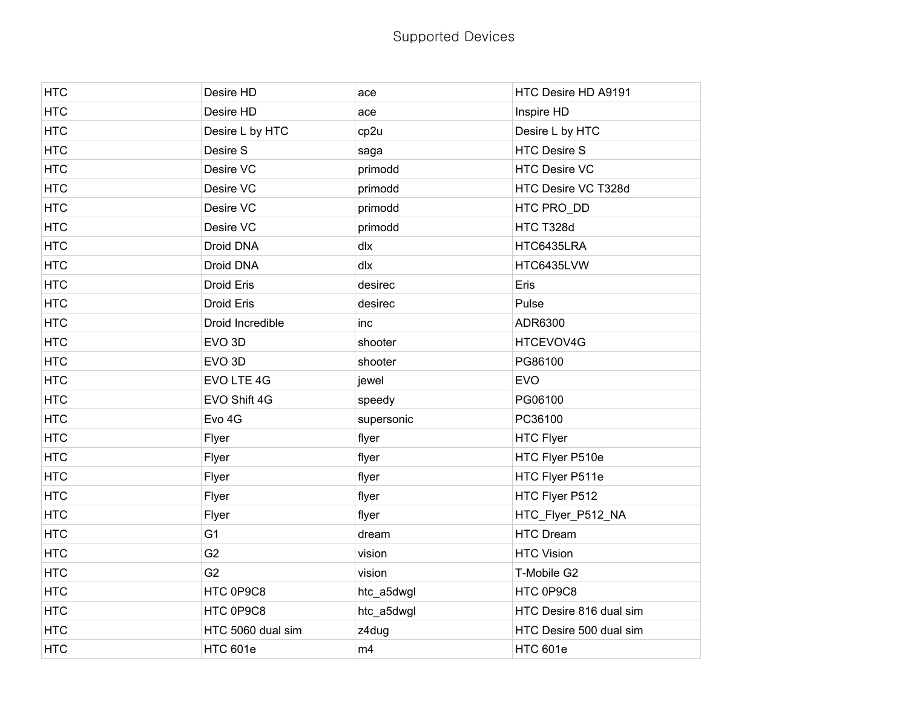# Supported Devices

| | | | |
|---|---|---|---|
| HTC | Desire HD | ace | HTC Desire HD A9191 |
| HTC | Desire HD | ace | Inspire HD |
| HTC | Desire L by HTC | cp2u | Desire L by HTC |
| HTC | Desire S | saga | HTC Desire S |
| HTC | Desire VC | primodd | HTC Desire VC |
| HTC | Desire VC | primodd | HTC Desire VC T328d |
| HTC | Desire VC | primodd | HTC PRO_DD |
| HTC | Desire VC | primodd | HTC T328d |
| HTC | Droid DNA | dlx | HTC6435LRA |
| HTC | Droid DNA | dlx | HTC6435LVW |
| HTC | Droid Eris | desirec | Eris |
| HTC | Droid Eris | desirec | Pulse |
| HTC | Droid Incredible | inc | ADR6300 |
| HTC | EVO 3D | shooter | HTCEVOV4G |
| HTC | EVO 3D | shooter | PG86100 |
| HTC | EVO LTE 4G | jewel | EVO |
| HTC | EVO Shift 4G | speedy | PG06100 |
| HTC | Evo 4G | supersonic | PC36100 |
| HTC | Flyer | flyer | HTC Flyer |
| HTC | Flyer | flyer | HTC Flyer P510e |
| HTC | Flyer | flyer | HTC Flyer P511e |
| HTC | Flyer | flyer | HTC Flyer P512 |
| HTC | Flyer | flyer | HTC_Flyer_P512_NA |
| HTC | G1 | dream | HTC Dream |
| HTC | G2 | vision | HTC Vision |
| HTC | G2 | vision | T-Mobile G2 |
| HTC | HTC 0P9C8 | htc_a5dwgl | HTC 0P9C8 |
| HTC | HTC 0P9C8 | htc_a5dwgl | HTC Desire 816 dual sim |
| HTC | HTC 5060 dual sim | z4dug | HTC Desire 500 dual sim |
| HTC | HTC 601e | m4 | HTC 601e |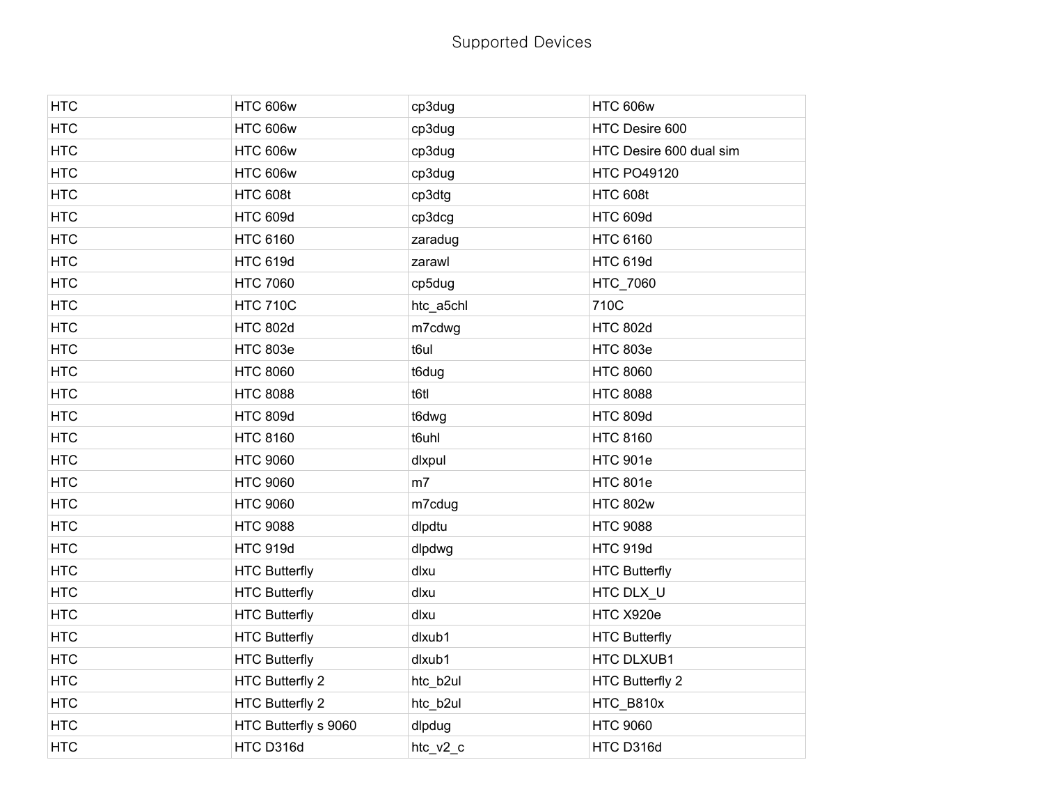Supported Devices

| | | | |
|---|---|---|---|
| HTC | HTC 606w | cp3dug | HTC 606w |
| HTC | HTC 606w | cp3dug | HTC Desire 600 |
| HTC | HTC 606w | cp3dug | HTC Desire 600 dual sim |
| HTC | HTC 606w | cp3dug | HTC PO49120 |
| HTC | HTC 608t | cp3dtg | HTC 608t |
| HTC | HTC 609d | cp3dcg | HTC 609d |
| HTC | HTC 6160 | zaradug | HTC 6160 |
| HTC | HTC 619d | zarawl | HTC 619d |
| HTC | HTC 7060 | cp5dug | HTC_7060 |
| HTC | HTC 710C | htc_a5chl | 710C |
| HTC | HTC 802d | m7cdwg | HTC 802d |
| HTC | HTC 803e | t6ul | HTC 803e |
| HTC | HTC 8060 | t6dug | HTC 8060 |
| HTC | HTC 8088 | t6tl | HTC 8088 |
| HTC | HTC 809d | t6dwg | HTC 809d |
| HTC | HTC 8160 | t6uhl | HTC 8160 |
| HTC | HTC 9060 | dlxpul | HTC 901e |
| HTC | HTC 9060 | m7 | HTC 801e |
| HTC | HTC 9060 | m7cdug | HTC 802w |
| HTC | HTC 9088 | dlpdtu | HTC 9088 |
| HTC | HTC 919d | dlpdwg | HTC 919d |
| HTC | HTC Butterfly | dlxu | HTC Butterfly |
| HTC | HTC Butterfly | dlxu | HTC DLX_U |
| HTC | HTC Butterfly | dlxu | HTC X920e |
| HTC | HTC Butterfly | dlxub1 | HTC Butterfly |
| HTC | HTC Butterfly | dlxub1 | HTC DLXUB1 |
| HTC | HTC Butterfly 2 | htc_b2ul | HTC Butterfly 2 |
| HTC | HTC Butterfly 2 | htc_b2ul | HTC_B810x |
| HTC | HTC Butterfly s 9060 | dlpdug | HTC 9060 |
| HTC | HTC D316d | htc_v2_c | HTC D316d |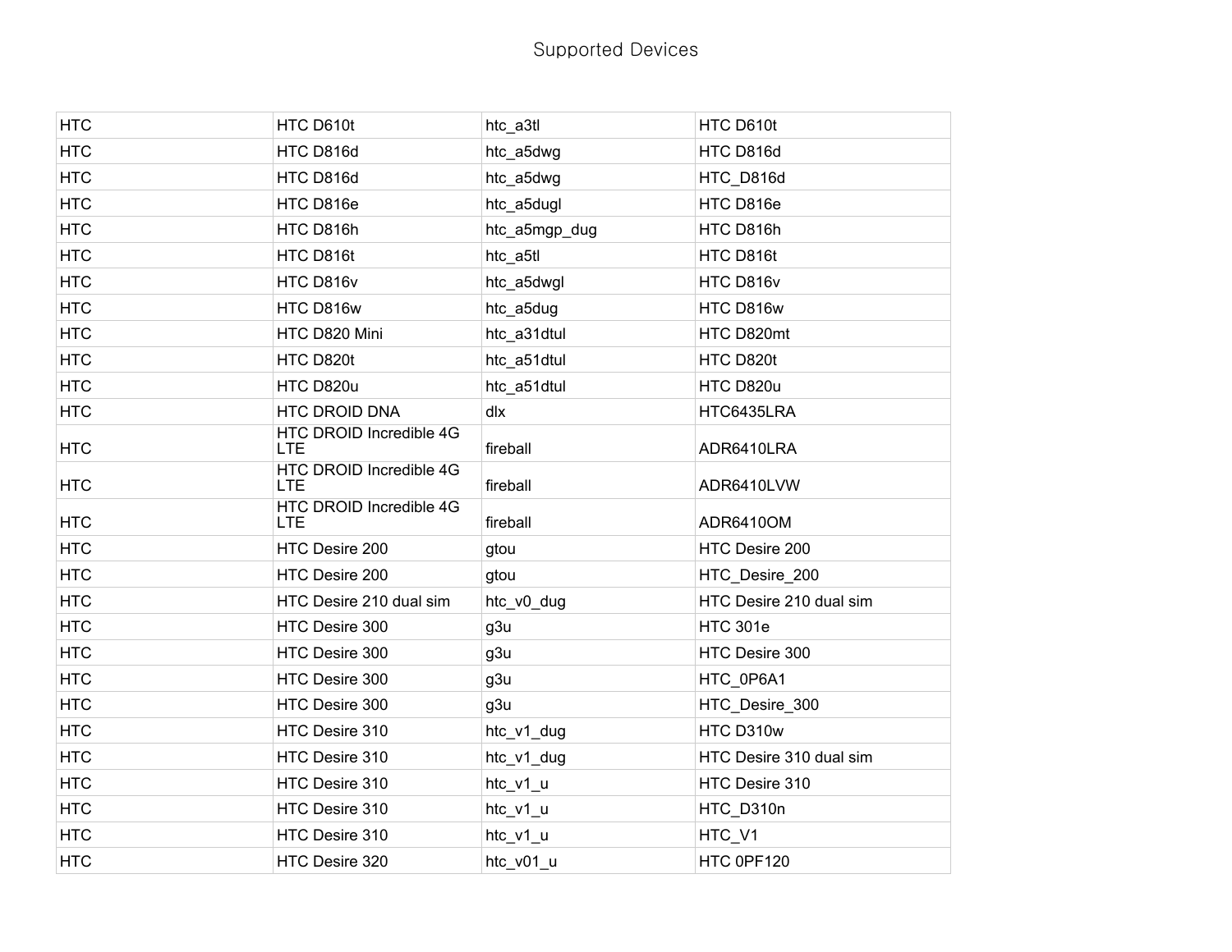# Supported Devices

| | | | |
|---|---|---|---|
| HTC | HTC D610t | htc_a3tl | HTC D610t |
| HTC | HTC D816d | htc_a5dwg | HTC D816d |
| HTC | HTC D816d | htc_a5dwg | HTC_D816d |
| HTC | HTC D816e | htc_a5dugl | HTC D816e |
| HTC | HTC D816h | htc_a5mgp_dug | HTC D816h |
| HTC | HTC D816t | htc_a5tl | HTC D816t |
| HTC | HTC D816v | htc_a5dwgl | HTC D816v |
| HTC | HTC D816w | htc_a5dug | HTC D816w |
| HTC | HTC D820 Mini | htc_a31dtul | HTC D820mt |
| HTC | HTC D820t | htc_a51dtul | HTC D820t |
| HTC | HTC D820u | htc_a51dtul | HTC D820u |
| HTC | HTC DROID DNA | dlx | HTC6435LRA |
| HTC | HTC DROID Incredible 4G LTE | fireball | ADR6410LRA |
| HTC | HTC DROID Incredible 4G LTE | fireball | ADR6410LVW |
| HTC | HTC DROID Incredible 4G LTE | fireball | ADR6410OM |
| HTC | HTC Desire 200 | gtou | HTC Desire 200 |
| HTC | HTC Desire 200 | gtou | HTC_Desire_200 |
| HTC | HTC Desire 210 dual sim | htc_v0_dug | HTC Desire 210 dual sim |
| HTC | HTC Desire 300 | g3u | HTC 301e |
| HTC | HTC Desire 300 | g3u | HTC Desire 300 |
| HTC | HTC Desire 300 | g3u | HTC_0P6A1 |
| HTC | HTC Desire 300 | g3u | HTC_Desire_300 |
| HTC | HTC Desire 310 | htc_v1_dug | HTC D310w |
| HTC | HTC Desire 310 | htc_v1_dug | HTC Desire 310 dual sim |
| HTC | HTC Desire 310 | htc_v1_u | HTC Desire 310 |
| HTC | HTC Desire 310 | htc_v1_u | HTC_D310n |
| HTC | HTC Desire 310 | htc_v1_u | HTC_V1 |
| HTC | HTC Desire 320 | htc_v01_u | HTC 0PF120 |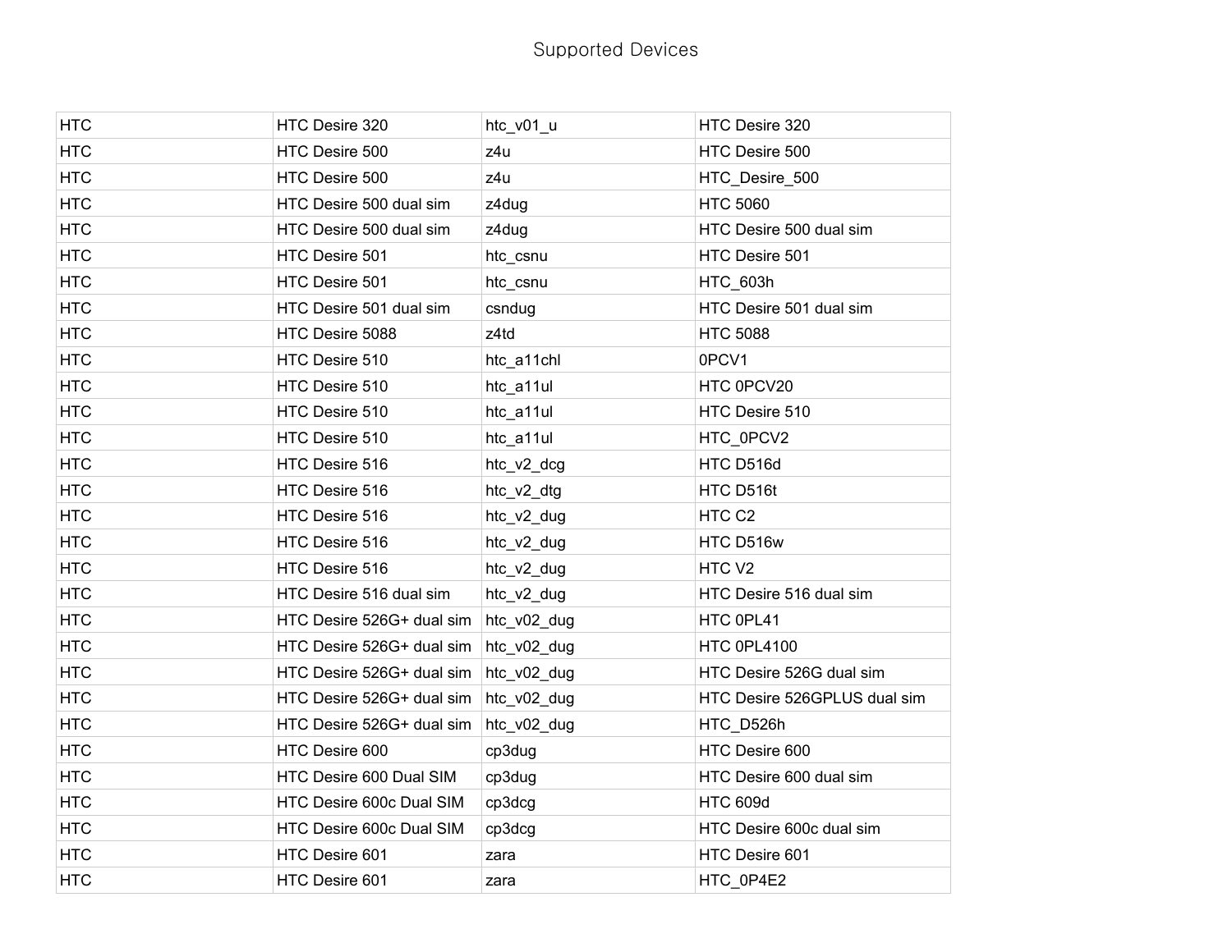# Supported Devices

| | | | |
|---|---|---|---|
| HTC | HTC Desire 320 | htc_v01_u | HTC Desire 320 |
| HTC | HTC Desire 500 | z4u | HTC Desire 500 |
| HTC | HTC Desire 500 | z4u | HTC_Desire_500 |
| HTC | HTC Desire 500 dual sim | z4dug | HTC 5060 |
| HTC | HTC Desire 500 dual sim | z4dug | HTC Desire 500 dual sim |
| HTC | HTC Desire 501 | htc_csnu | HTC Desire 501 |
| HTC | HTC Desire 501 | htc_csnu | HTC_603h |
| HTC | HTC Desire 501 dual sim | csndug | HTC Desire 501 dual sim |
| HTC | HTC Desire 5088 | z4td | HTC 5088 |
| HTC | HTC Desire 510 | htc_a11chl | 0PCV1 |
| HTC | HTC Desire 510 | htc_a11ul | HTC 0PCV20 |
| HTC | HTC Desire 510 | htc_a11ul | HTC Desire 510 |
| HTC | HTC Desire 510 | htc_a11ul | HTC_0PCV2 |
| HTC | HTC Desire 516 | htc_v2_dcg | HTC D516d |
| HTC | HTC Desire 516 | htc_v2_dtg | HTC D516t |
| HTC | HTC Desire 516 | htc_v2_dug | HTC C2 |
| HTC | HTC Desire 516 | htc_v2_dug | HTC D516w |
| HTC | HTC Desire 516 | htc_v2_dug | HTC V2 |
| HTC | HTC Desire 516 dual sim | htc_v2_dug | HTC Desire 516 dual sim |
| HTC | HTC Desire 526G+ dual sim | htc_v02_dug | HTC 0PL41 |
| HTC | HTC Desire 526G+ dual sim | htc_v02_dug | HTC 0PL4100 |
| HTC | HTC Desire 526G+ dual sim | htc_v02_dug | HTC Desire 526G dual sim |
| HTC | HTC Desire 526G+ dual sim | htc_v02_dug | HTC Desire 526GPLUS dual sim |
| HTC | HTC Desire 526G+ dual sim | htc_v02_dug | HTC_D526h |
| HTC | HTC Desire 600 | cp3dug | HTC Desire 600 |
| HTC | HTC Desire 600 Dual SIM | cp3dug | HTC Desire 600 dual sim |
| HTC | HTC Desire 600c Dual SIM | cp3dcg | HTC 609d |
| HTC | HTC Desire 600c Dual SIM | cp3dcg | HTC Desire 600c dual sim |
| HTC | HTC Desire 601 | zara | HTC Desire 601 |
| HTC | HTC Desire 601 | zara | HTC_0P4E2 |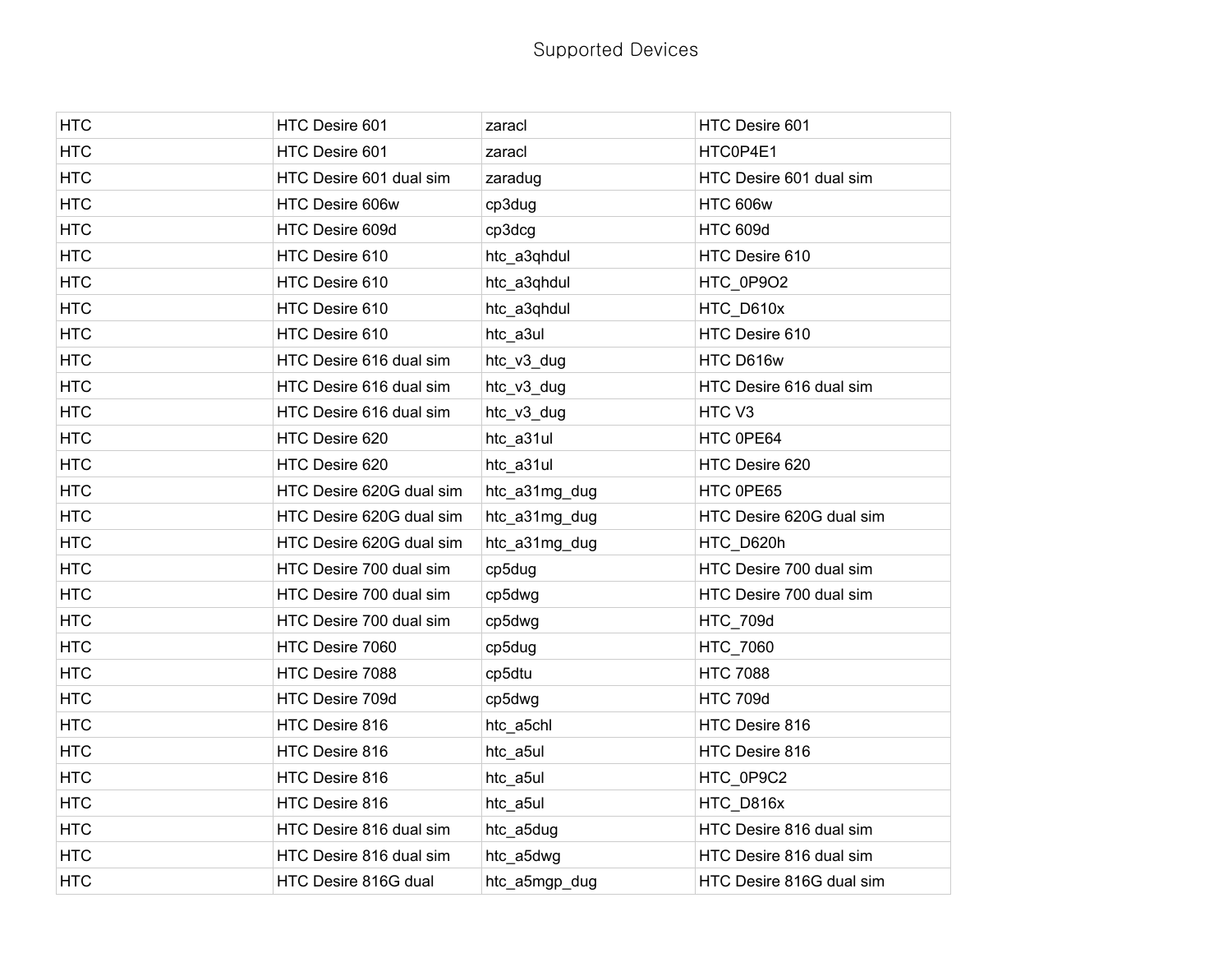# Supported Devices

| | | | |
|---|---|---|---|
| HTC | HTC Desire 601 | zaracl | HTC Desire 601 |
| HTC | HTC Desire 601 | zaracl | HTC0P4E1 |
| HTC | HTC Desire 601 dual sim | zaradug | HTC Desire 601 dual sim |
| HTC | HTC Desire 606w | cp3dug | HTC 606w |
| HTC | HTC Desire 609d | cp3dcg | HTC 609d |
| HTC | HTC Desire 610 | htc_a3qhdul | HTC Desire 610 |
| HTC | HTC Desire 610 | htc_a3qhdul | HTC_0P9O2 |
| HTC | HTC Desire 610 | htc_a3qhdul | HTC_D610x |
| HTC | HTC Desire 610 | htc_a3ul | HTC Desire 610 |
| HTC | HTC Desire 616 dual sim | htc_v3_dug | HTC D616w |
| HTC | HTC Desire 616 dual sim | htc_v3_dug | HTC Desire 616 dual sim |
| HTC | HTC Desire 616 dual sim | htc_v3_dug | HTC V3 |
| HTC | HTC Desire 620 | htc_a31ul | HTC 0PE64 |
| HTC | HTC Desire 620 | htc_a31ul | HTC Desire 620 |
| HTC | HTC Desire 620G dual sim | htc_a31mg_dug | HTC 0PE65 |
| HTC | HTC Desire 620G dual sim | htc_a31mg_dug | HTC Desire 620G dual sim |
| HTC | HTC Desire 620G dual sim | htc_a31mg_dug | HTC_D620h |
| HTC | HTC Desire 700 dual sim | cp5dug | HTC Desire 700 dual sim |
| HTC | HTC Desire 700 dual sim | cp5dwg | HTC Desire 700 dual sim |
| HTC | HTC Desire 700 dual sim | cp5dwg | HTC_709d |
| HTC | HTC Desire 7060 | cp5dug | HTC_7060 |
| HTC | HTC Desire 7088 | cp5dtu | HTC 7088 |
| HTC | HTC Desire 709d | cp5dwg | HTC 709d |
| HTC | HTC Desire 816 | htc_a5chl | HTC Desire 816 |
| HTC | HTC Desire 816 | htc_a5ul | HTC Desire 816 |
| HTC | HTC Desire 816 | htc_a5ul | HTC_0P9C2 |
| HTC | HTC Desire 816 | htc_a5ul | HTC_D816x |
| HTC | HTC Desire 816 dual sim | htc_a5dug | HTC Desire 816 dual sim |
| HTC | HTC Desire 816 dual sim | htc_a5dwg | HTC Desire 816 dual sim |
| HTC | HTC Desire 816G dual | htc_a5mgp_dug | HTC Desire 816G dual sim |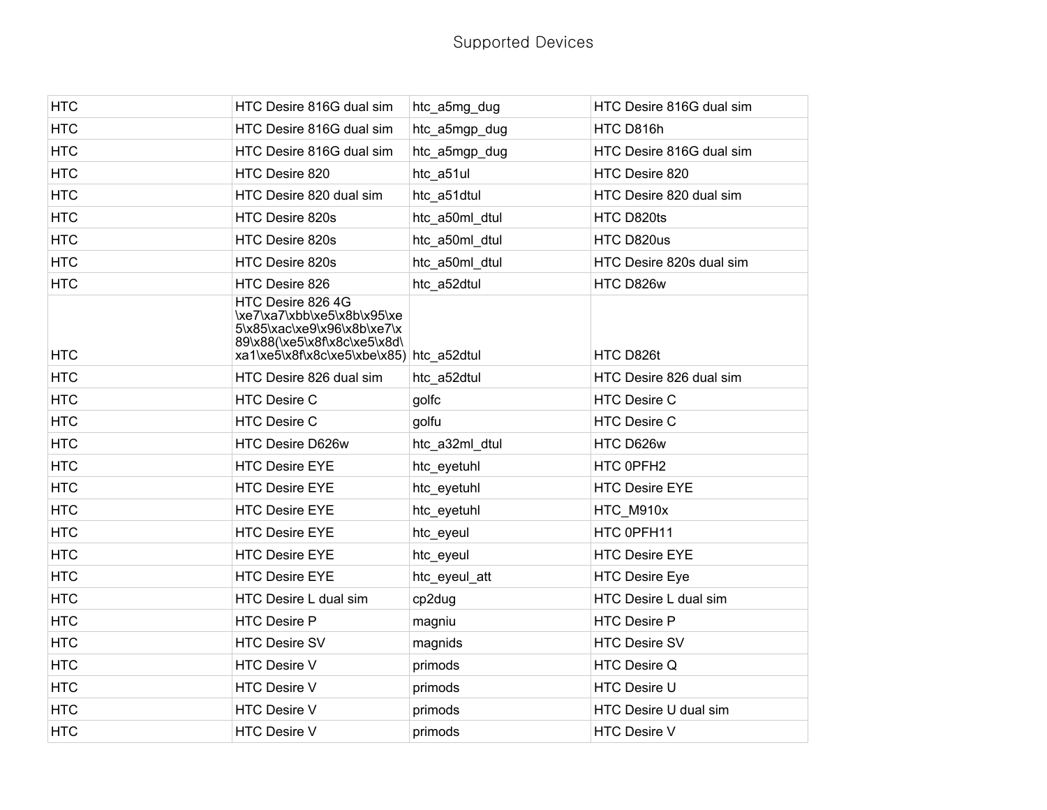# Supported Devices

| | | | |
|---|---|---|---|
| HTC | HTC Desire 816G dual sim | htc_a5mg_dug | HTC Desire 816G dual sim |
| HTC | HTC Desire 816G dual sim | htc_a5mgp_dug | HTC D816h |
| HTC | HTC Desire 816G dual sim | htc_a5mgp_dug | HTC Desire 816G dual sim |
| HTC | HTC Desire 820 | htc_a51ul | HTC Desire 820 |
| HTC | HTC Desire 820 dual sim | htc_a51dtul | HTC Desire 820 dual sim |
| HTC | HTC Desire 820s | htc_a50ml_dtul | HTC D820ts |
| HTC | HTC Desire 820s | htc_a50ml_dtul | HTC D820us |
| HTC | HTC Desire 820s | htc_a50ml_dtul | HTC Desire 820s dual sim |
| HTC | HTC Desire 826 | htc_a52dtul | HTC D826w |
| HTC | HTC Desire 826 4G \xe7\xa7\xbb\xe5\x8b\x95\xe5\x85\xac\xe9\x96\x8b\xe7\x89\x88(\xe5\x8f\x8c\xe5\x8d\xa1\xe5\x8f\x8c\xe5\xbe\x85) | htc_a52dtul | HTC D826t |
| HTC | HTC Desire 826 dual sim | htc_a52dtul | HTC Desire 826 dual sim |
| HTC | HTC Desire C | golfc | HTC Desire C |
| HTC | HTC Desire C | golfu | HTC Desire C |
| HTC | HTC Desire D626w | htc_a32ml_dtul | HTC D626w |
| HTC | HTC Desire EYE | htc_eyetuhl | HTC 0PFH2 |
| HTC | HTC Desire EYE | htc_eyetuhl | HTC Desire EYE |
| HTC | HTC Desire EYE | htc_eyetuhl | HTC_M910x |
| HTC | HTC Desire EYE | htc_eyeul | HTC 0PFH11 |
| HTC | HTC Desire EYE | htc_eyeul | HTC Desire EYE |
| HTC | HTC Desire EYE | htc_eyeul_att | HTC Desire Eye |
| HTC | HTC Desire L dual sim | cp2dug | HTC Desire L dual sim |
| HTC | HTC Desire P | magniu | HTC Desire P |
| HTC | HTC Desire SV | magnids | HTC Desire SV |
| HTC | HTC Desire V | primods | HTC Desire Q |
| HTC | HTC Desire V | primods | HTC Desire U |
| HTC | HTC Desire V | primods | HTC Desire U dual sim |
| HTC | HTC Desire V | primods | HTC Desire V |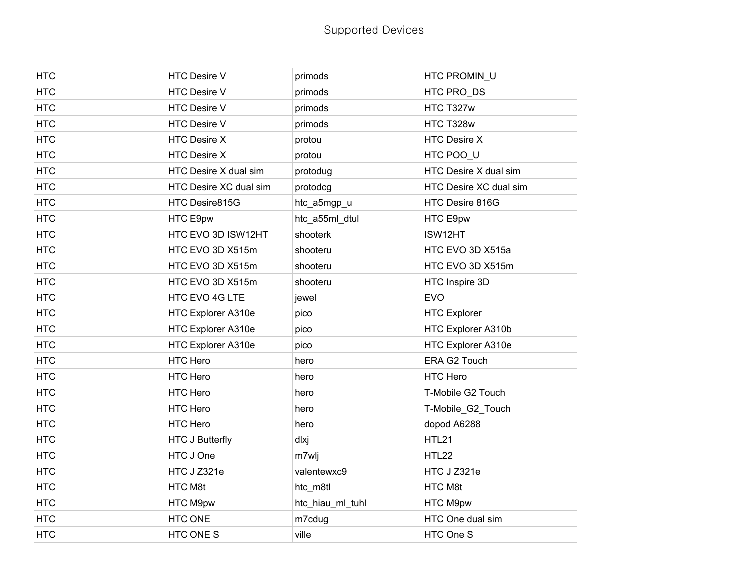Supported Devices

| HTC | HTC Desire V | primods | HTC PROMIN_U |
|---|---|---|---|
| HTC | HTC Desire V | primods | HTC PRO_DS |
| HTC | HTC Desire V | primods | HTC T327w |
| HTC | HTC Desire V | primods | HTC T328w |
| HTC | HTC Desire X | protou | HTC Desire X |
| HTC | HTC Desire X | protou | HTC POO_U |
| HTC | HTC Desire X dual sim | protodug | HTC Desire X dual sim |
| HTC | HTC Desire XC dual sim | protodcg | HTC Desire XC dual sim |
| HTC | HTC Desire815G | htc_a5mgp_u | HTC Desire 816G |
| HTC | HTC E9pw | htc_a55ml_dtul | HTC E9pw |
| HTC | HTC EVO 3D ISW12HT | shooterk | ISW12HT |
| HTC | HTC EVO 3D X515m | shooteru | HTC EVO 3D X515a |
| HTC | HTC EVO 3D X515m | shooteru | HTC EVO 3D X515m |
| HTC | HTC EVO 3D X515m | shooteru | HTC Inspire 3D |
| HTC | HTC EVO 4G LTE | jewel | EVO |
| HTC | HTC Explorer A310e | pico | HTC Explorer |
| HTC | HTC Explorer A310e | pico | HTC Explorer A310b |
| HTC | HTC Explorer A310e | pico | HTC Explorer A310e |
| HTC | HTC Hero | hero | ERA G2 Touch |
| HTC | HTC Hero | hero | HTC Hero |
| HTC | HTC Hero | hero | T-Mobile G2 Touch |
| HTC | HTC Hero | hero | T-Mobile_G2_Touch |
| HTC | HTC Hero | hero | dopod A6288 |
| HTC | HTC J Butterfly | dlxj | HTL21 |
| HTC | HTC J One | m7wlj | HTL22 |
| HTC | HTC J Z321e | valentewxc9 | HTC J Z321e |
| HTC | HTC M8t | htc_m8tl | HTC M8t |
| HTC | HTC M9pw | htc_hiau_ml_tuhl | HTC M9pw |
| HTC | HTC ONE | m7cdug | HTC One dual sim |
| HTC | HTC ONE S | ville | HTC One S |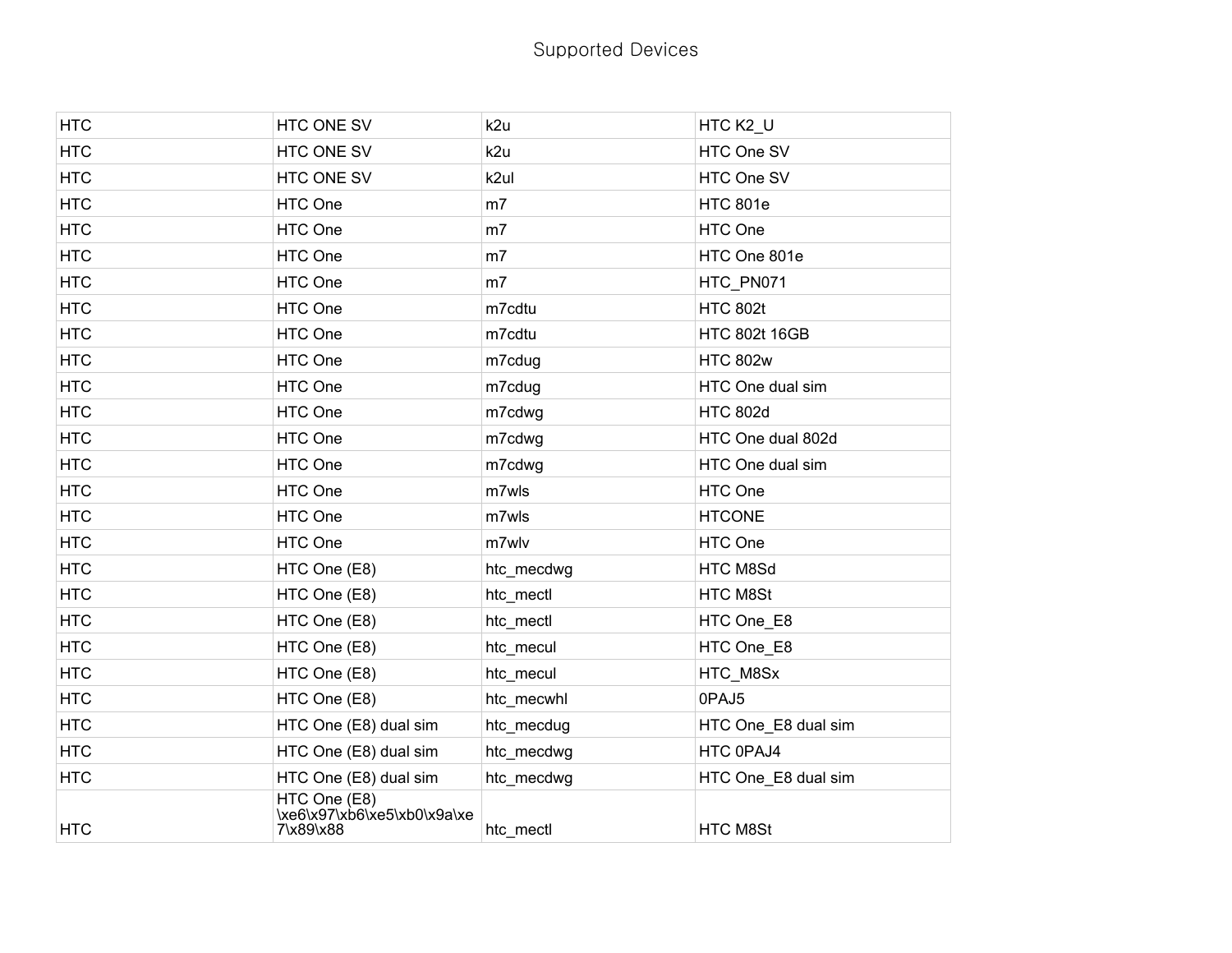Supported Devices

| HTC | HTC ONE SV | k2u | HTC K2_U |
|---|---|---|---|
| HTC | HTC ONE SV | k2u | HTC One SV |
| HTC | HTC ONE SV | k2ul | HTC One SV |
| HTC | HTC One | m7 | HTC 801e |
| HTC | HTC One | m7 | HTC One |
| HTC | HTC One | m7 | HTC One 801e |
| HTC | HTC One | m7 | HTC_PN071 |
| HTC | HTC One | m7cdtu | HTC 802t |
| HTC | HTC One | m7cdtu | HTC 802t 16GB |
| HTC | HTC One | m7cdug | HTC 802w |
| HTC | HTC One | m7cdug | HTC One dual sim |
| HTC | HTC One | m7cdwg | HTC 802d |
| HTC | HTC One | m7cdwg | HTC One dual 802d |
| HTC | HTC One | m7cdwg | HTC One dual sim |
| HTC | HTC One | m7wls | HTC One |
| HTC | HTC One | m7wls | HTCONE |
| HTC | HTC One | m7wlv | HTC One |
| HTC | HTC One (E8) | htc_mecdwg | HTC M8Sd |
| HTC | HTC One (E8) | htc_mectl | HTC M8St |
| HTC | HTC One (E8) | htc_mectl | HTC One_E8 |
| HTC | HTC One (E8) | htc_mecul | HTC One_E8 |
| HTC | HTC One (E8) | htc_mecul | HTC_M8Sx |
| HTC | HTC One (E8) | htc_mecwhl | 0PAJ5 |
| HTC | HTC One (E8) dual sim | htc_mecdug | HTC One_E8 dual sim |
| HTC | HTC One (E8) dual sim | htc_mecdwg | HTC 0PAJ4 |
| HTC | HTC One (E8) dual sim | htc_mecdwg | HTC One_E8 dual sim |
| HTC | HTC One (E8) \xe6\x97\xb6\xe5\xb0\x9a\xe7\x89\x88 | htc_mectl | HTC M8St |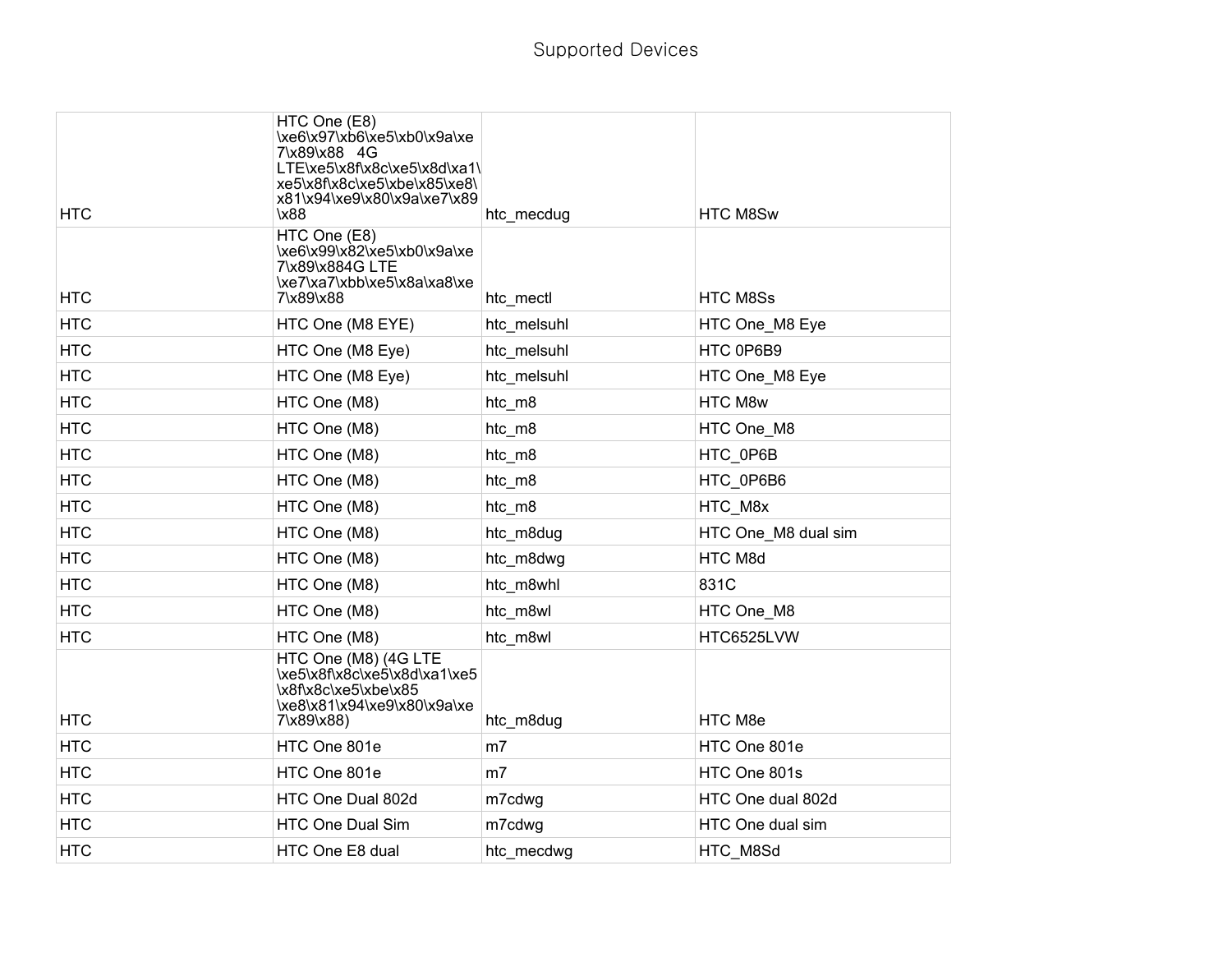Supported Devices

| | | | |
|---|---|---|---|
| HTC | HTC One (E8) \xe6\x97\xb6\xe5\xb0\x9a\xe7\x89\x88 4G LTE\xe5\x8f\x8c\xe5\x8d\xa1\xe5\x8f\x8c\xe5\xbe\x85\xe8\x81\x94\xe9\x80\x9a\xe7\x89\x88 | htc_mecdug | HTC M8Sw |
| HTC | HTC One (E8) \xe6\x99\x82\xe5\xb0\x9a\xe7\x89\x884G LTE \xe7\xa7\xbb\xe5\x8a\xa8\xe7\x89\x88 | htc_mectl | HTC M8Ss |
| HTC | HTC One (M8 EYE) | htc_melsuhl | HTC One_M8 Eye |
| HTC | HTC One (M8 Eye) | htc_melsuhl | HTC 0P6B9 |
| HTC | HTC One (M8 Eye) | htc_melsuhl | HTC One_M8 Eye |
| HTC | HTC One (M8) | htc_m8 | HTC M8w |
| HTC | HTC One (M8) | htc_m8 | HTC One_M8 |
| HTC | HTC One (M8) | htc_m8 | HTC_0P6B |
| HTC | HTC One (M8) | htc_m8 | HTC_0P6B6 |
| HTC | HTC One (M8) | htc_m8 | HTC_M8x |
| HTC | HTC One (M8) | htc_m8dug | HTC One_M8 dual sim |
| HTC | HTC One (M8) | htc_m8dwg | HTC M8d |
| HTC | HTC One (M8) | htc_m8whl | 831C |
| HTC | HTC One (M8) | htc_m8wl | HTC One_M8 |
| HTC | HTC One (M8) | htc_m8wl | HTC6525LVW |
| HTC | HTC One (M8) (4G LTE \xe5\x8f\x8c\xe5\x8d\xa1\xe5\x8f\x8c\xe5\xbe\x85 \xe8\x81\x94\xe9\x80\x9a\xe7\x89\x88) | htc_m8dug | HTC M8e |
| HTC | HTC One 801e | m7 | HTC One 801e |
| HTC | HTC One 801e | m7 | HTC One 801s |
| HTC | HTC One Dual 802d | m7cdwg | HTC One dual 802d |
| HTC | HTC One Dual Sim | m7cdwg | HTC One dual sim |
| HTC | HTC One E8 dual | htc_mecdwg | HTC_M8Sd |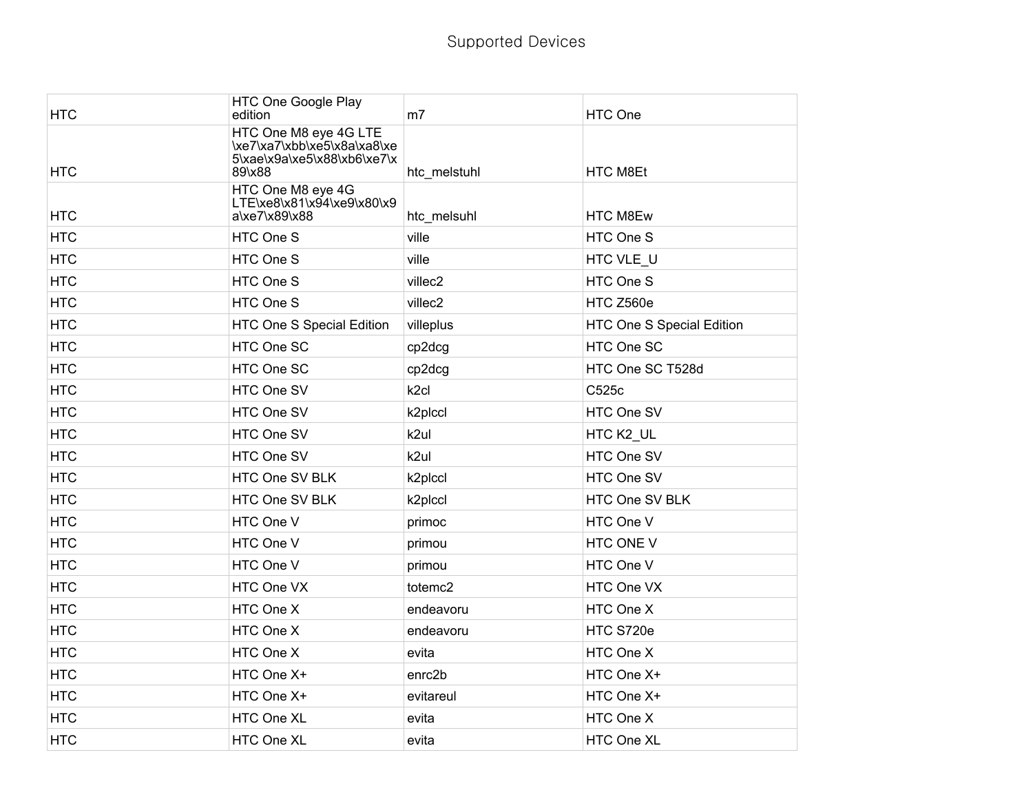# Supported Devices

| | | | |
|---|---|---|---|
| HTC | HTC One Google Play edition | m7 | HTC One |
| HTC | HTC One M8 eye 4G LTE \xe7\xa7\xbb\xe5\x8a\xa8\xe5\xae\x9a\xe5\x88\xb6\xe7\x89\x88 | htc_melstuhl | HTC M8Et |
| HTC | HTC One M8 eye 4G LTE\xe8\x81\x94\xe9\x80\x9a\xe7\x89\x88 | htc_melsuhl | HTC M8Ew |
| HTC | HTC One S | ville | HTC One S |
| HTC | HTC One S | ville | HTC VLE_U |
| HTC | HTC One S | villec2 | HTC One S |
| HTC | HTC One S | villec2 | HTC Z560e |
| HTC | HTC One S Special Edition | villeplus | HTC One S Special Edition |
| HTC | HTC One SC | cp2dcg | HTC One SC |
| HTC | HTC One SC | cp2dcg | HTC One SC T528d |
| HTC | HTC One SV | k2cl | C525c |
| HTC | HTC One SV | k2plccl | HTC One SV |
| HTC | HTC One SV | k2ul | HTC K2_UL |
| HTC | HTC One SV | k2ul | HTC One SV |
| HTC | HTC One SV BLK | k2plccl | HTC One SV |
| HTC | HTC One SV BLK | k2plccl | HTC One SV BLK |
| HTC | HTC One V | primoc | HTC One V |
| HTC | HTC One V | primou | HTC ONE V |
| HTC | HTC One V | primou | HTC One V |
| HTC | HTC One VX | totemc2 | HTC One VX |
| HTC | HTC One X | endeavoru | HTC One X |
| HTC | HTC One X | endeavoru | HTC S720e |
| HTC | HTC One X | evita | HTC One X |
| HTC | HTC One X+ | enrc2b | HTC One X+ |
| HTC | HTC One X+ | evitareul | HTC One X+ |
| HTC | HTC One XL | evita | HTC One X |
| HTC | HTC One XL | evita | HTC One XL |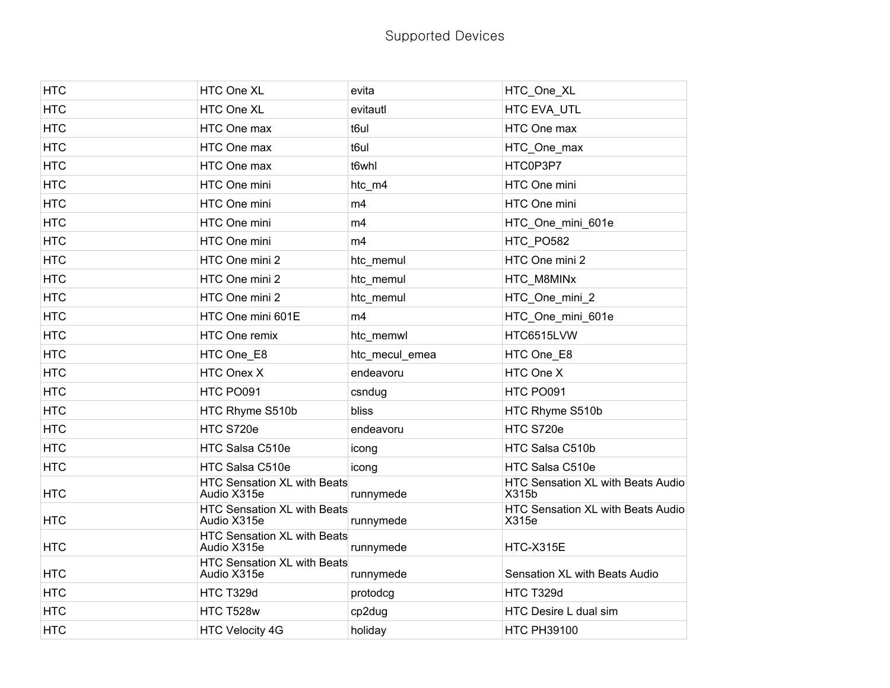Supported Devices

| | | | |
|---|---|---|---|
| HTC | HTC One XL | evita | HTC_One_XL |
| HTC | HTC One XL | evitautl | HTC EVA_UTL |
| HTC | HTC One max | t6ul | HTC One max |
| HTC | HTC One max | t6ul | HTC_One_max |
| HTC | HTC One max | t6whl | HTC0P3P7 |
| HTC | HTC One mini | htc_m4 | HTC One mini |
| HTC | HTC One mini | m4 | HTC One mini |
| HTC | HTC One mini | m4 | HTC_One_mini_601e |
| HTC | HTC One mini | m4 | HTC_PO582 |
| HTC | HTC One mini 2 | htc_memul | HTC One mini 2 |
| HTC | HTC One mini 2 | htc_memul | HTC_M8MINx |
| HTC | HTC One mini 2 | htc_memul | HTC_One_mini_2 |
| HTC | HTC One mini 601E | m4 | HTC_One_mini_601e |
| HTC | HTC One remix | htc_memwl | HTC6515LVW |
| HTC | HTC One_E8 | htc_mecul_emea | HTC One_E8 |
| HTC | HTC Onex X | endeavoru | HTC One X |
| HTC | HTC PO091 | csndug | HTC PO091 |
| HTC | HTC Rhyme S510b | bliss | HTC Rhyme S510b |
| HTC | HTC S720e | endeavoru | HTC S720e |
| HTC | HTC Salsa C510e | icong | HTC Salsa C510b |
| HTC | HTC Salsa C510e | icong | HTC Salsa C510e |
| HTC | HTC Sensation XL with Beats Audio X315e | runnymede | HTC Sensation XL with Beats Audio X315b |
| HTC | HTC Sensation XL with Beats Audio X315e | runnymede | HTC Sensation XL with Beats Audio X315e |
| HTC | HTC Sensation XL with Beats Audio X315e | runnymede | HTC-X315E |
| HTC | HTC Sensation XL with Beats Audio X315e | runnymede | Sensation XL with Beats Audio |
| HTC | HTC T329d | protodcg | HTC T329d |
| HTC | HTC T528w | cp2dug | HTC Desire L dual sim |
| HTC | HTC Velocity 4G | holiday | HTC PH39100 |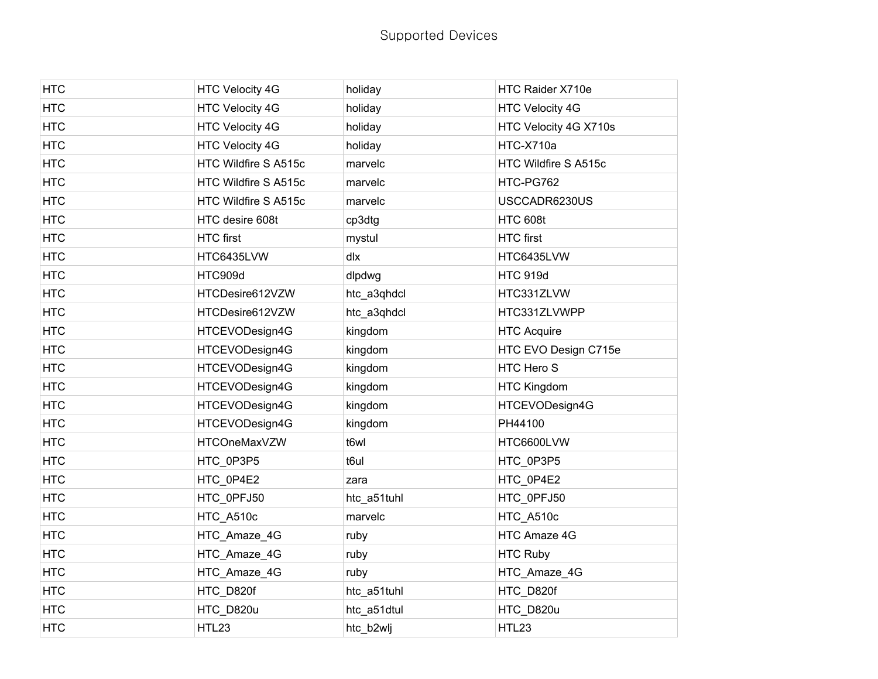# Supported Devices

| HTC | HTC Velocity 4G | holiday | HTC Raider X710e |
|---|---|---|---|
| HTC | HTC Velocity 4G | holiday | HTC Velocity 4G |
| HTC | HTC Velocity 4G | holiday | HTC Velocity 4G X710s |
| HTC | HTC Velocity 4G | holiday | HTC-X710a |
| HTC | HTC Wildfire S A515c | marvelc | HTC Wildfire S A515c |
| HTC | HTC Wildfire S A515c | marvelc | HTC-PG762 |
| HTC | HTC Wildfire S A515c | marvelc | USCCADR6230US |
| HTC | HTC desire 608t | cp3dtg | HTC 608t |
| HTC | HTC first | mystul | HTC first |
| HTC | HTC6435LVW | dlx | HTC6435LVW |
| HTC | HTC909d | dlpdwg | HTC 919d |
| HTC | HTCDesire612VZW | htc_a3qhdcl | HTC331ZLVW |
| HTC | HTCDesire612VZW | htc_a3qhdcl | HTC331ZLVWPP |
| HTC | HTCEVODesign4G | kingdom | HTC Acquire |
| HTC | HTCEVODesign4G | kingdom | HTC EVO Design C715e |
| HTC | HTCEVODesign4G | kingdom | HTC Hero S |
| HTC | HTCEVODesign4G | kingdom | HTC Kingdom |
| HTC | HTCEVODesign4G | kingdom | HTCEVODesign4G |
| HTC | HTCEVODesign4G | kingdom | PH44100 |
| HTC | HTCOneMaxVZW | t6wl | HTC6600LVW |
| HTC | HTC_0P3P5 | t6ul | HTC_0P3P5 |
| HTC | HTC_0P4E2 | zara | HTC_0P4E2 |
| HTC | HTC_0PFJ50 | htc_a51tuhl | HTC_0PFJ50 |
| HTC | HTC_A510c | marvelc | HTC_A510c |
| HTC | HTC_Amaze_4G | ruby | HTC Amaze 4G |
| HTC | HTC_Amaze_4G | ruby | HTC Ruby |
| HTC | HTC_Amaze_4G | ruby | HTC_Amaze_4G |
| HTC | HTC_D820f | htc_a51tuhl | HTC_D820f |
| HTC | HTC_D820u | htc_a51dtul | HTC_D820u |
| HTC | HTL23 | htc_b2wlj | HTL23 |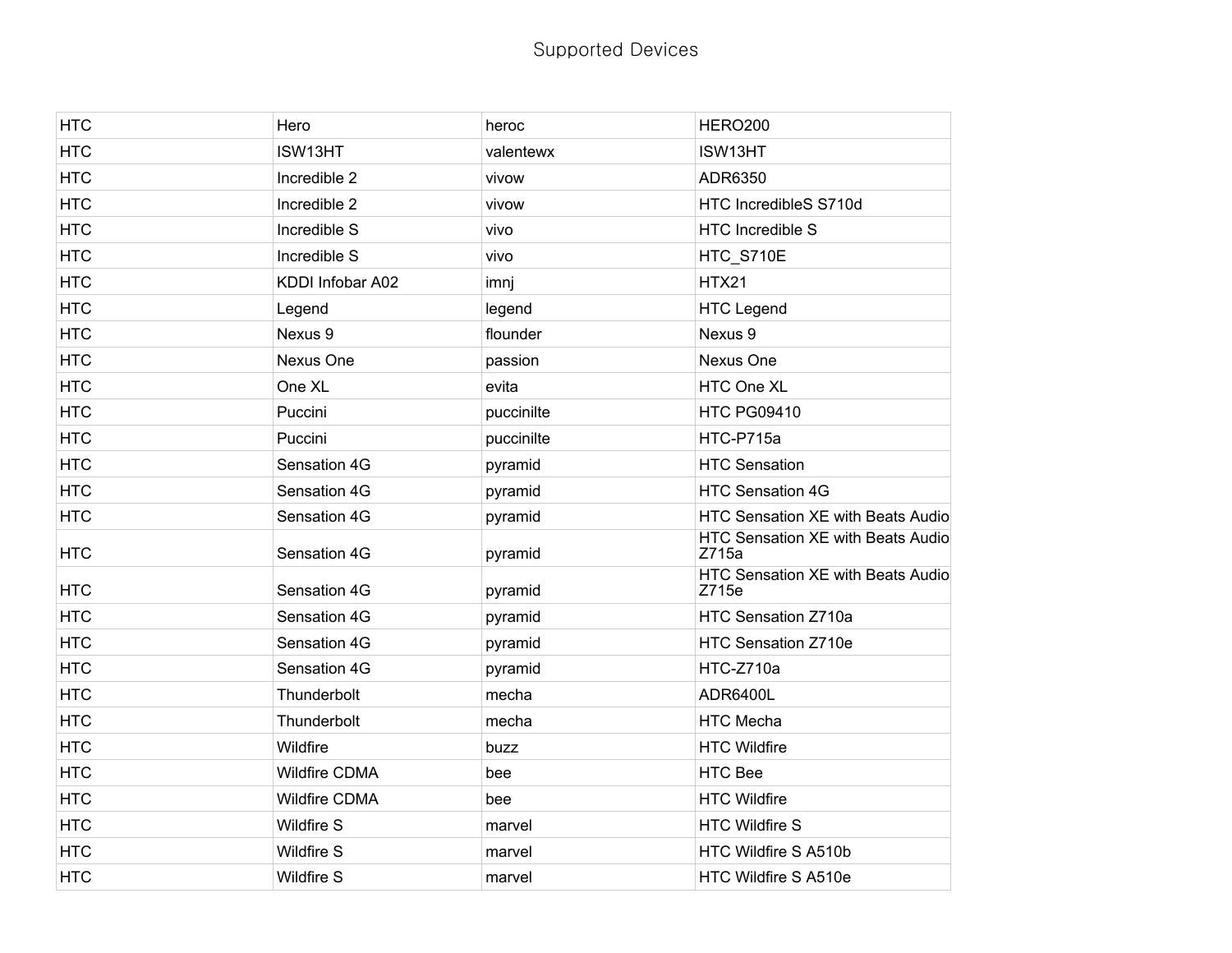Supported Devices

| | | | |
|---|---|---|---|
| HTC | Hero | heroc | HERO200 |
| HTC | ISW13HT | valentewx | ISW13HT |
| HTC | Incredible 2 | vivow | ADR6350 |
| HTC | Incredible 2 | vivow | HTC IncredibleS S710d |
| HTC | Incredible S | vivo | HTC Incredible S |
| HTC | Incredible S | vivo | HTC_S710E |
| HTC | KDDI Infobar A02 | imnj | HTX21 |
| HTC | Legend | legend | HTC Legend |
| HTC | Nexus 9 | flounder | Nexus 9 |
| HTC | Nexus One | passion | Nexus One |
| HTC | One XL | evita | HTC One XL |
| HTC | Puccini | puccinilte | HTC PG09410 |
| HTC | Puccini | puccinilte | HTC-P715a |
| HTC | Sensation 4G | pyramid | HTC Sensation |
| HTC | Sensation 4G | pyramid | HTC Sensation 4G |
| HTC | Sensation 4G | pyramid | HTC Sensation XE with Beats Audio |
| HTC | Sensation 4G | pyramid | HTC Sensation XE with Beats Audio Z715a |
| HTC | Sensation 4G | pyramid | HTC Sensation XE with Beats Audio Z715e |
| HTC | Sensation 4G | pyramid | HTC Sensation Z710a |
| HTC | Sensation 4G | pyramid | HTC Sensation Z710e |
| HTC | Sensation 4G | pyramid | HTC-Z710a |
| HTC | Thunderbolt | mecha | ADR6400L |
| HTC | Thunderbolt | mecha | HTC Mecha |
| HTC | Wildfire | buzz | HTC Wildfire |
| HTC | Wildfire CDMA | bee | HTC Bee |
| HTC | Wildfire CDMA | bee | HTC Wildfire |
| HTC | Wildfire S | marvel | HTC Wildfire S |
| HTC | Wildfire S | marvel | HTC Wildfire S A510b |
| HTC | Wildfire S | marvel | HTC Wildfire S A510e |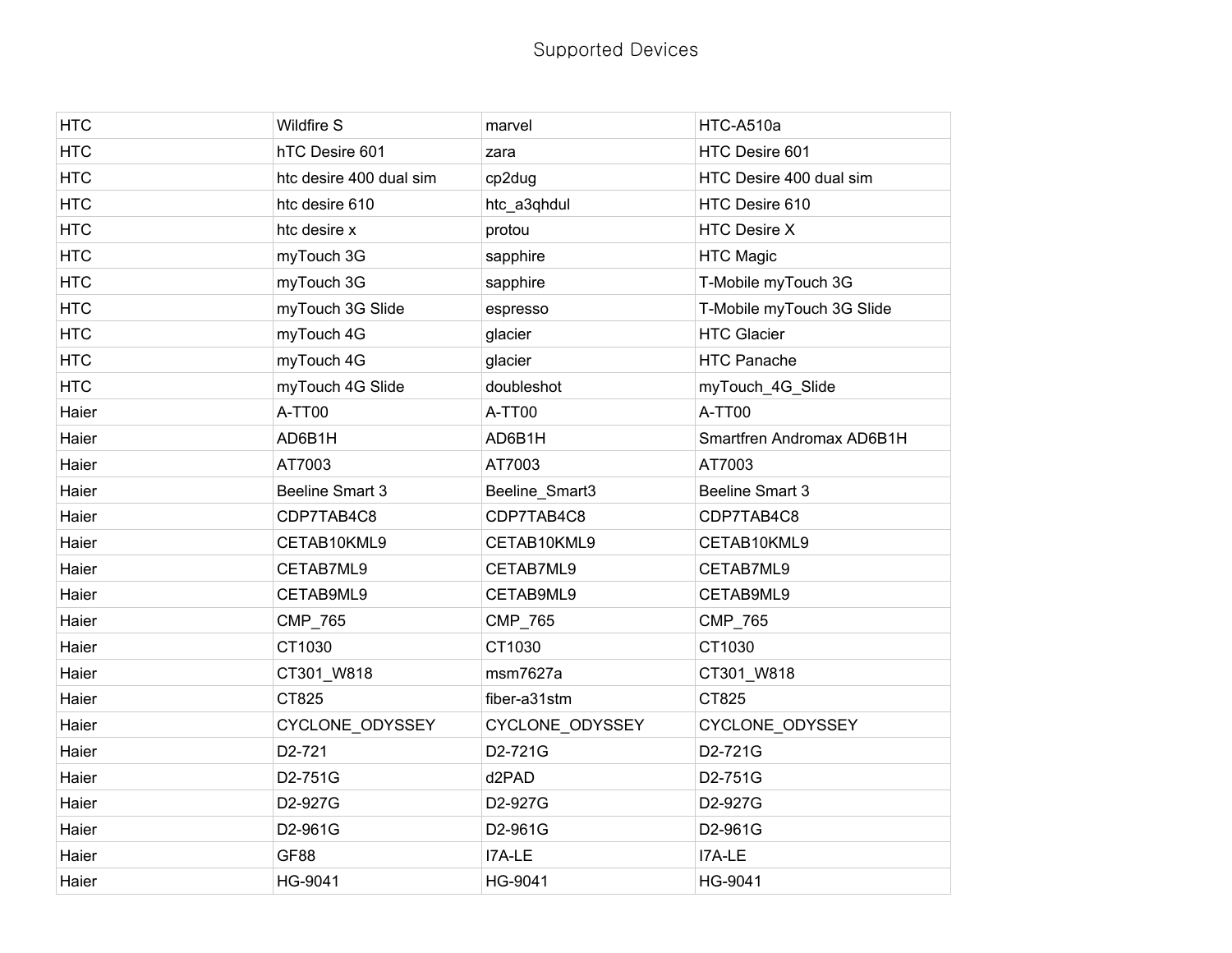Supported Devices

| HTC | Wildfire S | marvel | HTC-A510a |
|---|---|---|---|
| HTC | hTC Desire 601 | zara | HTC Desire 601 |
| HTC | htc desire 400 dual sim | cp2dug | HTC Desire 400 dual sim |
| HTC | htc desire 610 | htc_a3qhdul | HTC Desire 610 |
| HTC | htc desire x | protou | HTC Desire X |
| HTC | myTouch 3G | sapphire | HTC Magic |
| HTC | myTouch 3G | sapphire | T-Mobile myTouch 3G |
| HTC | myTouch 3G Slide | espresso | T-Mobile myTouch 3G Slide |
| HTC | myTouch 4G | glacier | HTC Glacier |
| HTC | myTouch 4G | glacier | HTC Panache |
| HTC | myTouch 4G Slide | doubleshot | myTouch_4G_Slide |
| Haier | A-TT00 | A-TT00 | A-TT00 |
| Haier | AD6B1H | AD6B1H | Smartfren Andromax AD6B1H |
| Haier | AT7003 | AT7003 | AT7003 |
| Haier | Beeline Smart 3 | Beeline_Smart3 | Beeline Smart 3 |
| Haier | CDP7TAB4C8 | CDP7TAB4C8 | CDP7TAB4C8 |
| Haier | CETAB10KML9 | CETAB10KML9 | CETAB10KML9 |
| Haier | CETAB7ML9 | CETAB7ML9 | CETAB7ML9 |
| Haier | CETAB9ML9 | CETAB9ML9 | CETAB9ML9 |
| Haier | CMP_765 | CMP_765 | CMP_765 |
| Haier | CT1030 | CT1030 | CT1030 |
| Haier | CT301_W818 | msm7627a | CT301_W818 |
| Haier | CT825 | fiber-a31stm | CT825 |
| Haier | CYCLONE_ODYSSEY | CYCLONE_ODYSSEY | CYCLONE_ODYSSEY |
| Haier | D2-721 | D2-721G | D2-721G |
| Haier | D2-751G | d2PAD | D2-751G |
| Haier | D2-927G | D2-927G | D2-927G |
| Haier | D2-961G | D2-961G | D2-961G |
| Haier | GF88 | I7A-LE | I7A-LE |
| Haier | HG-9041 | HG-9041 | HG-9041 |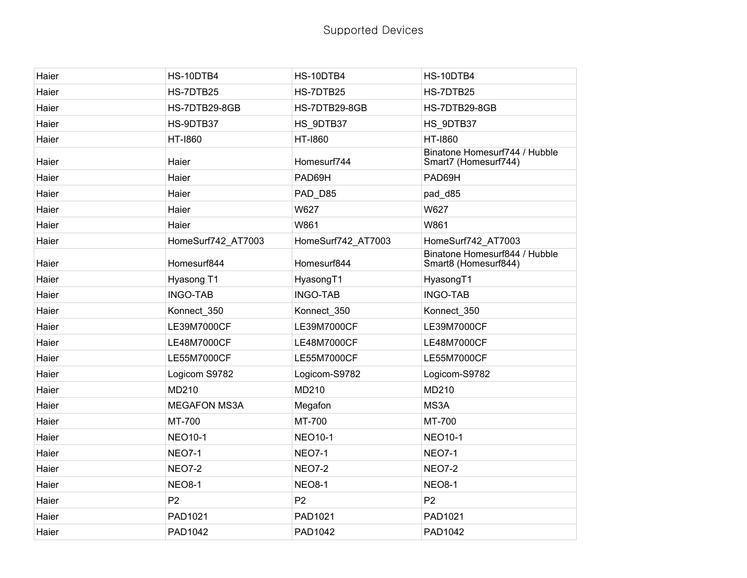| Haier | HS-10DTB4 | HS-10DTB4 | HS-10DTB4 |
|---|---|---|---|
| Haier | HS-7DTB25 | HS-7DTB25 | HS-7DTB25 |
| Haier | HS-7DTB29-8GB | HS-7DTB29-8GB | HS-7DTB29-8GB |
| Haier | HS-9DTB37 | HS_9DTB37 | HS_9DTB37 |
| Haier | HT-I860 | HT-I860 | HT-I860 |
| Haier | Haier | Homesurf744 | Binatone Homesurf744 / Hubble Smart7 (Homesurf744) |
| Haier | Haier | PAD69H | PAD69H |
| Haier | Haier | PAD_D85 | pad_d85 |
| Haier | Haier | W627 | W627 |
| Haier | Haier | W861 | W861 |
| Haier | HomeSurf742_AT7003 | HomeSurf742_AT7003 | HomeSurf742_AT7003 |
| Haier | Homesurf844 | Homesurf844 | Binatone Homesurf844 / Hubble Smart8 (Homesurf844) |
| Haier | Hyasong T1 | HyasongT1 | HyasongT1 |
| Haier | INGO-TAB | INGO-TAB | INGO-TAB |
| Haier | Konnect_350 | Konnect_350 | Konnect_350 |
| Haier | LE39M7000CF | LE39M7000CF | LE39M7000CF |
| Haier | LE48M7000CF | LE48M7000CF | LE48M7000CF |
| Haier | LE55M7000CF | LE55M7000CF | LE55M7000CF |
| Haier | Logicom S9782 | Logicom-S9782 | Logicom-S9782 |
| Haier | MD210 | MD210 | MD210 |
| Haier | MEGAFON MS3A | Megafon | MS3A |
| Haier | MT-700 | MT-700 | MT-700 |
| Haier | NEO10-1 | NEO10-1 | NEO10-1 |
| Haier | NEO7-1 | NEO7-1 | NEO7-1 |
| Haier | NEO7-2 | NEO7-2 | NEO7-2 |
| Haier | NEO8-1 | NEO8-1 | NEO8-1 |
| Haier | P2 | P2 | P2 |
| Haier | PAD1021 | PAD1021 | PAD1021 |
| Haier | PAD1042 | PAD1042 | PAD1042 |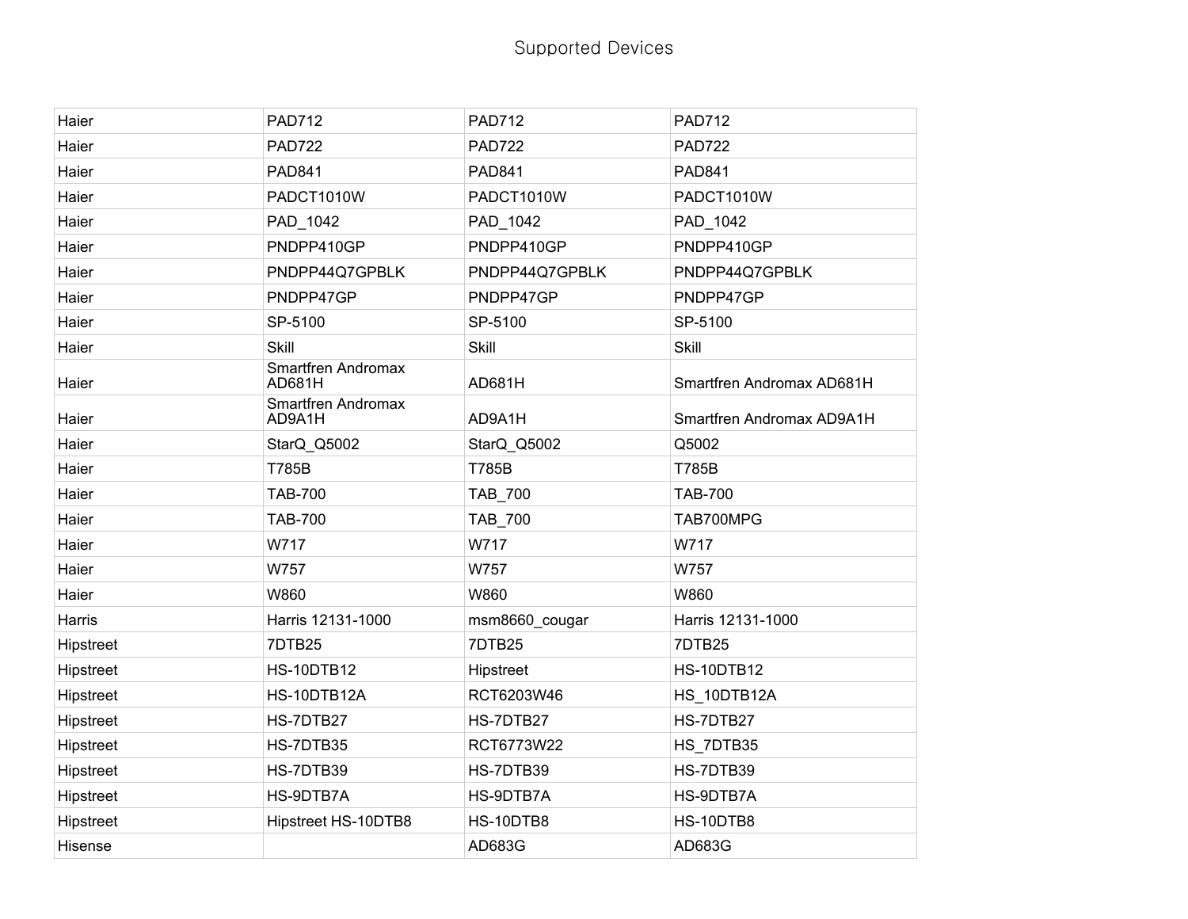# Supported Devices

| | | | |
|---|---|---|---|
| Haier | PAD712 | PAD712 | PAD712 |
| Haier | PAD722 | PAD722 | PAD722 |
| Haier | PAD841 | PAD841 | PAD841 |
| Haier | PADCT1010W | PADCT1010W | PADCT1010W |
| Haier | PAD_1042 | PAD_1042 | PAD_1042 |
| Haier | PNDPP410GP | PNDPP410GP | PNDPP410GP |
| Haier | PNDPP44Q7GPBLK | PNDPP44Q7GPBLK | PNDPP44Q7GPBLK |
| Haier | PNDPP47GP | PNDPP47GP | PNDPP47GP |
| Haier | SP-5100 | SP-5100 | SP-5100 |
| Haier | Skill | Skill | Skill |
| Haier | Smartfren Andromax AD681H | AD681H | Smartfren Andromax AD681H |
| Haier | Smartfren Andromax AD9A1H | AD9A1H | Smartfren Andromax AD9A1H |
| Haier | StarQ_Q5002 | StarQ_Q5002 | Q5002 |
| Haier | T785B | T785B | T785B |
| Haier | TAB-700 | TAB_700 | TAB-700 |
| Haier | TAB-700 | TAB_700 | TAB700MPG |
| Haier | W717 | W717 | W717 |
| Haier | W757 | W757 | W757 |
| Haier | W860 | W860 | W860 |
| Harris | Harris 12131-1000 | msm8660_cougar | Harris 12131-1000 |
| Hipstreet | 7DTB25 | 7DTB25 | 7DTB25 |
| Hipstreet | HS-10DTB12 | Hipstreet | HS-10DTB12 |
| Hipstreet | HS-10DTB12A | RCT6203W46 | HS_10DTB12A |
| Hipstreet | HS-7DTB27 | HS-7DTB27 | HS-7DTB27 |
| Hipstreet | HS-7DTB35 | RCT6773W22 | HS_7DTB35 |
| Hipstreet | HS-7DTB39 | HS-7DTB39 | HS-7DTB39 |
| Hipstreet | HS-9DTB7A | HS-9DTB7A | HS-9DTB7A |
| Hipstreet | Hipstreet HS-10DTB8 | HS-10DTB8 | HS-10DTB8 |
| Hisense | | AD683G | AD683G |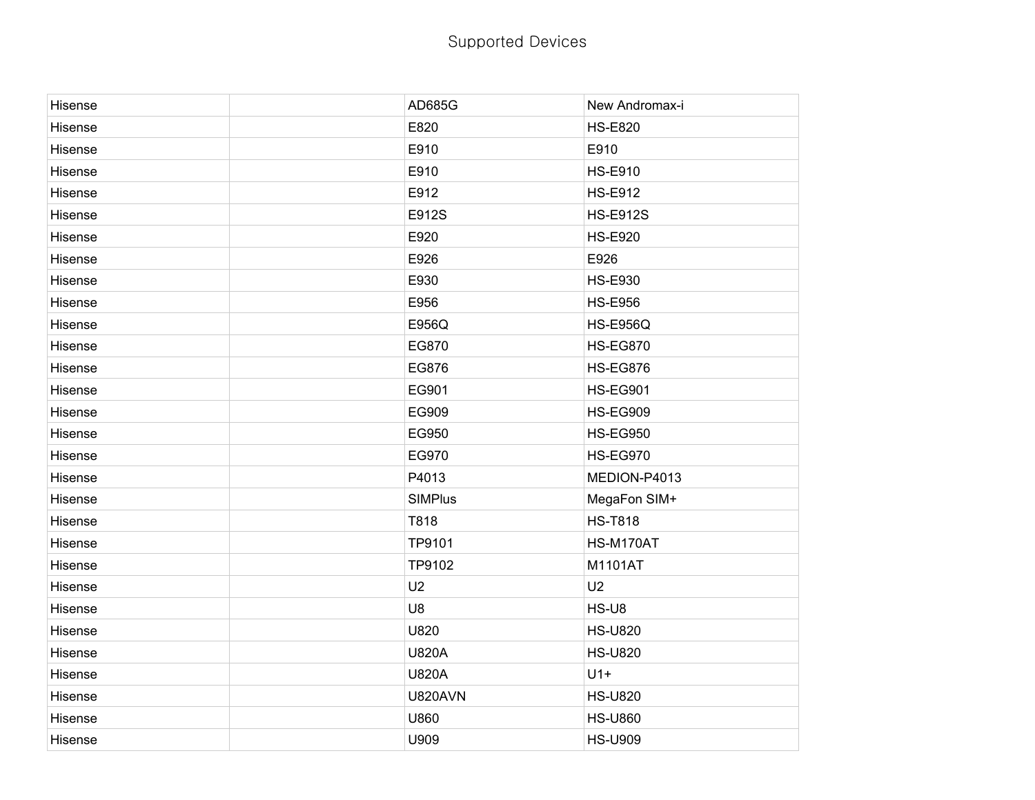Supported Devices

| Hisense | | AD685G | New Andromax-i |
|---|---|---|---|
| Hisense | | E820 | HS-E820 |
| Hisense | | E910 | E910 |
| Hisense | | E910 | HS-E910 |
| Hisense | | E912 | HS-E912 |
| Hisense | | E912S | HS-E912S |
| Hisense | | E920 | HS-E920 |
| Hisense | | E926 | E926 |
| Hisense | | E930 | HS-E930 |
| Hisense | | E956 | HS-E956 |
| Hisense | | E956Q | HS-E956Q |
| Hisense | | EG870 | HS-EG870 |
| Hisense | | EG876 | HS-EG876 |
| Hisense | | EG901 | HS-EG901 |
| Hisense | | EG909 | HS-EG909 |
| Hisense | | EG950 | HS-EG950 |
| Hisense | | EG970 | HS-EG970 |
| Hisense | | P4013 | MEDION-P4013 |
| Hisense | | SIMPlus | MegaFon SIM+ |
| Hisense | | T818 | HS-T818 |
| Hisense | | TP9101 | HS-M170AT |
| Hisense | | TP9102 | M1101AT |
| Hisense | | U2 | U2 |
| Hisense | | U8 | HS-U8 |
| Hisense | | U820 | HS-U820 |
| Hisense | | U820A | HS-U820 |
| Hisense | | U820A | U1+ |
| Hisense | | U820AVN | HS-U820 |
| Hisense | | U860 | HS-U860 |
| Hisense | | U909 | HS-U909 |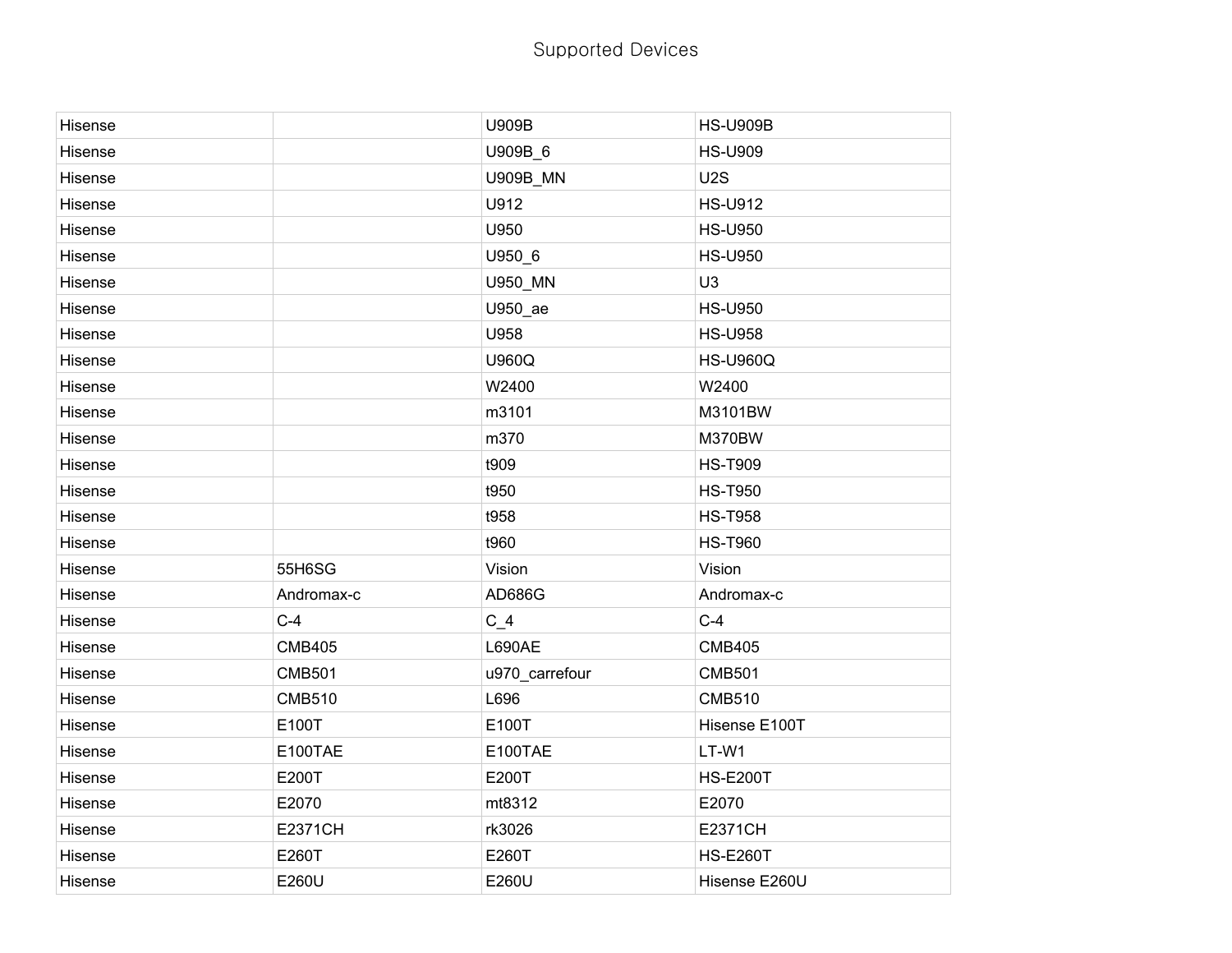# Supported Devices

| | | | |
|---|---|---|---|
| Hisense | | U909B | HS-U909B |
| Hisense | | U909B_6 | HS-U909 |
| Hisense | | U909B_MN | U2S |
| Hisense | | U912 | HS-U912 |
| Hisense | | U950 | HS-U950 |
| Hisense | | U950_6 | HS-U950 |
| Hisense | | U950_MN | U3 |
| Hisense | | U950_ae | HS-U950 |
| Hisense | | U958 | HS-U958 |
| Hisense | | U960Q | HS-U960Q |
| Hisense | | W2400 | W2400 |
| Hisense | | m3101 | M3101BW |
| Hisense | | m370 | M370BW |
| Hisense | | t909 | HS-T909 |
| Hisense | | t950 | HS-T950 |
| Hisense | | t958 | HS-T958 |
| Hisense | | t960 | HS-T960 |
| Hisense | 55H6SG | Vision | Vision |
| Hisense | Andromax-c | AD686G | Andromax-c |
| Hisense | C-4 | C_4 | C-4 |
| Hisense | CMB405 | L690AE | CMB405 |
| Hisense | CMB501 | u970_carrefour | CMB501 |
| Hisense | CMB510 | L696 | CMB510 |
| Hisense | E100T | E100T | Hisense E100T |
| Hisense | E100TAE | E100TAE | LT-W1 |
| Hisense | E200T | E200T | HS-E200T |
| Hisense | E2070 | mt8312 | E2070 |
| Hisense | E2371CH | rk3026 | E2371CH |
| Hisense | E260T | E260T | HS-E260T |
| Hisense | E260U | E260U | Hisense E260U |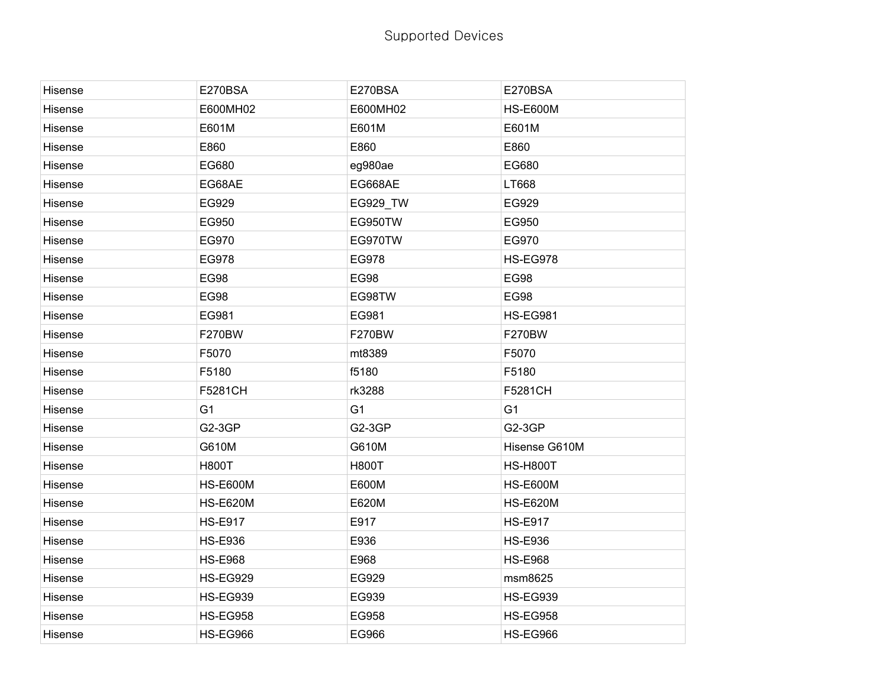# Supported Devices

| | | | |
|---|---|---|---|
| Hisense | E270BSA | E270BSA | E270BSA |
| Hisense | E600MH02 | E600MH02 | HS-E600M |
| Hisense | E601M | E601M | E601M |
| Hisense | E860 | E860 | E860 |
| Hisense | EG680 | eg980ae | EG680 |
| Hisense | EG68AE | EG668AE | LT668 |
| Hisense | EG929 | EG929_TW | EG929 |
| Hisense | EG950 | EG950TW | EG950 |
| Hisense | EG970 | EG970TW | EG970 |
| Hisense | EG978 | EG978 | HS-EG978 |
| Hisense | EG98 | EG98 | EG98 |
| Hisense | EG98 | EG98TW | EG98 |
| Hisense | EG981 | EG981 | HS-EG981 |
| Hisense | F270BW | F270BW | F270BW |
| Hisense | F5070 | mt8389 | F5070 |
| Hisense | F5180 | f5180 | F5180 |
| Hisense | F5281CH | rk3288 | F5281CH |
| Hisense | G1 | G1 | G1 |
| Hisense | G2-3GP | G2-3GP | G2-3GP |
| Hisense | G610M | G610M | Hisense G610M |
| Hisense | H800T | H800T | HS-H800T |
| Hisense | HS-E600M | E600M | HS-E600M |
| Hisense | HS-E620M | E620M | HS-E620M |
| Hisense | HS-E917 | E917 | HS-E917 |
| Hisense | HS-E936 | E936 | HS-E936 |
| Hisense | HS-E968 | E968 | HS-E968 |
| Hisense | HS-EG929 | EG929 | msm8625 |
| Hisense | HS-EG939 | EG939 | HS-EG939 |
| Hisense | HS-EG958 | EG958 | HS-EG958 |
| Hisense | HS-EG966 | EG966 | HS-EG966 |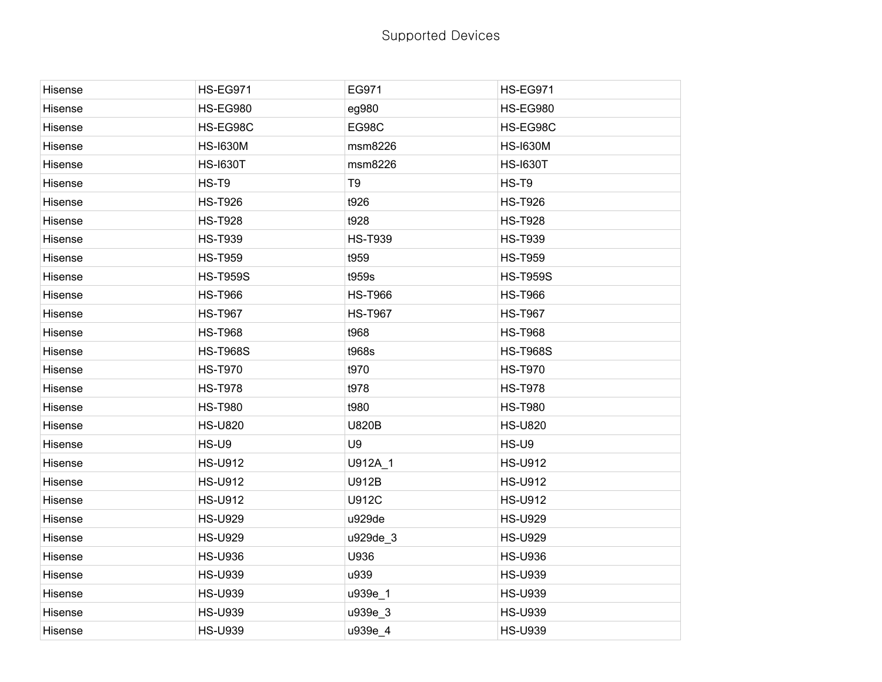# Supported Devices

| | | | |
|---|---|---|---|
| Hisense | HS-EG971 | EG971 | HS-EG971 |
| Hisense | HS-EG980 | eg980 | HS-EG980 |
| Hisense | HS-EG98C | EG98C | HS-EG98C |
| Hisense | HS-I630M | msm8226 | HS-I630M |
| Hisense | HS-I630T | msm8226 | HS-I630T |
| Hisense | HS-T9 | T9 | HS-T9 |
| Hisense | HS-T926 | t926 | HS-T926 |
| Hisense | HS-T928 | t928 | HS-T928 |
| Hisense | HS-T939 | HS-T939 | HS-T939 |
| Hisense | HS-T959 | t959 | HS-T959 |
| Hisense | HS-T959S | t959s | HS-T959S |
| Hisense | HS-T966 | HS-T966 | HS-T966 |
| Hisense | HS-T967 | HS-T967 | HS-T967 |
| Hisense | HS-T968 | t968 | HS-T968 |
| Hisense | HS-T968S | t968s | HS-T968S |
| Hisense | HS-T970 | t970 | HS-T970 |
| Hisense | HS-T978 | t978 | HS-T978 |
| Hisense | HS-T980 | t980 | HS-T980 |
| Hisense | HS-U820 | U820B | HS-U820 |
| Hisense | HS-U9 | U9 | HS-U9 |
| Hisense | HS-U912 | U912A_1 | HS-U912 |
| Hisense | HS-U912 | U912B | HS-U912 |
| Hisense | HS-U912 | U912C | HS-U912 |
| Hisense | HS-U929 | u929de | HS-U929 |
| Hisense | HS-U929 | u929de_3 | HS-U929 |
| Hisense | HS-U936 | U936 | HS-U936 |
| Hisense | HS-U939 | u939 | HS-U939 |
| Hisense | HS-U939 | u939e_1 | HS-U939 |
| Hisense | HS-U939 | u939e_3 | HS-U939 |
| Hisense | HS-U939 | u939e_4 | HS-U939 |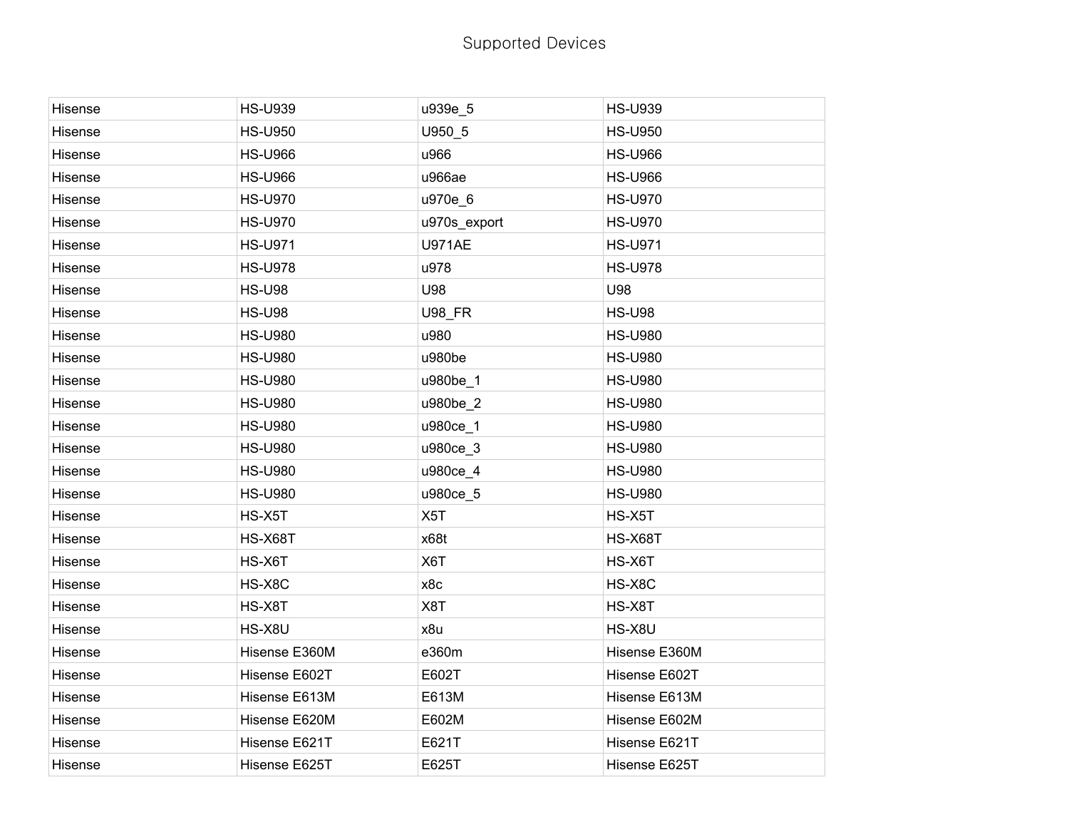Supported Devices

| | | | |
|---|---|---|---|
| Hisense | HS-U939 | u939e_5 | HS-U939 |
| Hisense | HS-U950 | U950_5 | HS-U950 |
| Hisense | HS-U966 | u966 | HS-U966 |
| Hisense | HS-U966 | u966ae | HS-U966 |
| Hisense | HS-U970 | u970e_6 | HS-U970 |
| Hisense | HS-U970 | u970s_export | HS-U970 |
| Hisense | HS-U971 | U971AE | HS-U971 |
| Hisense | HS-U978 | u978 | HS-U978 |
| Hisense | HS-U98 | U98 | U98 |
| Hisense | HS-U98 | U98_FR | HS-U98 |
| Hisense | HS-U980 | u980 | HS-U980 |
| Hisense | HS-U980 | u980be | HS-U980 |
| Hisense | HS-U980 | u980be_1 | HS-U980 |
| Hisense | HS-U980 | u980be_2 | HS-U980 |
| Hisense | HS-U980 | u980ce_1 | HS-U980 |
| Hisense | HS-U980 | u980ce_3 | HS-U980 |
| Hisense | HS-U980 | u980ce_4 | HS-U980 |
| Hisense | HS-U980 | u980ce_5 | HS-U980 |
| Hisense | HS-X5T | X5T | HS-X5T |
| Hisense | HS-X68T | x68t | HS-X68T |
| Hisense | HS-X6T | X6T | HS-X6T |
| Hisense | HS-X8C | x8c | HS-X8C |
| Hisense | HS-X8T | X8T | HS-X8T |
| Hisense | HS-X8U | x8u | HS-X8U |
| Hisense | Hisense E360M | e360m | Hisense E360M |
| Hisense | Hisense E602T | E602T | Hisense E602T |
| Hisense | Hisense E613M | E613M | Hisense E613M |
| Hisense | Hisense E620M | E602M | Hisense E602M |
| Hisense | Hisense E621T | E621T | Hisense E621T |
| Hisense | Hisense E625T | E625T | Hisense E625T |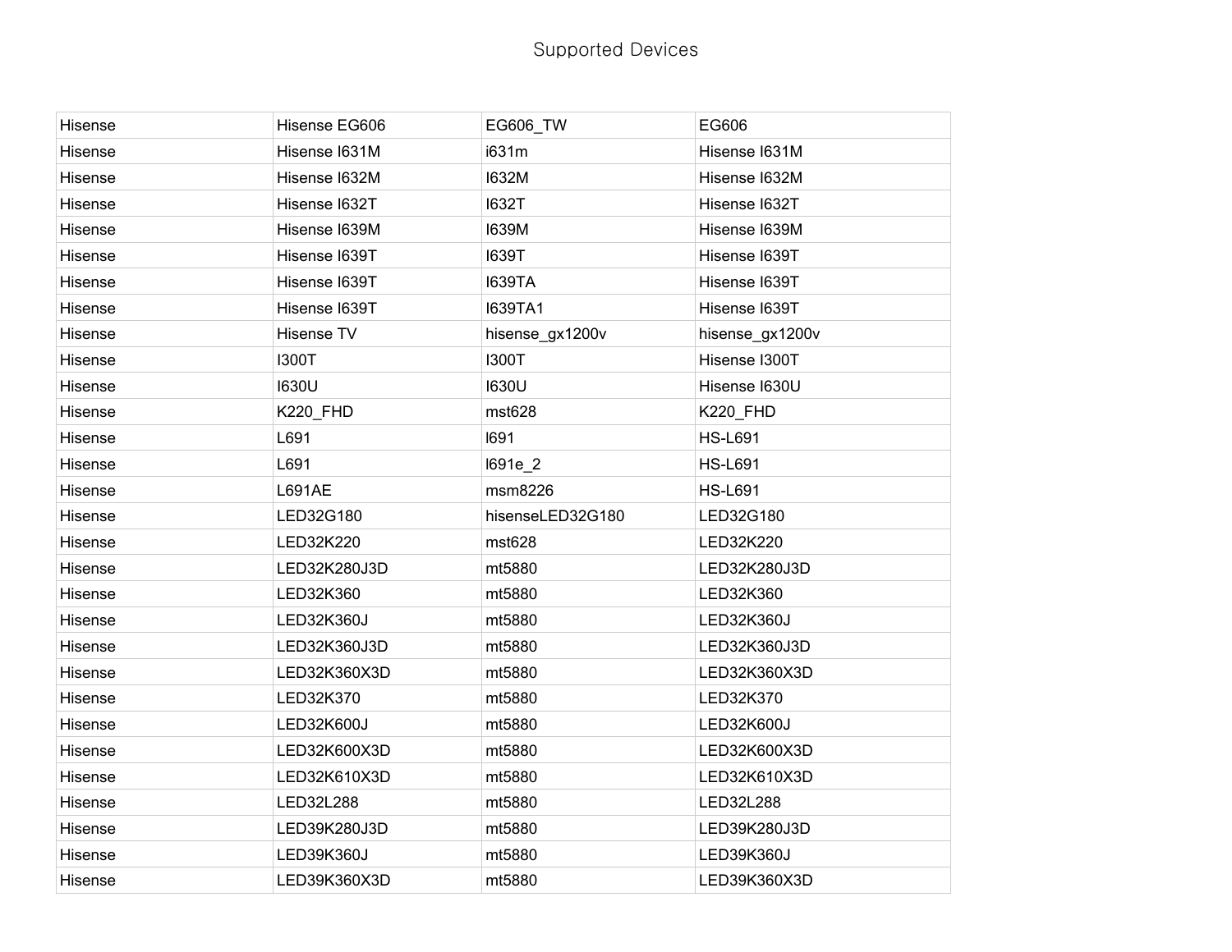Supported Devices

| Hisense | Hisense EG606 | EG606_TW | EG606 |
|---|---|---|---|
| Hisense | Hisense I631M | i631m | Hisense I631M |
| Hisense | Hisense I632M | I632M | Hisense I632M |
| Hisense | Hisense I632T | I632T | Hisense I632T |
| Hisense | Hisense I639M | I639M | Hisense I639M |
| Hisense | Hisense I639T | I639T | Hisense I639T |
| Hisense | Hisense I639T | I639TA | Hisense I639T |
| Hisense | Hisense I639T | I639TA1 | Hisense I639T |
| Hisense | Hisense TV | hisense_gx1200v | hisense_gx1200v |
| Hisense | I300T | I300T | Hisense I300T |
| Hisense | I630U | I630U | Hisense I630U |
| Hisense | K220_FHD | mst628 | K220_FHD |
| Hisense | L691 | l691 | HS-L691 |
| Hisense | L691 | l691e_2 | HS-L691 |
| Hisense | L691AE | msm8226 | HS-L691 |
| Hisense | LED32G180 | hisenseLED32G180 | LED32G180 |
| Hisense | LED32K220 | mst628 | LED32K220 |
| Hisense | LED32K280J3D | mt5880 | LED32K280J3D |
| Hisense | LED32K360 | mt5880 | LED32K360 |
| Hisense | LED32K360J | mt5880 | LED32K360J |
| Hisense | LED32K360J3D | mt5880 | LED32K360J3D |
| Hisense | LED32K360X3D | mt5880 | LED32K360X3D |
| Hisense | LED32K370 | mt5880 | LED32K370 |
| Hisense | LED32K600J | mt5880 | LED32K600J |
| Hisense | LED32K600X3D | mt5880 | LED32K600X3D |
| Hisense | LED32K610X3D | mt5880 | LED32K610X3D |
| Hisense | LED32L288 | mt5880 | LED32L288 |
| Hisense | LED39K280J3D | mt5880 | LED39K280J3D |
| Hisense | LED39K360J | mt5880 | LED39K360J |
| Hisense | LED39K360X3D | mt5880 | LED39K360X3D |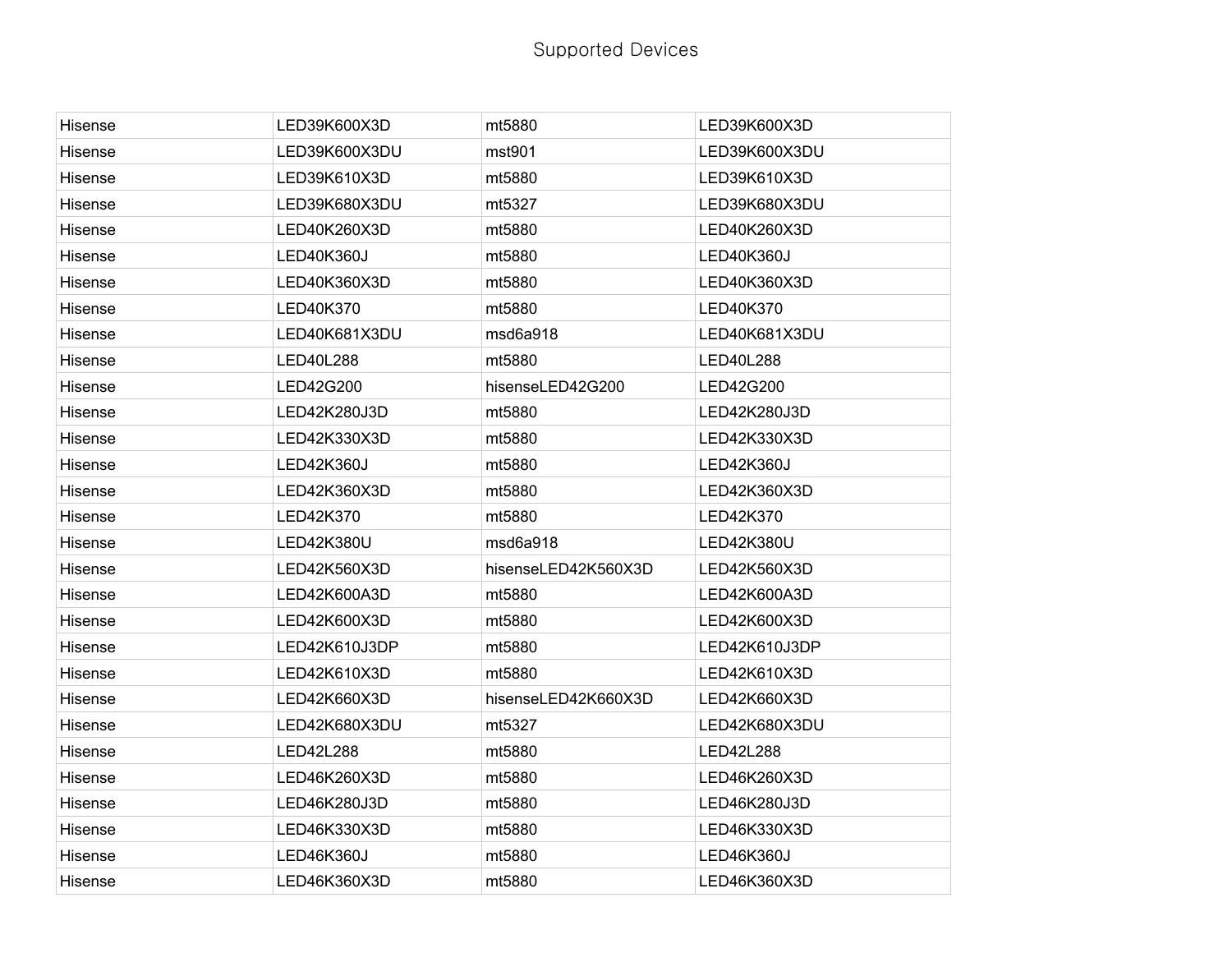# Supported Devices

| | | | |
|---|---|---|---|
| Hisense | LED39K600X3D | mt5880 | LED39K600X3D |
| Hisense | LED39K600X3DU | mst901 | LED39K600X3DU |
| Hisense | LED39K610X3D | mt5880 | LED39K610X3D |
| Hisense | LED39K680X3DU | mt5327 | LED39K680X3DU |
| Hisense | LED40K260X3D | mt5880 | LED40K260X3D |
| Hisense | LED40K360J | mt5880 | LED40K360J |
| Hisense | LED40K360X3D | mt5880 | LED40K360X3D |
| Hisense | LED40K370 | mt5880 | LED40K370 |
| Hisense | LED40K681X3DU | msd6a918 | LED40K681X3DU |
| Hisense | LED40L288 | mt5880 | LED40L288 |
| Hisense | LED42G200 | hisenseLED42G200 | LED42G200 |
| Hisense | LED42K280J3D | mt5880 | LED42K280J3D |
| Hisense | LED42K330X3D | mt5880 | LED42K330X3D |
| Hisense | LED42K360J | mt5880 | LED42K360J |
| Hisense | LED42K360X3D | mt5880 | LED42K360X3D |
| Hisense | LED42K370 | mt5880 | LED42K370 |
| Hisense | LED42K380U | msd6a918 | LED42K380U |
| Hisense | LED42K560X3D | hisenseLED42K560X3D | LED42K560X3D |
| Hisense | LED42K600A3D | mt5880 | LED42K600A3D |
| Hisense | LED42K600X3D | mt5880 | LED42K600X3D |
| Hisense | LED42K610J3DP | mt5880 | LED42K610J3DP |
| Hisense | LED42K610X3D | mt5880 | LED42K610X3D |
| Hisense | LED42K660X3D | hisenseLED42K660X3D | LED42K660X3D |
| Hisense | LED42K680X3DU | mt5327 | LED42K680X3DU |
| Hisense | LED42L288 | mt5880 | LED42L288 |
| Hisense | LED46K260X3D | mt5880 | LED46K260X3D |
| Hisense | LED46K280J3D | mt5880 | LED46K280J3D |
| Hisense | LED46K330X3D | mt5880 | LED46K330X3D |
| Hisense | LED46K360J | mt5880 | LED46K360J |
| Hisense | LED46K360X3D | mt5880 | LED46K360X3D |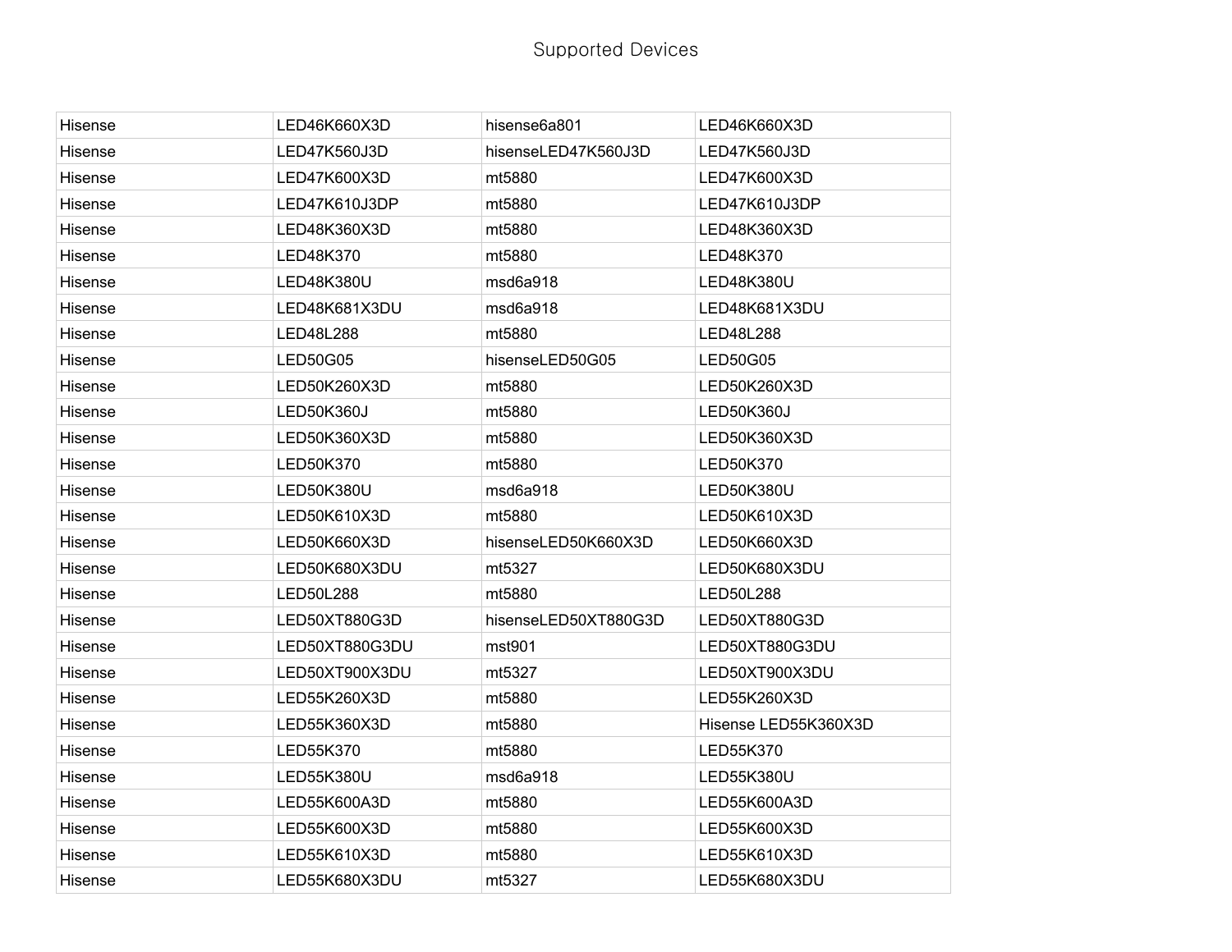# Supported Devices

| | | | |
|---|---|---|---|
| Hisense | LED46K660X3D | hisense6a801 | LED46K660X3D |
| Hisense | LED47K560J3D | hisenseLED47K560J3D | LED47K560J3D |
| Hisense | LED47K600X3D | mt5880 | LED47K600X3D |
| Hisense | LED47K610J3DP | mt5880 | LED47K610J3DP |
| Hisense | LED48K360X3D | mt5880 | LED48K360X3D |
| Hisense | LED48K370 | mt5880 | LED48K370 |
| Hisense | LED48K380U | msd6a918 | LED48K380U |
| Hisense | LED48K681X3DU | msd6a918 | LED48K681X3DU |
| Hisense | LED48L288 | mt5880 | LED48L288 |
| Hisense | LED50G05 | hisenseLED50G05 | LED50G05 |
| Hisense | LED50K260X3D | mt5880 | LED50K260X3D |
| Hisense | LED50K360J | mt5880 | LED50K360J |
| Hisense | LED50K360X3D | mt5880 | LED50K360X3D |
| Hisense | LED50K370 | mt5880 | LED50K370 |
| Hisense | LED50K380U | msd6a918 | LED50K380U |
| Hisense | LED50K610X3D | mt5880 | LED50K610X3D |
| Hisense | LED50K660X3D | hisenseLED50K660X3D | LED50K660X3D |
| Hisense | LED50K680X3DU | mt5327 | LED50K680X3DU |
| Hisense | LED50L288 | mt5880 | LED50L288 |
| Hisense | LED50XT880G3D | hisenseLED50XT880G3D | LED50XT880G3D |
| Hisense | LED50XT880G3DU | mst901 | LED50XT880G3DU |
| Hisense | LED50XT900X3DU | mt5327 | LED50XT900X3DU |
| Hisense | LED55K260X3D | mt5880 | LED55K260X3D |
| Hisense | LED55K360X3D | mt5880 | Hisense LED55K360X3D |
| Hisense | LED55K370 | mt5880 | LED55K370 |
| Hisense | LED55K380U | msd6a918 | LED55K380U |
| Hisense | LED55K600A3D | mt5880 | LED55K600A3D |
| Hisense | LED55K600X3D | mt5880 | LED55K600X3D |
| Hisense | LED55K610X3D | mt5880 | LED55K610X3D |
| Hisense | LED55K680X3DU | mt5327 | LED55K680X3DU |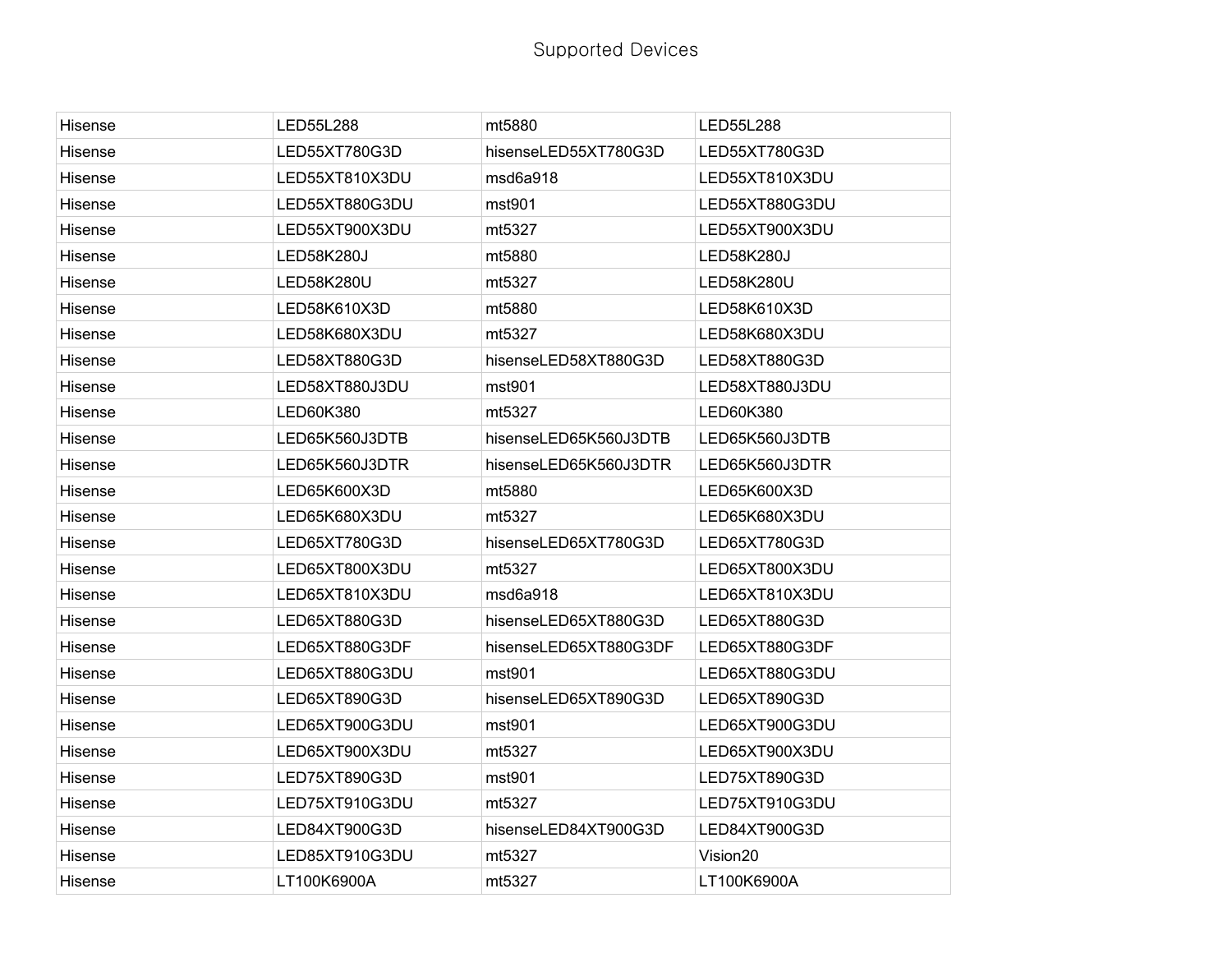# Supported Devices

| | | | |
|---|---|---|---|
| Hisense | LED55L288 | mt5880 | LED55L288 |
| Hisense | LED55XT780G3D | hisenseLED55XT780G3D | LED55XT780G3D |
| Hisense | LED55XT810X3DU | msd6a918 | LED55XT810X3DU |
| Hisense | LED55XT880G3DU | mst901 | LED55XT880G3DU |
| Hisense | LED55XT900X3DU | mt5327 | LED55XT900X3DU |
| Hisense | LED58K280J | mt5880 | LED58K280J |
| Hisense | LED58K280U | mt5327 | LED58K280U |
| Hisense | LED58K610X3D | mt5880 | LED58K610X3D |
| Hisense | LED58K680X3DU | mt5327 | LED58K680X3DU |
| Hisense | LED58XT880G3D | hisenseLED58XT880G3D | LED58XT880G3D |
| Hisense | LED58XT880J3DU | mst901 | LED58XT880J3DU |
| Hisense | LED60K380 | mt5327 | LED60K380 |
| Hisense | LED65K560J3DTB | hisenseLED65K560J3DTB | LED65K560J3DTB |
| Hisense | LED65K560J3DTR | hisenseLED65K560J3DTR | LED65K560J3DTR |
| Hisense | LED65K600X3D | mt5880 | LED65K600X3D |
| Hisense | LED65K680X3DU | mt5327 | LED65K680X3DU |
| Hisense | LED65XT780G3D | hisenseLED65XT780G3D | LED65XT780G3D |
| Hisense | LED65XT800X3DU | mt5327 | LED65XT800X3DU |
| Hisense | LED65XT810X3DU | msd6a918 | LED65XT810X3DU |
| Hisense | LED65XT880G3D | hisenseLED65XT880G3D | LED65XT880G3D |
| Hisense | LED65XT880G3DF | hisenseLED65XT880G3DF | LED65XT880G3DF |
| Hisense | LED65XT880G3DU | mst901 | LED65XT880G3DU |
| Hisense | LED65XT890G3D | hisenseLED65XT890G3D | LED65XT890G3D |
| Hisense | LED65XT900G3DU | mst901 | LED65XT900G3DU |
| Hisense | LED65XT900X3DU | mt5327 | LED65XT900X3DU |
| Hisense | LED75XT890G3D | mst901 | LED75XT890G3D |
| Hisense | LED75XT910G3DU | mt5327 | LED75XT910G3DU |
| Hisense | LED84XT900G3D | hisenseLED84XT900G3D | LED84XT900G3D |
| Hisense | LED85XT910G3DU | mt5327 | Vision20 |
| Hisense | LT100K6900A | mt5327 | LT100K6900A |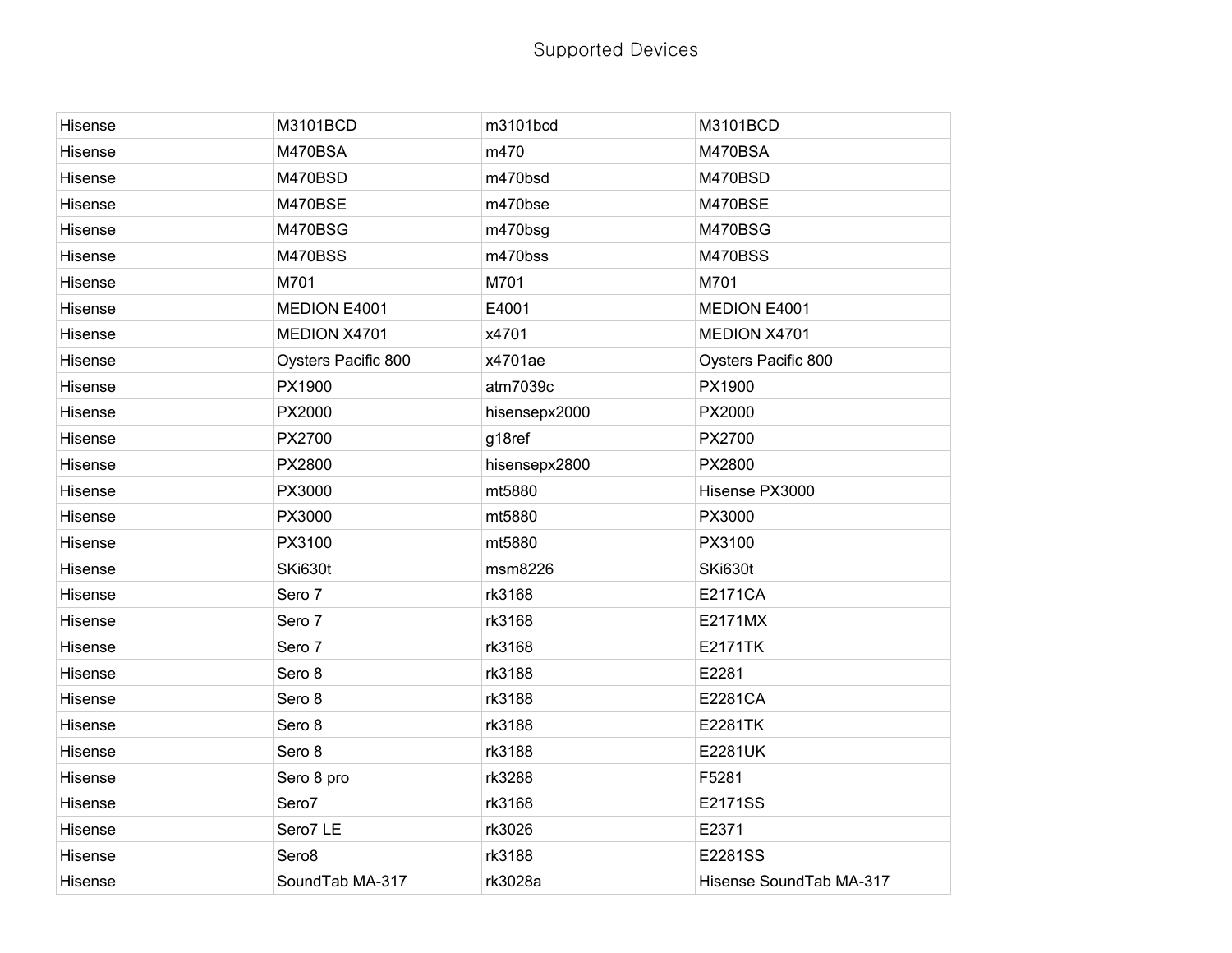Supported Devices

| | | | |
|---|---|---|---|
| Hisense | M3101BCD | m3101bcd | M3101BCD |
| Hisense | M470BSA | m470 | M470BSA |
| Hisense | M470BSD | m470bsd | M470BSD |
| Hisense | M470BSE | m470bse | M470BSE |
| Hisense | M470BSG | m470bsg | M470BSG |
| Hisense | M470BSS | m470bss | M470BSS |
| Hisense | M701 | M701 | M701 |
| Hisense | MEDION E4001 | E4001 | MEDION E4001 |
| Hisense | MEDION X4701 | x4701 | MEDION X4701 |
| Hisense | Oysters Pacific 800 | x4701ae | Oysters Pacific 800 |
| Hisense | PX1900 | atm7039c | PX1900 |
| Hisense | PX2000 | hisensepx2000 | PX2000 |
| Hisense | PX2700 | g18ref | PX2700 |
| Hisense | PX2800 | hisensepx2800 | PX2800 |
| Hisense | PX3000 | mt5880 | Hisense PX3000 |
| Hisense | PX3000 | mt5880 | PX3000 |
| Hisense | PX3100 | mt5880 | PX3100 |
| Hisense | SKi630t | msm8226 | SKi630t |
| Hisense | Sero 7 | rk3168 | E2171CA |
| Hisense | Sero 7 | rk3168 | E2171MX |
| Hisense | Sero 7 | rk3168 | E2171TK |
| Hisense | Sero 8 | rk3188 | E2281 |
| Hisense | Sero 8 | rk3188 | E2281CA |
| Hisense | Sero 8 | rk3188 | E2281TK |
| Hisense | Sero 8 | rk3188 | E2281UK |
| Hisense | Sero 8 pro | rk3288 | F5281 |
| Hisense | Sero7 | rk3168 | E2171SS |
| Hisense | Sero7 LE | rk3026 | E2371 |
| Hisense | Sero8 | rk3188 | E2281SS |
| Hisense | SoundTab MA-317 | rk3028a | Hisense SoundTab MA-317 |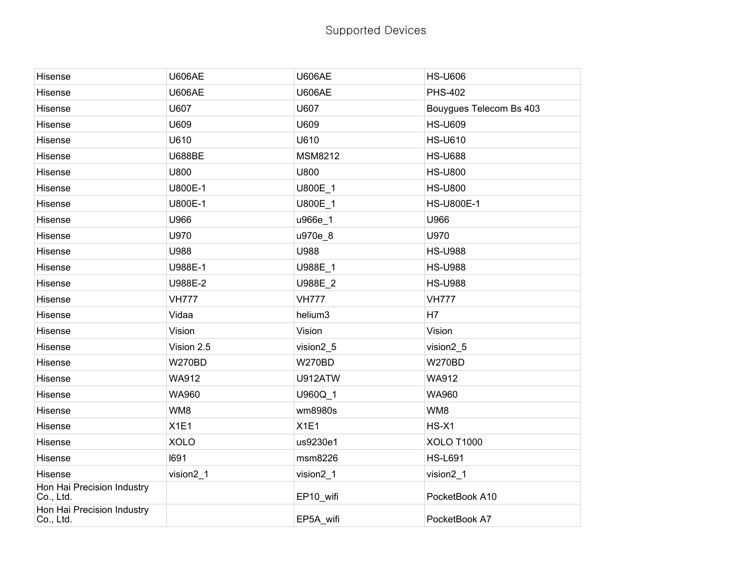# Supported Devices

| | | | |
|---|---|---|---|
| Hisense | U606AE | U606AE | HS-U606 |
| Hisense | U606AE | U606AE | PHS-402 |
| Hisense | U607 | U607 | Bouygues Telecom Bs 403 |
| Hisense | U609 | U609 | HS-U609 |
| Hisense | U610 | U610 | HS-U610 |
| Hisense | U688BE | MSM8212 | HS-U688 |
| Hisense | U800 | U800 | HS-U800 |
| Hisense | U800E-1 | U800E_1 | HS-U800 |
| Hisense | U800E-1 | U800E_1 | HS-U800E-1 |
| Hisense | U966 | u966e_1 | U966 |
| Hisense | U970 | u970e_8 | U970 |
| Hisense | U988 | U988 | HS-U988 |
| Hisense | U988E-1 | U988E_1 | HS-U988 |
| Hisense | U988E-2 | U988E_2 | HS-U988 |
| Hisense | VH777 | VH777 | VH777 |
| Hisense | Vidaa | helium3 | H7 |
| Hisense | Vision | Vision | Vision |
| Hisense | Vision 2.5 | vision2_5 | vision2_5 |
| Hisense | W270BD | W270BD | W270BD |
| Hisense | WA912 | U912ATW | WA912 |
| Hisense | WA960 | U960Q_1 | WA960 |
| Hisense | WM8 | wm8980s | WM8 |
| Hisense | X1E1 | X1E1 | HS-X1 |
| Hisense | XOLO | us9230e1 | XOLO T1000 |
| Hisense | l691 | msm8226 | HS-L691 |
| Hisense | vision2_1 | vision2_1 | vision2_1 |
| Hon Hai Precision Industry Co., Ltd. | | EP10_wifi | PocketBook A10 |
| Hon Hai Precision Industry Co., Ltd. | | EP5A_wifi | PocketBook A7 |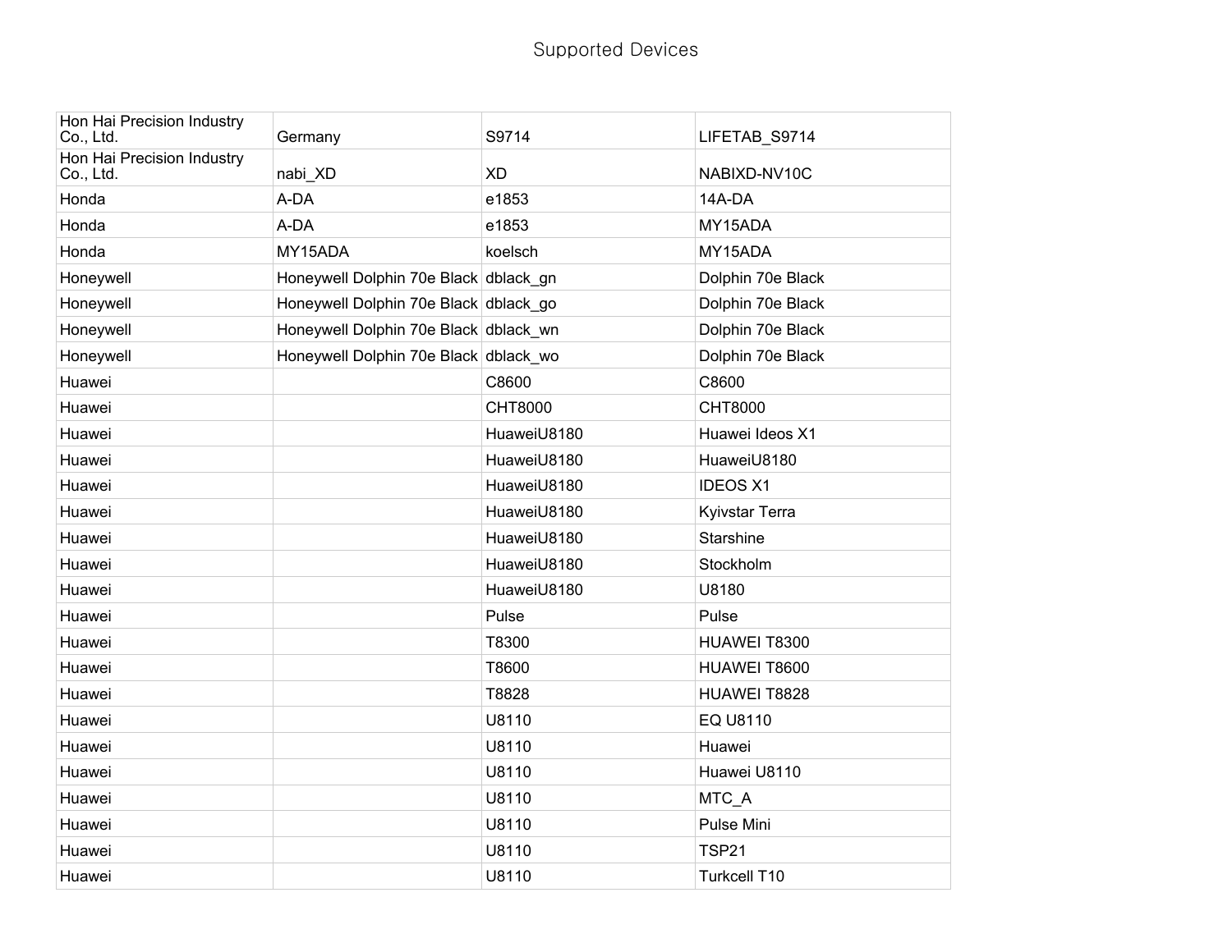# Supported Devices

| | | | |
|---|---|---|---|
| Hon Hai Precision Industry Co., Ltd. | Germany | S9714 | LIFETAB_S9714 |
| Hon Hai Precision Industry Co., Ltd. | nabi_XD | XD | NABIXD-NV10C |
| Honda | A-DA | e1853 | 14A-DA |
| Honda | A-DA | e1853 | MY15ADA |
| Honda | MY15ADA | koelsch | MY15ADA |
| Honeywell | Honeywell Dolphin 70e Black | dblack_gn | Dolphin 70e Black |
| Honeywell | Honeywell Dolphin 70e Black | dblack_go | Dolphin 70e Black |
| Honeywell | Honeywell Dolphin 70e Black | dblack_wn | Dolphin 70e Black |
| Honeywell | Honeywell Dolphin 70e Black | dblack_wo | Dolphin 70e Black |
| Huawei | | C8600 | C8600 |
| Huawei | | CHT8000 | CHT8000 |
| Huawei | | HuaweiU8180 | Huawei Ideos X1 |
| Huawei | | HuaweiU8180 | HuaweiU8180 |
| Huawei | | HuaweiU8180 | IDEOS X1 |
| Huawei | | HuaweiU8180 | Kyivstar Terra |
| Huawei | | HuaweiU8180 | Starshine |
| Huawei | | HuaweiU8180 | Stockholm |
| Huawei | | HuaweiU8180 | U8180 |
| Huawei | | Pulse | Pulse |
| Huawei | | T8300 | HUAWEI T8300 |
| Huawei | | T8600 | HUAWEI T8600 |
| Huawei | | T8828 | HUAWEI T8828 |
| Huawei | | U8110 | EQ U8110 |
| Huawei | | U8110 | Huawei |
| Huawei | | U8110 | Huawei U8110 |
| Huawei | | U8110 | MTC_A |
| Huawei | | U8110 | Pulse Mini |
| Huawei | | U8110 | TSP21 |
| Huawei | | U8110 | Turkcell T10 |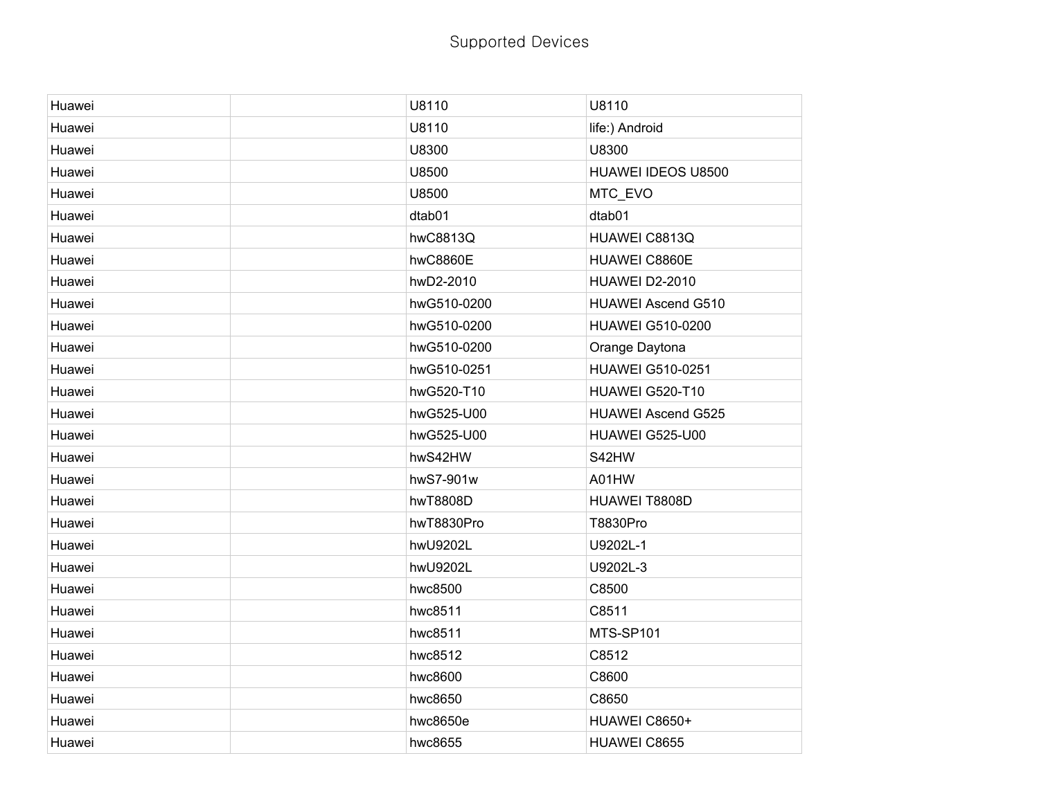Supported Devices

| | | | |
|---|---|---|---|
| Huawei | | U8110 | U8110 |
| Huawei | | U8110 | life:) Android |
| Huawei | | U8300 | U8300 |
| Huawei | | U8500 | HUAWEI IDEOS U8500 |
| Huawei | | U8500 | MTC_EVO |
| Huawei | | dtab01 | dtab01 |
| Huawei | | hwC8813Q | HUAWEI C8813Q |
| Huawei | | hwC8860E | HUAWEI C8860E |
| Huawei | | hwD2-2010 | HUAWEI D2-2010 |
| Huawei | | hwG510-0200 | HUAWEI Ascend G510 |
| Huawei | | hwG510-0200 | HUAWEI G510-0200 |
| Huawei | | hwG510-0200 | Orange Daytona |
| Huawei | | hwG510-0251 | HUAWEI G510-0251 |
| Huawei | | hwG520-T10 | HUAWEI G520-T10 |
| Huawei | | hwG525-U00 | HUAWEI Ascend G525 |
| Huawei | | hwG525-U00 | HUAWEI G525-U00 |
| Huawei | | hwS42HW | S42HW |
| Huawei | | hwS7-901w | A01HW |
| Huawei | | hwT8808D | HUAWEI T8808D |
| Huawei | | hwT8830Pro | T8830Pro |
| Huawei | | hwU9202L | U9202L-1 |
| Huawei | | hwU9202L | U9202L-3 |
| Huawei | | hwc8500 | C8500 |
| Huawei | | hwc8511 | C8511 |
| Huawei | | hwc8511 | MTS-SP101 |
| Huawei | | hwc8512 | C8512 |
| Huawei | | hwc8600 | C8600 |
| Huawei | | hwc8650 | C8650 |
| Huawei | | hwc8650e | HUAWEI C8650+ |
| Huawei | | hwc8655 | HUAWEI C8655 |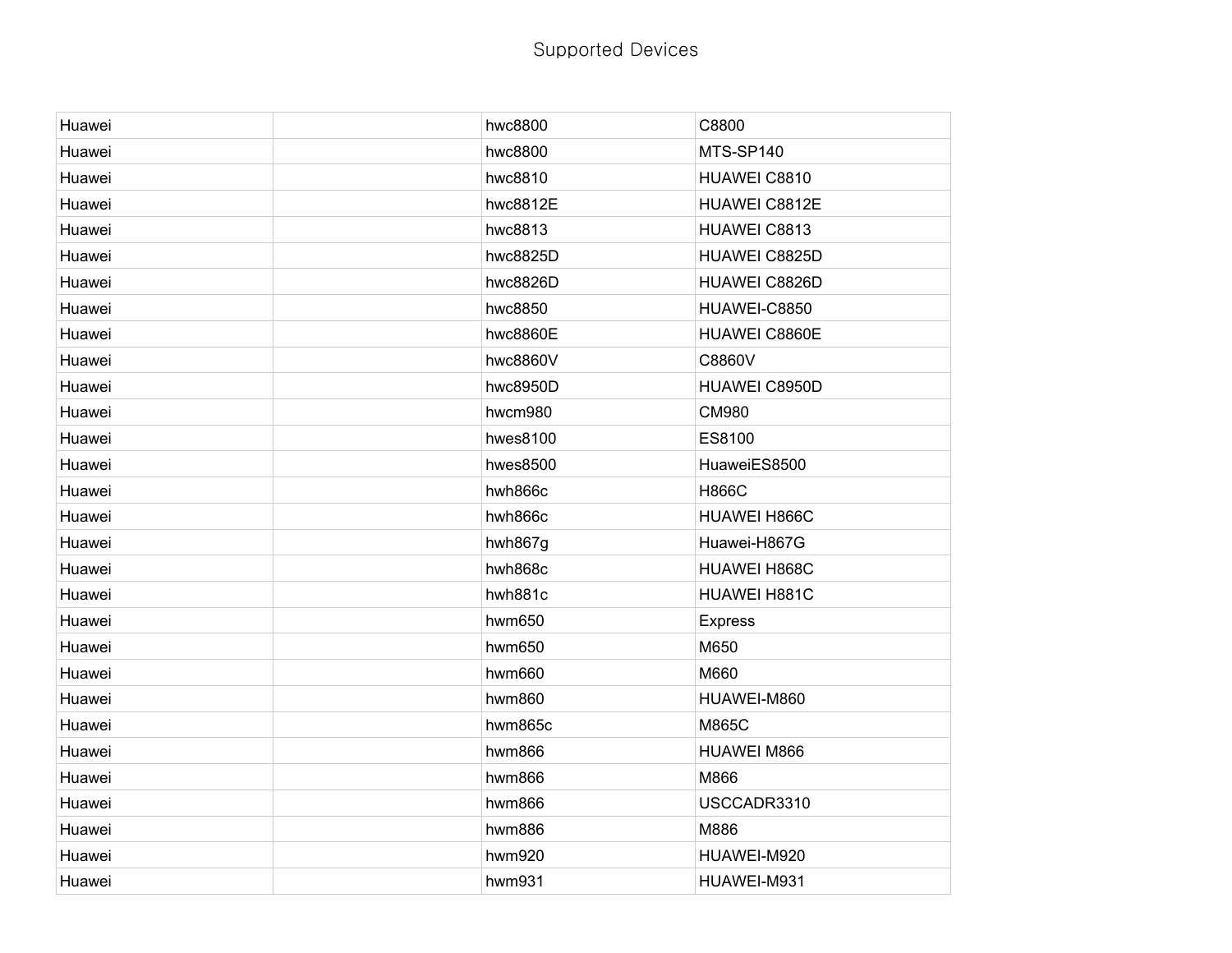# Supported Devices

| | | | |
|---|---|---|---|
| Huawei | | hwc8800 | C8800 |
| Huawei | | hwc8800 | MTS-SP140 |
| Huawei | | hwc8810 | HUAWEI C8810 |
| Huawei | | hwc8812E | HUAWEI C8812E |
| Huawei | | hwc8813 | HUAWEI C8813 |
| Huawei | | hwc8825D | HUAWEI C8825D |
| Huawei | | hwc8826D | HUAWEI C8826D |
| Huawei | | hwc8850 | HUAWEI-C8850 |
| Huawei | | hwc8860E | HUAWEI C8860E |
| Huawei | | hwc8860V | C8860V |
| Huawei | | hwc8950D | HUAWEI C8950D |
| Huawei | | hwcm980 | CM980 |
| Huawei | | hwes8100 | ES8100 |
| Huawei | | hwes8500 | HuaweiES8500 |
| Huawei | | hwh866c | H866C |
| Huawei | | hwh866c | HUAWEI H866C |
| Huawei | | hwh867g | Huawei-H867G |
| Huawei | | hwh868c | HUAWEI H868C |
| Huawei | | hwh881c | HUAWEI H881C |
| Huawei | | hwm650 | Express |
| Huawei | | hwm650 | M650 |
| Huawei | | hwm660 | M660 |
| Huawei | | hwm860 | HUAWEI-M860 |
| Huawei | | hwm865c | M865C |
| Huawei | | hwm866 | HUAWEI M866 |
| Huawei | | hwm866 | M866 |
| Huawei | | hwm866 | USCCADR3310 |
| Huawei | | hwm886 | M886 |
| Huawei | | hwm920 | HUAWEI-M920 |
| Huawei | | hwm931 | HUAWEI-M931 |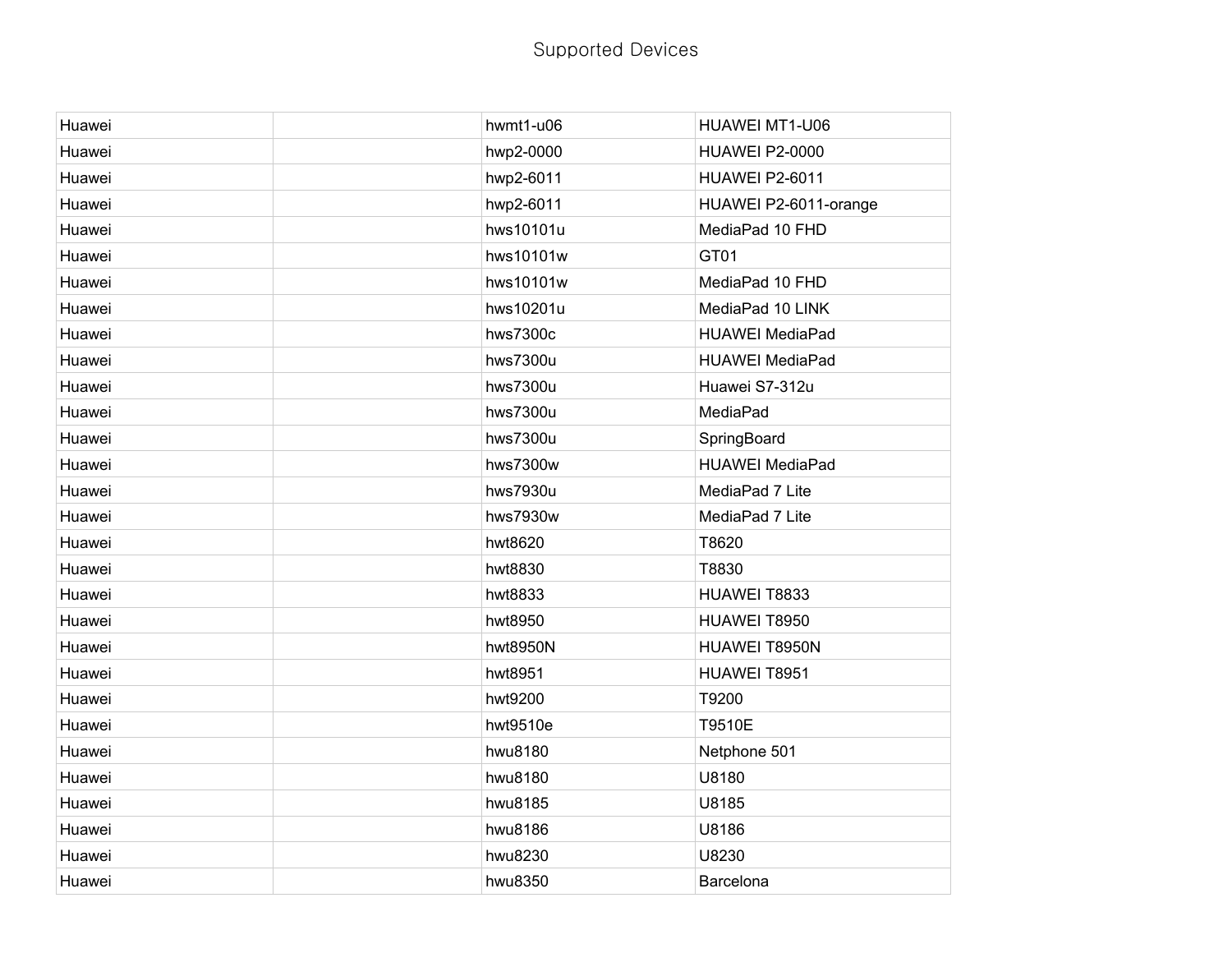Supported Devices

| | | | |
|---|---|---|---|
| Huawei | | hwmt1-u06 | HUAWEI MT1-U06 |
| Huawei | | hwp2-0000 | HUAWEI P2-0000 |
| Huawei | | hwp2-6011 | HUAWEI P2-6011 |
| Huawei | | hwp2-6011 | HUAWEI P2-6011-orange |
| Huawei | | hws10101u | MediaPad 10 FHD |
| Huawei | | hws10101w | GT01 |
| Huawei | | hws10101w | MediaPad 10 FHD |
| Huawei | | hws10201u | MediaPad 10 LINK |
| Huawei | | hws7300c | HUAWEI MediaPad |
| Huawei | | hws7300u | HUAWEI MediaPad |
| Huawei | | hws7300u | Huawei S7-312u |
| Huawei | | hws7300u | MediaPad |
| Huawei | | hws7300u | SpringBoard |
| Huawei | | hws7300w | HUAWEI MediaPad |
| Huawei | | hws7930u | MediaPad 7 Lite |
| Huawei | | hws7930w | MediaPad 7 Lite |
| Huawei | | hwt8620 | T8620 |
| Huawei | | hwt8830 | T8830 |
| Huawei | | hwt8833 | HUAWEI T8833 |
| Huawei | | hwt8950 | HUAWEI T8950 |
| Huawei | | hwt8950N | HUAWEI T8950N |
| Huawei | | hwt8951 | HUAWEI T8951 |
| Huawei | | hwt9200 | T9200 |
| Huawei | | hwt9510e | T9510E |
| Huawei | | hwu8180 | Netphone 501 |
| Huawei | | hwu8180 | U8180 |
| Huawei | | hwu8185 | U8185 |
| Huawei | | hwu8186 | U8186 |
| Huawei | | hwu8230 | U8230 |
| Huawei | | hwu8350 | Barcelona |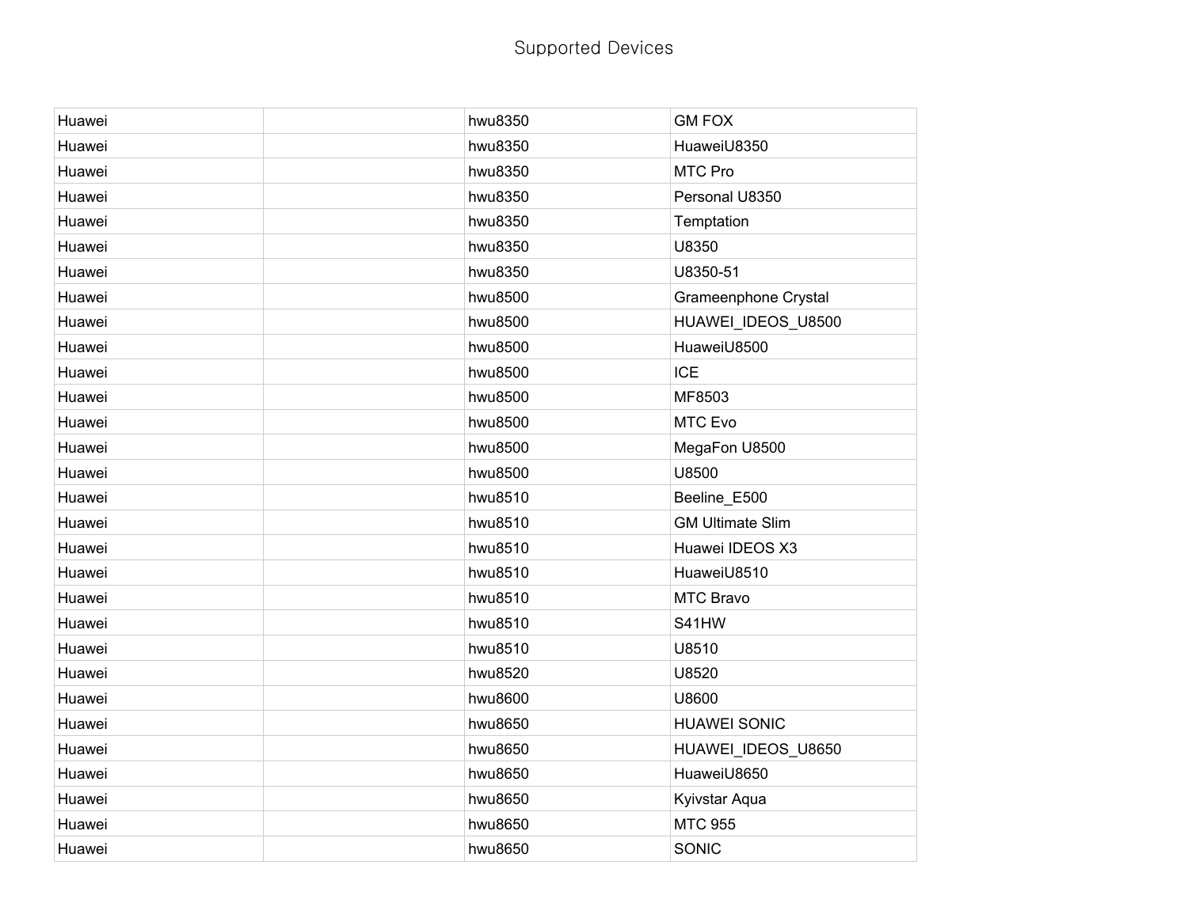Supported Devices

| | | | |
|---|---|---|---|
| Huawei | | hwu8350 | GM FOX |
| Huawei | | hwu8350 | HuaweiU8350 |
| Huawei | | hwu8350 | MTC Pro |
| Huawei | | hwu8350 | Personal U8350 |
| Huawei | | hwu8350 | Temptation |
| Huawei | | hwu8350 | U8350 |
| Huawei | | hwu8350 | U8350-51 |
| Huawei | | hwu8500 | Grameenphone Crystal |
| Huawei | | hwu8500 | HUAWEI_IDEOS_U8500 |
| Huawei | | hwu8500 | HuaweiU8500 |
| Huawei | | hwu8500 | ICE |
| Huawei | | hwu8500 | MF8503 |
| Huawei | | hwu8500 | MTC Evo |
| Huawei | | hwu8500 | MegaFon U8500 |
| Huawei | | hwu8500 | U8500 |
| Huawei | | hwu8510 | Beeline_E500 |
| Huawei | | hwu8510 | GM Ultimate Slim |
| Huawei | | hwu8510 | Huawei IDEOS X3 |
| Huawei | | hwu8510 | HuaweiU8510 |
| Huawei | | hwu8510 | MTC Bravo |
| Huawei | | hwu8510 | S41HW |
| Huawei | | hwu8510 | U8510 |
| Huawei | | hwu8520 | U8520 |
| Huawei | | hwu8600 | U8600 |
| Huawei | | hwu8650 | HUAWEI SONIC |
| Huawei | | hwu8650 | HUAWEI_IDEOS_U8650 |
| Huawei | | hwu8650 | HuaweiU8650 |
| Huawei | | hwu8650 | Kyivstar Aqua |
| Huawei | | hwu8650 | MTC 955 |
| Huawei | | hwu8650 | SONIC |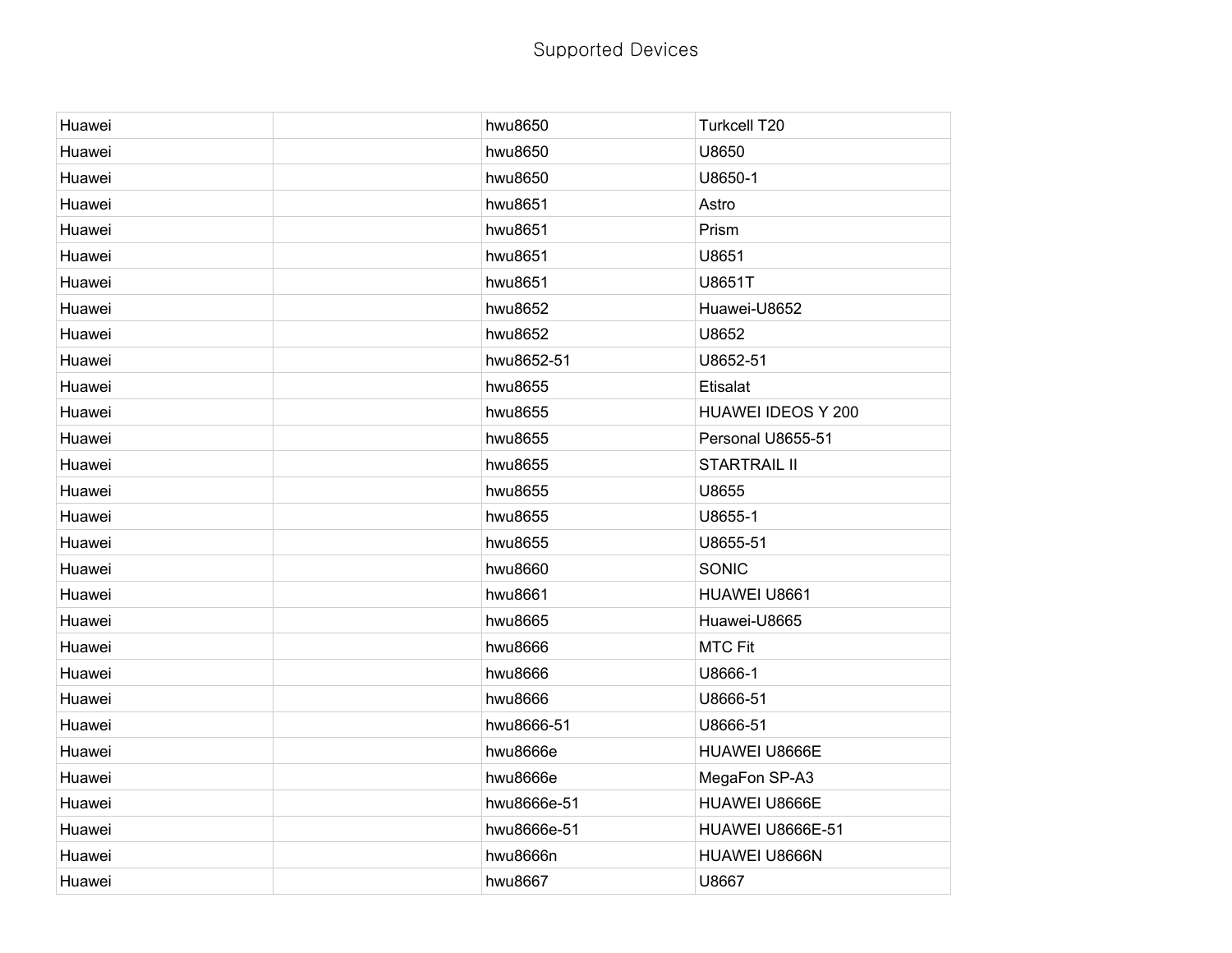Supported Devices

| Huawei | | hwu8650 | Turkcell T20 |
|---|---|---|---|
| Huawei | | hwu8650 | U8650 |
| Huawei | | hwu8650 | U8650-1 |
| Huawei | | hwu8651 | Astro |
| Huawei | | hwu8651 | Prism |
| Huawei | | hwu8651 | U8651 |
| Huawei | | hwu8651 | U8651T |
| Huawei | | hwu8652 | Huawei-U8652 |
| Huawei | | hwu8652 | U8652 |
| Huawei | | hwu8652-51 | U8652-51 |
| Huawei | | hwu8655 | Etisalat |
| Huawei | | hwu8655 | HUAWEI IDEOS Y 200 |
| Huawei | | hwu8655 | Personal U8655-51 |
| Huawei | | hwu8655 | STARTRAIL II |
| Huawei | | hwu8655 | U8655 |
| Huawei | | hwu8655 | U8655-1 |
| Huawei | | hwu8655 | U8655-51 |
| Huawei | | hwu8660 | SONIC |
| Huawei | | hwu8661 | HUAWEI U8661 |
| Huawei | | hwu8665 | Huawei-U8665 |
| Huawei | | hwu8666 | MTC Fit |
| Huawei | | hwu8666 | U8666-1 |
| Huawei | | hwu8666 | U8666-51 |
| Huawei | | hwu8666-51 | U8666-51 |
| Huawei | | hwu8666e | HUAWEI U8666E |
| Huawei | | hwu8666e | MegaFon SP-A3 |
| Huawei | | hwu8666e-51 | HUAWEI U8666E |
| Huawei | | hwu8666e-51 | HUAWEI U8666E-51 |
| Huawei | | hwu8666n | HUAWEI U8666N |
| Huawei | | hwu8667 | U8667 |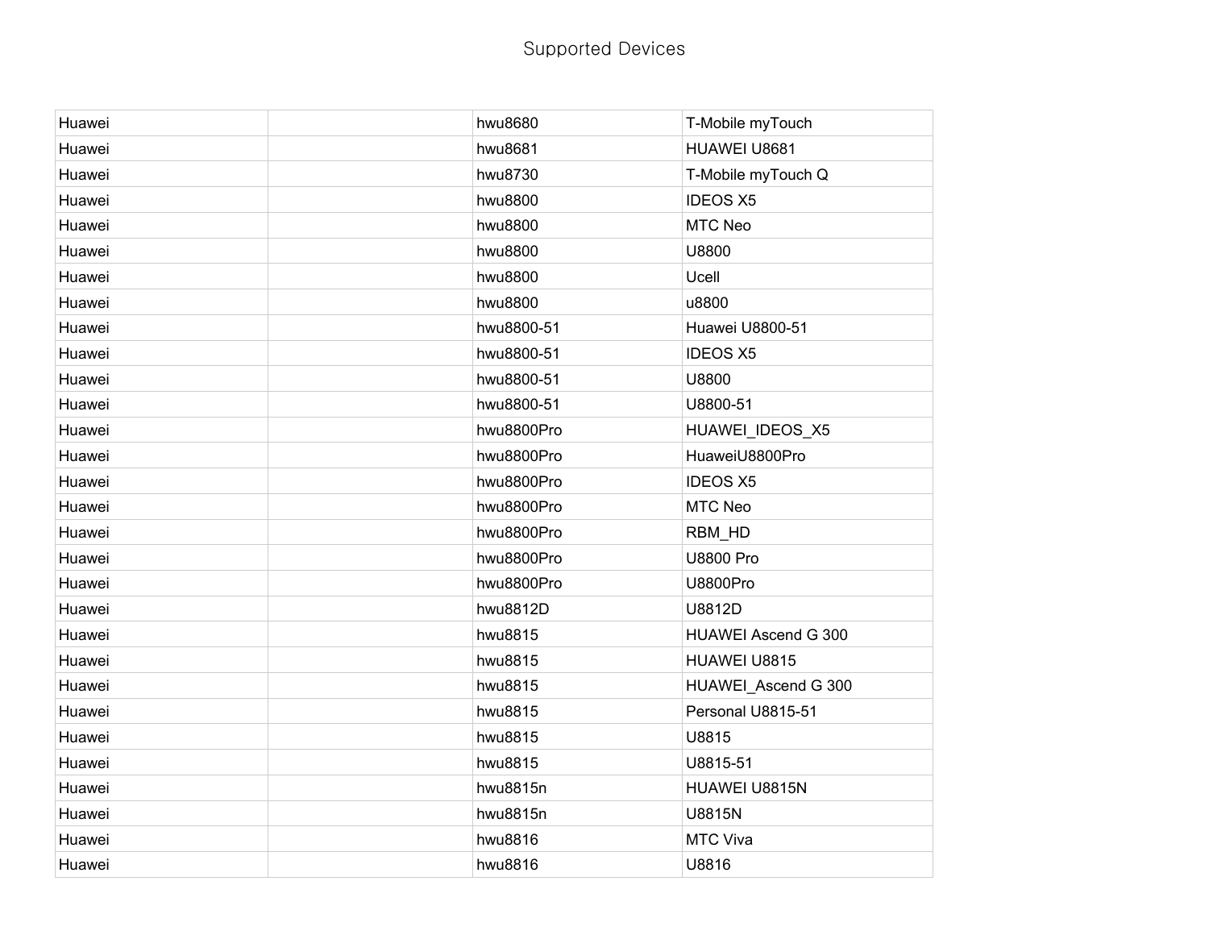| Huawei | | hwu8680 | T-Mobile myTouch |
|---|---|---|---|
| Huawei | | hwu8681 | HUAWEI U8681 |
| Huawei | | hwu8730 | T-Mobile myTouch Q |
| Huawei | | hwu8800 | IDEOS X5 |
| Huawei | | hwu8800 | MTC Neo |
| Huawei | | hwu8800 | U8800 |
| Huawei | | hwu8800 | Ucell |
| Huawei | | hwu8800 | u8800 |
| Huawei | | hwu8800-51 | Huawei U8800-51 |
| Huawei | | hwu8800-51 | IDEOS X5 |
| Huawei | | hwu8800-51 | U8800 |
| Huawei | | hwu8800-51 | U8800-51 |
| Huawei | | hwu8800Pro | HUAWEI_IDEOS_X5 |
| Huawei | | hwu8800Pro | HuaweiU8800Pro |
| Huawei | | hwu8800Pro | IDEOS X5 |
| Huawei | | hwu8800Pro | MTC Neo |
| Huawei | | hwu8800Pro | RBM_HD |
| Huawei | | hwu8800Pro | U8800 Pro |
| Huawei | | hwu8800Pro | U8800Pro |
| Huawei | | hwu8812D | U8812D |
| Huawei | | hwu8815 | HUAWEI Ascend G 300 |
| Huawei | | hwu8815 | HUAWEI U8815 |
| Huawei | | hwu8815 | HUAWEI_Ascend G 300 |
| Huawei | | hwu8815 | Personal U8815-51 |
| Huawei | | hwu8815 | U8815 |
| Huawei | | hwu8815 | U8815-51 |
| Huawei | | hwu8815n | HUAWEI U8815N |
| Huawei | | hwu8815n | U8815N |
| Huawei | | hwu8816 | MTC Viva |
| Huawei | | hwu8816 | U8816 |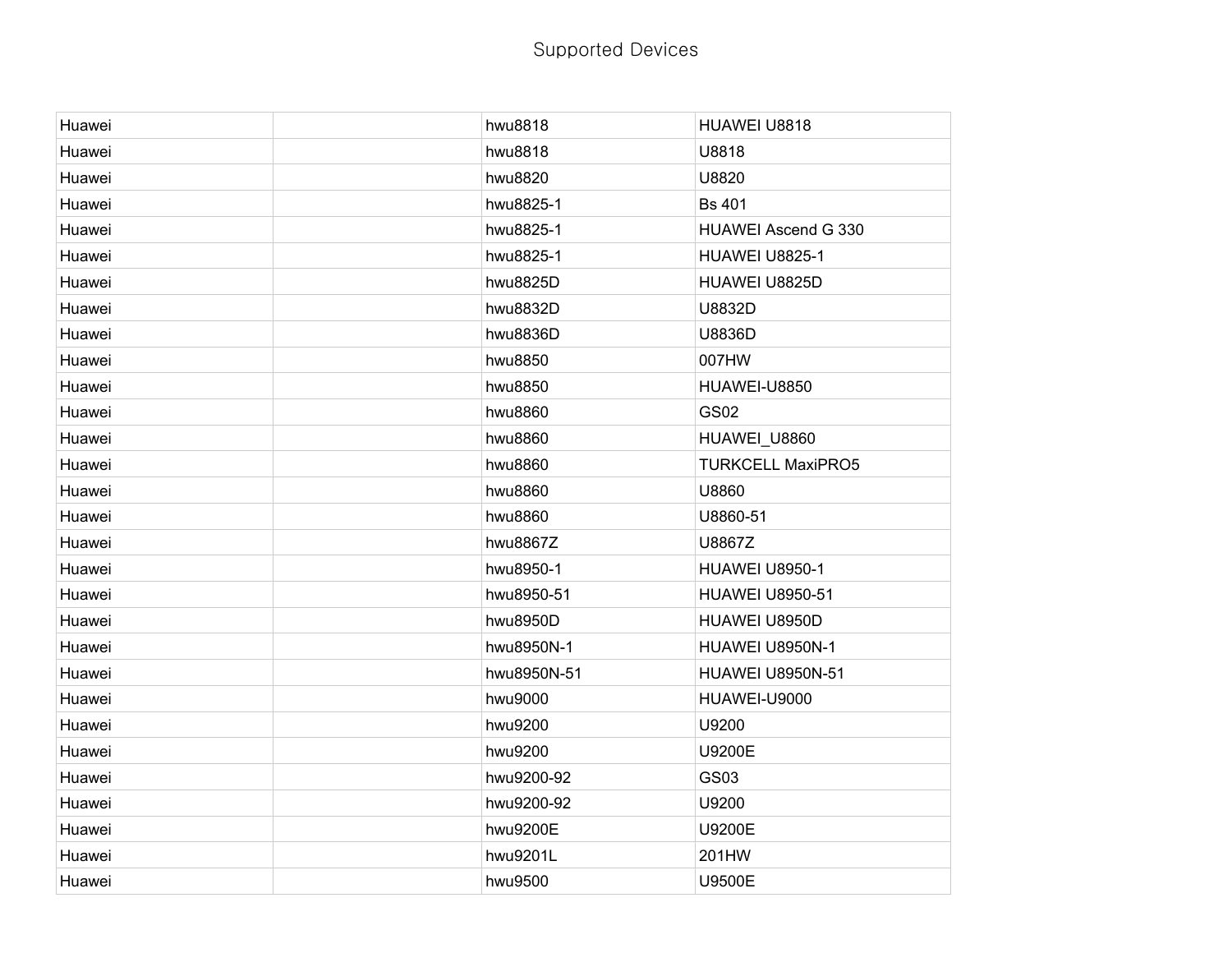Supported Devices

| Huawei | | hwu8818 | HUAWEI U8818 |
|---|---|---|---|
| Huawei | | hwu8818 | U8818 |
| Huawei | | hwu8820 | U8820 |
| Huawei | | hwu8825-1 | Bs 401 |
| Huawei | | hwu8825-1 | HUAWEI Ascend G 330 |
| Huawei | | hwu8825-1 | HUAWEI U8825-1 |
| Huawei | | hwu8825D | HUAWEI U8825D |
| Huawei | | hwu8832D | U8832D |
| Huawei | | hwu8836D | U8836D |
| Huawei | | hwu8850 | 007HW |
| Huawei | | hwu8850 | HUAWEI-U8850 |
| Huawei | | hwu8860 | GS02 |
| Huawei | | hwu8860 | HUAWEI_U8860 |
| Huawei | | hwu8860 | TURKCELL MaxiPRO5 |
| Huawei | | hwu8860 | U8860 |
| Huawei | | hwu8860 | U8860-51 |
| Huawei | | hwu8867Z | U8867Z |
| Huawei | | hwu8950-1 | HUAWEI U8950-1 |
| Huawei | | hwu8950-51 | HUAWEI U8950-51 |
| Huawei | | hwu8950D | HUAWEI U8950D |
| Huawei | | hwu8950N-1 | HUAWEI U8950N-1 |
| Huawei | | hwu8950N-51 | HUAWEI U8950N-51 |
| Huawei | | hwu9000 | HUAWEI-U9000 |
| Huawei | | hwu9200 | U9200 |
| Huawei | | hwu9200 | U9200E |
| Huawei | | hwu9200-92 | GS03 |
| Huawei | | hwu9200-92 | U9200 |
| Huawei | | hwu9200E | U9200E |
| Huawei | | hwu9201L | 201HW |
| Huawei | | hwu9500 | U9500E |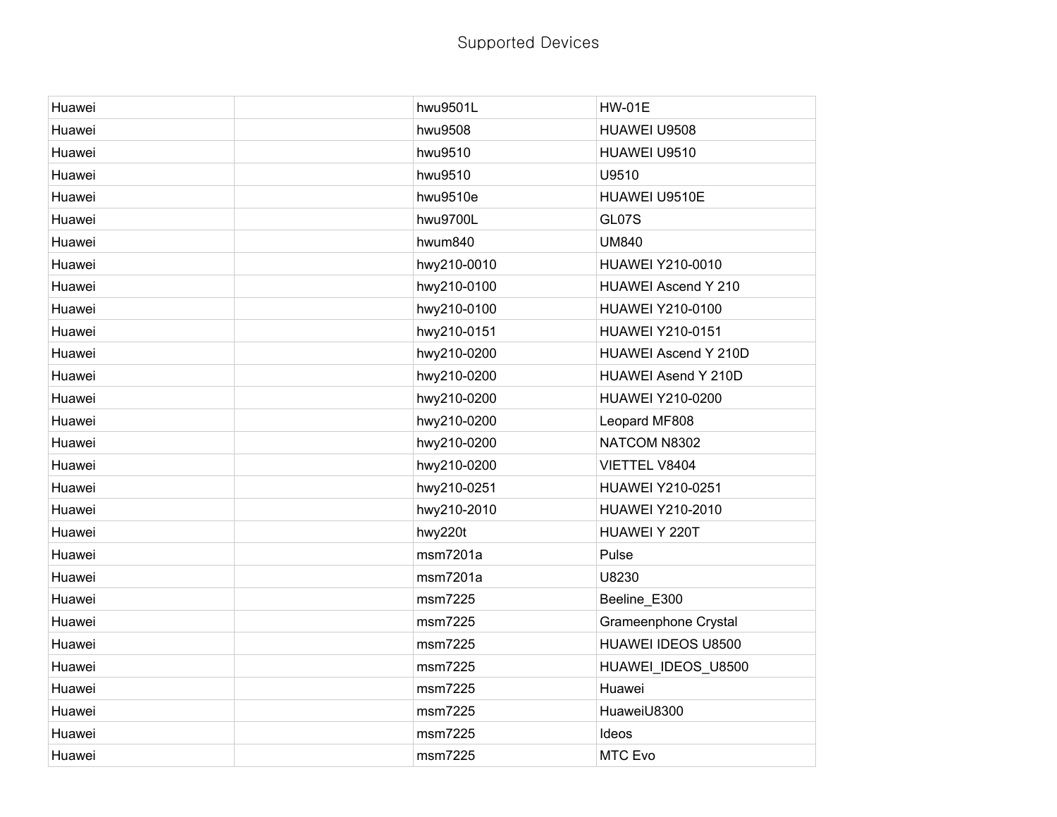| | | | |
|---|---|---|---|
| Huawei | | hwu9501L | HW-01E |
| Huawei | | hwu9508 | HUAWEI U9508 |
| Huawei | | hwu9510 | HUAWEI U9510 |
| Huawei | | hwu9510 | U9510 |
| Huawei | | hwu9510e | HUAWEI U9510E |
| Huawei | | hwu9700L | GL07S |
| Huawei | | hwum840 | UM840 |
| Huawei | | hwy210-0010 | HUAWEI Y210-0010 |
| Huawei | | hwy210-0100 | HUAWEI Ascend Y 210 |
| Huawei | | hwy210-0100 | HUAWEI Y210-0100 |
| Huawei | | hwy210-0151 | HUAWEI Y210-0151 |
| Huawei | | hwy210-0200 | HUAWEI Ascend Y 210D |
| Huawei | | hwy210-0200 | HUAWEI Asend Y 210D |
| Huawei | | hwy210-0200 | HUAWEI Y210-0200 |
| Huawei | | hwy210-0200 | Leopard MF808 |
| Huawei | | hwy210-0200 | NATCOM N8302 |
| Huawei | | hwy210-0200 | VIETTEL V8404 |
| Huawei | | hwy210-0251 | HUAWEI Y210-0251 |
| Huawei | | hwy210-2010 | HUAWEI Y210-2010 |
| Huawei | | hwy220t | HUAWEI Y 220T |
| Huawei | | msm7201a | Pulse |
| Huawei | | msm7201a | U8230 |
| Huawei | | msm7225 | Beeline_E300 |
| Huawei | | msm7225 | Grameenphone Crystal |
| Huawei | | msm7225 | HUAWEI IDEOS U8500 |
| Huawei | | msm7225 | HUAWEI_IDEOS_U8500 |
| Huawei | | msm7225 | Huawei |
| Huawei | | msm7225 | HuaweiU8300 |
| Huawei | | msm7225 | Ideos |
| Huawei | | msm7225 | MTC Evo |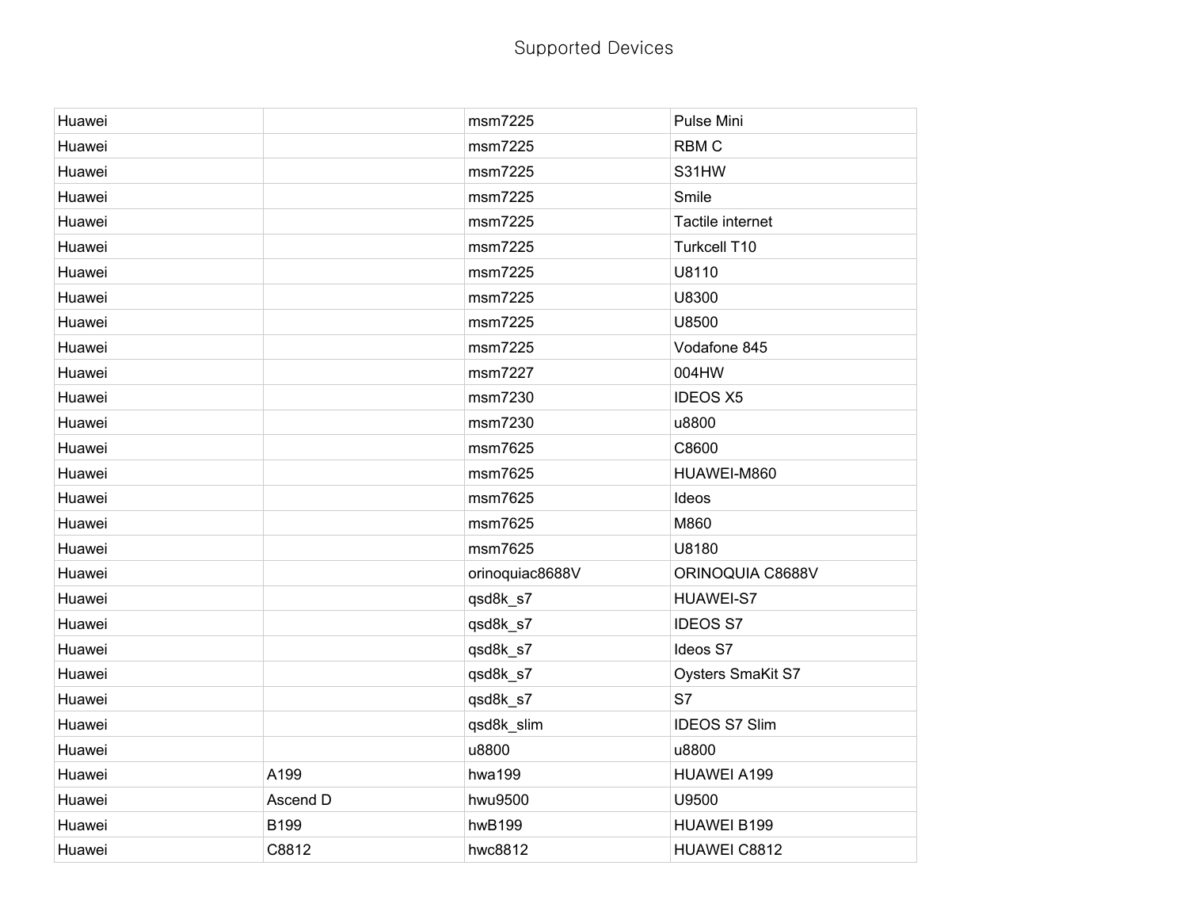Supported Devices

| | | | |
|---|---|---|---|
| Huawei | | msm7225 | Pulse Mini |
| Huawei | | msm7225 | RBM C |
| Huawei | | msm7225 | S31HW |
| Huawei | | msm7225 | Smile |
| Huawei | | msm7225 | Tactile internet |
| Huawei | | msm7225 | Turkcell T10 |
| Huawei | | msm7225 | U8110 |
| Huawei | | msm7225 | U8300 |
| Huawei | | msm7225 | U8500 |
| Huawei | | msm7225 | Vodafone 845 |
| Huawei | | msm7227 | 004HW |
| Huawei | | msm7230 | IDEOS X5 |
| Huawei | | msm7230 | u8800 |
| Huawei | | msm7625 | C8600 |
| Huawei | | msm7625 | HUAWEI-M860 |
| Huawei | | msm7625 | Ideos |
| Huawei | | msm7625 | M860 |
| Huawei | | msm7625 | U8180 |
| Huawei | | orinoquiac8688V | ORINOQUIA C8688V |
| Huawei | | qsd8k_s7 | HUAWEI-S7 |
| Huawei | | qsd8k_s7 | IDEOS S7 |
| Huawei | | qsd8k_s7 | Ideos S7 |
| Huawei | | qsd8k_s7 | Oysters SmaKit S7 |
| Huawei | | qsd8k_s7 | S7 |
| Huawei | | qsd8k_slim | IDEOS S7 Slim |
| Huawei | | u8800 | u8800 |
| Huawei | A199 | hwa199 | HUAWEI A199 |
| Huawei | Ascend D | hwu9500 | U9500 |
| Huawei | B199 | hwB199 | HUAWEI B199 |
| Huawei | C8812 | hwc8812 | HUAWEI C8812 |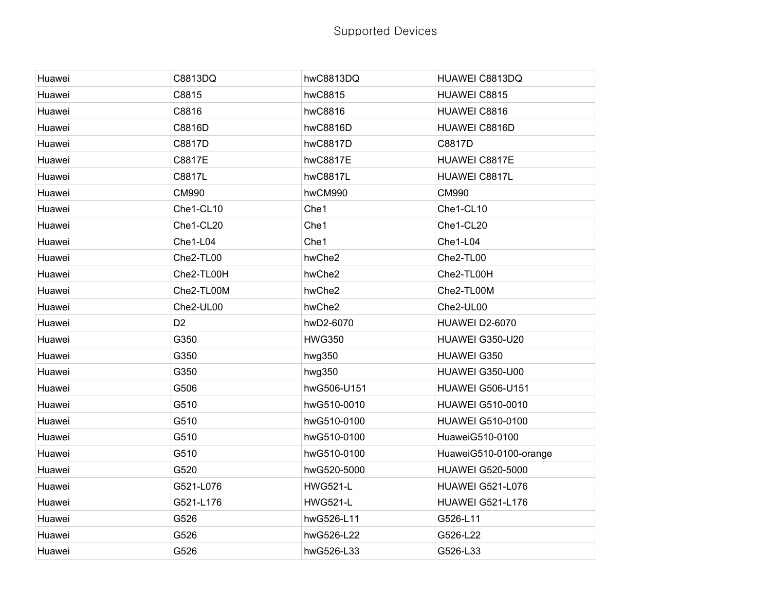# Supported Devices

| | | | |
|---|---|---|---|
| Huawei | C8813DQ | hwC8813DQ | HUAWEI C8813DQ |
| Huawei | C8815 | hwC8815 | HUAWEI C8815 |
| Huawei | C8816 | hwC8816 | HUAWEI C8816 |
| Huawei | C8816D | hwC8816D | HUAWEI C8816D |
| Huawei | C8817D | hwC8817D | C8817D |
| Huawei | C8817E | hwC8817E | HUAWEI C8817E |
| Huawei | C8817L | hwC8817L | HUAWEI C8817L |
| Huawei | CM990 | hwCM990 | CM990 |
| Huawei | Che1-CL10 | Che1 | Che1-CL10 |
| Huawei | Che1-CL20 | Che1 | Che1-CL20 |
| Huawei | Che1-L04 | Che1 | Che1-L04 |
| Huawei | Che2-TL00 | hwChe2 | Che2-TL00 |
| Huawei | Che2-TL00H | hwChe2 | Che2-TL00H |
| Huawei | Che2-TL00M | hwChe2 | Che2-TL00M |
| Huawei | Che2-UL00 | hwChe2 | Che2-UL00 |
| Huawei | D2 | hwD2-6070 | HUAWEI D2-6070 |
| Huawei | G350 | HWG350 | HUAWEI G350-U20 |
| Huawei | G350 | hwg350 | HUAWEI G350 |
| Huawei | G350 | hwg350 | HUAWEI G350-U00 |
| Huawei | G506 | hwG506-U151 | HUAWEI G506-U151 |
| Huawei | G510 | hwG510-0010 | HUAWEI G510-0010 |
| Huawei | G510 | hwG510-0100 | HUAWEI G510-0100 |
| Huawei | G510 | hwG510-0100 | HuaweiG510-0100 |
| Huawei | G510 | hwG510-0100 | HuaweiG510-0100-orange |
| Huawei | G520 | hwG520-5000 | HUAWEI G520-5000 |
| Huawei | G521-L076 | HWG521-L | HUAWEI G521-L076 |
| Huawei | G521-L176 | HWG521-L | HUAWEI G521-L176 |
| Huawei | G526 | hwG526-L11 | G526-L11 |
| Huawei | G526 | hwG526-L22 | G526-L22 |
| Huawei | G526 | hwG526-L33 | G526-L33 |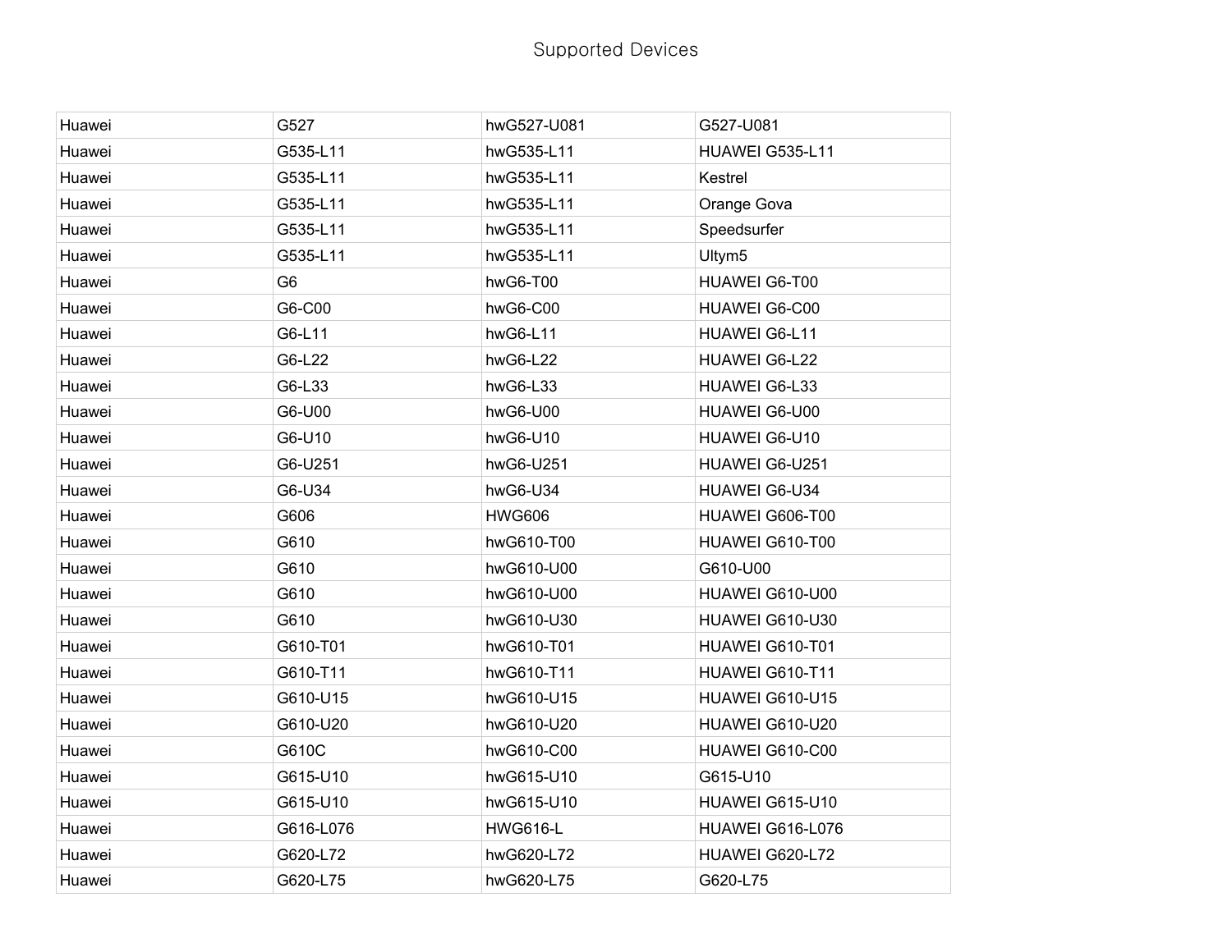Supported Devices

| | | | |
|---|---|---|---|
| Huawei | G527 | hwG527-U081 | G527-U081 |
| Huawei | G535-L11 | hwG535-L11 | HUAWEI G535-L11 |
| Huawei | G535-L11 | hwG535-L11 | Kestrel |
| Huawei | G535-L11 | hwG535-L11 | Orange Gova |
| Huawei | G535-L11 | hwG535-L11 | Speedsurfer |
| Huawei | G535-L11 | hwG535-L11 | Ultym5 |
| Huawei | G6 | hwG6-T00 | HUAWEI G6-T00 |
| Huawei | G6-C00 | hwG6-C00 | HUAWEI G6-C00 |
| Huawei | G6-L11 | hwG6-L11 | HUAWEI G6-L11 |
| Huawei | G6-L22 | hwG6-L22 | HUAWEI G6-L22 |
| Huawei | G6-L33 | hwG6-L33 | HUAWEI G6-L33 |
| Huawei | G6-U00 | hwG6-U00 | HUAWEI G6-U00 |
| Huawei | G6-U10 | hwG6-U10 | HUAWEI G6-U10 |
| Huawei | G6-U251 | hwG6-U251 | HUAWEI G6-U251 |
| Huawei | G6-U34 | hwG6-U34 | HUAWEI G6-U34 |
| Huawei | G606 | HWG606 | HUAWEI G606-T00 |
| Huawei | G610 | hwG610-T00 | HUAWEI G610-T00 |
| Huawei | G610 | hwG610-U00 | G610-U00 |
| Huawei | G610 | hwG610-U00 | HUAWEI G610-U00 |
| Huawei | G610 | hwG610-U30 | HUAWEI G610-U30 |
| Huawei | G610-T01 | hwG610-T01 | HUAWEI G610-T01 |
| Huawei | G610-T11 | hwG610-T11 | HUAWEI G610-T11 |
| Huawei | G610-U15 | hwG610-U15 | HUAWEI G610-U15 |
| Huawei | G610-U20 | hwG610-U20 | HUAWEI G610-U20 |
| Huawei | G610C | hwG610-C00 | HUAWEI G610-C00 |
| Huawei | G615-U10 | hwG615-U10 | G615-U10 |
| Huawei | G615-U10 | hwG615-U10 | HUAWEI G615-U10 |
| Huawei | G616-L076 | HWG616-L | HUAWEI G616-L076 |
| Huawei | G620-L72 | hwG620-L72 | HUAWEI G620-L72 |
| Huawei | G620-L75 | hwG620-L75 | G620-L75 |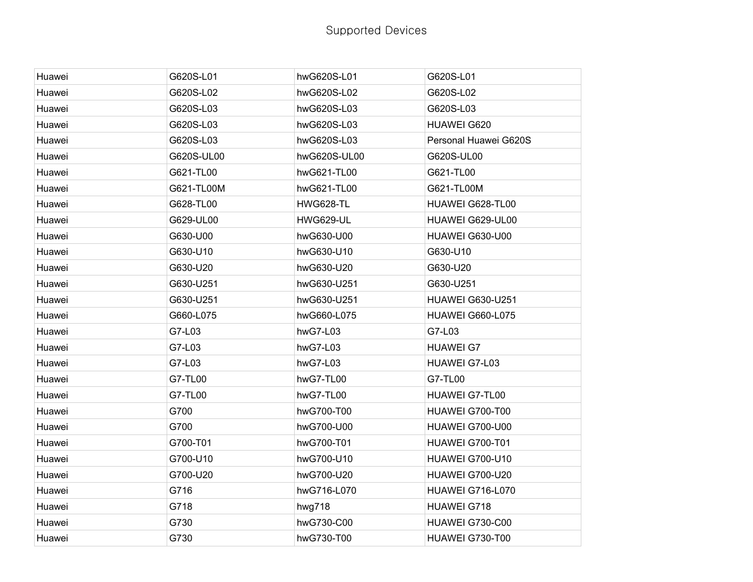# Supported Devices

| | | | |
|---|---|---|---|
| Huawei | G620S-L01 | hwG620S-L01 | G620S-L01 |
| Huawei | G620S-L02 | hwG620S-L02 | G620S-L02 |
| Huawei | G620S-L03 | hwG620S-L03 | G620S-L03 |
| Huawei | G620S-L03 | hwG620S-L03 | HUAWEI G620 |
| Huawei | G620S-L03 | hwG620S-L03 | Personal Huawei G620S |
| Huawei | G620S-UL00 | hwG620S-UL00 | G620S-UL00 |
| Huawei | G621-TL00 | hwG621-TL00 | G621-TL00 |
| Huawei | G621-TL00M | hwG621-TL00 | G621-TL00M |
| Huawei | G628-TL00 | HWG628-TL | HUAWEI G628-TL00 |
| Huawei | G629-UL00 | HWG629-UL | HUAWEI G629-UL00 |
| Huawei | G630-U00 | hwG630-U00 | HUAWEI G630-U00 |
| Huawei | G630-U10 | hwG630-U10 | G630-U10 |
| Huawei | G630-U20 | hwG630-U20 | G630-U20 |
| Huawei | G630-U251 | hwG630-U251 | G630-U251 |
| Huawei | G630-U251 | hwG630-U251 | HUAWEI G630-U251 |
| Huawei | G660-L075 | hwG660-L075 | HUAWEI G660-L075 |
| Huawei | G7-L03 | hwG7-L03 | G7-L03 |
| Huawei | G7-L03 | hwG7-L03 | HUAWEI G7 |
| Huawei | G7-L03 | hwG7-L03 | HUAWEI G7-L03 |
| Huawei | G7-TL00 | hwG7-TL00 | G7-TL00 |
| Huawei | G7-TL00 | hwG7-TL00 | HUAWEI G7-TL00 |
| Huawei | G700 | hwG700-T00 | HUAWEI G700-T00 |
| Huawei | G700 | hwG700-U00 | HUAWEI G700-U00 |
| Huawei | G700-T01 | hwG700-T01 | HUAWEI G700-T01 |
| Huawei | G700-U10 | hwG700-U10 | HUAWEI G700-U10 |
| Huawei | G700-U20 | hwG700-U20 | HUAWEI G700-U20 |
| Huawei | G716 | hwG716-L070 | HUAWEI G716-L070 |
| Huawei | G718 | hwg718 | HUAWEI G718 |
| Huawei | G730 | hwG730-C00 | HUAWEI G730-C00 |
| Huawei | G730 | hwG730-T00 | HUAWEI G730-T00 |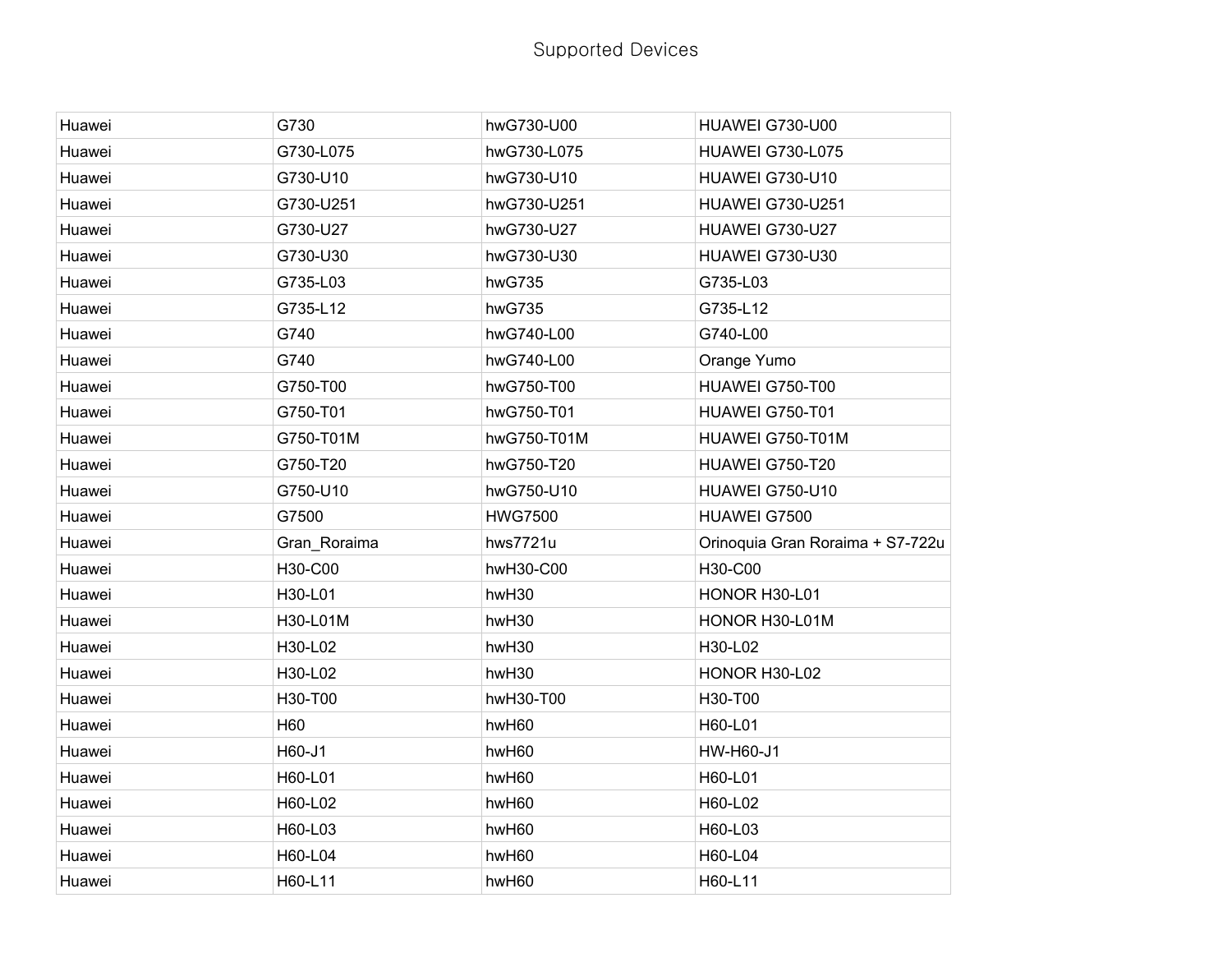Supported Devices

| Huawei | G730 | hwG730-U00 | HUAWEI G730-U00 |
|---|---|---|---|
| Huawei | G730-L075 | hwG730-L075 | HUAWEI G730-L075 |
| Huawei | G730-U10 | hwG730-U10 | HUAWEI G730-U10 |
| Huawei | G730-U251 | hwG730-U251 | HUAWEI G730-U251 |
| Huawei | G730-U27 | hwG730-U27 | HUAWEI G730-U27 |
| Huawei | G730-U30 | hwG730-U30 | HUAWEI G730-U30 |
| Huawei | G735-L03 | hwG735 | G735-L03 |
| Huawei | G735-L12 | hwG735 | G735-L12 |
| Huawei | G740 | hwG740-L00 | G740-L00 |
| Huawei | G740 | hwG740-L00 | Orange Yumo |
| Huawei | G750-T00 | hwG750-T00 | HUAWEI G750-T00 |
| Huawei | G750-T01 | hwG750-T01 | HUAWEI G750-T01 |
| Huawei | G750-T01M | hwG750-T01M | HUAWEI G750-T01M |
| Huawei | G750-T20 | hwG750-T20 | HUAWEI G750-T20 |
| Huawei | G750-U10 | hwG750-U10 | HUAWEI G750-U10 |
| Huawei | G7500 | HWG7500 | HUAWEI G7500 |
| Huawei | Gran_Roraima | hws7721u | Orinoquia Gran Roraima + S7-722u |
| Huawei | H30-C00 | hwH30-C00 | H30-C00 |
| Huawei | H30-L01 | hwH30 | HONOR H30-L01 |
| Huawei | H30-L01M | hwH30 | HONOR H30-L01M |
| Huawei | H30-L02 | hwH30 | H30-L02 |
| Huawei | H30-L02 | hwH30 | HONOR H30-L02 |
| Huawei | H30-T00 | hwH30-T00 | H30-T00 |
| Huawei | H60 | hwH60 | H60-L01 |
| Huawei | H60-J1 | hwH60 | HW-H60-J1 |
| Huawei | H60-L01 | hwH60 | H60-L01 |
| Huawei | H60-L02 | hwH60 | H60-L02 |
| Huawei | H60-L03 | hwH60 | H60-L03 |
| Huawei | H60-L04 | hwH60 | H60-L04 |
| Huawei | H60-L11 | hwH60 | H60-L11 |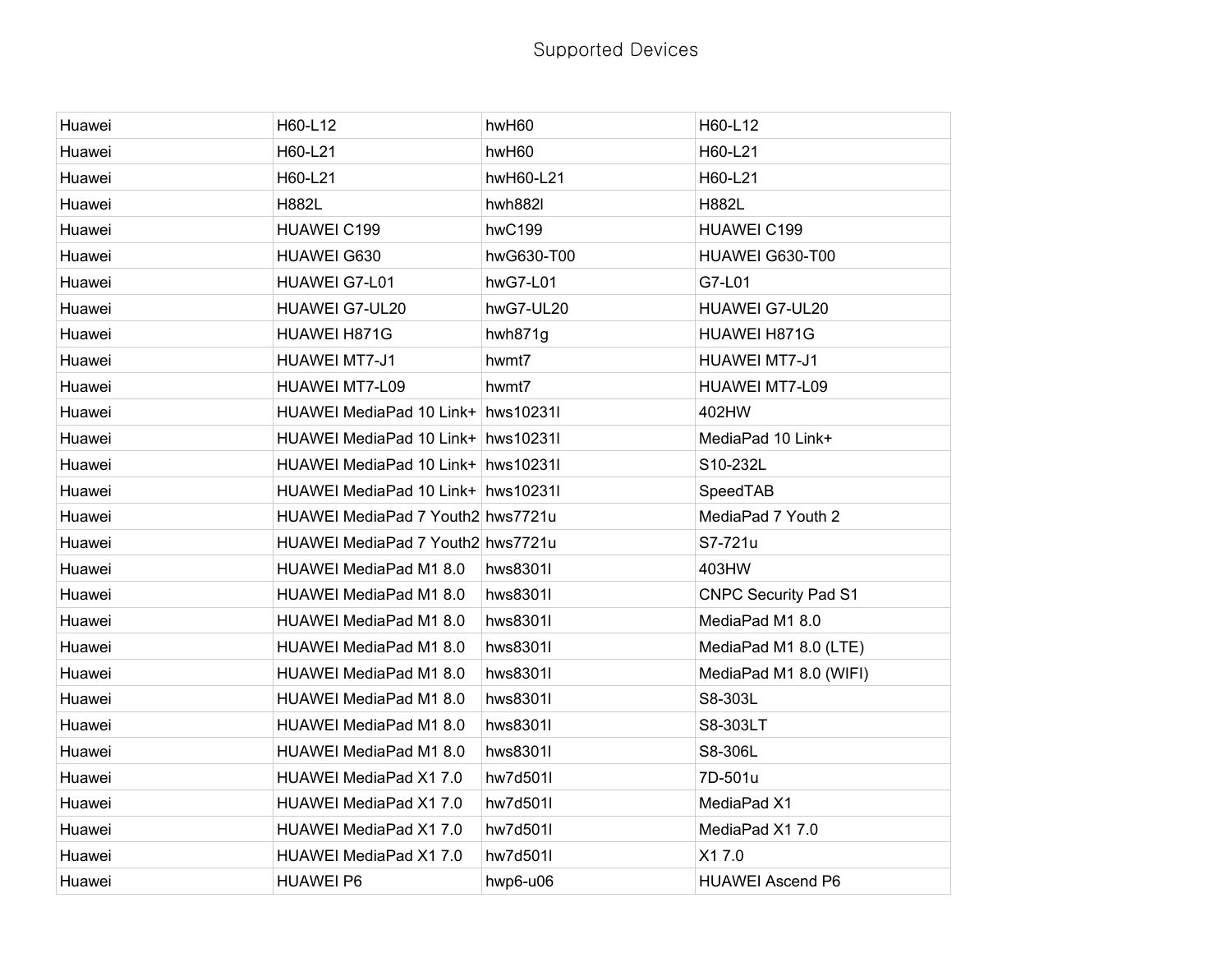Supported Devices

| | | | |
|---|---|---|---|
| Huawei | H60-L12 | hwH60 | H60-L12 |
| Huawei | H60-L21 | hwH60 | H60-L21 |
| Huawei | H60-L21 | hwH60-L21 | H60-L21 |
| Huawei | H882L | hwh882l | H882L |
| Huawei | HUAWEI C199 | hwC199 | HUAWEI C199 |
| Huawei | HUAWEI G630 | hwG630-T00 | HUAWEI G630-T00 |
| Huawei | HUAWEI G7-L01 | hwG7-L01 | G7-L01 |
| Huawei | HUAWEI G7-UL20 | hwG7-UL20 | HUAWEI G7-UL20 |
| Huawei | HUAWEI H871G | hwh871g | HUAWEI H871G |
| Huawei | HUAWEI MT7-J1 | hwmt7 | HUAWEI MT7-J1 |
| Huawei | HUAWEI MT7-L09 | hwmt7 | HUAWEI MT7-L09 |
| Huawei | HUAWEI MediaPad 10 Link+ | hws10231l | 402HW |
| Huawei | HUAWEI MediaPad 10 Link+ | hws10231l | MediaPad 10 Link+ |
| Huawei | HUAWEI MediaPad 10 Link+ | hws10231l | S10-232L |
| Huawei | HUAWEI MediaPad 10 Link+ | hws10231l | SpeedTAB |
| Huawei | HUAWEI MediaPad 7 Youth2 | hws7721u | MediaPad 7 Youth 2 |
| Huawei | HUAWEI MediaPad 7 Youth2 | hws7721u | S7-721u |
| Huawei | HUAWEI MediaPad M1 8.0 | hws8301l | 403HW |
| Huawei | HUAWEI MediaPad M1 8.0 | hws8301l | CNPC Security Pad S1 |
| Huawei | HUAWEI MediaPad M1 8.0 | hws8301l | MediaPad M1 8.0 |
| Huawei | HUAWEI MediaPad M1 8.0 | hws8301l | MediaPad M1 8.0 (LTE) |
| Huawei | HUAWEI MediaPad M1 8.0 | hws8301l | MediaPad M1 8.0 (WIFI) |
| Huawei | HUAWEI MediaPad M1 8.0 | hws8301l | S8-303L |
| Huawei | HUAWEI MediaPad M1 8.0 | hws8301l | S8-303LT |
| Huawei | HUAWEI MediaPad M1 8.0 | hws8301l | S8-306L |
| Huawei | HUAWEI MediaPad X1 7.0 | hw7d501l | 7D-501u |
| Huawei | HUAWEI MediaPad X1 7.0 | hw7d501l | MediaPad X1 |
| Huawei | HUAWEI MediaPad X1 7.0 | hw7d501l | MediaPad X1 7.0 |
| Huawei | HUAWEI MediaPad X1 7.0 | hw7d501l | X1 7.0 |
| Huawei | HUAWEI P6 | hwp6-u06 | HUAWEI Ascend P6 |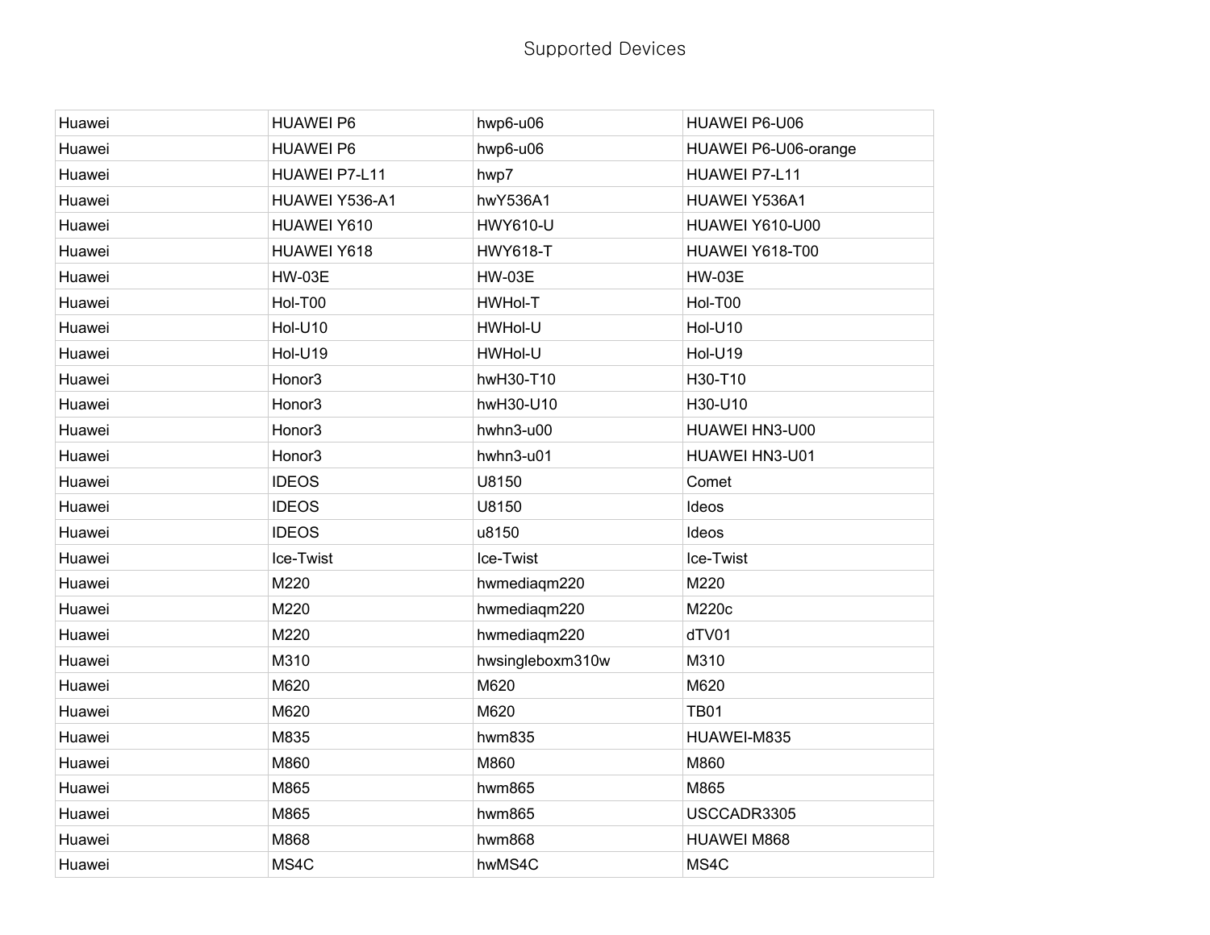Supported Devices

| | | | |
|---|---|---|---|
| Huawei | HUAWEI P6 | hwp6-u06 | HUAWEI P6-U06 |
| Huawei | HUAWEI P6 | hwp6-u06 | HUAWEI P6-U06-orange |
| Huawei | HUAWEI P7-L11 | hwp7 | HUAWEI P7-L11 |
| Huawei | HUAWEI Y536-A1 | hwY536A1 | HUAWEI Y536A1 |
| Huawei | HUAWEI Y610 | HWY610-U | HUAWEI Y610-U00 |
| Huawei | HUAWEI Y618 | HWY618-T | HUAWEI Y618-T00 |
| Huawei | HW-03E | HW-03E | HW-03E |
| Huawei | Hol-T00 | HWHol-T | Hol-T00 |
| Huawei | Hol-U10 | HWHol-U | Hol-U10 |
| Huawei | Hol-U19 | HWHol-U | Hol-U19 |
| Huawei | Honor3 | hwH30-T10 | H30-T10 |
| Huawei | Honor3 | hwH30-U10 | H30-U10 |
| Huawei | Honor3 | hwhn3-u00 | HUAWEI HN3-U00 |
| Huawei | Honor3 | hwhn3-u01 | HUAWEI HN3-U01 |
| Huawei | IDEOS | U8150 | Comet |
| Huawei | IDEOS | U8150 | Ideos |
| Huawei | IDEOS | u8150 | Ideos |
| Huawei | Ice-Twist | Ice-Twist | Ice-Twist |
| Huawei | M220 | hwmediaqm220 | M220 |
| Huawei | M220 | hwmediaqm220 | M220c |
| Huawei | M220 | hwmediaqm220 | dTV01 |
| Huawei | M310 | hwsingleboxm310w | M310 |
| Huawei | M620 | M620 | M620 |
| Huawei | M620 | M620 | TB01 |
| Huawei | M835 | hwm835 | HUAWEI-M835 |
| Huawei | M860 | M860 | M860 |
| Huawei | M865 | hwm865 | M865 |
| Huawei | M865 | hwm865 | USCCADR3305 |
| Huawei | M868 | hwm868 | HUAWEI M868 |
| Huawei | MS4C | hwMS4C | MS4C |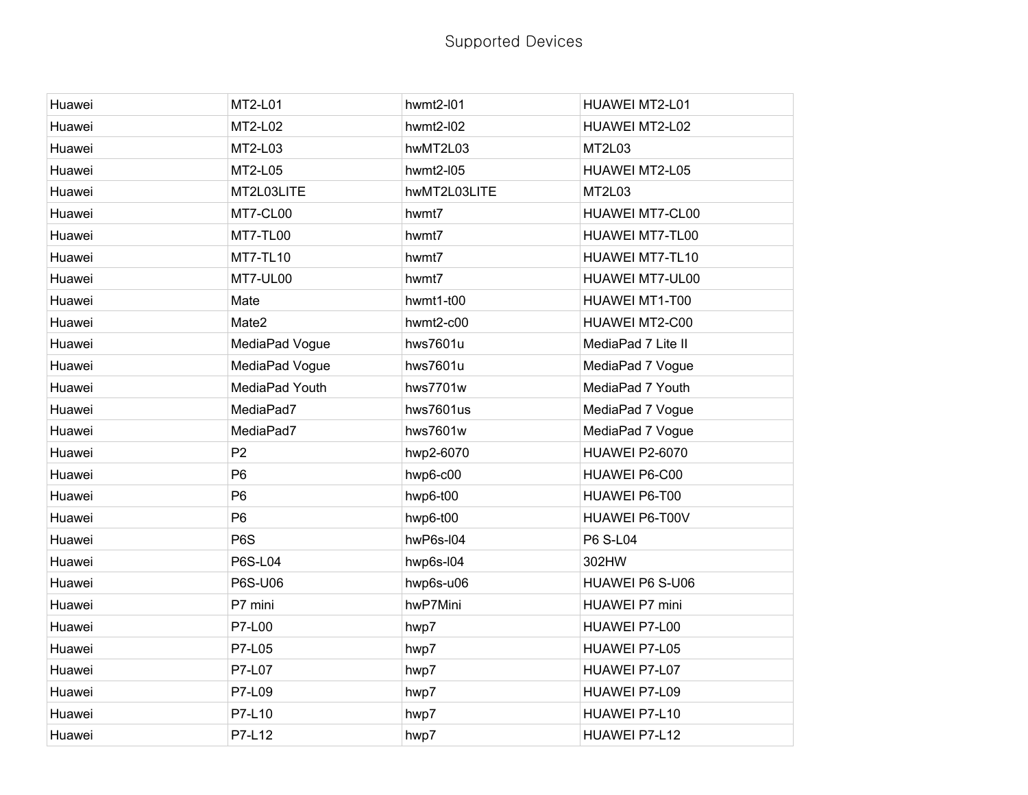Supported Devices

| | | | |
|---|---|---|---|
| Huawei | MT2-L01 | hwmt2-l01 | HUAWEI MT2-L01 |
| Huawei | MT2-L02 | hwmt2-l02 | HUAWEI MT2-L02 |
| Huawei | MT2-L03 | hwMT2L03 | MT2L03 |
| Huawei | MT2-L05 | hwmt2-l05 | HUAWEI MT2-L05 |
| Huawei | MT2L03LITE | hwMT2L03LITE | MT2L03 |
| Huawei | MT7-CL00 | hwmt7 | HUAWEI MT7-CL00 |
| Huawei | MT7-TL00 | hwmt7 | HUAWEI MT7-TL00 |
| Huawei | MT7-TL10 | hwmt7 | HUAWEI MT7-TL10 |
| Huawei | MT7-UL00 | hwmt7 | HUAWEI MT7-UL00 |
| Huawei | Mate | hwmt1-t00 | HUAWEI MT1-T00 |
| Huawei | Mate2 | hwmt2-c00 | HUAWEI MT2-C00 |
| Huawei | MediaPad Vogue | hws7601u | MediaPad 7 Lite II |
| Huawei | MediaPad Vogue | hws7601u | MediaPad 7 Vogue |
| Huawei | MediaPad Youth | hws7701w | MediaPad 7 Youth |
| Huawei | MediaPad7 | hws7601us | MediaPad 7 Vogue |
| Huawei | MediaPad7 | hws7601w | MediaPad 7 Vogue |
| Huawei | P2 | hwp2-6070 | HUAWEI P2-6070 |
| Huawei | P6 | hwp6-c00 | HUAWEI P6-C00 |
| Huawei | P6 | hwp6-t00 | HUAWEI P6-T00 |
| Huawei | P6 | hwp6-t00 | HUAWEI P6-T00V |
| Huawei | P6S | hwP6s-l04 | P6 S-L04 |
| Huawei | P6S-L04 | hwp6s-l04 | 302HW |
| Huawei | P6S-U06 | hwp6s-u06 | HUAWEI P6 S-U06 |
| Huawei | P7 mini | hwP7Mini | HUAWEI P7 mini |
| Huawei | P7-L00 | hwp7 | HUAWEI P7-L00 |
| Huawei | P7-L05 | hwp7 | HUAWEI P7-L05 |
| Huawei | P7-L07 | hwp7 | HUAWEI P7-L07 |
| Huawei | P7-L09 | hwp7 | HUAWEI P7-L09 |
| Huawei | P7-L10 | hwp7 | HUAWEI P7-L10 |
| Huawei | P7-L12 | hwp7 | HUAWEI P7-L12 |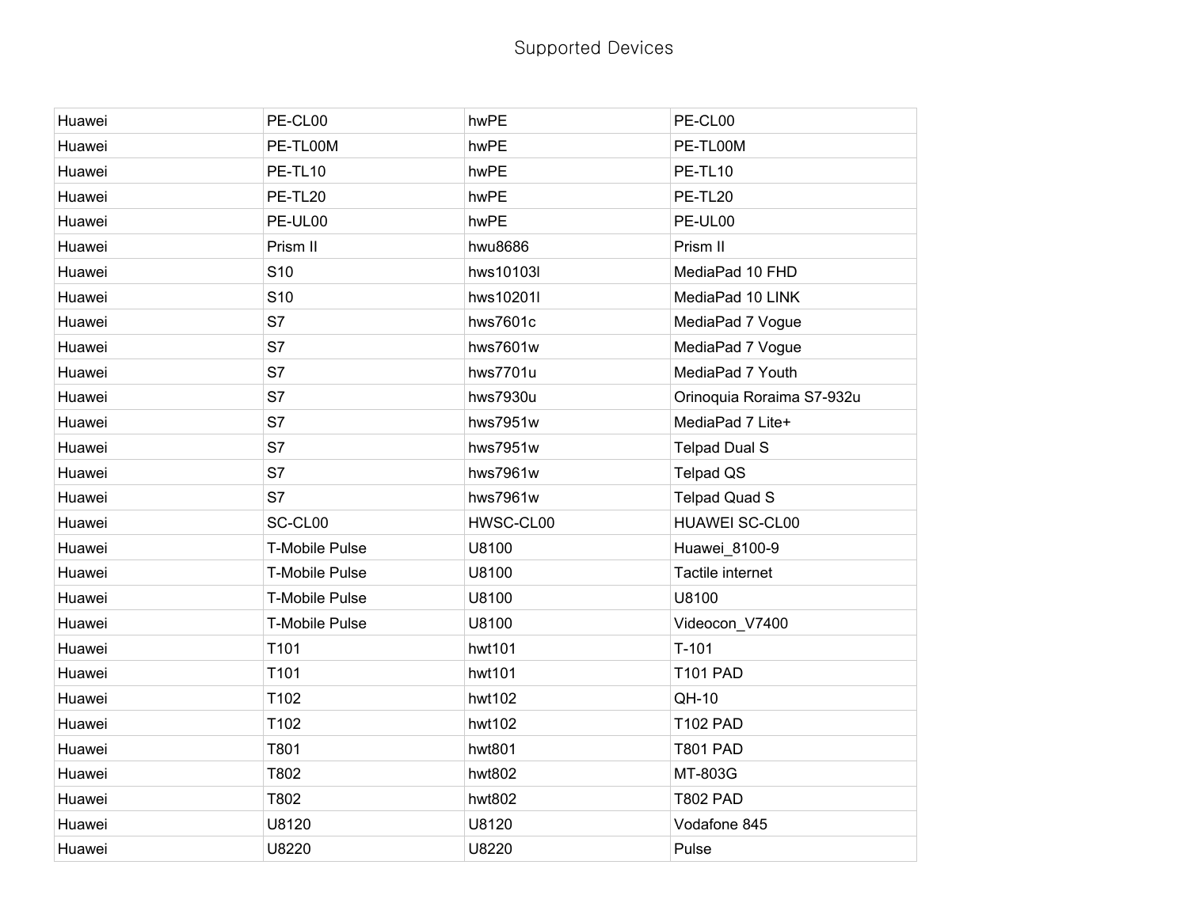Supported Devices

| | | | |
|---|---|---|---|
| Huawei | PE-CL00 | hwPE | PE-CL00 |
| Huawei | PE-TL00M | hwPE | PE-TL00M |
| Huawei | PE-TL10 | hwPE | PE-TL10 |
| Huawei | PE-TL20 | hwPE | PE-TL20 |
| Huawei | PE-UL00 | hwPE | PE-UL00 |
| Huawei | Prism II | hwu8686 | Prism II |
| Huawei | S10 | hws10103l | MediaPad 10 FHD |
| Huawei | S10 | hws10201l | MediaPad 10 LINK |
| Huawei | S7 | hws7601c | MediaPad 7 Vogue |
| Huawei | S7 | hws7601w | MediaPad 7 Vogue |
| Huawei | S7 | hws7701u | MediaPad 7 Youth |
| Huawei | S7 | hws7930u | Orinoquia Roraima S7-932u |
| Huawei | S7 | hws7951w | MediaPad 7 Lite+ |
| Huawei | S7 | hws7951w | Telpad Dual S |
| Huawei | S7 | hws7961w | Telpad QS |
| Huawei | S7 | hws7961w | Telpad Quad S |
| Huawei | SC-CL00 | HWSC-CL00 | HUAWEI SC-CL00 |
| Huawei | T-Mobile Pulse | U8100 | Huawei_8100-9 |
| Huawei | T-Mobile Pulse | U8100 | Tactile internet |
| Huawei | T-Mobile Pulse | U8100 | U8100 |
| Huawei | T-Mobile Pulse | U8100 | Videocon_V7400 |
| Huawei | T101 | hwt101 | T-101 |
| Huawei | T101 | hwt101 | T101 PAD |
| Huawei | T102 | hwt102 | QH-10 |
| Huawei | T102 | hwt102 | T102 PAD |
| Huawei | T801 | hwt801 | T801 PAD |
| Huawei | T802 | hwt802 | MT-803G |
| Huawei | T802 | hwt802 | T802 PAD |
| Huawei | U8120 | U8120 | Vodafone 845 |
| Huawei | U8220 | U8220 | Pulse |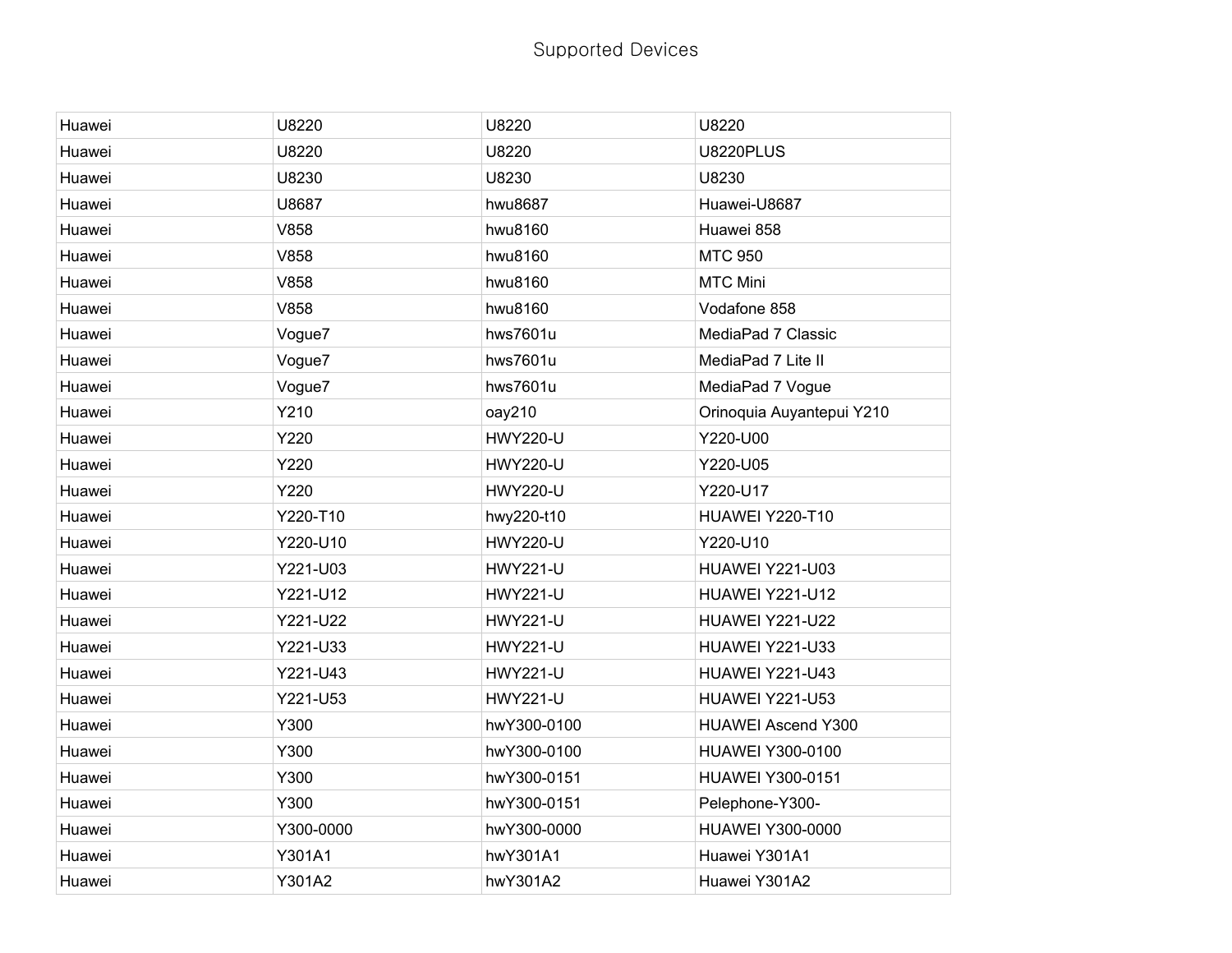# Supported Devices

| | | | |
|---|---|---|---|
| Huawei | U8220 | U8220 | U8220 |
| Huawei | U8220 | U8220 | U8220PLUS |
| Huawei | U8230 | U8230 | U8230 |
| Huawei | U8687 | hwu8687 | Huawei-U8687 |
| Huawei | V858 | hwu8160 | Huawei 858 |
| Huawei | V858 | hwu8160 | MTC 950 |
| Huawei | V858 | hwu8160 | MTC Mini |
| Huawei | V858 | hwu8160 | Vodafone 858 |
| Huawei | Vogue7 | hws7601u | MediaPad 7 Classic |
| Huawei | Vogue7 | hws7601u | MediaPad 7 Lite II |
| Huawei | Vogue7 | hws7601u | MediaPad 7 Vogue |
| Huawei | Y210 | oay210 | Orinoquia Auyantepui Y210 |
| Huawei | Y220 | HWY220-U | Y220-U00 |
| Huawei | Y220 | HWY220-U | Y220-U05 |
| Huawei | Y220 | HWY220-U | Y220-U17 |
| Huawei | Y220-T10 | hwy220-t10 | HUAWEI Y220-T10 |
| Huawei | Y220-U10 | HWY220-U | Y220-U10 |
| Huawei | Y221-U03 | HWY221-U | HUAWEI Y221-U03 |
| Huawei | Y221-U12 | HWY221-U | HUAWEI Y221-U12 |
| Huawei | Y221-U22 | HWY221-U | HUAWEI Y221-U22 |
| Huawei | Y221-U33 | HWY221-U | HUAWEI Y221-U33 |
| Huawei | Y221-U43 | HWY221-U | HUAWEI Y221-U43 |
| Huawei | Y221-U53 | HWY221-U | HUAWEI Y221-U53 |
| Huawei | Y300 | hwY300-0100 | HUAWEI Ascend Y300 |
| Huawei | Y300 | hwY300-0100 | HUAWEI Y300-0100 |
| Huawei | Y300 | hwY300-0151 | HUAWEI Y300-0151 |
| Huawei | Y300 | hwY300-0151 | Pelephone-Y300- |
| Huawei | Y300-0000 | hwY300-0000 | HUAWEI Y300-0000 |
| Huawei | Y301A1 | hwY301A1 | Huawei Y301A1 |
| Huawei | Y301A2 | hwY301A2 | Huawei Y301A2 |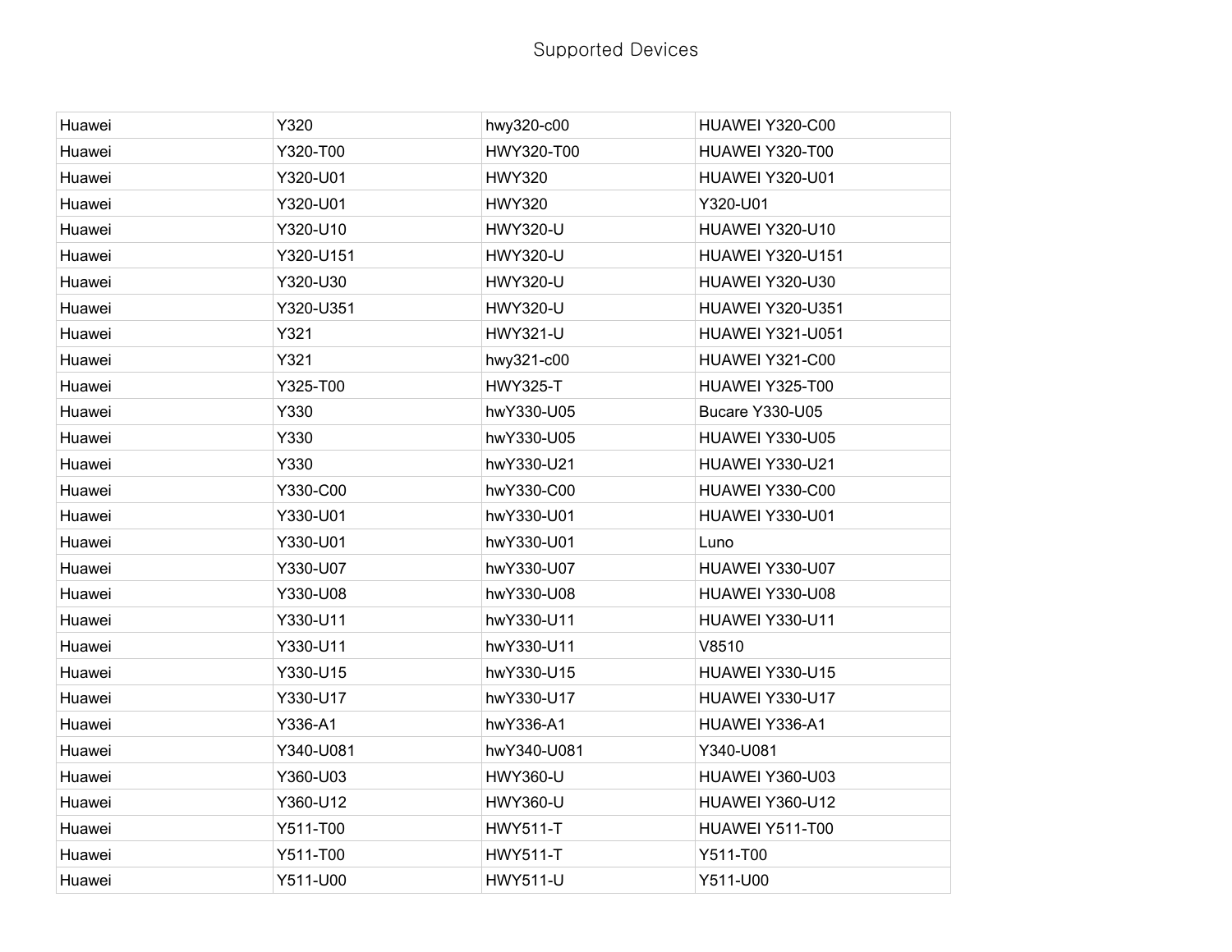# Supported Devices

| | | | |
|---|---|---|---|
| Huawei | Y320 | hwy320-c00 | HUAWEI Y320-C00 |
| Huawei | Y320-T00 | HWY320-T00 | HUAWEI Y320-T00 |
| Huawei | Y320-U01 | HWY320 | HUAWEI Y320-U01 |
| Huawei | Y320-U01 | HWY320 | Y320-U01 |
| Huawei | Y320-U10 | HWY320-U | HUAWEI Y320-U10 |
| Huawei | Y320-U151 | HWY320-U | HUAWEI Y320-U151 |
| Huawei | Y320-U30 | HWY320-U | HUAWEI Y320-U30 |
| Huawei | Y320-U351 | HWY320-U | HUAWEI Y320-U351 |
| Huawei | Y321 | HWY321-U | HUAWEI Y321-U051 |
| Huawei | Y321 | hwy321-c00 | HUAWEI Y321-C00 |
| Huawei | Y325-T00 | HWY325-T | HUAWEI Y325-T00 |
| Huawei | Y330 | hwY330-U05 | Bucare Y330-U05 |
| Huawei | Y330 | hwY330-U05 | HUAWEI Y330-U05 |
| Huawei | Y330 | hwY330-U21 | HUAWEI Y330-U21 |
| Huawei | Y330-C00 | hwY330-C00 | HUAWEI Y330-C00 |
| Huawei | Y330-U01 | hwY330-U01 | HUAWEI Y330-U01 |
| Huawei | Y330-U01 | hwY330-U01 | Luno |
| Huawei | Y330-U07 | hwY330-U07 | HUAWEI Y330-U07 |
| Huawei | Y330-U08 | hwY330-U08 | HUAWEI Y330-U08 |
| Huawei | Y330-U11 | hwY330-U11 | HUAWEI Y330-U11 |
| Huawei | Y330-U11 | hwY330-U11 | V8510 |
| Huawei | Y330-U15 | hwY330-U15 | HUAWEI Y330-U15 |
| Huawei | Y330-U17 | hwY330-U17 | HUAWEI Y330-U17 |
| Huawei | Y336-A1 | hwY336-A1 | HUAWEI Y336-A1 |
| Huawei | Y340-U081 | hwY340-U081 | Y340-U081 |
| Huawei | Y360-U03 | HWY360-U | HUAWEI Y360-U03 |
| Huawei | Y360-U12 | HWY360-U | HUAWEI Y360-U12 |
| Huawei | Y511-T00 | HWY511-T | HUAWEI Y511-T00 |
| Huawei | Y511-T00 | HWY511-T | Y511-T00 |
| Huawei | Y511-U00 | HWY511-U | Y511-U00 |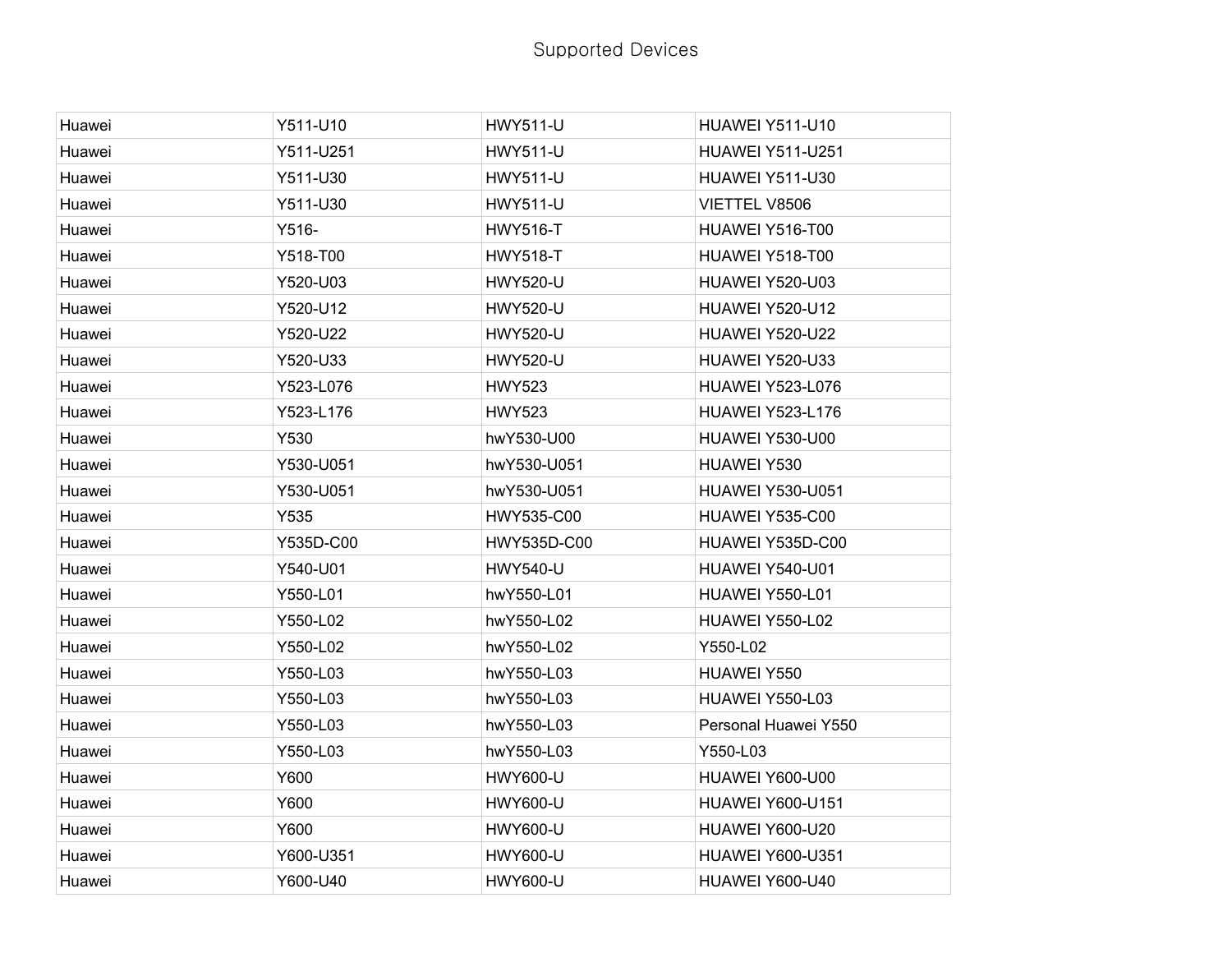# Supported Devices

| | | | |
|---|---|---|---|
| Huawei | Y511-U10 | HWY511-U | HUAWEI Y511-U10 |
| Huawei | Y511-U251 | HWY511-U | HUAWEI Y511-U251 |
| Huawei | Y511-U30 | HWY511-U | HUAWEI Y511-U30 |
| Huawei | Y511-U30 | HWY511-U | VIETTEL V8506 |
| Huawei | Y516- | HWY516-T | HUAWEI Y516-T00 |
| Huawei | Y518-T00 | HWY518-T | HUAWEI Y518-T00 |
| Huawei | Y520-U03 | HWY520-U | HUAWEI Y520-U03 |
| Huawei | Y520-U12 | HWY520-U | HUAWEI Y520-U12 |
| Huawei | Y520-U22 | HWY520-U | HUAWEI Y520-U22 |
| Huawei | Y520-U33 | HWY520-U | HUAWEI Y520-U33 |
| Huawei | Y523-L076 | HWY523 | HUAWEI Y523-L076 |
| Huawei | Y523-L176 | HWY523 | HUAWEI Y523-L176 |
| Huawei | Y530 | hwY530-U00 | HUAWEI Y530-U00 |
| Huawei | Y530-U051 | hwY530-U051 | HUAWEI Y530 |
| Huawei | Y530-U051 | hwY530-U051 | HUAWEI Y530-U051 |
| Huawei | Y535 | HWY535-C00 | HUAWEI Y535-C00 |
| Huawei | Y535D-C00 | HWY535D-C00 | HUAWEI Y535D-C00 |
| Huawei | Y540-U01 | HWY540-U | HUAWEI Y540-U01 |
| Huawei | Y550-L01 | hwY550-L01 | HUAWEI Y550-L01 |
| Huawei | Y550-L02 | hwY550-L02 | HUAWEI Y550-L02 |
| Huawei | Y550-L02 | hwY550-L02 | Y550-L02 |
| Huawei | Y550-L03 | hwY550-L03 | HUAWEI Y550 |
| Huawei | Y550-L03 | hwY550-L03 | HUAWEI Y550-L03 |
| Huawei | Y550-L03 | hwY550-L03 | Personal Huawei Y550 |
| Huawei | Y550-L03 | hwY550-L03 | Y550-L03 |
| Huawei | Y600 | HWY600-U | HUAWEI Y600-U00 |
| Huawei | Y600 | HWY600-U | HUAWEI Y600-U151 |
| Huawei | Y600 | HWY600-U | HUAWEI Y600-U20 |
| Huawei | Y600-U351 | HWY600-U | HUAWEI Y600-U351 |
| Huawei | Y600-U40 | HWY600-U | HUAWEI Y600-U40 |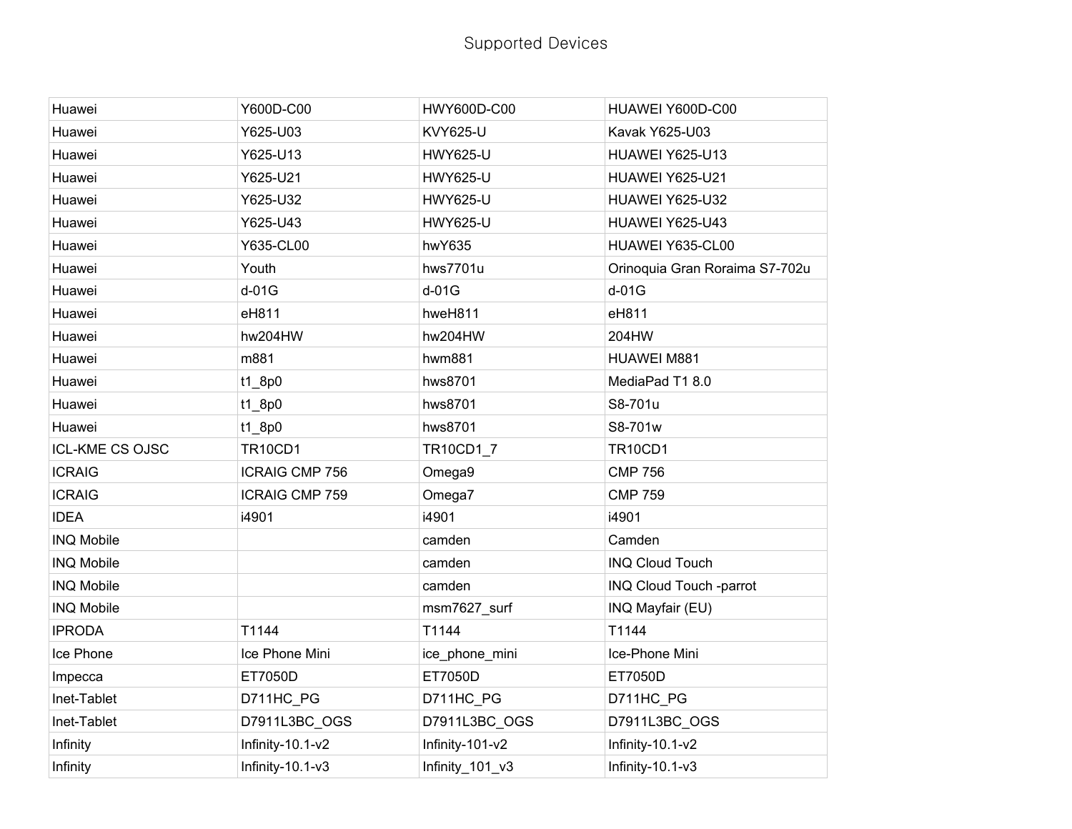Supported Devices

| | | | |
|---|---|---|---|
| Huawei | Y600D-C00 | HWY600D-C00 | HUAWEI Y600D-C00 |
| Huawei | Y625-U03 | KVY625-U | Kavak Y625-U03 |
| Huawei | Y625-U13 | HWY625-U | HUAWEI Y625-U13 |
| Huawei | Y625-U21 | HWY625-U | HUAWEI Y625-U21 |
| Huawei | Y625-U32 | HWY625-U | HUAWEI Y625-U32 |
| Huawei | Y625-U43 | HWY625-U | HUAWEI Y625-U43 |
| Huawei | Y635-CL00 | hwY635 | HUAWEI Y635-CL00 |
| Huawei | Youth | hws7701u | Orinoquia Gran Roraima S7-702u |
| Huawei | d-01G | d-01G | d-01G |
| Huawei | eH811 | hweH811 | eH811 |
| Huawei | hw204HW | hw204HW | 204HW |
| Huawei | m881 | hwm881 | HUAWEI M881 |
| Huawei | t1_8p0 | hws8701 | MediaPad T1 8.0 |
| Huawei | t1_8p0 | hws8701 | S8-701u |
| Huawei | t1_8p0 | hws8701 | S8-701w |
| ICL-KME CS OJSC | TR10CD1 | TR10CD1_7 | TR10CD1 |
| ICRAIG | ICRAIG CMP 756 | Omega9 | CMP 756 |
| ICRAIG | ICRAIG CMP 759 | Omega7 | CMP 759 |
| IDEA | i4901 | i4901 | i4901 |
| INQ Mobile | | camden | Camden |
| INQ Mobile | | camden | INQ Cloud Touch |
| INQ Mobile | | camden | INQ Cloud Touch -parrot |
| INQ Mobile | | msm7627_surf | INQ Mayfair (EU) |
| IPRODA | T1144 | T1144 | T1144 |
| Ice Phone | Ice Phone Mini | ice_phone_mini | Ice-Phone Mini |
| Impecca | ET7050D | ET7050D | ET7050D |
| Inet-Tablet | D711HC_PG | D711HC_PG | D711HC_PG |
| Inet-Tablet | D7911L3BC_OGS | D7911L3BC_OGS | D7911L3BC_OGS |
| Infinity | Infinity-10.1-v2 | Infinity-101-v2 | Infinity-10.1-v2 |
| Infinity | Infinity-10.1-v3 | Infinity_101_v3 | Infinity-10.1-v3 |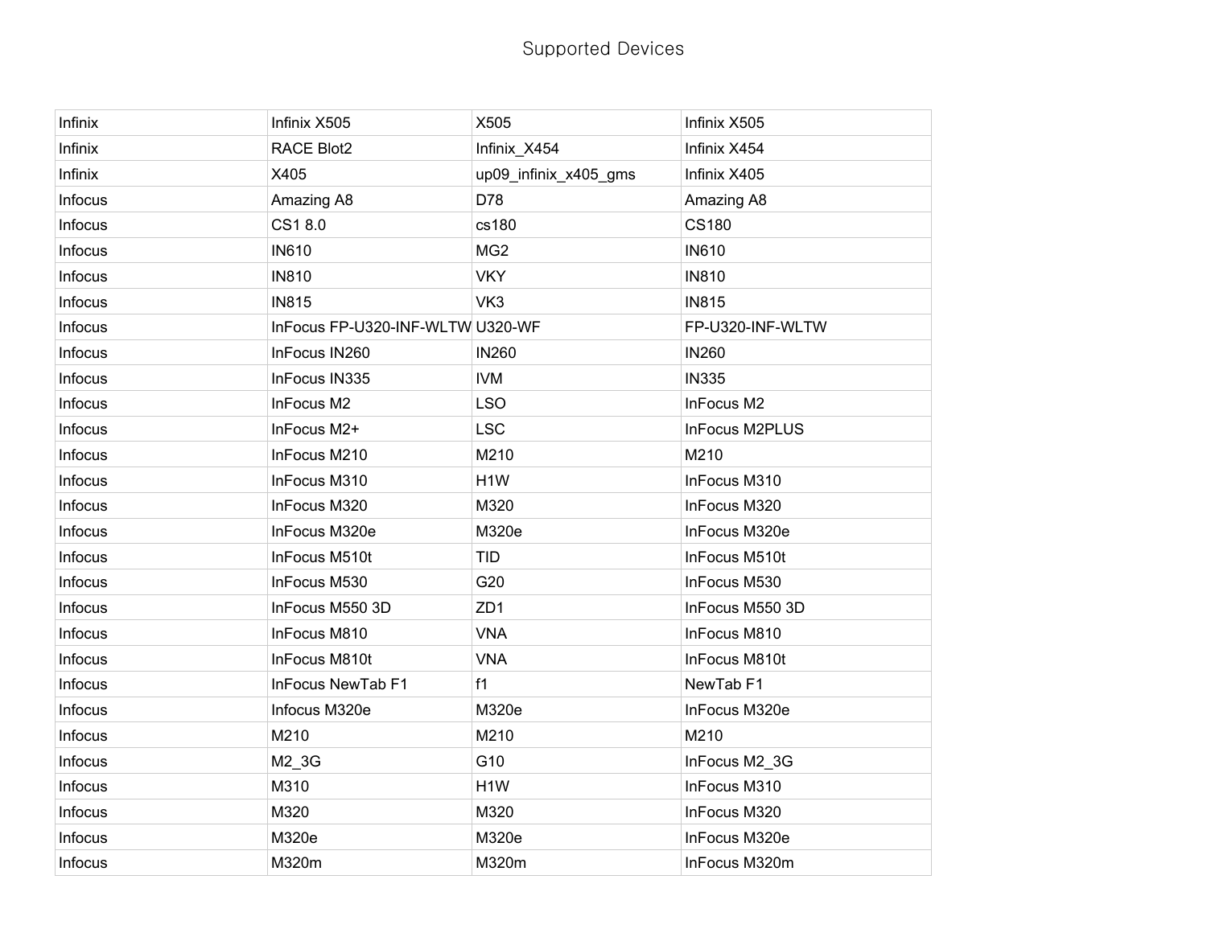Supported Devices

| | | | |
|---|---|---|---|
| Infinix | Infinix X505 | X505 | Infinix X505 |
| Infinix | RACE Blot2 | Infinix_X454 | Infinix X454 |
| Infinix | X405 | up09_infinix_x405_gms | Infinix X405 |
| Infocus | Amazing A8 | D78 | Amazing A8 |
| Infocus | CS1 8.0 | cs180 | CS180 |
| Infocus | IN610 | MG2 | IN610 |
| Infocus | IN810 | VKY | IN810 |
| Infocus | IN815 | VK3 | IN815 |
| Infocus | InFocus FP-U320-INF-WLTW | U320-WF | FP-U320-INF-WLTW |
| Infocus | InFocus IN260 | IN260 | IN260 |
| Infocus | InFocus IN335 | IVM | IN335 |
| Infocus | InFocus M2 | LSO | InFocus M2 |
| Infocus | InFocus M2+ | LSC | InFocus M2PLUS |
| Infocus | InFocus M210 | M210 | M210 |
| Infocus | InFocus M310 | H1W | InFocus M310 |
| Infocus | InFocus M320 | M320 | InFocus M320 |
| Infocus | InFocus M320e | M320e | InFocus M320e |
| Infocus | InFocus M510t | TID | InFocus M510t |
| Infocus | InFocus M530 | G20 | InFocus M530 |
| Infocus | InFocus M550 3D | ZD1 | InFocus M550 3D |
| Infocus | InFocus M810 | VNA | InFocus M810 |
| Infocus | InFocus M810t | VNA | InFocus M810t |
| Infocus | InFocus NewTab F1 | f1 | NewTab F1 |
| Infocus | Infocus M320e | M320e | InFocus M320e |
| Infocus | M210 | M210 | M210 |
| Infocus | M2_3G | G10 | InFocus M2_3G |
| Infocus | M310 | H1W | InFocus M310 |
| Infocus | M320 | M320 | InFocus M320 |
| Infocus | M320e | M320e | InFocus M320e |
| Infocus | M320m | M320m | InFocus M320m |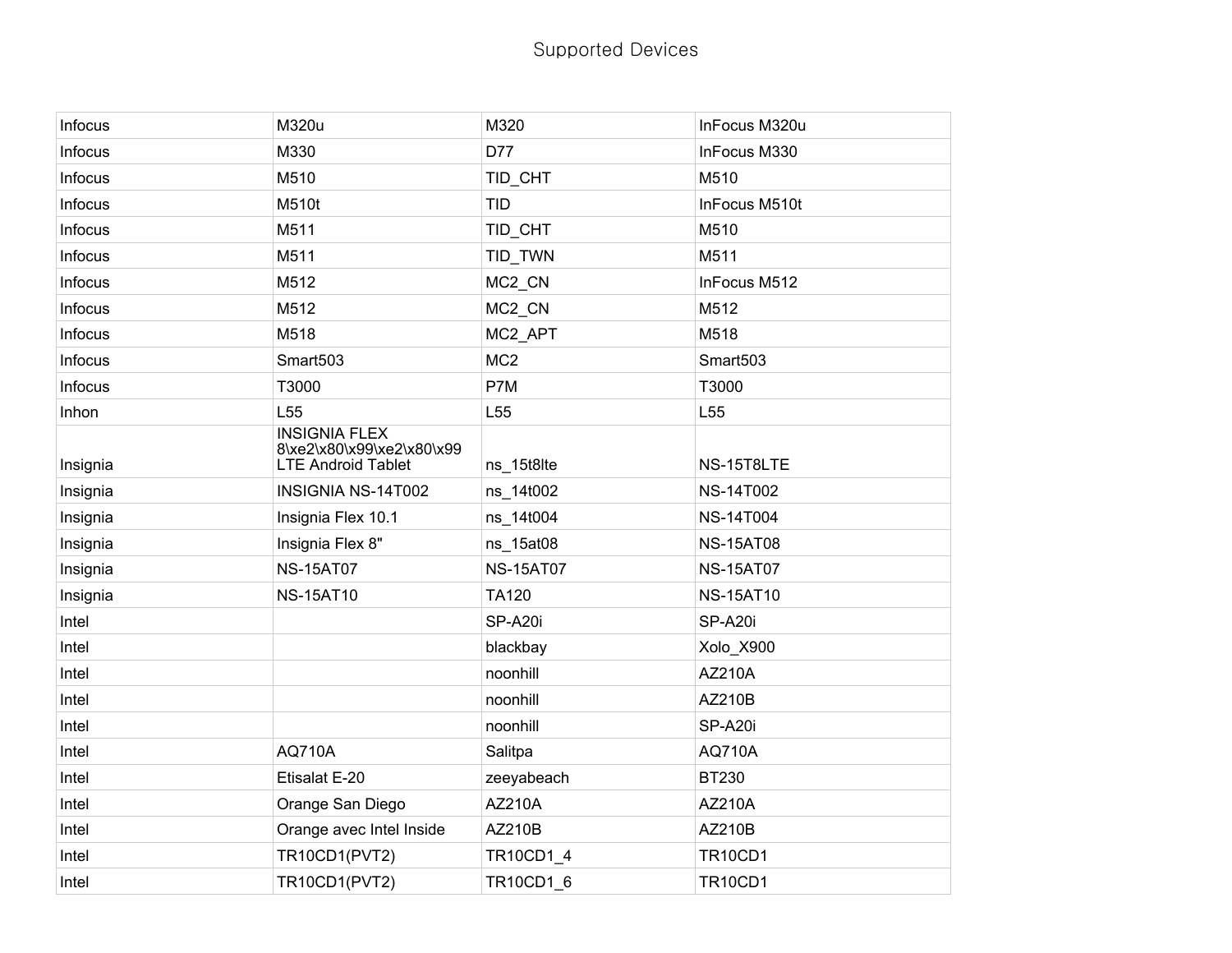# Supported Devices

| | | | |
|---|---|---|---|
| Infocus | M320u | M320 | InFocus M320u |
| Infocus | M330 | D77 | InFocus M330 |
| Infocus | M510 | TID_CHT | M510 |
| Infocus | M510t | TID | InFocus M510t |
| Infocus | M511 | TID_CHT | M510 |
| Infocus | M511 | TID_TWN | M511 |
| Infocus | M512 | MC2_CN | InFocus M512 |
| Infocus | M512 | MC2_CN | M512 |
| Infocus | M518 | MC2_APT | M518 |
| Infocus | Smart503 | MC2 | Smart503 |
| Infocus | T3000 | P7M | T3000 |
| Inhon | L55 | L55 | L55 |
| Insignia | INSIGNIA FLEX 8\xe2\x80\x99\xe2\x80\x99 LTE Android Tablet | ns_15t8lte | NS-15T8LTE |
| Insignia | INSIGNIA NS-14T002 | ns_14t002 | NS-14T002 |
| Insignia | Insignia Flex 10.1 | ns_14t004 | NS-14T004 |
| Insignia | Insignia Flex 8" | ns_15at08 | NS-15AT08 |
| Insignia | NS-15AT07 | NS-15AT07 | NS-15AT07 |
| Insignia | NS-15AT10 | TA120 | NS-15AT10 |
| Intel | | SP-A20i | SP-A20i |
| Intel | | blackbay | Xolo_X900 |
| Intel | | noonhill | AZ210A |
| Intel | | noonhill | AZ210B |
| Intel | | noonhill | SP-A20i |
| Intel | AQ710A | Salitpa | AQ710A |
| Intel | Etisalat E-20 | zeeyabeach | BT230 |
| Intel | Orange San Diego | AZ210A | AZ210A |
| Intel | Orange avec Intel Inside | AZ210B | AZ210B |
| Intel | TR10CD1(PVT2) | TR10CD1_4 | TR10CD1 |
| Intel | TR10CD1(PVT2) | TR10CD1_6 | TR10CD1 |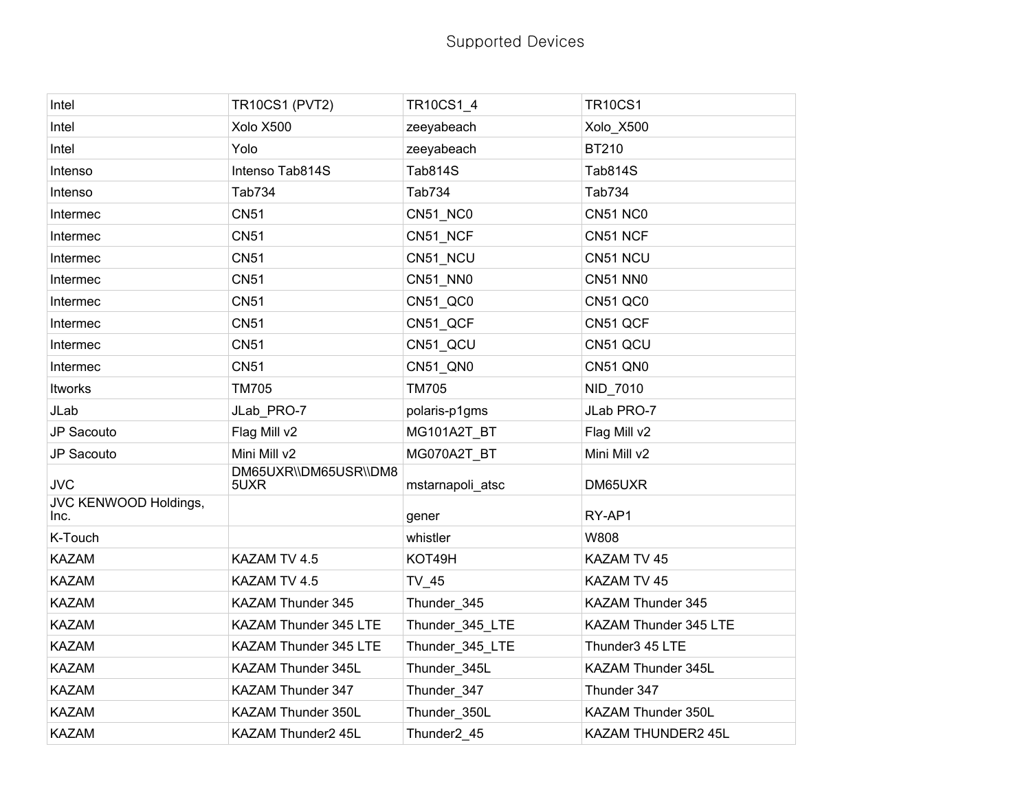Supported Devices

| Intel | TR10CS1 (PVT2) | TR10CS1_4 | TR10CS1 |
|---|---|---|---|
| Intel | Xolo X500 | zeeyabeach | Xolo_X500 |
| Intel | Yolo | zeeyabeach | BT210 |
| Intenso | Intenso Tab814S | Tab814S | Tab814S |
| Intenso | Tab734 | Tab734 | Tab734 |
| Intermec | CN51 | CN51_NC0 | CN51 NC0 |
| Intermec | CN51 | CN51_NCF | CN51 NCF |
| Intermec | CN51 | CN51_NCU | CN51 NCU |
| Intermec | CN51 | CN51_NN0 | CN51 NN0 |
| Intermec | CN51 | CN51_QC0 | CN51 QC0 |
| Intermec | CN51 | CN51_QCF | CN51 QCF |
| Intermec | CN51 | CN51_QCU | CN51 QCU |
| Intermec | CN51 | CN51_QN0 | CN51 QN0 |
| Itworks | TM705 | TM705 | NID_7010 |
| JLab | JLab_PRO-7 | polaris-p1gms | JLab PRO-7 |
| JP Sacouto | Flag Mill v2 | MG101A2T_BT | Flag Mill v2 |
| JP Sacouto | Mini Mill v2 | MG070A2T_BT | Mini Mill v2 |
| JVC | DM65UXR\\DM65USR\\DM85UXR | mstarnapoli_atsc | DM65UXR |
| JVC KENWOOD Holdings, Inc. | | gener | RY-AP1 |
| K-Touch | | whistler | W808 |
| KAZAM | KAZAM TV 4.5 | KOT49H | KAZAM TV 45 |
| KAZAM | KAZAM TV 4.5 | TV_45 | KAZAM TV 45 |
| KAZAM | KAZAM Thunder 345 | Thunder_345 | KAZAM Thunder 345 |
| KAZAM | KAZAM Thunder 345 LTE | Thunder_345_LTE | KAZAM Thunder 345 LTE |
| KAZAM | KAZAM Thunder 345 LTE | Thunder_345_LTE | Thunder3 45 LTE |
| KAZAM | KAZAM Thunder 345L | Thunder_345L | KAZAM Thunder 345L |
| KAZAM | KAZAM Thunder 347 | Thunder_347 | Thunder 347 |
| KAZAM | KAZAM Thunder 350L | Thunder_350L | KAZAM Thunder 350L |
| KAZAM | KAZAM Thunder2 45L | Thunder2_45 | KAZAM THUNDER2 45L |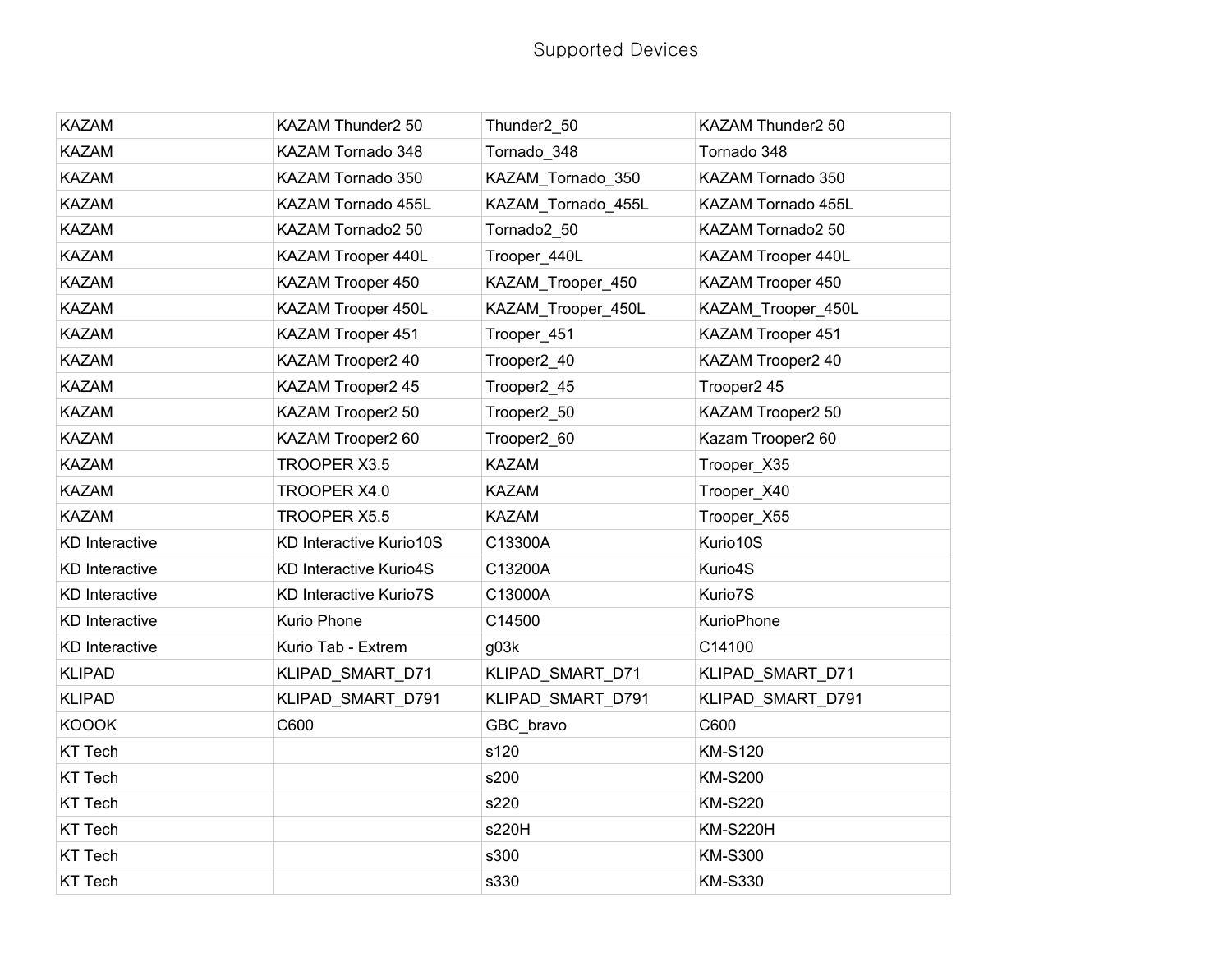# Supported Devices

| | | | |
|---|---|---|---|
| KAZAM | KAZAM Thunder2 50 | Thunder2_50 | KAZAM Thunder2 50 |
| KAZAM | KAZAM Tornado 348 | Tornado_348 | Tornado 348 |
| KAZAM | KAZAM Tornado 350 | KAZAM_Tornado_350 | KAZAM Tornado 350 |
| KAZAM | KAZAM Tornado 455L | KAZAM_Tornado_455L | KAZAM Tornado 455L |
| KAZAM | KAZAM Tornado2 50 | Tornado2_50 | KAZAM Tornado2 50 |
| KAZAM | KAZAM Trooper 440L | Trooper_440L | KAZAM Trooper 440L |
| KAZAM | KAZAM Trooper 450 | KAZAM_Trooper_450 | KAZAM Trooper 450 |
| KAZAM | KAZAM Trooper 450L | KAZAM_Trooper_450L | KAZAM_Trooper_450L |
| KAZAM | KAZAM Trooper 451 | Trooper_451 | KAZAM Trooper 451 |
| KAZAM | KAZAM Trooper2 40 | Trooper2_40 | KAZAM Trooper2 40 |
| KAZAM | KAZAM Trooper2 45 | Trooper2_45 | Trooper2 45 |
| KAZAM | KAZAM Trooper2 50 | Trooper2_50 | KAZAM Trooper2 50 |
| KAZAM | KAZAM Trooper2 60 | Trooper2_60 | Kazam Trooper2 60 |
| KAZAM | TROOPER X3.5 | KAZAM | Trooper_X35 |
| KAZAM | TROOPER X4.0 | KAZAM | Trooper_X40 |
| KAZAM | TROOPER X5.5 | KAZAM | Trooper_X55 |
| KD Interactive | KD Interactive Kurio10S | C13300A | Kurio10S |
| KD Interactive | KD Interactive Kurio4S | C13200A | Kurio4S |
| KD Interactive | KD Interactive Kurio7S | C13000A | Kurio7S |
| KD Interactive | Kurio Phone | C14500 | KurioPhone |
| KD Interactive | Kurio Tab - Extrem | g03k | C14100 |
| KLIPAD | KLIPAD_SMART_D71 | KLIPAD_SMART_D71 | KLIPAD_SMART_D71 |
| KLIPAD | KLIPAD_SMART_D791 | KLIPAD_SMART_D791 | KLIPAD_SMART_D791 |
| KOOOK | C600 | GBC_bravo | C600 |
| KT Tech | | s120 | KM-S120 |
| KT Tech | | s200 | KM-S200 |
| KT Tech | | s220 | KM-S220 |
| KT Tech | | s220H | KM-S220H |
| KT Tech | | s300 | KM-S300 |
| KT Tech | | s330 | KM-S330 |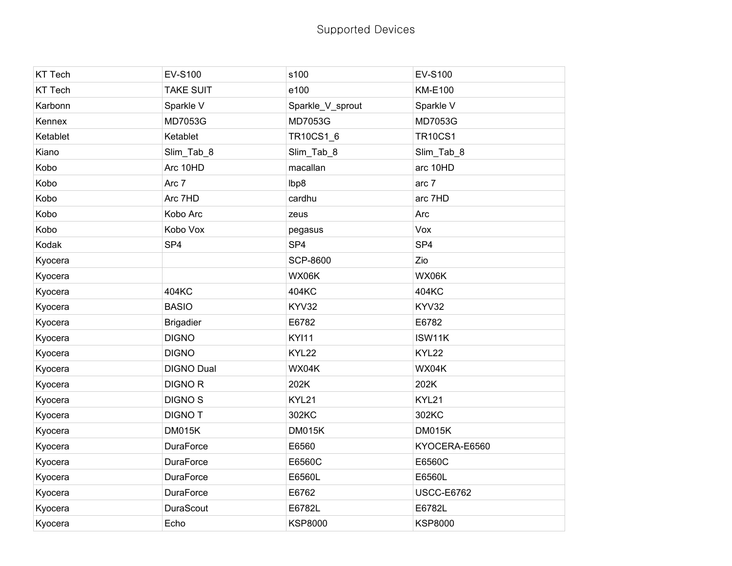# Supported Devices

| | | | |
|---|---|---|---|
| KT Tech | EV-S100 | s100 | EV-S100 |
| KT Tech | TAKE SUIT | e100 | KM-E100 |
| Karbonn | Sparkle V | Sparkle_V_sprout | Sparkle V |
| Kennex | MD7053G | MD7053G | MD7053G |
| Ketablet | Ketablet | TR10CS1_6 | TR10CS1 |
| Kiano | Slim_Tab_8 | Slim_Tab_8 | Slim_Tab_8 |
| Kobo | Arc 10HD | macallan | arc 10HD |
| Kobo | Arc 7 | lbp8 | arc 7 |
| Kobo | Arc 7HD | cardhu | arc 7HD |
| Kobo | Kobo Arc | zeus | Arc |
| Kobo | Kobo Vox | pegasus | Vox |
| Kodak | SP4 | SP4 | SP4 |
| Kyocera | | SCP-8600 | Zio |
| Kyocera | | WX06K | WX06K |
| Kyocera | 404KC | 404KC | 404KC |
| Kyocera | BASIO | KYV32 | KYV32 |
| Kyocera | Brigadier | E6782 | E6782 |
| Kyocera | DIGNO | KYI11 | ISW11K |
| Kyocera | DIGNO | KYL22 | KYL22 |
| Kyocera | DIGNO Dual | WX04K | WX04K |
| Kyocera | DIGNO R | 202K | 202K |
| Kyocera | DIGNO S | KYL21 | KYL21 |
| Kyocera | DIGNO T | 302KC | 302KC |
| Kyocera | DM015K | DM015K | DM015K |
| Kyocera | DuraForce | E6560 | KYOCERA-E6560 |
| Kyocera | DuraForce | E6560C | E6560C |
| Kyocera | DuraForce | E6560L | E6560L |
| Kyocera | DuraForce | E6762 | USCC-E6762 |
| Kyocera | DuraScout | E6782L | E6782L |
| Kyocera | Echo | KSP8000 | KSP8000 |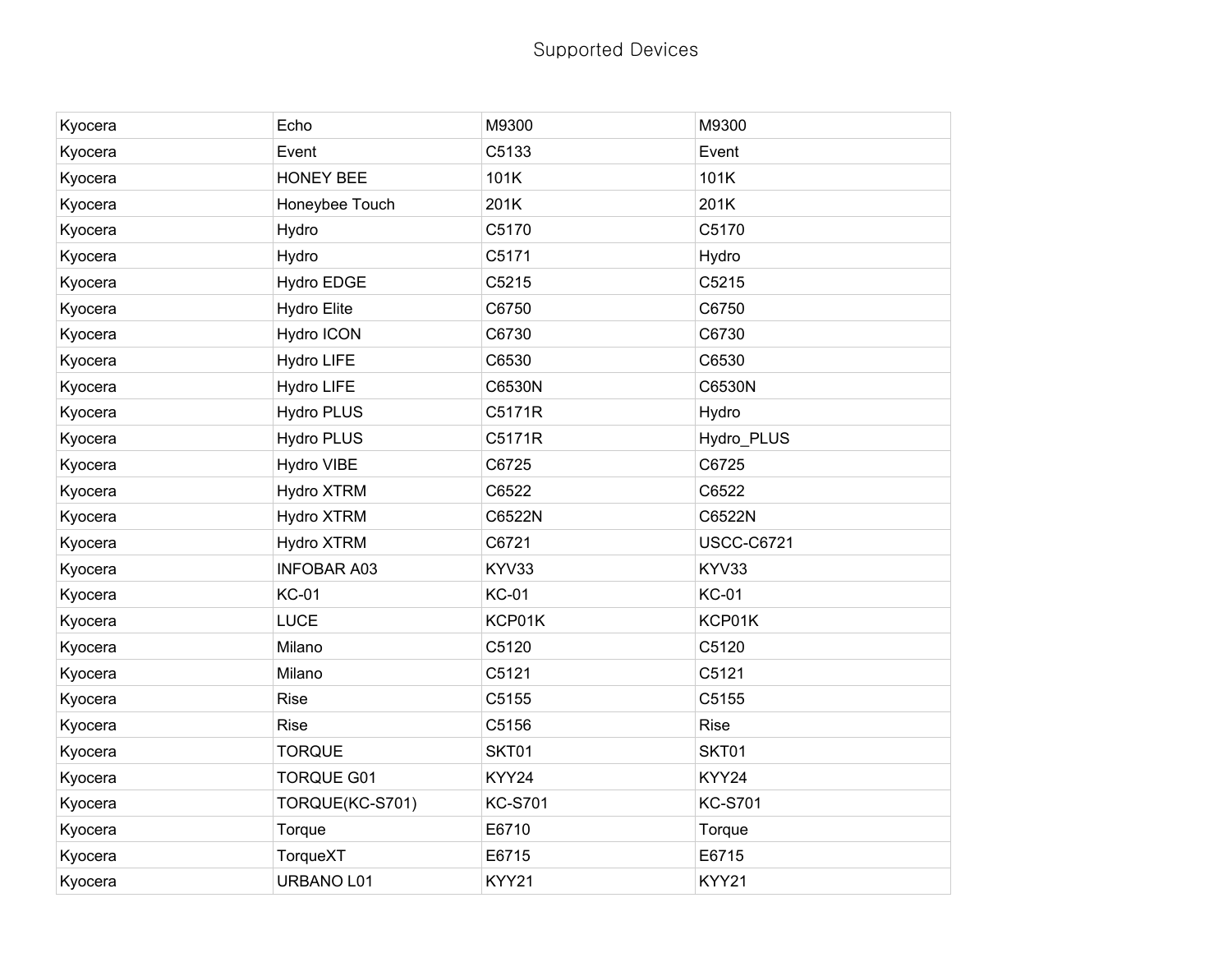Supported Devices

| | | | |
|---|---|---|---|
| Kyocera | Echo | M9300 | M9300 |
| Kyocera | Event | C5133 | Event |
| Kyocera | HONEY BEE | 101K | 101K |
| Kyocera | Honeybee Touch | 201K | 201K |
| Kyocera | Hydro | C5170 | C5170 |
| Kyocera | Hydro | C5171 | Hydro |
| Kyocera | Hydro EDGE | C5215 | C5215 |
| Kyocera | Hydro Elite | C6750 | C6750 |
| Kyocera | Hydro ICON | C6730 | C6730 |
| Kyocera | Hydro LIFE | C6530 | C6530 |
| Kyocera | Hydro LIFE | C6530N | C6530N |
| Kyocera | Hydro PLUS | C5171R | Hydro |
| Kyocera | Hydro PLUS | C5171R | Hydro_PLUS |
| Kyocera | Hydro VIBE | C6725 | C6725 |
| Kyocera | Hydro XTRM | C6522 | C6522 |
| Kyocera | Hydro XTRM | C6522N | C6522N |
| Kyocera | Hydro XTRM | C6721 | USCC-C6721 |
| Kyocera | INFOBAR A03 | KYV33 | KYV33 |
| Kyocera | KC-01 | KC-01 | KC-01 |
| Kyocera | LUCE | KCP01K | KCP01K |
| Kyocera | Milano | C5120 | C5120 |
| Kyocera | Milano | C5121 | C5121 |
| Kyocera | Rise | C5155 | C5155 |
| Kyocera | Rise | C5156 | Rise |
| Kyocera | TORQUE | SKT01 | SKT01 |
| Kyocera | TORQUE G01 | KYY24 | KYY24 |
| Kyocera | TORQUE(KC-S701) | KC-S701 | KC-S701 |
| Kyocera | Torque | E6710 | Torque |
| Kyocera | TorqueXT | E6715 | E6715 |
| Kyocera | URBANO L01 | KYY21 | KYY21 |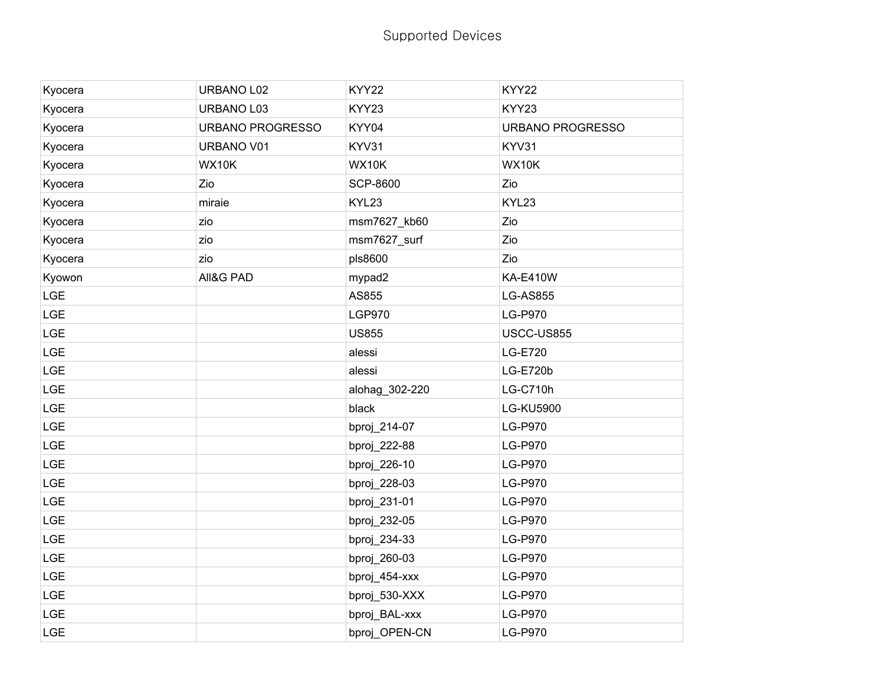Supported Devices

| | | | |
|---|---|---|---|
| Kyocera | URBANO L02 | KYY22 | KYY22 |
| Kyocera | URBANO L03 | KYY23 | KYY23 |
| Kyocera | URBANO PROGRESSO | KYY04 | URBANO PROGRESSO |
| Kyocera | URBANO V01 | KYV31 | KYV31 |
| Kyocera | WX10K | WX10K | WX10K |
| Kyocera | Zio | SCP-8600 | Zio |
| Kyocera | miraie | KYL23 | KYL23 |
| Kyocera | zio | msm7627_kb60 | Zio |
| Kyocera | zio | msm7627_surf | Zio |
| Kyocera | zio | pls8600 | Zio |
| Kyowon | All&G PAD | mypad2 | KA-E410W |
| LGE | | AS855 | LG-AS855 |
| LGE | | LGP970 | LG-P970 |
| LGE | | US855 | USCC-US855 |
| LGE | | alessi | LG-E720 |
| LGE | | alessi | LG-E720b |
| LGE | | alohag_302-220 | LG-C710h |
| LGE | | black | LG-KU5900 |
| LGE | | bproj_214-07 | LG-P970 |
| LGE | | bproj_222-88 | LG-P970 |
| LGE | | bproj_226-10 | LG-P970 |
| LGE | | bproj_228-03 | LG-P970 |
| LGE | | bproj_231-01 | LG-P970 |
| LGE | | bproj_232-05 | LG-P970 |
| LGE | | bproj_234-33 | LG-P970 |
| LGE | | bproj_260-03 | LG-P970 |
| LGE | | bproj_454-xxx | LG-P970 |
| LGE | | bproj_530-XXX | LG-P970 |
| LGE | | bproj_BAL-xxx | LG-P970 |
| LGE | | bproj_OPEN-CN | LG-P970 |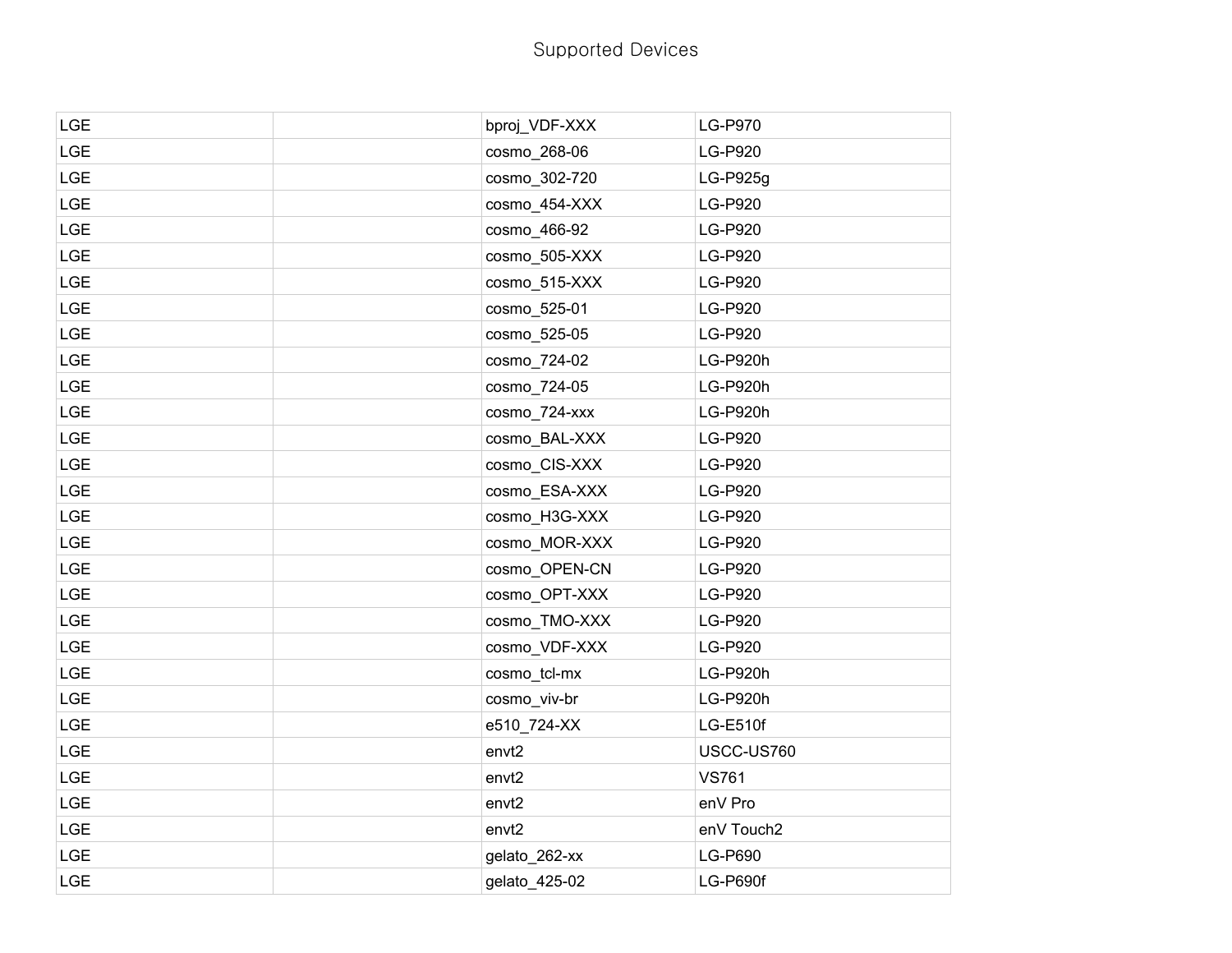Supported Devices

| | | | |
|---|---|---|---|
| LGE | | bproj_VDF-XXX | LG-P970 |
| LGE | | cosmo_268-06 | LG-P920 |
| LGE | | cosmo_302-720 | LG-P925g |
| LGE | | cosmo_454-XXX | LG-P920 |
| LGE | | cosmo_466-92 | LG-P920 |
| LGE | | cosmo_505-XXX | LG-P920 |
| LGE | | cosmo_515-XXX | LG-P920 |
| LGE | | cosmo_525-01 | LG-P920 |
| LGE | | cosmo_525-05 | LG-P920 |
| LGE | | cosmo_724-02 | LG-P920h |
| LGE | | cosmo_724-05 | LG-P920h |
| LGE | | cosmo_724-xxx | LG-P920h |
| LGE | | cosmo_BAL-XXX | LG-P920 |
| LGE | | cosmo_CIS-XXX | LG-P920 |
| LGE | | cosmo_ESA-XXX | LG-P920 |
| LGE | | cosmo_H3G-XXX | LG-P920 |
| LGE | | cosmo_MOR-XXX | LG-P920 |
| LGE | | cosmo_OPEN-CN | LG-P920 |
| LGE | | cosmo_OPT-XXX | LG-P920 |
| LGE | | cosmo_TMO-XXX | LG-P920 |
| LGE | | cosmo_VDF-XXX | LG-P920 |
| LGE | | cosmo_tcl-mx | LG-P920h |
| LGE | | cosmo_viv-br | LG-P920h |
| LGE | | e510_724-XX | LG-E510f |
| LGE | | envt2 | USCC-US760 |
| LGE | | envt2 | VS761 |
| LGE | | envt2 | enV Pro |
| LGE | | envt2 | enV Touch2 |
| LGE | | gelato_262-xx | LG-P690 |
| LGE | | gelato_425-02 | LG-P690f |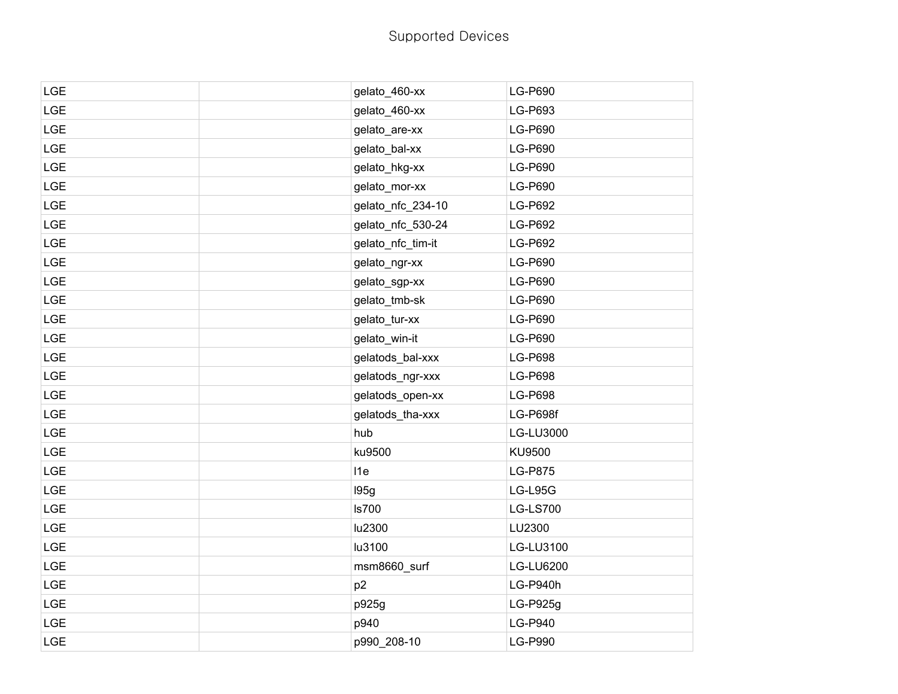Supported Devices

| | | | |
|---|---|---|---|
| LGE | | gelato_460-xx | LG-P690 |
| LGE | | gelato_460-xx | LG-P693 |
| LGE | | gelato_are-xx | LG-P690 |
| LGE | | gelato_bal-xx | LG-P690 |
| LGE | | gelato_hkg-xx | LG-P690 |
| LGE | | gelato_mor-xx | LG-P690 |
| LGE | | gelato_nfc_234-10 | LG-P692 |
| LGE | | gelato_nfc_530-24 | LG-P692 |
| LGE | | gelato_nfc_tim-it | LG-P692 |
| LGE | | gelato_ngr-xx | LG-P690 |
| LGE | | gelato_sgp-xx | LG-P690 |
| LGE | | gelato_tmb-sk | LG-P690 |
| LGE | | gelato_tur-xx | LG-P690 |
| LGE | | gelato_win-it | LG-P690 |
| LGE | | gelatods_bal-xxx | LG-P698 |
| LGE | | gelatods_ngr-xxx | LG-P698 |
| LGE | | gelatods_open-xx | LG-P698 |
| LGE | | gelatods_tha-xxx | LG-P698f |
| LGE | | hub | LG-LU3000 |
| LGE | | ku9500 | KU9500 |
| LGE | | l1e | LG-P875 |
| LGE | | l95g | LG-L95G |
| LGE | | ls700 | LG-LS700 |
| LGE | | lu2300 | LU2300 |
| LGE | | lu3100 | LG-LU3100 |
| LGE | | msm8660_surf | LG-LU6200 |
| LGE | | p2 | LG-P940h |
| LGE | | p925g | LG-P925g |
| LGE | | p940 | LG-P940 |
| LGE | | p990_208-10 | LG-P990 |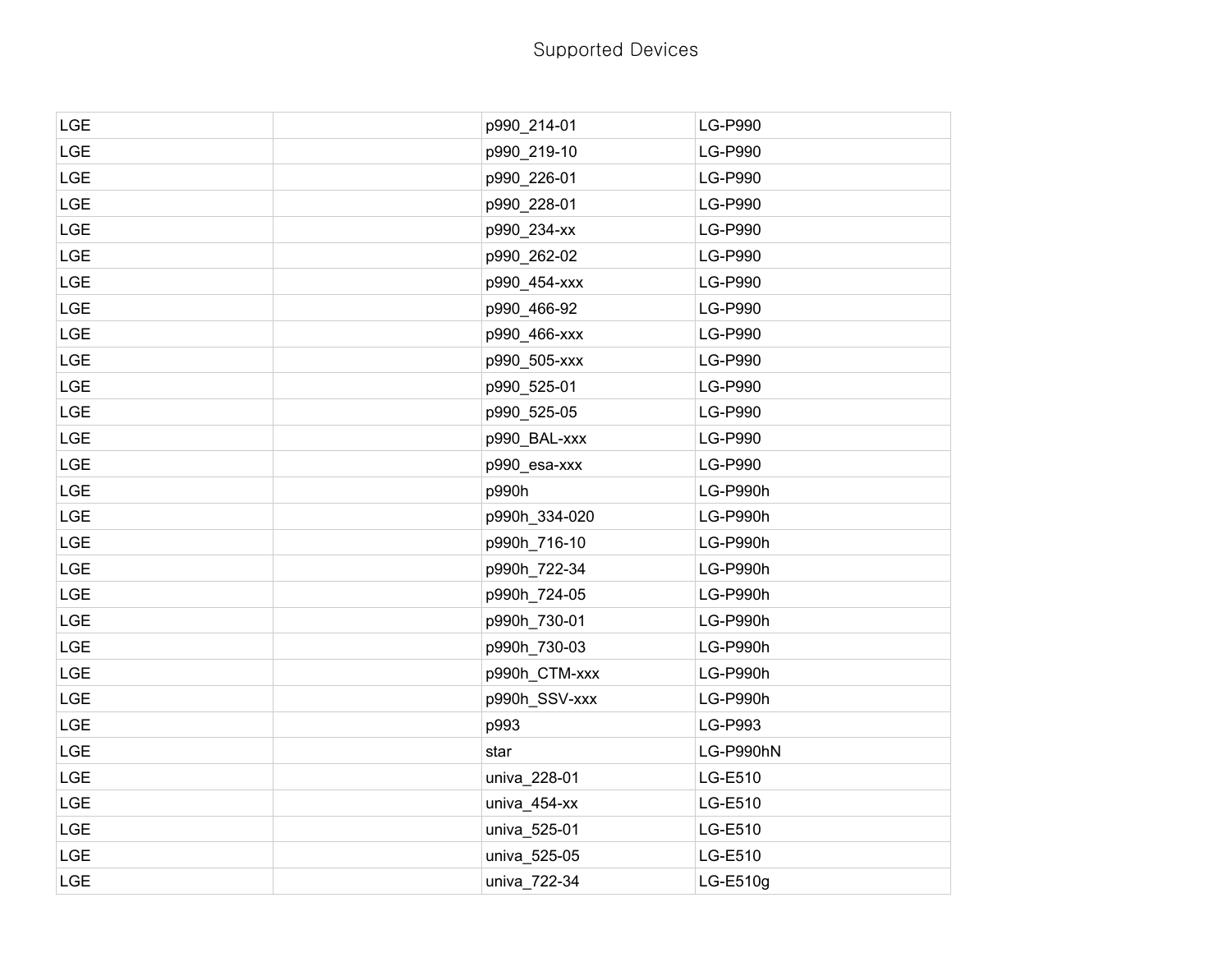Supported Devices

| | | | |
|---|---|---|---|
| LGE | | p990_214-01 | LG-P990 |
| LGE | | p990_219-10 | LG-P990 |
| LGE | | p990_226-01 | LG-P990 |
| LGE | | p990_228-01 | LG-P990 |
| LGE | | p990_234-xx | LG-P990 |
| LGE | | p990_262-02 | LG-P990 |
| LGE | | p990_454-xxx | LG-P990 |
| LGE | | p990_466-92 | LG-P990 |
| LGE | | p990_466-xxx | LG-P990 |
| LGE | | p990_505-xxx | LG-P990 |
| LGE | | p990_525-01 | LG-P990 |
| LGE | | p990_525-05 | LG-P990 |
| LGE | | p990_BAL-xxx | LG-P990 |
| LGE | | p990_esa-xxx | LG-P990 |
| LGE | | p990h | LG-P990h |
| LGE | | p990h_334-020 | LG-P990h |
| LGE | | p990h_716-10 | LG-P990h |
| LGE | | p990h_722-34 | LG-P990h |
| LGE | | p990h_724-05 | LG-P990h |
| LGE | | p990h_730-01 | LG-P990h |
| LGE | | p990h_730-03 | LG-P990h |
| LGE | | p990h_CTM-xxx | LG-P990h |
| LGE | | p990h_SSV-xxx | LG-P990h |
| LGE | | p993 | LG-P993 |
| LGE | | star | LG-P990hN |
| LGE | | univa_228-01 | LG-E510 |
| LGE | | univa_454-xx | LG-E510 |
| LGE | | univa_525-01 | LG-E510 |
| LGE | | univa_525-05 | LG-E510 |
| LGE | | univa_722-34 | LG-E510g |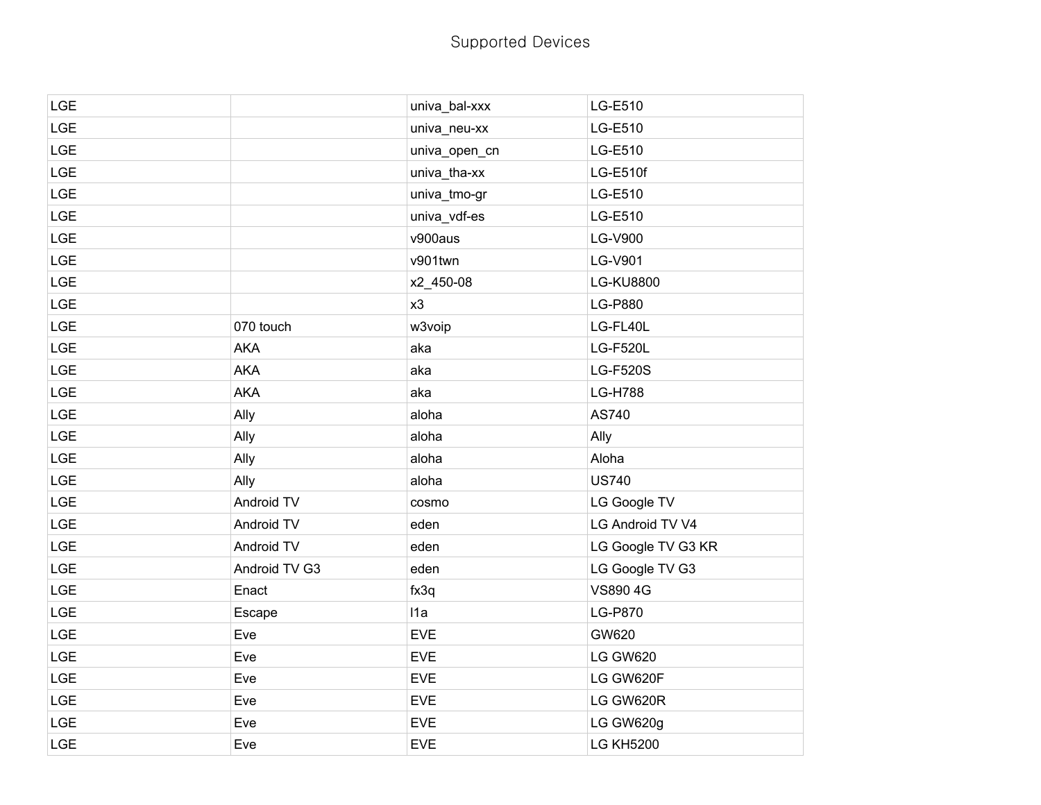# Supported Devices

| | | | |
|---|---|---|---|
| LGE | | univa_bal-xxx | LG-E510 |
| LGE | | univa_neu-xx | LG-E510 |
| LGE | | univa_open_cn | LG-E510 |
| LGE | | univa_tha-xx | LG-E510f |
| LGE | | univa_tmo-gr | LG-E510 |
| LGE | | univa_vdf-es | LG-E510 |
| LGE | | v900aus | LG-V900 |
| LGE | | v901twn | LG-V901 |
| LGE | | x2_450-08 | LG-KU8800 |
| LGE | | x3 | LG-P880 |
| LGE | 070 touch | w3voip | LG-FL40L |
| LGE | AKA | aka | LG-F520L |
| LGE | AKA | aka | LG-F520S |
| LGE | AKA | aka | LG-H788 |
| LGE | Ally | aloha | AS740 |
| LGE | Ally | aloha | Ally |
| LGE | Ally | aloha | Aloha |
| LGE | Ally | aloha | US740 |
| LGE | Android TV | cosmo | LG Google TV |
| LGE | Android TV | eden | LG Android TV V4 |
| LGE | Android TV | eden | LG Google TV G3 KR |
| LGE | Android TV G3 | eden | LG Google TV G3 |
| LGE | Enact | fx3q | VS890 4G |
| LGE | Escape | l1a | LG-P870 |
| LGE | Eve | EVE | GW620 |
| LGE | Eve | EVE | LG GW620 |
| LGE | Eve | EVE | LG GW620F |
| LGE | Eve | EVE | LG GW620R |
| LGE | Eve | EVE | LG GW620g |
| LGE | Eve | EVE | LG KH5200 |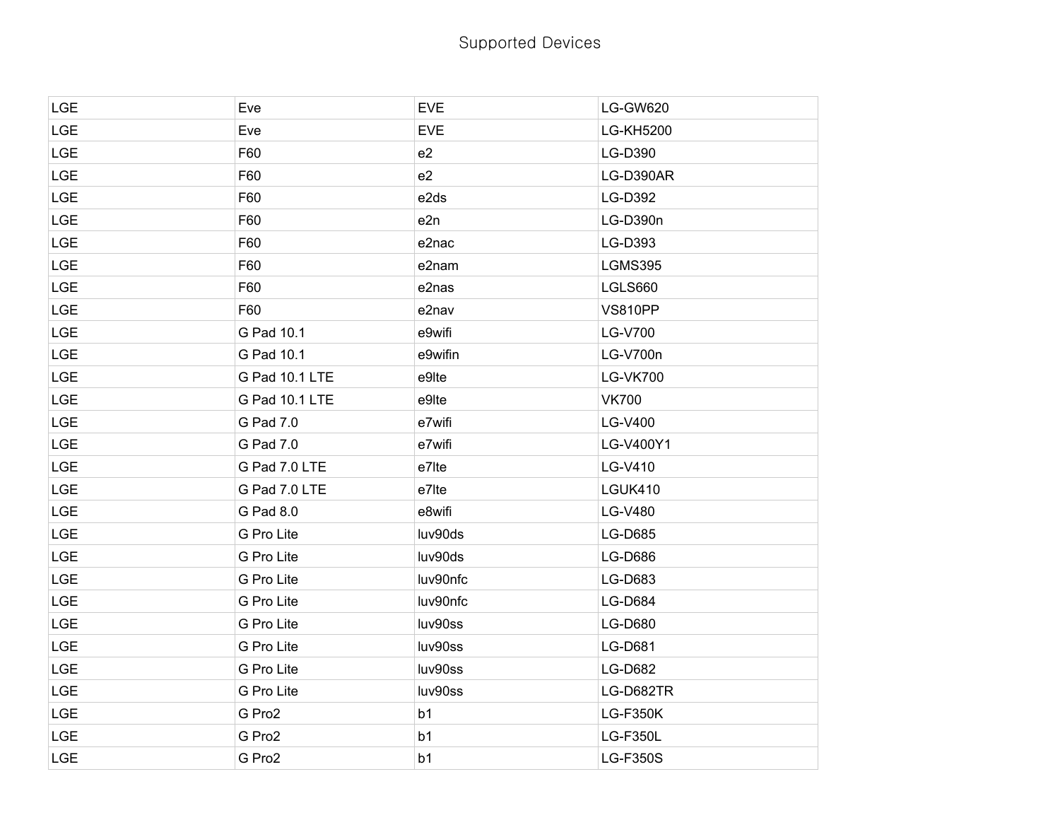Supported Devices

| | | | |
|---|---|---|---|
| LGE | Eve | EVE | LG-GW620 |
| LGE | Eve | EVE | LG-KH5200 |
| LGE | F60 | e2 | LG-D390 |
| LGE | F60 | e2 | LG-D390AR |
| LGE | F60 | e2ds | LG-D392 |
| LGE | F60 | e2n | LG-D390n |
| LGE | F60 | e2nac | LG-D393 |
| LGE | F60 | e2nam | LGMS395 |
| LGE | F60 | e2nas | LGLS660 |
| LGE | F60 | e2nav | VS810PP |
| LGE | G Pad 10.1 | e9wifi | LG-V700 |
| LGE | G Pad 10.1 | e9wifin | LG-V700n |
| LGE | G Pad 10.1 LTE | e9lte | LG-VK700 |
| LGE | G Pad 10.1 LTE | e9lte | VK700 |
| LGE | G Pad 7.0 | e7wifi | LG-V400 |
| LGE | G Pad 7.0 | e7wifi | LG-V400Y1 |
| LGE | G Pad 7.0 LTE | e7lte | LG-V410 |
| LGE | G Pad 7.0 LTE | e7lte | LGUK410 |
| LGE | G Pad 8.0 | e8wifi | LG-V480 |
| LGE | G Pro Lite | luv90ds | LG-D685 |
| LGE | G Pro Lite | luv90ds | LG-D686 |
| LGE | G Pro Lite | luv90nfc | LG-D683 |
| LGE | G Pro Lite | luv90nfc | LG-D684 |
| LGE | G Pro Lite | luv90ss | LG-D680 |
| LGE | G Pro Lite | luv90ss | LG-D681 |
| LGE | G Pro Lite | luv90ss | LG-D682 |
| LGE | G Pro Lite | luv90ss | LG-D682TR |
| LGE | G Pro2 | b1 | LG-F350K |
| LGE | G Pro2 | b1 | LG-F350L |
| LGE | G Pro2 | b1 | LG-F350S |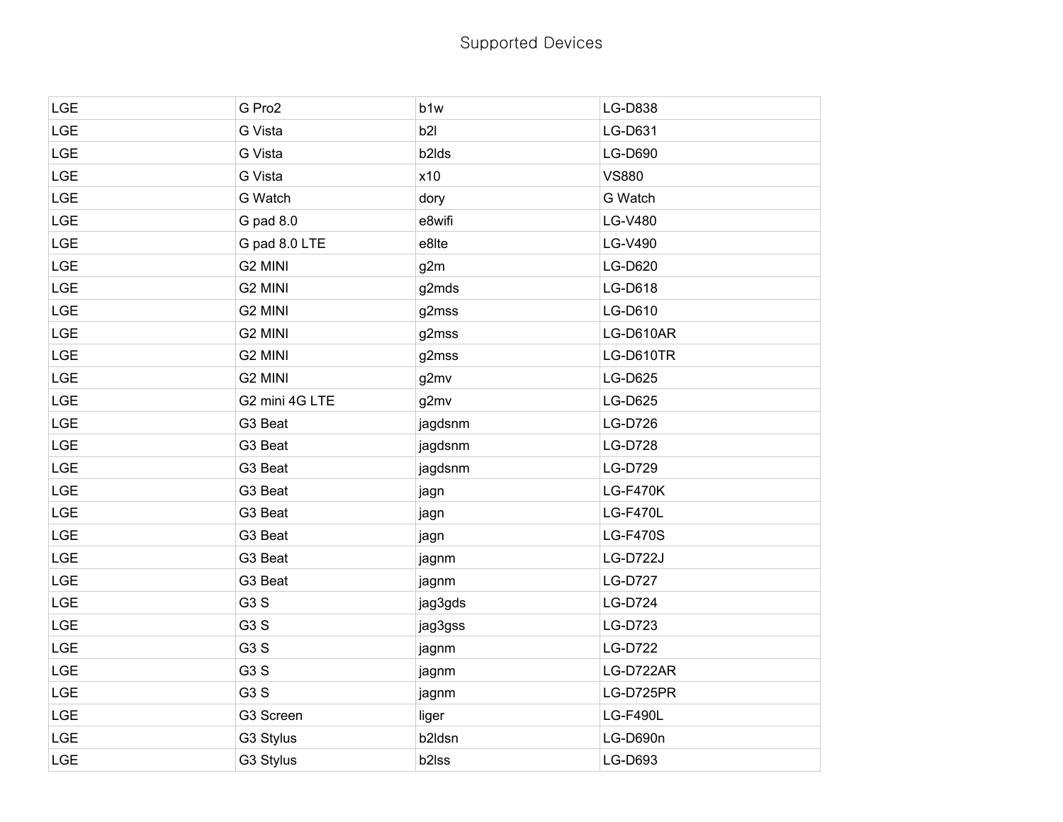# Supported Devices

| | | | |
|---|---|---|---|
| LGE | G Pro2 | b1w | LG-D838 |
| LGE | G Vista | b2l | LG-D631 |
| LGE | G Vista | b2lds | LG-D690 |
| LGE | G Vista | x10 | VS880 |
| LGE | G Watch | dory | G Watch |
| LGE | G pad 8.0 | e8wifi | LG-V480 |
| LGE | G pad 8.0 LTE | e8lte | LG-V490 |
| LGE | G2 MINI | g2m | LG-D620 |
| LGE | G2 MINI | g2mds | LG-D618 |
| LGE | G2 MINI | g2mss | LG-D610 |
| LGE | G2 MINI | g2mss | LG-D610AR |
| LGE | G2 MINI | g2mss | LG-D610TR |
| LGE | G2 MINI | g2mv | LG-D625 |
| LGE | G2 mini 4G LTE | g2mv | LG-D625 |
| LGE | G3 Beat | jagdsnm | LG-D726 |
| LGE | G3 Beat | jagdsnm | LG-D728 |
| LGE | G3 Beat | jagdsnm | LG-D729 |
| LGE | G3 Beat | jagn | LG-F470K |
| LGE | G3 Beat | jagn | LG-F470L |
| LGE | G3 Beat | jagn | LG-F470S |
| LGE | G3 Beat | jagnm | LG-D722J |
| LGE | G3 Beat | jagnm | LG-D727 |
| LGE | G3 S | jag3gds | LG-D724 |
| LGE | G3 S | jag3gss | LG-D723 |
| LGE | G3 S | jagnm | LG-D722 |
| LGE | G3 S | jagnm | LG-D722AR |
| LGE | G3 S | jagnm | LG-D725PR |
| LGE | G3 Screen | liger | LG-F490L |
| LGE | G3 Stylus | b2ldsn | LG-D690n |
| LGE | G3 Stylus | b2lss | LG-D693 |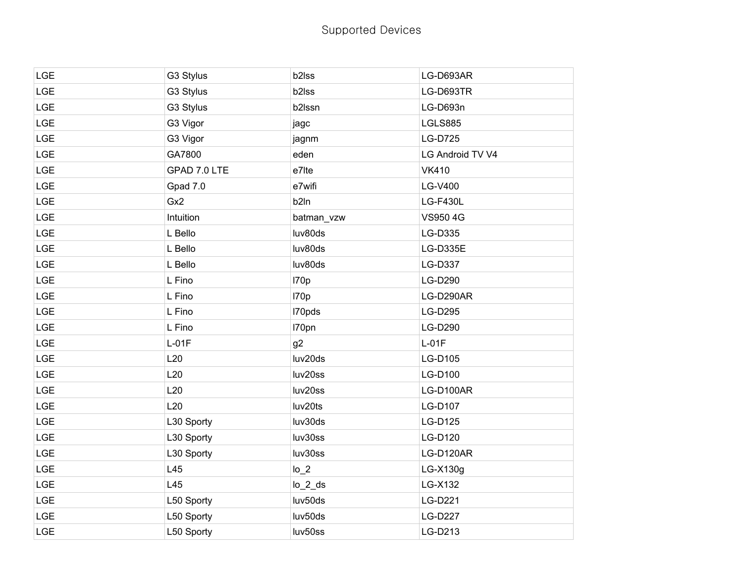# Supported Devices

| | | | |
|---|---|---|---|
| LGE | G3 Stylus | b2lss | LG-D693AR |
| LGE | G3 Stylus | b2lss | LG-D693TR |
| LGE | G3 Stylus | b2lssn | LG-D693n |
| LGE | G3 Vigor | jagc | LGLS885 |
| LGE | G3 Vigor | jagnm | LG-D725 |
| LGE | GA7800 | eden | LG Android TV V4 |
| LGE | GPAD 7.0 LTE | e7lte | VK410 |
| LGE | Gpad 7.0 | e7wifi | LG-V400 |
| LGE | Gx2 | b2ln | LG-F430L |
| LGE | Intuition | batman_vzw | VS950 4G |
| LGE | L Bello | luv80ds | LG-D335 |
| LGE | L Bello | luv80ds | LG-D335E |
| LGE | L Bello | luv80ds | LG-D337 |
| LGE | L Fino | l70p | LG-D290 |
| LGE | L Fino | l70p | LG-D290AR |
| LGE | L Fino | l70pds | LG-D295 |
| LGE | L Fino | l70pn | LG-D290 |
| LGE | L-01F | g2 | L-01F |
| LGE | L20 | luv20ds | LG-D105 |
| LGE | L20 | luv20ss | LG-D100 |
| LGE | L20 | luv20ss | LG-D100AR |
| LGE | L20 | luv20ts | LG-D107 |
| LGE | L30 Sporty | luv30ds | LG-D125 |
| LGE | L30 Sporty | luv30ss | LG-D120 |
| LGE | L30 Sporty | luv30ss | LG-D120AR |
| LGE | L45 | lo_2 | LG-X130g |
| LGE | L45 | lo_2_ds | LG-X132 |
| LGE | L50 Sporty | luv50ds | LG-D221 |
| LGE | L50 Sporty | luv50ds | LG-D227 |
| LGE | L50 Sporty | luv50ss | LG-D213 |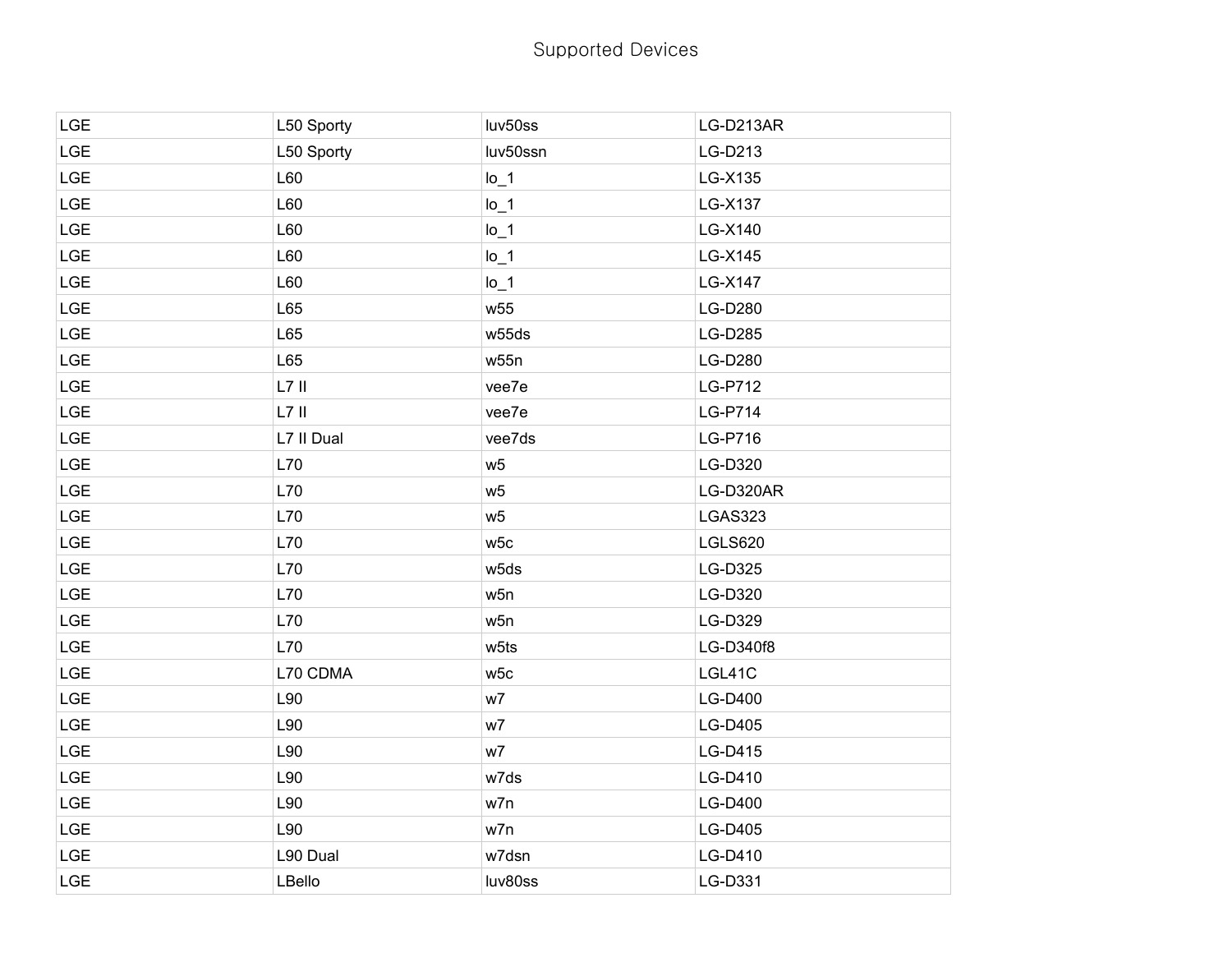| LGE | L50 Sporty | luv50ss | LG-D213AR |
|---|---|---|---|
| LGE | L50 Sporty | luv50ssn | LG-D213 |
| LGE | L60 | lo_1 | LG-X135 |
| LGE | L60 | lo_1 | LG-X137 |
| LGE | L60 | lo_1 | LG-X140 |
| LGE | L60 | lo_1 | LG-X145 |
| LGE | L60 | lo_1 | LG-X147 |
| LGE | L65 | w55 | LG-D280 |
| LGE | L65 | w55ds | LG-D285 |
| LGE | L65 | w55n | LG-D280 |
| LGE | L7 II | vee7e | LG-P712 |
| LGE | L7 II | vee7e | LG-P714 |
| LGE | L7 II Dual | vee7ds | LG-P716 |
| LGE | L70 | w5 | LG-D320 |
| LGE | L70 | w5 | LG-D320AR |
| LGE | L70 | w5 | LGAS323 |
| LGE | L70 | w5c | LGLS620 |
| LGE | L70 | w5ds | LG-D325 |
| LGE | L70 | w5n | LG-D320 |
| LGE | L70 | w5n | LG-D329 |
| LGE | L70 | w5ts | LG-D340f8 |
| LGE | L70 CDMA | w5c | LGL41C |
| LGE | L90 | w7 | LG-D400 |
| LGE | L90 | w7 | LG-D405 |
| LGE | L90 | w7 | LG-D415 |
| LGE | L90 | w7ds | LG-D410 |
| LGE | L90 | w7n | LG-D400 |
| LGE | L90 | w7n | LG-D405 |
| LGE | L90 Dual | w7dsn | LG-D410 |
| LGE | LBello | luv80ss | LG-D331 |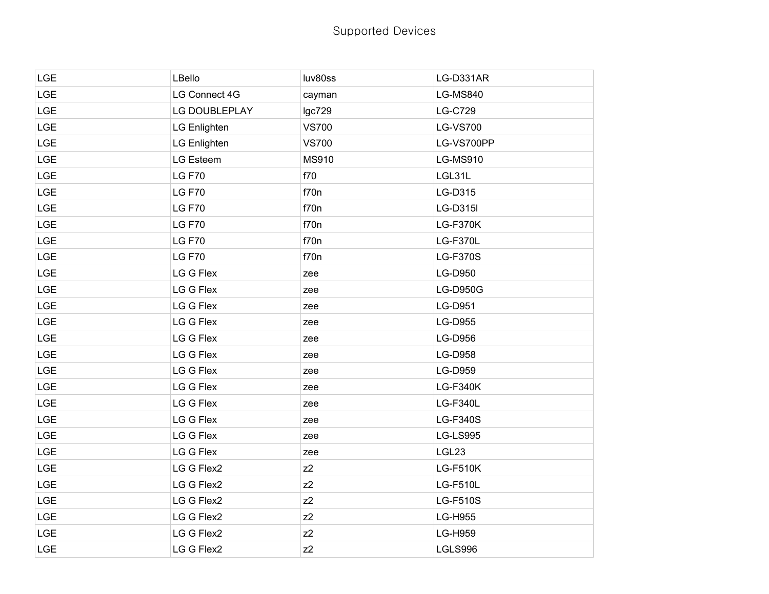Supported Devices

| | | | |
|---|---|---|---|
| LGE | LBello | luv80ss | LG-D331AR |
| LGE | LG Connect 4G | cayman | LG-MS840 |
| LGE | LG DOUBLEPLAY | lgc729 | LG-C729 |
| LGE | LG Enlighten | VS700 | LG-VS700 |
| LGE | LG Enlighten | VS700 | LG-VS700PP |
| LGE | LG Esteem | MS910 | LG-MS910 |
| LGE | LG F70 | f70 | LGL31L |
| LGE | LG F70 | f70n | LG-D315 |
| LGE | LG F70 | f70n | LG-D315l |
| LGE | LG F70 | f70n | LG-F370K |
| LGE | LG F70 | f70n | LG-F370L |
| LGE | LG F70 | f70n | LG-F370S |
| LGE | LG G Flex | zee | LG-D950 |
| LGE | LG G Flex | zee | LG-D950G |
| LGE | LG G Flex | zee | LG-D951 |
| LGE | LG G Flex | zee | LG-D955 |
| LGE | LG G Flex | zee | LG-D956 |
| LGE | LG G Flex | zee | LG-D958 |
| LGE | LG G Flex | zee | LG-D959 |
| LGE | LG G Flex | zee | LG-F340K |
| LGE | LG G Flex | zee | LG-F340L |
| LGE | LG G Flex | zee | LG-F340S |
| LGE | LG G Flex | zee | LG-LS995 |
| LGE | LG G Flex | zee | LGL23 |
| LGE | LG G Flex2 | z2 | LG-F510K |
| LGE | LG G Flex2 | z2 | LG-F510L |
| LGE | LG G Flex2 | z2 | LG-F510S |
| LGE | LG G Flex2 | z2 | LG-H955 |
| LGE | LG G Flex2 | z2 | LG-H959 |
| LGE | LG G Flex2 | z2 | LGLS996 |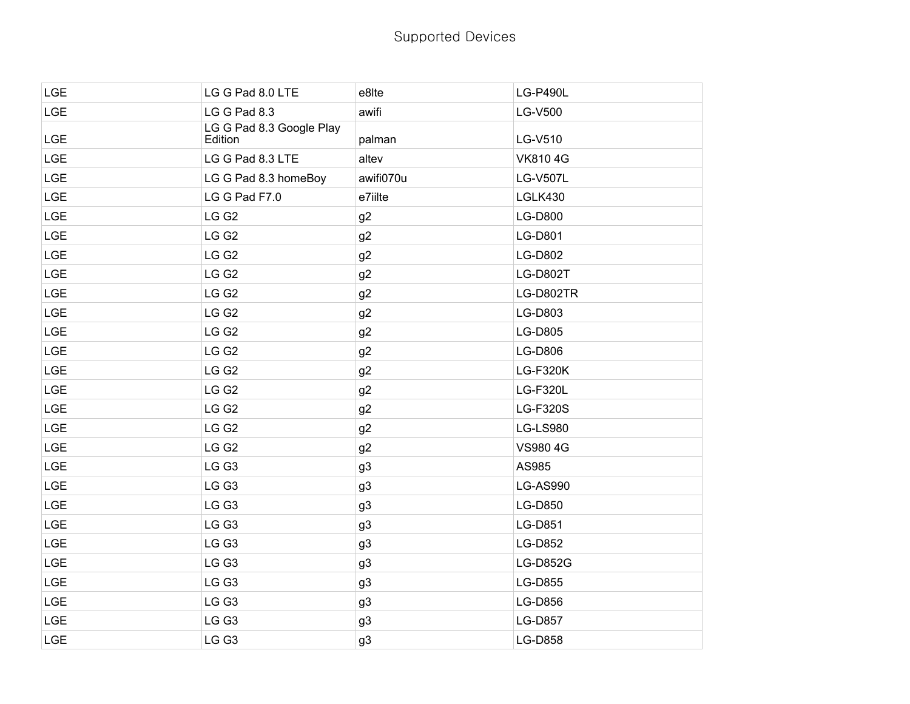# Supported Devices

| | | | |
|---|---|---|---|
| LGE | LG G Pad 8.0 LTE | e8lte | LG-P490L |
| LGE | LG G Pad 8.3 | awifi | LG-V500 |
| LGE | LG G Pad 8.3 Google Play Edition | palman | LG-V510 |
| LGE | LG G Pad 8.3 LTE | altev | VK810 4G |
| LGE | LG G Pad 8.3 homeBoy | awifi070u | LG-V507L |
| LGE | LG G Pad F7.0 | e7iilte | LGLK430 |
| LGE | LG G2 | g2 | LG-D800 |
| LGE | LG G2 | g2 | LG-D801 |
| LGE | LG G2 | g2 | LG-D802 |
| LGE | LG G2 | g2 | LG-D802T |
| LGE | LG G2 | g2 | LG-D802TR |
| LGE | LG G2 | g2 | LG-D803 |
| LGE | LG G2 | g2 | LG-D805 |
| LGE | LG G2 | g2 | LG-D806 |
| LGE | LG G2 | g2 | LG-F320K |
| LGE | LG G2 | g2 | LG-F320L |
| LGE | LG G2 | g2 | LG-F320S |
| LGE | LG G2 | g2 | LG-LS980 |
| LGE | LG G2 | g2 | VS980 4G |
| LGE | LG G3 | g3 | AS985 |
| LGE | LG G3 | g3 | LG-AS990 |
| LGE | LG G3 | g3 | LG-D850 |
| LGE | LG G3 | g3 | LG-D851 |
| LGE | LG G3 | g3 | LG-D852 |
| LGE | LG G3 | g3 | LG-D852G |
| LGE | LG G3 | g3 | LG-D855 |
| LGE | LG G3 | g3 | LG-D856 |
| LGE | LG G3 | g3 | LG-D857 |
| LGE | LG G3 | g3 | LG-D858 |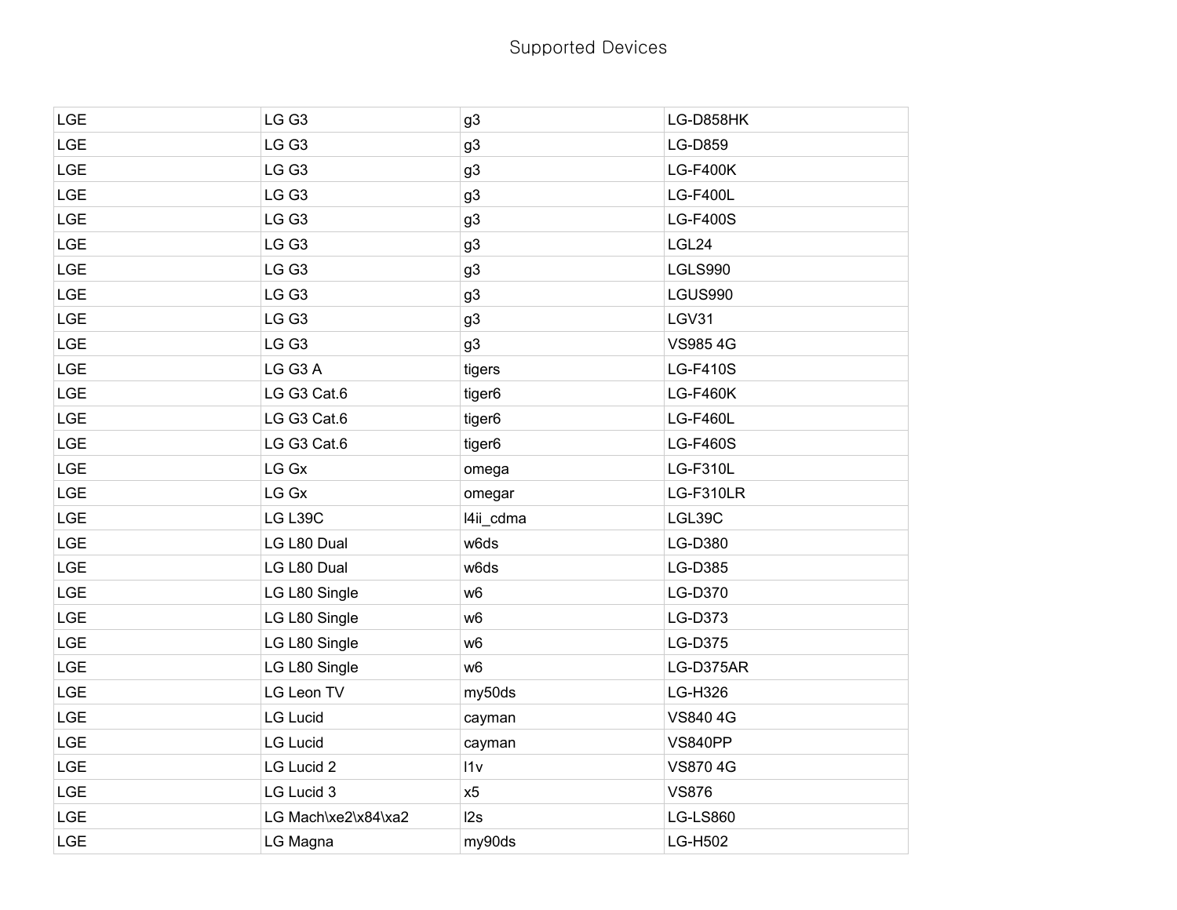Supported Devices

| | | | |
|---|---|---|---|
| LGE | LG G3 | g3 | LG-D858HK |
| LGE | LG G3 | g3 | LG-D859 |
| LGE | LG G3 | g3 | LG-F400K |
| LGE | LG G3 | g3 | LG-F400L |
| LGE | LG G3 | g3 | LG-F400S |
| LGE | LG G3 | g3 | LGL24 |
| LGE | LG G3 | g3 | LGLS990 |
| LGE | LG G3 | g3 | LGUS990 |
| LGE | LG G3 | g3 | LGV31 |
| LGE | LG G3 | g3 | VS985 4G |
| LGE | LG G3 A | tigers | LG-F410S |
| LGE | LG G3 Cat.6 | tiger6 | LG-F460K |
| LGE | LG G3 Cat.6 | tiger6 | LG-F460L |
| LGE | LG G3 Cat.6 | tiger6 | LG-F460S |
| LGE | LG Gx | omega | LG-F310L |
| LGE | LG Gx | omegar | LG-F310LR |
| LGE | LG L39C | l4ii_cdma | LGL39C |
| LGE | LG L80 Dual | w6ds | LG-D380 |
| LGE | LG L80 Dual | w6ds | LG-D385 |
| LGE | LG L80 Single | w6 | LG-D370 |
| LGE | LG L80 Single | w6 | LG-D373 |
| LGE | LG L80 Single | w6 | LG-D375 |
| LGE | LG L80 Single | w6 | LG-D375AR |
| LGE | LG Leon TV | my50ds | LG-H326 |
| LGE | LG Lucid | cayman | VS840 4G |
| LGE | LG Lucid | cayman | VS840PP |
| LGE | LG Lucid 2 | l1v | VS870 4G |
| LGE | LG Lucid 3 | x5 | VS876 |
| LGE | LG Mach\xe2\x84\xa2 | l2s | LG-LS860 |
| LGE | LG Magna | my90ds | LG-H502 |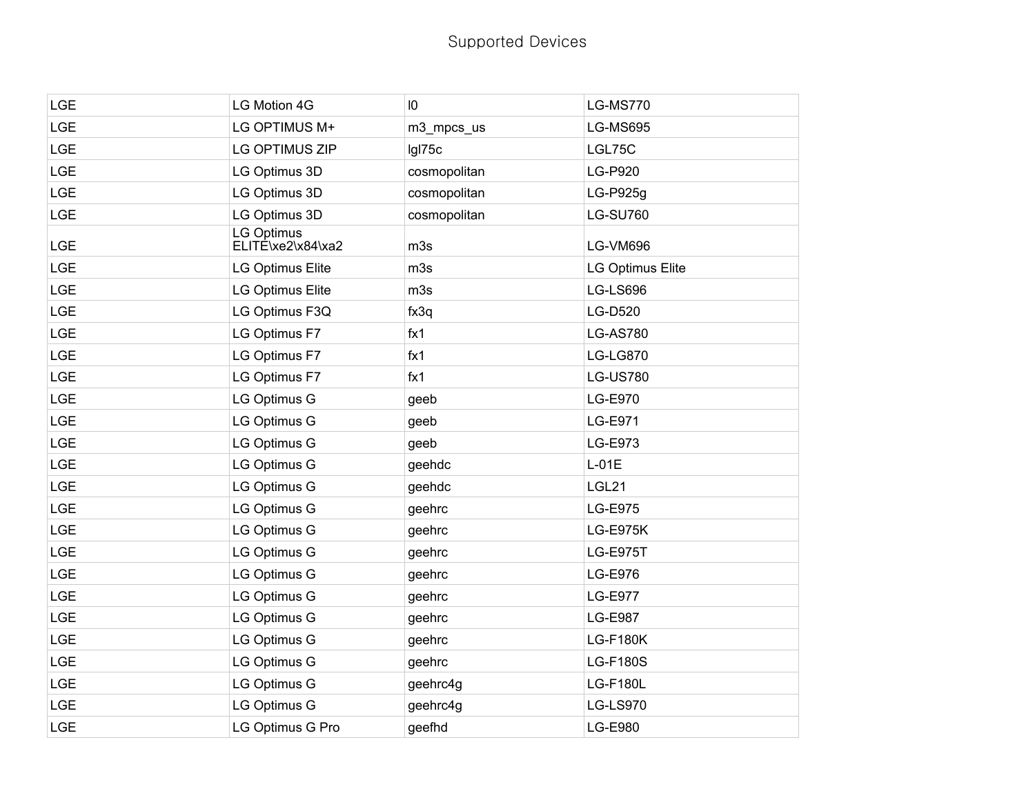# Supported Devices

| | | | |
|---|---|---|---|
| LGE | LG Motion 4G | l0 | LG-MS770 |
| LGE | LG OPTIMUS M+ | m3_mpcs_us | LG-MS695 |
| LGE | LG OPTIMUS ZIP | lgl75c | LGL75C |
| LGE | LG Optimus 3D | cosmopolitan | LG-P920 |
| LGE | LG Optimus 3D | cosmopolitan | LG-P925g |
| LGE | LG Optimus 3D | cosmopolitan | LG-SU760 |
| LGE | LG Optimus ELITE\xe2\x84\xa2 | m3s | LG-VM696 |
| LGE | LG Optimus Elite | m3s | LG Optimus Elite |
| LGE | LG Optimus Elite | m3s | LG-LS696 |
| LGE | LG Optimus F3Q | fx3q | LG-D520 |
| LGE | LG Optimus F7 | fx1 | LG-AS780 |
| LGE | LG Optimus F7 | fx1 | LG-LG870 |
| LGE | LG Optimus F7 | fx1 | LG-US780 |
| LGE | LG Optimus G | geeb | LG-E970 |
| LGE | LG Optimus G | geeb | LG-E971 |
| LGE | LG Optimus G | geeb | LG-E973 |
| LGE | LG Optimus G | geehdc | L-01E |
| LGE | LG Optimus G | geehdc | LGL21 |
| LGE | LG Optimus G | geehrc | LG-E975 |
| LGE | LG Optimus G | geehrc | LG-E975K |
| LGE | LG Optimus G | geehrc | LG-E975T |
| LGE | LG Optimus G | geehrc | LG-E976 |
| LGE | LG Optimus G | geehrc | LG-E977 |
| LGE | LG Optimus G | geehrc | LG-E987 |
| LGE | LG Optimus G | geehrc | LG-F180K |
| LGE | LG Optimus G | geehrc | LG-F180S |
| LGE | LG Optimus G | geehrc4g | LG-F180L |
| LGE | LG Optimus G | geehrc4g | LG-LS970 |
| LGE | LG Optimus G Pro | geefhd | LG-E980 |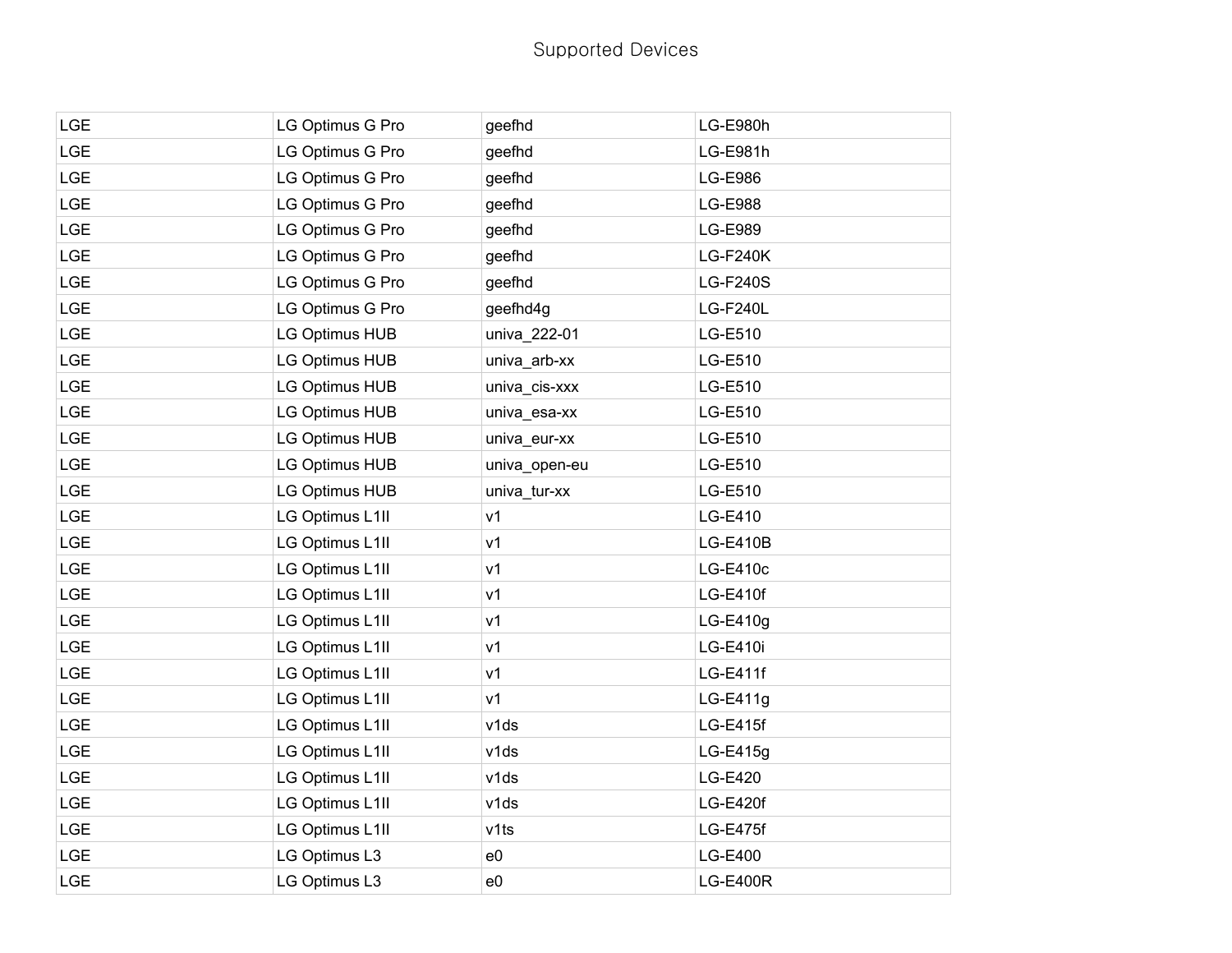Supported Devices

| | | | |
|---|---|---|---|
| LGE | LG Optimus G Pro | geefhd | LG-E980h |
| LGE | LG Optimus G Pro | geefhd | LG-E981h |
| LGE | LG Optimus G Pro | geefhd | LG-E986 |
| LGE | LG Optimus G Pro | geefhd | LG-E988 |
| LGE | LG Optimus G Pro | geefhd | LG-E989 |
| LGE | LG Optimus G Pro | geefhd | LG-F240K |
| LGE | LG Optimus G Pro | geefhd | LG-F240S |
| LGE | LG Optimus G Pro | geefhd4g | LG-F240L |
| LGE | LG Optimus HUB | univa_222-01 | LG-E510 |
| LGE | LG Optimus HUB | univa_arb-xx | LG-E510 |
| LGE | LG Optimus HUB | univa_cis-xxx | LG-E510 |
| LGE | LG Optimus HUB | univa_esa-xx | LG-E510 |
| LGE | LG Optimus HUB | univa_eur-xx | LG-E510 |
| LGE | LG Optimus HUB | univa_open-eu | LG-E510 |
| LGE | LG Optimus HUB | univa_tur-xx | LG-E510 |
| LGE | LG Optimus L1II | v1 | LG-E410 |
| LGE | LG Optimus L1II | v1 | LG-E410B |
| LGE | LG Optimus L1II | v1 | LG-E410c |
| LGE | LG Optimus L1II | v1 | LG-E410f |
| LGE | LG Optimus L1II | v1 | LG-E410g |
| LGE | LG Optimus L1II | v1 | LG-E410i |
| LGE | LG Optimus L1II | v1 | LG-E411f |
| LGE | LG Optimus L1II | v1 | LG-E411g |
| LGE | LG Optimus L1II | v1ds | LG-E415f |
| LGE | LG Optimus L1II | v1ds | LG-E415g |
| LGE | LG Optimus L1II | v1ds | LG-E420 |
| LGE | LG Optimus L1II | v1ds | LG-E420f |
| LGE | LG Optimus L1II | v1ts | LG-E475f |
| LGE | LG Optimus L3 | e0 | LG-E400 |
| LGE | LG Optimus L3 | e0 | LG-E400R |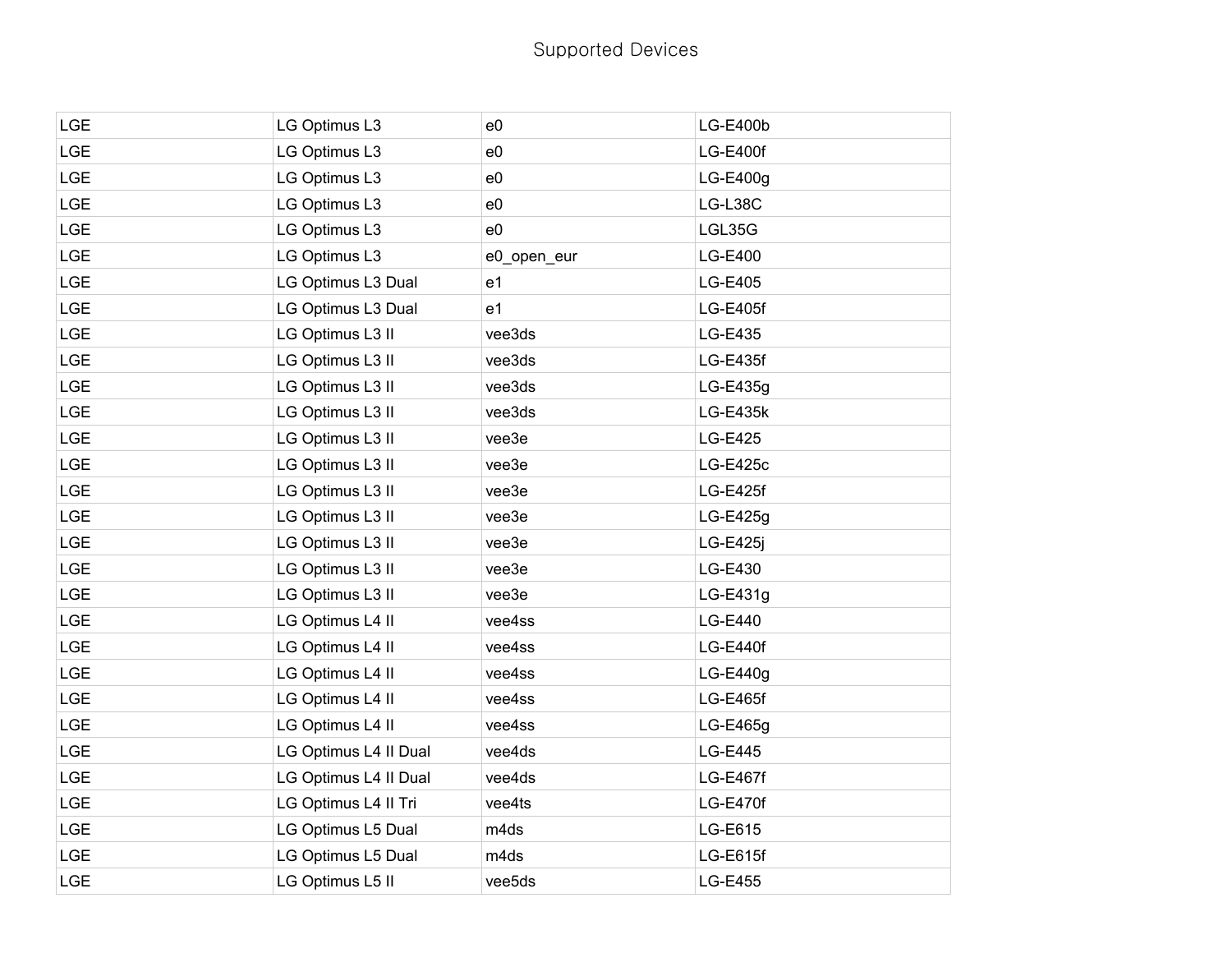# Supported Devices

| LGE | LG Optimus L3 | e0 | LG-E400b |
|---|---|---|---|
| LGE | LG Optimus L3 | e0 | LG-E400f |
| LGE | LG Optimus L3 | e0 | LG-E400g |
| LGE | LG Optimus L3 | e0 | LG-L38C |
| LGE | LG Optimus L3 | e0 | LGL35G |
| LGE | LG Optimus L3 | e0_open_eur | LG-E400 |
| LGE | LG Optimus L3 Dual | e1 | LG-E405 |
| LGE | LG Optimus L3 Dual | e1 | LG-E405f |
| LGE | LG Optimus L3 II | vee3ds | LG-E435 |
| LGE | LG Optimus L3 II | vee3ds | LG-E435f |
| LGE | LG Optimus L3 II | vee3ds | LG-E435g |
| LGE | LG Optimus L3 II | vee3ds | LG-E435k |
| LGE | LG Optimus L3 II | vee3e | LG-E425 |
| LGE | LG Optimus L3 II | vee3e | LG-E425c |
| LGE | LG Optimus L3 II | vee3e | LG-E425f |
| LGE | LG Optimus L3 II | vee3e | LG-E425g |
| LGE | LG Optimus L3 II | vee3e | LG-E425j |
| LGE | LG Optimus L3 II | vee3e | LG-E430 |
| LGE | LG Optimus L3 II | vee3e | LG-E431g |
| LGE | LG Optimus L4 II | vee4ss | LG-E440 |
| LGE | LG Optimus L4 II | vee4ss | LG-E440f |
| LGE | LG Optimus L4 II | vee4ss | LG-E440g |
| LGE | LG Optimus L4 II | vee4ss | LG-E465f |
| LGE | LG Optimus L4 II | vee4ss | LG-E465g |
| LGE | LG Optimus L4 II Dual | vee4ds | LG-E445 |
| LGE | LG Optimus L4 II Dual | vee4ds | LG-E467f |
| LGE | LG Optimus L4 II Tri | vee4ts | LG-E470f |
| LGE | LG Optimus L5 Dual | m4ds | LG-E615 |
| LGE | LG Optimus L5 Dual | m4ds | LG-E615f |
| LGE | LG Optimus L5 II | vee5ds | LG-E455 |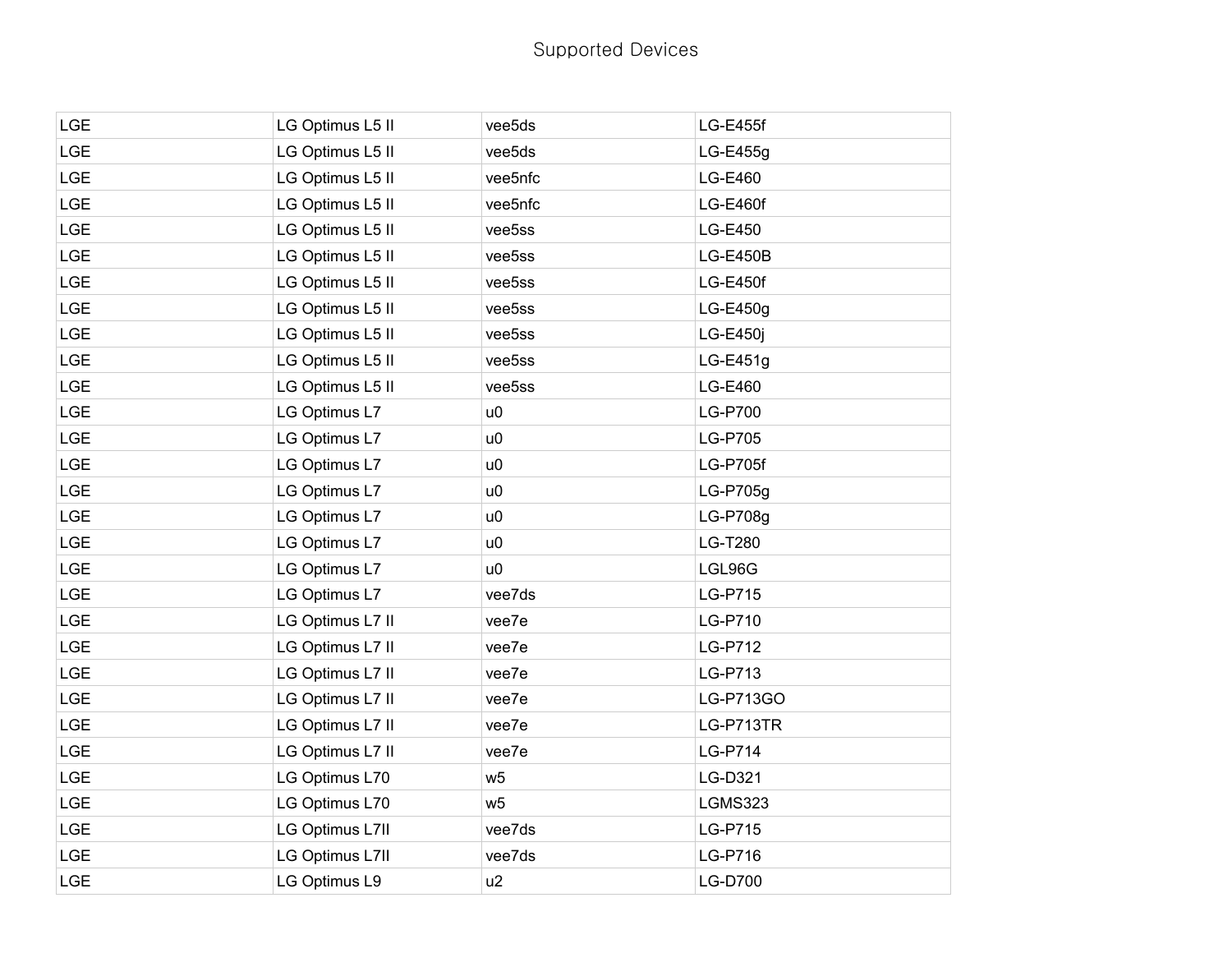# Supported Devices

| | | | |
|---|---|---|---|
| LGE | LG Optimus L5 II | vee5ds | LG-E455f |
| LGE | LG Optimus L5 II | vee5ds | LG-E455g |
| LGE | LG Optimus L5 II | vee5nfc | LG-E460 |
| LGE | LG Optimus L5 II | vee5nfc | LG-E460f |
| LGE | LG Optimus L5 II | vee5ss | LG-E450 |
| LGE | LG Optimus L5 II | vee5ss | LG-E450B |
| LGE | LG Optimus L5 II | vee5ss | LG-E450f |
| LGE | LG Optimus L5 II | vee5ss | LG-E450g |
| LGE | LG Optimus L5 II | vee5ss | LG-E450j |
| LGE | LG Optimus L5 II | vee5ss | LG-E451g |
| LGE | LG Optimus L5 II | vee5ss | LG-E460 |
| LGE | LG Optimus L7 | u0 | LG-P700 |
| LGE | LG Optimus L7 | u0 | LG-P705 |
| LGE | LG Optimus L7 | u0 | LG-P705f |
| LGE | LG Optimus L7 | u0 | LG-P705g |
| LGE | LG Optimus L7 | u0 | LG-P708g |
| LGE | LG Optimus L7 | u0 | LG-T280 |
| LGE | LG Optimus L7 | u0 | LGL96G |
| LGE | LG Optimus L7 | vee7ds | LG-P715 |
| LGE | LG Optimus L7 II | vee7e | LG-P710 |
| LGE | LG Optimus L7 II | vee7e | LG-P712 |
| LGE | LG Optimus L7 II | vee7e | LG-P713 |
| LGE | LG Optimus L7 II | vee7e | LG-P713GO |
| LGE | LG Optimus L7 II | vee7e | LG-P713TR |
| LGE | LG Optimus L7 II | vee7e | LG-P714 |
| LGE | LG Optimus L70 | w5 | LG-D321 |
| LGE | LG Optimus L70 | w5 | LGMS323 |
| LGE | LG Optimus L7II | vee7ds | LG-P715 |
| LGE | LG Optimus L7II | vee7ds | LG-P716 |
| LGE | LG Optimus L9 | u2 | LG-D700 |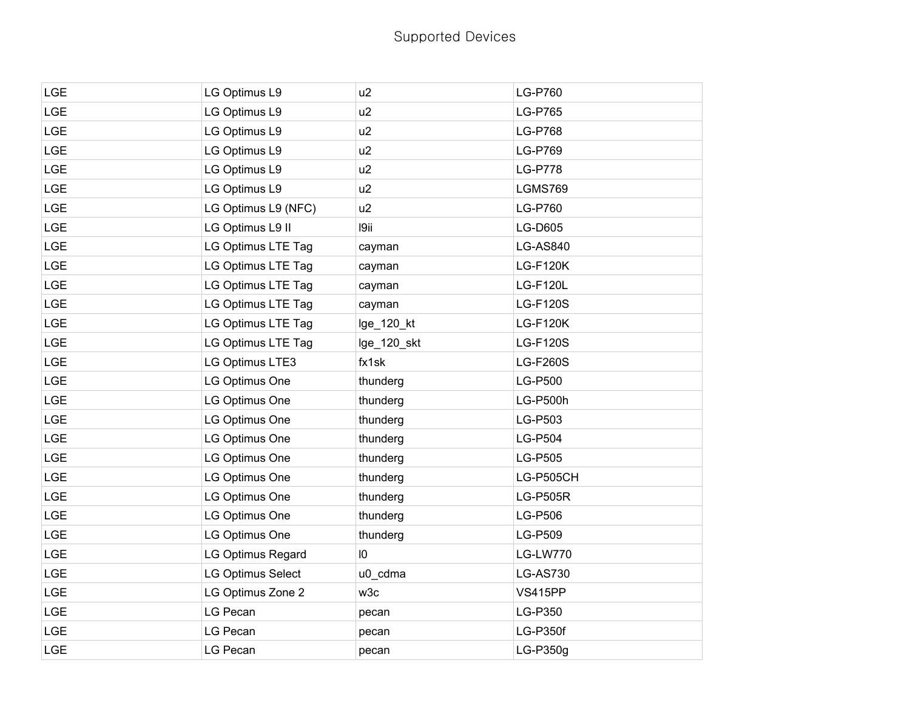Supported Devices

| | | | |
|---|---|---|---|
| LGE | LG Optimus L9 | u2 | LG-P760 |
| LGE | LG Optimus L9 | u2 | LG-P765 |
| LGE | LG Optimus L9 | u2 | LG-P768 |
| LGE | LG Optimus L9 | u2 | LG-P769 |
| LGE | LG Optimus L9 | u2 | LG-P778 |
| LGE | LG Optimus L9 | u2 | LGMS769 |
| LGE | LG Optimus L9 (NFC) | u2 | LG-P760 |
| LGE | LG Optimus L9 II | l9ii | LG-D605 |
| LGE | LG Optimus LTE Tag | cayman | LG-AS840 |
| LGE | LG Optimus LTE Tag | cayman | LG-F120K |
| LGE | LG Optimus LTE Tag | cayman | LG-F120L |
| LGE | LG Optimus LTE Tag | cayman | LG-F120S |
| LGE | LG Optimus LTE Tag | lge_120_kt | LG-F120K |
| LGE | LG Optimus LTE Tag | lge_120_skt | LG-F120S |
| LGE | LG Optimus LTE3 | fx1sk | LG-F260S |
| LGE | LG Optimus One | thunderg | LG-P500 |
| LGE | LG Optimus One | thunderg | LG-P500h |
| LGE | LG Optimus One | thunderg | LG-P503 |
| LGE | LG Optimus One | thunderg | LG-P504 |
| LGE | LG Optimus One | thunderg | LG-P505 |
| LGE | LG Optimus One | thunderg | LG-P505CH |
| LGE | LG Optimus One | thunderg | LG-P505R |
| LGE | LG Optimus One | thunderg | LG-P506 |
| LGE | LG Optimus One | thunderg | LG-P509 |
| LGE | LG Optimus Regard | l0 | LG-LW770 |
| LGE | LG Optimus Select | u0_cdma | LG-AS730 |
| LGE | LG Optimus Zone 2 | w3c | VS415PP |
| LGE | LG Pecan | pecan | LG-P350 |
| LGE | LG Pecan | pecan | LG-P350f |
| LGE | LG Pecan | pecan | LG-P350g |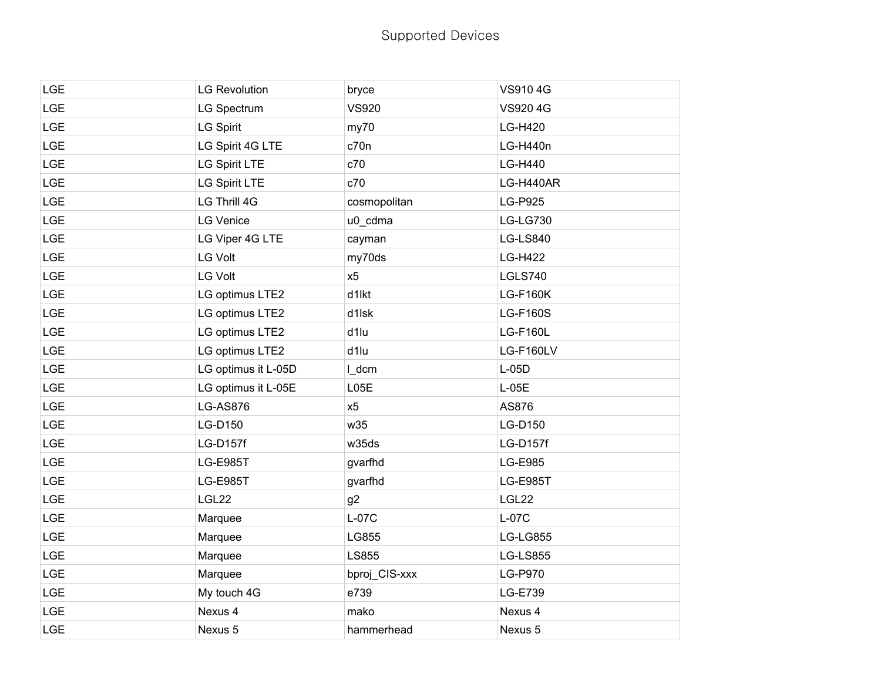# Supported Devices

| | | | |
|---|---|---|---|
| LGE | LG Revolution | bryce | VS910 4G |
| LGE | LG Spectrum | VS920 | VS920 4G |
| LGE | LG Spirit | my70 | LG-H420 |
| LGE | LG Spirit 4G LTE | c70n | LG-H440n |
| LGE | LG Spirit LTE | c70 | LG-H440 |
| LGE | LG Spirit LTE | c70 | LG-H440AR |
| LGE | LG Thrill 4G | cosmopolitan | LG-P925 |
| LGE | LG Venice | u0_cdma | LG-LG730 |
| LGE | LG Viper 4G LTE | cayman | LG-LS840 |
| LGE | LG Volt | my70ds | LG-H422 |
| LGE | LG Volt | x5 | LGLS740 |
| LGE | LG optimus LTE2 | d1lkt | LG-F160K |
| LGE | LG optimus LTE2 | d1lsk | LG-F160S |
| LGE | LG optimus LTE2 | d1lu | LG-F160L |
| LGE | LG optimus LTE2 | d1lu | LG-F160LV |
| LGE | LG optimus it L-05D | l_dcm | L-05D |
| LGE | LG optimus it L-05E | L05E | L-05E |
| LGE | LG-AS876 | x5 | AS876 |
| LGE | LG-D150 | w35 | LG-D150 |
| LGE | LG-D157f | w35ds | LG-D157f |
| LGE | LG-E985T | gvarfhd | LG-E985 |
| LGE | LG-E985T | gvarfhd | LG-E985T |
| LGE | LGL22 | g2 | LGL22 |
| LGE | Marquee | L-07C | L-07C |
| LGE | Marquee | LG855 | LG-LG855 |
| LGE | Marquee | LS855 | LG-LS855 |
| LGE | Marquee | bproj_CIS-xxx | LG-P970 |
| LGE | My touch 4G | e739 | LG-E739 |
| LGE | Nexus 4 | mako | Nexus 4 |
| LGE | Nexus 5 | hammerhead | Nexus 5 |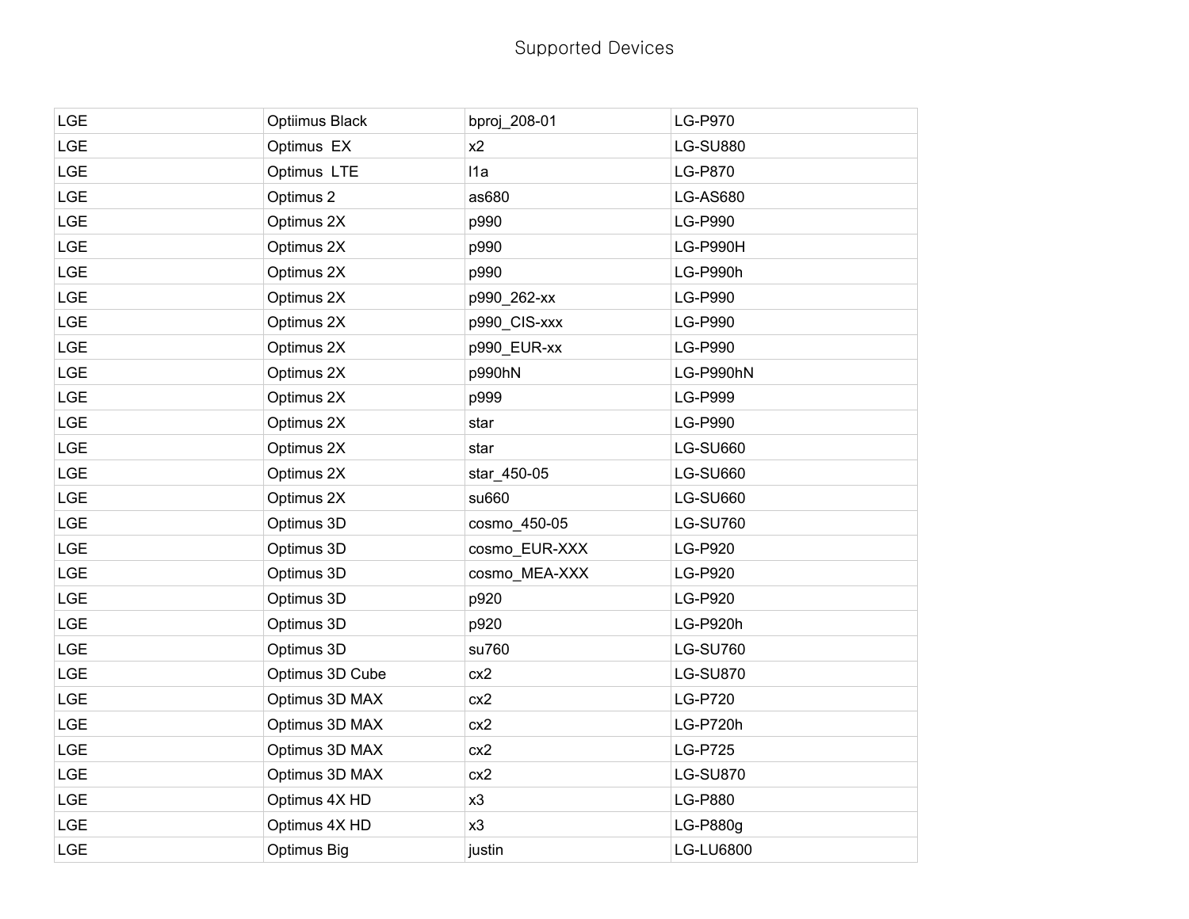# Supported Devices

| | | | |
|---|---|---|---|
| LGE | Optiimus Black | bproj_208-01 | LG-P970 |
| LGE | Optimus  EX | x2 | LG-SU880 |
| LGE | Optimus  LTE | l1a | LG-P870 |
| LGE | Optimus 2 | as680 | LG-AS680 |
| LGE | Optimus 2X | p990 | LG-P990 |
| LGE | Optimus 2X | p990 | LG-P990H |
| LGE | Optimus 2X | p990 | LG-P990h |
| LGE | Optimus 2X | p990_262-xx | LG-P990 |
| LGE | Optimus 2X | p990_CIS-xxx | LG-P990 |
| LGE | Optimus 2X | p990_EUR-xx | LG-P990 |
| LGE | Optimus 2X | p990hN | LG-P990hN |
| LGE | Optimus 2X | p999 | LG-P999 |
| LGE | Optimus 2X | star | LG-P990 |
| LGE | Optimus 2X | star | LG-SU660 |
| LGE | Optimus 2X | star_450-05 | LG-SU660 |
| LGE | Optimus 2X | su660 | LG-SU660 |
| LGE | Optimus 3D | cosmo_450-05 | LG-SU760 |
| LGE | Optimus 3D | cosmo_EUR-XXX | LG-P920 |
| LGE | Optimus 3D | cosmo_MEA-XXX | LG-P920 |
| LGE | Optimus 3D | p920 | LG-P920 |
| LGE | Optimus 3D | p920 | LG-P920h |
| LGE | Optimus 3D | su760 | LG-SU760 |
| LGE | Optimus 3D Cube | cx2 | LG-SU870 |
| LGE | Optimus 3D MAX | cx2 | LG-P720 |
| LGE | Optimus 3D MAX | cx2 | LG-P720h |
| LGE | Optimus 3D MAX | cx2 | LG-P725 |
| LGE | Optimus 3D MAX | cx2 | LG-SU870 |
| LGE | Optimus 4X HD | x3 | LG-P880 |
| LGE | Optimus 4X HD | x3 | LG-P880g |
| LGE | Optimus Big | justin | LG-LU6800 |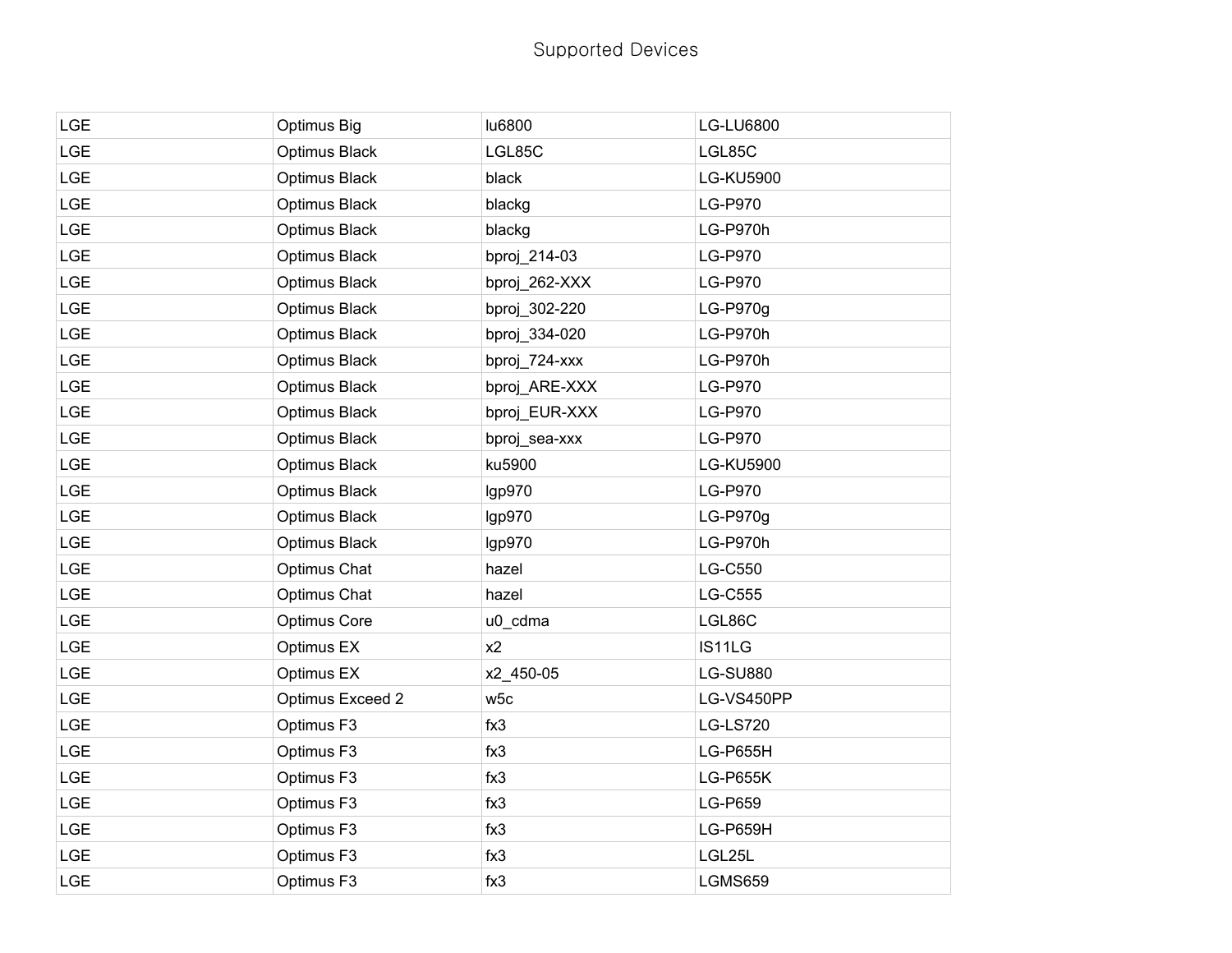# Supported Devices

| LGE | Optimus Big | lu6800 | LG-LU6800 |
|---|---|---|---|
| LGE | Optimus Black | LGL85C | LGL85C |
| LGE | Optimus Black | black | LG-KU5900 |
| LGE | Optimus Black | blackg | LG-P970 |
| LGE | Optimus Black | blackg | LG-P970h |
| LGE | Optimus Black | bproj_214-03 | LG-P970 |
| LGE | Optimus Black | bproj_262-XXX | LG-P970 |
| LGE | Optimus Black | bproj_302-220 | LG-P970g |
| LGE | Optimus Black | bproj_334-020 | LG-P970h |
| LGE | Optimus Black | bproj_724-xxx | LG-P970h |
| LGE | Optimus Black | bproj_ARE-XXX | LG-P970 |
| LGE | Optimus Black | bproj_EUR-XXX | LG-P970 |
| LGE | Optimus Black | bproj_sea-xxx | LG-P970 |
| LGE | Optimus Black | ku5900 | LG-KU5900 |
| LGE | Optimus Black | lgp970 | LG-P970 |
| LGE | Optimus Black | lgp970 | LG-P970g |
| LGE | Optimus Black | lgp970 | LG-P970h |
| LGE | Optimus Chat | hazel | LG-C550 |
| LGE | Optimus Chat | hazel | LG-C555 |
| LGE | Optimus Core | u0_cdma | LGL86C |
| LGE | Optimus EX | x2 | IS11LG |
| LGE | Optimus EX | x2_450-05 | LG-SU880 |
| LGE | Optimus Exceed 2 | w5c | LG-VS450PP |
| LGE | Optimus F3 | fx3 | LG-LS720 |
| LGE | Optimus F3 | fx3 | LG-P655H |
| LGE | Optimus F3 | fx3 | LG-P655K |
| LGE | Optimus F3 | fx3 | LG-P659 |
| LGE | Optimus F3 | fx3 | LG-P659H |
| LGE | Optimus F3 | fx3 | LGL25L |
| LGE | Optimus F3 | fx3 | LGMS659 |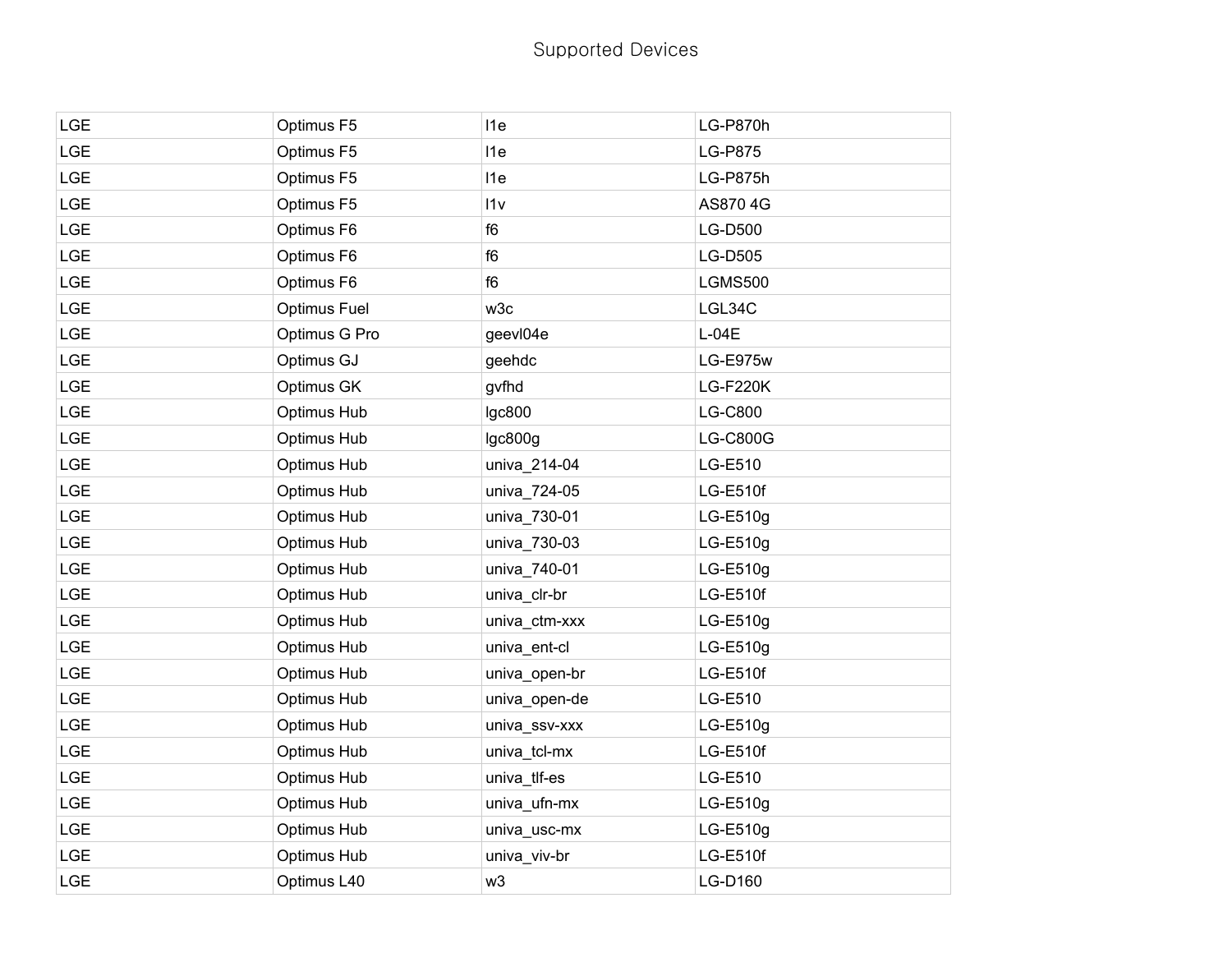Supported Devices

| | | | |
|---|---|---|---|
| LGE | Optimus F5 | l1e | LG-P870h |
| LGE | Optimus F5 | l1e | LG-P875 |
| LGE | Optimus F5 | l1e | LG-P875h |
| LGE | Optimus F5 | l1v | AS870 4G |
| LGE | Optimus F6 | f6 | LG-D500 |
| LGE | Optimus F6 | f6 | LG-D505 |
| LGE | Optimus F6 | f6 | LGMS500 |
| LGE | Optimus Fuel | w3c | LGL34C |
| LGE | Optimus G Pro | geevl04e | L-04E |
| LGE | Optimus GJ | geehdc | LG-E975w |
| LGE | Optimus GK | gvfhd | LG-F220K |
| LGE | Optimus Hub | lgc800 | LG-C800 |
| LGE | Optimus Hub | lgc800g | LG-C800G |
| LGE | Optimus Hub | univa_214-04 | LG-E510 |
| LGE | Optimus Hub | univa_724-05 | LG-E510f |
| LGE | Optimus Hub | univa_730-01 | LG-E510g |
| LGE | Optimus Hub | univa_730-03 | LG-E510g |
| LGE | Optimus Hub | univa_740-01 | LG-E510g |
| LGE | Optimus Hub | univa_clr-br | LG-E510f |
| LGE | Optimus Hub | univa_ctm-xxx | LG-E510g |
| LGE | Optimus Hub | univa_ent-cl | LG-E510g |
| LGE | Optimus Hub | univa_open-br | LG-E510f |
| LGE | Optimus Hub | univa_open-de | LG-E510 |
| LGE | Optimus Hub | univa_ssv-xxx | LG-E510g |
| LGE | Optimus Hub | univa_tcl-mx | LG-E510f |
| LGE | Optimus Hub | univa_tlf-es | LG-E510 |
| LGE | Optimus Hub | univa_ufn-mx | LG-E510g |
| LGE | Optimus Hub | univa_usc-mx | LG-E510g |
| LGE | Optimus Hub | univa_viv-br | LG-E510f |
| LGE | Optimus L40 | w3 | LG-D160 |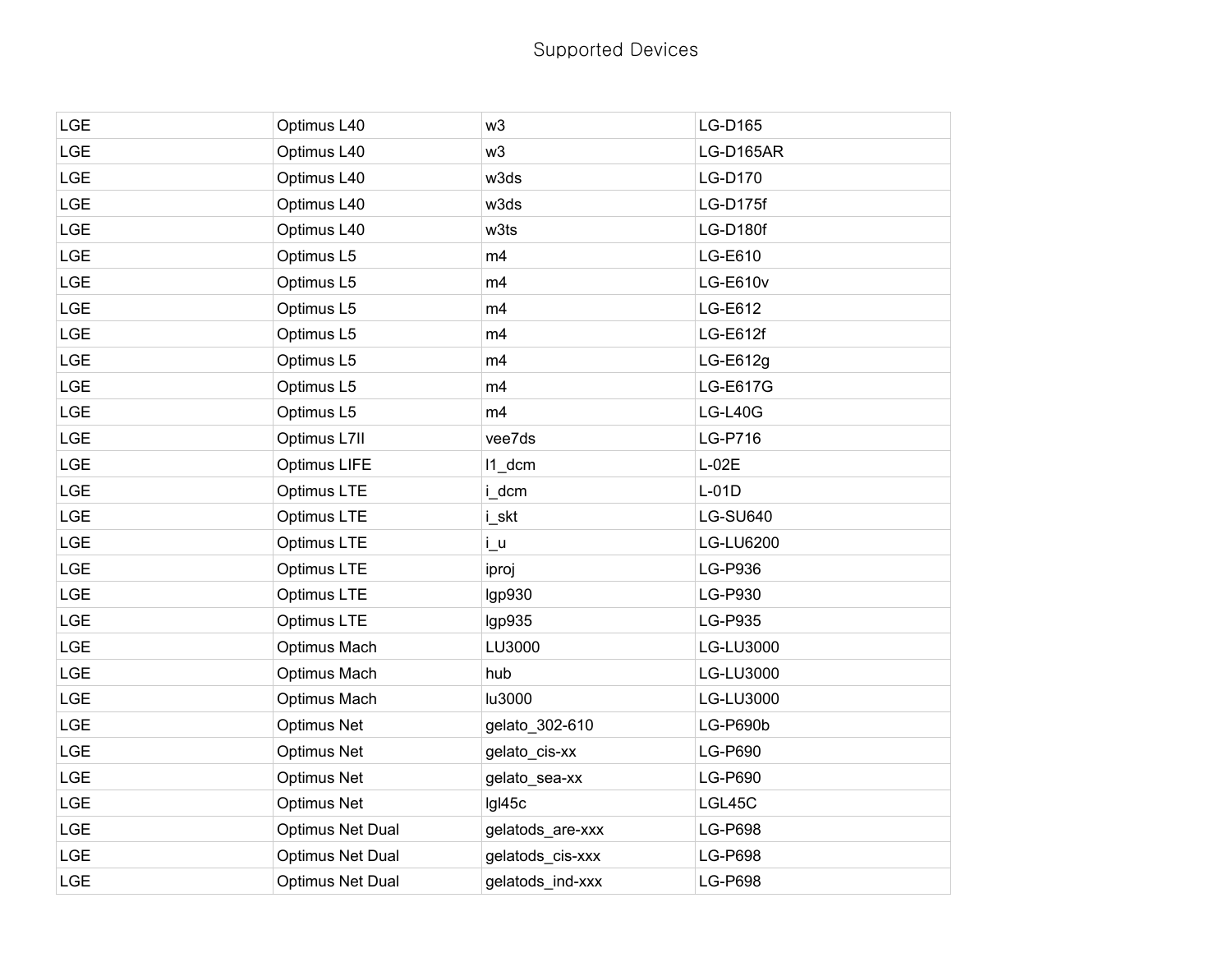Supported Devices

| | | | |
|---|---|---|---|
| LGE | Optimus L40 | w3 | LG-D165 |
| LGE | Optimus L40 | w3 | LG-D165AR |
| LGE | Optimus L40 | w3ds | LG-D170 |
| LGE | Optimus L40 | w3ds | LG-D175f |
| LGE | Optimus L40 | w3ts | LG-D180f |
| LGE | Optimus L5 | m4 | LG-E610 |
| LGE | Optimus L5 | m4 | LG-E610v |
| LGE | Optimus L5 | m4 | LG-E612 |
| LGE | Optimus L5 | m4 | LG-E612f |
| LGE | Optimus L5 | m4 | LG-E612g |
| LGE | Optimus L5 | m4 | LG-E617G |
| LGE | Optimus L5 | m4 | LG-L40G |
| LGE | Optimus L7II | vee7ds | LG-P716 |
| LGE | Optimus LIFE | l1_dcm | L-02E |
| LGE | Optimus LTE | i_dcm | L-01D |
| LGE | Optimus LTE | i_skt | LG-SU640 |
| LGE | Optimus LTE | i_u | LG-LU6200 |
| LGE | Optimus LTE | iproj | LG-P936 |
| LGE | Optimus LTE | lgp930 | LG-P930 |
| LGE | Optimus LTE | lgp935 | LG-P935 |
| LGE | Optimus Mach | LU3000 | LG-LU3000 |
| LGE | Optimus Mach | hub | LG-LU3000 |
| LGE | Optimus Mach | lu3000 | LG-LU3000 |
| LGE | Optimus Net | gelato_302-610 | LG-P690b |
| LGE | Optimus Net | gelato_cis-xx | LG-P690 |
| LGE | Optimus Net | gelato_sea-xx | LG-P690 |
| LGE | Optimus Net | lgl45c | LGL45C |
| LGE | Optimus Net Dual | gelatods_are-xxx | LG-P698 |
| LGE | Optimus Net Dual | gelatods_cis-xxx | LG-P698 |
| LGE | Optimus Net Dual | gelatods_ind-xxx | LG-P698 |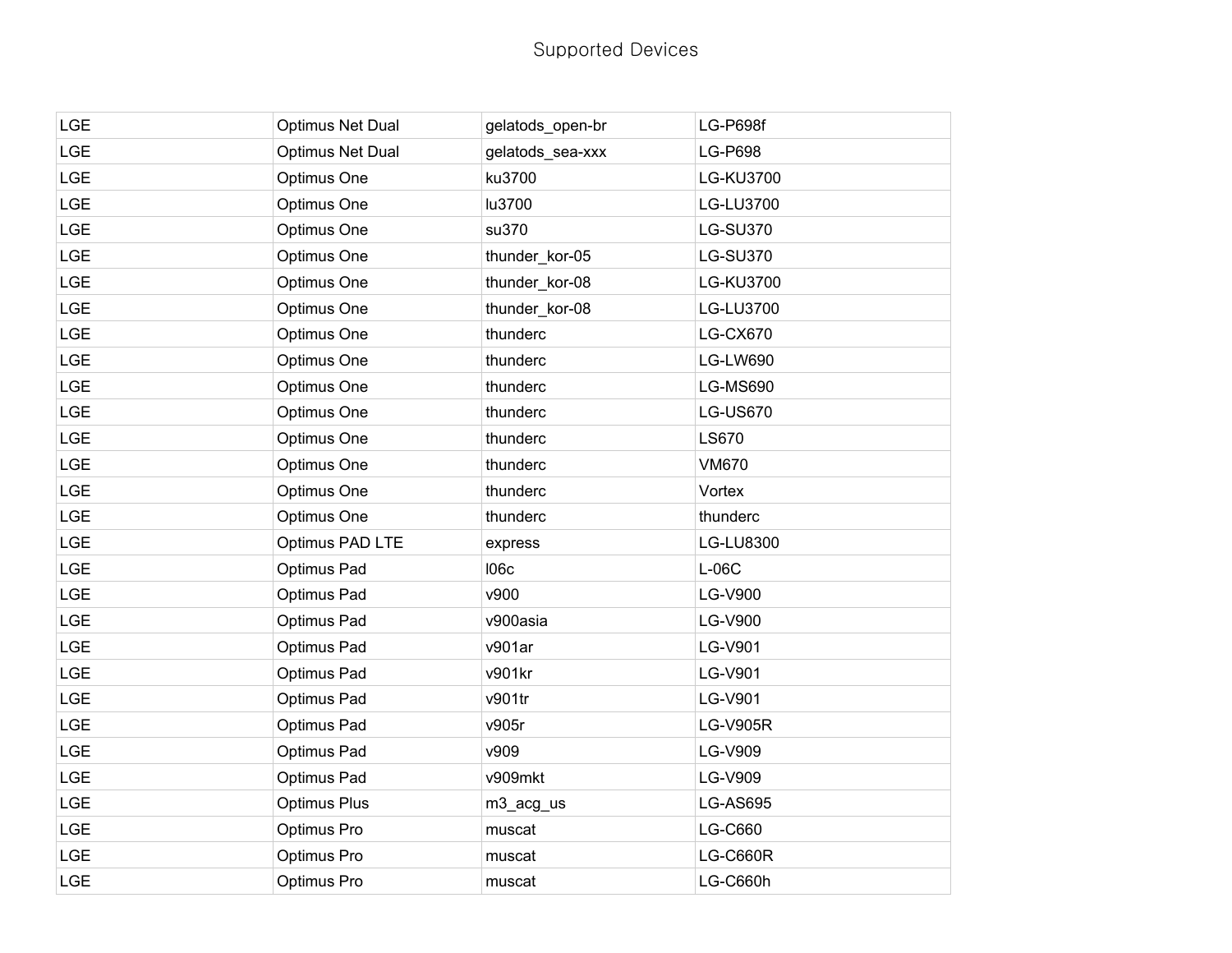Supported Devices

| | | | |
|---|---|---|---|
| LGE | Optimus Net Dual | gelatods_open-br | LG-P698f |
| LGE | Optimus Net Dual | gelatods_sea-xxx | LG-P698 |
| LGE | Optimus One | ku3700 | LG-KU3700 |
| LGE | Optimus One | lu3700 | LG-LU3700 |
| LGE | Optimus One | su370 | LG-SU370 |
| LGE | Optimus One | thunder_kor-05 | LG-SU370 |
| LGE | Optimus One | thunder_kor-08 | LG-KU3700 |
| LGE | Optimus One | thunder_kor-08 | LG-LU3700 |
| LGE | Optimus One | thunderc | LG-CX670 |
| LGE | Optimus One | thunderc | LG-LW690 |
| LGE | Optimus One | thunderc | LG-MS690 |
| LGE | Optimus One | thunderc | LG-US670 |
| LGE | Optimus One | thunderc | LS670 |
| LGE | Optimus One | thunderc | VM670 |
| LGE | Optimus One | thunderc | Vortex |
| LGE | Optimus One | thunderc | thunderc |
| LGE | Optimus PAD LTE | express | LG-LU8300 |
| LGE | Optimus Pad | l06c | L-06C |
| LGE | Optimus Pad | v900 | LG-V900 |
| LGE | Optimus Pad | v900asia | LG-V900 |
| LGE | Optimus Pad | v901ar | LG-V901 |
| LGE | Optimus Pad | v901kr | LG-V901 |
| LGE | Optimus Pad | v901tr | LG-V901 |
| LGE | Optimus Pad | v905r | LG-V905R |
| LGE | Optimus Pad | v909 | LG-V909 |
| LGE | Optimus Pad | v909mkt | LG-V909 |
| LGE | Optimus Plus | m3_acg_us | LG-AS695 |
| LGE | Optimus Pro | muscat | LG-C660 |
| LGE | Optimus Pro | muscat | LG-C660R |
| LGE | Optimus Pro | muscat | LG-C660h |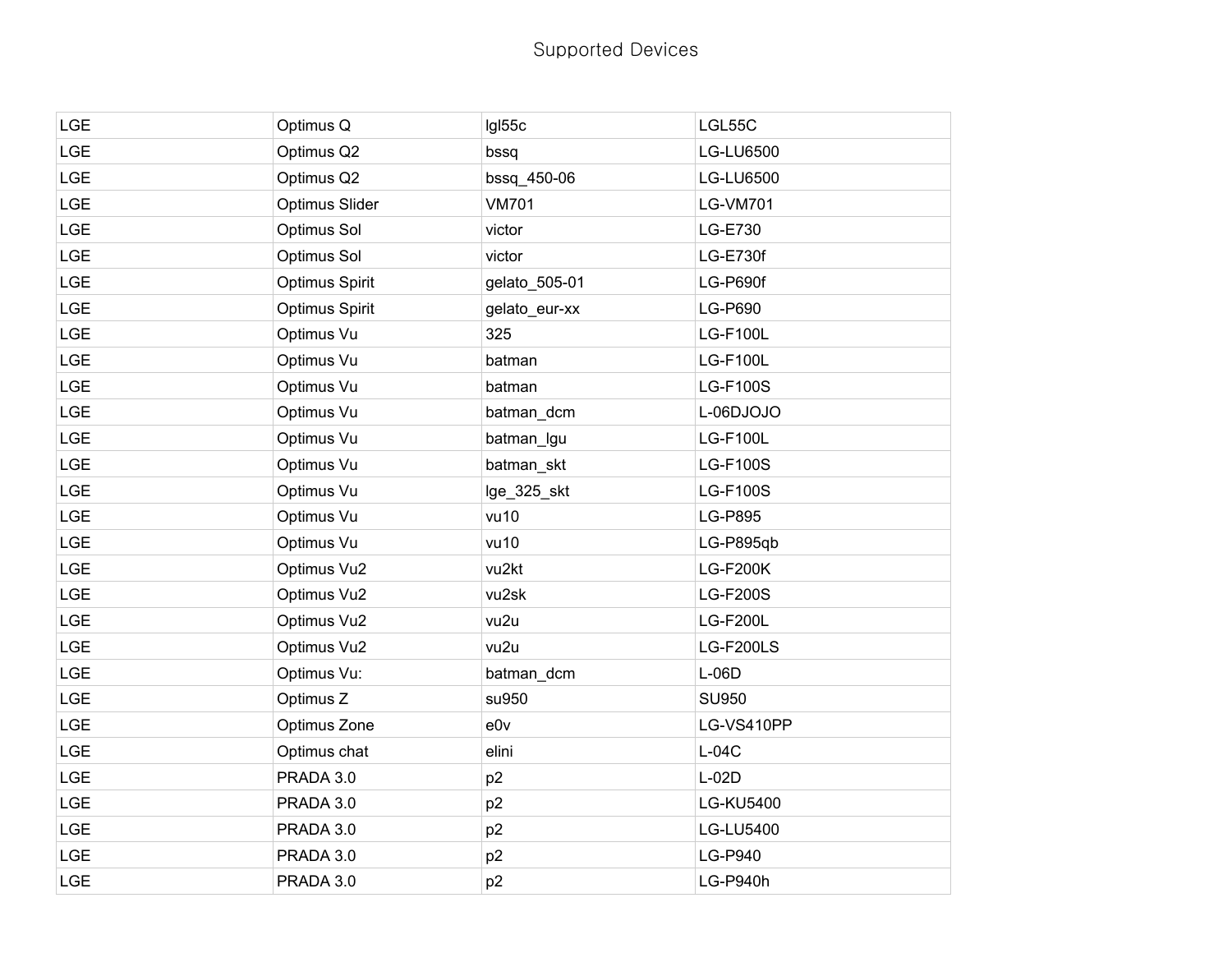Supported Devices

| | | | |
|---|---|---|---|
| LGE | Optimus Q | lgl55c | LGL55C |
| LGE | Optimus Q2 | bssq | LG-LU6500 |
| LGE | Optimus Q2 | bssq_450-06 | LG-LU6500 |
| LGE | Optimus Slider | VM701 | LG-VM701 |
| LGE | Optimus Sol | victor | LG-E730 |
| LGE | Optimus Sol | victor | LG-E730f |
| LGE | Optimus Spirit | gelato_505-01 | LG-P690f |
| LGE | Optimus Spirit | gelato_eur-xx | LG-P690 |
| LGE | Optimus Vu | 325 | LG-F100L |
| LGE | Optimus Vu | batman | LG-F100L |
| LGE | Optimus Vu | batman | LG-F100S |
| LGE | Optimus Vu | batman_dcm | L-06DJOJO |
| LGE | Optimus Vu | batman_lgu | LG-F100L |
| LGE | Optimus Vu | batman_skt | LG-F100S |
| LGE | Optimus Vu | lge_325_skt | LG-F100S |
| LGE | Optimus Vu | vu10 | LG-P895 |
| LGE | Optimus Vu | vu10 | LG-P895qb |
| LGE | Optimus Vu2 | vu2kt | LG-F200K |
| LGE | Optimus Vu2 | vu2sk | LG-F200S |
| LGE | Optimus Vu2 | vu2u | LG-F200L |
| LGE | Optimus Vu2 | vu2u | LG-F200LS |
| LGE | Optimus Vu: | batman_dcm | L-06D |
| LGE | Optimus Z | su950 | SU950 |
| LGE | Optimus Zone | e0v | LG-VS410PP |
| LGE | Optimus chat | elini | L-04C |
| LGE | PRADA 3.0 | p2 | L-02D |
| LGE | PRADA 3.0 | p2 | LG-KU5400 |
| LGE | PRADA 3.0 | p2 | LG-LU5400 |
| LGE | PRADA 3.0 | p2 | LG-P940 |
| LGE | PRADA 3.0 | p2 | LG-P940h |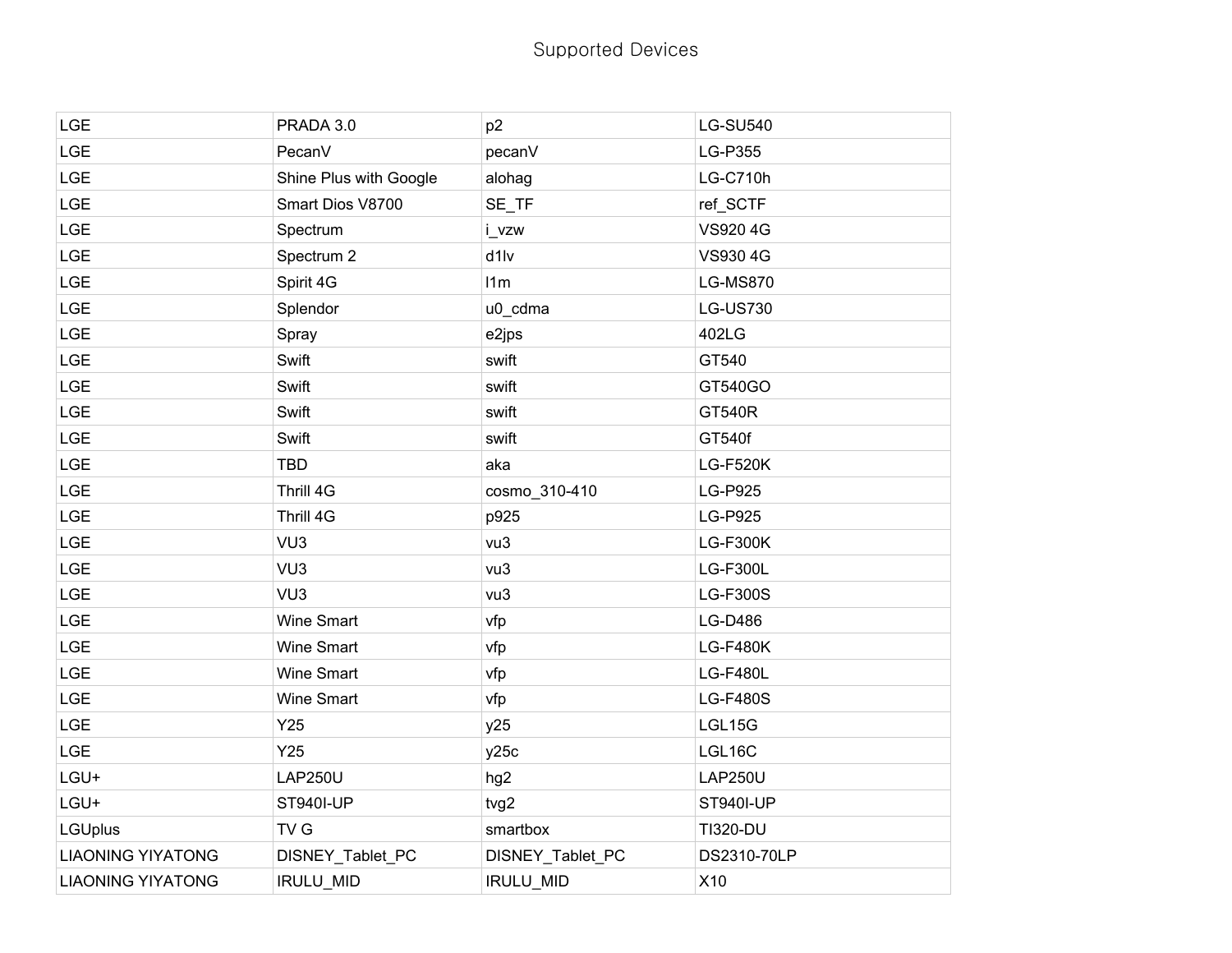# Supported Devices

| | | | |
|---|---|---|---|
| LGE | PRADA 3.0 | p2 | LG-SU540 |
| LGE | PecanV | pecanV | LG-P355 |
| LGE | Shine Plus with Google | alohag | LG-C710h |
| LGE | Smart Dios V8700 | SE_TF | ref_SCTF |
| LGE | Spectrum | i_vzw | VS920 4G |
| LGE | Spectrum 2 | d1lv | VS930 4G |
| LGE | Spirit 4G | l1m | LG-MS870 |
| LGE | Splendor | u0_cdma | LG-US730 |
| LGE | Spray | e2jps | 402LG |
| LGE | Swift | swift | GT540 |
| LGE | Swift | swift | GT540GO |
| LGE | Swift | swift | GT540R |
| LGE | Swift | swift | GT540f |
| LGE | TBD | aka | LG-F520K |
| LGE | Thrill 4G | cosmo_310-410 | LG-P925 |
| LGE | Thrill 4G | p925 | LG-P925 |
| LGE | VU3 | vu3 | LG-F300K |
| LGE | VU3 | vu3 | LG-F300L |
| LGE | VU3 | vu3 | LG-F300S |
| LGE | Wine Smart | vfp | LG-D486 |
| LGE | Wine Smart | vfp | LG-F480K |
| LGE | Wine Smart | vfp | LG-F480L |
| LGE | Wine Smart | vfp | LG-F480S |
| LGE | Y25 | y25 | LGL15G |
| LGE | Y25 | y25c | LGL16C |
| LGU+ | LAP250U | hg2 | LAP250U |
| LGU+ | ST940I-UP | tvg2 | ST940I-UP |
| LGUplus | TV G | smartbox | TI320-DU |
| LIAONING YIYATONG | DISNEY_Tablet_PC | DISNEY_Tablet_PC | DS2310-70LP |
| LIAONING YIYATONG | IRULU_MID | IRULU_MID | X10 |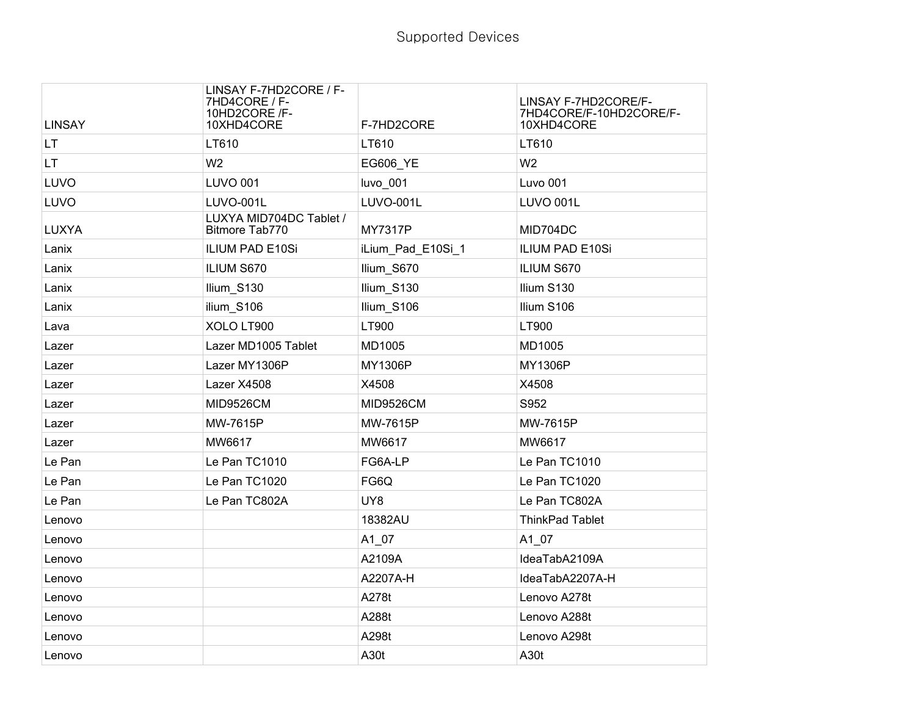Supported Devices

| LINSAY | LINSAY F-7HD2CORE / F-7HD4CORE / F-10HD2CORE /F-10XHD4CORE | F-7HD2CORE | LINSAY F-7HD2CORE/F-7HD4CORE/F-10HD2CORE/F-10XHD4CORE |
|---|---|---|---|
| LT | LT610 | LT610 | LT610 |
| LT | W2 | EG606_YE | W2 |
| LUVO | LUVO 001 | luvo_001 | Luvo 001 |
| LUVO | LUVO-001L | LUVO-001L | LUVO 001L |
| LUXYA | LUXYA MID704DC Tablet / Bitmore Tab770 | MY7317P | MID704DC |
| Lanix | ILIUM PAD E10Si | iLium_Pad_E10Si_1 | ILIUM PAD E10Si |
| Lanix | ILIUM S670 | Ilium_S670 | ILIUM S670 |
| Lanix | Ilium_S130 | Ilium_S130 | Ilium S130 |
| Lanix | ilium_S106 | Ilium_S106 | Ilium S106 |
| Lava | XOLO LT900 | LT900 | LT900 |
| Lazer | Lazer MD1005 Tablet | MD1005 | MD1005 |
| Lazer | Lazer MY1306P | MY1306P | MY1306P |
| Lazer | Lazer X4508 | X4508 | X4508 |
| Lazer | MID9526CM | MID9526CM | S952 |
| Lazer | MW-7615P | MW-7615P | MW-7615P |
| Lazer | MW6617 | MW6617 | MW6617 |
| Le Pan | Le Pan TC1010 | FG6A-LP | Le Pan TC1010 |
| Le Pan | Le Pan TC1020 | FG6Q | Le Pan TC1020 |
| Le Pan | Le Pan TC802A | UY8 | Le Pan TC802A |
| Lenovo | | 18382AU | ThinkPad Tablet |
| Lenovo | | A1_07 | A1_07 |
| Lenovo | | A2109A | IdeaTabA2109A |
| Lenovo | | A2207A-H | IdeaTabA2207A-H |
| Lenovo | | A278t | Lenovo A278t |
| Lenovo | | A288t | Lenovo A288t |
| Lenovo | | A298t | Lenovo A298t |
| Lenovo | | A30t | A30t |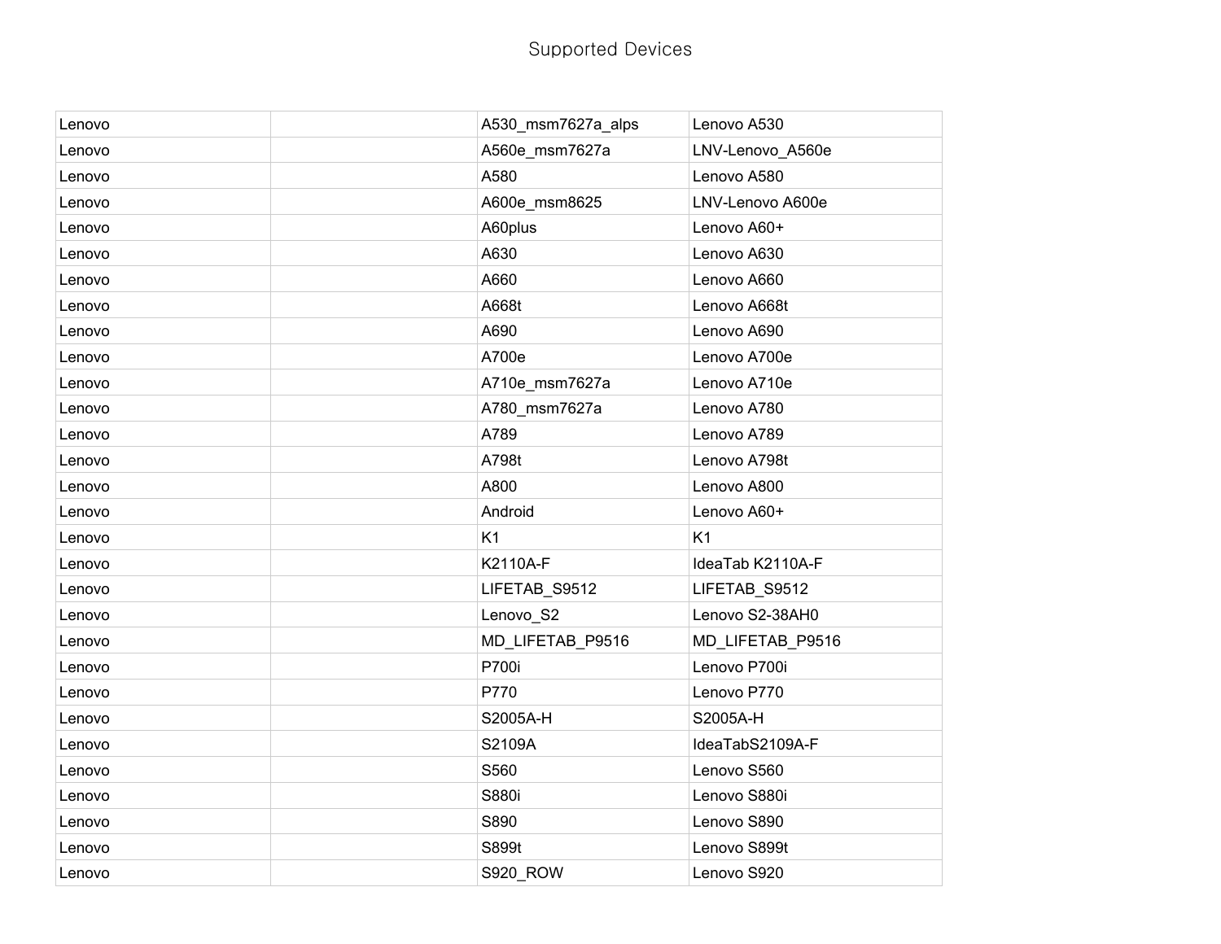# Supported Devices

| | | | |
|---|---|---|---|
| Lenovo | | A530_msm7627a_alps | Lenovo A530 |
| Lenovo | | A560e_msm7627a | LNV-Lenovo_A560e |
| Lenovo | | A580 | Lenovo A580 |
| Lenovo | | A600e_msm8625 | LNV-Lenovo A600e |
| Lenovo | | A60plus | Lenovo A60+ |
| Lenovo | | A630 | Lenovo A630 |
| Lenovo | | A660 | Lenovo A660 |
| Lenovo | | A668t | Lenovo A668t |
| Lenovo | | A690 | Lenovo A690 |
| Lenovo | | A700e | Lenovo A700e |
| Lenovo | | A710e_msm7627a | Lenovo A710e |
| Lenovo | | A780_msm7627a | Lenovo A780 |
| Lenovo | | A789 | Lenovo A789 |
| Lenovo | | A798t | Lenovo A798t |
| Lenovo | | A800 | Lenovo A800 |
| Lenovo | | Android | Lenovo A60+ |
| Lenovo | | K1 | K1 |
| Lenovo | | K2110A-F | IdeaTab K2110A-F |
| Lenovo | | LIFETAB_S9512 | LIFETAB_S9512 |
| Lenovo | | Lenovo_S2 | Lenovo S2-38AH0 |
| Lenovo | | MD_LIFETAB_P9516 | MD_LIFETAB_P9516 |
| Lenovo | | P700i | Lenovo P700i |
| Lenovo | | P770 | Lenovo P770 |
| Lenovo | | S2005A-H | S2005A-H |
| Lenovo | | S2109A | IdeaTabS2109A-F |
| Lenovo | | S560 | Lenovo S560 |
| Lenovo | | S880i | Lenovo S880i |
| Lenovo | | S890 | Lenovo S890 |
| Lenovo | | S899t | Lenovo S899t |
| Lenovo | | S920_ROW | Lenovo S920 |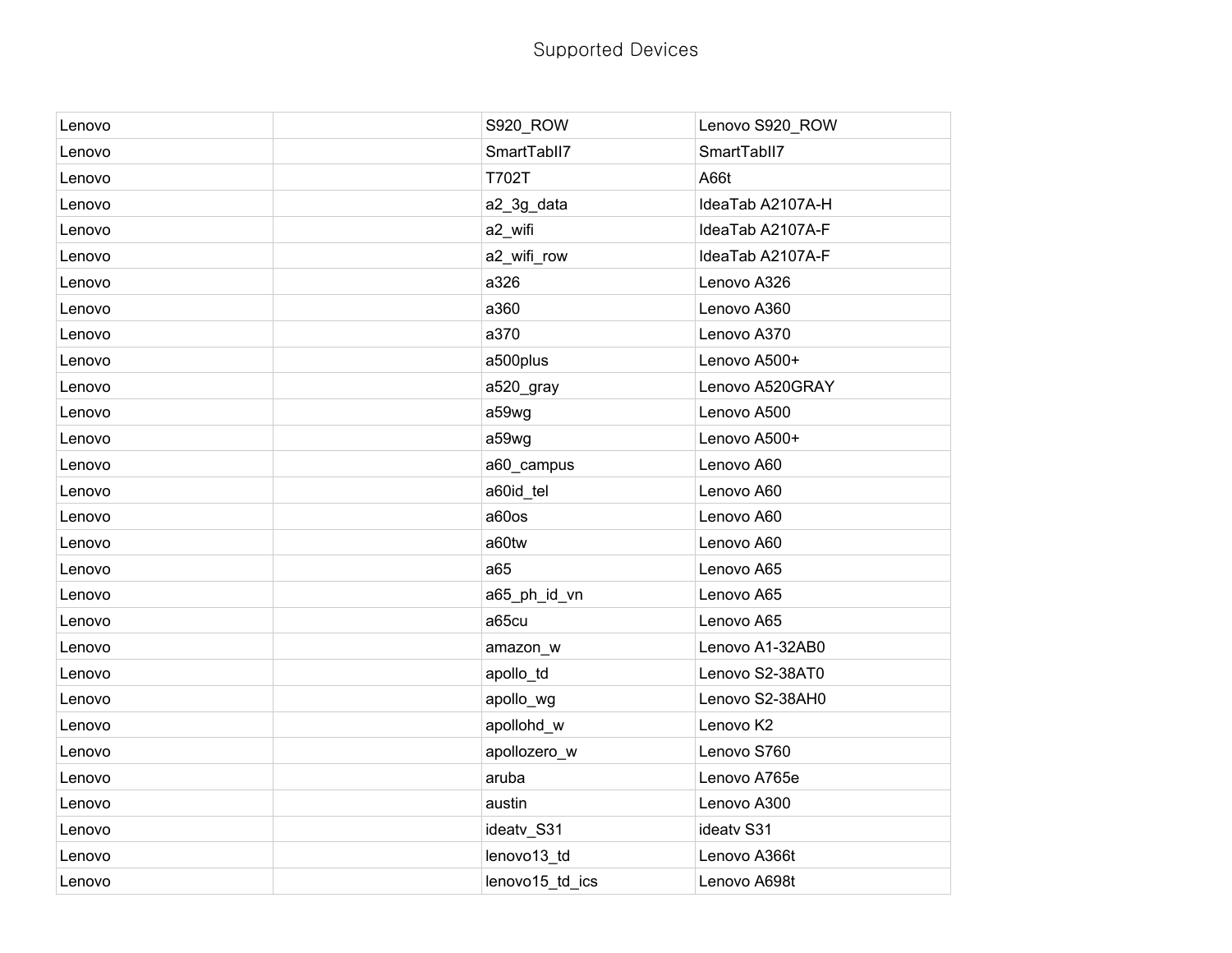Supported Devices

| | | | |
|---|---|---|---|
| Lenovo | | S920_ROW | Lenovo S920_ROW |
| Lenovo | | SmartTabII7 | SmartTabII7 |
| Lenovo | | T702T | A66t |
| Lenovo | | a2_3g_data | IdeaTab A2107A-H |
| Lenovo | | a2_wifi | IdeaTab A2107A-F |
| Lenovo | | a2_wifi_row | IdeaTab A2107A-F |
| Lenovo | | a326 | Lenovo A326 |
| Lenovo | | a360 | Lenovo A360 |
| Lenovo | | a370 | Lenovo A370 |
| Lenovo | | a500plus | Lenovo A500+ |
| Lenovo | | a520_gray | Lenovo A520GRAY |
| Lenovo | | a59wg | Lenovo A500 |
| Lenovo | | a59wg | Lenovo A500+ |
| Lenovo | | a60_campus | Lenovo A60 |
| Lenovo | | a60id_tel | Lenovo A60 |
| Lenovo | | a60os | Lenovo A60 |
| Lenovo | | a60tw | Lenovo A60 |
| Lenovo | | a65 | Lenovo A65 |
| Lenovo | | a65_ph_id_vn | Lenovo A65 |
| Lenovo | | a65cu | Lenovo A65 |
| Lenovo | | amazon_w | Lenovo A1-32AB0 |
| Lenovo | | apollo_td | Lenovo S2-38AT0 |
| Lenovo | | apollo_wg | Lenovo S2-38AH0 |
| Lenovo | | apollohd_w | Lenovo K2 |
| Lenovo | | apollozero_w | Lenovo S760 |
| Lenovo | | aruba | Lenovo A765e |
| Lenovo | | austin | Lenovo A300 |
| Lenovo | | ideatv_S31 | ideatv S31 |
| Lenovo | | lenovo13_td | Lenovo A366t |
| Lenovo | | lenovo15_td_ics | Lenovo A698t |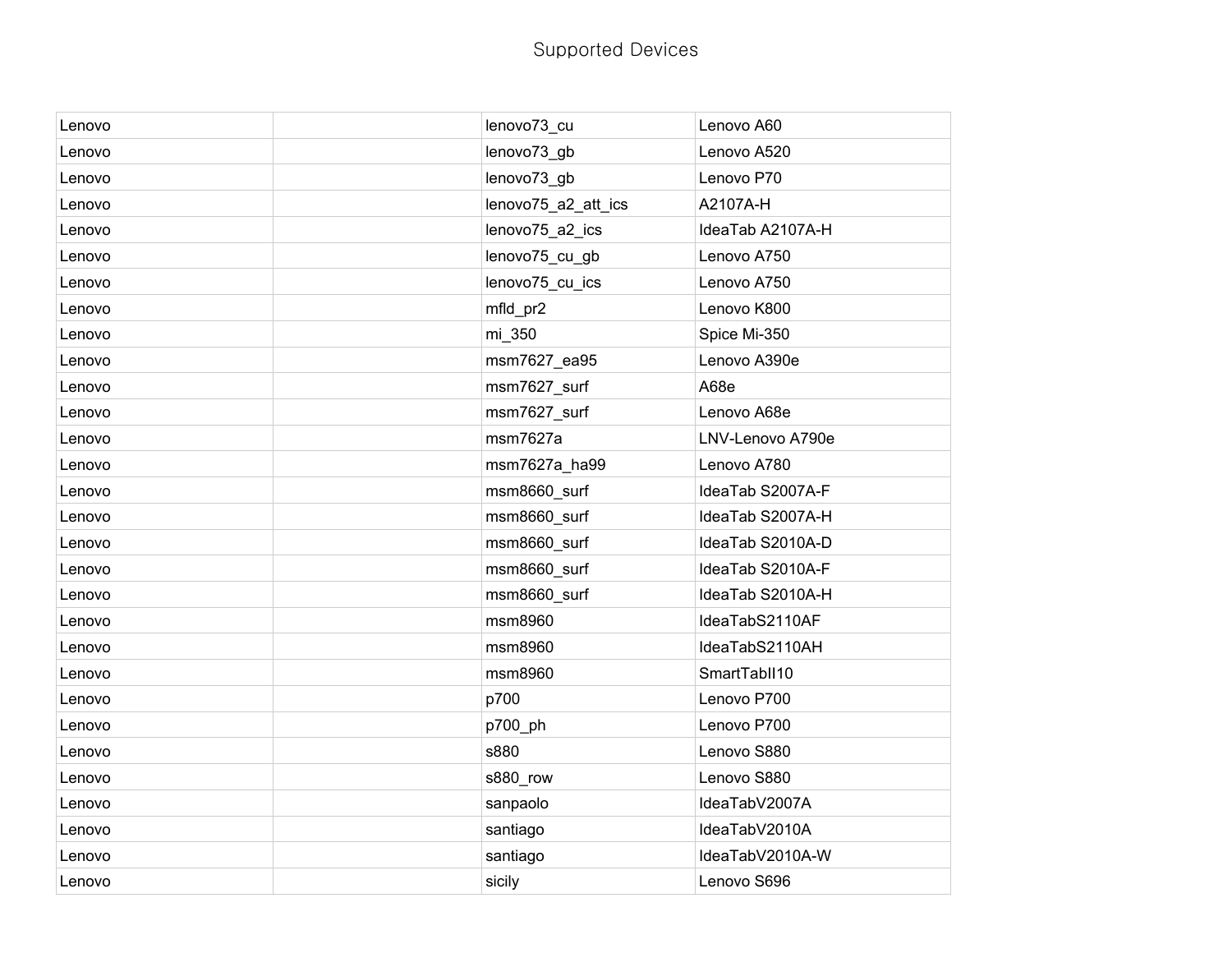# Supported Devices

| | | | |
|---|---|---|---|
| Lenovo | | lenovo73_cu | Lenovo A60 |
| Lenovo | | lenovo73_gb | Lenovo A520 |
| Lenovo | | lenovo73_gb | Lenovo P70 |
| Lenovo | | lenovo75_a2_att_ics | A2107A-H |
| Lenovo | | lenovo75_a2_ics | IdeaTab A2107A-H |
| Lenovo | | lenovo75_cu_gb | Lenovo A750 |
| Lenovo | | lenovo75_cu_ics | Lenovo A750 |
| Lenovo | | mfld_pr2 | Lenovo K800 |
| Lenovo | | mi_350 | Spice Mi-350 |
| Lenovo | | msm7627_ea95 | Lenovo A390e |
| Lenovo | | msm7627_surf | A68e |
| Lenovo | | msm7627_surf | Lenovo A68e |
| Lenovo | | msm7627a | LNV-Lenovo A790e |
| Lenovo | | msm7627a_ha99 | Lenovo A780 |
| Lenovo | | msm8660_surf | IdeaTab S2007A-F |
| Lenovo | | msm8660_surf | IdeaTab S2007A-H |
| Lenovo | | msm8660_surf | IdeaTab S2010A-D |
| Lenovo | | msm8660_surf | IdeaTab S2010A-F |
| Lenovo | | msm8660_surf | IdeaTab S2010A-H |
| Lenovo | | msm8960 | IdeaTabS2110AF |
| Lenovo | | msm8960 | IdeaTabS2110AH |
| Lenovo | | msm8960 | SmartTabII10 |
| Lenovo | | p700 | Lenovo P700 |
| Lenovo | | p700_ph | Lenovo P700 |
| Lenovo | | s880 | Lenovo S880 |
| Lenovo | | s880_row | Lenovo S880 |
| Lenovo | | sanpaolo | IdeaTabV2007A |
| Lenovo | | santiago | IdeaTabV2010A |
| Lenovo | | santiago | IdeaTabV2010A-W |
| Lenovo | | sicily | Lenovo S696 |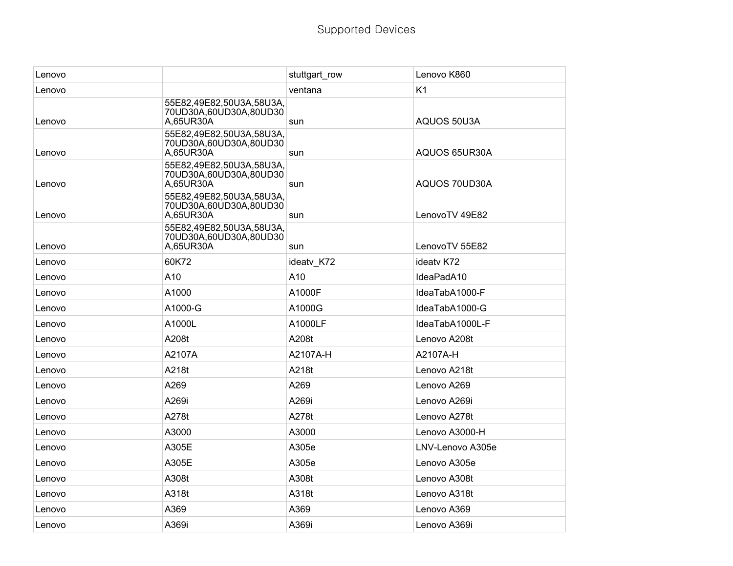# Supported Devices

| Lenovo | | stuttgart_row | Lenovo K860 |
|---|---|---|---|
| Lenovo | | ventana | K1 |
| Lenovo | 55E82,49E82,50U3A,58U3A,70UD30A,60UD30A,80UD30A,65UR30A | sun | AQUOS 50U3A |
| Lenovo | 55E82,49E82,50U3A,58U3A,70UD30A,60UD30A,80UD30A,65UR30A | sun | AQUOS 65UR30A |
| Lenovo | 55E82,49E82,50U3A,58U3A,70UD30A,60UD30A,80UD30A,65UR30A | sun | AQUOS 70UD30A |
| Lenovo | 55E82,49E82,50U3A,58U3A,70UD30A,60UD30A,80UD30A,65UR30A | sun | LenovoTV 49E82 |
| Lenovo | 55E82,49E82,50U3A,58U3A,70UD30A,60UD30A,80UD30A,65UR30A | sun | LenovoTV 55E82 |
| Lenovo | 60K72 | ideatv_K72 | ideatv K72 |
| Lenovo | A10 | A10 | IdeaPadA10 |
| Lenovo | A1000 | A1000F | IdeaTabA1000-F |
| Lenovo | A1000-G | A1000G | IdeaTabA1000-G |
| Lenovo | A1000L | A1000LF | IdeaTabA1000L-F |
| Lenovo | A208t | A208t | Lenovo A208t |
| Lenovo | A2107A | A2107A-H | A2107A-H |
| Lenovo | A218t | A218t | Lenovo A218t |
| Lenovo | A269 | A269 | Lenovo A269 |
| Lenovo | A269i | A269i | Lenovo A269i |
| Lenovo | A278t | A278t | Lenovo A278t |
| Lenovo | A3000 | A3000 | Lenovo A3000-H |
| Lenovo | A305E | A305e | LNV-Lenovo A305e |
| Lenovo | A305E | A305e | Lenovo A305e |
| Lenovo | A308t | A308t | Lenovo A308t |
| Lenovo | A318t | A318t | Lenovo A318t |
| Lenovo | A369 | A369 | Lenovo A369 |
| Lenovo | A369i | A369i | Lenovo A369i |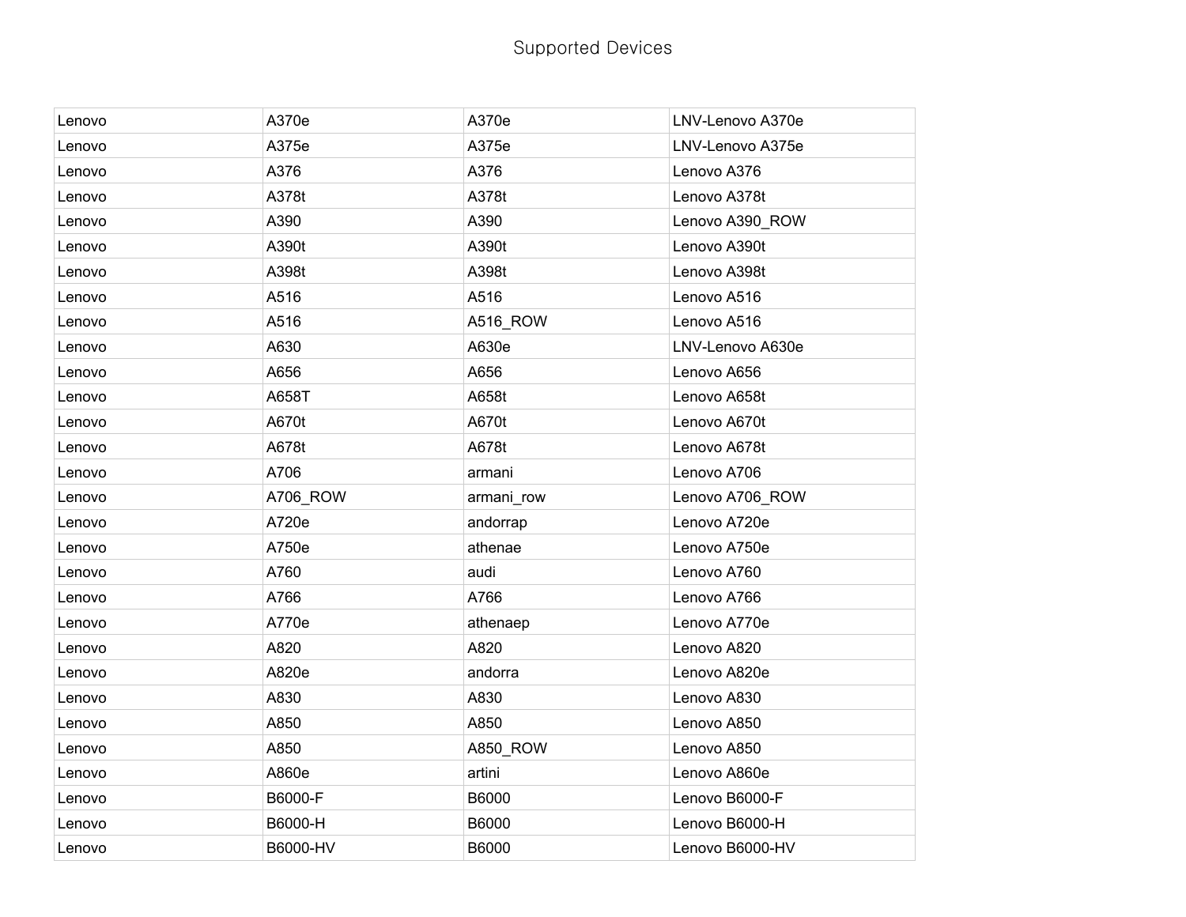# Supported Devices

| | | | |
|---|---|---|---|
| Lenovo | A370e | A370e | LNV-Lenovo A370e |
| Lenovo | A375e | A375e | LNV-Lenovo A375e |
| Lenovo | A376 | A376 | Lenovo A376 |
| Lenovo | A378t | A378t | Lenovo A378t |
| Lenovo | A390 | A390 | Lenovo A390_ROW |
| Lenovo | A390t | A390t | Lenovo A390t |
| Lenovo | A398t | A398t | Lenovo A398t |
| Lenovo | A516 | A516 | Lenovo A516 |
| Lenovo | A516 | A516_ROW | Lenovo A516 |
| Lenovo | A630 | A630e | LNV-Lenovo A630e |
| Lenovo | A656 | A656 | Lenovo A656 |
| Lenovo | A658T | A658t | Lenovo A658t |
| Lenovo | A670t | A670t | Lenovo A670t |
| Lenovo | A678t | A678t | Lenovo A678t |
| Lenovo | A706 | armani | Lenovo A706 |
| Lenovo | A706_ROW | armani_row | Lenovo A706_ROW |
| Lenovo | A720e | andorrap | Lenovo A720e |
| Lenovo | A750e | athenae | Lenovo A750e |
| Lenovo | A760 | audi | Lenovo A760 |
| Lenovo | A766 | A766 | Lenovo A766 |
| Lenovo | A770e | athenaep | Lenovo A770e |
| Lenovo | A820 | A820 | Lenovo A820 |
| Lenovo | A820e | andorra | Lenovo A820e |
| Lenovo | A830 | A830 | Lenovo A830 |
| Lenovo | A850 | A850 | Lenovo A850 |
| Lenovo | A850 | A850_ROW | Lenovo A850 |
| Lenovo | A860e | artini | Lenovo A860e |
| Lenovo | B6000-F | B6000 | Lenovo B6000-F |
| Lenovo | B6000-H | B6000 | Lenovo B6000-H |
| Lenovo | B6000-HV | B6000 | Lenovo B6000-HV |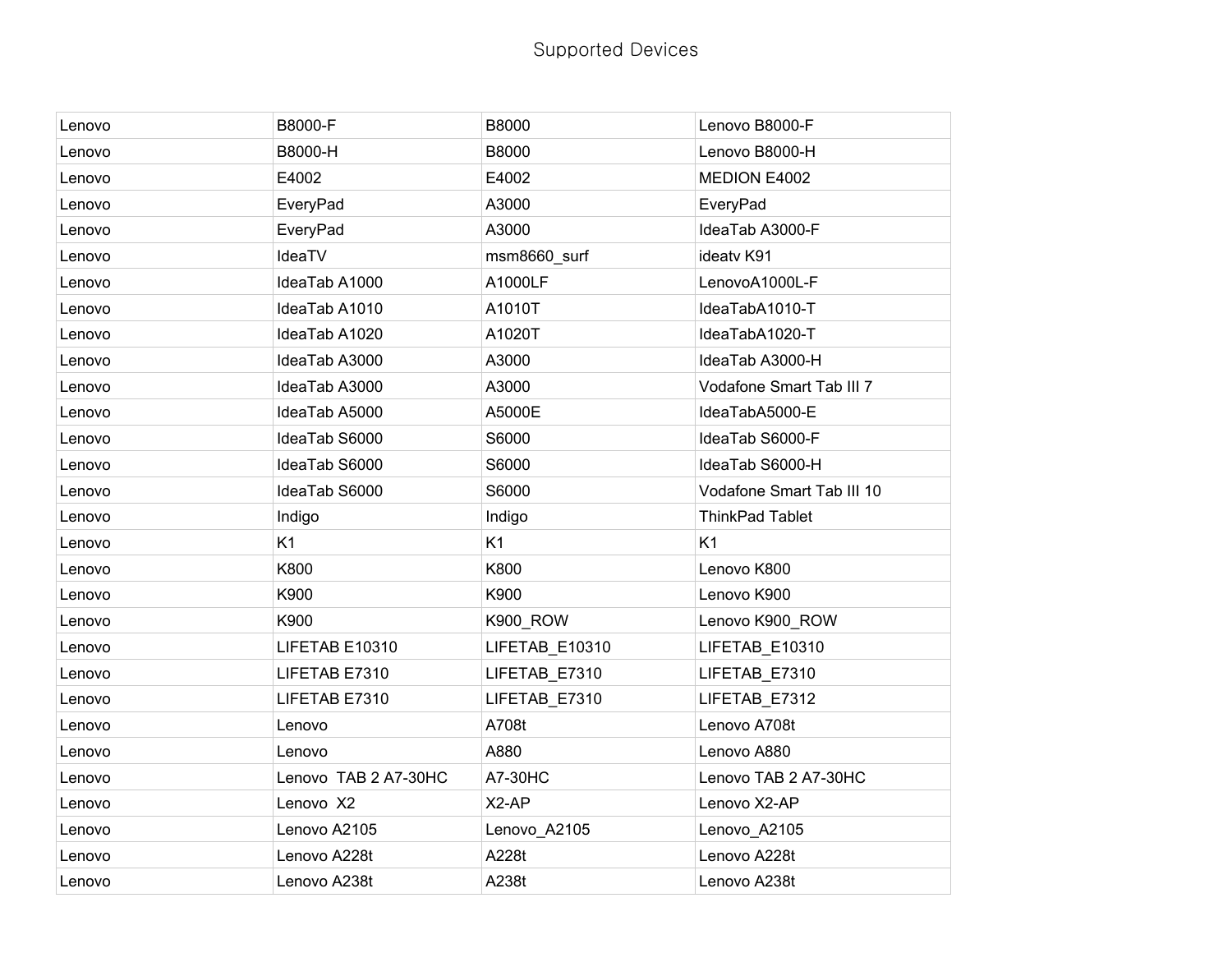# Supported Devices

| | | | |
|---|---|---|---|
| Lenovo | B8000-F | B8000 | Lenovo B8000-F |
| Lenovo | B8000-H | B8000 | Lenovo B8000-H |
| Lenovo | E4002 | E4002 | MEDION E4002 |
| Lenovo | EveryPad | A3000 | EveryPad |
| Lenovo | EveryPad | A3000 | IdeaTab A3000-F |
| Lenovo | IdeaTV | msm8660_surf | ideatv K91 |
| Lenovo | IdeaTab A1000 | A1000LF | LenovoA1000L-F |
| Lenovo | IdeaTab A1010 | A1010T | IdeaTabA1010-T |
| Lenovo | IdeaTab A1020 | A1020T | IdeaTabA1020-T |
| Lenovo | IdeaTab A3000 | A3000 | IdeaTab A3000-H |
| Lenovo | IdeaTab A3000 | A3000 | Vodafone Smart Tab III 7 |
| Lenovo | IdeaTab A5000 | A5000E | IdeaTabA5000-E |
| Lenovo | IdeaTab S6000 | S6000 | IdeaTab S6000-F |
| Lenovo | IdeaTab S6000 | S6000 | IdeaTab S6000-H |
| Lenovo | IdeaTab S6000 | S6000 | Vodafone Smart Tab III 10 |
| Lenovo | Indigo | Indigo | ThinkPad Tablet |
| Lenovo | K1 | K1 | K1 |
| Lenovo | K800 | K800 | Lenovo K800 |
| Lenovo | K900 | K900 | Lenovo K900 |
| Lenovo | K900 | K900_ROW | Lenovo K900_ROW |
| Lenovo | LIFETAB E10310 | LIFETAB_E10310 | LIFETAB_E10310 |
| Lenovo | LIFETAB E7310 | LIFETAB_E7310 | LIFETAB_E7310 |
| Lenovo | LIFETAB E7310 | LIFETAB_E7310 | LIFETAB_E7312 |
| Lenovo | Lenovo | A708t | Lenovo A708t |
| Lenovo | Lenovo | A880 | Lenovo A880 |
| Lenovo | Lenovo TAB 2 A7-30HC | A7-30HC | Lenovo TAB 2 A7-30HC |
| Lenovo | Lenovo X2 | X2-AP | Lenovo X2-AP |
| Lenovo | Lenovo A2105 | Lenovo_A2105 | Lenovo_A2105 |
| Lenovo | Lenovo A228t | A228t | Lenovo A228t |
| Lenovo | Lenovo A238t | A238t | Lenovo A238t |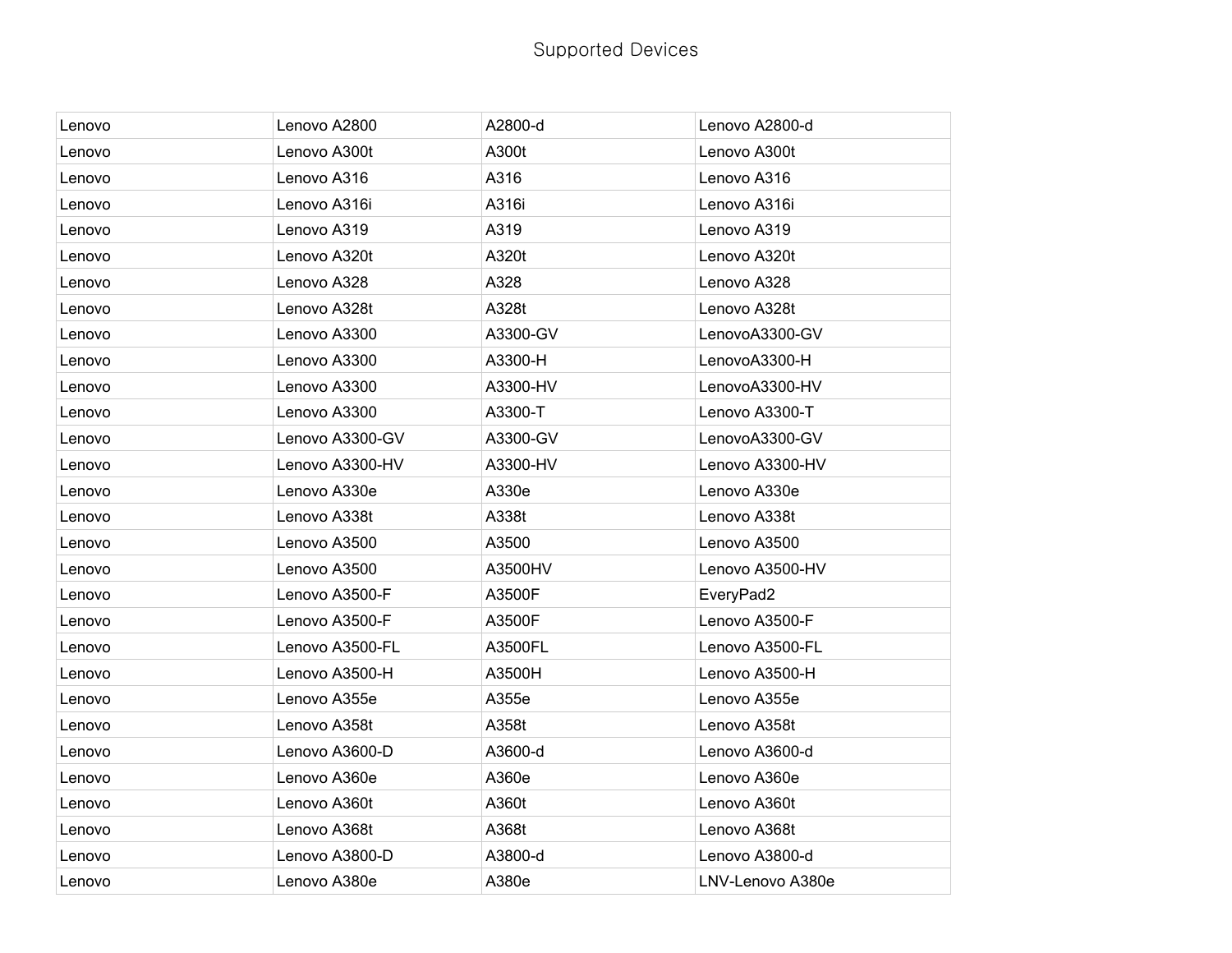Supported Devices

| | | | |
|---|---|---|---|
| Lenovo | Lenovo A2800 | A2800-d | Lenovo A2800-d |
| Lenovo | Lenovo A300t | A300t | Lenovo A300t |
| Lenovo | Lenovo A316 | A316 | Lenovo A316 |
| Lenovo | Lenovo A316i | A316i | Lenovo A316i |
| Lenovo | Lenovo A319 | A319 | Lenovo A319 |
| Lenovo | Lenovo A320t | A320t | Lenovo A320t |
| Lenovo | Lenovo A328 | A328 | Lenovo A328 |
| Lenovo | Lenovo A328t | A328t | Lenovo A328t |
| Lenovo | Lenovo A3300 | A3300-GV | LenovoA3300-GV |
| Lenovo | Lenovo A3300 | A3300-H | LenovoA3300-H |
| Lenovo | Lenovo A3300 | A3300-HV | LenovoA3300-HV |
| Lenovo | Lenovo A3300 | A3300-T | Lenovo A3300-T |
| Lenovo | Lenovo A3300-GV | A3300-GV | LenovoA3300-GV |
| Lenovo | Lenovo A3300-HV | A3300-HV | Lenovo A3300-HV |
| Lenovo | Lenovo A330e | A330e | Lenovo A330e |
| Lenovo | Lenovo A338t | A338t | Lenovo A338t |
| Lenovo | Lenovo A3500 | A3500 | Lenovo A3500 |
| Lenovo | Lenovo A3500 | A3500HV | Lenovo A3500-HV |
| Lenovo | Lenovo A3500-F | A3500F | EveryPad2 |
| Lenovo | Lenovo A3500-F | A3500F | Lenovo A3500-F |
| Lenovo | Lenovo A3500-FL | A3500FL | Lenovo A3500-FL |
| Lenovo | Lenovo A3500-H | A3500H | Lenovo A3500-H |
| Lenovo | Lenovo A355e | A355e | Lenovo A355e |
| Lenovo | Lenovo A358t | A358t | Lenovo A358t |
| Lenovo | Lenovo A3600-D | A3600-d | Lenovo A3600-d |
| Lenovo | Lenovo A360e | A360e | Lenovo A360e |
| Lenovo | Lenovo A360t | A360t | Lenovo A360t |
| Lenovo | Lenovo A368t | A368t | Lenovo A368t |
| Lenovo | Lenovo A3800-D | A3800-d | Lenovo A3800-d |
| Lenovo | Lenovo A380e | A380e | LNV-Lenovo A380e |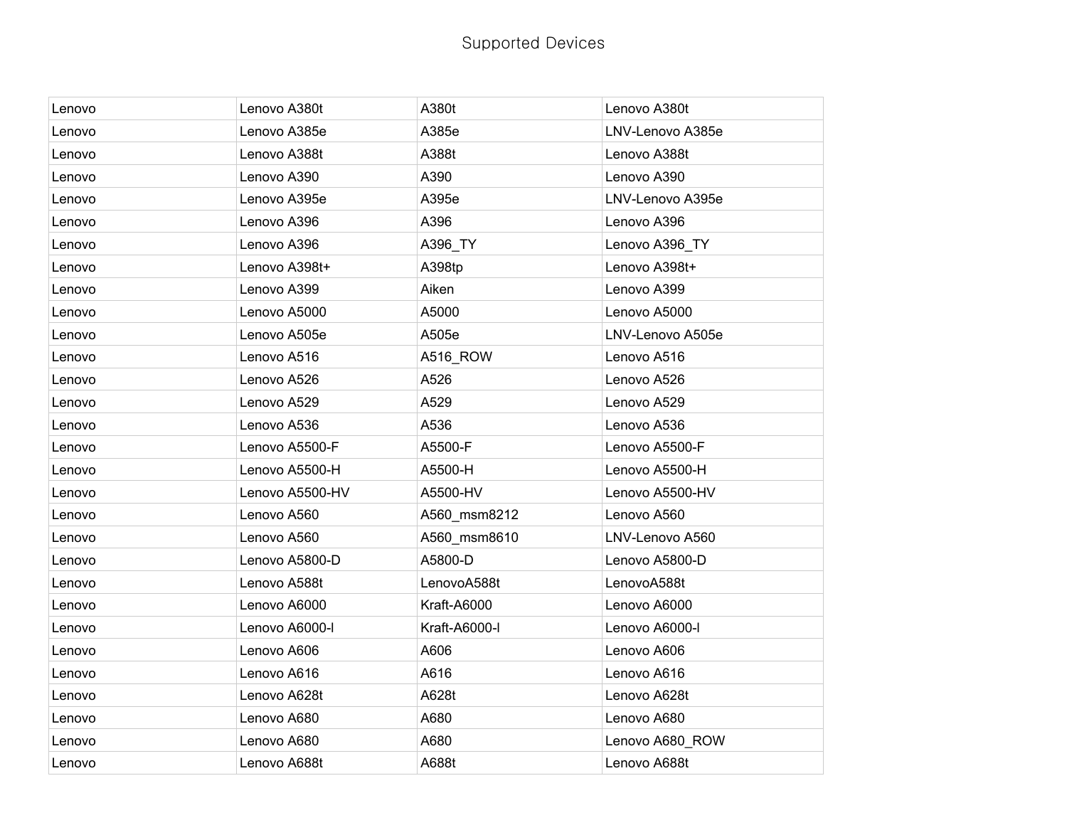Supported Devices

| | | | |
|---|---|---|---|
| Lenovo | Lenovo A380t | A380t | Lenovo A380t |
| Lenovo | Lenovo A385e | A385e | LNV-Lenovo A385e |
| Lenovo | Lenovo A388t | A388t | Lenovo A388t |
| Lenovo | Lenovo A390 | A390 | Lenovo A390 |
| Lenovo | Lenovo A395e | A395e | LNV-Lenovo A395e |
| Lenovo | Lenovo A396 | A396 | Lenovo A396 |
| Lenovo | Lenovo A396 | A396_TY | Lenovo A396_TY |
| Lenovo | Lenovo A398t+ | A398tp | Lenovo A398t+ |
| Lenovo | Lenovo A399 | Aiken | Lenovo A399 |
| Lenovo | Lenovo A5000 | A5000 | Lenovo A5000 |
| Lenovo | Lenovo A505e | A505e | LNV-Lenovo A505e |
| Lenovo | Lenovo A516 | A516_ROW | Lenovo A516 |
| Lenovo | Lenovo A526 | A526 | Lenovo A526 |
| Lenovo | Lenovo A529 | A529 | Lenovo A529 |
| Lenovo | Lenovo A536 | A536 | Lenovo A536 |
| Lenovo | Lenovo A5500-F | A5500-F | Lenovo A5500-F |
| Lenovo | Lenovo A5500-H | A5500-H | Lenovo A5500-H |
| Lenovo | Lenovo A5500-HV | A5500-HV | Lenovo A5500-HV |
| Lenovo | Lenovo A560 | A560_msm8212 | Lenovo A560 |
| Lenovo | Lenovo A560 | A560_msm8610 | LNV-Lenovo A560 |
| Lenovo | Lenovo A5800-D | A5800-D | Lenovo A5800-D |
| Lenovo | Lenovo A588t | LenovoA588t | LenovoA588t |
| Lenovo | Lenovo A6000 | Kraft-A6000 | Lenovo A6000 |
| Lenovo | Lenovo A6000-l | Kraft-A6000-l | Lenovo A6000-l |
| Lenovo | Lenovo A606 | A606 | Lenovo A606 |
| Lenovo | Lenovo A616 | A616 | Lenovo A616 |
| Lenovo | Lenovo A628t | A628t | Lenovo A628t |
| Lenovo | Lenovo A680 | A680 | Lenovo A680 |
| Lenovo | Lenovo A680 | A680 | Lenovo A680_ROW |
| Lenovo | Lenovo A688t | A688t | Lenovo A688t |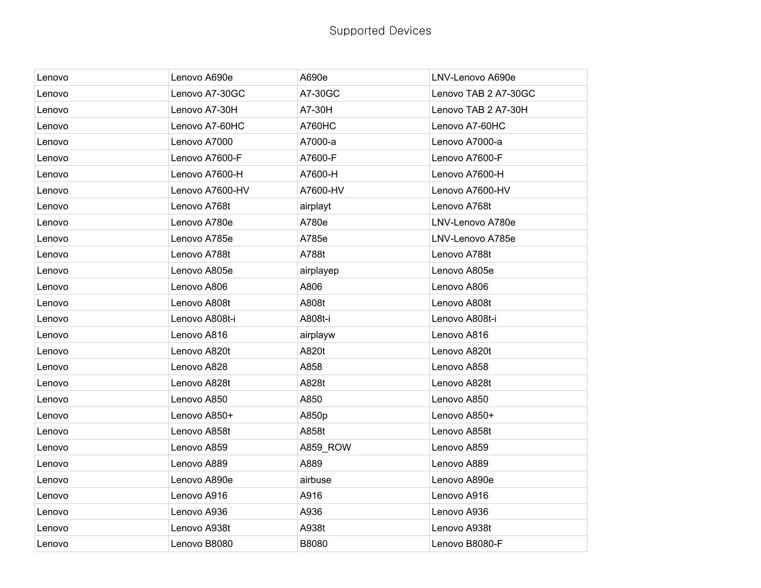Supported Devices

| | | | |
|---|---|---|---|
| Lenovo | Lenovo A690e | A690e | LNV-Lenovo A690e |
| Lenovo | Lenovo A7-30GC | A7-30GC | Lenovo TAB 2 A7-30GC |
| Lenovo | Lenovo A7-30H | A7-30H | Lenovo TAB 2 A7-30H |
| Lenovo | Lenovo A7-60HC | A760HC | Lenovo A7-60HC |
| Lenovo | Lenovo A7000 | A7000-a | Lenovo A7000-a |
| Lenovo | Lenovo A7600-F | A7600-F | Lenovo A7600-F |
| Lenovo | Lenovo A7600-H | A7600-H | Lenovo A7600-H |
| Lenovo | Lenovo A7600-HV | A7600-HV | Lenovo A7600-HV |
| Lenovo | Lenovo A768t | airplayt | Lenovo A768t |
| Lenovo | Lenovo A780e | A780e | LNV-Lenovo A780e |
| Lenovo | Lenovo A785e | A785e | LNV-Lenovo A785e |
| Lenovo | Lenovo A788t | A788t | Lenovo A788t |
| Lenovo | Lenovo A805e | airplayep | Lenovo A805e |
| Lenovo | Lenovo A806 | A806 | Lenovo A806 |
| Lenovo | Lenovo A808t | A808t | Lenovo A808t |
| Lenovo | Lenovo A808t-i | A808t-i | Lenovo A808t-i |
| Lenovo | Lenovo A816 | airplayw | Lenovo A816 |
| Lenovo | Lenovo A820t | A820t | Lenovo A820t |
| Lenovo | Lenovo A828 | A858 | Lenovo A858 |
| Lenovo | Lenovo A828t | A828t | Lenovo A828t |
| Lenovo | Lenovo A850 | A850 | Lenovo A850 |
| Lenovo | Lenovo A850+ | A850p | Lenovo A850+ |
| Lenovo | Lenovo A858t | A858t | Lenovo A858t |
| Lenovo | Lenovo A859 | A859_ROW | Lenovo A859 |
| Lenovo | Lenovo A889 | A889 | Lenovo A889 |
| Lenovo | Lenovo A890e | airbuse | Lenovo A890e |
| Lenovo | Lenovo A916 | A916 | Lenovo A916 |
| Lenovo | Lenovo A936 | A936 | Lenovo A936 |
| Lenovo | Lenovo A938t | A938t | Lenovo A938t |
| Lenovo | Lenovo B8080 | B8080 | Lenovo B8080-F |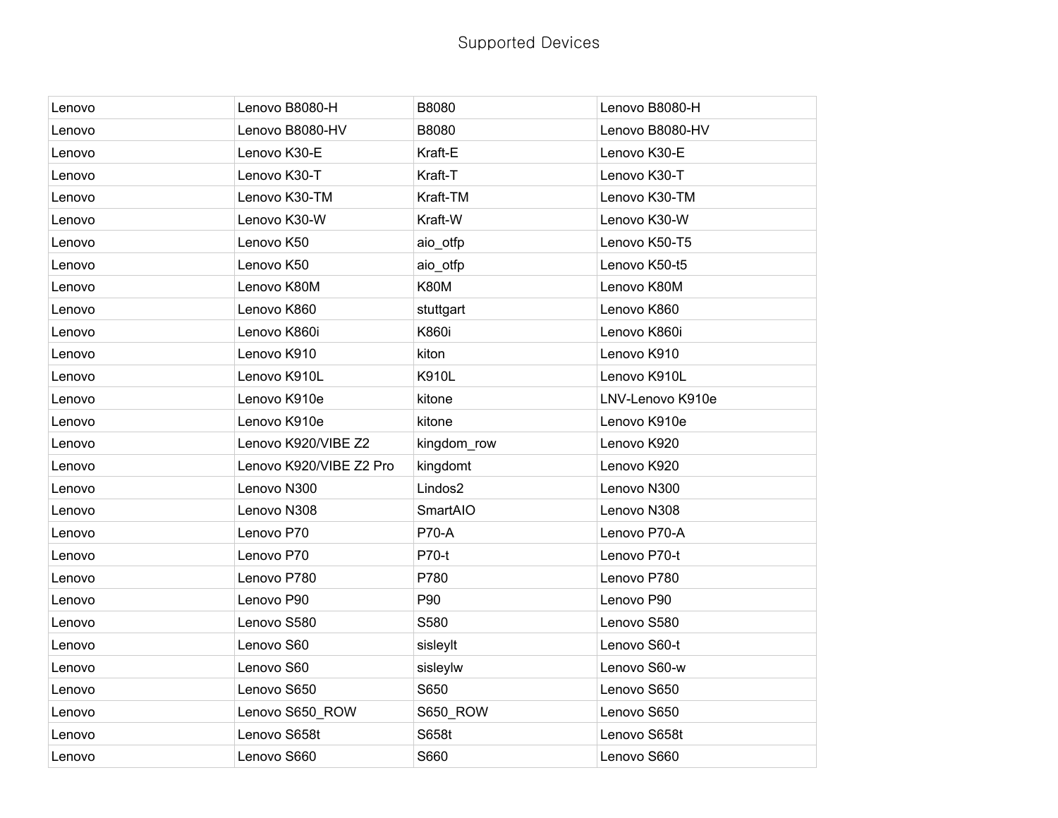Supported Devices

| | | | |
|---|---|---|---|
| Lenovo | Lenovo B8080-H | B8080 | Lenovo B8080-H |
| Lenovo | Lenovo B8080-HV | B8080 | Lenovo B8080-HV |
| Lenovo | Lenovo K30-E | Kraft-E | Lenovo K30-E |
| Lenovo | Lenovo K30-T | Kraft-T | Lenovo K30-T |
| Lenovo | Lenovo K30-TM | Kraft-TM | Lenovo K30-TM |
| Lenovo | Lenovo K30-W | Kraft-W | Lenovo K30-W |
| Lenovo | Lenovo K50 | aio_otfp | Lenovo K50-T5 |
| Lenovo | Lenovo K50 | aio_otfp | Lenovo K50-t5 |
| Lenovo | Lenovo K80M | K80M | Lenovo K80M |
| Lenovo | Lenovo K860 | stuttgart | Lenovo K860 |
| Lenovo | Lenovo K860i | K860i | Lenovo K860i |
| Lenovo | Lenovo K910 | kiton | Lenovo K910 |
| Lenovo | Lenovo K910L | K910L | Lenovo K910L |
| Lenovo | Lenovo K910e | kitone | LNV-Lenovo K910e |
| Lenovo | Lenovo K910e | kitone | Lenovo K910e |
| Lenovo | Lenovo K920/VIBE Z2 | kingdom_row | Lenovo K920 |
| Lenovo | Lenovo K920/VIBE Z2 Pro | kingdomt | Lenovo K920 |
| Lenovo | Lenovo N300 | Lindos2 | Lenovo N300 |
| Lenovo | Lenovo N308 | SmartAIO | Lenovo N308 |
| Lenovo | Lenovo P70 | P70-A | Lenovo P70-A |
| Lenovo | Lenovo P70 | P70-t | Lenovo P70-t |
| Lenovo | Lenovo P780 | P780 | Lenovo P780 |
| Lenovo | Lenovo P90 | P90 | Lenovo P90 |
| Lenovo | Lenovo S580 | S580 | Lenovo S580 |
| Lenovo | Lenovo S60 | sisleylt | Lenovo S60-t |
| Lenovo | Lenovo S60 | sisleylw | Lenovo S60-w |
| Lenovo | Lenovo S650 | S650 | Lenovo S650 |
| Lenovo | Lenovo S650_ROW | S650_ROW | Lenovo S650 |
| Lenovo | Lenovo S658t | S658t | Lenovo S658t |
| Lenovo | Lenovo S660 | S660 | Lenovo S660 |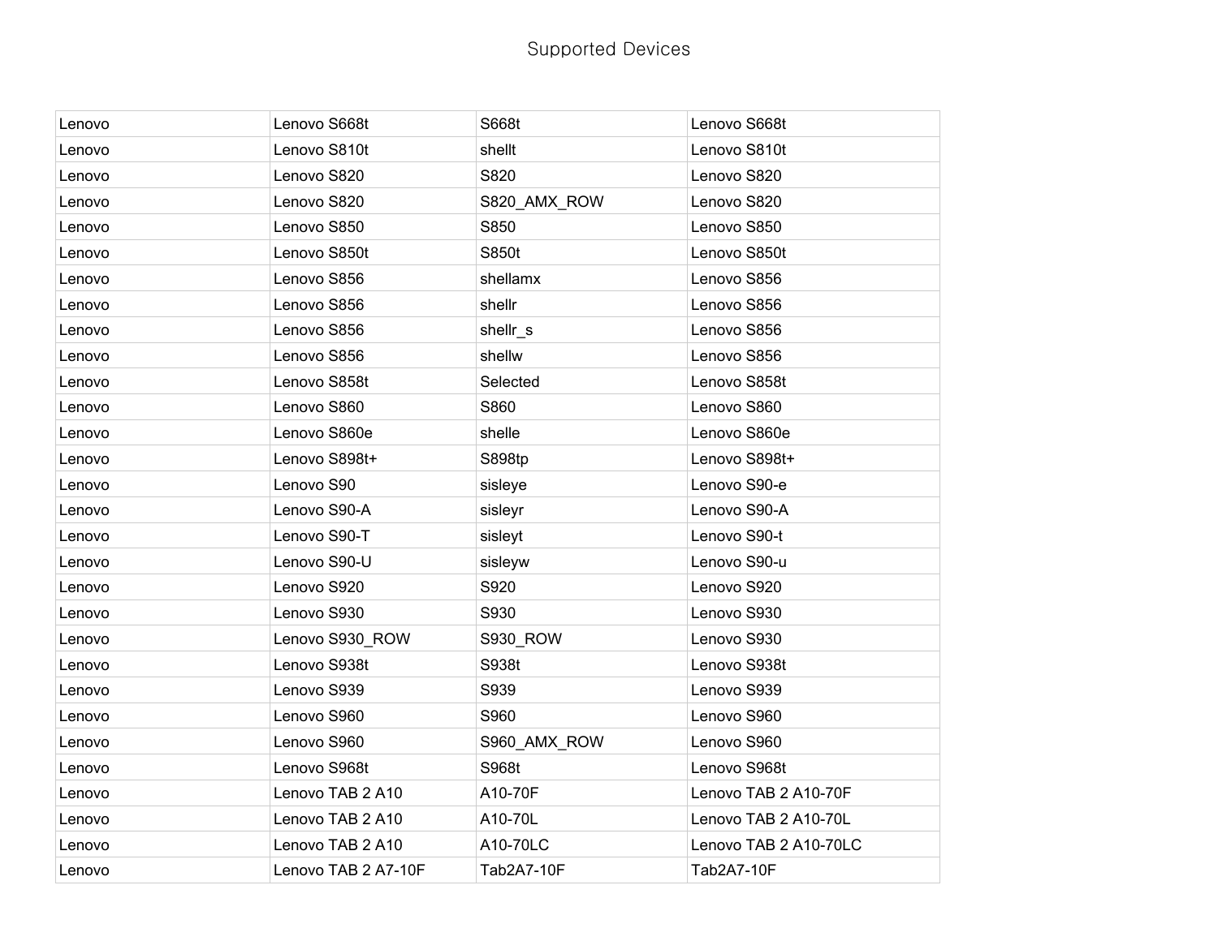Supported Devices

| | | | |
|---|---|---|---|
| Lenovo | Lenovo S668t | S668t | Lenovo S668t |
| Lenovo | Lenovo S810t | shellt | Lenovo S810t |
| Lenovo | Lenovo S820 | S820 | Lenovo S820 |
| Lenovo | Lenovo S820 | S820_AMX_ROW | Lenovo S820 |
| Lenovo | Lenovo S850 | S850 | Lenovo S850 |
| Lenovo | Lenovo S850t | S850t | Lenovo S850t |
| Lenovo | Lenovo S856 | shellamx | Lenovo S856 |
| Lenovo | Lenovo S856 | shellr | Lenovo S856 |
| Lenovo | Lenovo S856 | shellr_s | Lenovo S856 |
| Lenovo | Lenovo S856 | shellw | Lenovo S856 |
| Lenovo | Lenovo S858t | Selected | Lenovo S858t |
| Lenovo | Lenovo S860 | S860 | Lenovo S860 |
| Lenovo | Lenovo S860e | shelle | Lenovo S860e |
| Lenovo | Lenovo S898t+ | S898tp | Lenovo S898t+ |
| Lenovo | Lenovo S90 | sisleye | Lenovo S90-e |
| Lenovo | Lenovo S90-A | sisleyr | Lenovo S90-A |
| Lenovo | Lenovo S90-T | sisleyt | Lenovo S90-t |
| Lenovo | Lenovo S90-U | sisleyw | Lenovo S90-u |
| Lenovo | Lenovo S920 | S920 | Lenovo S920 |
| Lenovo | Lenovo S930 | S930 | Lenovo S930 |
| Lenovo | Lenovo S930_ROW | S930_ROW | Lenovo S930 |
| Lenovo | Lenovo S938t | S938t | Lenovo S938t |
| Lenovo | Lenovo S939 | S939 | Lenovo S939 |
| Lenovo | Lenovo S960 | S960 | Lenovo S960 |
| Lenovo | Lenovo S960 | S960_AMX_ROW | Lenovo S960 |
| Lenovo | Lenovo S968t | S968t | Lenovo S968t |
| Lenovo | Lenovo TAB 2 A10 | A10-70F | Lenovo TAB 2 A10-70F |
| Lenovo | Lenovo TAB 2 A10 | A10-70L | Lenovo TAB 2 A10-70L |
| Lenovo | Lenovo TAB 2 A10 | A10-70LC | Lenovo TAB 2 A10-70LC |
| Lenovo | Lenovo TAB 2 A7-10F | Tab2A7-10F | Tab2A7-10F |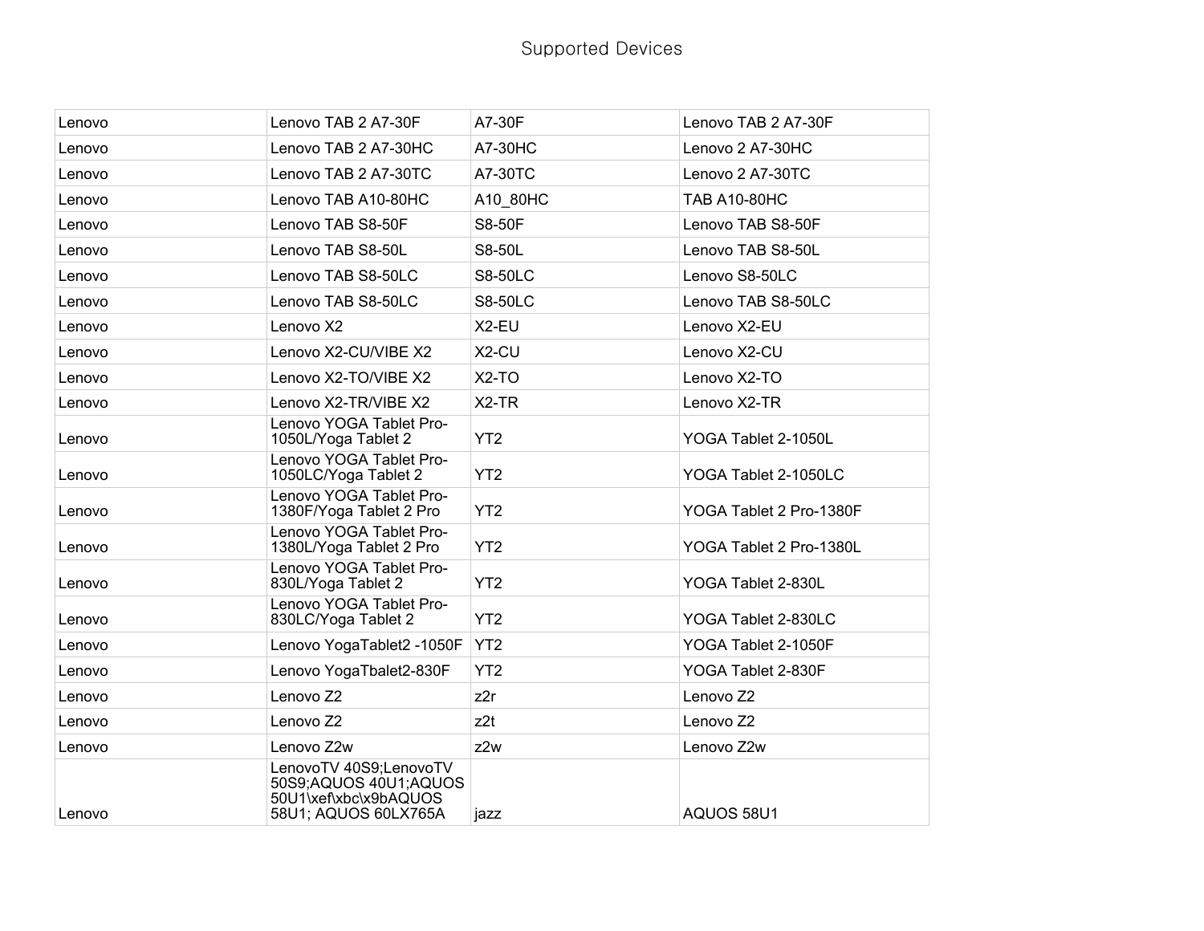# Supported Devices

| | | | |
|---|---|---|---|
| Lenovo | Lenovo TAB 2 A7-30F | A7-30F | Lenovo TAB 2 A7-30F |
| Lenovo | Lenovo TAB 2 A7-30HC | A7-30HC | Lenovo 2 A7-30HC |
| Lenovo | Lenovo TAB 2 A7-30TC | A7-30TC | Lenovo 2 A7-30TC |
| Lenovo | Lenovo TAB A10-80HC | A10_80HC | TAB A10-80HC |
| Lenovo | Lenovo TAB S8-50F | S8-50F | Lenovo TAB S8-50F |
| Lenovo | Lenovo TAB S8-50L | S8-50L | Lenovo TAB S8-50L |
| Lenovo | Lenovo TAB S8-50LC | S8-50LC | Lenovo S8-50LC |
| Lenovo | Lenovo TAB S8-50LC | S8-50LC | Lenovo TAB S8-50LC |
| Lenovo | Lenovo X2 | X2-EU | Lenovo X2-EU |
| Lenovo | Lenovo X2-CU/VIBE X2 | X2-CU | Lenovo X2-CU |
| Lenovo | Lenovo X2-TO/VIBE X2 | X2-TO | Lenovo X2-TO |
| Lenovo | Lenovo X2-TR/VIBE X2 | X2-TR | Lenovo X2-TR |
| Lenovo | Lenovo YOGA Tablet Pro-1050L/Yoga Tablet 2 | YT2 | YOGA Tablet 2-1050L |
| Lenovo | Lenovo YOGA Tablet Pro-1050LC/Yoga Tablet 2 | YT2 | YOGA Tablet 2-1050LC |
| Lenovo | Lenovo YOGA Tablet Pro-1380F/Yoga Tablet 2 Pro | YT2 | YOGA Tablet 2 Pro-1380F |
| Lenovo | Lenovo YOGA Tablet Pro-1380L/Yoga Tablet 2 Pro | YT2 | YOGA Tablet 2 Pro-1380L |
| Lenovo | Lenovo YOGA Tablet Pro-830L/Yoga Tablet 2 | YT2 | YOGA Tablet 2-830L |
| Lenovo | Lenovo YOGA Tablet Pro-830LC/Yoga Tablet 2 | YT2 | YOGA Tablet 2-830LC |
| Lenovo | Lenovo YogaTablet2 -1050F | YT2 | YOGA Tablet 2-1050F |
| Lenovo | Lenovo YogaTbalet2-830F | YT2 | YOGA Tablet 2-830F |
| Lenovo | Lenovo Z2 | z2r | Lenovo Z2 |
| Lenovo | Lenovo Z2 | z2t | Lenovo Z2 |
| Lenovo | Lenovo Z2w | z2w | Lenovo Z2w |
| Lenovo | LenovoTV 40S9;LenovoTV 50S9;AQUOS 40U1;AQUOS 50U1\xef\xbc\x9bAQUOS 58U1; AQUOS 60LX765A | jazz | AQUOS 58U1 |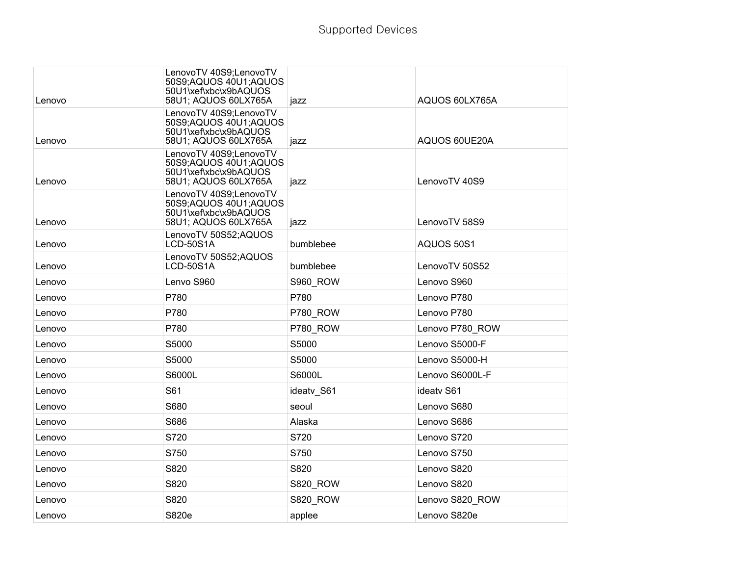# Supported Devices

| | | | |
|---|---|---|---|
| Lenovo | LenovoTV 40S9;LenovoTV 50S9;AQUOS 40U1;AQUOS 50U1\xef\xbc\x9bAQUOS 58U1; AQUOS 60LX765A | jazz | AQUOS 60LX765A |
| Lenovo | LenovoTV 40S9;LenovoTV 50S9;AQUOS 40U1;AQUOS 50U1\xef\xbc\x9bAQUOS 58U1; AQUOS 60LX765A | jazz | AQUOS 60UE20A |
| Lenovo | LenovoTV 40S9;LenovoTV 50S9;AQUOS 40U1;AQUOS 50U1\xef\xbc\x9bAQUOS 58U1; AQUOS 60LX765A | jazz | LenovoTV 40S9 |
| Lenovo | LenovoTV 40S9;LenovoTV 50S9;AQUOS 40U1;AQUOS 50U1\xef\xbc\x9bAQUOS 58U1; AQUOS 60LX765A | jazz | LenovoTV 58S9 |
| Lenovo | LenovoTV 50S52;AQUOS LCD-50S1A | bumblebee | AQUOS 50S1 |
| Lenovo | LenovoTV 50S52;AQUOS LCD-50S1A | bumblebee | LenovoTV 50S52 |
| Lenovo | Lenvo S960 | S960_ROW | Lenovo S960 |
| Lenovo | P780 | P780 | Lenovo P780 |
| Lenovo | P780 | P780_ROW | Lenovo P780 |
| Lenovo | P780 | P780_ROW | Lenovo P780_ROW |
| Lenovo | S5000 | S5000 | Lenovo S5000-F |
| Lenovo | S5000 | S5000 | Lenovo S5000-H |
| Lenovo | S6000L | S6000L | Lenovo S6000L-F |
| Lenovo | S61 | ideatv_S61 | ideatv S61 |
| Lenovo | S680 | seoul | Lenovo S680 |
| Lenovo | S686 | Alaska | Lenovo S686 |
| Lenovo | S720 | S720 | Lenovo S720 |
| Lenovo | S750 | S750 | Lenovo S750 |
| Lenovo | S820 | S820 | Lenovo S820 |
| Lenovo | S820 | S820_ROW | Lenovo S820 |
| Lenovo | S820 | S820_ROW | Lenovo S820_ROW |
| Lenovo | S820e | applee | Lenovo S820e |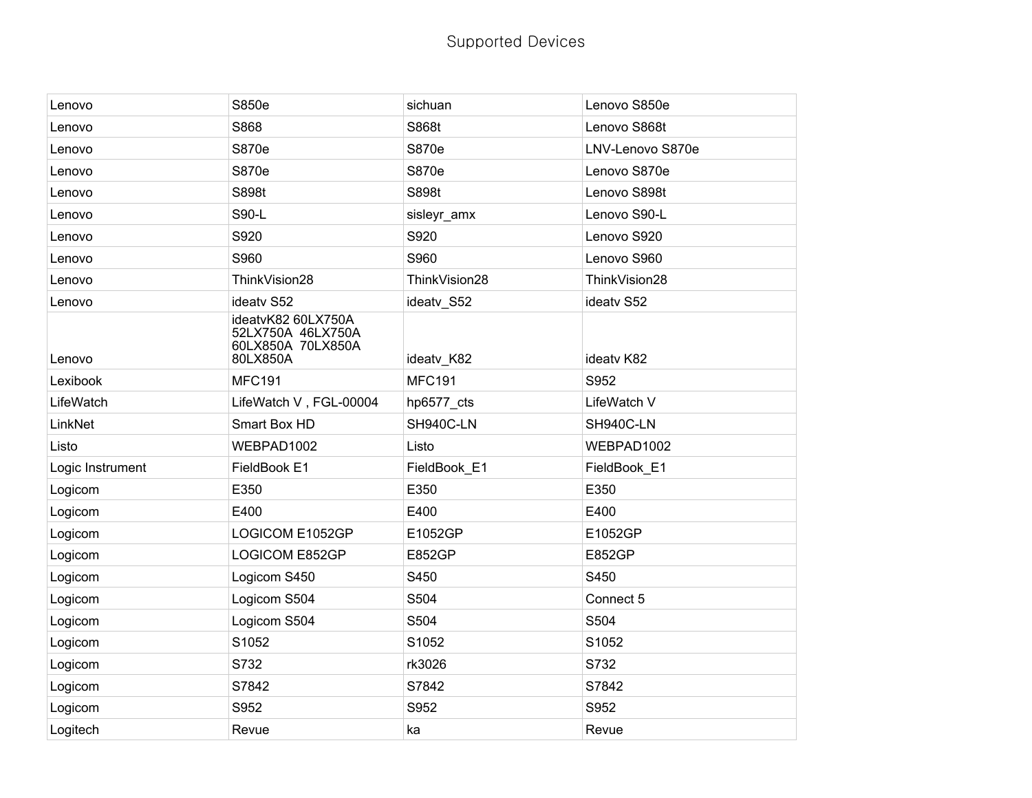# Supported Devices

| | | | |
|---|---|---|---|
| Lenovo | S850e | sichuan | Lenovo S850e |
| Lenovo | S868 | S868t | Lenovo S868t |
| Lenovo | S870e | S870e | LNV-Lenovo S870e |
| Lenovo | S870e | S870e | Lenovo S870e |
| Lenovo | S898t | S898t | Lenovo S898t |
| Lenovo | S90-L | sisleyr_amx | Lenovo S90-L |
| Lenovo | S920 | S920 | Lenovo S920 |
| Lenovo | S960 | S960 | Lenovo S960 |
| Lenovo | ThinkVision28 | ThinkVision28 | ThinkVision28 |
| Lenovo | ideatv S52 | ideatv_S52 | ideatv S52 |
| Lenovo | ideatvK82 60LX750A 52LX750A 46LX750A 60LX850A 70LX850A 80LX850A | ideatv_K82 | ideatv K82 |
| Lexibook | MFC191 | MFC191 | S952 |
| LifeWatch | LifeWatch V , FGL-00004 | hp6577_cts | LifeWatch V |
| LinkNet | Smart Box HD | SH940C-LN | SH940C-LN |
| Listo | WEBPAD1002 | Listo | WEBPAD1002 |
| Logic Instrument | FieldBook E1 | FieldBook_E1 | FieldBook_E1 |
| Logicom | E350 | E350 | E350 |
| Logicom | E400 | E400 | E400 |
| Logicom | LOGICOM E1052GP | E1052GP | E1052GP |
| Logicom | LOGICOM E852GP | E852GP | E852GP |
| Logicom | Logicom S450 | S450 | S450 |
| Logicom | Logicom S504 | S504 | Connect 5 |
| Logicom | Logicom S504 | S504 | S504 |
| Logicom | S1052 | S1052 | S1052 |
| Logicom | S732 | rk3026 | S732 |
| Logicom | S7842 | S7842 | S7842 |
| Logicom | S952 | S952 | S952 |
| Logitech | Revue | ka | Revue |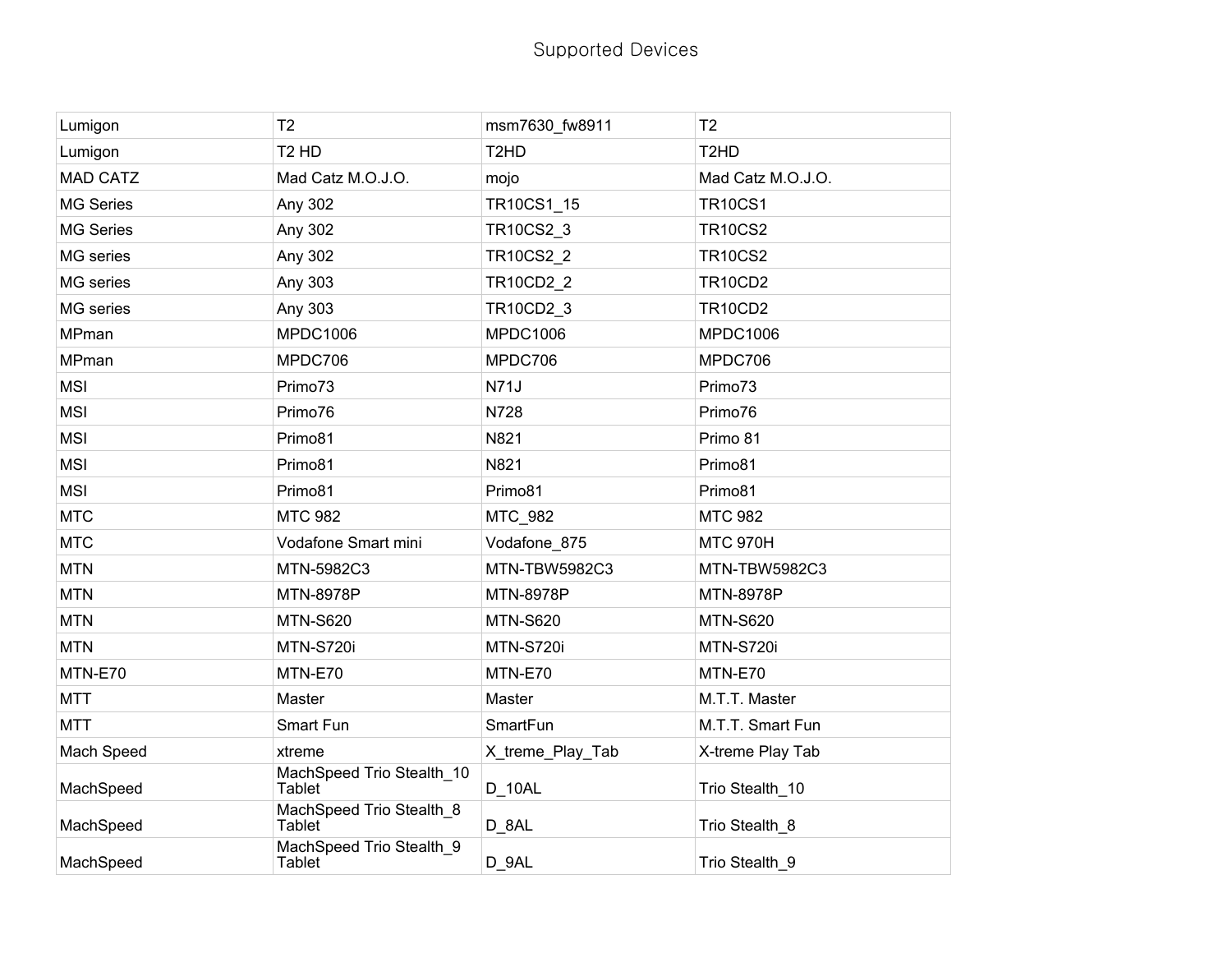Supported Devices

| | | | |
|---|---|---|---|
| Lumigon | T2 | msm7630_fw8911 | T2 |
| Lumigon | T2 HD | T2HD | T2HD |
| MAD CATZ | Mad Catz M.O.J.O. | mojo | Mad Catz M.O.J.O. |
| MG Series | Any 302 | TR10CS1_15 | TR10CS1 |
| MG Series | Any 302 | TR10CS2_3 | TR10CS2 |
| MG series | Any 302 | TR10CS2_2 | TR10CS2 |
| MG series | Any 303 | TR10CD2_2 | TR10CD2 |
| MG series | Any 303 | TR10CD2_3 | TR10CD2 |
| MPman | MPDC1006 | MPDC1006 | MPDC1006 |
| MPman | MPDC706 | MPDC706 | MPDC706 |
| MSI | Primo73 | N71J | Primo73 |
| MSI | Primo76 | N728 | Primo76 |
| MSI | Primo81 | N821 | Primo 81 |
| MSI | Primo81 | N821 | Primo81 |
| MSI | Primo81 | Primo81 | Primo81 |
| MTC | MTC 982 | MTC_982 | MTC 982 |
| MTC | Vodafone Smart mini | Vodafone_875 | MTC 970H |
| MTN | MTN-5982C3 | MTN-TBW5982C3 | MTN-TBW5982C3 |
| MTN | MTN-8978P | MTN-8978P | MTN-8978P |
| MTN | MTN-S620 | MTN-S620 | MTN-S620 |
| MTN | MTN-S720i | MTN-S720i | MTN-S720i |
| MTN-E70 | MTN-E70 | MTN-E70 | MTN-E70 |
| MTT | Master | Master | M.T.T. Master |
| MTT | Smart Fun | SmartFun | M.T.T. Smart Fun |
| Mach Speed | xtreme | X_treme_Play_Tab | X-treme Play Tab |
| MachSpeed | MachSpeed Trio Stealth_10 Tablet | D_10AL | Trio Stealth_10 |
| MachSpeed | MachSpeed Trio Stealth_8 Tablet | D_8AL | Trio Stealth_8 |
| MachSpeed | MachSpeed Trio Stealth_9 Tablet | D_9AL | Trio Stealth_9 |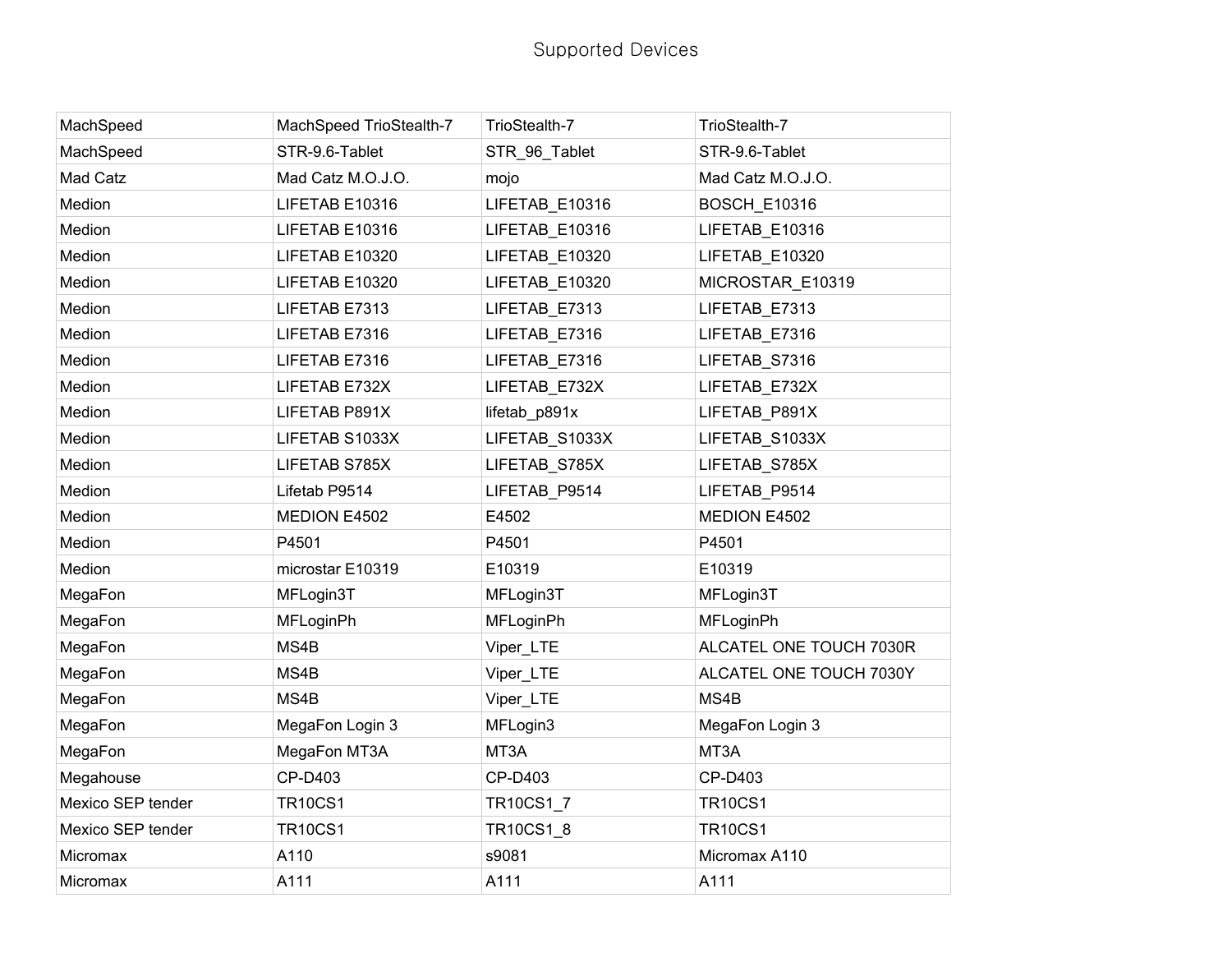Supported Devices

| | | | |
|---|---|---|---|
| MachSpeed | MachSpeed TrioStealth-7 | TrioStealth-7 | TrioStealth-7 |
| MachSpeed | STR-9.6-Tablet | STR_96_Tablet | STR-9.6-Tablet |
| Mad Catz | Mad Catz M.O.J.O. | mojo | Mad Catz M.O.J.O. |
| Medion | LIFETAB E10316 | LIFETAB_E10316 | BOSCH_E10316 |
| Medion | LIFETAB E10316 | LIFETAB_E10316 | LIFETAB_E10316 |
| Medion | LIFETAB E10320 | LIFETAB_E10320 | LIFETAB_E10320 |
| Medion | LIFETAB E10320 | LIFETAB_E10320 | MICROSTAR_E10319 |
| Medion | LIFETAB E7313 | LIFETAB_E7313 | LIFETAB_E7313 |
| Medion | LIFETAB E7316 | LIFETAB_E7316 | LIFETAB_E7316 |
| Medion | LIFETAB E7316 | LIFETAB_E7316 | LIFETAB_S7316 |
| Medion | LIFETAB E732X | LIFETAB_E732X | LIFETAB_E732X |
| Medion | LIFETAB P891X | lifetab_p891x | LIFETAB_P891X |
| Medion | LIFETAB S1033X | LIFETAB_S1033X | LIFETAB_S1033X |
| Medion | LIFETAB S785X | LIFETAB_S785X | LIFETAB_S785X |
| Medion | Lifetab P9514 | LIFETAB_P9514 | LIFETAB_P9514 |
| Medion | MEDION E4502 | E4502 | MEDION E4502 |
| Medion | P4501 | P4501 | P4501 |
| Medion | microstar E10319 | E10319 | E10319 |
| MegaFon | MFLogin3T | MFLogin3T | MFLogin3T |
| MegaFon | MFLoginPh | MFLoginPh | MFLoginPh |
| MegaFon | MS4B | Viper_LTE | ALCATEL ONE TOUCH 7030R |
| MegaFon | MS4B | Viper_LTE | ALCATEL ONE TOUCH 7030Y |
| MegaFon | MS4B | Viper_LTE | MS4B |
| MegaFon | MegaFon Login 3 | MFLogin3 | MegaFon Login 3 |
| MegaFon | MegaFon MT3A | MT3A | MT3A |
| Megahouse | CP-D403 | CP-D403 | CP-D403 |
| Mexico SEP tender | TR10CS1 | TR10CS1_7 | TR10CS1 |
| Mexico SEP tender | TR10CS1 | TR10CS1_8 | TR10CS1 |
| Micromax | A110 | s9081 | Micromax A110 |
| Micromax | A111 | A111 | A111 |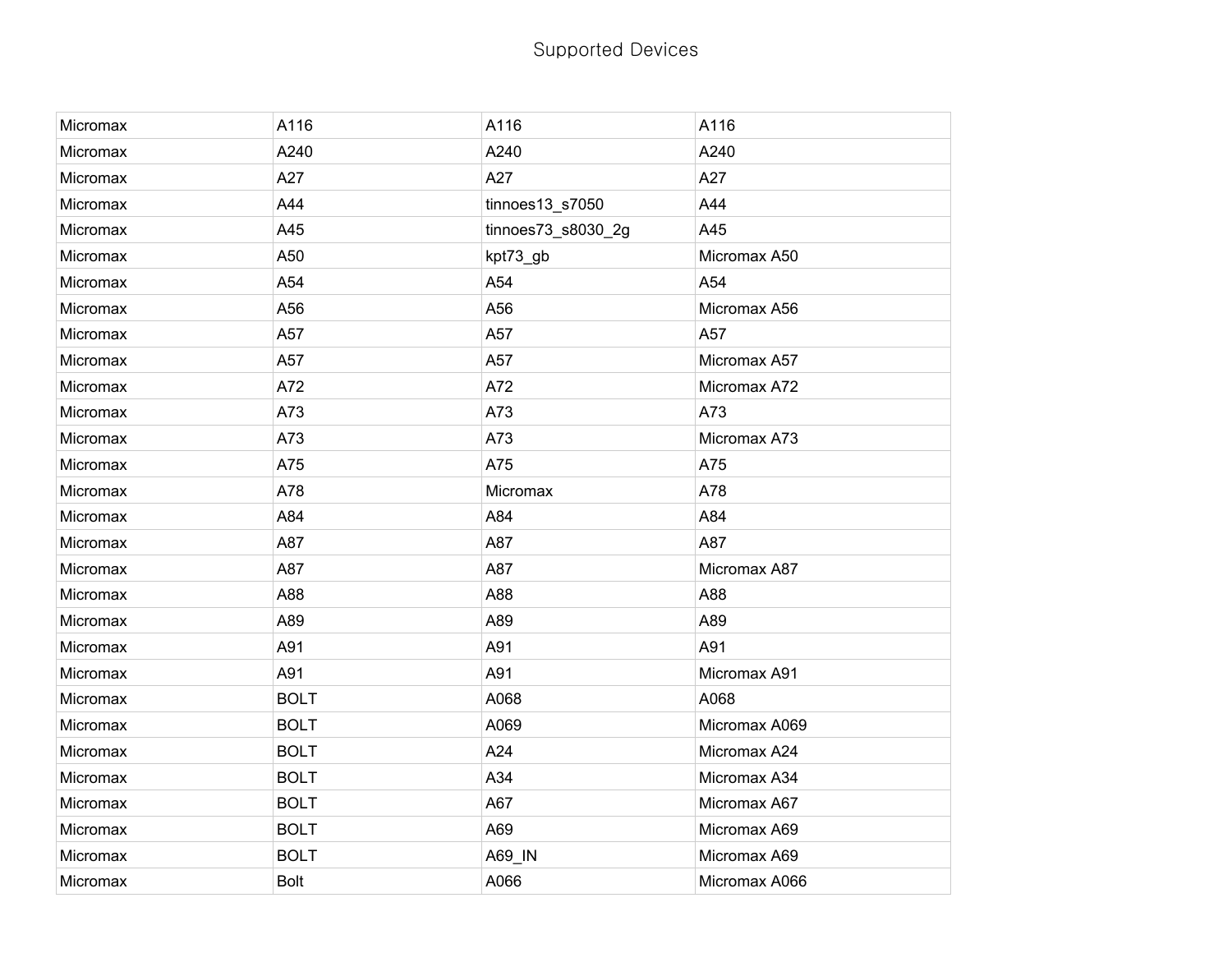# Supported Devices

| | | | |
|---|---|---|---|
| Micromax | A116 | A116 | A116 |
| Micromax | A240 | A240 | A240 |
| Micromax | A27 | A27 | A27 |
| Micromax | A44 | tinnoes13_s7050 | A44 |
| Micromax | A45 | tinnoes73_s8030_2g | A45 |
| Micromax | A50 | kpt73_gb | Micromax A50 |
| Micromax | A54 | A54 | A54 |
| Micromax | A56 | A56 | Micromax A56 |
| Micromax | A57 | A57 | A57 |
| Micromax | A57 | A57 | Micromax A57 |
| Micromax | A72 | A72 | Micromax A72 |
| Micromax | A73 | A73 | A73 |
| Micromax | A73 | A73 | Micromax A73 |
| Micromax | A75 | A75 | A75 |
| Micromax | A78 | Micromax | A78 |
| Micromax | A84 | A84 | A84 |
| Micromax | A87 | A87 | A87 |
| Micromax | A87 | A87 | Micromax A87 |
| Micromax | A88 | A88 | A88 |
| Micromax | A89 | A89 | A89 |
| Micromax | A91 | A91 | A91 |
| Micromax | A91 | A91 | Micromax A91 |
| Micromax | BOLT | A068 | A068 |
| Micromax | BOLT | A069 | Micromax A069 |
| Micromax | BOLT | A24 | Micromax A24 |
| Micromax | BOLT | A34 | Micromax A34 |
| Micromax | BOLT | A67 | Micromax A67 |
| Micromax | BOLT | A69 | Micromax A69 |
| Micromax | BOLT | A69_IN | Micromax A69 |
| Micromax | Bolt | A066 | Micromax A066 |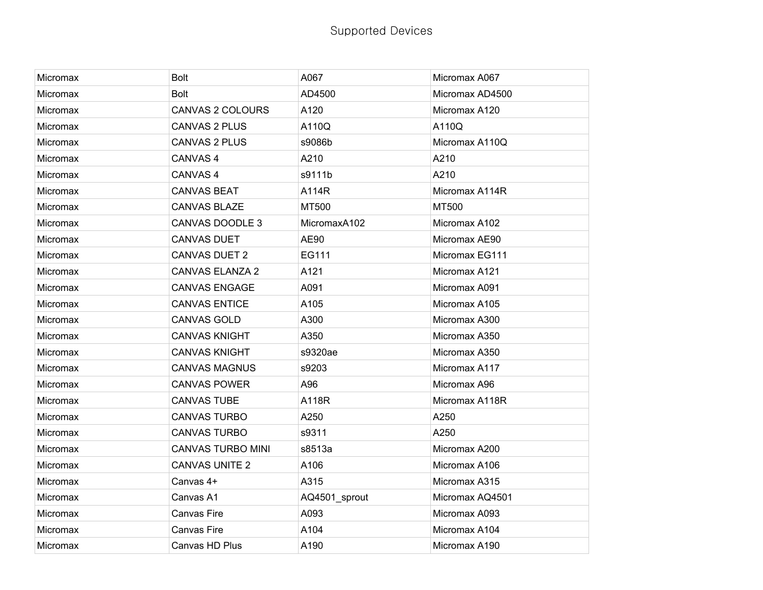Supported Devices

| | | | |
|---|---|---|---|
| Micromax | Bolt | A067 | Micromax A067 |
| Micromax | Bolt | AD4500 | Micromax AD4500 |
| Micromax | CANVAS 2 COLOURS | A120 | Micromax A120 |
| Micromax | CANVAS 2 PLUS | A110Q | A110Q |
| Micromax | CANVAS 2 PLUS | s9086b | Micromax A110Q |
| Micromax | CANVAS 4 | A210 | A210 |
| Micromax | CANVAS 4 | s9111b | A210 |
| Micromax | CANVAS BEAT | A114R | Micromax A114R |
| Micromax | CANVAS BLAZE | MT500 | MT500 |
| Micromax | CANVAS DOODLE 3 | MicromaxA102 | Micromax A102 |
| Micromax | CANVAS DUET | AE90 | Micromax AE90 |
| Micromax | CANVAS DUET 2 | EG111 | Micromax EG111 |
| Micromax | CANVAS ELANZA 2 | A121 | Micromax A121 |
| Micromax | CANVAS ENGAGE | A091 | Micromax A091 |
| Micromax | CANVAS ENTICE | A105 | Micromax A105 |
| Micromax | CANVAS GOLD | A300 | Micromax A300 |
| Micromax | CANVAS KNIGHT | A350 | Micromax A350 |
| Micromax | CANVAS KNIGHT | s9320ae | Micromax A350 |
| Micromax | CANVAS MAGNUS | s9203 | Micromax A117 |
| Micromax | CANVAS POWER | A96 | Micromax A96 |
| Micromax | CANVAS TUBE | A118R | Micromax A118R |
| Micromax | CANVAS TURBO | A250 | A250 |
| Micromax | CANVAS TURBO | s9311 | A250 |
| Micromax | CANVAS TURBO MINI | s8513a | Micromax A200 |
| Micromax | CANVAS UNITE 2 | A106 | Micromax A106 |
| Micromax | Canvas 4+ | A315 | Micromax A315 |
| Micromax | Canvas A1 | AQ4501_sprout | Micromax AQ4501 |
| Micromax | Canvas Fire | A093 | Micromax A093 |
| Micromax | Canvas Fire | A104 | Micromax A104 |
| Micromax | Canvas HD Plus | A190 | Micromax A190 |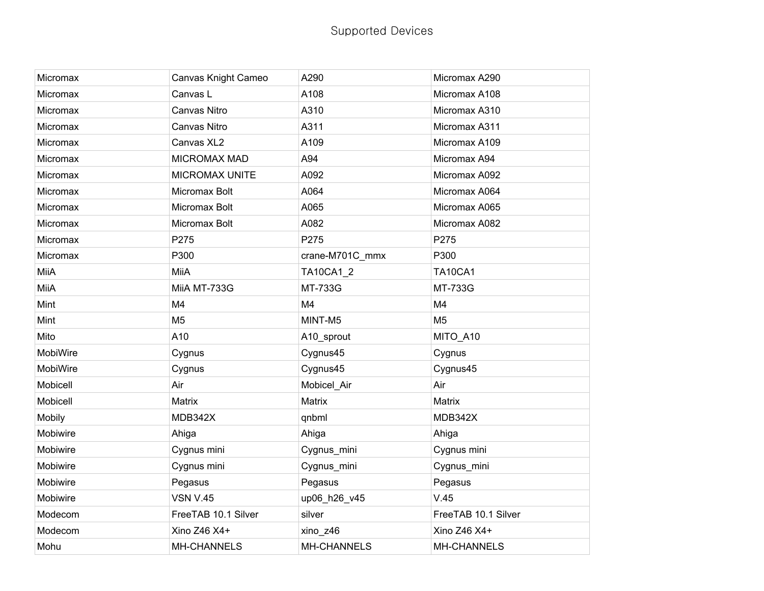# Supported Devices

| | | | |
|---|---|---|---|
| Micromax | Canvas Knight Cameo | A290 | Micromax A290 |
| Micromax | Canvas L | A108 | Micromax A108 |
| Micromax | Canvas Nitro | A310 | Micromax A310 |
| Micromax | Canvas Nitro | A311 | Micromax A311 |
| Micromax | Canvas XL2 | A109 | Micromax A109 |
| Micromax | MICROMAX MAD | A94 | Micromax A94 |
| Micromax | MICROMAX UNITE | A092 | Micromax A092 |
| Micromax | Micromax Bolt | A064 | Micromax A064 |
| Micromax | Micromax Bolt | A065 | Micromax A065 |
| Micromax | Micromax Bolt | A082 | Micromax A082 |
| Micromax | P275 | P275 | P275 |
| Micromax | P300 | crane-M701C_mmx | P300 |
| MiiA | MiiA | TA10CA1_2 | TA10CA1 |
| MiiA | MiiA MT-733G | MT-733G | MT-733G |
| Mint | M4 | M4 | M4 |
| Mint | M5 | MINT-M5 | M5 |
| Mito | A10 | A10_sprout | MITO_A10 |
| MobiWire | Cygnus | Cygnus45 | Cygnus |
| MobiWire | Cygnus | Cygnus45 | Cygnus45 |
| Mobicell | Air | Mobicel_Air | Air |
| Mobicell | Matrix | Matrix | Matrix |
| Mobily | MDB342X | qnbml | MDB342X |
| Mobiwire | Ahiga | Ahiga | Ahiga |
| Mobiwire | Cygnus mini | Cygnus_mini | Cygnus mini |
| Mobiwire | Cygnus mini | Cygnus_mini | Cygnus_mini |
| Mobiwire | Pegasus | Pegasus | Pegasus |
| Mobiwire | VSN V.45 | up06_h26_v45 | V.45 |
| Modecom | FreeTAB 10.1 Silver | silver | FreeTAB 10.1 Silver |
| Modecom | Xino Z46 X4+ | xino_z46 | Xino Z46 X4+ |
| Mohu | MH-CHANNELS | MH-CHANNELS | MH-CHANNELS |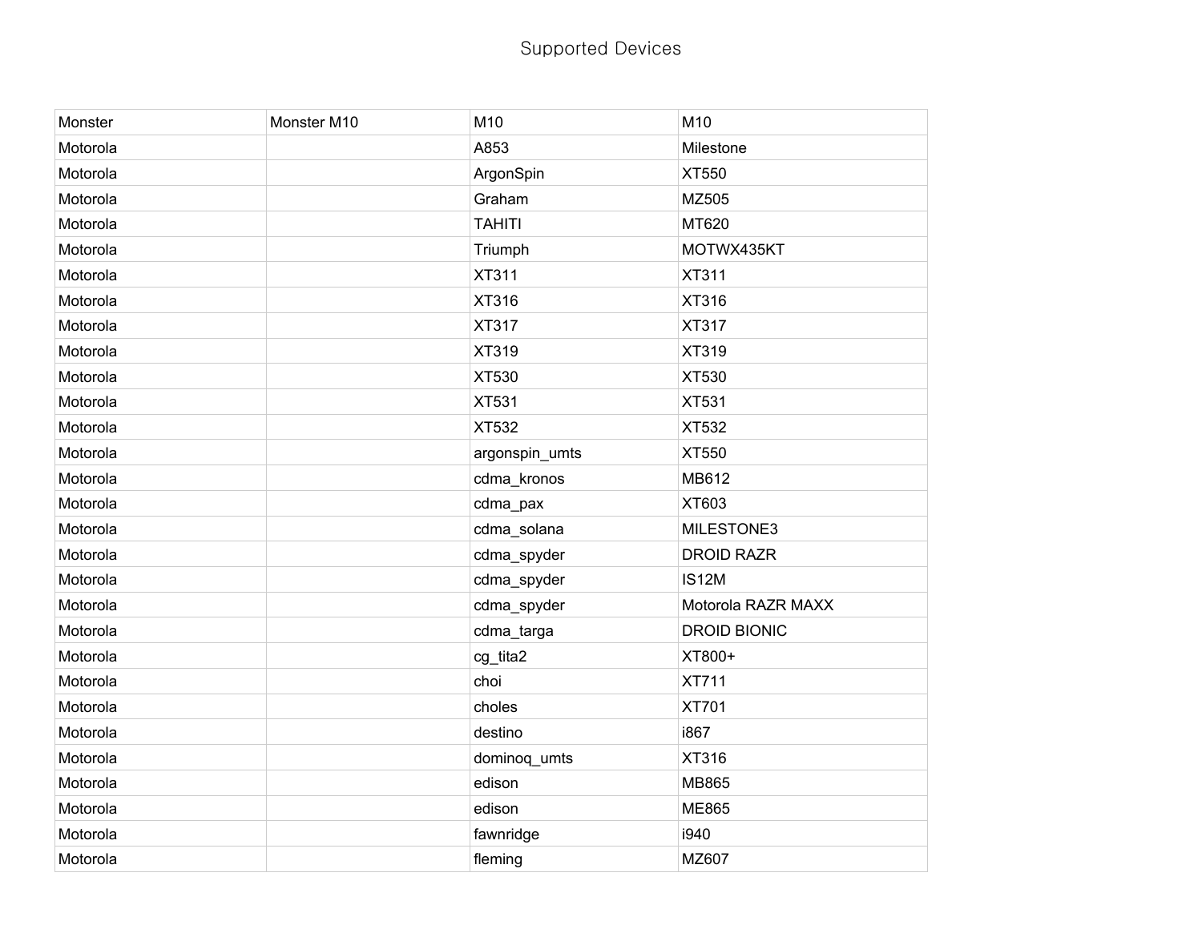# Supported Devices

| Monster | Monster M10 | M10 | M10 |
|---|---|---|---|
| Motorola | | A853 | Milestone |
| Motorola | | ArgonSpin | XT550 |
| Motorola | | Graham | MZ505 |
| Motorola | | TAHITI | MT620 |
| Motorola | | Triumph | MOTWX435KT |
| Motorola | | XT311 | XT311 |
| Motorola | | XT316 | XT316 |
| Motorola | | XT317 | XT317 |
| Motorola | | XT319 | XT319 |
| Motorola | | XT530 | XT530 |
| Motorola | | XT531 | XT531 |
| Motorola | | XT532 | XT532 |
| Motorola | | argonspin_umts | XT550 |
| Motorola | | cdma_kronos | MB612 |
| Motorola | | cdma_pax | XT603 |
| Motorola | | cdma_solana | MILESTONE3 |
| Motorola | | cdma_spyder | DROID RAZR |
| Motorola | | cdma_spyder | IS12M |
| Motorola | | cdma_spyder | Motorola RAZR MAXX |
| Motorola | | cdma_targa | DROID BIONIC |
| Motorola | | cg_tita2 | XT800+ |
| Motorola | | choi | XT711 |
| Motorola | | choles | XT701 |
| Motorola | | destino | i867 |
| Motorola | | dominoq_umts | XT316 |
| Motorola | | edison | MB865 |
| Motorola | | edison | ME865 |
| Motorola | | fawnridge | i940 |
| Motorola | | fleming | MZ607 |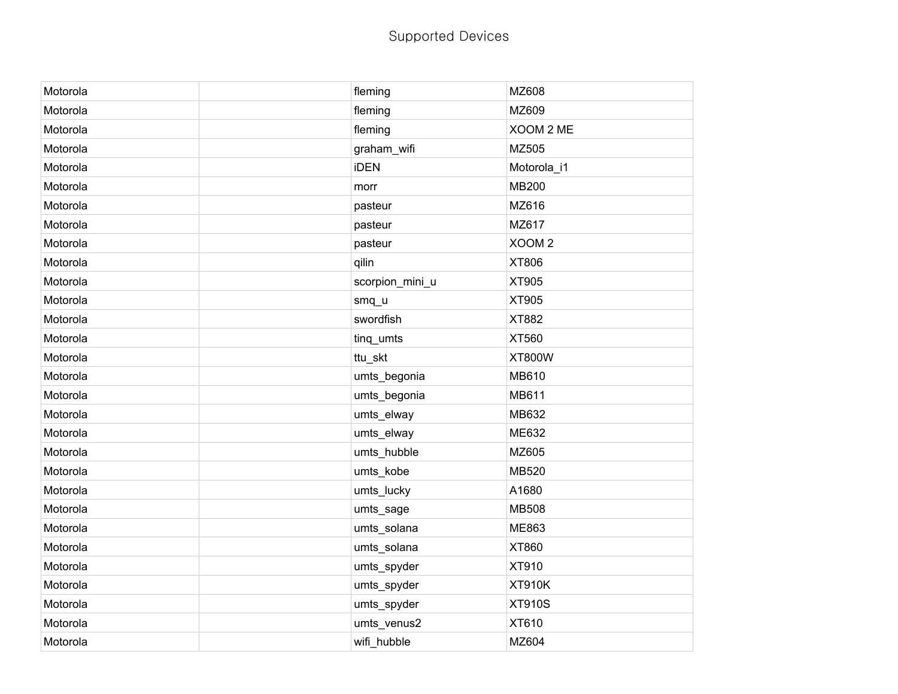# Supported Devices

| | | | |
|---|---|---|---|
| Motorola | | fleming | MZ608 |
| Motorola | | fleming | MZ609 |
| Motorola | | fleming | XOOM 2 ME |
| Motorola | | graham_wifi | MZ505 |
| Motorola | | iDEN | Motorola_i1 |
| Motorola | | morr | MB200 |
| Motorola | | pasteur | MZ616 |
| Motorola | | pasteur | MZ617 |
| Motorola | | pasteur | XOOM 2 |
| Motorola | | qilin | XT806 |
| Motorola | | scorpion_mini_u | XT905 |
| Motorola | | smq_u | XT905 |
| Motorola | | swordfish | XT882 |
| Motorola | | tinq_umts | XT560 |
| Motorola | | ttu_skt | XT800W |
| Motorola | | umts_begonia | MB610 |
| Motorola | | umts_begonia | MB611 |
| Motorola | | umts_elway | MB632 |
| Motorola | | umts_elway | ME632 |
| Motorola | | umts_hubble | MZ605 |
| Motorola | | umts_kobe | MB520 |
| Motorola | | umts_lucky | A1680 |
| Motorola | | umts_sage | MB508 |
| Motorola | | umts_solana | ME863 |
| Motorola | | umts_solana | XT860 |
| Motorola | | umts_spyder | XT910 |
| Motorola | | umts_spyder | XT910K |
| Motorola | | umts_spyder | XT910S |
| Motorola | | umts_venus2 | XT610 |
| Motorola | | wifi_hubble | MZ604 |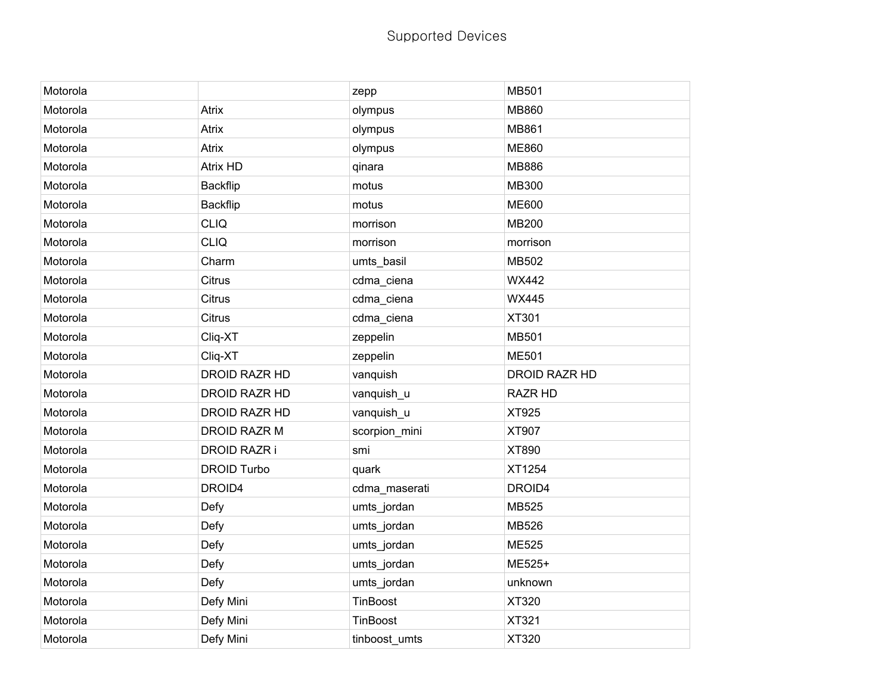Supported Devices

| Motorola | | zepp | MB501 |
|---|---|---|---|
| Motorola | Atrix | olympus | MB860 |
| Motorola | Atrix | olympus | MB861 |
| Motorola | Atrix | olympus | ME860 |
| Motorola | Atrix HD | qinara | MB886 |
| Motorola | Backflip | motus | MB300 |
| Motorola | Backflip | motus | ME600 |
| Motorola | CLIQ | morrison | MB200 |
| Motorola | CLIQ | morrison | morrison |
| Motorola | Charm | umts_basil | MB502 |
| Motorola | Citrus | cdma_ciena | WX442 |
| Motorola | Citrus | cdma_ciena | WX445 |
| Motorola | Citrus | cdma_ciena | XT301 |
| Motorola | Cliq-XT | zeppelin | MB501 |
| Motorola | Cliq-XT | zeppelin | ME501 |
| Motorola | DROID RAZR HD | vanquish | DROID RAZR HD |
| Motorola | DROID RAZR HD | vanquish_u | RAZR HD |
| Motorola | DROID RAZR HD | vanquish_u | XT925 |
| Motorola | DROID RAZR M | scorpion_mini | XT907 |
| Motorola | DROID RAZR i | smi | XT890 |
| Motorola | DROID Turbo | quark | XT1254 |
| Motorola | DROID4 | cdma_maserati | DROID4 |
| Motorola | Defy | umts_jordan | MB525 |
| Motorola | Defy | umts_jordan | MB526 |
| Motorola | Defy | umts_jordan | ME525 |
| Motorola | Defy | umts_jordan | ME525+ |
| Motorola | Defy | umts_jordan | unknown |
| Motorola | Defy Mini | TinBoost | XT320 |
| Motorola | Defy Mini | TinBoost | XT321 |
| Motorola | Defy Mini | tinboost_umts | XT320 |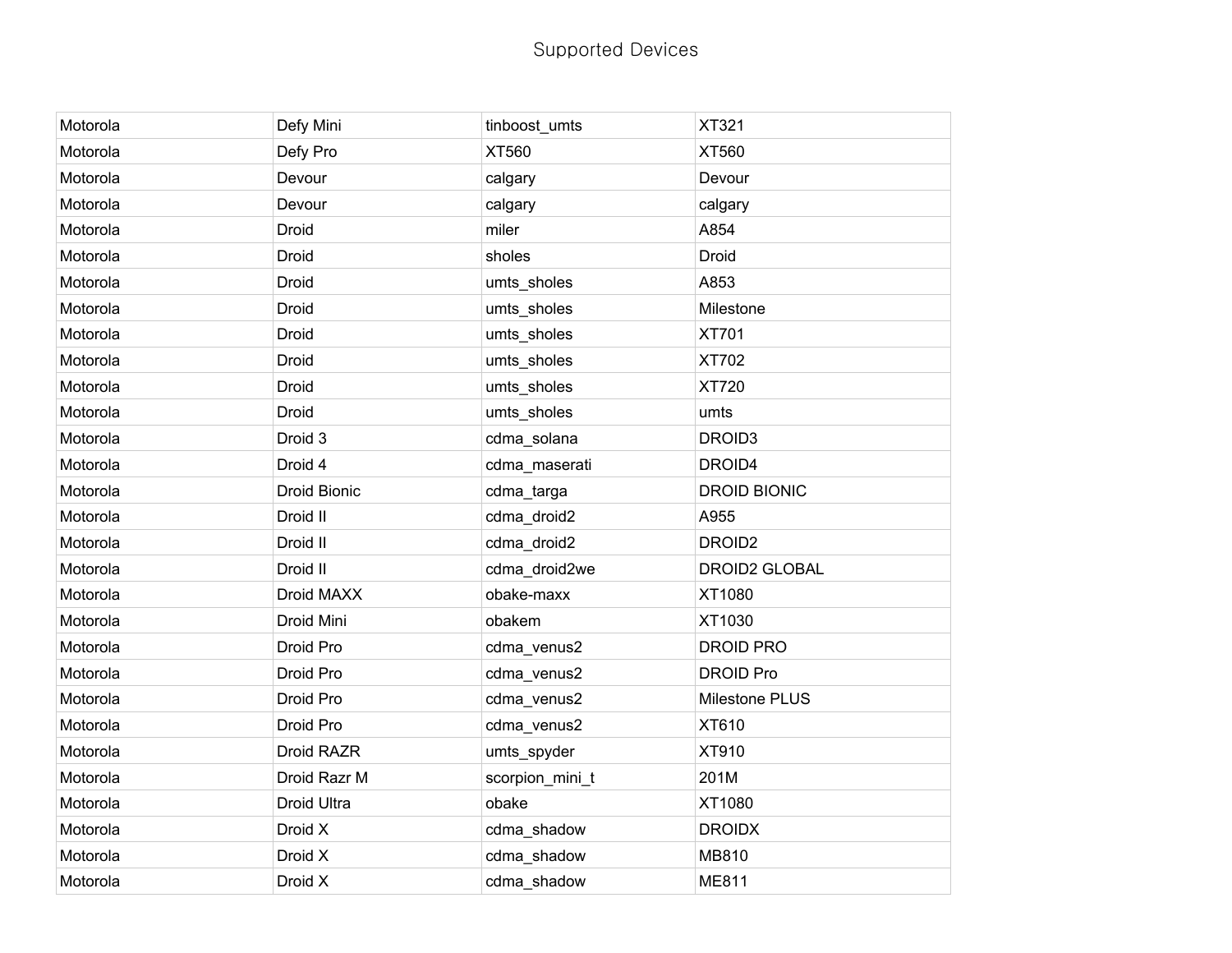Supported Devices

| | | | |
|---|---|---|---|
| Motorola | Defy Mini | tinboost_umts | XT321 |
| Motorola | Defy Pro | XT560 | XT560 |
| Motorola | Devour | calgary | Devour |
| Motorola | Devour | calgary | calgary |
| Motorola | Droid | miler | A854 |
| Motorola | Droid | sholes | Droid |
| Motorola | Droid | umts_sholes | A853 |
| Motorola | Droid | umts_sholes | Milestone |
| Motorola | Droid | umts_sholes | XT701 |
| Motorola | Droid | umts_sholes | XT702 |
| Motorola | Droid | umts_sholes | XT720 |
| Motorola | Droid | umts_sholes | umts |
| Motorola | Droid 3 | cdma_solana | DROID3 |
| Motorola | Droid 4 | cdma_maserati | DROID4 |
| Motorola | Droid Bionic | cdma_targa | DROID BIONIC |
| Motorola | Droid II | cdma_droid2 | A955 |
| Motorola | Droid II | cdma_droid2 | DROID2 |
| Motorola | Droid II | cdma_droid2we | DROID2 GLOBAL |
| Motorola | Droid MAXX | obake-maxx | XT1080 |
| Motorola | Droid Mini | obakem | XT1030 |
| Motorola | Droid Pro | cdma_venus2 | DROID PRO |
| Motorola | Droid Pro | cdma_venus2 | DROID Pro |
| Motorola | Droid Pro | cdma_venus2 | Milestone PLUS |
| Motorola | Droid Pro | cdma_venus2 | XT610 |
| Motorola | Droid RAZR | umts_spyder | XT910 |
| Motorola | Droid Razr M | scorpion_mini_t | 201M |
| Motorola | Droid Ultra | obake | XT1080 |
| Motorola | Droid X | cdma_shadow | DROIDX |
| Motorola | Droid X | cdma_shadow | MB810 |
| Motorola | Droid X | cdma_shadow | ME811 |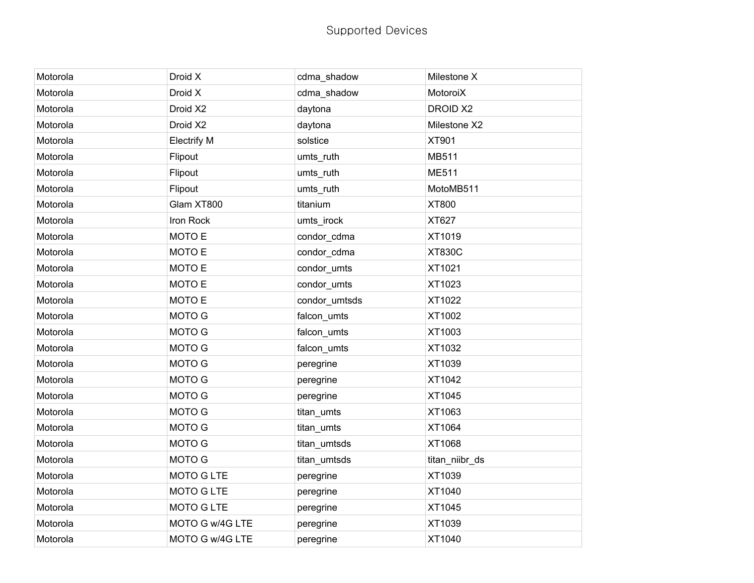Supported Devices

| | | | |
|---|---|---|---|
| Motorola | Droid X | cdma_shadow | Milestone X |
| Motorola | Droid X | cdma_shadow | MotoroiX |
| Motorola | Droid X2 | daytona | DROID X2 |
| Motorola | Droid X2 | daytona | Milestone X2 |
| Motorola | Electrify M | solstice | XT901 |
| Motorola | Flipout | umts_ruth | MB511 |
| Motorola | Flipout | umts_ruth | ME511 |
| Motorola | Flipout | umts_ruth | MotoMB511 |
| Motorola | Glam XT800 | titanium | XT800 |
| Motorola | Iron Rock | umts_irock | XT627 |
| Motorola | MOTO E | condor_cdma | XT1019 |
| Motorola | MOTO E | condor_cdma | XT830C |
| Motorola | MOTO E | condor_umts | XT1021 |
| Motorola | MOTO E | condor_umts | XT1023 |
| Motorola | MOTO E | condor_umtsds | XT1022 |
| Motorola | MOTO G | falcon_umts | XT1002 |
| Motorola | MOTO G | falcon_umts | XT1003 |
| Motorola | MOTO G | falcon_umts | XT1032 |
| Motorola | MOTO G | peregrine | XT1039 |
| Motorola | MOTO G | peregrine | XT1042 |
| Motorola | MOTO G | peregrine | XT1045 |
| Motorola | MOTO G | titan_umts | XT1063 |
| Motorola | MOTO G | titan_umts | XT1064 |
| Motorola | MOTO G | titan_umtsds | XT1068 |
| Motorola | MOTO G | titan_umtsds | titan_niibr_ds |
| Motorola | MOTO G LTE | peregrine | XT1039 |
| Motorola | MOTO G LTE | peregrine | XT1040 |
| Motorola | MOTO G LTE | peregrine | XT1045 |
| Motorola | MOTO G w/4G LTE | peregrine | XT1039 |
| Motorola | MOTO G w/4G LTE | peregrine | XT1040 |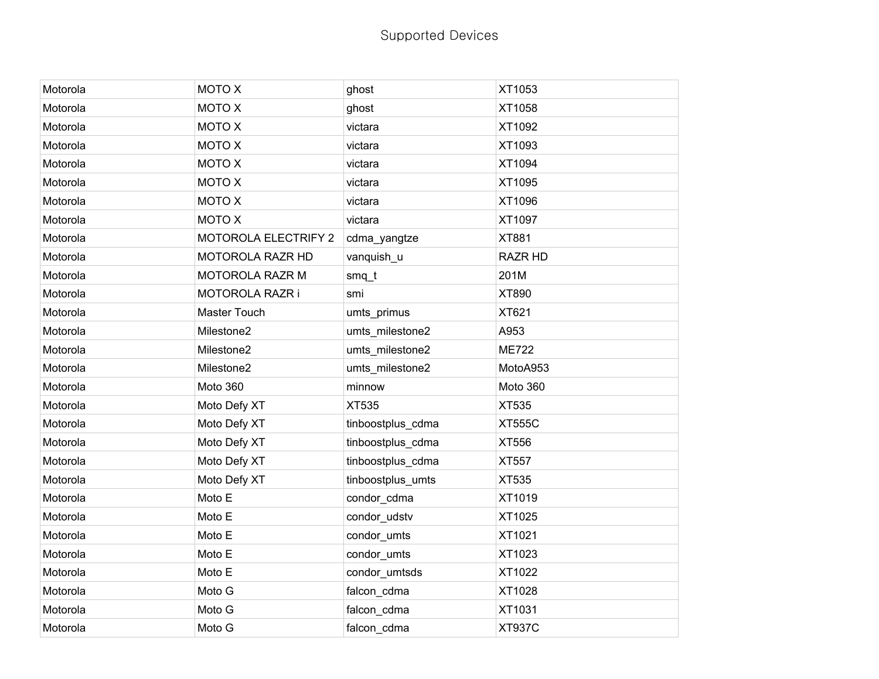| | | | |
|---|---|---|---|
| Motorola | MOTO X | ghost | XT1053 |
| Motorola | MOTO X | ghost | XT1058 |
| Motorola | MOTO X | victara | XT1092 |
| Motorola | MOTO X | victara | XT1093 |
| Motorola | MOTO X | victara | XT1094 |
| Motorola | MOTO X | victara | XT1095 |
| Motorola | MOTO X | victara | XT1096 |
| Motorola | MOTO X | victara | XT1097 |
| Motorola | MOTOROLA ELECTRIFY 2 | cdma_yangtze | XT881 |
| Motorola | MOTOROLA RAZR HD | vanquish_u | RAZR HD |
| Motorola | MOTOROLA RAZR M | smq_t | 201M |
| Motorola | MOTOROLA RAZR i | smi | XT890 |
| Motorola | Master Touch | umts_primus | XT621 |
| Motorola | Milestone2 | umts_milestone2 | A953 |
| Motorola | Milestone2 | umts_milestone2 | ME722 |
| Motorola | Milestone2 | umts_milestone2 | MotoA953 |
| Motorola | Moto 360 | minnow | Moto 360 |
| Motorola | Moto Defy XT | XT535 | XT535 |
| Motorola | Moto Defy XT | tinboostplus_cdma | XT555C |
| Motorola | Moto Defy XT | tinboostplus_cdma | XT556 |
| Motorola | Moto Defy XT | tinboostplus_cdma | XT557 |
| Motorola | Moto Defy XT | tinboostplus_umts | XT535 |
| Motorola | Moto E | condor_cdma | XT1019 |
| Motorola | Moto E | condor_udstv | XT1025 |
| Motorola | Moto E | condor_umts | XT1021 |
| Motorola | Moto E | condor_umts | XT1023 |
| Motorola | Moto E | condor_umtsds | XT1022 |
| Motorola | Moto G | falcon_cdma | XT1028 |
| Motorola | Moto G | falcon_cdma | XT1031 |
| Motorola | Moto G | falcon_cdma | XT937C |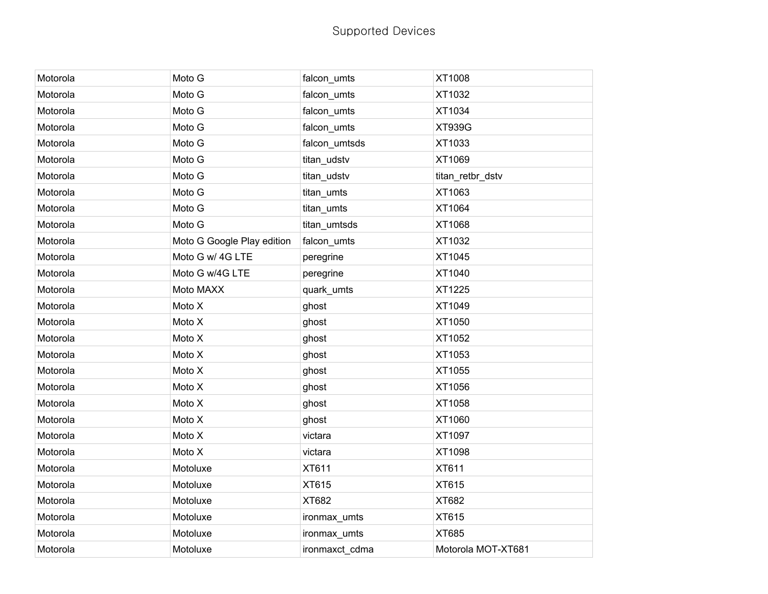Supported Devices

| | | | |
|---|---|---|---|
| Motorola | Moto G | falcon_umts | XT1008 |
| Motorola | Moto G | falcon_umts | XT1032 |
| Motorola | Moto G | falcon_umts | XT1034 |
| Motorola | Moto G | falcon_umts | XT939G |
| Motorola | Moto G | falcon_umtsds | XT1033 |
| Motorola | Moto G | titan_udstv | XT1069 |
| Motorola | Moto G | titan_udstv | titan_retbr_dstv |
| Motorola | Moto G | titan_umts | XT1063 |
| Motorola | Moto G | titan_umts | XT1064 |
| Motorola | Moto G | titan_umtsds | XT1068 |
| Motorola | Moto G Google Play edition | falcon_umts | XT1032 |
| Motorola | Moto G w/ 4G LTE | peregrine | XT1045 |
| Motorola | Moto G w/4G LTE | peregrine | XT1040 |
| Motorola | Moto MAXX | quark_umts | XT1225 |
| Motorola | Moto X | ghost | XT1049 |
| Motorola | Moto X | ghost | XT1050 |
| Motorola | Moto X | ghost | XT1052 |
| Motorola | Moto X | ghost | XT1053 |
| Motorola | Moto X | ghost | XT1055 |
| Motorola | Moto X | ghost | XT1056 |
| Motorola | Moto X | ghost | XT1058 |
| Motorola | Moto X | ghost | XT1060 |
| Motorola | Moto X | victara | XT1097 |
| Motorola | Moto X | victara | XT1098 |
| Motorola | Motoluxe | XT611 | XT611 |
| Motorola | Motoluxe | XT615 | XT615 |
| Motorola | Motoluxe | XT682 | XT682 |
| Motorola | Motoluxe | ironmax_umts | XT615 |
| Motorola | Motoluxe | ironmax_umts | XT685 |
| Motorola | Motoluxe | ironmaxct_cdma | Motorola MOT-XT681 |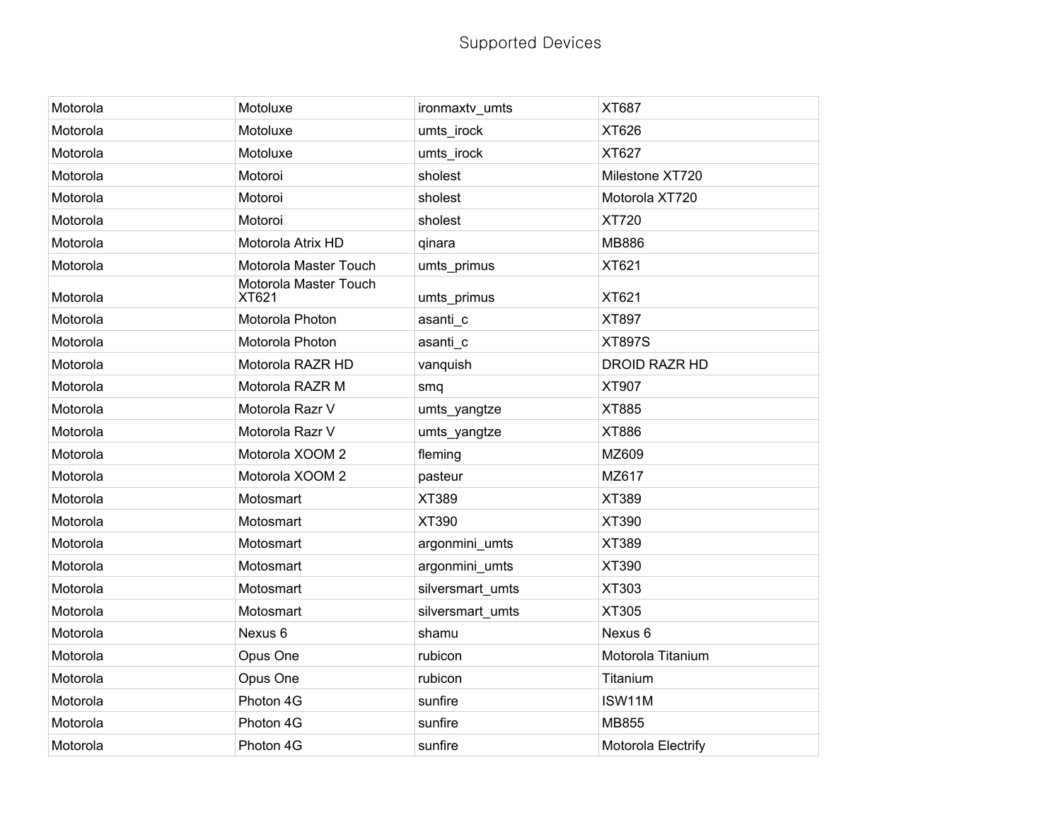Supported Devices

| | | | |
|---|---|---|---|
| Motorola | Motoluxe | ironmaxtv_umts | XT687 |
| Motorola | Motoluxe | umts_irock | XT626 |
| Motorola | Motoluxe | umts_irock | XT627 |
| Motorola | Motoroi | sholest | Milestone XT720 |
| Motorola | Motoroi | sholest | Motorola XT720 |
| Motorola | Motoroi | sholest | XT720 |
| Motorola | Motorola Atrix HD | qinara | MB886 |
| Motorola | Motorola Master Touch | umts_primus | XT621 |
| Motorola | Motorola Master Touch XT621 | umts_primus | XT621 |
| Motorola | Motorola Photon | asanti_c | XT897 |
| Motorola | Motorola Photon | asanti_c | XT897S |
| Motorola | Motorola RAZR HD | vanquish | DROID RAZR HD |
| Motorola | Motorola RAZR M | smq | XT907 |
| Motorola | Motorola Razr V | umts_yangtze | XT885 |
| Motorola | Motorola Razr V | umts_yangtze | XT886 |
| Motorola | Motorola XOOM 2 | fleming | MZ609 |
| Motorola | Motorola XOOM 2 | pasteur | MZ617 |
| Motorola | Motosmart | XT389 | XT389 |
| Motorola | Motosmart | XT390 | XT390 |
| Motorola | Motosmart | argonmini_umts | XT389 |
| Motorola | Motosmart | argonmini_umts | XT390 |
| Motorola | Motosmart | silversmart_umts | XT303 |
| Motorola | Motosmart | silversmart_umts | XT305 |
| Motorola | Nexus 6 | shamu | Nexus 6 |
| Motorola | Opus One | rubicon | Motorola Titanium |
| Motorola | Opus One | rubicon | Titanium |
| Motorola | Photon 4G | sunfire | ISW11M |
| Motorola | Photon 4G | sunfire | MB855 |
| Motorola | Photon 4G | sunfire | Motorola Electrify |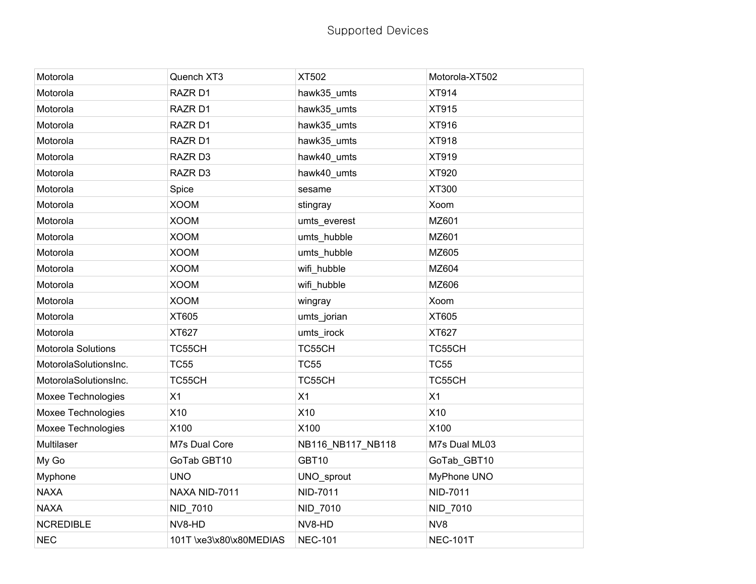# Supported Devices

| | | | |
|---|---|---|---|
| Motorola | Quench XT3 | XT502 | Motorola-XT502 |
| Motorola | RAZR D1 | hawk35_umts | XT914 |
| Motorola | RAZR D1 | hawk35_umts | XT915 |
| Motorola | RAZR D1 | hawk35_umts | XT916 |
| Motorola | RAZR D1 | hawk35_umts | XT918 |
| Motorola | RAZR D3 | hawk40_umts | XT919 |
| Motorola | RAZR D3 | hawk40_umts | XT920 |
| Motorola | Spice | sesame | XT300 |
| Motorola | XOOM | stingray | Xoom |
| Motorola | XOOM | umts_everest | MZ601 |
| Motorola | XOOM | umts_hubble | MZ601 |
| Motorola | XOOM | umts_hubble | MZ605 |
| Motorola | XOOM | wifi_hubble | MZ604 |
| Motorola | XOOM | wifi_hubble | MZ606 |
| Motorola | XOOM | wingray | Xoom |
| Motorola | XT605 | umts_jorian | XT605 |
| Motorola | XT627 | umts_irock | XT627 |
| Motorola Solutions | TC55CH | TC55CH | TC55CH |
| MotorolaSolutionsInc. | TC55 | TC55 | TC55 |
| MotorolaSolutionsInc. | TC55CH | TC55CH | TC55CH |
| Moxee Technologies | X1 | X1 | X1 |
| Moxee Technologies | X10 | X10 | X10 |
| Moxee Technologies | X100 | X100 | X100 |
| Multilaser | M7s Dual Core | NB116_NB117_NB118 | M7s Dual ML03 |
| My Go | GoTab GBT10 | GBT10 | GoTab_GBT10 |
| Myphone | UNO | UNO_sprout | MyPhone UNO |
| NAXA | NAXA NID-7011 | NID-7011 | NID-7011 |
| NAXA | NID_7010 | NID_7010 | NID_7010 |
| NCREDIBLE | NV8-HD | NV8-HD | NV8 |
| NEC | 101T \xe3\x80\x80MEDIAS | NEC-101 | NEC-101T |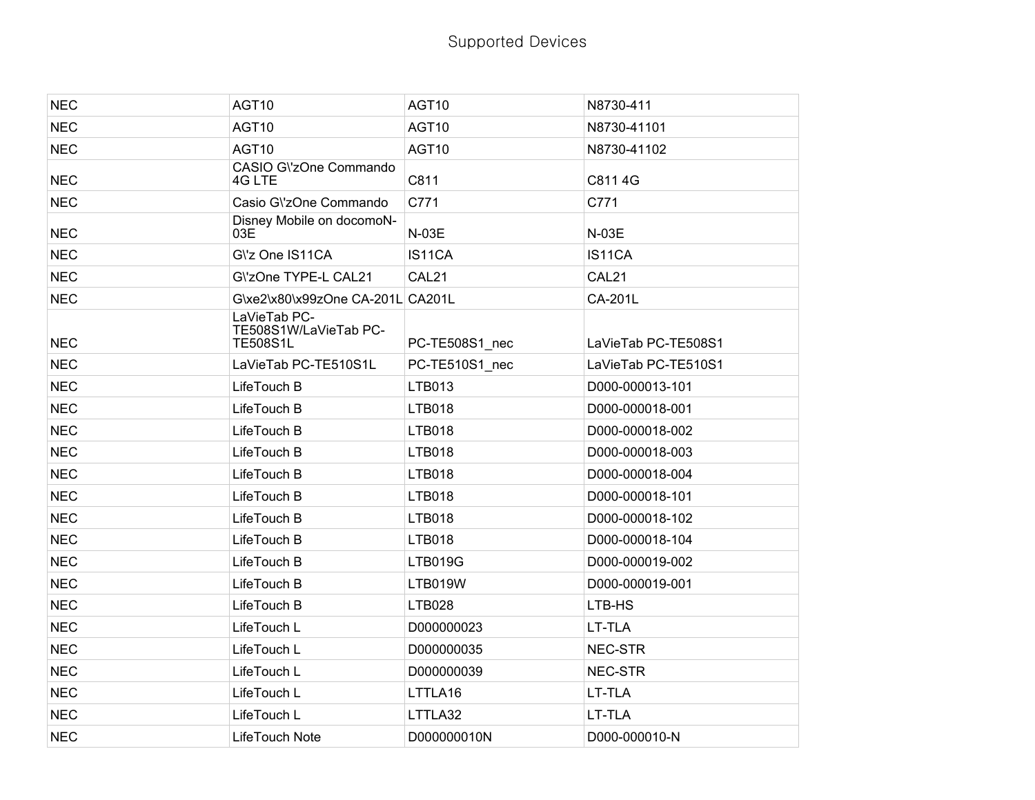# Supported Devices

| | | | |
|---|---|---|---|
| NEC | AGT10 | AGT10 | N8730-411 |
| NEC | AGT10 | AGT10 | N8730-41101 |
| NEC | AGT10 | AGT10 | N8730-41102 |
| NEC | CASIO G\'zOne Commando 4G LTE | C811 | C811 4G |
| NEC | Casio G\'zOne Commando | C771 | C771 |
| NEC | Disney Mobile on docomoN-03E | N-03E | N-03E |
| NEC | G\'z One IS11CA | IS11CA | IS11CA |
| NEC | G\'zOne TYPE-L CAL21 | CAL21 | CAL21 |
| NEC | G\xe2\x80\x99zOne CA-201L | CA201L | CA-201L |
| NEC | LaVieTab PC-TE508S1W/LaVieTab PC-TE508S1L | PC-TE508S1_nec | LaVieTab PC-TE508S1 |
| NEC | LaVieTab PC-TE510S1L | PC-TE510S1_nec | LaVieTab PC-TE510S1 |
| NEC | LifeTouch B | LTB013 | D000-000013-101 |
| NEC | LifeTouch B | LTB018 | D000-000018-001 |
| NEC | LifeTouch B | LTB018 | D000-000018-002 |
| NEC | LifeTouch B | LTB018 | D000-000018-003 |
| NEC | LifeTouch B | LTB018 | D000-000018-004 |
| NEC | LifeTouch B | LTB018 | D000-000018-101 |
| NEC | LifeTouch B | LTB018 | D000-000018-102 |
| NEC | LifeTouch B | LTB018 | D000-000018-104 |
| NEC | LifeTouch B | LTB019G | D000-000019-002 |
| NEC | LifeTouch B | LTB019W | D000-000019-001 |
| NEC | LifeTouch B | LTB028 | LTB-HS |
| NEC | LifeTouch L | D000000023 | LT-TLA |
| NEC | LifeTouch L | D000000035 | NEC-STR |
| NEC | LifeTouch L | D000000039 | NEC-STR |
| NEC | LifeTouch L | LTTLA16 | LT-TLA |
| NEC | LifeTouch L | LTTLA32 | LT-TLA |
| NEC | LifeTouch Note | D000000010N | D000-000010-N |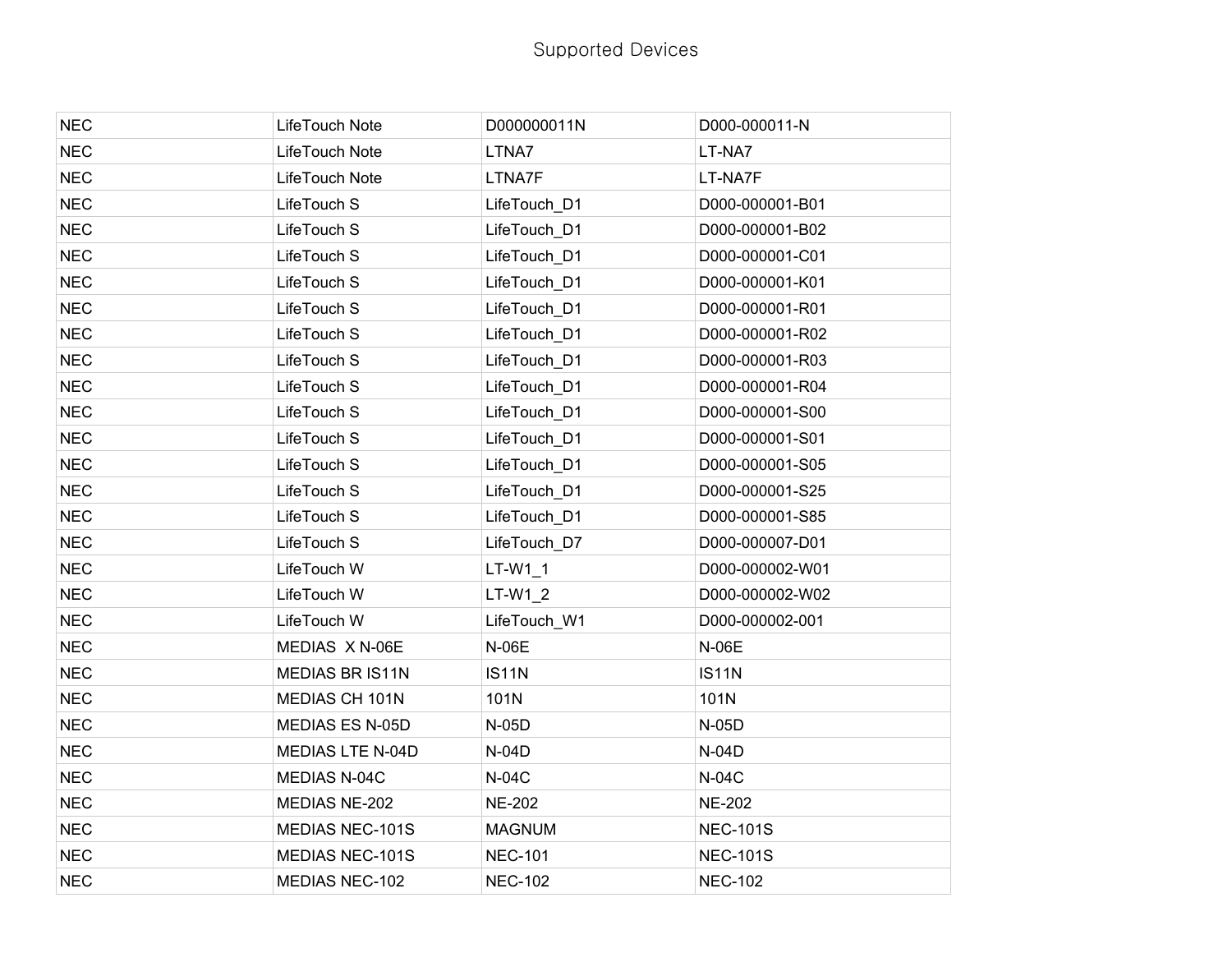# Supported Devices

| | | | |
|---|---|---|---|
| NEC | LifeTouch Note | D000000011N | D000-000011-N |
| NEC | LifeTouch Note | LTNA7 | LT-NA7 |
| NEC | LifeTouch Note | LTNA7F | LT-NA7F |
| NEC | LifeTouch S | LifeTouch_D1 | D000-000001-B01 |
| NEC | LifeTouch S | LifeTouch_D1 | D000-000001-B02 |
| NEC | LifeTouch S | LifeTouch_D1 | D000-000001-C01 |
| NEC | LifeTouch S | LifeTouch_D1 | D000-000001-K01 |
| NEC | LifeTouch S | LifeTouch_D1 | D000-000001-R01 |
| NEC | LifeTouch S | LifeTouch_D1 | D000-000001-R02 |
| NEC | LifeTouch S | LifeTouch_D1 | D000-000001-R03 |
| NEC | LifeTouch S | LifeTouch_D1 | D000-000001-R04 |
| NEC | LifeTouch S | LifeTouch_D1 | D000-000001-S00 |
| NEC | LifeTouch S | LifeTouch_D1 | D000-000001-S01 |
| NEC | LifeTouch S | LifeTouch_D1 | D000-000001-S05 |
| NEC | LifeTouch S | LifeTouch_D1 | D000-000001-S25 |
| NEC | LifeTouch S | LifeTouch_D1 | D000-000001-S85 |
| NEC | LifeTouch S | LifeTouch_D7 | D000-000007-D01 |
| NEC | LifeTouch W | LT-W1_1 | D000-000002-W01 |
| NEC | LifeTouch W | LT-W1_2 | D000-000002-W02 |
| NEC | LifeTouch W | LifeTouch_W1 | D000-000002-001 |
| NEC | MEDIAS X N-06E | N-06E | N-06E |
| NEC | MEDIAS BR IS11N | IS11N | IS11N |
| NEC | MEDIAS CH 101N | 101N | 101N |
| NEC | MEDIAS ES N-05D | N-05D | N-05D |
| NEC | MEDIAS LTE N-04D | N-04D | N-04D |
| NEC | MEDIAS N-04C | N-04C | N-04C |
| NEC | MEDIAS NE-202 | NE-202 | NE-202 |
| NEC | MEDIAS NEC-101S | MAGNUM | NEC-101S |
| NEC | MEDIAS NEC-101S | NEC-101 | NEC-101S |
| NEC | MEDIAS NEC-102 | NEC-102 | NEC-102 |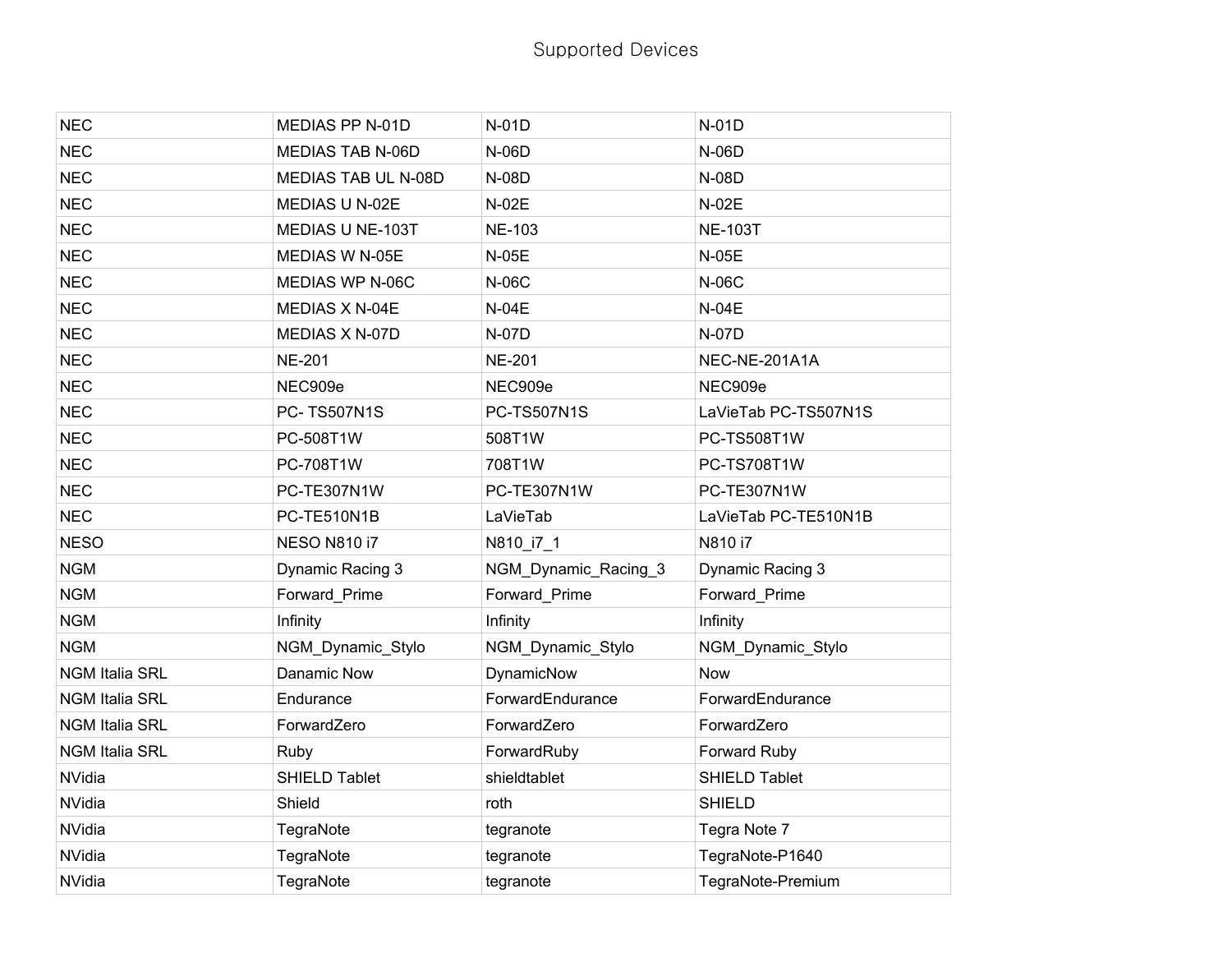Supported Devices

| NEC | MEDIAS PP N-01D | N-01D | N-01D |
|---|---|---|---|
| NEC | MEDIAS TAB N-06D | N-06D | N-06D |
| NEC | MEDIAS TAB UL N-08D | N-08D | N-08D |
| NEC | MEDIAS U N-02E | N-02E | N-02E |
| NEC | MEDIAS U NE-103T | NE-103 | NE-103T |
| NEC | MEDIAS W N-05E | N-05E | N-05E |
| NEC | MEDIAS WP N-06C | N-06C | N-06C |
| NEC | MEDIAS X N-04E | N-04E | N-04E |
| NEC | MEDIAS X N-07D | N-07D | N-07D |
| NEC | NE-201 | NE-201 | NEC-NE-201A1A |
| NEC | NEC909e | NEC909e | NEC909e |
| NEC | PC- TS507N1S | PC-TS507N1S | LaVieTab PC-TS507N1S |
| NEC | PC-508T1W | 508T1W | PC-TS508T1W |
| NEC | PC-708T1W | 708T1W | PC-TS708T1W |
| NEC | PC-TE307N1W | PC-TE307N1W | PC-TE307N1W |
| NEC | PC-TE510N1B | LaVieTab | LaVieTab PC-TE510N1B |
| NESO | NESO N810 i7 | N810_i7_1 | N810 i7 |
| NGM | Dynamic Racing 3 | NGM_Dynamic_Racing_3 | Dynamic Racing 3 |
| NGM | Forward_Prime | Forward_Prime | Forward_Prime |
| NGM | Infinity | Infinity | Infinity |
| NGM | NGM_Dynamic_Stylo | NGM_Dynamic_Stylo | NGM_Dynamic_Stylo |
| NGM Italia SRL | Danamic Now | DynamicNow | Now |
| NGM Italia SRL | Endurance | ForwardEndurance | ForwardEndurance |
| NGM Italia SRL | ForwardZero | ForwardZero | ForwardZero |
| NGM Italia SRL | Ruby | ForwardRuby | Forward Ruby |
| NVidia | SHIELD Tablet | shieldtablet | SHIELD Tablet |
| NVidia | Shield | roth | SHIELD |
| NVidia | TegraNote | tegranote | Tegra Note 7 |
| NVidia | TegraNote | tegranote | TegraNote-P1640 |
| NVidia | TegraNote | tegranote | TegraNote-Premium |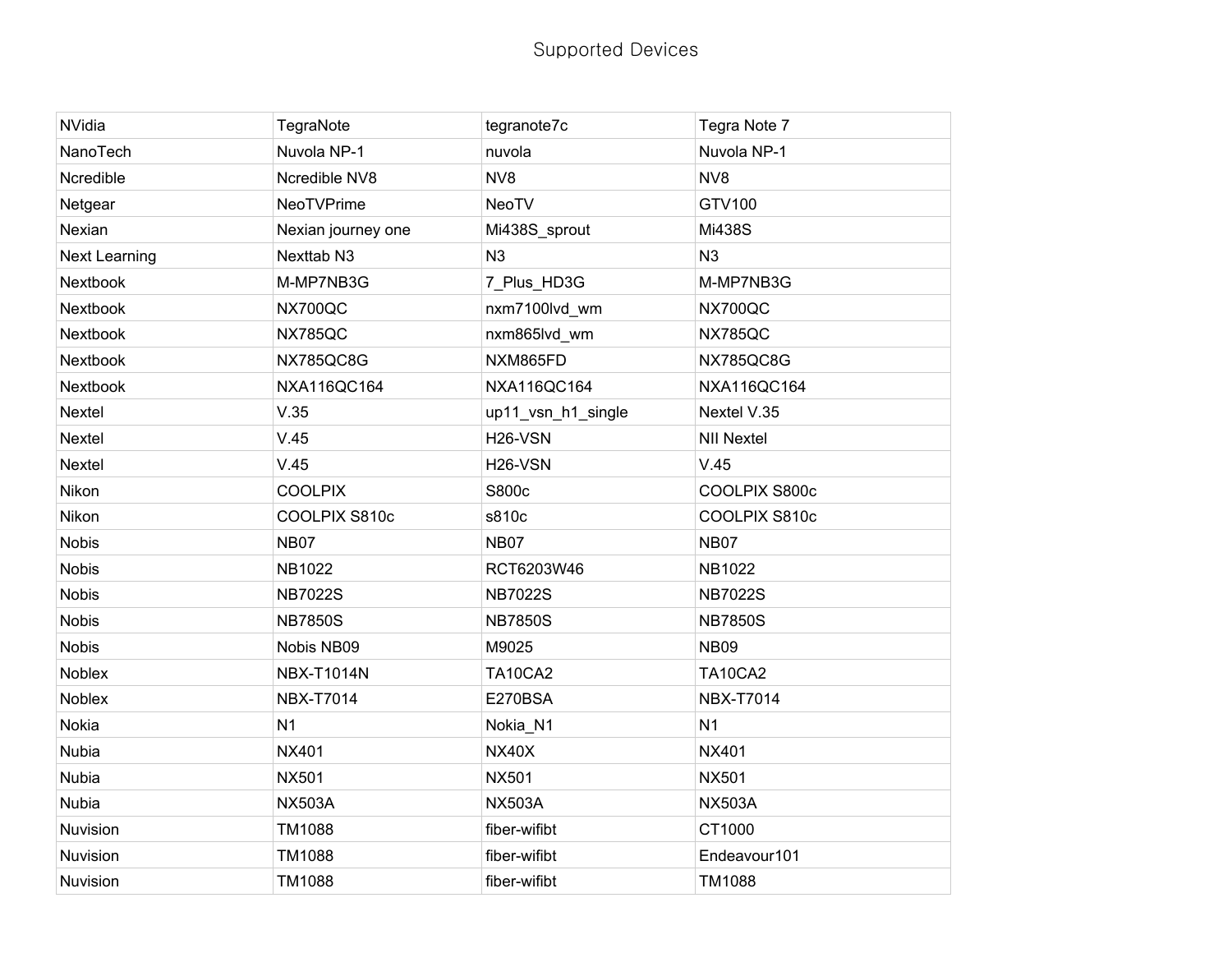# Supported Devices

| NVidia | TegraNote | tegranote7c | Tegra Note 7 |
|---|---|---|---|
| NanoTech | Nuvola NP-1 | nuvola | Nuvola NP-1 |
| Ncredible | Ncredible NV8 | NV8 | NV8 |
| Netgear | NeoTVPrime | NeoTV | GTV100 |
| Nexian | Nexian journey one | Mi438S_sprout | Mi438S |
| Next Learning | Nexttab N3 | N3 | N3 |
| Nextbook | M-MP7NB3G | 7_Plus_HD3G | M-MP7NB3G |
| Nextbook | NX700QC | nxm7100lvd_wm | NX700QC |
| Nextbook | NX785QC | nxm865lvd_wm | NX785QC |
| Nextbook | NX785QC8G | NXM865FD | NX785QC8G |
| Nextbook | NXA116QC164 | NXA116QC164 | NXA116QC164 |
| Nextel | V.35 | up11_vsn_h1_single | Nextel V.35 |
| Nextel | V.45 | H26-VSN | NII Nextel |
| Nextel | V.45 | H26-VSN | V.45 |
| Nikon | COOLPIX | S800c | COOLPIX S800c |
| Nikon | COOLPIX S810c | s810c | COOLPIX S810c |
| Nobis | NB07 | NB07 | NB07 |
| Nobis | NB1022 | RCT6203W46 | NB1022 |
| Nobis | NB7022S | NB7022S | NB7022S |
| Nobis | NB7850S | NB7850S | NB7850S |
| Nobis | Nobis NB09 | M9025 | NB09 |
| Noblex | NBX-T1014N | TA10CA2 | TA10CA2 |
| Noblex | NBX-T7014 | E270BSA | NBX-T7014 |
| Nokia | N1 | Nokia_N1 | N1 |
| Nubia | NX401 | NX40X | NX401 |
| Nubia | NX501 | NX501 | NX501 |
| Nubia | NX503A | NX503A | NX503A |
| Nuvision | TM1088 | fiber-wifibt | CT1000 |
| Nuvision | TM1088 | fiber-wifibt | Endeavour101 |
| Nuvision | TM1088 | fiber-wifibt | TM1088 |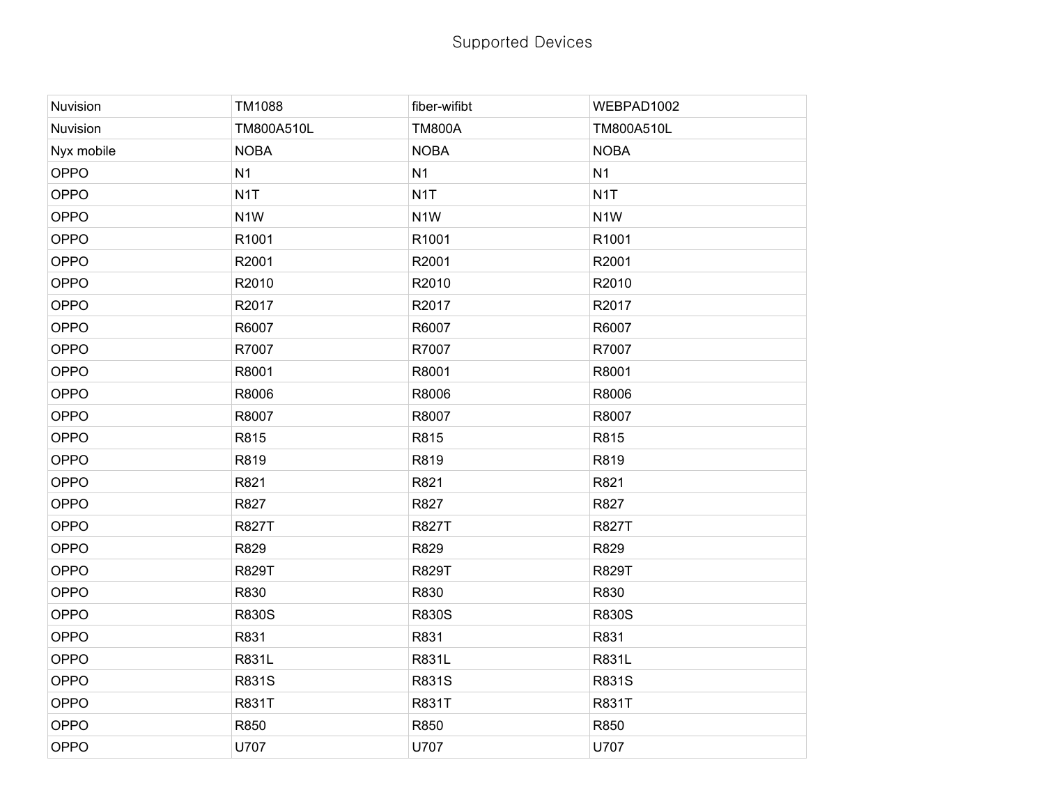# Supported Devices

| Nuvision | TM1088 | fiber-wifibt | WEBPAD1002 |
|---|---|---|---|
| Nuvision | TM800A510L | TM800A | TM800A510L |
| Nyx mobile | NOBA | NOBA | NOBA |
| OPPO | N1 | N1 | N1 |
| OPPO | N1T | N1T | N1T |
| OPPO | N1W | N1W | N1W |
| OPPO | R1001 | R1001 | R1001 |
| OPPO | R2001 | R2001 | R2001 |
| OPPO | R2010 | R2010 | R2010 |
| OPPO | R2017 | R2017 | R2017 |
| OPPO | R6007 | R6007 | R6007 |
| OPPO | R7007 | R7007 | R7007 |
| OPPO | R8001 | R8001 | R8001 |
| OPPO | R8006 | R8006 | R8006 |
| OPPO | R8007 | R8007 | R8007 |
| OPPO | R815 | R815 | R815 |
| OPPO | R819 | R819 | R819 |
| OPPO | R821 | R821 | R821 |
| OPPO | R827 | R827 | R827 |
| OPPO | R827T | R827T | R827T |
| OPPO | R829 | R829 | R829 |
| OPPO | R829T | R829T | R829T |
| OPPO | R830 | R830 | R830 |
| OPPO | R830S | R830S | R830S |
| OPPO | R831 | R831 | R831 |
| OPPO | R831L | R831L | R831L |
| OPPO | R831S | R831S | R831S |
| OPPO | R831T | R831T | R831T |
| OPPO | R850 | R850 | R850 |
| OPPO | U707 | U707 | U707 |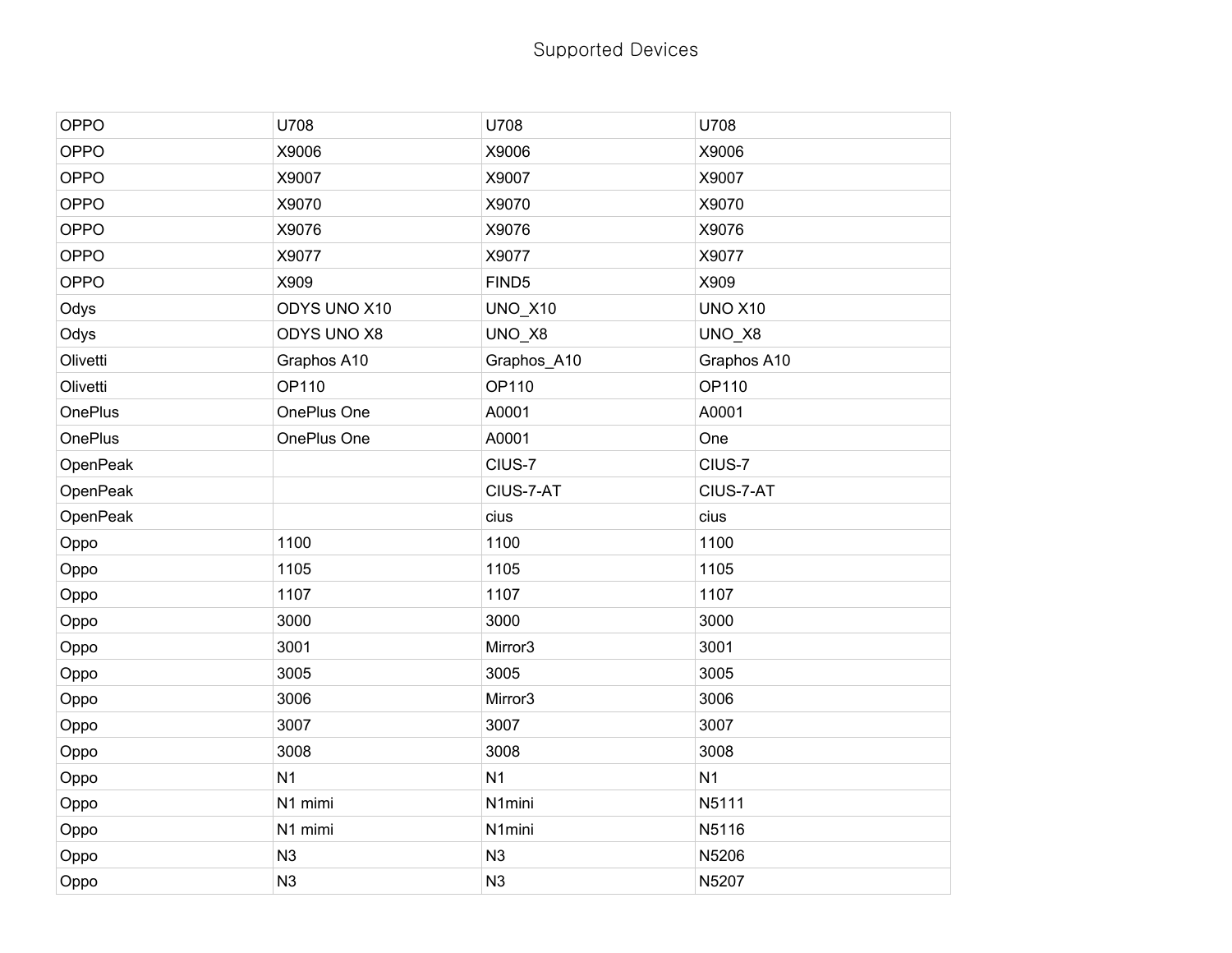Supported Devices

| | | | |
|---|---|---|---|
| OPPO | U708 | U708 | U708 |
| OPPO | X9006 | X9006 | X9006 |
| OPPO | X9007 | X9007 | X9007 |
| OPPO | X9070 | X9070 | X9070 |
| OPPO | X9076 | X9076 | X9076 |
| OPPO | X9077 | X9077 | X9077 |
| OPPO | X909 | FIND5 | X909 |
| Odys | ODYS UNO X10 | UNO_X10 | UNO X10 |
| Odys | ODYS UNO X8 | UNO_X8 | UNO_X8 |
| Olivetti | Graphos A10 | Graphos_A10 | Graphos A10 |
| Olivetti | OP110 | OP110 | OP110 |
| OnePlus | OnePlus One | A0001 | A0001 |
| OnePlus | OnePlus One | A0001 | One |
| OpenPeak | | CIUS-7 | CIUS-7 |
| OpenPeak | | CIUS-7-AT | CIUS-7-AT |
| OpenPeak | | cius | cius |
| Oppo | 1100 | 1100 | 1100 |
| Oppo | 1105 | 1105 | 1105 |
| Oppo | 1107 | 1107 | 1107 |
| Oppo | 3000 | 3000 | 3000 |
| Oppo | 3001 | Mirror3 | 3001 |
| Oppo | 3005 | 3005 | 3005 |
| Oppo | 3006 | Mirror3 | 3006 |
| Oppo | 3007 | 3007 | 3007 |
| Oppo | 3008 | 3008 | 3008 |
| Oppo | N1 | N1 | N1 |
| Oppo | N1 mimi | N1mini | N5111 |
| Oppo | N1 mimi | N1mini | N5116 |
| Oppo | N3 | N3 | N5206 |
| Oppo | N3 | N3 | N5207 |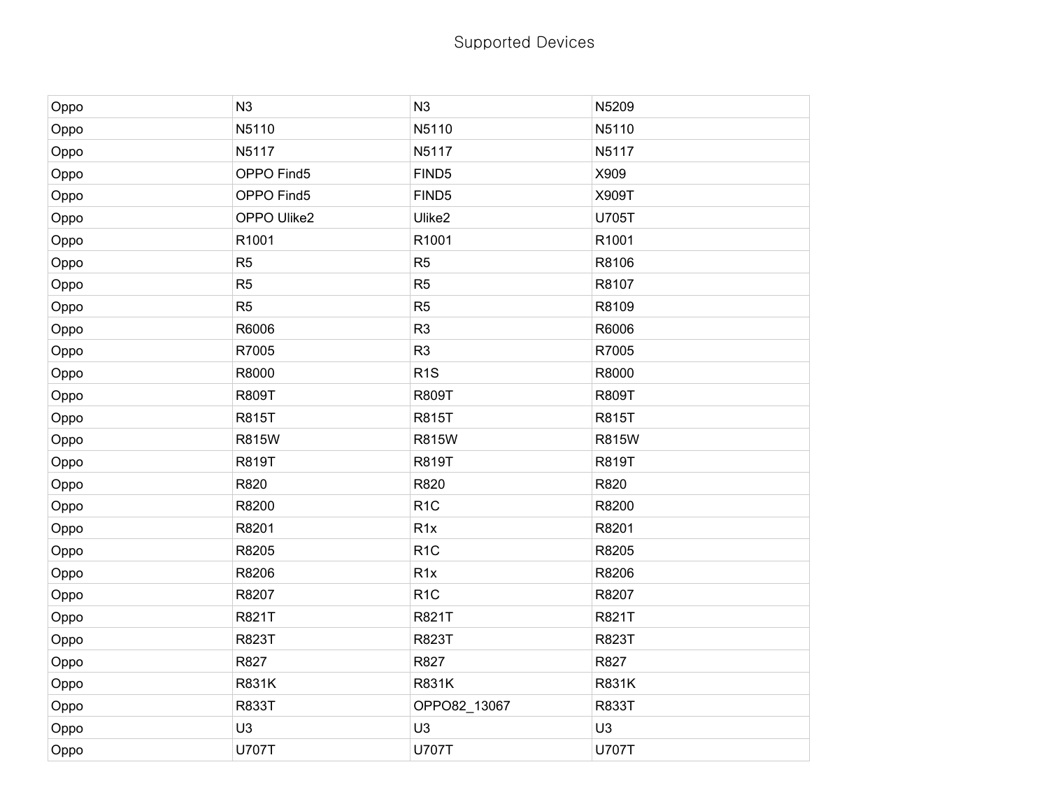Supported Devices

| | | | |
|---|---|---|---|
| Oppo | N3 | N3 | N5209 |
| Oppo | N5110 | N5110 | N5110 |
| Oppo | N5117 | N5117 | N5117 |
| Oppo | OPPO Find5 | FIND5 | X909 |
| Oppo | OPPO Find5 | FIND5 | X909T |
| Oppo | OPPO Ulike2 | Ulike2 | U705T |
| Oppo | R1001 | R1001 | R1001 |
| Oppo | R5 | R5 | R8106 |
| Oppo | R5 | R5 | R8107 |
| Oppo | R5 | R5 | R8109 |
| Oppo | R6006 | R3 | R6006 |
| Oppo | R7005 | R3 | R7005 |
| Oppo | R8000 | R1S | R8000 |
| Oppo | R809T | R809T | R809T |
| Oppo | R815T | R815T | R815T |
| Oppo | R815W | R815W | R815W |
| Oppo | R819T | R819T | R819T |
| Oppo | R820 | R820 | R820 |
| Oppo | R8200 | R1C | R8200 |
| Oppo | R8201 | R1x | R8201 |
| Oppo | R8205 | R1C | R8205 |
| Oppo | R8206 | R1x | R8206 |
| Oppo | R8207 | R1C | R8207 |
| Oppo | R821T | R821T | R821T |
| Oppo | R823T | R823T | R823T |
| Oppo | R827 | R827 | R827 |
| Oppo | R831K | R831K | R831K |
| Oppo | R833T | OPPO82_13067 | R833T |
| Oppo | U3 | U3 | U3 |
| Oppo | U707T | U707T | U707T |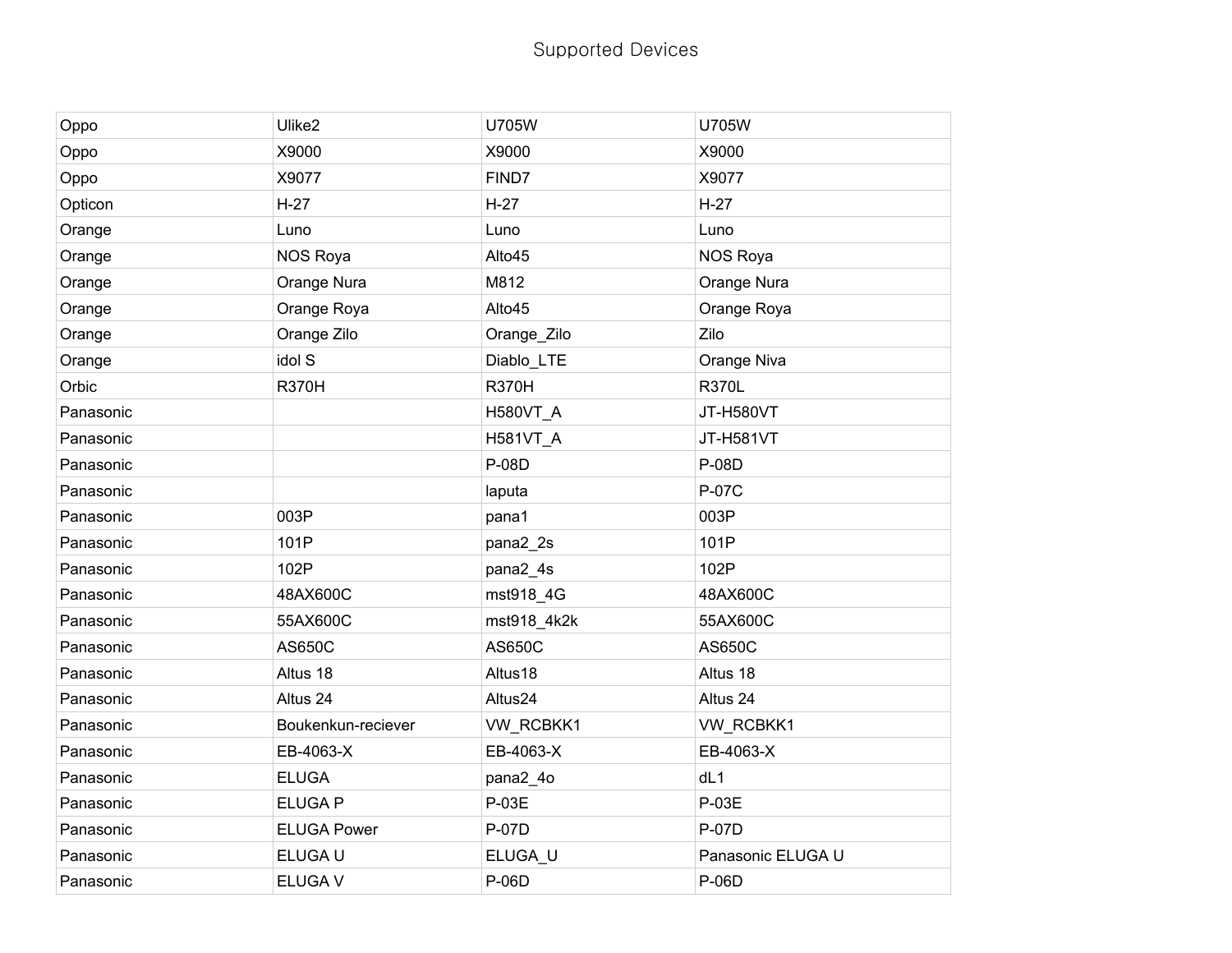# Supported Devices

| | | | |
|---|---|---|---|
| Oppo | Ulike2 | U705W | U705W |
| Oppo | X9000 | X9000 | X9000 |
| Oppo | X9077 | FIND7 | X9077 |
| Opticon | H-27 | H-27 | H-27 |
| Orange | Luno | Luno | Luno |
| Orange | NOS Roya | Alto45 | NOS Roya |
| Orange | Orange Nura | M812 | Orange Nura |
| Orange | Orange Roya | Alto45 | Orange Roya |
| Orange | Orange Zilo | Orange_Zilo | Zilo |
| Orange | idol S | Diablo_LTE | Orange Niva |
| Orbic | R370H | R370H | R370L |
| Panasonic | | H580VT_A | JT-H580VT |
| Panasonic | | H581VT_A | JT-H581VT |
| Panasonic | | P-08D | P-08D |
| Panasonic | | laputa | P-07C |
| Panasonic | 003P | pana1 | 003P |
| Panasonic | 101P | pana2_2s | 101P |
| Panasonic | 102P | pana2_4s | 102P |
| Panasonic | 48AX600C | mst918_4G | 48AX600C |
| Panasonic | 55AX600C | mst918_4k2k | 55AX600C |
| Panasonic | AS650C | AS650C | AS650C |
| Panasonic | Altus 18 | Altus18 | Altus 18 |
| Panasonic | Altus 24 | Altus24 | Altus 24 |
| Panasonic | Boukenkun-reciever | VW_RCBKK1 | VW_RCBKK1 |
| Panasonic | EB-4063-X | EB-4063-X | EB-4063-X |
| Panasonic | ELUGA | pana2_4o | dL1 |
| Panasonic | ELUGA P | P-03E | P-03E |
| Panasonic | ELUGA Power | P-07D | P-07D |
| Panasonic | ELUGA U | ELUGA_U | Panasonic ELUGA U |
| Panasonic | ELUGA V | P-06D | P-06D |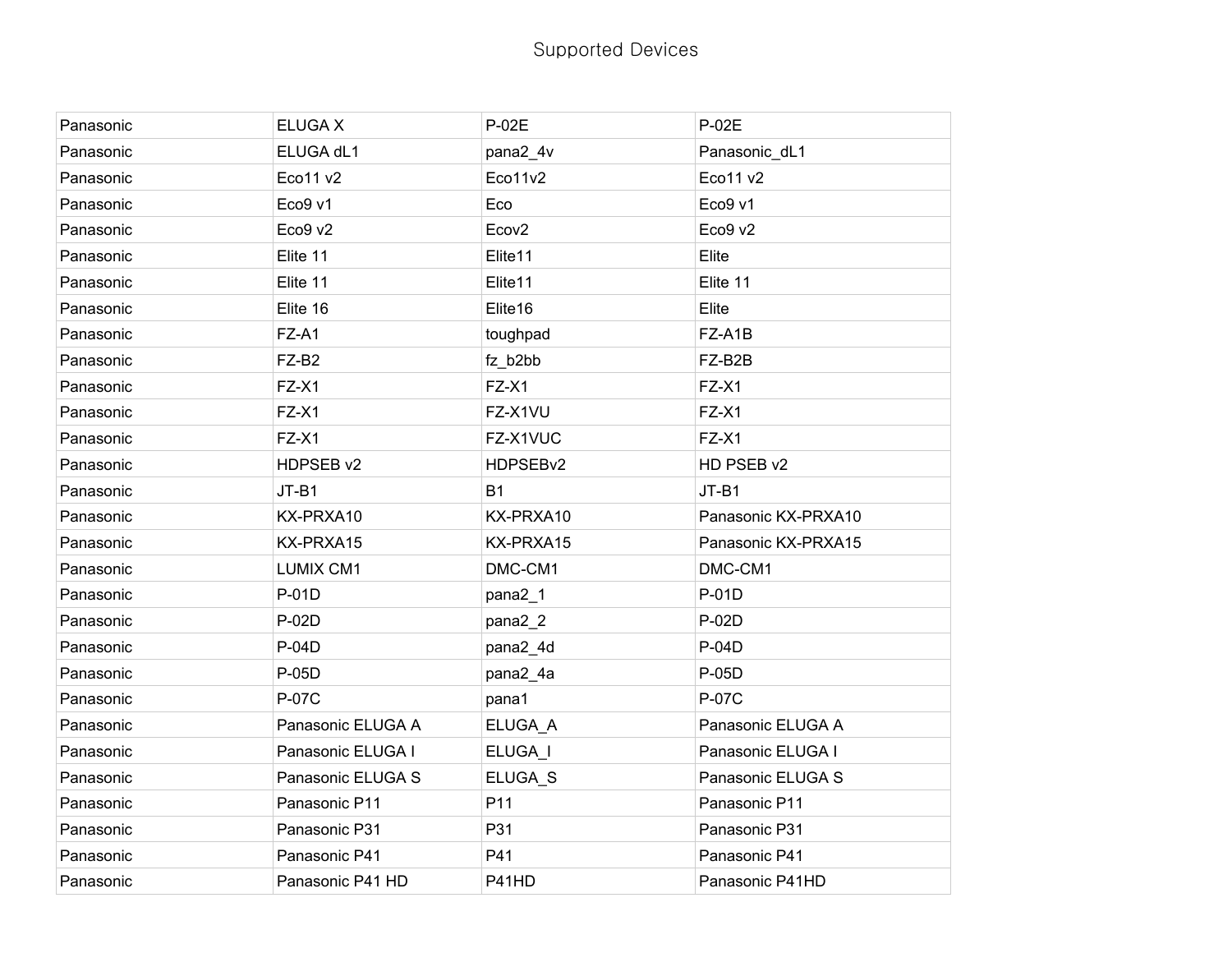# Supported Devices

| | | | |
|---|---|---|---|
| Panasonic | ELUGA X | P-02E | P-02E |
| Panasonic | ELUGA dL1 | pana2_4v | Panasonic_dL1 |
| Panasonic | Eco11 v2 | Eco11v2 | Eco11 v2 |
| Panasonic | Eco9 v1 | Eco | Eco9 v1 |
| Panasonic | Eco9 v2 | Ecov2 | Eco9 v2 |
| Panasonic | Elite 11 | Elite11 | Elite |
| Panasonic | Elite 11 | Elite11 | Elite 11 |
| Panasonic | Elite 16 | Elite16 | Elite |
| Panasonic | FZ-A1 | toughpad | FZ-A1B |
| Panasonic | FZ-B2 | fz_b2bb | FZ-B2B |
| Panasonic | FZ-X1 | FZ-X1 | FZ-X1 |
| Panasonic | FZ-X1 | FZ-X1VU | FZ-X1 |
| Panasonic | FZ-X1 | FZ-X1VUC | FZ-X1 |
| Panasonic | HDPSEB v2 | HDPSEBv2 | HD PSEB v2 |
| Panasonic | JT-B1 | B1 | JT-B1 |
| Panasonic | KX-PRXA10 | KX-PRXA10 | Panasonic KX-PRXA10 |
| Panasonic | KX-PRXA15 | KX-PRXA15 | Panasonic KX-PRXA15 |
| Panasonic | LUMIX CM1 | DMC-CM1 | DMC-CM1 |
| Panasonic | P-01D | pana2_1 | P-01D |
| Panasonic | P-02D | pana2_2 | P-02D |
| Panasonic | P-04D | pana2_4d | P-04D |
| Panasonic | P-05D | pana2_4a | P-05D |
| Panasonic | P-07C | pana1 | P-07C |
| Panasonic | Panasonic ELUGA A | ELUGA_A | Panasonic ELUGA A |
| Panasonic | Panasonic ELUGA I | ELUGA_I | Panasonic ELUGA I |
| Panasonic | Panasonic ELUGA S | ELUGA_S | Panasonic ELUGA S |
| Panasonic | Panasonic P11 | P11 | Panasonic P11 |
| Panasonic | Panasonic P31 | P31 | Panasonic P31 |
| Panasonic | Panasonic P41 | P41 | Panasonic P41 |
| Panasonic | Panasonic P41 HD | P41HD | Panasonic P41HD |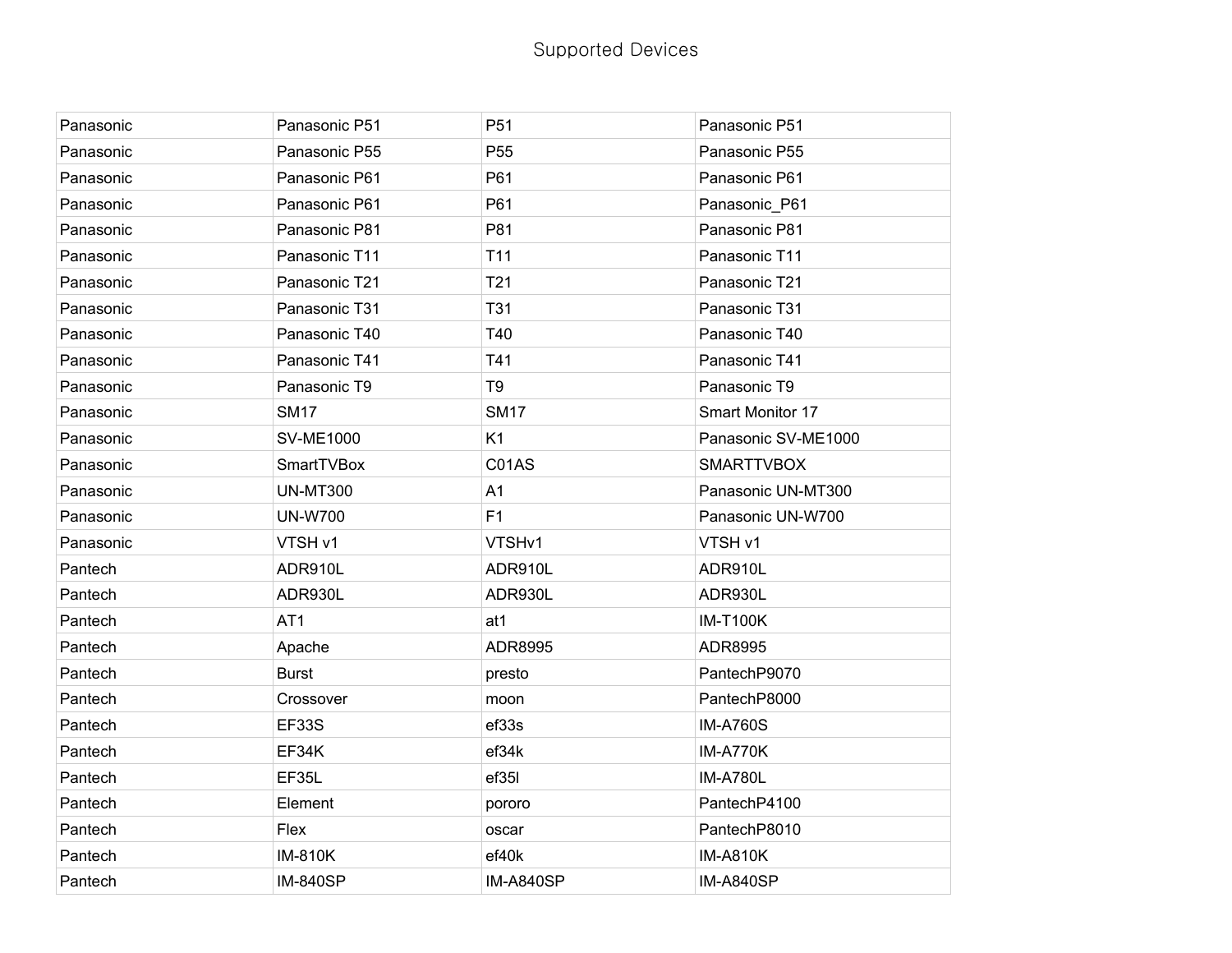| Panasonic | Panasonic P51 | P51 | Panasonic P51 |
|---|---|---|---|
| Panasonic | Panasonic P55 | P55 | Panasonic P55 |
| Panasonic | Panasonic P61 | P61 | Panasonic P61 |
| Panasonic | Panasonic P61 | P61 | Panasonic_P61 |
| Panasonic | Panasonic P81 | P81 | Panasonic P81 |
| Panasonic | Panasonic T11 | T11 | Panasonic T11 |
| Panasonic | Panasonic T21 | T21 | Panasonic T21 |
| Panasonic | Panasonic T31 | T31 | Panasonic T31 |
| Panasonic | Panasonic T40 | T40 | Panasonic T40 |
| Panasonic | Panasonic T41 | T41 | Panasonic T41 |
| Panasonic | Panasonic T9 | T9 | Panasonic T9 |
| Panasonic | SM17 | SM17 | Smart Monitor 17 |
| Panasonic | SV-ME1000 | K1 | Panasonic SV-ME1000 |
| Panasonic | SmartTVBox | C01AS | SMARTTVBOX |
| Panasonic | UN-MT300 | A1 | Panasonic UN-MT300 |
| Panasonic | UN-W700 | F1 | Panasonic UN-W700 |
| Panasonic | VTSH v1 | VTSHv1 | VTSH v1 |
| Pantech | ADR910L | ADR910L | ADR910L |
| Pantech | ADR930L | ADR930L | ADR930L |
| Pantech | AT1 | at1 | IM-T100K |
| Pantech | Apache | ADR8995 | ADR8995 |
| Pantech | Burst | presto | PantechP9070 |
| Pantech | Crossover | moon | PantechP8000 |
| Pantech | EF33S | ef33s | IM-A760S |
| Pantech | EF34K | ef34k | IM-A770K |
| Pantech | EF35L | ef35l | IM-A780L |
| Pantech | Element | pororo | PantechP4100 |
| Pantech | Flex | oscar | PantechP8010 |
| Pantech | IM-810K | ef40k | IM-A810K |
| Pantech | IM-840SP | IM-A840SP | IM-A840SP |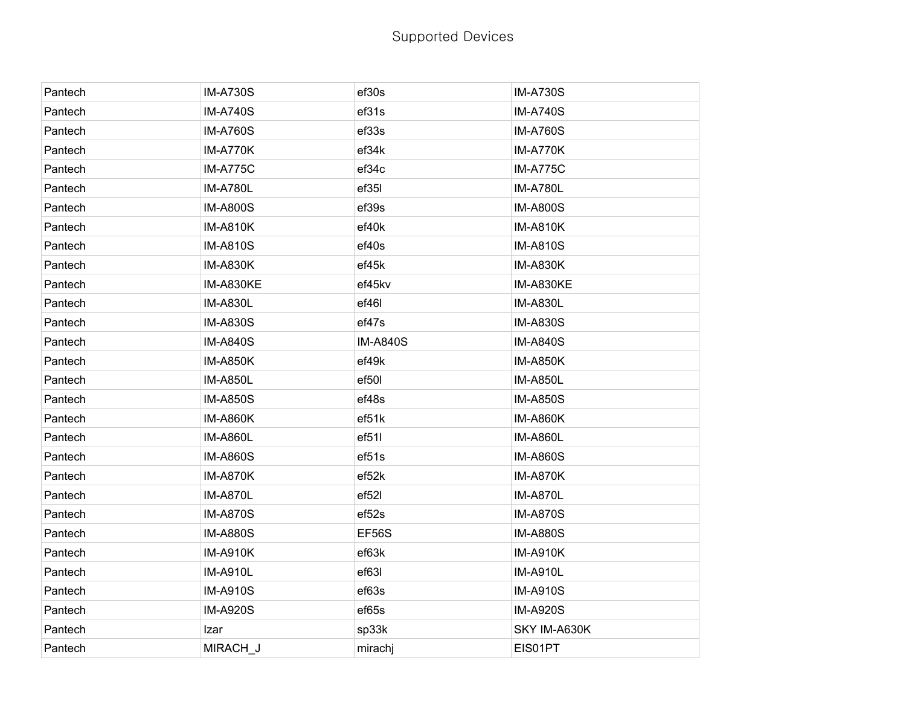Supported Devices

| | | | |
|---|---|---|---|
| Pantech | IM-A730S | ef30s | IM-A730S |
| Pantech | IM-A740S | ef31s | IM-A740S |
| Pantech | IM-A760S | ef33s | IM-A760S |
| Pantech | IM-A770K | ef34k | IM-A770K |
| Pantech | IM-A775C | ef34c | IM-A775C |
| Pantech | IM-A780L | ef35l | IM-A780L |
| Pantech | IM-A800S | ef39s | IM-A800S |
| Pantech | IM-A810K | ef40k | IM-A810K |
| Pantech | IM-A810S | ef40s | IM-A810S |
| Pantech | IM-A830K | ef45k | IM-A830K |
| Pantech | IM-A830KE | ef45kv | IM-A830KE |
| Pantech | IM-A830L | ef46l | IM-A830L |
| Pantech | IM-A830S | ef47s | IM-A830S |
| Pantech | IM-A840S | IM-A840S | IM-A840S |
| Pantech | IM-A850K | ef49k | IM-A850K |
| Pantech | IM-A850L | ef50l | IM-A850L |
| Pantech | IM-A850S | ef48s | IM-A850S |
| Pantech | IM-A860K | ef51k | IM-A860K |
| Pantech | IM-A860L | ef51l | IM-A860L |
| Pantech | IM-A860S | ef51s | IM-A860S |
| Pantech | IM-A870K | ef52k | IM-A870K |
| Pantech | IM-A870L | ef52l | IM-A870L |
| Pantech | IM-A870S | ef52s | IM-A870S |
| Pantech | IM-A880S | EF56S | IM-A880S |
| Pantech | IM-A910K | ef63k | IM-A910K |
| Pantech | IM-A910L | ef63l | IM-A910L |
| Pantech | IM-A910S | ef63s | IM-A910S |
| Pantech | IM-A920S | ef65s | IM-A920S |
| Pantech | Izar | sp33k | SKY IM-A630K |
| Pantech | MIRACH_J | mirachj | EIS01PT |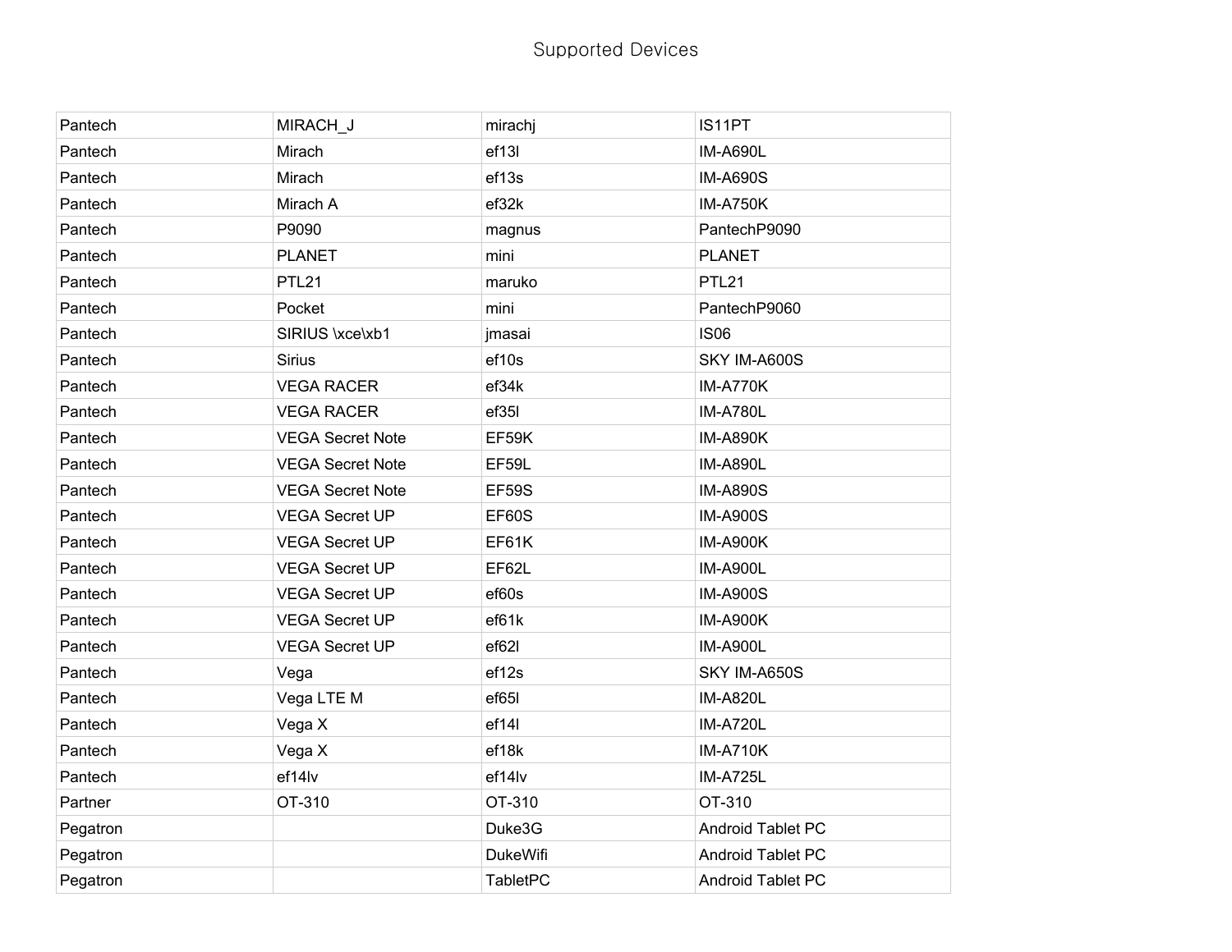# Supported Devices

| | | | |
|---|---|---|---|
| Pantech | MIRACH_J | mirachj | IS11PT |
| Pantech | Mirach | ef13l | IM-A690L |
| Pantech | Mirach | ef13s | IM-A690S |
| Pantech | Mirach A | ef32k | IM-A750K |
| Pantech | P9090 | magnus | PantechP9090 |
| Pantech | PLANET | mini | PLANET |
| Pantech | PTL21 | maruko | PTL21 |
| Pantech | Pocket | mini | PantechP9060 |
| Pantech | SIRIUS \xce\xb1 | jmasai | IS06 |
| Pantech | Sirius | ef10s | SKY IM-A600S |
| Pantech | VEGA RACER | ef34k | IM-A770K |
| Pantech | VEGA RACER | ef35l | IM-A780L |
| Pantech | VEGA Secret Note | EF59K | IM-A890K |
| Pantech | VEGA Secret Note | EF59L | IM-A890L |
| Pantech | VEGA Secret Note | EF59S | IM-A890S |
| Pantech | VEGA Secret UP | EF60S | IM-A900S |
| Pantech | VEGA Secret UP | EF61K | IM-A900K |
| Pantech | VEGA Secret UP | EF62L | IM-A900L |
| Pantech | VEGA Secret UP | ef60s | IM-A900S |
| Pantech | VEGA Secret UP | ef61k | IM-A900K |
| Pantech | VEGA Secret UP | ef62l | IM-A900L |
| Pantech | Vega | ef12s | SKY IM-A650S |
| Pantech | Vega LTE M | ef65l | IM-A820L |
| Pantech | Vega X | ef14l | IM-A720L |
| Pantech | Vega X | ef18k | IM-A710K |
| Pantech | ef14lv | ef14lv | IM-A725L |
| Partner | OT-310 | OT-310 | OT-310 |
| Pegatron | | Duke3G | Android Tablet PC |
| Pegatron | | DukeWifi | Android Tablet PC |
| Pegatron | | TabletPC | Android Tablet PC |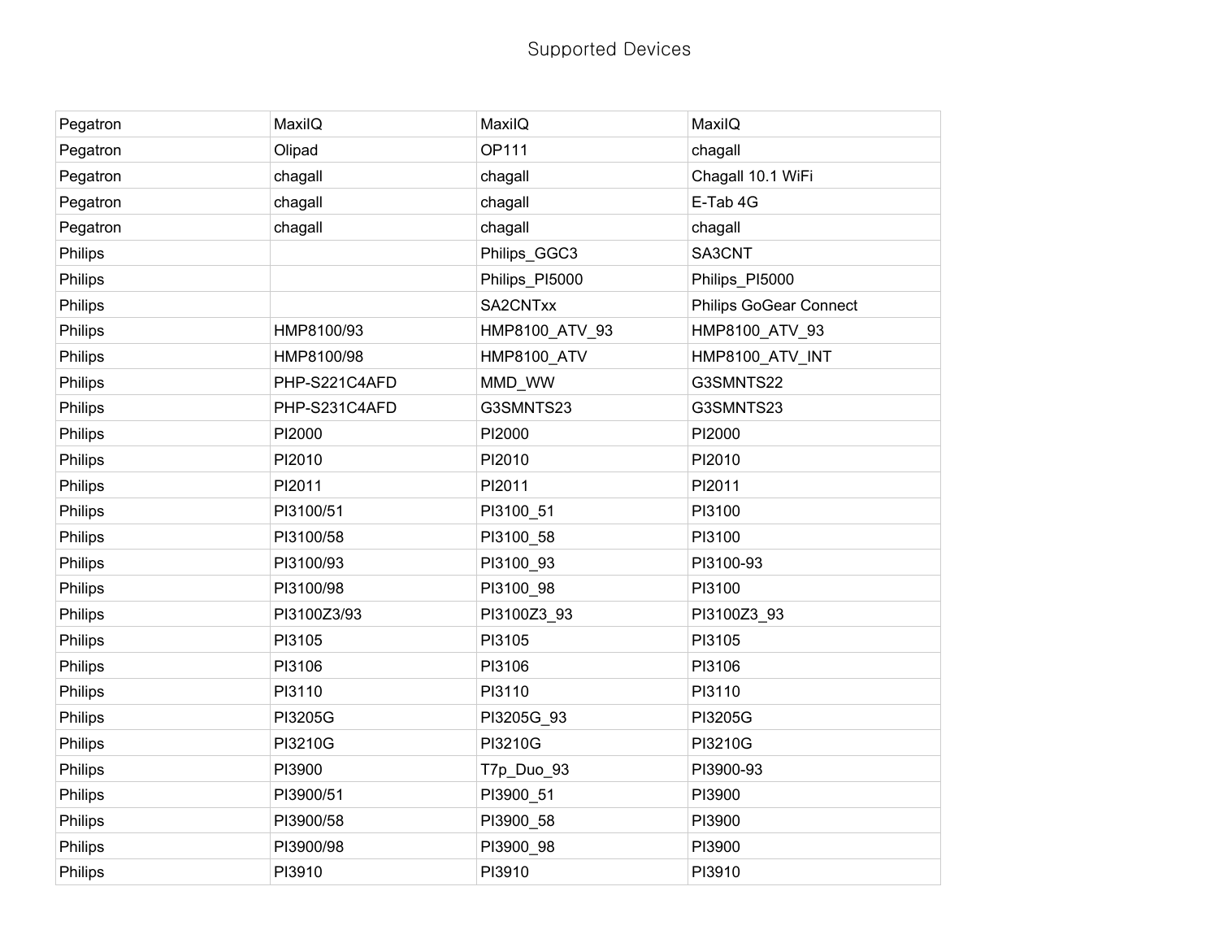Supported Devices

| | | | |
|---|---|---|---|
| Pegatron | MaxiIQ | MaxiIQ | MaxiIQ |
| Pegatron | Olipad | OP111 | chagall |
| Pegatron | chagall | chagall | Chagall 10.1 WiFi |
| Pegatron | chagall | chagall | E-Tab 4G |
| Pegatron | chagall | chagall | chagall |
| Philips | | Philips_GGC3 | SA3CNT |
| Philips | | Philips_PI5000 | Philips_PI5000 |
| Philips | | SA2CNTxx | Philips GoGear Connect |
| Philips | HMP8100/93 | HMP8100_ATV_93 | HMP8100_ATV_93 |
| Philips | HMP8100/98 | HMP8100_ATV | HMP8100_ATV_INT |
| Philips | PHP-S221C4AFD | MMD_WW | G3SMNTS22 |
| Philips | PHP-S231C4AFD | G3SMNTS23 | G3SMNTS23 |
| Philips | PI2000 | PI2000 | PI2000 |
| Philips | PI2010 | PI2010 | PI2010 |
| Philips | PI2011 | PI2011 | PI2011 |
| Philips | PI3100/51 | PI3100_51 | PI3100 |
| Philips | PI3100/58 | PI3100_58 | PI3100 |
| Philips | PI3100/93 | PI3100_93 | PI3100-93 |
| Philips | PI3100/98 | PI3100_98 | PI3100 |
| Philips | PI3100Z3/93 | PI3100Z3_93 | PI3100Z3_93 |
| Philips | PI3105 | PI3105 | PI3105 |
| Philips | PI3106 | PI3106 | PI3106 |
| Philips | PI3110 | PI3110 | PI3110 |
| Philips | PI3205G | PI3205G_93 | PI3205G |
| Philips | PI3210G | PI3210G | PI3210G |
| Philips | PI3900 | T7p_Duo_93 | PI3900-93 |
| Philips | PI3900/51 | PI3900_51 | PI3900 |
| Philips | PI3900/58 | PI3900_58 | PI3900 |
| Philips | PI3900/98 | PI3900_98 | PI3900 |
| Philips | PI3910 | PI3910 | PI3910 |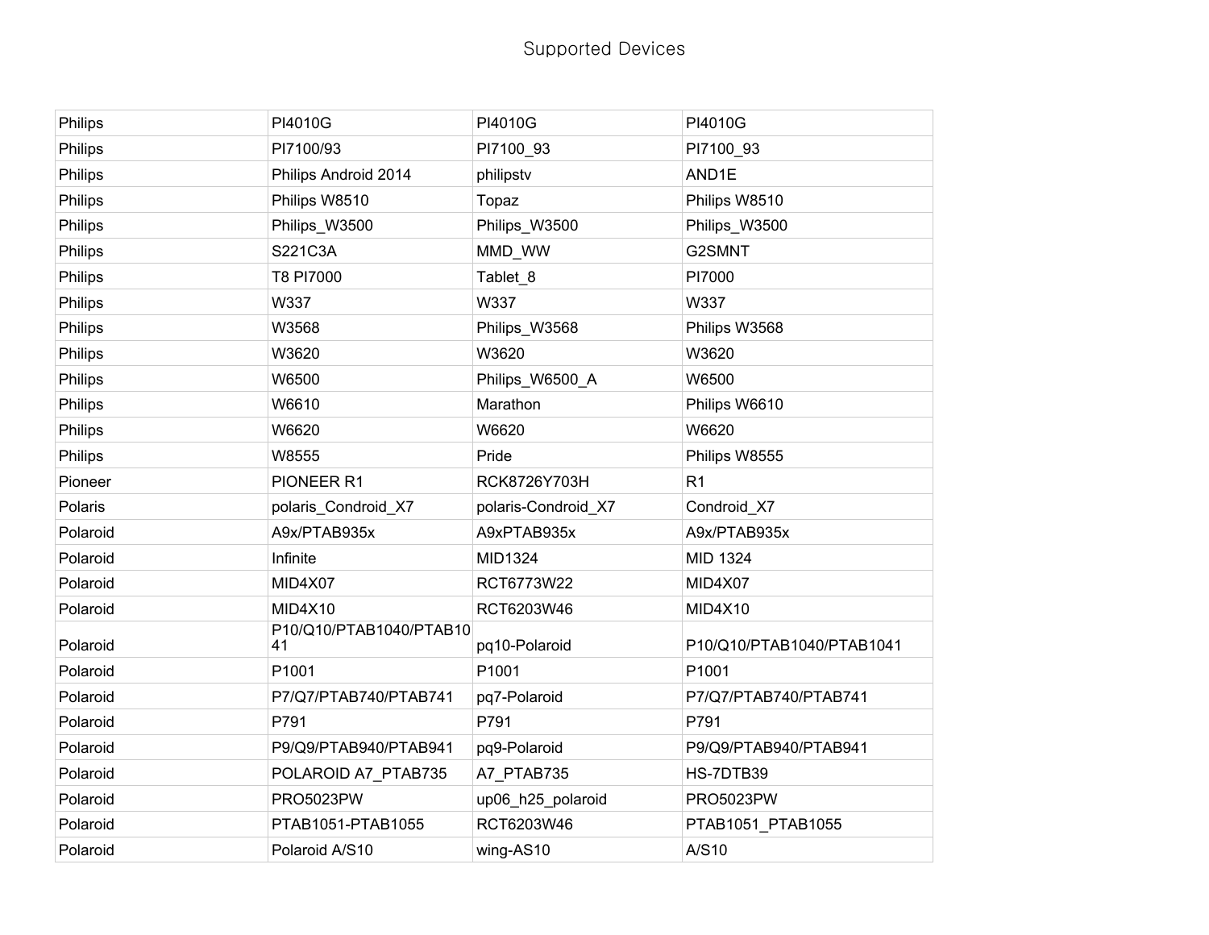Supported Devices

| | | | |
|---|---|---|---|
| Philips | PI4010G | PI4010G | PI4010G |
| Philips | PI7100/93 | PI7100_93 | PI7100_93 |
| Philips | Philips Android 2014 | philipstv | AND1E |
| Philips | Philips W8510 | Topaz | Philips W8510 |
| Philips | Philips_W3500 | Philips_W3500 | Philips_W3500 |
| Philips | S221C3A | MMD_WW | G2SMNT |
| Philips | T8 PI7000 | Tablet_8 | PI7000 |
| Philips | W337 | W337 | W337 |
| Philips | W3568 | Philips_W3568 | Philips W3568 |
| Philips | W3620 | W3620 | W3620 |
| Philips | W6500 | Philips_W6500_A | W6500 |
| Philips | W6610 | Marathon | Philips W6610 |
| Philips | W6620 | W6620 | W6620 |
| Philips | W8555 | Pride | Philips W8555 |
| Pioneer | PIONEER R1 | RCK8726Y703H | R1 |
| Polaris | polaris_Condroid_X7 | polaris-Condroid_X7 | Condroid_X7 |
| Polaroid | A9x/PTAB935x | A9xPTAB935x | A9x/PTAB935x |
| Polaroid | Infinite | MID1324 | MID 1324 |
| Polaroid | MID4X07 | RCT6773W22 | MID4X07 |
| Polaroid | MID4X10 | RCT6203W46 | MID4X10 |
| Polaroid | P10/Q10/PTAB1040/PTAB1041 | pq10-Polaroid | P10/Q10/PTAB1040/PTAB1041 |
| Polaroid | P1001 | P1001 | P1001 |
| Polaroid | P7/Q7/PTAB740/PTAB741 | pq7-Polaroid | P7/Q7/PTAB740/PTAB741 |
| Polaroid | P791 | P791 | P791 |
| Polaroid | P9/Q9/PTAB940/PTAB941 | pq9-Polaroid | P9/Q9/PTAB940/PTAB941 |
| Polaroid | POLAROID A7_PTAB735 | A7_PTAB735 | HS-7DTB39 |
| Polaroid | PRO5023PW | up06_h25_polaroid | PRO5023PW |
| Polaroid | PTAB1051-PTAB1055 | RCT6203W46 | PTAB1051_PTAB1055 |
| Polaroid | Polaroid A/S10 | wing-AS10 | A/S10 |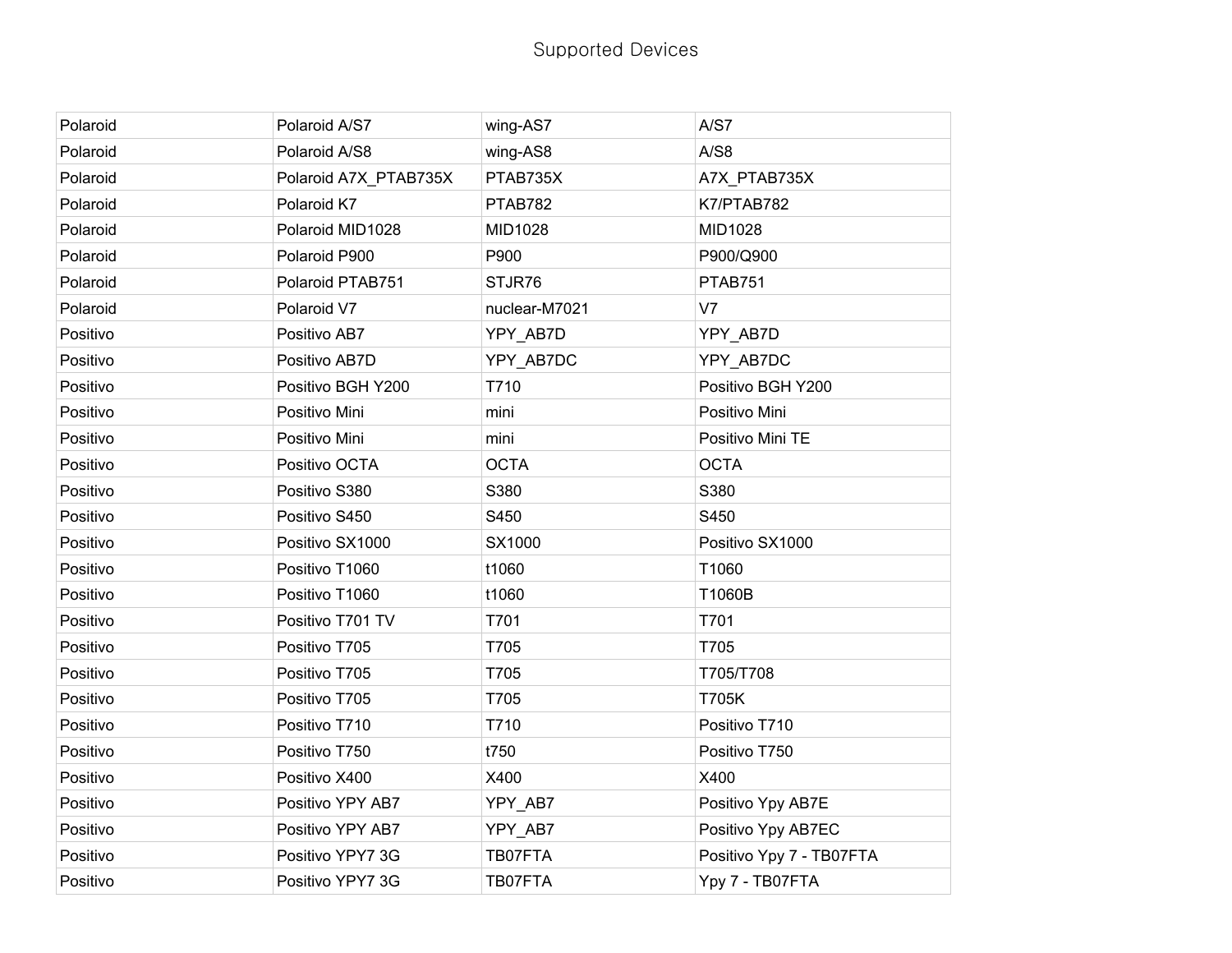Supported Devices

| | | | |
|---|---|---|---|
| Polaroid | Polaroid A/S7 | wing-AS7 | A/S7 |
| Polaroid | Polaroid A/S8 | wing-AS8 | A/S8 |
| Polaroid | Polaroid A7X_PTAB735X | PTAB735X | A7X_PTAB735X |
| Polaroid | Polaroid K7 | PTAB782 | K7/PTAB782 |
| Polaroid | Polaroid MID1028 | MID1028 | MID1028 |
| Polaroid | Polaroid P900 | P900 | P900/Q900 |
| Polaroid | Polaroid PTAB751 | STJR76 | PTAB751 |
| Polaroid | Polaroid V7 | nuclear-M7021 | V7 |
| Positivo | Positivo AB7 | YPY_AB7D | YPY_AB7D |
| Positivo | Positivo AB7D | YPY_AB7DC | YPY_AB7DC |
| Positivo | Positivo BGH Y200 | T710 | Positivo BGH Y200 |
| Positivo | Positivo Mini | mini | Positivo Mini |
| Positivo | Positivo Mini | mini | Positivo Mini TE |
| Positivo | Positivo OCTA | OCTA | OCTA |
| Positivo | Positivo S380 | S380 | S380 |
| Positivo | Positivo S450 | S450 | S450 |
| Positivo | Positivo SX1000 | SX1000 | Positivo SX1000 |
| Positivo | Positivo T1060 | t1060 | T1060 |
| Positivo | Positivo T1060 | t1060 | T1060B |
| Positivo | Positivo T701 TV | T701 | T701 |
| Positivo | Positivo T705 | T705 | T705 |
| Positivo | Positivo T705 | T705 | T705/T708 |
| Positivo | Positivo T705 | T705 | T705K |
| Positivo | Positivo T710 | T710 | Positivo T710 |
| Positivo | Positivo T750 | t750 | Positivo T750 |
| Positivo | Positivo X400 | X400 | X400 |
| Positivo | Positivo YPY AB7 | YPY_AB7 | Positivo Ypy AB7E |
| Positivo | Positivo YPY AB7 | YPY_AB7 | Positivo Ypy AB7EC |
| Positivo | Positivo YPY7 3G | TB07FTA | Positivo Ypy 7 - TB07FTA |
| Positivo | Positivo YPY7 3G | TB07FTA | Ypy 7 - TB07FTA |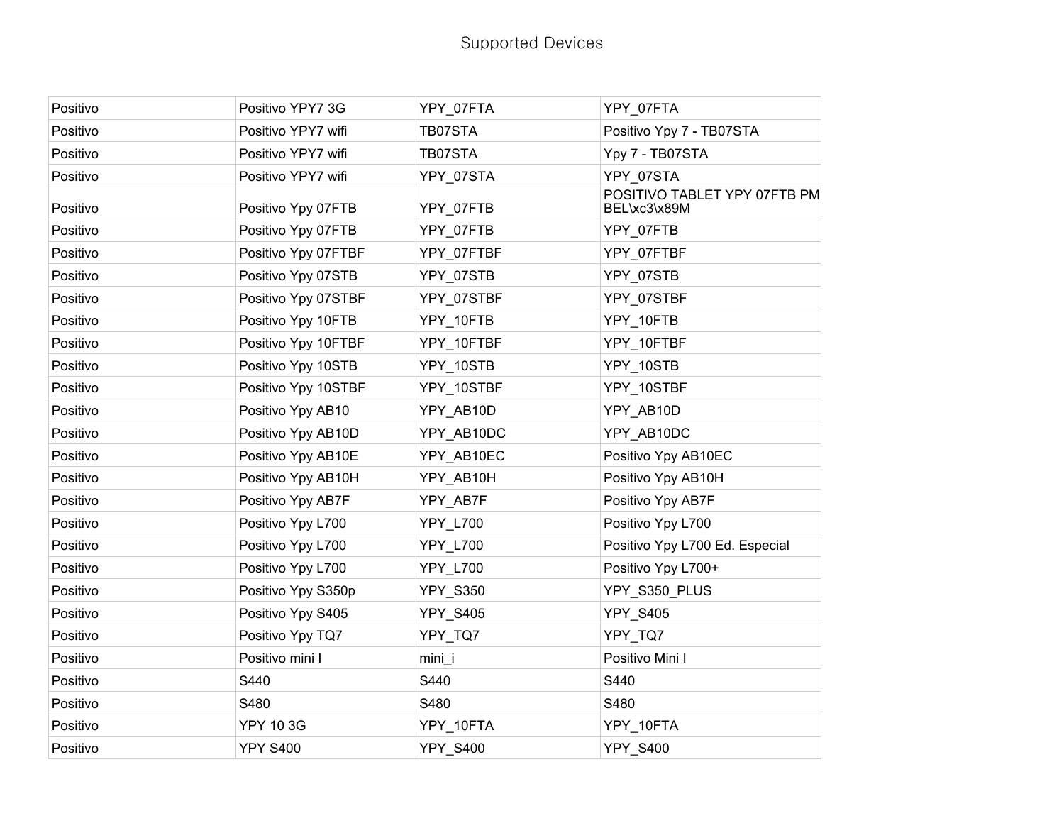# Supported Devices

| | | | |
|---|---|---|---|
| Positivo | Positivo YPY7 3G | YPY_07FTA | YPY_07FTA |
| Positivo | Positivo YPY7 wifi | TB07STA | Positivo Ypy 7 - TB07STA |
| Positivo | Positivo YPY7 wifi | TB07STA | Ypy 7 - TB07STA |
| Positivo | Positivo YPY7 wifi | YPY_07STA | YPY_07STA |
| Positivo | Positivo Ypy 07FTB | YPY_07FTB | POSITIVO TABLET YPY 07FTB PM BEL\xc3\x89M |
| Positivo | Positivo Ypy 07FTB | YPY_07FTB | YPY_07FTB |
| Positivo | Positivo Ypy 07FTBF | YPY_07FTBF | YPY_07FTBF |
| Positivo | Positivo Ypy 07STB | YPY_07STB | YPY_07STB |
| Positivo | Positivo Ypy 07STBF | YPY_07STBF | YPY_07STBF |
| Positivo | Positivo Ypy 10FTB | YPY_10FTB | YPY_10FTB |
| Positivo | Positivo Ypy 10FTBF | YPY_10FTBF | YPY_10FTBF |
| Positivo | Positivo Ypy 10STB | YPY_10STB | YPY_10STB |
| Positivo | Positivo Ypy 10STBF | YPY_10STBF | YPY_10STBF |
| Positivo | Positivo Ypy AB10 | YPY_AB10D | YPY_AB10D |
| Positivo | Positivo Ypy AB10D | YPY_AB10DC | YPY_AB10DC |
| Positivo | Positivo Ypy AB10E | YPY_AB10EC | Positivo Ypy AB10EC |
| Positivo | Positivo Ypy AB10H | YPY_AB10H | Positivo Ypy AB10H |
| Positivo | Positivo Ypy AB7F | YPY_AB7F | Positivo Ypy AB7F |
| Positivo | Positivo Ypy L700 | YPY_L700 | Positivo Ypy L700 |
| Positivo | Positivo Ypy L700 | YPY_L700 | Positivo Ypy L700 Ed. Especial |
| Positivo | Positivo Ypy L700 | YPY_L700 | Positivo Ypy L700+ |
| Positivo | Positivo Ypy S350p | YPY_S350 | YPY_S350_PLUS |
| Positivo | Positivo Ypy S405 | YPY_S405 | YPY_S405 |
| Positivo | Positivo Ypy TQ7 | YPY_TQ7 | YPY_TQ7 |
| Positivo | Positivo mini I | mini_i | Positivo Mini I |
| Positivo | S440 | S440 | S440 |
| Positivo | S480 | S480 | S480 |
| Positivo | YPY 10 3G | YPY_10FTA | YPY_10FTA |
| Positivo | YPY S400 | YPY_S400 | YPY_S400 |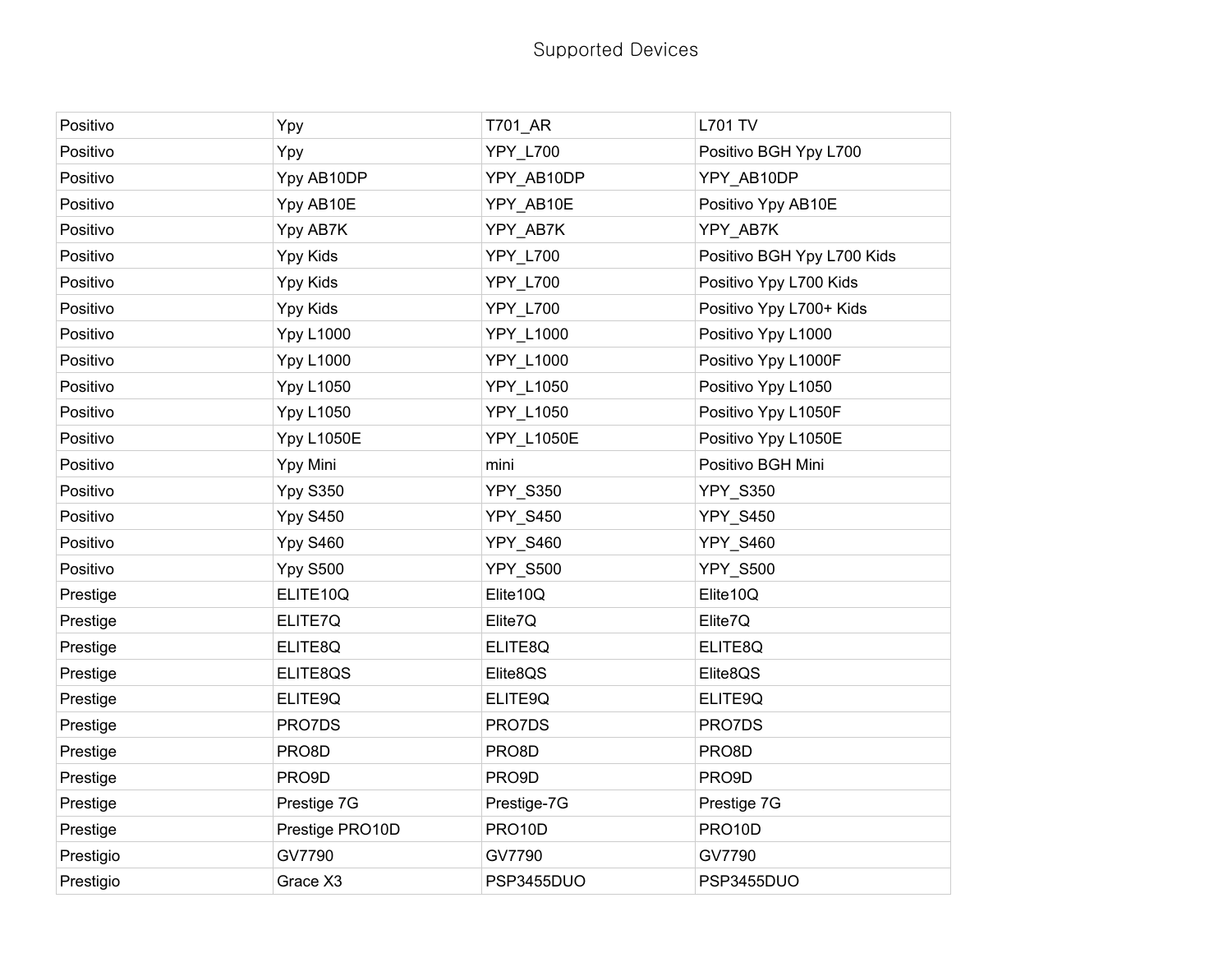Supported Devices

| Positivo | Ypy | T701_AR | L701 TV |
|---|---|---|---|
| Positivo | Ypy | YPY_L700 | Positivo BGH Ypy L700 |
| Positivo | Ypy AB10DP | YPY_AB10DP | YPY_AB10DP |
| Positivo | Ypy AB10E | YPY_AB10E | Positivo Ypy AB10E |
| Positivo | Ypy AB7K | YPY_AB7K | YPY_AB7K |
| Positivo | Ypy Kids | YPY_L700 | Positivo BGH Ypy L700 Kids |
| Positivo | Ypy Kids | YPY_L700 | Positivo Ypy L700 Kids |
| Positivo | Ypy Kids | YPY_L700 | Positivo Ypy L700+ Kids |
| Positivo | Ypy L1000 | YPY_L1000 | Positivo Ypy L1000 |
| Positivo | Ypy L1000 | YPY_L1000 | Positivo Ypy L1000F |
| Positivo | Ypy L1050 | YPY_L1050 | Positivo Ypy L1050 |
| Positivo | Ypy L1050 | YPY_L1050 | Positivo Ypy L1050F |
| Positivo | Ypy L1050E | YPY_L1050E | Positivo Ypy L1050E |
| Positivo | Ypy Mini | mini | Positivo BGH Mini |
| Positivo | Ypy S350 | YPY_S350 | YPY_S350 |
| Positivo | Ypy S450 | YPY_S450 | YPY_S450 |
| Positivo | Ypy S460 | YPY_S460 | YPY_S460 |
| Positivo | Ypy S500 | YPY_S500 | YPY_S500 |
| Prestige | ELITE10Q | Elite10Q | Elite10Q |
| Prestige | ELITE7Q | Elite7Q | Elite7Q |
| Prestige | ELITE8Q | ELITE8Q | ELITE8Q |
| Prestige | ELITE8QS | Elite8QS | Elite8QS |
| Prestige | ELITE9Q | ELITE9Q | ELITE9Q |
| Prestige | PRO7DS | PRO7DS | PRO7DS |
| Prestige | PRO8D | PRO8D | PRO8D |
| Prestige | PRO9D | PRO9D | PRO9D |
| Prestige | Prestige 7G | Prestige-7G | Prestige 7G |
| Prestige | Prestige PRO10D | PRO10D | PRO10D |
| Prestigio | GV7790 | GV7790 | GV7790 |
| Prestigio | Grace X3 | PSP3455DUO | PSP3455DUO |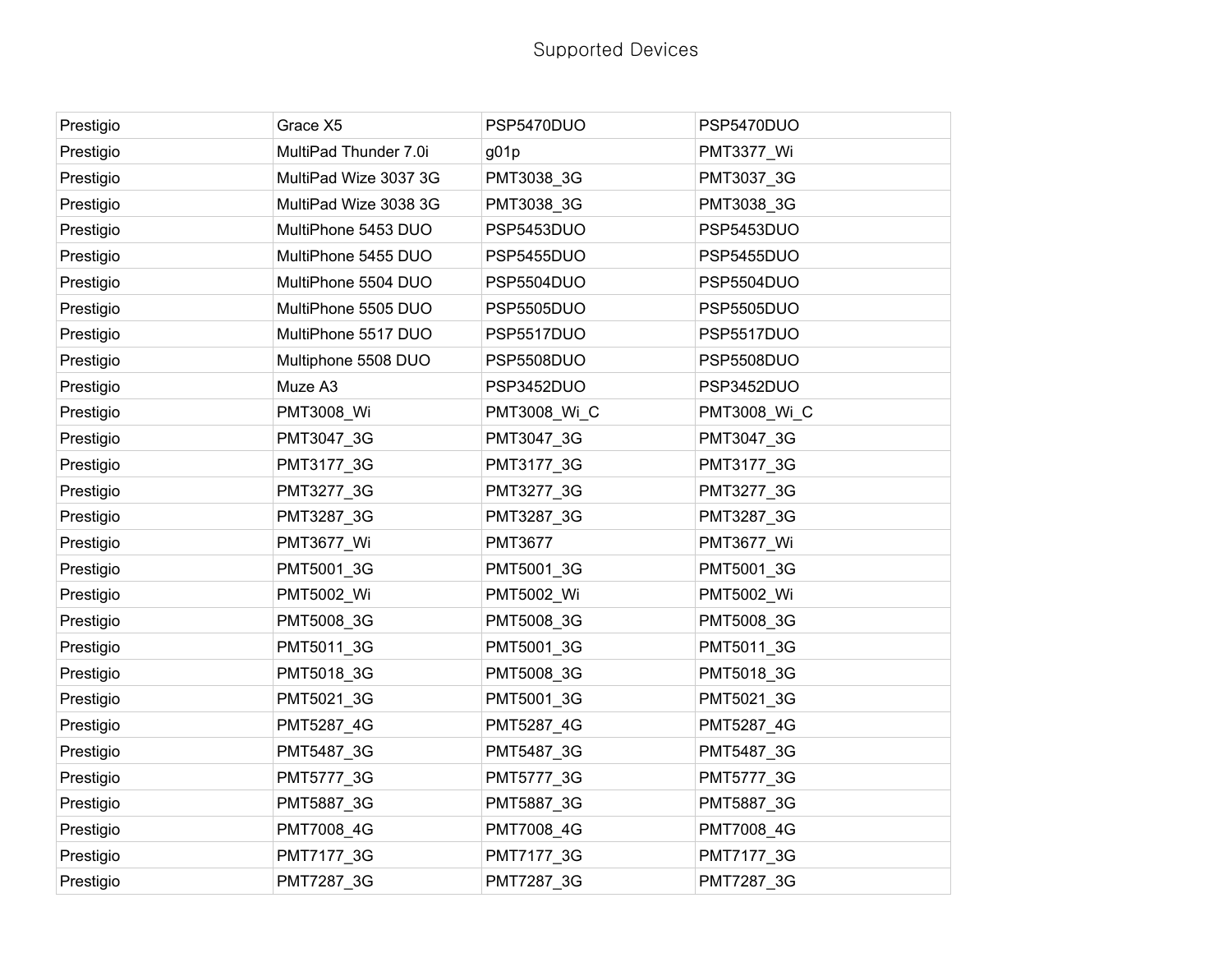Supported Devices

| | | | |
|---|---|---|---|
| Prestigio | Grace X5 | PSP5470DUO | PSP5470DUO |
| Prestigio | MultiPad Thunder 7.0i | g01p | PMT3377_Wi |
| Prestigio | MultiPad Wize 3037 3G | PMT3038_3G | PMT3037_3G |
| Prestigio | MultiPad Wize 3038 3G | PMT3038_3G | PMT3038_3G |
| Prestigio | MultiPhone 5453 DUO | PSP5453DUO | PSP5453DUO |
| Prestigio | MultiPhone 5455 DUO | PSP5455DUO | PSP5455DUO |
| Prestigio | MultiPhone 5504 DUO | PSP5504DUO | PSP5504DUO |
| Prestigio | MultiPhone 5505 DUO | PSP5505DUO | PSP5505DUO |
| Prestigio | MultiPhone 5517 DUO | PSP5517DUO | PSP5517DUO |
| Prestigio | Multiphone 5508 DUO | PSP5508DUO | PSP5508DUO |
| Prestigio | Muze A3 | PSP3452DUO | PSP3452DUO |
| Prestigio | PMT3008_Wi | PMT3008_Wi_C | PMT3008_Wi_C |
| Prestigio | PMT3047_3G | PMT3047_3G | PMT3047_3G |
| Prestigio | PMT3177_3G | PMT3177_3G | PMT3177_3G |
| Prestigio | PMT3277_3G | PMT3277_3G | PMT3277_3G |
| Prestigio | PMT3287_3G | PMT3287_3G | PMT3287_3G |
| Prestigio | PMT3677_Wi | PMT3677 | PMT3677_Wi |
| Prestigio | PMT5001_3G | PMT5001_3G | PMT5001_3G |
| Prestigio | PMT5002_Wi | PMT5002_Wi | PMT5002_Wi |
| Prestigio | PMT5008_3G | PMT5008_3G | PMT5008_3G |
| Prestigio | PMT5011_3G | PMT5001_3G | PMT5011_3G |
| Prestigio | PMT5018_3G | PMT5008_3G | PMT5018_3G |
| Prestigio | PMT5021_3G | PMT5001_3G | PMT5021_3G |
| Prestigio | PMT5287_4G | PMT5287_4G | PMT5287_4G |
| Prestigio | PMT5487_3G | PMT5487_3G | PMT5487_3G |
| Prestigio | PMT5777_3G | PMT5777_3G | PMT5777_3G |
| Prestigio | PMT5887_3G | PMT5887_3G | PMT5887_3G |
| Prestigio | PMT7008_4G | PMT7008_4G | PMT7008_4G |
| Prestigio | PMT7177_3G | PMT7177_3G | PMT7177_3G |
| Prestigio | PMT7287_3G | PMT7287_3G | PMT7287_3G |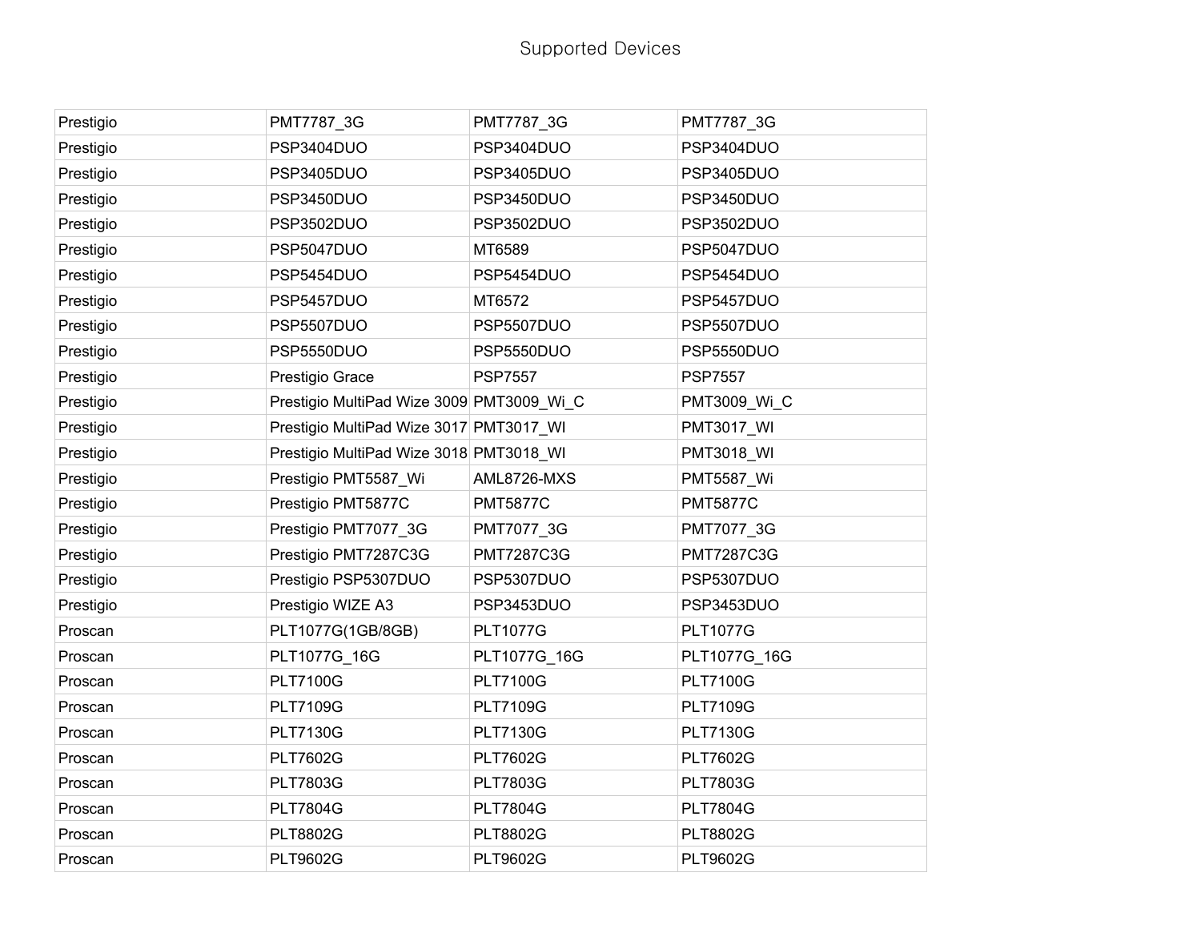Supported Devices

| | | | |
|---|---|---|---|
| Prestigio | PMT7787_3G | PMT7787_3G | PMT7787_3G |
| Prestigio | PSP3404DUO | PSP3404DUO | PSP3404DUO |
| Prestigio | PSP3405DUO | PSP3405DUO | PSP3405DUO |
| Prestigio | PSP3450DUO | PSP3450DUO | PSP3450DUO |
| Prestigio | PSP3502DUO | PSP3502DUO | PSP3502DUO |
| Prestigio | PSP5047DUO | MT6589 | PSP5047DUO |
| Prestigio | PSP5454DUO | PSP5454DUO | PSP5454DUO |
| Prestigio | PSP5457DUO | MT6572 | PSP5457DUO |
| Prestigio | PSP5507DUO | PSP5507DUO | PSP5507DUO |
| Prestigio | PSP5550DUO | PSP5550DUO | PSP5550DUO |
| Prestigio | Prestigio Grace | PSP7557 | PSP7557 |
| Prestigio | Prestigio MultiPad Wize 3009 | PMT3009_Wi_C | PMT3009_Wi_C |
| Prestigio | Prestigio MultiPad Wize 3017 | PMT3017_WI | PMT3017_WI |
| Prestigio | Prestigio MultiPad Wize 3018 | PMT3018_WI | PMT3018_WI |
| Prestigio | Prestigio PMT5587_Wi | AML8726-MXS | PMT5587_Wi |
| Prestigio | Prestigio PMT5877C | PMT5877C | PMT5877C |
| Prestigio | Prestigio PMT7077_3G | PMT7077_3G | PMT7077_3G |
| Prestigio | Prestigio PMT7287C3G | PMT7287C3G | PMT7287C3G |
| Prestigio | Prestigio PSP5307DUO | PSP5307DUO | PSP5307DUO |
| Prestigio | Prestigio WIZE A3 | PSP3453DUO | PSP3453DUO |
| Proscan | PLT1077G(1GB/8GB) | PLT1077G | PLT1077G |
| Proscan | PLT1077G_16G | PLT1077G_16G | PLT1077G_16G |
| Proscan | PLT7100G | PLT7100G | PLT7100G |
| Proscan | PLT7109G | PLT7109G | PLT7109G |
| Proscan | PLT7130G | PLT7130G | PLT7130G |
| Proscan | PLT7602G | PLT7602G | PLT7602G |
| Proscan | PLT7803G | PLT7803G | PLT7803G |
| Proscan | PLT7804G | PLT7804G | PLT7804G |
| Proscan | PLT8802G | PLT8802G | PLT8802G |
| Proscan | PLT9602G | PLT9602G | PLT9602G |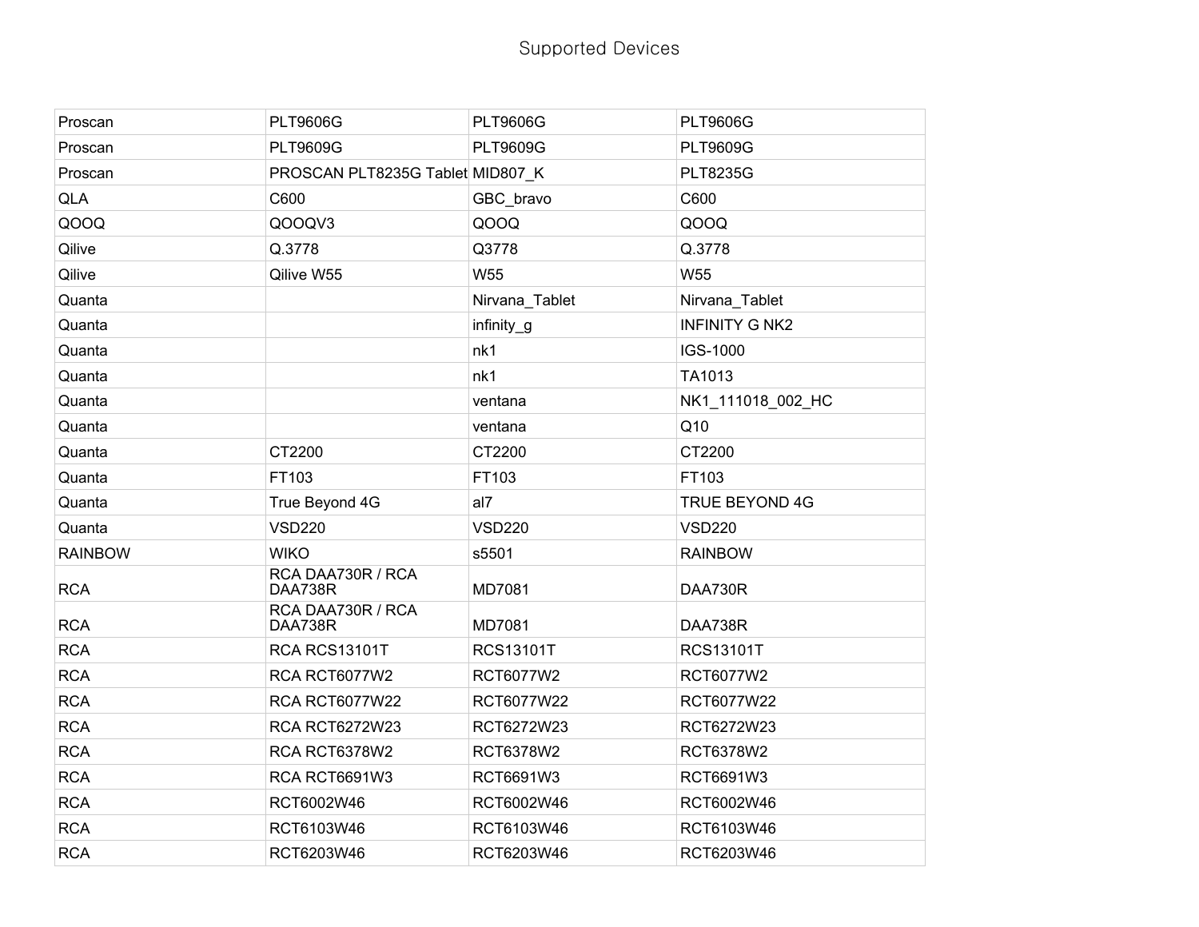# Supported Devices

| | | | |
|---|---|---|---|
| Proscan | PLT9606G | PLT9606G | PLT9606G |
| Proscan | PLT9609G | PLT9609G | PLT9609G |
| Proscan | PROSCAN PLT8235G Tablet | MID807_K | PLT8235G |
| QLA | C600 | GBC_bravo | C600 |
| QOOQ | QOOQV3 | QOOQ | QOOQ |
| Qilive | Q.3778 | Q3778 | Q.3778 |
| Qilive | Qilive W55 | W55 | W55 |
| Quanta | | Nirvana_Tablet | Nirvana_Tablet |
| Quanta | | infinity_g | INFINITY G NK2 |
| Quanta | | nk1 | IGS-1000 |
| Quanta | | nk1 | TA1013 |
| Quanta | | ventana | NK1_111018_002_HC |
| Quanta | | ventana | Q10 |
| Quanta | CT2200 | CT2200 | CT2200 |
| Quanta | FT103 | FT103 | FT103 |
| Quanta | True Beyond 4G | al7 | TRUE BEYOND 4G |
| Quanta | VSD220 | VSD220 | VSD220 |
| RAINBOW | WIKO | s5501 | RAINBOW |
| RCA | RCA DAA730R / RCA DAA738R | MD7081 | DAA730R |
| RCA | RCA DAA730R / RCA DAA738R | MD7081 | DAA738R |
| RCA | RCA RCS13101T | RCS13101T | RCS13101T |
| RCA | RCA RCT6077W2 | RCT6077W2 | RCT6077W2 |
| RCA | RCA RCT6077W22 | RCT6077W22 | RCT6077W22 |
| RCA | RCA RCT6272W23 | RCT6272W23 | RCT6272W23 |
| RCA | RCA RCT6378W2 | RCT6378W2 | RCT6378W2 |
| RCA | RCA RCT6691W3 | RCT6691W3 | RCT6691W3 |
| RCA | RCT6002W46 | RCT6002W46 | RCT6002W46 |
| RCA | RCT6103W46 | RCT6103W46 | RCT6103W46 |
| RCA | RCT6203W46 | RCT6203W46 | RCT6203W46 |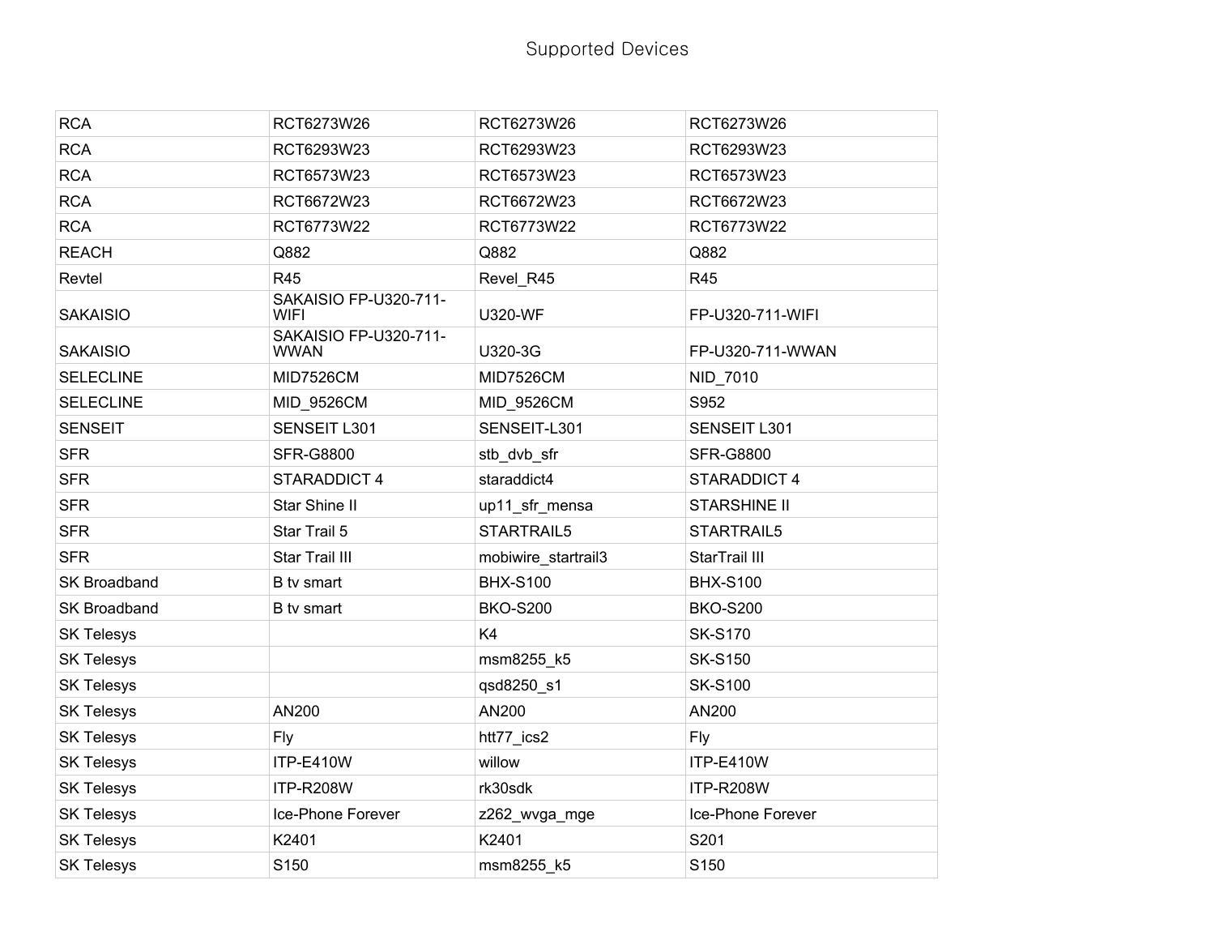Supported Devices

| | | | |
|---|---|---|---|
| RCA | RCT6273W26 | RCT6273W26 | RCT6273W26 |
| RCA | RCT6293W23 | RCT6293W23 | RCT6293W23 |
| RCA | RCT6573W23 | RCT6573W23 | RCT6573W23 |
| RCA | RCT6672W23 | RCT6672W23 | RCT6672W23 |
| RCA | RCT6773W22 | RCT6773W22 | RCT6773W22 |
| REACH | Q882 | Q882 | Q882 |
| Revtel | R45 | Revel_R45 | R45 |
| SAKAISIO | SAKAISIO FP-U320-711-WIFI | U320-WF | FP-U320-711-WIFI |
| SAKAISIO | SAKAISIO FP-U320-711-WWAN | U320-3G | FP-U320-711-WWAN |
| SELECLINE | MID7526CM | MID7526CM | NID_7010 |
| SELECLINE | MID_9526CM | MID_9526CM | S952 |
| SENSEIT | SENSEIT L301 | SENSEIT-L301 | SENSEIT L301 |
| SFR | SFR-G8800 | stb_dvb_sfr | SFR-G8800 |
| SFR | STARADDICT 4 | staraddict4 | STARADDICT 4 |
| SFR | Star Shine II | up11_sfr_mensa | STARSHINE II |
| SFR | Star Trail 5 | STARTRAIL5 | STARTRAIL5 |
| SFR | Star Trail III | mobiwire_startrail3 | StarTrail III |
| SK Broadband | B tv smart | BHX-S100 | BHX-S100 |
| SK Broadband | B tv smart | BKO-S200 | BKO-S200 |
| SK Telesys | | K4 | SK-S170 |
| SK Telesys | | msm8255_k5 | SK-S150 |
| SK Telesys | | qsd8250_s1 | SK-S100 |
| SK Telesys | AN200 | AN200 | AN200 |
| SK Telesys | Fly | htt77_ics2 | Fly |
| SK Telesys | ITP-E410W | willow | ITP-E410W |
| SK Telesys | ITP-R208W | rk30sdk | ITP-R208W |
| SK Telesys | Ice-Phone Forever | z262_wvga_mge | Ice-Phone Forever |
| SK Telesys | K2401 | K2401 | S201 |
| SK Telesys | S150 | msm8255_k5 | S150 |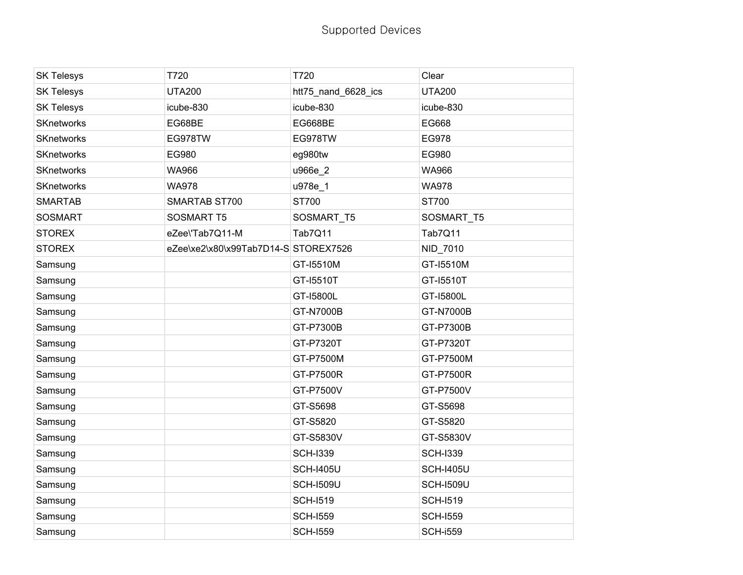# Supported Devices

| SK Telesys | T720 | T720 | Clear |
|---|---|---|---|
| SK Telesys | UTA200 | htt75_nand_6628_ics | UTA200 |
| SK Telesys | icube-830 | icube-830 | icube-830 |
| SKnetworks | EG68BE | EG668BE | EG668 |
| SKnetworks | EG978TW | EG978TW | EG978 |
| SKnetworks | EG980 | eg980tw | EG980 |
| SKnetworks | WA966 | u966e_2 | WA966 |
| SKnetworks | WA978 | u978e_1 | WA978 |
| SMARTAB | SMARTAB ST700 | ST700 | ST700 |
| SOSMART | SOSMART T5 | SOSMART_T5 | SOSMART_T5 |
| STOREX | eZee\'Tab7Q11-M | Tab7Q11 | Tab7Q11 |
| STOREX | eZee\xe2\x80\x99Tab7D14-S | STOREX7526 | NID_7010 |
| Samsung | | GT-I5510M | GT-I5510M |
| Samsung | | GT-I5510T | GT-I5510T |
| Samsung | | GT-I5800L | GT-I5800L |
| Samsung | | GT-N7000B | GT-N7000B |
| Samsung | | GT-P7300B | GT-P7300B |
| Samsung | | GT-P7320T | GT-P7320T |
| Samsung | | GT-P7500M | GT-P7500M |
| Samsung | | GT-P7500R | GT-P7500R |
| Samsung | | GT-P7500V | GT-P7500V |
| Samsung | | GT-S5698 | GT-S5698 |
| Samsung | | GT-S5820 | GT-S5820 |
| Samsung | | GT-S5830V | GT-S5830V |
| Samsung | | SCH-I339 | SCH-I339 |
| Samsung | | SCH-I405U | SCH-I405U |
| Samsung | | SCH-I509U | SCH-I509U |
| Samsung | | SCH-I519 | SCH-I519 |
| Samsung | | SCH-I559 | SCH-I559 |
| Samsung | | SCH-I559 | SCH-i559 |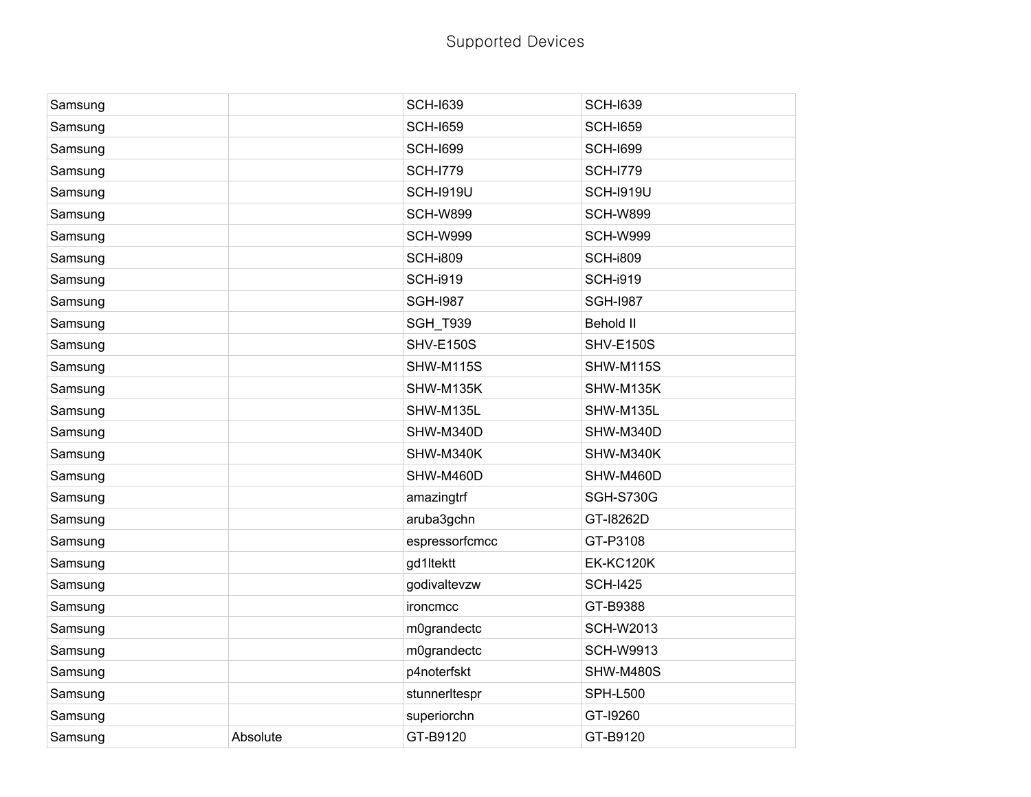# Supported Devices

| | | | |
|---|---|---|---|
| Samsung | | SCH-I639 | SCH-I639 |
| Samsung | | SCH-I659 | SCH-I659 |
| Samsung | | SCH-I699 | SCH-I699 |
| Samsung | | SCH-I779 | SCH-I779 |
| Samsung | | SCH-I919U | SCH-I919U |
| Samsung | | SCH-W899 | SCH-W899 |
| Samsung | | SCH-W999 | SCH-W999 |
| Samsung | | SCH-i809 | SCH-i809 |
| Samsung | | SCH-i919 | SCH-i919 |
| Samsung | | SGH-I987 | SGH-I987 |
| Samsung | | SGH_T939 | Behold II |
| Samsung | | SHV-E150S | SHV-E150S |
| Samsung | | SHW-M115S | SHW-M115S |
| Samsung | | SHW-M135K | SHW-M135K |
| Samsung | | SHW-M135L | SHW-M135L |
| Samsung | | SHW-M340D | SHW-M340D |
| Samsung | | SHW-M340K | SHW-M340K |
| Samsung | | SHW-M460D | SHW-M460D |
| Samsung | | amazingtrf | SGH-S730G |
| Samsung | | aruba3gchn | GT-I8262D |
| Samsung | | espressorfcmcc | GT-P3108 |
| Samsung | | gd1ltektt | EK-KC120K |
| Samsung | | godivaltevzw | SCH-I425 |
| Samsung | | ironcmcc | GT-B9388 |
| Samsung | | m0grandectc | SCH-W2013 |
| Samsung | | m0grandectc | SCH-W9913 |
| Samsung | | p4noterfskt | SHW-M480S |
| Samsung | | stunnerltespr | SPH-L500 |
| Samsung | | superiorchn | GT-I9260 |
| Samsung | Absolute | GT-B9120 | GT-B9120 |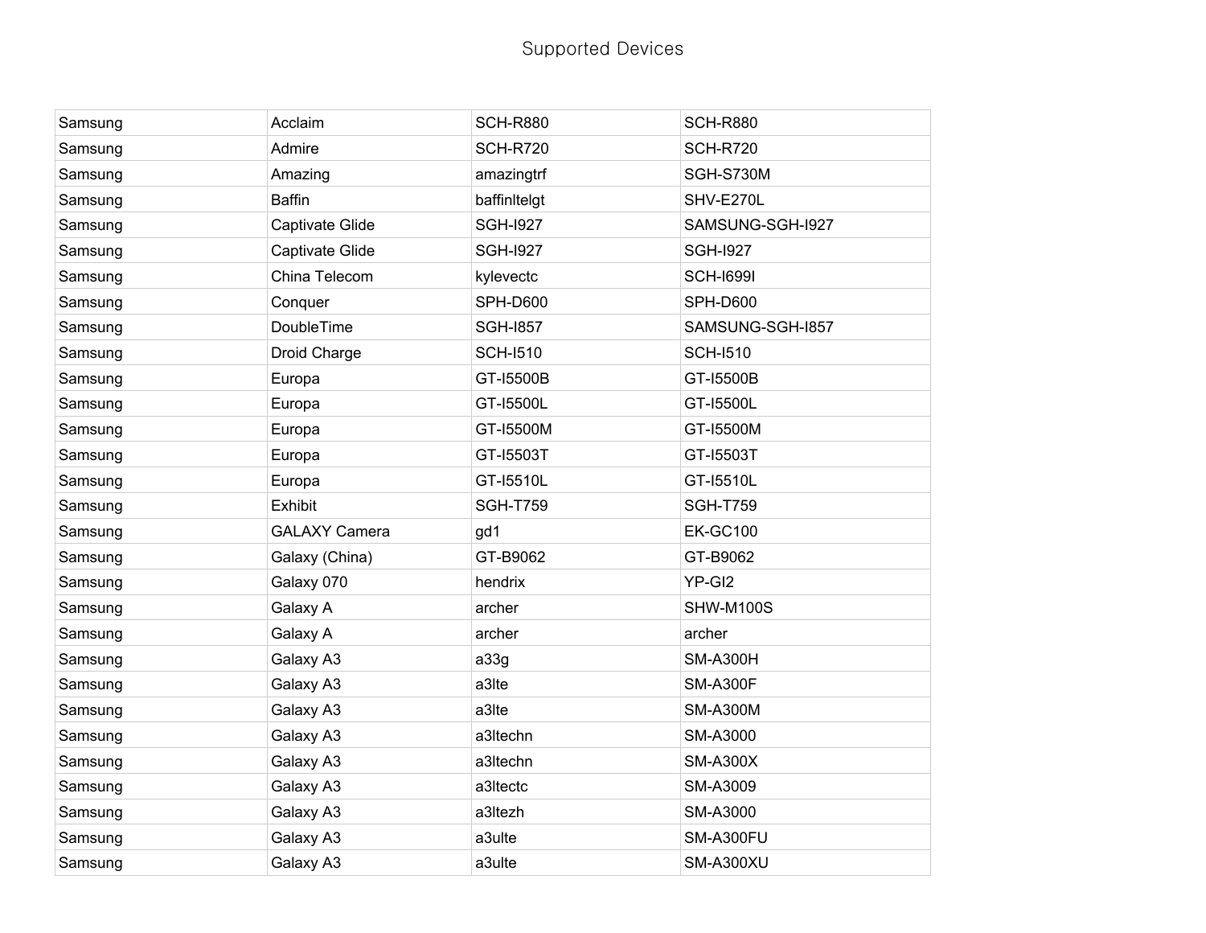| | | | |
|---|---|---|---|
| Samsung | Acclaim | SCH-R880 | SCH-R880 |
| Samsung | Admire | SCH-R720 | SCH-R720 |
| Samsung | Amazing | amazingtrf | SGH-S730M |
| Samsung | Baffin | baffinltelgt | SHV-E270L |
| Samsung | Captivate Glide | SGH-I927 | SAMSUNG-SGH-I927 |
| Samsung | Captivate Glide | SGH-I927 | SGH-I927 |
| Samsung | China Telecom | kylevectc | SCH-I699I |
| Samsung | Conquer | SPH-D600 | SPH-D600 |
| Samsung | DoubleTime | SGH-I857 | SAMSUNG-SGH-I857 |
| Samsung | Droid Charge | SCH-I510 | SCH-I510 |
| Samsung | Europa | GT-I5500B | GT-I5500B |
| Samsung | Europa | GT-I5500L | GT-I5500L |
| Samsung | Europa | GT-I5500M | GT-I5500M |
| Samsung | Europa | GT-I5503T | GT-I5503T |
| Samsung | Europa | GT-I5510L | GT-I5510L |
| Samsung | Exhibit | SGH-T759 | SGH-T759 |
| Samsung | GALAXY Camera | gd1 | EK-GC100 |
| Samsung | Galaxy (China) | GT-B9062 | GT-B9062 |
| Samsung | Galaxy 070 | hendrix | YP-GI2 |
| Samsung | Galaxy A | archer | SHW-M100S |
| Samsung | Galaxy A | archer | archer |
| Samsung | Galaxy A3 | a33g | SM-A300H |
| Samsung | Galaxy A3 | a3lte | SM-A300F |
| Samsung | Galaxy A3 | a3lte | SM-A300M |
| Samsung | Galaxy A3 | a3ltechn | SM-A3000 |
| Samsung | Galaxy A3 | a3ltechn | SM-A300X |
| Samsung | Galaxy A3 | a3ltectc | SM-A3009 |
| Samsung | Galaxy A3 | a3ltezh | SM-A3000 |
| Samsung | Galaxy A3 | a3ulte | SM-A300FU |
| Samsung | Galaxy A3 | a3ulte | SM-A300XU |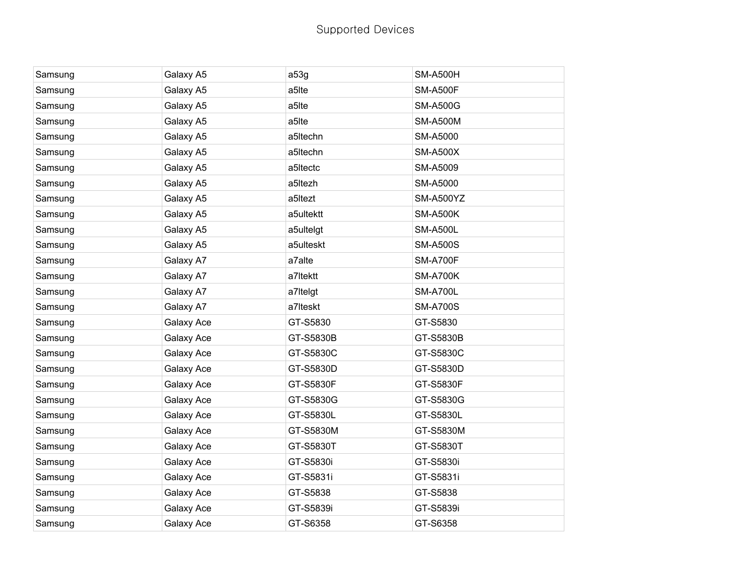Supported Devices

| Samsung | Galaxy A5 | a53g | SM-A500H |
|---|---|---|---|
| Samsung | Galaxy A5 | a5lte | SM-A500F |
| Samsung | Galaxy A5 | a5lte | SM-A500G |
| Samsung | Galaxy A5 | a5lte | SM-A500M |
| Samsung | Galaxy A5 | a5ltechn | SM-A5000 |
| Samsung | Galaxy A5 | a5ltechn | SM-A500X |
| Samsung | Galaxy A5 | a5ltectc | SM-A5009 |
| Samsung | Galaxy A5 | a5ltezh | SM-A5000 |
| Samsung | Galaxy A5 | a5ltezt | SM-A500YZ |
| Samsung | Galaxy A5 | a5ultektt | SM-A500K |
| Samsung | Galaxy A5 | a5ultelgt | SM-A500L |
| Samsung | Galaxy A5 | a5ulteskt | SM-A500S |
| Samsung | Galaxy A7 | a7alte | SM-A700F |
| Samsung | Galaxy A7 | a7ltektt | SM-A700K |
| Samsung | Galaxy A7 | a7ltelgt | SM-A700L |
| Samsung | Galaxy A7 | a7lteskt | SM-A700S |
| Samsung | Galaxy Ace | GT-S5830 | GT-S5830 |
| Samsung | Galaxy Ace | GT-S5830B | GT-S5830B |
| Samsung | Galaxy Ace | GT-S5830C | GT-S5830C |
| Samsung | Galaxy Ace | GT-S5830D | GT-S5830D |
| Samsung | Galaxy Ace | GT-S5830F | GT-S5830F |
| Samsung | Galaxy Ace | GT-S5830G | GT-S5830G |
| Samsung | Galaxy Ace | GT-S5830L | GT-S5830L |
| Samsung | Galaxy Ace | GT-S5830M | GT-S5830M |
| Samsung | Galaxy Ace | GT-S5830T | GT-S5830T |
| Samsung | Galaxy Ace | GT-S5830i | GT-S5830i |
| Samsung | Galaxy Ace | GT-S5831i | GT-S5831i |
| Samsung | Galaxy Ace | GT-S5838 | GT-S5838 |
| Samsung | Galaxy Ace | GT-S5839i | GT-S5839i |
| Samsung | Galaxy Ace | GT-S6358 | GT-S6358 |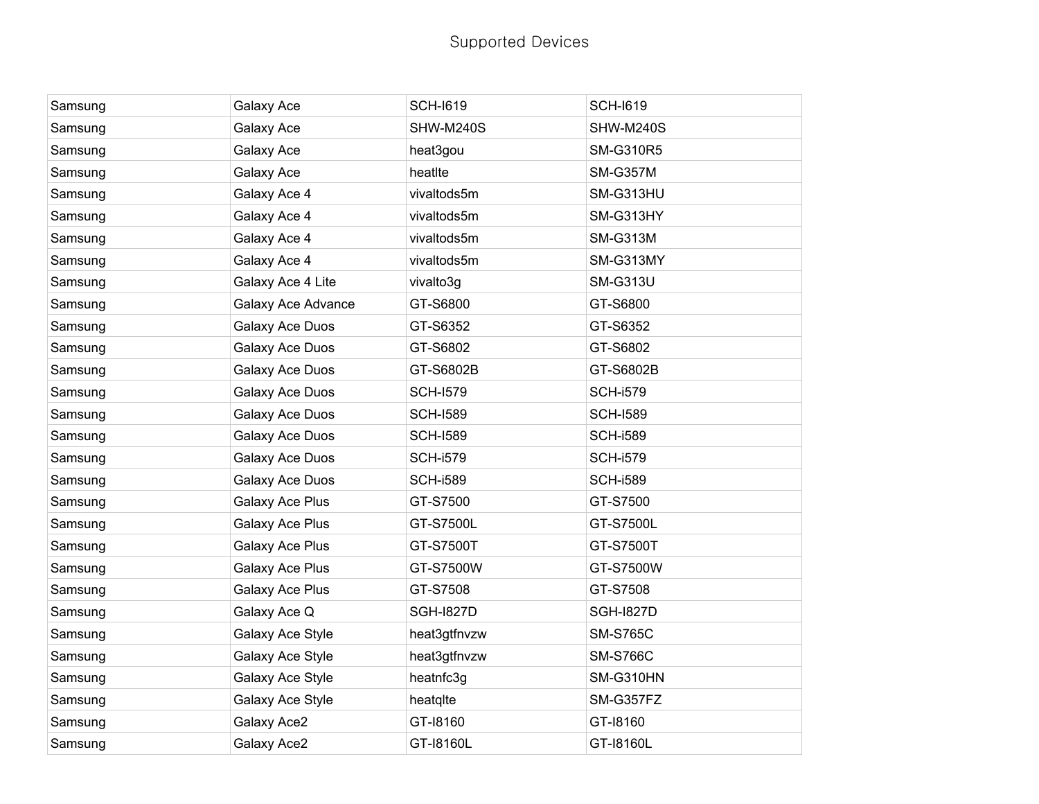## Supported Devices

| | | | |
|---|---|---|---|
| Samsung | Galaxy Ace | SCH-I619 | SCH-I619 |
| Samsung | Galaxy Ace | SHW-M240S | SHW-M240S |
| Samsung | Galaxy Ace | heat3gou | SM-G310R5 |
| Samsung | Galaxy Ace | heatlte | SM-G357M |
| Samsung | Galaxy Ace 4 | vivaltods5m | SM-G313HU |
| Samsung | Galaxy Ace 4 | vivaltods5m | SM-G313HY |
| Samsung | Galaxy Ace 4 | vivaltods5m | SM-G313M |
| Samsung | Galaxy Ace 4 | vivaltods5m | SM-G313MY |
| Samsung | Galaxy Ace 4 Lite | vivalto3g | SM-G313U |
| Samsung | Galaxy Ace Advance | GT-S6800 | GT-S6800 |
| Samsung | Galaxy Ace Duos | GT-S6352 | GT-S6352 |
| Samsung | Galaxy Ace Duos | GT-S6802 | GT-S6802 |
| Samsung | Galaxy Ace Duos | GT-S6802B | GT-S6802B |
| Samsung | Galaxy Ace Duos | SCH-I579 | SCH-i579 |
| Samsung | Galaxy Ace Duos | SCH-I589 | SCH-I589 |
| Samsung | Galaxy Ace Duos | SCH-I589 | SCH-i589 |
| Samsung | Galaxy Ace Duos | SCH-i579 | SCH-i579 |
| Samsung | Galaxy Ace Duos | SCH-i589 | SCH-i589 |
| Samsung | Galaxy Ace Plus | GT-S7500 | GT-S7500 |
| Samsung | Galaxy Ace Plus | GT-S7500L | GT-S7500L |
| Samsung | Galaxy Ace Plus | GT-S7500T | GT-S7500T |
| Samsung | Galaxy Ace Plus | GT-S7500W | GT-S7500W |
| Samsung | Galaxy Ace Plus | GT-S7508 | GT-S7508 |
| Samsung | Galaxy Ace Q | SGH-I827D | SGH-I827D |
| Samsung | Galaxy Ace Style | heat3gtfnvzw | SM-S765C |
| Samsung | Galaxy Ace Style | heat3gtfnvzw | SM-S766C |
| Samsung | Galaxy Ace Style | heatnfc3g | SM-G310HN |
| Samsung | Galaxy Ace Style | heatqlte | SM-G357FZ |
| Samsung | Galaxy Ace2 | GT-I8160 | GT-I8160 |
| Samsung | Galaxy Ace2 | GT-I8160L | GT-I8160L |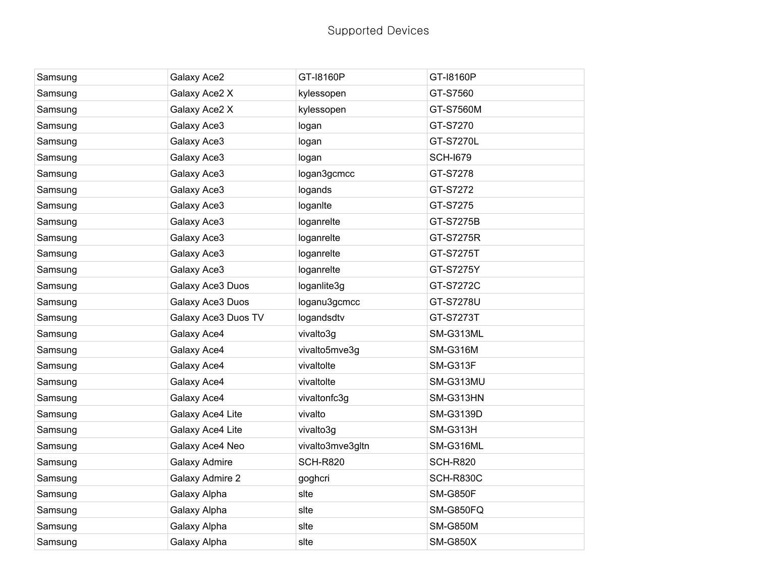Supported Devices

| Samsung | Galaxy Ace2 | GT-I8160P | GT-I8160P |
|---|---|---|---|
| Samsung | Galaxy Ace2 X | kylessopen | GT-S7560 |
| Samsung | Galaxy Ace2 X | kylessopen | GT-S7560M |
| Samsung | Galaxy Ace3 | logan | GT-S7270 |
| Samsung | Galaxy Ace3 | logan | GT-S7270L |
| Samsung | Galaxy Ace3 | logan | SCH-I679 |
| Samsung | Galaxy Ace3 | logan3gcmcc | GT-S7278 |
| Samsung | Galaxy Ace3 | logands | GT-S7272 |
| Samsung | Galaxy Ace3 | loganlte | GT-S7275 |
| Samsung | Galaxy Ace3 | loganrelte | GT-S7275B |
| Samsung | Galaxy Ace3 | loganrelte | GT-S7275R |
| Samsung | Galaxy Ace3 | loganrelte | GT-S7275T |
| Samsung | Galaxy Ace3 | loganrelte | GT-S7275Y |
| Samsung | Galaxy Ace3 Duos | loganlite3g | GT-S7272C |
| Samsung | Galaxy Ace3 Duos | loganu3gcmcc | GT-S7278U |
| Samsung | Galaxy Ace3 Duos TV | logandsdtv | GT-S7273T |
| Samsung | Galaxy Ace4 | vivalto3g | SM-G313ML |
| Samsung | Galaxy Ace4 | vivalto5mve3g | SM-G316M |
| Samsung | Galaxy Ace4 | vivaltolte | SM-G313F |
| Samsung | Galaxy Ace4 | vivaltolte | SM-G313MU |
| Samsung | Galaxy Ace4 | vivaltonfc3g | SM-G313HN |
| Samsung | Galaxy Ace4 Lite | vivalto | SM-G3139D |
| Samsung | Galaxy Ace4 Lite | vivalto3g | SM-G313H |
| Samsung | Galaxy Ace4 Neo | vivalto3mve3gltn | SM-G316ML |
| Samsung | Galaxy Admire | SCH-R820 | SCH-R820 |
| Samsung | Galaxy Admire 2 | goghcri | SCH-R830C |
| Samsung | Galaxy Alpha | slte | SM-G850F |
| Samsung | Galaxy Alpha | slte | SM-G850FQ |
| Samsung | Galaxy Alpha | slte | SM-G850M |
| Samsung | Galaxy Alpha | slte | SM-G850X |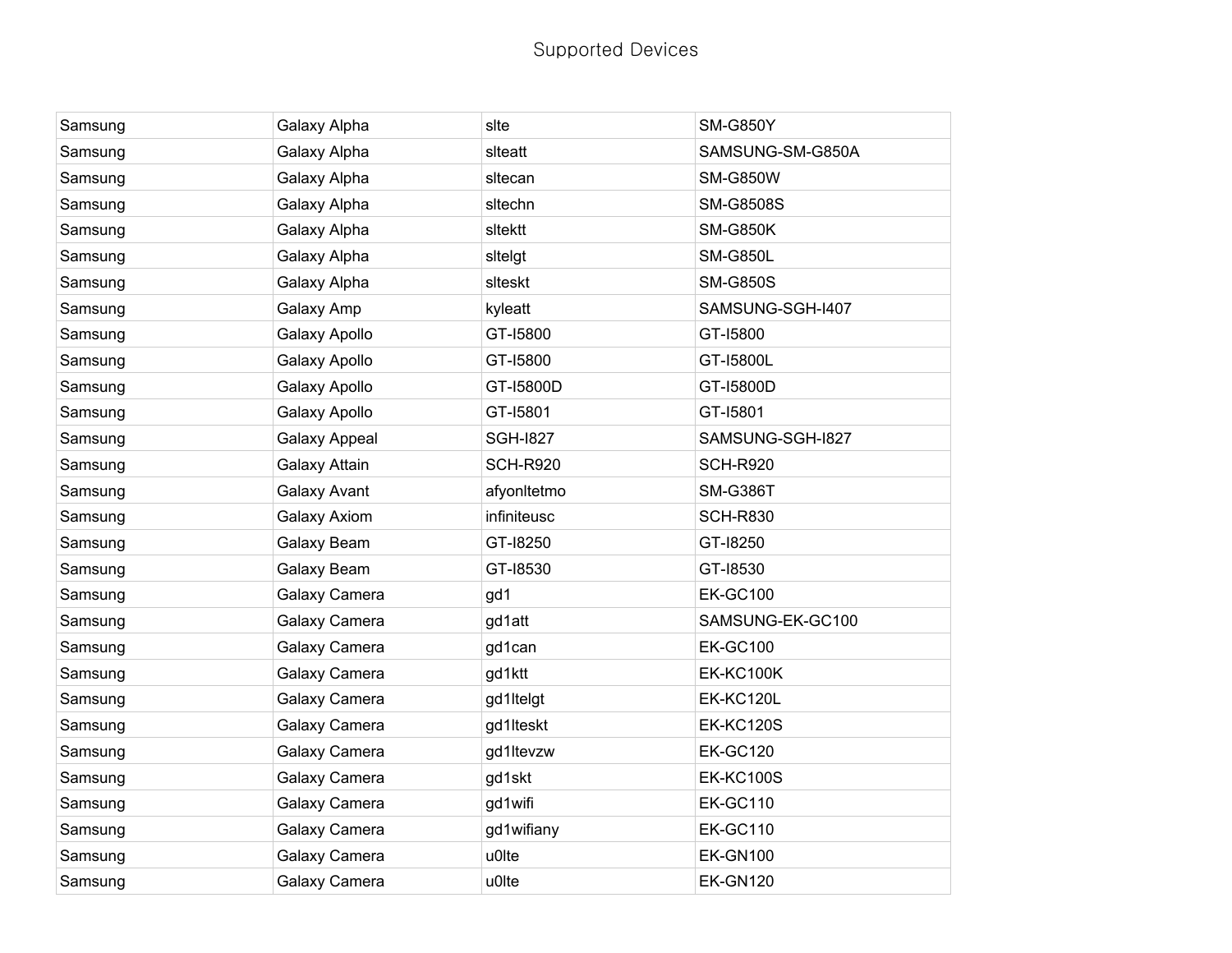Supported Devices

| Samsung | Galaxy Alpha | slte | SM-G850Y |
|---|---|---|---|
| Samsung | Galaxy Alpha | slteatt | SAMSUNG-SM-G850A |
| Samsung | Galaxy Alpha | sltecan | SM-G850W |
| Samsung | Galaxy Alpha | sltechn | SM-G8508S |
| Samsung | Galaxy Alpha | sltektt | SM-G850K |
| Samsung | Galaxy Alpha | sltelgt | SM-G850L |
| Samsung | Galaxy Alpha | slteskt | SM-G850S |
| Samsung | Galaxy Amp | kyleatt | SAMSUNG-SGH-I407 |
| Samsung | Galaxy Apollo | GT-I5800 | GT-I5800 |
| Samsung | Galaxy Apollo | GT-I5800 | GT-I5800L |
| Samsung | Galaxy Apollo | GT-I5800D | GT-I5800D |
| Samsung | Galaxy Apollo | GT-I5801 | GT-I5801 |
| Samsung | Galaxy Appeal | SGH-I827 | SAMSUNG-SGH-I827 |
| Samsung | Galaxy Attain | SCH-R920 | SCH-R920 |
| Samsung | Galaxy Avant | afyonltetmo | SM-G386T |
| Samsung | Galaxy Axiom | infiniteusc | SCH-R830 |
| Samsung | Galaxy Beam | GT-I8250 | GT-I8250 |
| Samsung | Galaxy Beam | GT-I8530 | GT-I8530 |
| Samsung | Galaxy Camera | gd1 | EK-GC100 |
| Samsung | Galaxy Camera | gd1att | SAMSUNG-EK-GC100 |
| Samsung | Galaxy Camera | gd1can | EK-GC100 |
| Samsung | Galaxy Camera | gd1ktt | EK-KC100K |
| Samsung | Galaxy Camera | gd1ltelgt | EK-KC120L |
| Samsung | Galaxy Camera | gd1lteskt | EK-KC120S |
| Samsung | Galaxy Camera | gd1ltevzw | EK-GC120 |
| Samsung | Galaxy Camera | gd1skt | EK-KC100S |
| Samsung | Galaxy Camera | gd1wifi | EK-GC110 |
| Samsung | Galaxy Camera | gd1wifiany | EK-GC110 |
| Samsung | Galaxy Camera | u0lte | EK-GN100 |
| Samsung | Galaxy Camera | u0lte | EK-GN120 |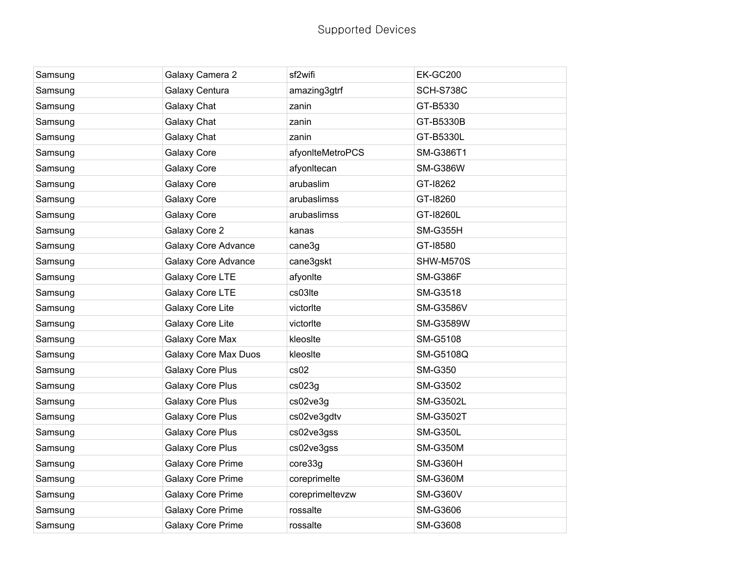Supported Devices

| | | | |
|---|---|---|---|
| Samsung | Galaxy Camera 2 | sf2wifi | EK-GC200 |
| Samsung | Galaxy Centura | amazing3gtrf | SCH-S738C |
| Samsung | Galaxy Chat | zanin | GT-B5330 |
| Samsung | Galaxy Chat | zanin | GT-B5330B |
| Samsung | Galaxy Chat | zanin | GT-B5330L |
| Samsung | Galaxy Core | afyonlteMetroPCS | SM-G386T1 |
| Samsung | Galaxy Core | afyonltecan | SM-G386W |
| Samsung | Galaxy Core | arubaslim | GT-I8262 |
| Samsung | Galaxy Core | arubaslimss | GT-I8260 |
| Samsung | Galaxy Core | arubaslimss | GT-I8260L |
| Samsung | Galaxy Core 2 | kanas | SM-G355H |
| Samsung | Galaxy Core Advance | cane3g | GT-I8580 |
| Samsung | Galaxy Core Advance | cane3gskt | SHW-M570S |
| Samsung | Galaxy Core LTE | afyonlte | SM-G386F |
| Samsung | Galaxy Core LTE | cs03lte | SM-G3518 |
| Samsung | Galaxy Core Lite | victorlte | SM-G3586V |
| Samsung | Galaxy Core Lite | victorlte | SM-G3589W |
| Samsung | Galaxy Core Max | kleoslte | SM-G5108 |
| Samsung | Galaxy Core Max Duos | kleoslte | SM-G5108Q |
| Samsung | Galaxy Core Plus | cs02 | SM-G350 |
| Samsung | Galaxy Core Plus | cs023g | SM-G3502 |
| Samsung | Galaxy Core Plus | cs02ve3g | SM-G3502L |
| Samsung | Galaxy Core Plus | cs02ve3gdtv | SM-G3502T |
| Samsung | Galaxy Core Plus | cs02ve3gss | SM-G350L |
| Samsung | Galaxy Core Plus | cs02ve3gss | SM-G350M |
| Samsung | Galaxy Core Prime | core33g | SM-G360H |
| Samsung | Galaxy Core Prime | coreprimelte | SM-G360M |
| Samsung | Galaxy Core Prime | coreprimeltevzw | SM-G360V |
| Samsung | Galaxy Core Prime | rossalte | SM-G3606 |
| Samsung | Galaxy Core Prime | rossalte | SM-G3608 |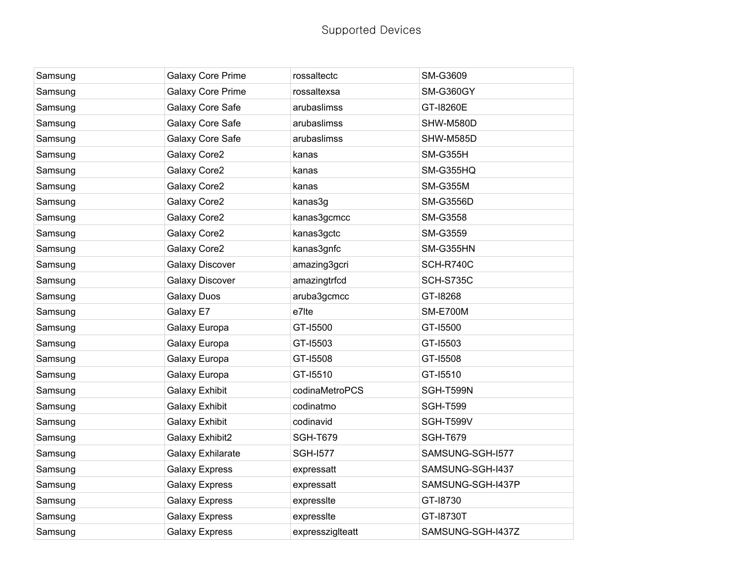| Samsung | Galaxy Core Prime | rossaltectc | SM-G3609 |
|---|---|---|---|
| Samsung | Galaxy Core Prime | rossaltexsa | SM-G360GY |
| Samsung | Galaxy Core Safe | arubaslimss | GT-I8260E |
| Samsung | Galaxy Core Safe | arubaslimss | SHW-M580D |
| Samsung | Galaxy Core Safe | arubaslimss | SHW-M585D |
| Samsung | Galaxy Core2 | kanas | SM-G355H |
| Samsung | Galaxy Core2 | kanas | SM-G355HQ |
| Samsung | Galaxy Core2 | kanas | SM-G355M |
| Samsung | Galaxy Core2 | kanas3g | SM-G3556D |
| Samsung | Galaxy Core2 | kanas3gcmcc | SM-G3558 |
| Samsung | Galaxy Core2 | kanas3gctc | SM-G3559 |
| Samsung | Galaxy Core2 | kanas3gnfc | SM-G355HN |
| Samsung | Galaxy Discover | amazing3gcri | SCH-R740C |
| Samsung | Galaxy Discover | amazingtrfcd | SCH-S735C |
| Samsung | Galaxy Duos | aruba3gcmcc | GT-I8268 |
| Samsung | Galaxy E7 | e7lte | SM-E700M |
| Samsung | Galaxy Europa | GT-I5500 | GT-I5500 |
| Samsung | Galaxy Europa | GT-I5503 | GT-I5503 |
| Samsung | Galaxy Europa | GT-I5508 | GT-I5508 |
| Samsung | Galaxy Europa | GT-I5510 | GT-I5510 |
| Samsung | Galaxy Exhibit | codinaMetroPCS | SGH-T599N |
| Samsung | Galaxy Exhibit | codinatmo | SGH-T599 |
| Samsung | Galaxy Exhibit | codinavid | SGH-T599V |
| Samsung | Galaxy Exhibit2 | SGH-T679 | SGH-T679 |
| Samsung | Galaxy Exhilarate | SGH-I577 | SAMSUNG-SGH-I577 |
| Samsung | Galaxy Express | expressatt | SAMSUNG-SGH-I437 |
| Samsung | Galaxy Express | expressatt | SAMSUNG-SGH-I437P |
| Samsung | Galaxy Express | expresslte | GT-I8730 |
| Samsung | Galaxy Express | expresslte | GT-I8730T |
| Samsung | Galaxy Express | expresszigIteatt | SAMSUNG-SGH-I437Z |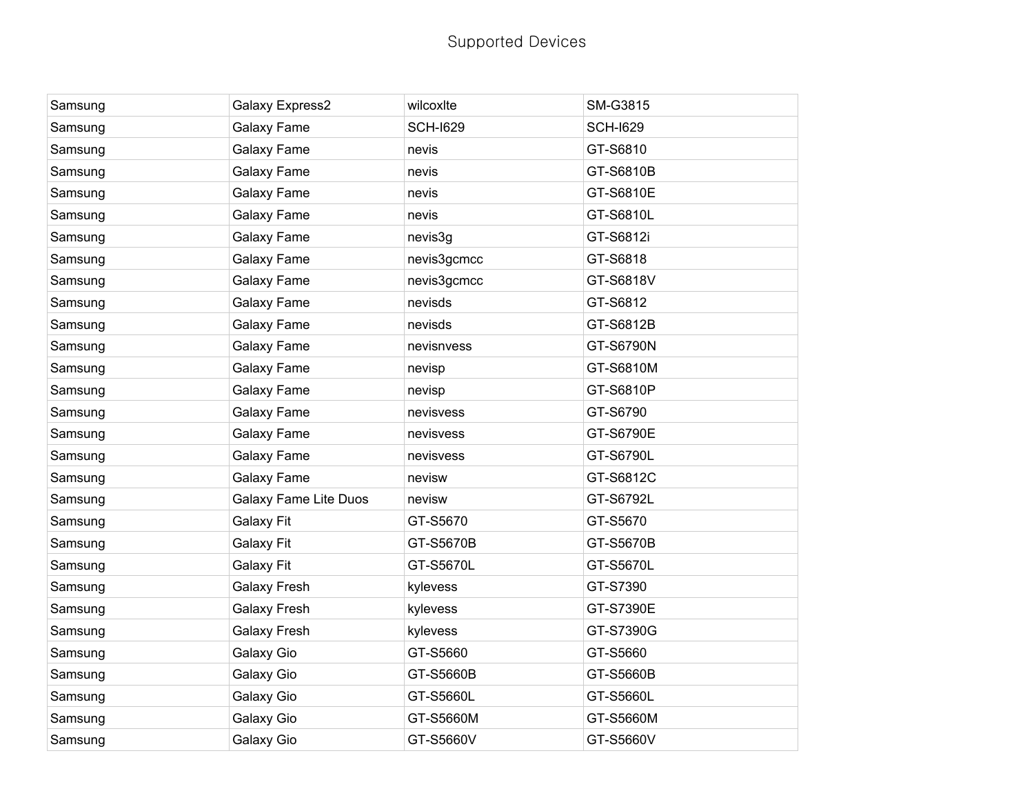# Supported Devices

| | | | |
|---|---|---|---|
| Samsung | Galaxy Express2 | wilcoxlte | SM-G3815 |
| Samsung | Galaxy Fame | SCH-I629 | SCH-I629 |
| Samsung | Galaxy Fame | nevis | GT-S6810 |
| Samsung | Galaxy Fame | nevis | GT-S6810B |
| Samsung | Galaxy Fame | nevis | GT-S6810E |
| Samsung | Galaxy Fame | nevis | GT-S6810L |
| Samsung | Galaxy Fame | nevis3g | GT-S6812i |
| Samsung | Galaxy Fame | nevis3gcmcc | GT-S6818 |
| Samsung | Galaxy Fame | nevis3gcmcc | GT-S6818V |
| Samsung | Galaxy Fame | nevisds | GT-S6812 |
| Samsung | Galaxy Fame | nevisds | GT-S6812B |
| Samsung | Galaxy Fame | nevisnvess | GT-S6790N |
| Samsung | Galaxy Fame | nevisp | GT-S6810M |
| Samsung | Galaxy Fame | nevisp | GT-S6810P |
| Samsung | Galaxy Fame | nevisvess | GT-S6790 |
| Samsung | Galaxy Fame | nevisvess | GT-S6790E |
| Samsung | Galaxy Fame | nevisvess | GT-S6790L |
| Samsung | Galaxy Fame | nevisw | GT-S6812C |
| Samsung | Galaxy Fame Lite Duos | nevisw | GT-S6792L |
| Samsung | Galaxy Fit | GT-S5670 | GT-S5670 |
| Samsung | Galaxy Fit | GT-S5670B | GT-S5670B |
| Samsung | Galaxy Fit | GT-S5670L | GT-S5670L |
| Samsung | Galaxy Fresh | kylevess | GT-S7390 |
| Samsung | Galaxy Fresh | kylevess | GT-S7390E |
| Samsung | Galaxy Fresh | kylevess | GT-S7390G |
| Samsung | Galaxy Gio | GT-S5660 | GT-S5660 |
| Samsung | Galaxy Gio | GT-S5660B | GT-S5660B |
| Samsung | Galaxy Gio | GT-S5660L | GT-S5660L |
| Samsung | Galaxy Gio | GT-S5660M | GT-S5660M |
| Samsung | Galaxy Gio | GT-S5660V | GT-S5660V |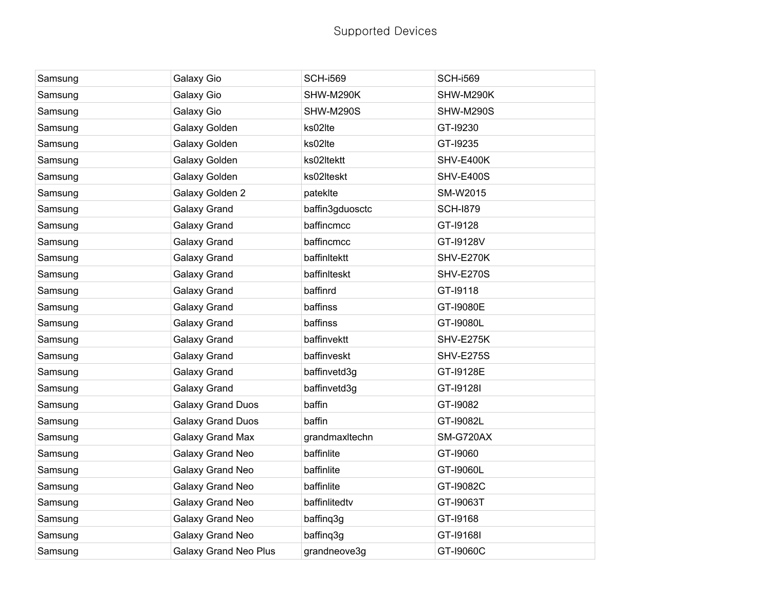Supported Devices

| | | | |
|---|---|---|---|
| Samsung | Galaxy Gio | SCH-i569 | SCH-i569 |
| Samsung | Galaxy Gio | SHW-M290K | SHW-M290K |
| Samsung | Galaxy Gio | SHW-M290S | SHW-M290S |
| Samsung | Galaxy Golden | ks02lte | GT-I9230 |
| Samsung | Galaxy Golden | ks02lte | GT-I9235 |
| Samsung | Galaxy Golden | ks02ltektt | SHV-E400K |
| Samsung | Galaxy Golden | ks02lteskt | SHV-E400S |
| Samsung | Galaxy Golden 2 | pateklte | SM-W2015 |
| Samsung | Galaxy Grand | baffin3gduosctc | SCH-I879 |
| Samsung | Galaxy Grand | baffincmcc | GT-I9128 |
| Samsung | Galaxy Grand | baffincmcc | GT-I9128V |
| Samsung | Galaxy Grand | baffinltektt | SHV-E270K |
| Samsung | Galaxy Grand | baffinlteskt | SHV-E270S |
| Samsung | Galaxy Grand | baffinrd | GT-I9118 |
| Samsung | Galaxy Grand | baffinss | GT-I9080E |
| Samsung | Galaxy Grand | baffinss | GT-I9080L |
| Samsung | Galaxy Grand | baffinvektt | SHV-E275K |
| Samsung | Galaxy Grand | baffinveskt | SHV-E275S |
| Samsung | Galaxy Grand | baffinvetd3g | GT-I9128E |
| Samsung | Galaxy Grand | baffinvetd3g | GT-I9128I |
| Samsung | Galaxy Grand Duos | baffin | GT-I9082 |
| Samsung | Galaxy Grand Duos | baffin | GT-I9082L |
| Samsung | Galaxy Grand Max | grandmaxltechn | SM-G720AX |
| Samsung | Galaxy Grand Neo | baffinlite | GT-I9060 |
| Samsung | Galaxy Grand Neo | baffinlite | GT-I9060L |
| Samsung | Galaxy Grand Neo | baffinlite | GT-I9082C |
| Samsung | Galaxy Grand Neo | baffinlitedtv | GT-I9063T |
| Samsung | Galaxy Grand Neo | baffinq3g | GT-I9168 |
| Samsung | Galaxy Grand Neo | baffinq3g | GT-I9168I |
| Samsung | Galaxy Grand Neo Plus | grandneove3g | GT-I9060C |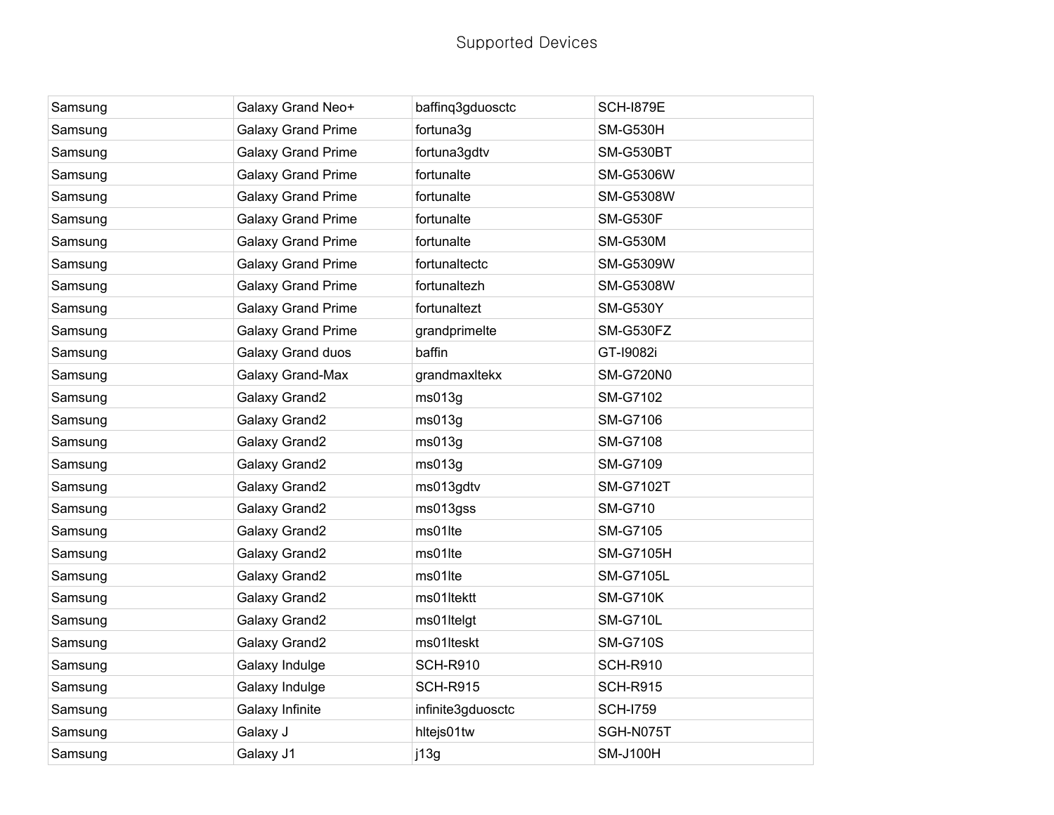# Supported Devices

| Samsung | Galaxy Grand Neo+ | baffinq3gduosctc | SCH-I879E |
|---|---|---|---|
| Samsung | Galaxy Grand Prime | fortuna3g | SM-G530H |
| Samsung | Galaxy Grand Prime | fortuna3gdtv | SM-G530BT |
| Samsung | Galaxy Grand Prime | fortunalte | SM-G5306W |
| Samsung | Galaxy Grand Prime | fortunalte | SM-G5308W |
| Samsung | Galaxy Grand Prime | fortunalte | SM-G530F |
| Samsung | Galaxy Grand Prime | fortunalte | SM-G530M |
| Samsung | Galaxy Grand Prime | fortunaltectc | SM-G5309W |
| Samsung | Galaxy Grand Prime | fortunaltezh | SM-G5308W |
| Samsung | Galaxy Grand Prime | fortunaltezt | SM-G530Y |
| Samsung | Galaxy Grand Prime | grandprimelte | SM-G530FZ |
| Samsung | Galaxy Grand duos | baffin | GT-I9082i |
| Samsung | Galaxy Grand-Max | grandmaxltekx | SM-G720N0 |
| Samsung | Galaxy Grand2 | ms013g | SM-G7102 |
| Samsung | Galaxy Grand2 | ms013g | SM-G7106 |
| Samsung | Galaxy Grand2 | ms013g | SM-G7108 |
| Samsung | Galaxy Grand2 | ms013g | SM-G7109 |
| Samsung | Galaxy Grand2 | ms013gdtv | SM-G7102T |
| Samsung | Galaxy Grand2 | ms013gss | SM-G710 |
| Samsung | Galaxy Grand2 | ms01lte | SM-G7105 |
| Samsung | Galaxy Grand2 | ms01lte | SM-G7105H |
| Samsung | Galaxy Grand2 | ms01lte | SM-G7105L |
| Samsung | Galaxy Grand2 | ms01ltektt | SM-G710K |
| Samsung | Galaxy Grand2 | ms01ltelgt | SM-G710L |
| Samsung | Galaxy Grand2 | ms01lteskt | SM-G710S |
| Samsung | Galaxy Indulge | SCH-R910 | SCH-R910 |
| Samsung | Galaxy Indulge | SCH-R915 | SCH-R915 |
| Samsung | Galaxy Infinite | infinite3gduosctc | SCH-I759 |
| Samsung | Galaxy J | hltejs01tw | SGH-N075T |
| Samsung | Galaxy J1 | j13g | SM-J100H |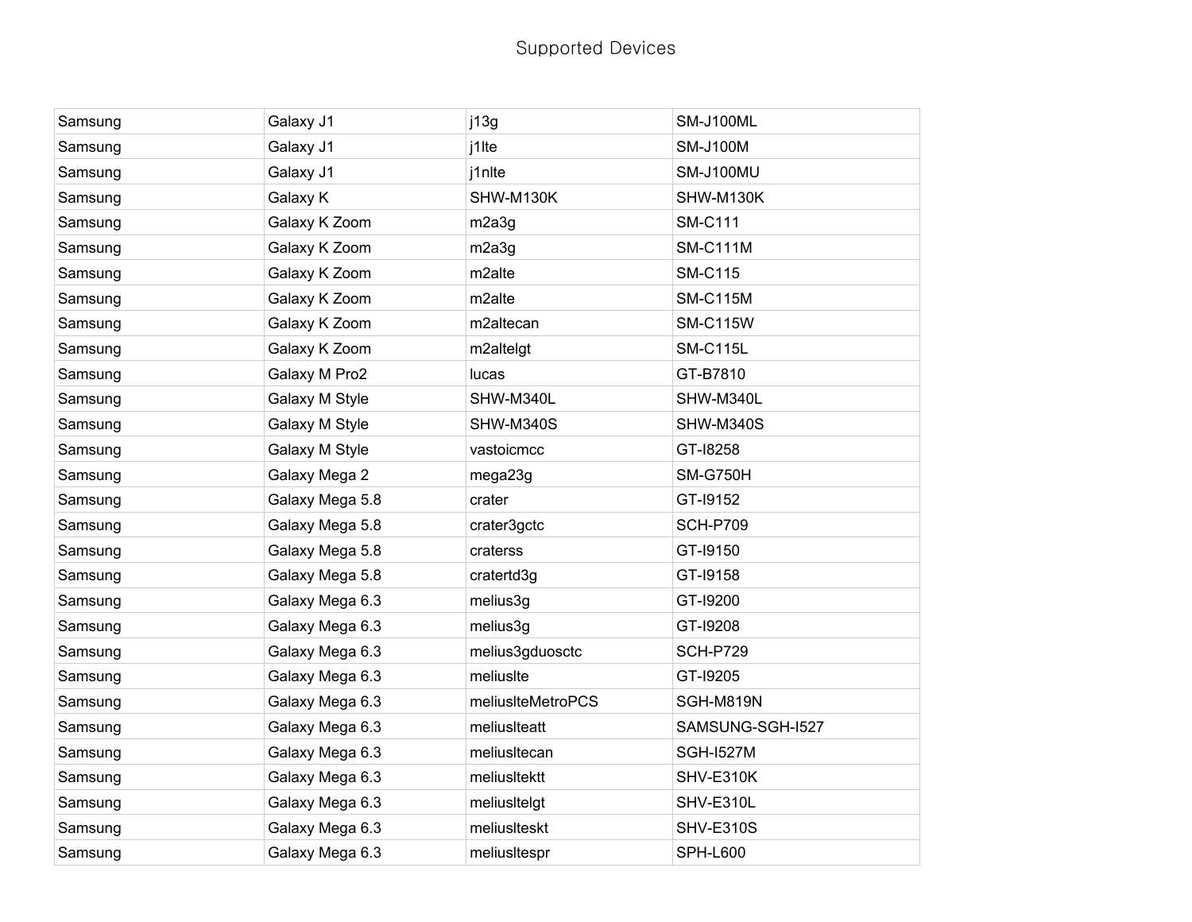| | | | |
|---|---|---|---|
| Samsung | Galaxy J1 | j13g | SM-J100ML |
| Samsung | Galaxy J1 | j1lte | SM-J100M |
| Samsung | Galaxy J1 | j1nlte | SM-J100MU |
| Samsung | Galaxy K | SHW-M130K | SHW-M130K |
| Samsung | Galaxy K Zoom | m2a3g | SM-C111 |
| Samsung | Galaxy K Zoom | m2a3g | SM-C111M |
| Samsung | Galaxy K Zoom | m2alte | SM-C115 |
| Samsung | Galaxy K Zoom | m2alte | SM-C115M |
| Samsung | Galaxy K Zoom | m2altecan | SM-C115W |
| Samsung | Galaxy K Zoom | m2altelgt | SM-C115L |
| Samsung | Galaxy M Pro2 | lucas | GT-B7810 |
| Samsung | Galaxy M Style | SHW-M340L | SHW-M340L |
| Samsung | Galaxy M Style | SHW-M340S | SHW-M340S |
| Samsung | Galaxy M Style | vastoicmcc | GT-I8258 |
| Samsung | Galaxy Mega 2 | mega23g | SM-G750H |
| Samsung | Galaxy Mega 5.8 | crater | GT-I9152 |
| Samsung | Galaxy Mega 5.8 | crater3gctc | SCH-P709 |
| Samsung | Galaxy Mega 5.8 | craterss | GT-I9150 |
| Samsung | Galaxy Mega 5.8 | cratertd3g | GT-I9158 |
| Samsung | Galaxy Mega 6.3 | melius3g | GT-I9200 |
| Samsung | Galaxy Mega 6.3 | melius3g | GT-I9208 |
| Samsung | Galaxy Mega 6.3 | melius3gduosctc | SCH-P729 |
| Samsung | Galaxy Mega 6.3 | meliuslte | GT-I9205 |
| Samsung | Galaxy Mega 6.3 | meliusplteMetroPCS | SGH-M819N |
| Samsung | Galaxy Mega 6.3 | meliuslteatt | SAMSUNG-SGH-I527 |
| Samsung | Galaxy Mega 6.3 | meliusltecan | SGH-I527M |
| Samsung | Galaxy Mega 6.3 | meliusltektt | SHV-E310K |
| Samsung | Galaxy Mega 6.3 | meliusltelgt | SHV-E310L |
| Samsung | Galaxy Mega 6.3 | meliuslteskt | SHV-E310S |
| Samsung | Galaxy Mega 6.3 | meliusltespr | SPH-L600 |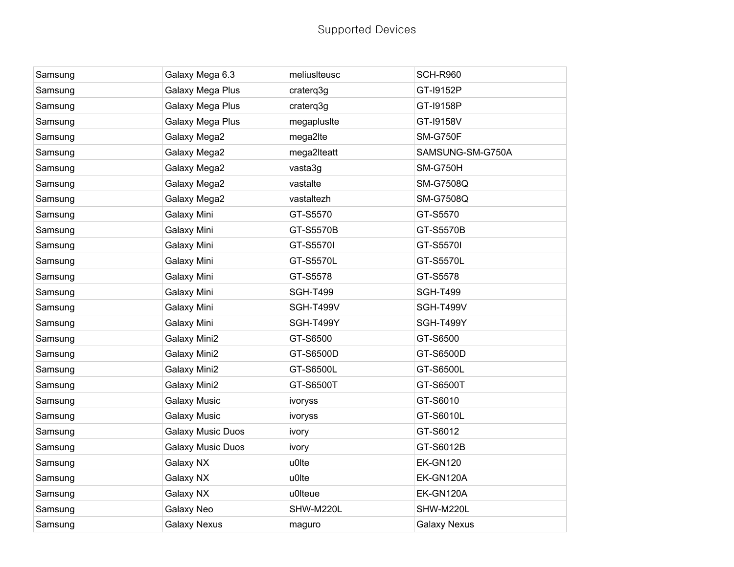Supported Devices

| | | | |
|---|---|---|---|
| Samsung | Galaxy Mega 6.3 | meliuslteusc | SCH-R960 |
| Samsung | Galaxy Mega Plus | craterq3g | GT-I9152P |
| Samsung | Galaxy Mega Plus | craterq3g | GT-I9158P |
| Samsung | Galaxy Mega Plus | megapluslte | GT-I9158V |
| Samsung | Galaxy Mega2 | mega2lte | SM-G750F |
| Samsung | Galaxy Mega2 | mega2lteatt | SAMSUNG-SM-G750A |
| Samsung | Galaxy Mega2 | vasta3g | SM-G750H |
| Samsung | Galaxy Mega2 | vastalte | SM-G7508Q |
| Samsung | Galaxy Mega2 | vastaltezh | SM-G7508Q |
| Samsung | Galaxy Mini | GT-S5570 | GT-S5570 |
| Samsung | Galaxy Mini | GT-S5570B | GT-S5570B |
| Samsung | Galaxy Mini | GT-S5570I | GT-S5570I |
| Samsung | Galaxy Mini | GT-S5570L | GT-S5570L |
| Samsung | Galaxy Mini | GT-S5578 | GT-S5578 |
| Samsung | Galaxy Mini | SGH-T499 | SGH-T499 |
| Samsung | Galaxy Mini | SGH-T499V | SGH-T499V |
| Samsung | Galaxy Mini | SGH-T499Y | SGH-T499Y |
| Samsung | Galaxy Mini2 | GT-S6500 | GT-S6500 |
| Samsung | Galaxy Mini2 | GT-S6500D | GT-S6500D |
| Samsung | Galaxy Mini2 | GT-S6500L | GT-S6500L |
| Samsung | Galaxy Mini2 | GT-S6500T | GT-S6500T |
| Samsung | Galaxy Music | ivoryss | GT-S6010 |
| Samsung | Galaxy Music | ivoryss | GT-S6010L |
| Samsung | Galaxy Music Duos | ivory | GT-S6012 |
| Samsung | Galaxy Music Duos | ivory | GT-S6012B |
| Samsung | Galaxy NX | u0lte | EK-GN120 |
| Samsung | Galaxy NX | u0lte | EK-GN120A |
| Samsung | Galaxy NX | u0lteue | EK-GN120A |
| Samsung | Galaxy Neo | SHW-M220L | SHW-M220L |
| Samsung | Galaxy Nexus | maguro | Galaxy Nexus |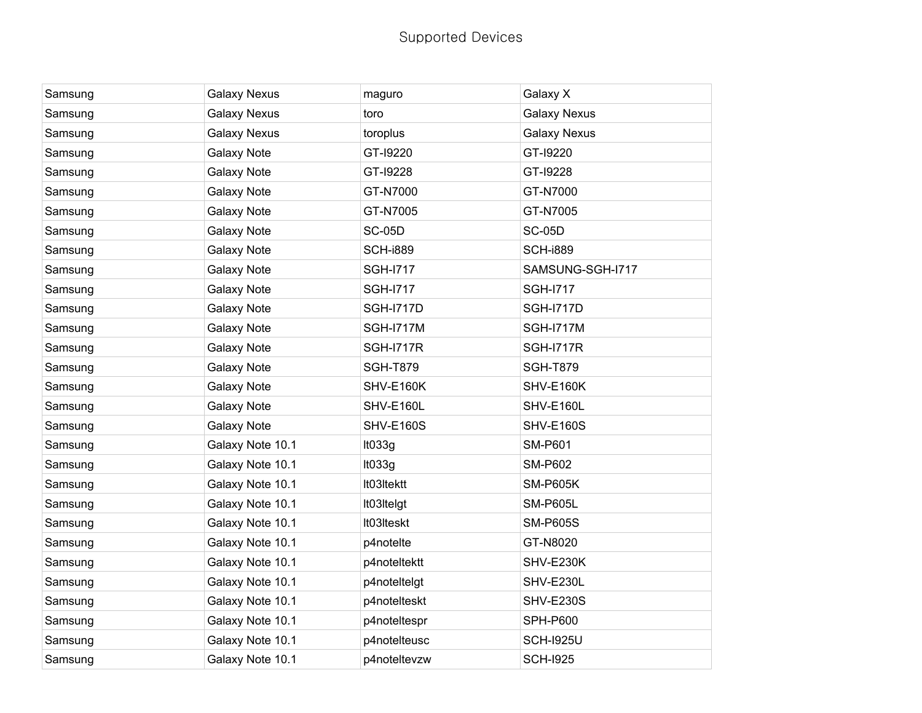Supported Devices

| | | | |
|---|---|---|---|
| Samsung | Galaxy Nexus | maguro | Galaxy X |
| Samsung | Galaxy Nexus | toro | Galaxy Nexus |
| Samsung | Galaxy Nexus | toroplus | Galaxy Nexus |
| Samsung | Galaxy Note | GT-I9220 | GT-I9220 |
| Samsung | Galaxy Note | GT-I9228 | GT-I9228 |
| Samsung | Galaxy Note | GT-N7000 | GT-N7000 |
| Samsung | Galaxy Note | GT-N7005 | GT-N7005 |
| Samsung | Galaxy Note | SC-05D | SC-05D |
| Samsung | Galaxy Note | SCH-i889 | SCH-i889 |
| Samsung | Galaxy Note | SGH-I717 | SAMSUNG-SGH-I717 |
| Samsung | Galaxy Note | SGH-I717 | SGH-I717 |
| Samsung | Galaxy Note | SGH-I717D | SGH-I717D |
| Samsung | Galaxy Note | SGH-I717M | SGH-I717M |
| Samsung | Galaxy Note | SGH-I717R | SGH-I717R |
| Samsung | Galaxy Note | SGH-T879 | SGH-T879 |
| Samsung | Galaxy Note | SHV-E160K | SHV-E160K |
| Samsung | Galaxy Note | SHV-E160L | SHV-E160L |
| Samsung | Galaxy Note | SHV-E160S | SHV-E160S |
| Samsung | Galaxy Note 10.1 | lt033g | SM-P601 |
| Samsung | Galaxy Note 10.1 | lt033g | SM-P602 |
| Samsung | Galaxy Note 10.1 | lt03ltektt | SM-P605K |
| Samsung | Galaxy Note 10.1 | lt03ltelgt | SM-P605L |
| Samsung | Galaxy Note 10.1 | lt03lteskt | SM-P605S |
| Samsung | Galaxy Note 10.1 | p4notelte | GT-N8020 |
| Samsung | Galaxy Note 10.1 | p4noteltektt | SHV-E230K |
| Samsung | Galaxy Note 10.1 | p4noteltelgt | SHV-E230L |
| Samsung | Galaxy Note 10.1 | p4notelteskt | SHV-E230S |
| Samsung | Galaxy Note 10.1 | p4noteltespr | SPH-P600 |
| Samsung | Galaxy Note 10.1 | p4notelteusc | SCH-I925U |
| Samsung | Galaxy Note 10.1 | p4noteltevzw | SCH-I925 |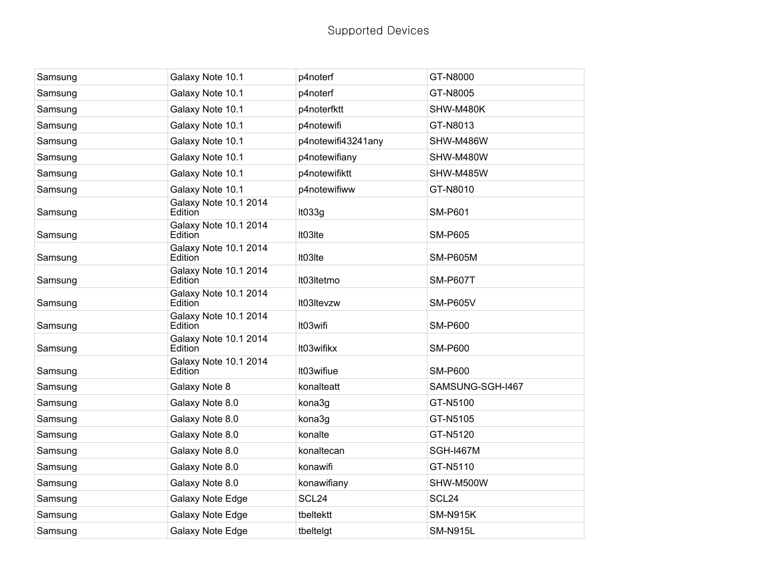# Supported Devices

| | | | |
|---|---|---|---|
| Samsung | Galaxy Note 10.1 | p4noterf | GT-N8000 |
| Samsung | Galaxy Note 10.1 | p4noterf | GT-N8005 |
| Samsung | Galaxy Note 10.1 | p4noterfktt | SHW-M480K |
| Samsung | Galaxy Note 10.1 | p4notewifi | GT-N8013 |
| Samsung | Galaxy Note 10.1 | p4notewifi43241any | SHW-M486W |
| Samsung | Galaxy Note 10.1 | p4notewifiany | SHW-M480W |
| Samsung | Galaxy Note 10.1 | p4notewifiktt | SHW-M485W |
| Samsung | Galaxy Note 10.1 | p4notewifiww | GT-N8010 |
| Samsung | Galaxy Note 10.1 2014 Edition | lt033g | SM-P601 |
| Samsung | Galaxy Note 10.1 2014 Edition | lt03lte | SM-P605 |
| Samsung | Galaxy Note 10.1 2014 Edition | lt03lte | SM-P605M |
| Samsung | Galaxy Note 10.1 2014 Edition | lt03ltetmo | SM-P607T |
| Samsung | Galaxy Note 10.1 2014 Edition | lt03ltevzw | SM-P605V |
| Samsung | Galaxy Note 10.1 2014 Edition | lt03wifi | SM-P600 |
| Samsung | Galaxy Note 10.1 2014 Edition | lt03wifikx | SM-P600 |
| Samsung | Galaxy Note 10.1 2014 Edition | lt03wifiue | SM-P600 |
| Samsung | Galaxy Note 8 | konalteatt | SAMSUNG-SGH-I467 |
| Samsung | Galaxy Note 8.0 | kona3g | GT-N5100 |
| Samsung | Galaxy Note 8.0 | kona3g | GT-N5105 |
| Samsung | Galaxy Note 8.0 | konalte | GT-N5120 |
| Samsung | Galaxy Note 8.0 | konaltecan | SGH-I467M |
| Samsung | Galaxy Note 8.0 | konawifi | GT-N5110 |
| Samsung | Galaxy Note 8.0 | konawifiany | SHW-M500W |
| Samsung | Galaxy Note Edge | SCL24 | SCL24 |
| Samsung | Galaxy Note Edge | tbeltektt | SM-N915K |
| Samsung | Galaxy Note Edge | tbeltelgt | SM-N915L |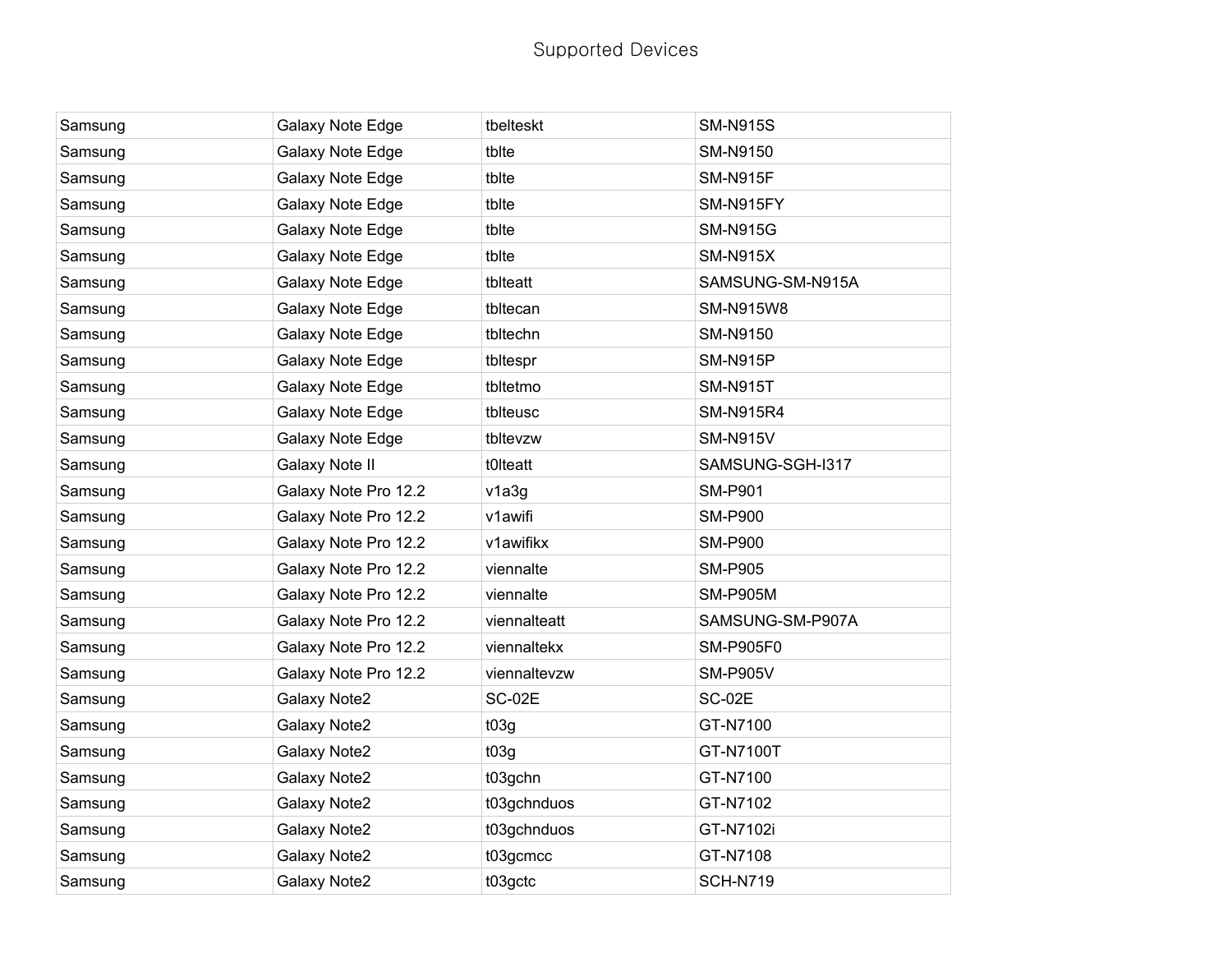Supported Devices

| | | | |
|---|---|---|---|
| Samsung | Galaxy Note Edge | tbelteskt | SM-N915S |
| Samsung | Galaxy Note Edge | tblte | SM-N9150 |
| Samsung | Galaxy Note Edge | tblte | SM-N915F |
| Samsung | Galaxy Note Edge | tblte | SM-N915FY |
| Samsung | Galaxy Note Edge | tblte | SM-N915G |
| Samsung | Galaxy Note Edge | tblte | SM-N915X |
| Samsung | Galaxy Note Edge | tblteatt | SAMSUNG-SM-N915A |
| Samsung | Galaxy Note Edge | tbltecan | SM-N915W8 |
| Samsung | Galaxy Note Edge | tbltechn | SM-N9150 |
| Samsung | Galaxy Note Edge | tbltespr | SM-N915P |
| Samsung | Galaxy Note Edge | tbltetmo | SM-N915T |
| Samsung | Galaxy Note Edge | tblteusc | SM-N915R4 |
| Samsung | Galaxy Note Edge | tbltevzw | SM-N915V |
| Samsung | Galaxy Note II | t0lteatt | SAMSUNG-SGH-I317 |
| Samsung | Galaxy Note Pro 12.2 | v1a3g | SM-P901 |
| Samsung | Galaxy Note Pro 12.2 | v1awifi | SM-P900 |
| Samsung | Galaxy Note Pro 12.2 | v1awifikx | SM-P900 |
| Samsung | Galaxy Note Pro 12.2 | viennalte | SM-P905 |
| Samsung | Galaxy Note Pro 12.2 | viennalte | SM-P905M |
| Samsung | Galaxy Note Pro 12.2 | viennalteatt | SAMSUNG-SM-P907A |
| Samsung | Galaxy Note Pro 12.2 | viennaltekx | SM-P905F0 |
| Samsung | Galaxy Note Pro 12.2 | viennaltevzw | SM-P905V |
| Samsung | Galaxy Note2 | SC-02E | SC-02E |
| Samsung | Galaxy Note2 | t03g | GT-N7100 |
| Samsung | Galaxy Note2 | t03g | GT-N7100T |
| Samsung | Galaxy Note2 | t03gchn | GT-N7100 |
| Samsung | Galaxy Note2 | t03gchnduos | GT-N7102 |
| Samsung | Galaxy Note2 | t03gchnduos | GT-N7102i |
| Samsung | Galaxy Note2 | t03gcmcc | GT-N7108 |
| Samsung | Galaxy Note2 | t03gctc | SCH-N719 |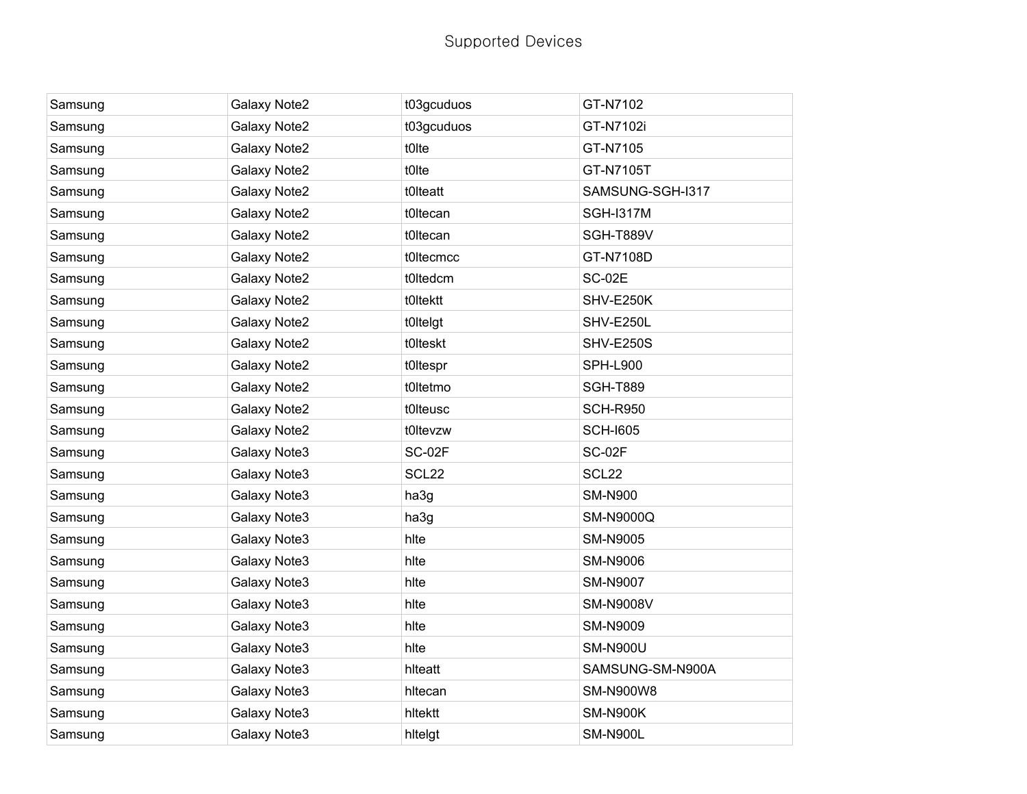Supported Devices

| Samsung | Galaxy Note2 | t03gcuduos | GT-N7102 |
|---|---|---|---|
| Samsung | Galaxy Note2 | t03gcuduos | GT-N7102i |
| Samsung | Galaxy Note2 | t0lte | GT-N7105 |
| Samsung | Galaxy Note2 | t0lte | GT-N7105T |
| Samsung | Galaxy Note2 | t0lteatt | SAMSUNG-SGH-I317 |
| Samsung | Galaxy Note2 | t0ltecan | SGH-I317M |
| Samsung | Galaxy Note2 | t0ltecan | SGH-T889V |
| Samsung | Galaxy Note2 | t0ltecmcc | GT-N7108D |
| Samsung | Galaxy Note2 | t0ltedcm | SC-02E |
| Samsung | Galaxy Note2 | t0ltektt | SHV-E250K |
| Samsung | Galaxy Note2 | t0ltelgt | SHV-E250L |
| Samsung | Galaxy Note2 | t0lteskt | SHV-E250S |
| Samsung | Galaxy Note2 | t0ltespr | SPH-L900 |
| Samsung | Galaxy Note2 | t0ltetmo | SGH-T889 |
| Samsung | Galaxy Note2 | t0lteusc | SCH-R950 |
| Samsung | Galaxy Note2 | t0ltevzw | SCH-I605 |
| Samsung | Galaxy Note3 | SC-02F | SC-02F |
| Samsung | Galaxy Note3 | SCL22 | SCL22 |
| Samsung | Galaxy Note3 | ha3g | SM-N900 |
| Samsung | Galaxy Note3 | ha3g | SM-N9000Q |
| Samsung | Galaxy Note3 | hlte | SM-N9005 |
| Samsung | Galaxy Note3 | hlte | SM-N9006 |
| Samsung | Galaxy Note3 | hlte | SM-N9007 |
| Samsung | Galaxy Note3 | hlte | SM-N9008V |
| Samsung | Galaxy Note3 | hlte | SM-N9009 |
| Samsung | Galaxy Note3 | hlte | SM-N900U |
| Samsung | Galaxy Note3 | hlteatt | SAMSUNG-SM-N900A |
| Samsung | Galaxy Note3 | hltecan | SM-N900W8 |
| Samsung | Galaxy Note3 | hltektt | SM-N900K |
| Samsung | Galaxy Note3 | hltelgt | SM-N900L |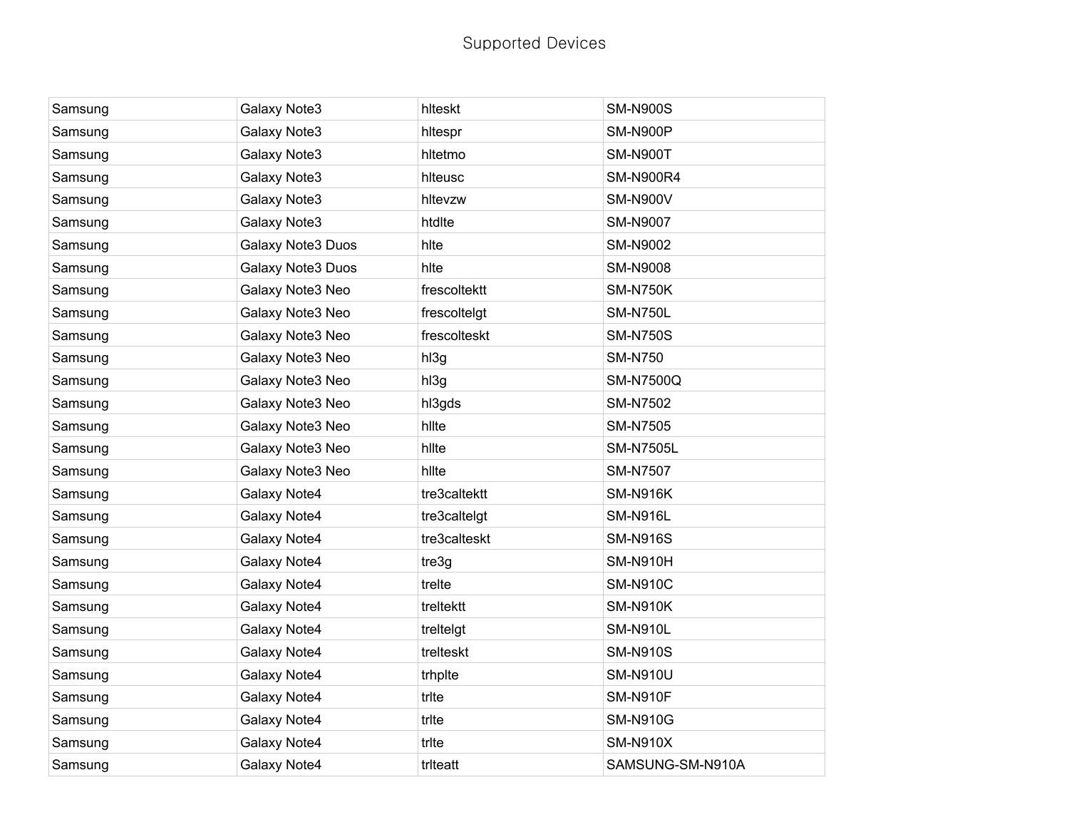Supported Devices

| | | | |
|---|---|---|---|
| Samsung | Galaxy Note3 | hlteskt | SM-N900S |
| Samsung | Galaxy Note3 | hltespr | SM-N900P |
| Samsung | Galaxy Note3 | hltetmo | SM-N900T |
| Samsung | Galaxy Note3 | hlteusc | SM-N900R4 |
| Samsung | Galaxy Note3 | hltevzw | SM-N900V |
| Samsung | Galaxy Note3 | htdlte | SM-N9007 |
| Samsung | Galaxy Note3 Duos | hlte | SM-N9002 |
| Samsung | Galaxy Note3 Duos | hlte | SM-N9008 |
| Samsung | Galaxy Note3 Neo | frescoltektt | SM-N750K |
| Samsung | Galaxy Note3 Neo | frescoltelgt | SM-N750L |
| Samsung | Galaxy Note3 Neo | frescolteskt | SM-N750S |
| Samsung | Galaxy Note3 Neo | hl3g | SM-N750 |
| Samsung | Galaxy Note3 Neo | hl3g | SM-N7500Q |
| Samsung | Galaxy Note3 Neo | hl3gds | SM-N7502 |
| Samsung | Galaxy Note3 Neo | hllte | SM-N7505 |
| Samsung | Galaxy Note3 Neo | hllte | SM-N7505L |
| Samsung | Galaxy Note3 Neo | hllte | SM-N7507 |
| Samsung | Galaxy Note4 | tre3caltektt | SM-N916K |
| Samsung | Galaxy Note4 | tre3caltelgt | SM-N916L |
| Samsung | Galaxy Note4 | tre3calteskt | SM-N916S |
| Samsung | Galaxy Note4 | tre3g | SM-N910H |
| Samsung | Galaxy Note4 | trelte | SM-N910C |
| Samsung | Galaxy Note4 | treltektt | SM-N910K |
| Samsung | Galaxy Note4 | treltelgt | SM-N910L |
| Samsung | Galaxy Note4 | trelteskt | SM-N910S |
| Samsung | Galaxy Note4 | trhplte | SM-N910U |
| Samsung | Galaxy Note4 | trlte | SM-N910F |
| Samsung | Galaxy Note4 | trlte | SM-N910G |
| Samsung | Galaxy Note4 | trlte | SM-N910X |
| Samsung | Galaxy Note4 | trlteatt | SAMSUNG-SM-N910A |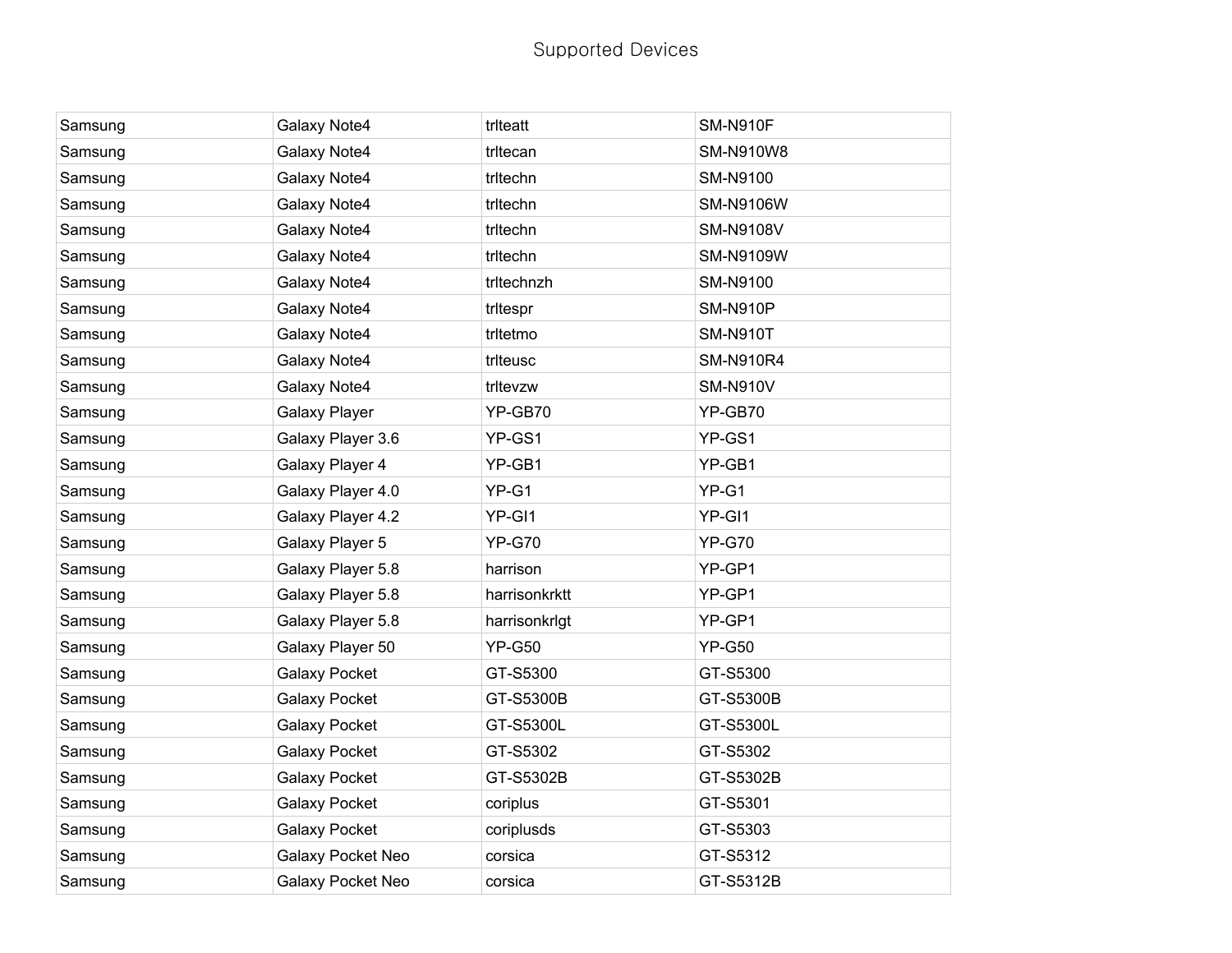Supported Devices

| | | | |
|---|---|---|---|
| Samsung | Galaxy Note4 | trlteatt | SM-N910F |
| Samsung | Galaxy Note4 | trltecan | SM-N910W8 |
| Samsung | Galaxy Note4 | trltechn | SM-N9100 |
| Samsung | Galaxy Note4 | trltechn | SM-N9106W |
| Samsung | Galaxy Note4 | trltechn | SM-N9108V |
| Samsung | Galaxy Note4 | trltechn | SM-N9109W |
| Samsung | Galaxy Note4 | trltechnzh | SM-N9100 |
| Samsung | Galaxy Note4 | trltespr | SM-N910P |
| Samsung | Galaxy Note4 | trltetmo | SM-N910T |
| Samsung | Galaxy Note4 | trlteusc | SM-N910R4 |
| Samsung | Galaxy Note4 | trltevzw | SM-N910V |
| Samsung | Galaxy Player | YP-GB70 | YP-GB70 |
| Samsung | Galaxy Player 3.6 | YP-GS1 | YP-GS1 |
| Samsung | Galaxy Player 4 | YP-GB1 | YP-GB1 |
| Samsung | Galaxy Player 4.0 | YP-G1 | YP-G1 |
| Samsung | Galaxy Player 4.2 | YP-GI1 | YP-GI1 |
| Samsung | Galaxy Player 5 | YP-G70 | YP-G70 |
| Samsung | Galaxy Player 5.8 | harrison | YP-GP1 |
| Samsung | Galaxy Player 5.8 | harrisonkrktt | YP-GP1 |
| Samsung | Galaxy Player 5.8 | harrisonkrlgt | YP-GP1 |
| Samsung | Galaxy Player 50 | YP-G50 | YP-G50 |
| Samsung | Galaxy Pocket | GT-S5300 | GT-S5300 |
| Samsung | Galaxy Pocket | GT-S5300B | GT-S5300B |
| Samsung | Galaxy Pocket | GT-S5300L | GT-S5300L |
| Samsung | Galaxy Pocket | GT-S5302 | GT-S5302 |
| Samsung | Galaxy Pocket | GT-S5302B | GT-S5302B |
| Samsung | Galaxy Pocket | coriplus | GT-S5301 |
| Samsung | Galaxy Pocket | coriplusds | GT-S5303 |
| Samsung | Galaxy Pocket Neo | corsica | GT-S5312 |
| Samsung | Galaxy Pocket Neo | corsica | GT-S5312B |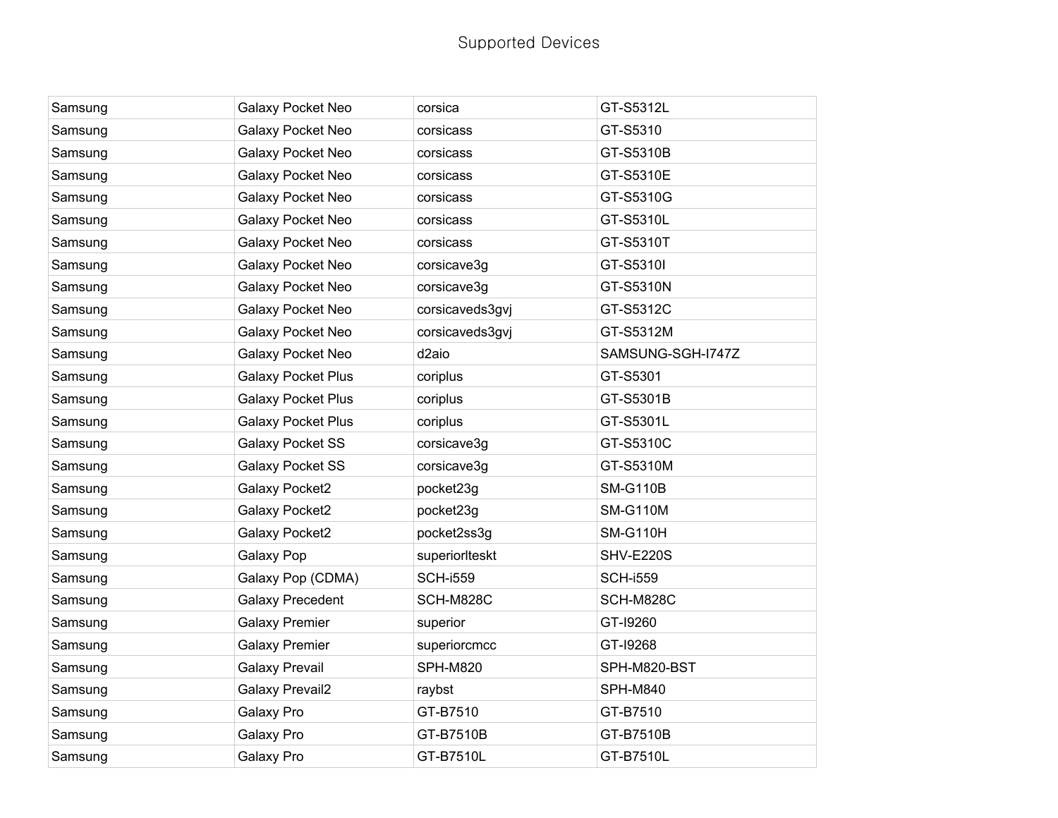# Supported Devices

| | | | |
|---|---|---|---|
| Samsung | Galaxy Pocket Neo | corsica | GT-S5312L |
| Samsung | Galaxy Pocket Neo | corsicass | GT-S5310 |
| Samsung | Galaxy Pocket Neo | corsicass | GT-S5310B |
| Samsung | Galaxy Pocket Neo | corsicass | GT-S5310E |
| Samsung | Galaxy Pocket Neo | corsicass | GT-S5310G |
| Samsung | Galaxy Pocket Neo | corsicass | GT-S5310L |
| Samsung | Galaxy Pocket Neo | corsicass | GT-S5310T |
| Samsung | Galaxy Pocket Neo | corsicave3g | GT-S5310I |
| Samsung | Galaxy Pocket Neo | corsicave3g | GT-S5310N |
| Samsung | Galaxy Pocket Neo | corsicaveds3gvj | GT-S5312C |
| Samsung | Galaxy Pocket Neo | corsicaveds3gvj | GT-S5312M |
| Samsung | Galaxy Pocket Neo | d2aio | SAMSUNG-SGH-I747Z |
| Samsung | Galaxy Pocket Plus | coriplus | GT-S5301 |
| Samsung | Galaxy Pocket Plus | coriplus | GT-S5301B |
| Samsung | Galaxy Pocket Plus | coriplus | GT-S5301L |
| Samsung | Galaxy Pocket SS | corsicave3g | GT-S5310C |
| Samsung | Galaxy Pocket SS | corsicave3g | GT-S5310M |
| Samsung | Galaxy Pocket2 | pocket23g | SM-G110B |
| Samsung | Galaxy Pocket2 | pocket23g | SM-G110M |
| Samsung | Galaxy Pocket2 | pocket2ss3g | SM-G110H |
| Samsung | Galaxy Pop | superiorlteskt | SHV-E220S |
| Samsung | Galaxy Pop (CDMA) | SCH-i559 | SCH-i559 |
| Samsung | Galaxy Precedent | SCH-M828C | SCH-M828C |
| Samsung | Galaxy Premier | superior | GT-I9260 |
| Samsung | Galaxy Premier | superiorcmcc | GT-I9268 |
| Samsung | Galaxy Prevail | SPH-M820 | SPH-M820-BST |
| Samsung | Galaxy Prevail2 | raybst | SPH-M840 |
| Samsung | Galaxy Pro | GT-B7510 | GT-B7510 |
| Samsung | Galaxy Pro | GT-B7510B | GT-B7510B |
| Samsung | Galaxy Pro | GT-B7510L | GT-B7510L |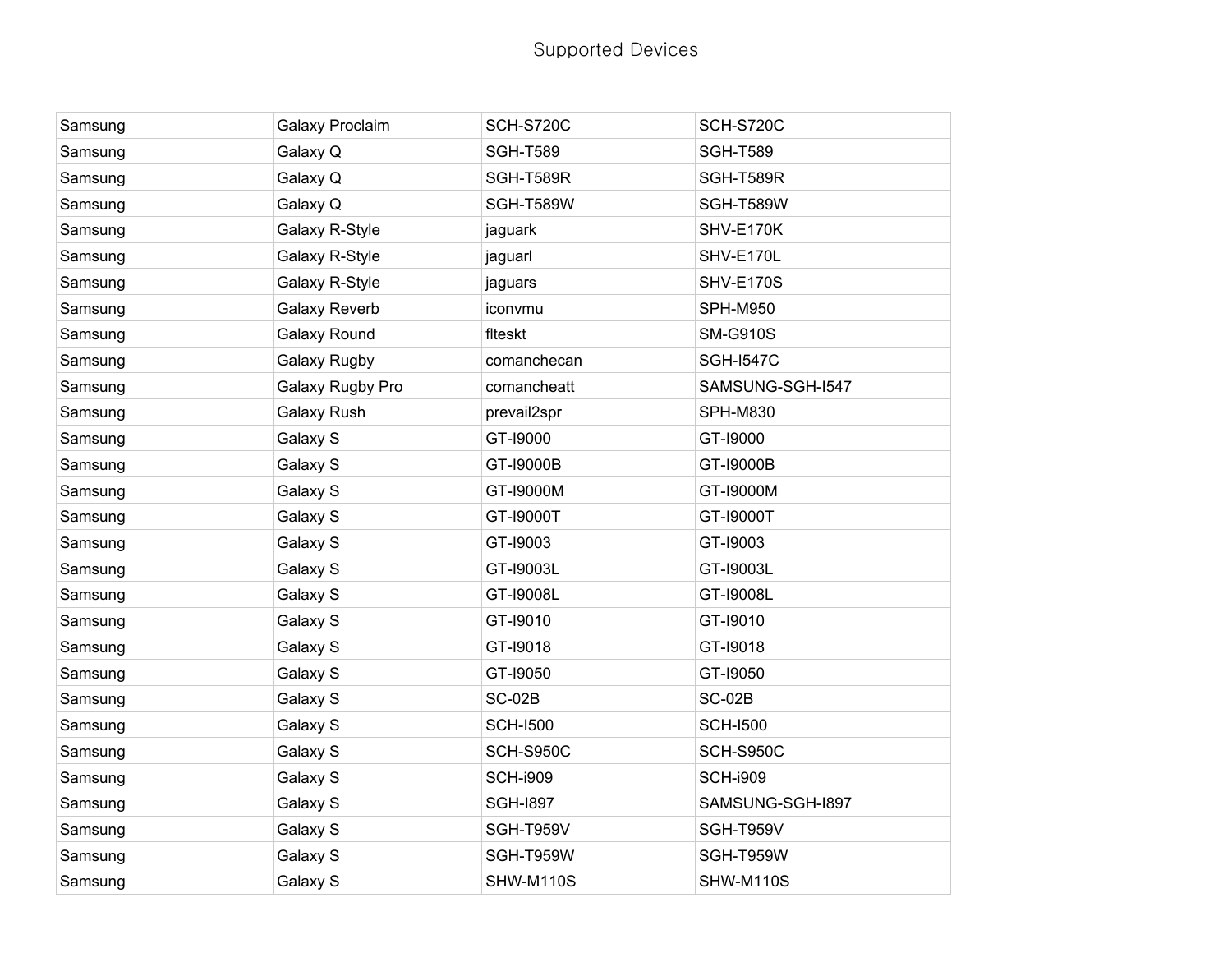| Samsung | Galaxy Proclaim | SCH-S720C | SCH-S720C |
|---|---|---|---|
| Samsung | Galaxy Q | SGH-T589 | SGH-T589 |
| Samsung | Galaxy Q | SGH-T589R | SGH-T589R |
| Samsung | Galaxy Q | SGH-T589W | SGH-T589W |
| Samsung | Galaxy R-Style | jaguark | SHV-E170K |
| Samsung | Galaxy R-Style | jaguarl | SHV-E170L |
| Samsung | Galaxy R-Style | jaguars | SHV-E170S |
| Samsung | Galaxy Reverb | iconvmu | SPH-M950 |
| Samsung | Galaxy Round | flteskt | SM-G910S |
| Samsung | Galaxy Rugby | comanchecan | SGH-I547C |
| Samsung | Galaxy Rugby Pro | comancheatt | SAMSUNG-SGH-I547 |
| Samsung | Galaxy Rush | prevail2spr | SPH-M830 |
| Samsung | Galaxy S | GT-I9000 | GT-I9000 |
| Samsung | Galaxy S | GT-I9000B | GT-I9000B |
| Samsung | Galaxy S | GT-I9000M | GT-I9000M |
| Samsung | Galaxy S | GT-I9000T | GT-I9000T |
| Samsung | Galaxy S | GT-I9003 | GT-I9003 |
| Samsung | Galaxy S | GT-I9003L | GT-I9003L |
| Samsung | Galaxy S | GT-I9008L | GT-I9008L |
| Samsung | Galaxy S | GT-I9010 | GT-I9010 |
| Samsung | Galaxy S | GT-I9018 | GT-I9018 |
| Samsung | Galaxy S | GT-I9050 | GT-I9050 |
| Samsung | Galaxy S | SC-02B | SC-02B |
| Samsung | Galaxy S | SCH-I500 | SCH-I500 |
| Samsung | Galaxy S | SCH-S950C | SCH-S950C |
| Samsung | Galaxy S | SCH-i909 | SCH-i909 |
| Samsung | Galaxy S | SGH-I897 | SAMSUNG-SGH-I897 |
| Samsung | Galaxy S | SGH-T959V | SGH-T959V |
| Samsung | Galaxy S | SGH-T959W | SGH-T959W |
| Samsung | Galaxy S | SHW-M110S | SHW-M110S |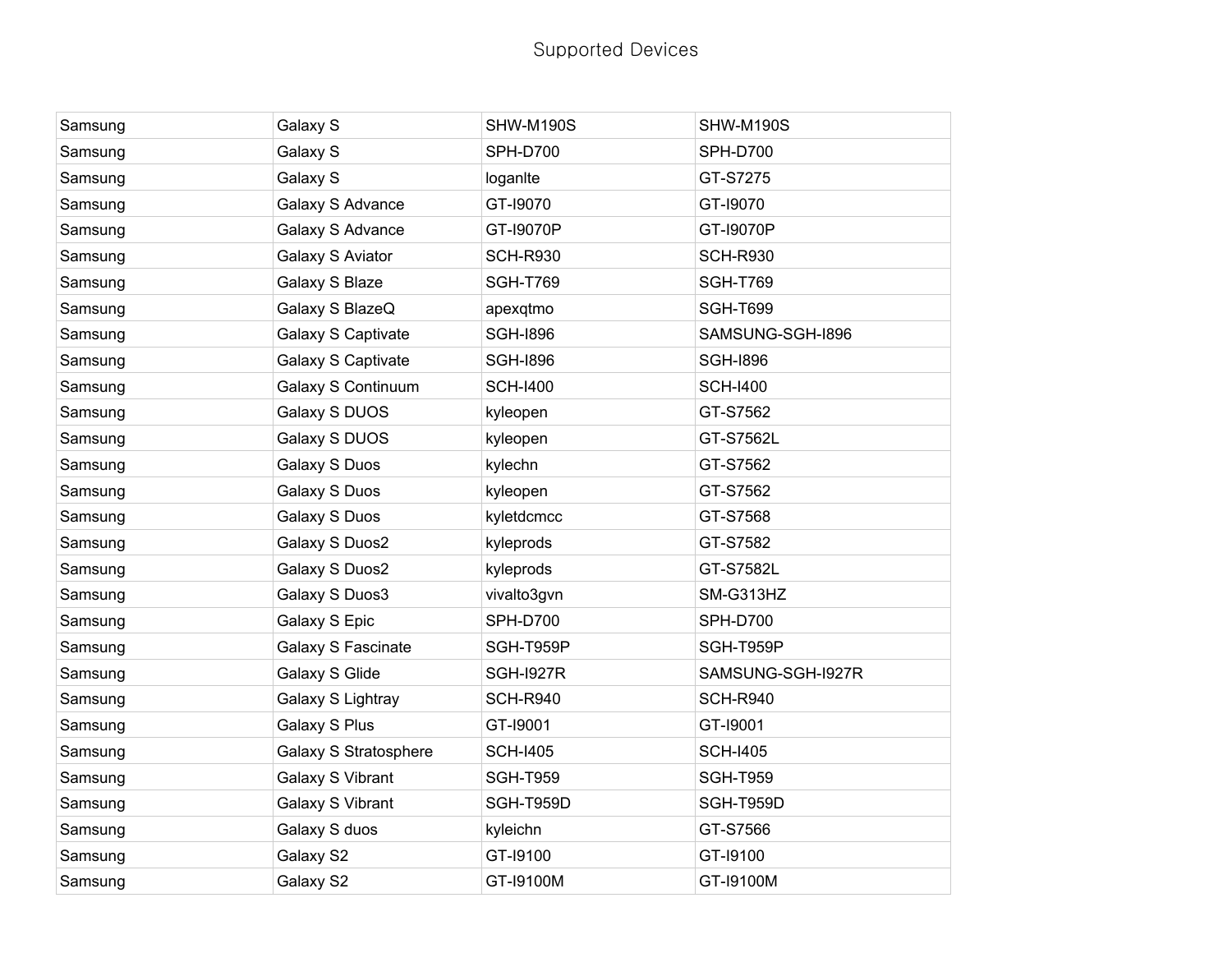# Supported Devices

| Samsung | Galaxy S | SHW-M190S | SHW-M190S |
|---|---|---|---|
| Samsung | Galaxy S | SPH-D700 | SPH-D700 |
| Samsung | Galaxy S | loganlte | GT-S7275 |
| Samsung | Galaxy S Advance | GT-I9070 | GT-I9070 |
| Samsung | Galaxy S Advance | GT-I9070P | GT-I9070P |
| Samsung | Galaxy S Aviator | SCH-R930 | SCH-R930 |
| Samsung | Galaxy S Blaze | SGH-T769 | SGH-T769 |
| Samsung | Galaxy S BlazeQ | apexqtmo | SGH-T699 |
| Samsung | Galaxy S Captivate | SGH-I896 | SAMSUNG-SGH-I896 |
| Samsung | Galaxy S Captivate | SGH-I896 | SGH-I896 |
| Samsung | Galaxy S Continuum | SCH-I400 | SCH-I400 |
| Samsung | Galaxy S DUOS | kyleopen | GT-S7562 |
| Samsung | Galaxy S DUOS | kyleopen | GT-S7562L |
| Samsung | Galaxy S Duos | kylechn | GT-S7562 |
| Samsung | Galaxy S Duos | kyleopen | GT-S7562 |
| Samsung | Galaxy S Duos | kyletdcmcc | GT-S7568 |
| Samsung | Galaxy S Duos2 | kyleprods | GT-S7582 |
| Samsung | Galaxy S Duos2 | kyleprods | GT-S7582L |
| Samsung | Galaxy S Duos3 | vivalto3gvn | SM-G313HZ |
| Samsung | Galaxy S Epic | SPH-D700 | SPH-D700 |
| Samsung | Galaxy S Fascinate | SGH-T959P | SGH-T959P |
| Samsung | Galaxy S Glide | SGH-I927R | SAMSUNG-SGH-I927R |
| Samsung | Galaxy S Lightray | SCH-R940 | SCH-R940 |
| Samsung | Galaxy S Plus | GT-I9001 | GT-I9001 |
| Samsung | Galaxy S Stratosphere | SCH-I405 | SCH-I405 |
| Samsung | Galaxy S Vibrant | SGH-T959 | SGH-T959 |
| Samsung | Galaxy S Vibrant | SGH-T959D | SGH-T959D |
| Samsung | Galaxy S duos | kyleichn | GT-S7566 |
| Samsung | Galaxy S2 | GT-I9100 | GT-I9100 |
| Samsung | Galaxy S2 | GT-I9100M | GT-I9100M |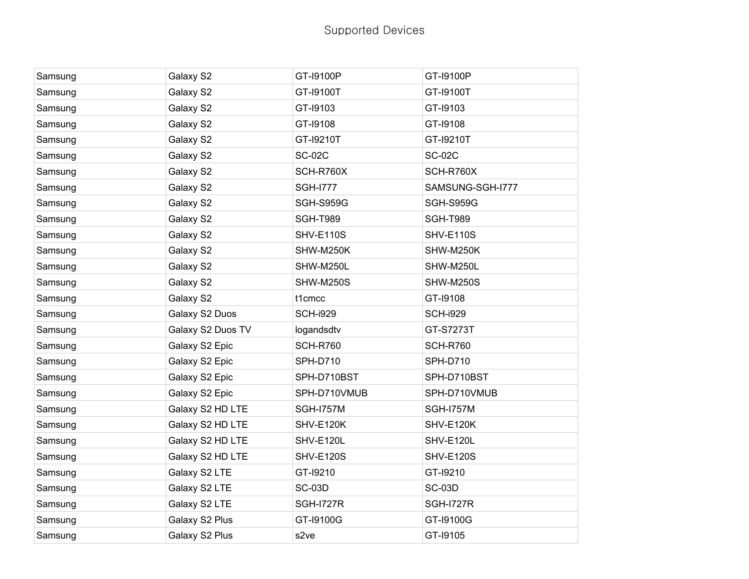Supported Devices

| | | | |
|---|---|---|---|
| Samsung | Galaxy S2 | GT-I9100P | GT-I9100P |
| Samsung | Galaxy S2 | GT-I9100T | GT-I9100T |
| Samsung | Galaxy S2 | GT-I9103 | GT-I9103 |
| Samsung | Galaxy S2 | GT-I9108 | GT-I9108 |
| Samsung | Galaxy S2 | GT-I9210T | GT-I9210T |
| Samsung | Galaxy S2 | SC-02C | SC-02C |
| Samsung | Galaxy S2 | SCH-R760X | SCH-R760X |
| Samsung | Galaxy S2 | SGH-I777 | SAMSUNG-SGH-I777 |
| Samsung | Galaxy S2 | SGH-S959G | SGH-S959G |
| Samsung | Galaxy S2 | SGH-T989 | SGH-T989 |
| Samsung | Galaxy S2 | SHV-E110S | SHV-E110S |
| Samsung | Galaxy S2 | SHW-M250K | SHW-M250K |
| Samsung | Galaxy S2 | SHW-M250L | SHW-M250L |
| Samsung | Galaxy S2 | SHW-M250S | SHW-M250S |
| Samsung | Galaxy S2 | t1cmcc | GT-I9108 |
| Samsung | Galaxy S2 Duos | SCH-i929 | SCH-i929 |
| Samsung | Galaxy S2 Duos TV | logandsdtv | GT-S7273T |
| Samsung | Galaxy S2 Epic | SCH-R760 | SCH-R760 |
| Samsung | Galaxy S2 Epic | SPH-D710 | SPH-D710 |
| Samsung | Galaxy S2 Epic | SPH-D710BST | SPH-D710BST |
| Samsung | Galaxy S2 Epic | SPH-D710VMUB | SPH-D710VMUB |
| Samsung | Galaxy S2 HD LTE | SGH-I757M | SGH-I757M |
| Samsung | Galaxy S2 HD LTE | SHV-E120K | SHV-E120K |
| Samsung | Galaxy S2 HD LTE | SHV-E120L | SHV-E120L |
| Samsung | Galaxy S2 HD LTE | SHV-E120S | SHV-E120S |
| Samsung | Galaxy S2 LTE | GT-I9210 | GT-I9210 |
| Samsung | Galaxy S2 LTE | SC-03D | SC-03D |
| Samsung | Galaxy S2 LTE | SGH-I727R | SGH-I727R |
| Samsung | Galaxy S2 Plus | GT-I9100G | GT-I9100G |
| Samsung | Galaxy S2 Plus | s2ve | GT-I9105 |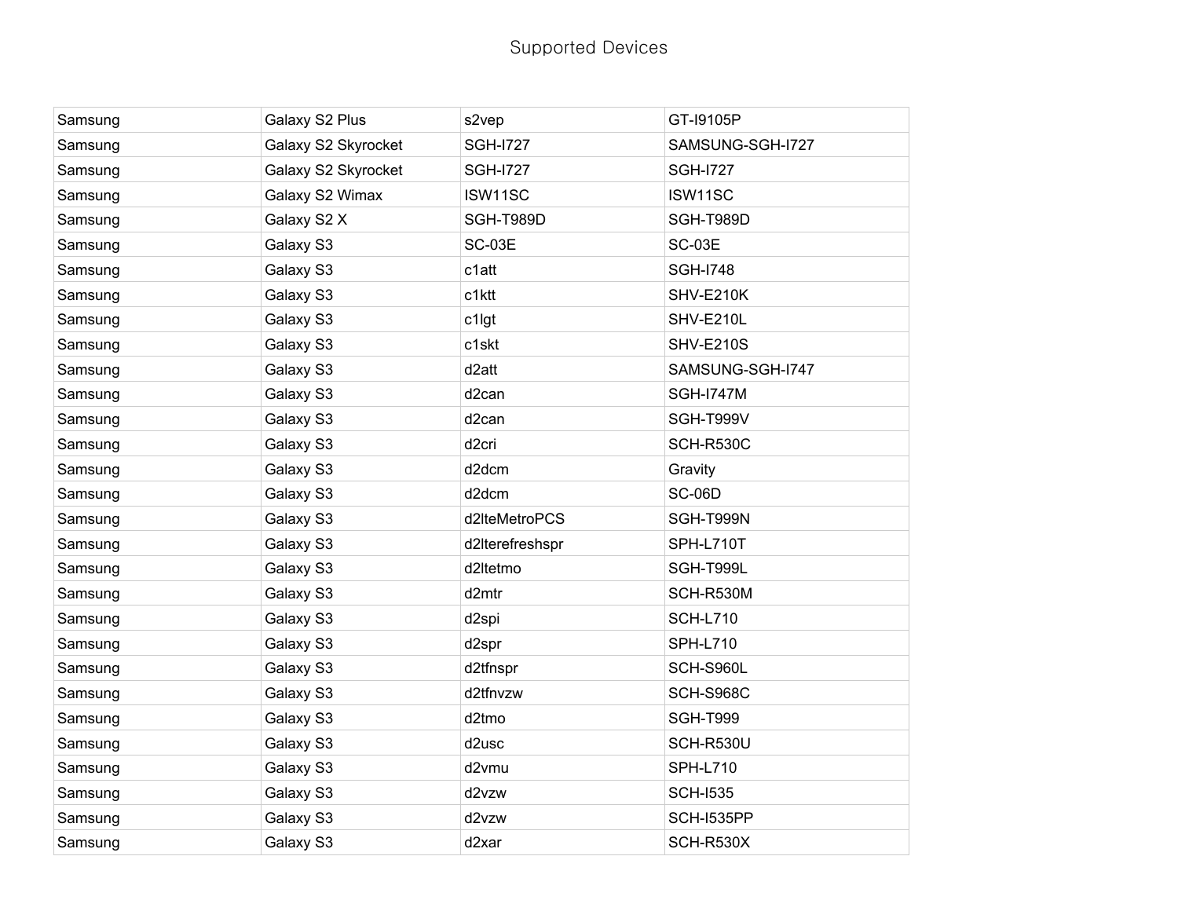# Supported Devices

| | | | |
|---|---|---|---|
| Samsung | Galaxy S2 Plus | s2vep | GT-I9105P |
| Samsung | Galaxy S2 Skyrocket | SGH-I727 | SAMSUNG-SGH-I727 |
| Samsung | Galaxy S2 Skyrocket | SGH-I727 | SGH-I727 |
| Samsung | Galaxy S2 Wimax | ISW11SC | ISW11SC |
| Samsung | Galaxy S2 X | SGH-T989D | SGH-T989D |
| Samsung | Galaxy S3 | SC-03E | SC-03E |
| Samsung | Galaxy S3 | c1att | SGH-I748 |
| Samsung | Galaxy S3 | c1ktt | SHV-E210K |
| Samsung | Galaxy S3 | c1lgt | SHV-E210L |
| Samsung | Galaxy S3 | c1skt | SHV-E210S |
| Samsung | Galaxy S3 | d2att | SAMSUNG-SGH-I747 |
| Samsung | Galaxy S3 | d2can | SGH-I747M |
| Samsung | Galaxy S3 | d2can | SGH-T999V |
| Samsung | Galaxy S3 | d2cri | SCH-R530C |
| Samsung | Galaxy S3 | d2dcm | Gravity |
| Samsung | Galaxy S3 | d2dcm | SC-06D |
| Samsung | Galaxy S3 | d2lteMetroPCS | SGH-T999N |
| Samsung | Galaxy S3 | d2lterefreshspr | SPH-L710T |
| Samsung | Galaxy S3 | d2ltetmo | SGH-T999L |
| Samsung | Galaxy S3 | d2mtr | SCH-R530M |
| Samsung | Galaxy S3 | d2spi | SCH-L710 |
| Samsung | Galaxy S3 | d2spr | SPH-L710 |
| Samsung | Galaxy S3 | d2tfnspr | SCH-S960L |
| Samsung | Galaxy S3 | d2tfnvzw | SCH-S968C |
| Samsung | Galaxy S3 | d2tmo | SGH-T999 |
| Samsung | Galaxy S3 | d2usc | SCH-R530U |
| Samsung | Galaxy S3 | d2vmu | SPH-L710 |
| Samsung | Galaxy S3 | d2vzw | SCH-I535 |
| Samsung | Galaxy S3 | d2vzw | SCH-I535PP |
| Samsung | Galaxy S3 | d2xar | SCH-R530X |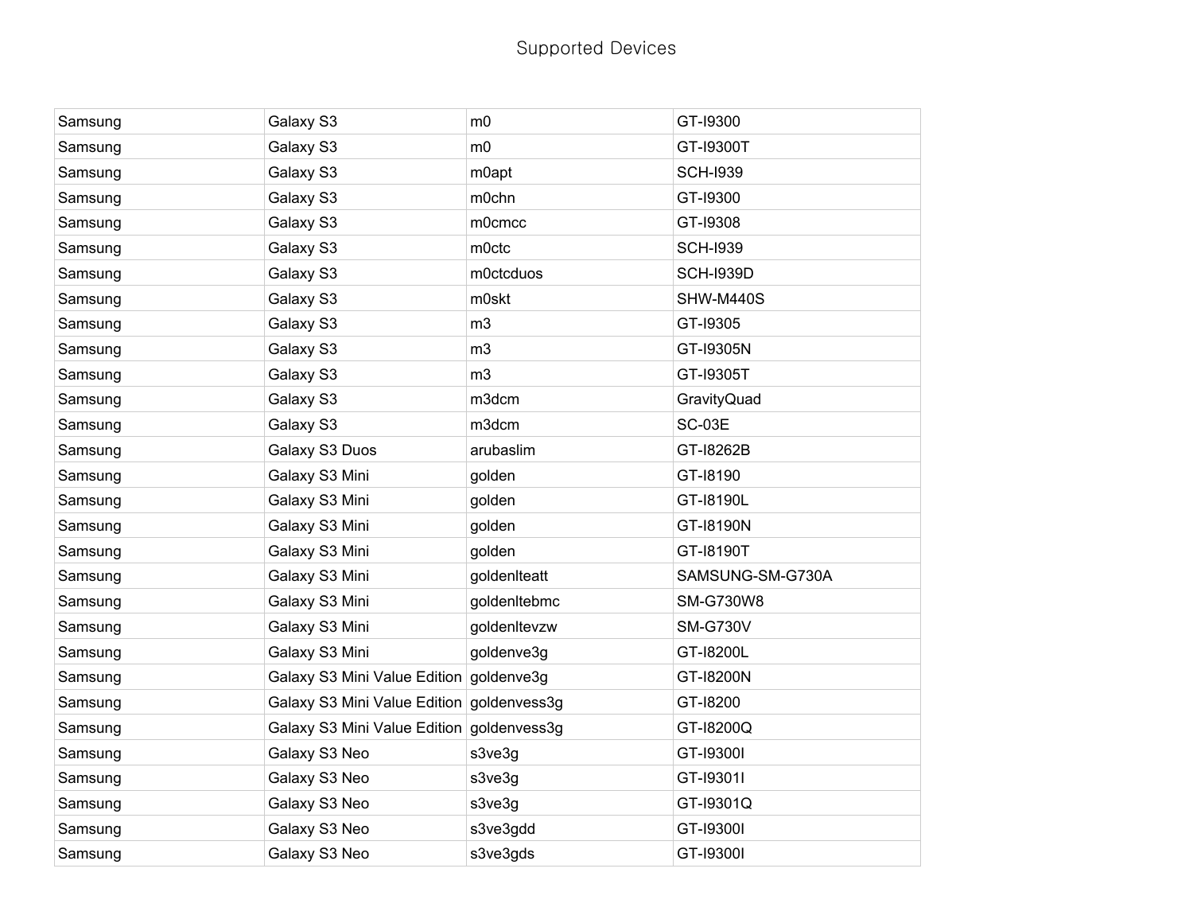# Supported Devices

| | | | |
|---|---|---|---|
| Samsung | Galaxy S3 | m0 | GT-I9300 |
| Samsung | Galaxy S3 | m0 | GT-I9300T |
| Samsung | Galaxy S3 | m0apt | SCH-I939 |
| Samsung | Galaxy S3 | m0chn | GT-I9300 |
| Samsung | Galaxy S3 | m0cmcc | GT-I9308 |
| Samsung | Galaxy S3 | m0ctc | SCH-I939 |
| Samsung | Galaxy S3 | m0ctcduos | SCH-I939D |
| Samsung | Galaxy S3 | m0skt | SHW-M440S |
| Samsung | Galaxy S3 | m3 | GT-I9305 |
| Samsung | Galaxy S3 | m3 | GT-I9305N |
| Samsung | Galaxy S3 | m3 | GT-I9305T |
| Samsung | Galaxy S3 | m3dcm | GravityQuad |
| Samsung | Galaxy S3 | m3dcm | SC-03E |
| Samsung | Galaxy S3 Duos | arubaslim | GT-I8262B |
| Samsung | Galaxy S3 Mini | golden | GT-I8190 |
| Samsung | Galaxy S3 Mini | golden | GT-I8190L |
| Samsung | Galaxy S3 Mini | golden | GT-I8190N |
| Samsung | Galaxy S3 Mini | golden | GT-I8190T |
| Samsung | Galaxy S3 Mini | goldenlteatt | SAMSUNG-SM-G730A |
| Samsung | Galaxy S3 Mini | goldenltebmc | SM-G730W8 |
| Samsung | Galaxy S3 Mini | goldenltevzw | SM-G730V |
| Samsung | Galaxy S3 Mini | goldenve3g | GT-I8200L |
| Samsung | Galaxy S3 Mini Value Edition | goldenve3g | GT-I8200N |
| Samsung | Galaxy S3 Mini Value Edition | goldenvess3g | GT-I8200 |
| Samsung | Galaxy S3 Mini Value Edition | goldenvess3g | GT-I8200Q |
| Samsung | Galaxy S3 Neo | s3ve3g | GT-I9300I |
| Samsung | Galaxy S3 Neo | s3ve3g | GT-I9301I |
| Samsung | Galaxy S3 Neo | s3ve3g | GT-I9301Q |
| Samsung | Galaxy S3 Neo | s3ve3gdd | GT-I9300I |
| Samsung | Galaxy S3 Neo | s3ve3gds | GT-I9300I |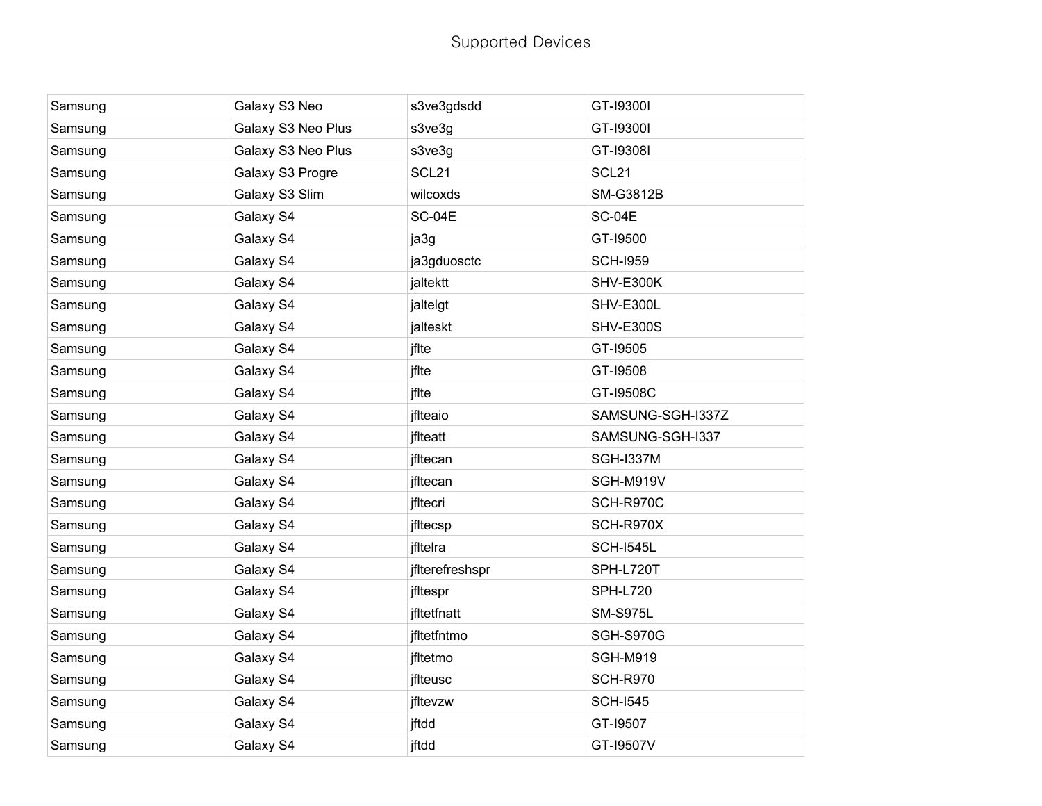# Supported Devices

| | | | |
|---|---|---|---|
| Samsung | Galaxy S3 Neo | s3ve3gdsdd | GT-I9300I |
| Samsung | Galaxy S3 Neo Plus | s3ve3g | GT-I9300I |
| Samsung | Galaxy S3 Neo Plus | s3ve3g | GT-I9308I |
| Samsung | Galaxy S3 Progre | SCL21 | SCL21 |
| Samsung | Galaxy S3 Slim | wilcoxds | SM-G3812B |
| Samsung | Galaxy S4 | SC-04E | SC-04E |
| Samsung | Galaxy S4 | ja3g | GT-I9500 |
| Samsung | Galaxy S4 | ja3gduosctc | SCH-I959 |
| Samsung | Galaxy S4 | jaltektt | SHV-E300K |
| Samsung | Galaxy S4 | jaltelgt | SHV-E300L |
| Samsung | Galaxy S4 | jalteskt | SHV-E300S |
| Samsung | Galaxy S4 | jflte | GT-I9505 |
| Samsung | Galaxy S4 | jflte | GT-I9508 |
| Samsung | Galaxy S4 | jflte | GT-I9508C |
| Samsung | Galaxy S4 | jflteaio | SAMSUNG-SGH-I337Z |
| Samsung | Galaxy S4 | jflteatt | SAMSUNG-SGH-I337 |
| Samsung | Galaxy S4 | jfltecan | SGH-I337M |
| Samsung | Galaxy S4 | jfltecan | SGH-M919V |
| Samsung | Galaxy S4 | jfltecri | SCH-R970C |
| Samsung | Galaxy S4 | jfltecsp | SCH-R970X |
| Samsung | Galaxy S4 | jfltelra | SCH-I545L |
| Samsung | Galaxy S4 | jflterefreshspr | SPH-L720T |
| Samsung | Galaxy S4 | jfltespr | SPH-L720 |
| Samsung | Galaxy S4 | jfltetfnatt | SM-S975L |
| Samsung | Galaxy S4 | jfltetfntmo | SGH-S970G |
| Samsung | Galaxy S4 | jfltetmo | SGH-M919 |
| Samsung | Galaxy S4 | jflteusc | SCH-R970 |
| Samsung | Galaxy S4 | jfltevzw | SCH-I545 |
| Samsung | Galaxy S4 | jftdd | GT-I9507 |
| Samsung | Galaxy S4 | jftdd | GT-I9507V |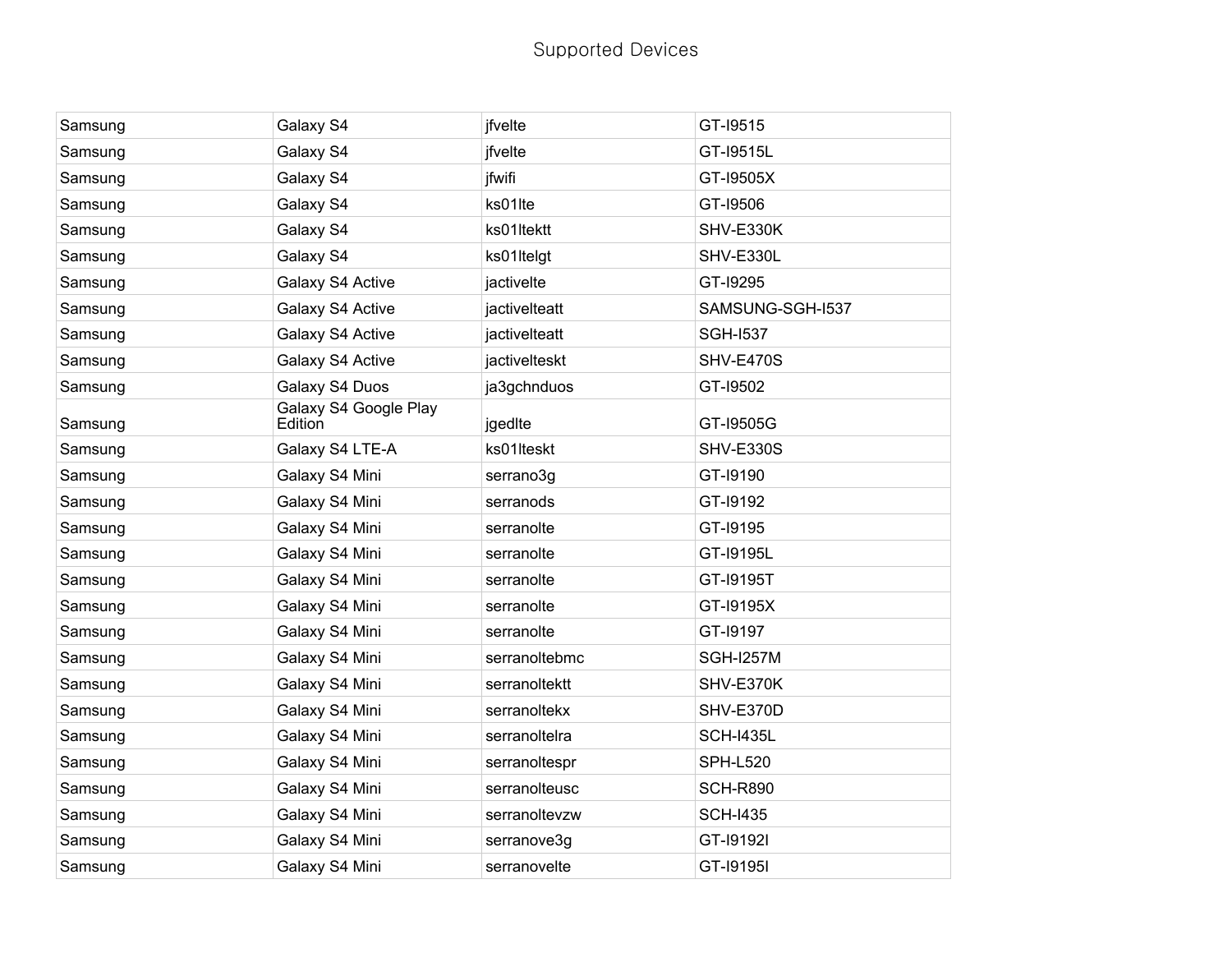Supported Devices

| | | | |
|---|---|---|---|
| Samsung | Galaxy S4 | jfvelte | GT-I9515 |
| Samsung | Galaxy S4 | jfvelte | GT-I9515L |
| Samsung | Galaxy S4 | jfwifi | GT-I9505X |
| Samsung | Galaxy S4 | ks01lte | GT-I9506 |
| Samsung | Galaxy S4 | ks01ltektt | SHV-E330K |
| Samsung | Galaxy S4 | ks01ltelgt | SHV-E330L |
| Samsung | Galaxy S4 Active | jactivelte | GT-I9295 |
| Samsung | Galaxy S4 Active | jactivelteatt | SAMSUNG-SGH-I537 |
| Samsung | Galaxy S4 Active | jactivelteatt | SGH-I537 |
| Samsung | Galaxy S4 Active | jactivelteskt | SHV-E470S |
| Samsung | Galaxy S4 Duos | ja3gchnduos | GT-I9502 |
| Samsung | Galaxy S4 Google Play Edition | jgedlte | GT-I9505G |
| Samsung | Galaxy S4 LTE-A | ks01lteskt | SHV-E330S |
| Samsung | Galaxy S4 Mini | serrano3g | GT-I9190 |
| Samsung | Galaxy S4 Mini | serranods | GT-I9192 |
| Samsung | Galaxy S4 Mini | serranolte | GT-I9195 |
| Samsung | Galaxy S4 Mini | serranolte | GT-I9195L |
| Samsung | Galaxy S4 Mini | serranolte | GT-I9195T |
| Samsung | Galaxy S4 Mini | serranolte | GT-I9195X |
| Samsung | Galaxy S4 Mini | serranolte | GT-I9197 |
| Samsung | Galaxy S4 Mini | serranoltebmc | SGH-I257M |
| Samsung | Galaxy S4 Mini | serranoltektt | SHV-E370K |
| Samsung | Galaxy S4 Mini | serranoltekx | SHV-E370D |
| Samsung | Galaxy S4 Mini | serranoltelra | SCH-I435L |
| Samsung | Galaxy S4 Mini | serranoltespr | SPH-L520 |
| Samsung | Galaxy S4 Mini | serranolteusc | SCH-R890 |
| Samsung | Galaxy S4 Mini | serranoltevzw | SCH-I435 |
| Samsung | Galaxy S4 Mini | serranove3g | GT-I9192I |
| Samsung | Galaxy S4 Mini | serranovelte | GT-I9195I |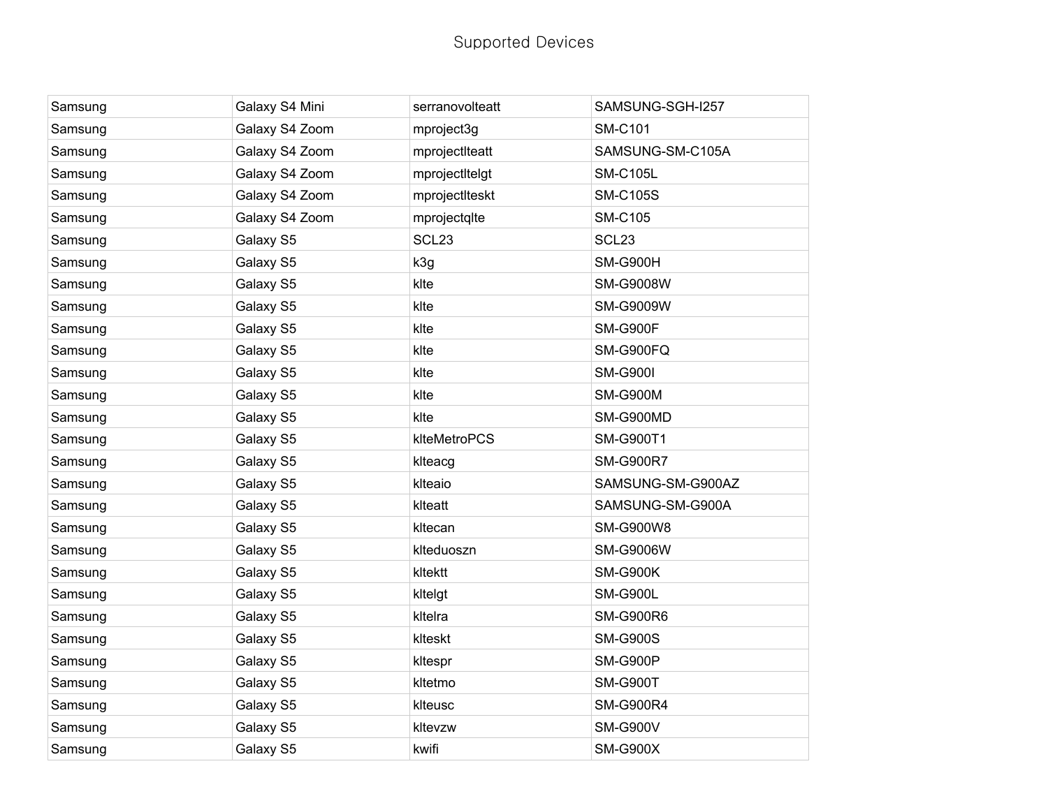Supported Devices

| Samsung | Galaxy S4 Mini | serranovolteatt | SAMSUNG-SGH-I257 |
|---|---|---|---|
| Samsung | Galaxy S4 Zoom | mproject3g | SM-C101 |
| Samsung | Galaxy S4 Zoom | mprojectlteatt | SAMSUNG-SM-C105A |
| Samsung | Galaxy S4 Zoom | mprojectltelgt | SM-C105L |
| Samsung | Galaxy S4 Zoom | mprojectlteskt | SM-C105S |
| Samsung | Galaxy S4 Zoom | mprojectqlte | SM-C105 |
| Samsung | Galaxy S5 | SCL23 | SCL23 |
| Samsung | Galaxy S5 | k3g | SM-G900H |
| Samsung | Galaxy S5 | klte | SM-G9008W |
| Samsung | Galaxy S5 | klte | SM-G9009W |
| Samsung | Galaxy S5 | klte | SM-G900F |
| Samsung | Galaxy S5 | klte | SM-G900FQ |
| Samsung | Galaxy S5 | klte | SM-G900I |
| Samsung | Galaxy S5 | klte | SM-G900M |
| Samsung | Galaxy S5 | klte | SM-G900MD |
| Samsung | Galaxy S5 | klteMetroPCS | SM-G900T1 |
| Samsung | Galaxy S5 | klteacg | SM-G900R7 |
| Samsung | Galaxy S5 | klteaio | SAMSUNG-SM-G900AZ |
| Samsung | Galaxy S5 | klteatt | SAMSUNG-SM-G900A |
| Samsung | Galaxy S5 | kltecan | SM-G900W8 |
| Samsung | Galaxy S5 | klteduoszn | SM-G9006W |
| Samsung | Galaxy S5 | kltektt | SM-G900K |
| Samsung | Galaxy S5 | kltelgt | SM-G900L |
| Samsung | Galaxy S5 | kltelra | SM-G900R6 |
| Samsung | Galaxy S5 | klteskt | SM-G900S |
| Samsung | Galaxy S5 | kltespr | SM-G900P |
| Samsung | Galaxy S5 | kltetmo | SM-G900T |
| Samsung | Galaxy S5 | klteusc | SM-G900R4 |
| Samsung | Galaxy S5 | kltevzw | SM-G900V |
| Samsung | Galaxy S5 | kwifi | SM-G900X |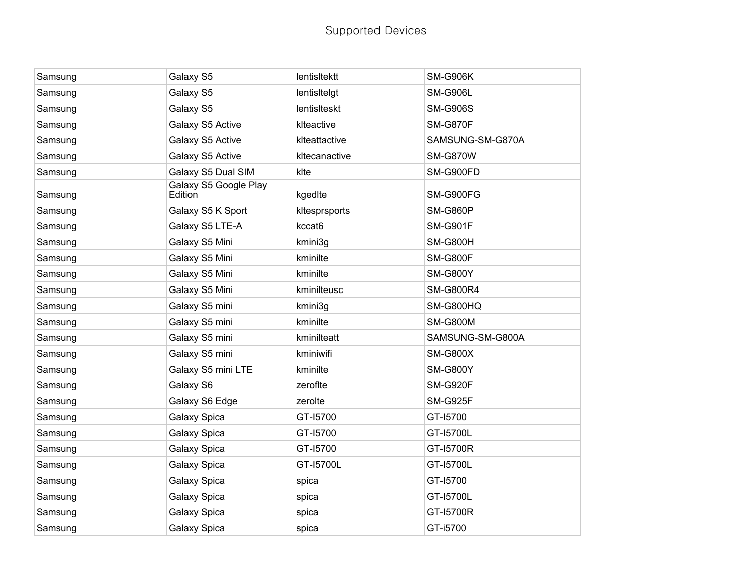Supported Devices

| | | | |
|---|---|---|---|
| Samsung | Galaxy S5 | lentisltektt | SM-G906K |
| Samsung | Galaxy S5 | lentisltelgt | SM-G906L |
| Samsung | Galaxy S5 | lentislteskt | SM-G906S |
| Samsung | Galaxy S5 Active | klteactive | SM-G870F |
| Samsung | Galaxy S5 Active | klteattactive | SAMSUNG-SM-G870A |
| Samsung | Galaxy S5 Active | kltecanactive | SM-G870W |
| Samsung | Galaxy S5 Dual SIM | klte | SM-G900FD |
| Samsung | Galaxy S5 Google Play Edition | kgedlte | SM-G900FG |
| Samsung | Galaxy S5 K Sport | kltesprsports | SM-G860P |
| Samsung | Galaxy S5 LTE-A | kccat6 | SM-G901F |
| Samsung | Galaxy S5 Mini | kmini3g | SM-G800H |
| Samsung | Galaxy S5 Mini | kminilte | SM-G800F |
| Samsung | Galaxy S5 Mini | kminilte | SM-G800Y |
| Samsung | Galaxy S5 Mini | kminilteusc | SM-G800R4 |
| Samsung | Galaxy S5 mini | kmini3g | SM-G800HQ |
| Samsung | Galaxy S5 mini | kminilte | SM-G800M |
| Samsung | Galaxy S5 mini | kminilteatt | SAMSUNG-SM-G800A |
| Samsung | Galaxy S5 mini | kminiwifi | SM-G800X |
| Samsung | Galaxy S5 mini LTE | kminilte | SM-G800Y |
| Samsung | Galaxy S6 | zeroflte | SM-G920F |
| Samsung | Galaxy S6 Edge | zerolte | SM-G925F |
| Samsung | Galaxy Spica | GT-I5700 | GT-I5700 |
| Samsung | Galaxy Spica | GT-I5700 | GT-I5700L |
| Samsung | Galaxy Spica | GT-I5700 | GT-I5700R |
| Samsung | Galaxy Spica | GT-I5700L | GT-I5700L |
| Samsung | Galaxy Spica | spica | GT-I5700 |
| Samsung | Galaxy Spica | spica | GT-I5700L |
| Samsung | Galaxy Spica | spica | GT-I5700R |
| Samsung | Galaxy Spica | spica | GT-i5700 |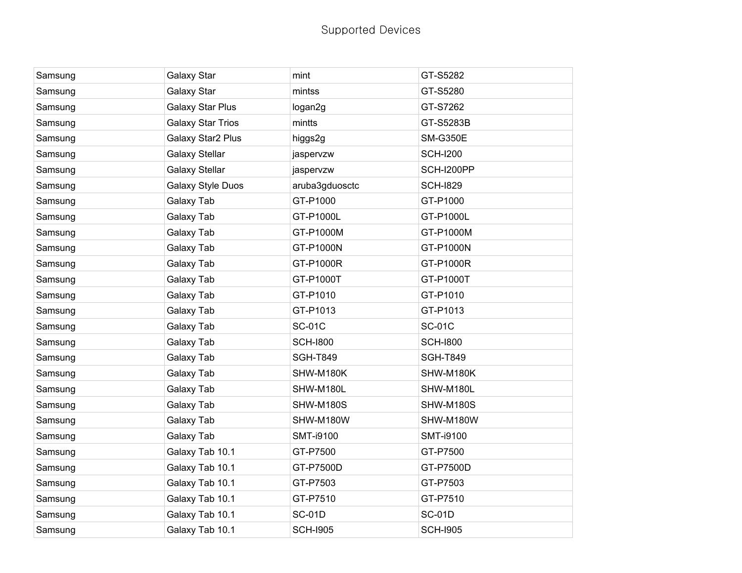| Samsung | Galaxy Star | mint | GT-S5282 |
|---|---|---|---|
| Samsung | Galaxy Star | mintss | GT-S5280 |
| Samsung | Galaxy Star Plus | logan2g | GT-S7262 |
| Samsung | Galaxy Star Trios | mintts | GT-S5283B |
| Samsung | Galaxy Star2 Plus | higgs2g | SM-G350E |
| Samsung | Galaxy Stellar | jaspervzw | SCH-I200 |
| Samsung | Galaxy Stellar | jaspervzw | SCH-I200PP |
| Samsung | Galaxy Style Duos | aruba3gduosctc | SCH-I829 |
| Samsung | Galaxy Tab | GT-P1000 | GT-P1000 |
| Samsung | Galaxy Tab | GT-P1000L | GT-P1000L |
| Samsung | Galaxy Tab | GT-P1000M | GT-P1000M |
| Samsung | Galaxy Tab | GT-P1000N | GT-P1000N |
| Samsung | Galaxy Tab | GT-P1000R | GT-P1000R |
| Samsung | Galaxy Tab | GT-P1000T | GT-P1000T |
| Samsung | Galaxy Tab | GT-P1010 | GT-P1010 |
| Samsung | Galaxy Tab | GT-P1013 | GT-P1013 |
| Samsung | Galaxy Tab | SC-01C | SC-01C |
| Samsung | Galaxy Tab | SCH-I800 | SCH-I800 |
| Samsung | Galaxy Tab | SGH-T849 | SGH-T849 |
| Samsung | Galaxy Tab | SHW-M180K | SHW-M180K |
| Samsung | Galaxy Tab | SHW-M180L | SHW-M180L |
| Samsung | Galaxy Tab | SHW-M180S | SHW-M180S |
| Samsung | Galaxy Tab | SHW-M180W | SHW-M180W |
| Samsung | Galaxy Tab | SMT-i9100 | SMT-i9100 |
| Samsung | Galaxy Tab 10.1 | GT-P7500 | GT-P7500 |
| Samsung | Galaxy Tab 10.1 | GT-P7500D | GT-P7500D |
| Samsung | Galaxy Tab 10.1 | GT-P7503 | GT-P7503 |
| Samsung | Galaxy Tab 10.1 | GT-P7510 | GT-P7510 |
| Samsung | Galaxy Tab 10.1 | SC-01D | SC-01D |
| Samsung | Galaxy Tab 10.1 | SCH-I905 | SCH-I905 |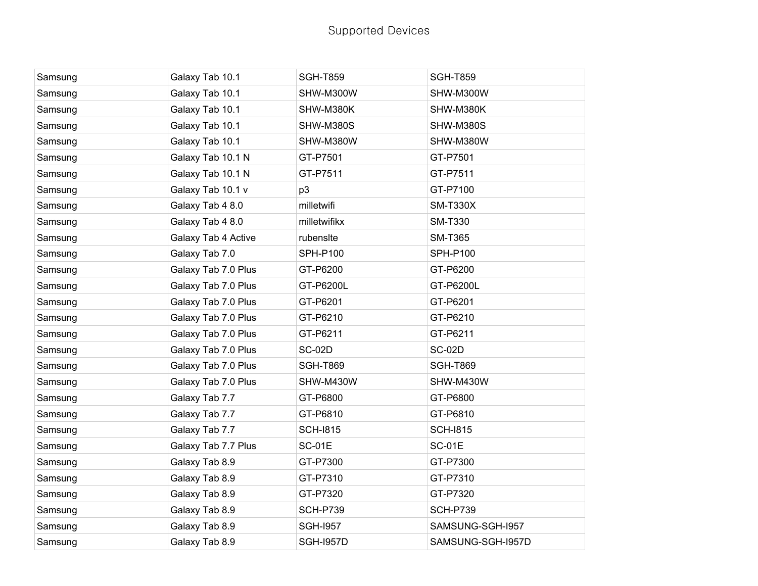Supported Devices

| | | | |
|---|---|---|---|
| Samsung | Galaxy Tab 10.1 | SGH-T859 | SGH-T859 |
| Samsung | Galaxy Tab 10.1 | SHW-M300W | SHW-M300W |
| Samsung | Galaxy Tab 10.1 | SHW-M380K | SHW-M380K |
| Samsung | Galaxy Tab 10.1 | SHW-M380S | SHW-M380S |
| Samsung | Galaxy Tab 10.1 | SHW-M380W | SHW-M380W |
| Samsung | Galaxy Tab 10.1 N | GT-P7501 | GT-P7501 |
| Samsung | Galaxy Tab 10.1 N | GT-P7511 | GT-P7511 |
| Samsung | Galaxy Tab 10.1 v | p3 | GT-P7100 |
| Samsung | Galaxy Tab 4 8.0 | milletwifi | SM-T330X |
| Samsung | Galaxy Tab 4 8.0 | milletwifikx | SM-T330 |
| Samsung | Galaxy Tab 4 Active | rubenslte | SM-T365 |
| Samsung | Galaxy Tab 7.0 | SPH-P100 | SPH-P100 |
| Samsung | Galaxy Tab 7.0 Plus | GT-P6200 | GT-P6200 |
| Samsung | Galaxy Tab 7.0 Plus | GT-P6200L | GT-P6200L |
| Samsung | Galaxy Tab 7.0 Plus | GT-P6201 | GT-P6201 |
| Samsung | Galaxy Tab 7.0 Plus | GT-P6210 | GT-P6210 |
| Samsung | Galaxy Tab 7.0 Plus | GT-P6211 | GT-P6211 |
| Samsung | Galaxy Tab 7.0 Plus | SC-02D | SC-02D |
| Samsung | Galaxy Tab 7.0 Plus | SGH-T869 | SGH-T869 |
| Samsung | Galaxy Tab 7.0 Plus | SHW-M430W | SHW-M430W |
| Samsung | Galaxy Tab 7.7 | GT-P6800 | GT-P6800 |
| Samsung | Galaxy Tab 7.7 | GT-P6810 | GT-P6810 |
| Samsung | Galaxy Tab 7.7 | SCH-I815 | SCH-I815 |
| Samsung | Galaxy Tab 7.7 Plus | SC-01E | SC-01E |
| Samsung | Galaxy Tab 8.9 | GT-P7300 | GT-P7300 |
| Samsung | Galaxy Tab 8.9 | GT-P7310 | GT-P7310 |
| Samsung | Galaxy Tab 8.9 | GT-P7320 | GT-P7320 |
| Samsung | Galaxy Tab 8.9 | SCH-P739 | SCH-P739 |
| Samsung | Galaxy Tab 8.9 | SGH-I957 | SAMSUNG-SGH-I957 |
| Samsung | Galaxy Tab 8.9 | SGH-I957D | SAMSUNG-SGH-I957D |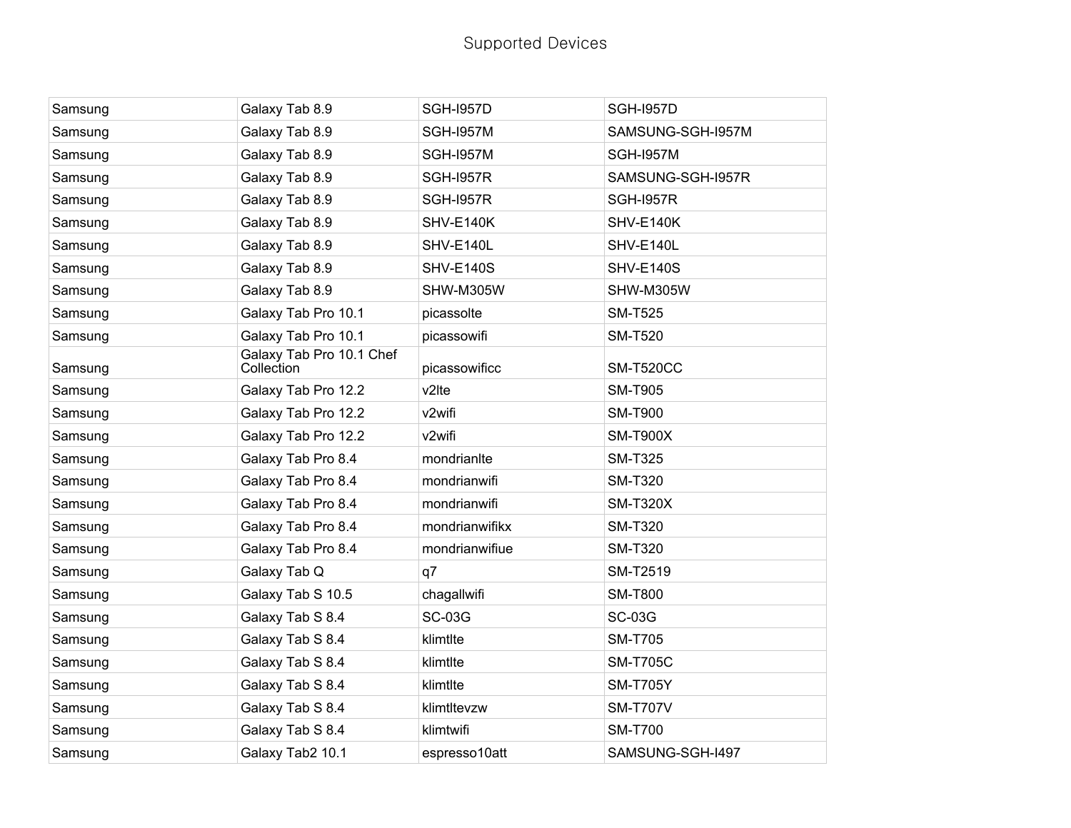Supported Devices

| | | | |
|---|---|---|---|
| Samsung | Galaxy Tab 8.9 | SGH-I957D | SGH-I957D |
| Samsung | Galaxy Tab 8.9 | SGH-I957M | SAMSUNG-SGH-I957M |
| Samsung | Galaxy Tab 8.9 | SGH-I957M | SGH-I957M |
| Samsung | Galaxy Tab 8.9 | SGH-I957R | SAMSUNG-SGH-I957R |
| Samsung | Galaxy Tab 8.9 | SGH-I957R | SGH-I957R |
| Samsung | Galaxy Tab 8.9 | SHV-E140K | SHV-E140K |
| Samsung | Galaxy Tab 8.9 | SHV-E140L | SHV-E140L |
| Samsung | Galaxy Tab 8.9 | SHV-E140S | SHV-E140S |
| Samsung | Galaxy Tab 8.9 | SHW-M305W | SHW-M305W |
| Samsung | Galaxy Tab Pro 10.1 | picassolte | SM-T525 |
| Samsung | Galaxy Tab Pro 10.1 | picassowifi | SM-T520 |
| Samsung | Galaxy Tab Pro 10.1 Chef Collection | picassowificc | SM-T520CC |
| Samsung | Galaxy Tab Pro 12.2 | v2lte | SM-T905 |
| Samsung | Galaxy Tab Pro 12.2 | v2wifi | SM-T900 |
| Samsung | Galaxy Tab Pro 12.2 | v2wifi | SM-T900X |
| Samsung | Galaxy Tab Pro 8.4 | mondrianlte | SM-T325 |
| Samsung | Galaxy Tab Pro 8.4 | mondrianwifi | SM-T320 |
| Samsung | Galaxy Tab Pro 8.4 | mondrianwifi | SM-T320X |
| Samsung | Galaxy Tab Pro 8.4 | mondrianwifikx | SM-T320 |
| Samsung | Galaxy Tab Pro 8.4 | mondrianwifiue | SM-T320 |
| Samsung | Galaxy Tab Q | q7 | SM-T2519 |
| Samsung | Galaxy Tab S 10.5 | chagallwifi | SM-T800 |
| Samsung | Galaxy Tab S 8.4 | SC-03G | SC-03G |
| Samsung | Galaxy Tab S 8.4 | klimtlte | SM-T705 |
| Samsung | Galaxy Tab S 8.4 | klimtlte | SM-T705C |
| Samsung | Galaxy Tab S 8.4 | klimtlte | SM-T705Y |
| Samsung | Galaxy Tab S 8.4 | klimtltevzw | SM-T707V |
| Samsung | Galaxy Tab S 8.4 | klimtwifi | SM-T700 |
| Samsung | Galaxy Tab2 10.1 | espresso10att | SAMSUNG-SGH-I497 |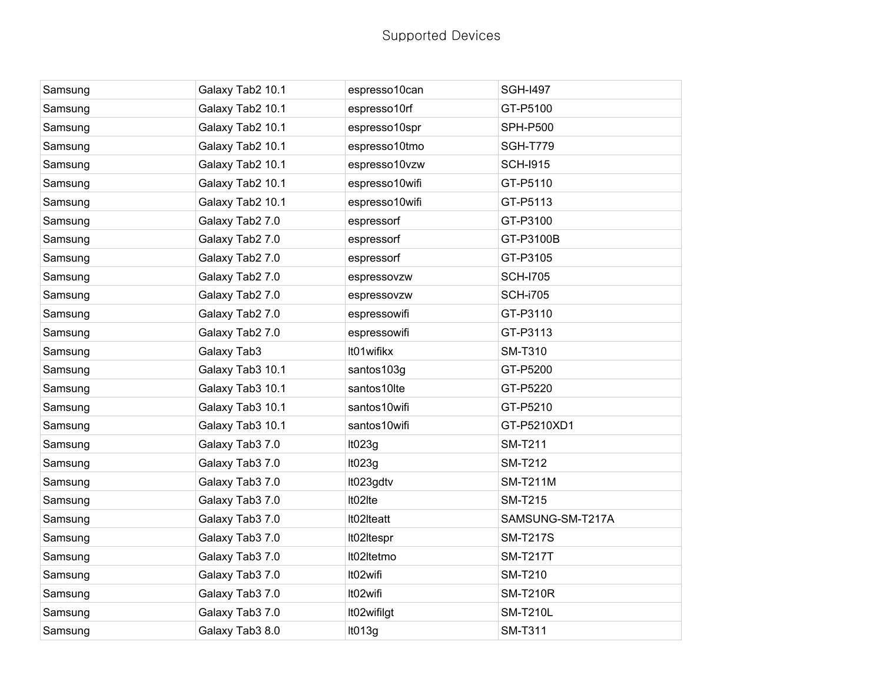Supported Devices

| Samsung | Galaxy Tab2 10.1 | espresso10can | SGH-I497 |
|---|---|---|---|
| Samsung | Galaxy Tab2 10.1 | espresso10rf | GT-P5100 |
| Samsung | Galaxy Tab2 10.1 | espresso10spr | SPH-P500 |
| Samsung | Galaxy Tab2 10.1 | espresso10tmo | SGH-T779 |
| Samsung | Galaxy Tab2 10.1 | espresso10vzw | SCH-I915 |
| Samsung | Galaxy Tab2 10.1 | espresso10wifi | GT-P5110 |
| Samsung | Galaxy Tab2 10.1 | espresso10wifi | GT-P5113 |
| Samsung | Galaxy Tab2 7.0 | espressorf | GT-P3100 |
| Samsung | Galaxy Tab2 7.0 | espressorf | GT-P3100B |
| Samsung | Galaxy Tab2 7.0 | espressorf | GT-P3105 |
| Samsung | Galaxy Tab2 7.0 | espressovzw | SCH-I705 |
| Samsung | Galaxy Tab2 7.0 | espressovzw | SCH-i705 |
| Samsung | Galaxy Tab2 7.0 | espressowifi | GT-P3110 |
| Samsung | Galaxy Tab2 7.0 | espressowifi | GT-P3113 |
| Samsung | Galaxy Tab3 | lt01wifikx | SM-T310 |
| Samsung | Galaxy Tab3 10.1 | santos103g | GT-P5200 |
| Samsung | Galaxy Tab3 10.1 | santos10lte | GT-P5220 |
| Samsung | Galaxy Tab3 10.1 | santos10wifi | GT-P5210 |
| Samsung | Galaxy Tab3 10.1 | santos10wifi | GT-P5210XD1 |
| Samsung | Galaxy Tab3 7.0 | lt023g | SM-T211 |
| Samsung | Galaxy Tab3 7.0 | lt023g | SM-T212 |
| Samsung | Galaxy Tab3 7.0 | lt023gdtv | SM-T211M |
| Samsung | Galaxy Tab3 7.0 | lt02lte | SM-T215 |
| Samsung | Galaxy Tab3 7.0 | lt02lteatt | SAMSUNG-SM-T217A |
| Samsung | Galaxy Tab3 7.0 | lt02ltespr | SM-T217S |
| Samsung | Galaxy Tab3 7.0 | lt02ltetmo | SM-T217T |
| Samsung | Galaxy Tab3 7.0 | lt02wifi | SM-T210 |
| Samsung | Galaxy Tab3 7.0 | lt02wifi | SM-T210R |
| Samsung | Galaxy Tab3 7.0 | lt02wifilgt | SM-T210L |
| Samsung | Galaxy Tab3 8.0 | lt013g | SM-T311 |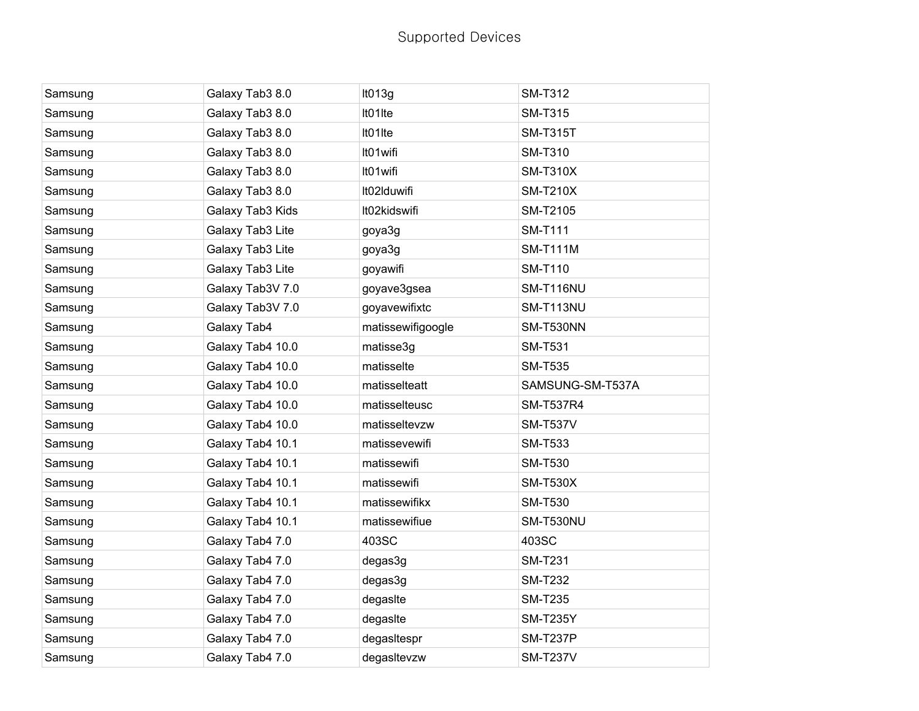Supported Devices

| | | | |
|---|---|---|---|
| Samsung | Galaxy Tab3 8.0 | lt013g | SM-T312 |
| Samsung | Galaxy Tab3 8.0 | lt01lte | SM-T315 |
| Samsung | Galaxy Tab3 8.0 | lt01lte | SM-T315T |
| Samsung | Galaxy Tab3 8.0 | lt01wifi | SM-T310 |
| Samsung | Galaxy Tab3 8.0 | lt01wifi | SM-T310X |
| Samsung | Galaxy Tab3 8.0 | lt02lduwifi | SM-T210X |
| Samsung | Galaxy Tab3 Kids | lt02kidswifi | SM-T2105 |
| Samsung | Galaxy Tab3 Lite | goya3g | SM-T111 |
| Samsung | Galaxy Tab3 Lite | goya3g | SM-T111M |
| Samsung | Galaxy Tab3 Lite | goyawifi | SM-T110 |
| Samsung | Galaxy Tab3V 7.0 | goyave3gsea | SM-T116NU |
| Samsung | Galaxy Tab3V 7.0 | goyavewifixtc | SM-T113NU |
| Samsung | Galaxy Tab4 | matissewifigoogle | SM-T530NN |
| Samsung | Galaxy Tab4 10.0 | matisse3g | SM-T531 |
| Samsung | Galaxy Tab4 10.0 | matisselte | SM-T535 |
| Samsung | Galaxy Tab4 10.0 | matisselteatt | SAMSUNG-SM-T537A |
| Samsung | Galaxy Tab4 10.0 | matisselteusc | SM-T537R4 |
| Samsung | Galaxy Tab4 10.0 | matisseltevzw | SM-T537V |
| Samsung | Galaxy Tab4 10.1 | matissevewifi | SM-T533 |
| Samsung | Galaxy Tab4 10.1 | matissewifi | SM-T530 |
| Samsung | Galaxy Tab4 10.1 | matissewifi | SM-T530X |
| Samsung | Galaxy Tab4 10.1 | matissewifikx | SM-T530 |
| Samsung | Galaxy Tab4 10.1 | matissewifiue | SM-T530NU |
| Samsung | Galaxy Tab4 7.0 | 403SC | 403SC |
| Samsung | Galaxy Tab4 7.0 | degas3g | SM-T231 |
| Samsung | Galaxy Tab4 7.0 | degas3g | SM-T232 |
| Samsung | Galaxy Tab4 7.0 | degaslte | SM-T235 |
| Samsung | Galaxy Tab4 7.0 | degaslte | SM-T235Y |
| Samsung | Galaxy Tab4 7.0 | degasltespr | SM-T237P |
| Samsung | Galaxy Tab4 7.0 | degasltevzw | SM-T237V |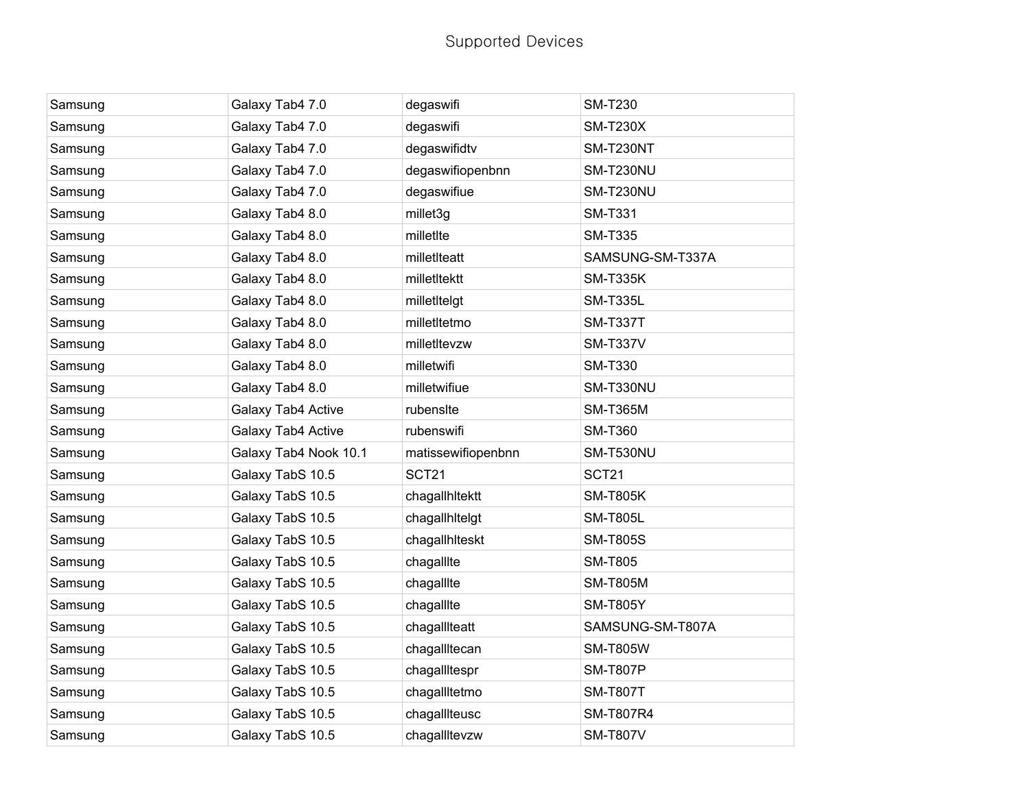Supported Devices

| | | | |
|---|---|---|---|
| Samsung | Galaxy Tab4 7.0 | degaswifi | SM-T230 |
| Samsung | Galaxy Tab4 7.0 | degaswifi | SM-T230X |
| Samsung | Galaxy Tab4 7.0 | degaswifidtv | SM-T230NT |
| Samsung | Galaxy Tab4 7.0 | degaswifiopenbnn | SM-T230NU |
| Samsung | Galaxy Tab4 7.0 | degaswifiue | SM-T230NU |
| Samsung | Galaxy Tab4 8.0 | millet3g | SM-T331 |
| Samsung | Galaxy Tab4 8.0 | milletlte | SM-T335 |
| Samsung | Galaxy Tab4 8.0 | milletlteatt | SAMSUNG-SM-T337A |
| Samsung | Galaxy Tab4 8.0 | milletltektt | SM-T335K |
| Samsung | Galaxy Tab4 8.0 | milletltelgt | SM-T335L |
| Samsung | Galaxy Tab4 8.0 | milletltetmo | SM-T337T |
| Samsung | Galaxy Tab4 8.0 | milletltevzw | SM-T337V |
| Samsung | Galaxy Tab4 8.0 | milletwifi | SM-T330 |
| Samsung | Galaxy Tab4 8.0 | milletwifiue | SM-T330NU |
| Samsung | Galaxy Tab4 Active | rubenslte | SM-T365M |
| Samsung | Galaxy Tab4 Active | rubenswifi | SM-T360 |
| Samsung | Galaxy Tab4 Nook 10.1 | matissewifiopenbnn | SM-T530NU |
| Samsung | Galaxy TabS 10.5 | SCT21 | SCT21 |
| Samsung | Galaxy TabS 10.5 | chagallhltektt | SM-T805K |
| Samsung | Galaxy TabS 10.5 | chagallhltelgt | SM-T805L |
| Samsung | Galaxy TabS 10.5 | chagallhlteskt | SM-T805S |
| Samsung | Galaxy TabS 10.5 | chagalllte | SM-T805 |
| Samsung | Galaxy TabS 10.5 | chagalllte | SM-T805M |
| Samsung | Galaxy TabS 10.5 | chagalllte | SM-T805Y |
| Samsung | Galaxy TabS 10.5 | chagallllteatt | SAMSUNG-SM-T807A |
| Samsung | Galaxy TabS 10.5 | chagalllltecan | SM-T805W |
| Samsung | Galaxy TabS 10.5 | chagallltespr | SM-T807P |
| Samsung | Galaxy TabS 10.5 | chagallltetmo | SM-T807T |
| Samsung | Galaxy TabS 10.5 | chagalllteusc | SM-T807R4 |
| Samsung | Galaxy TabS 10.5 | chagallltevzw | SM-T807V |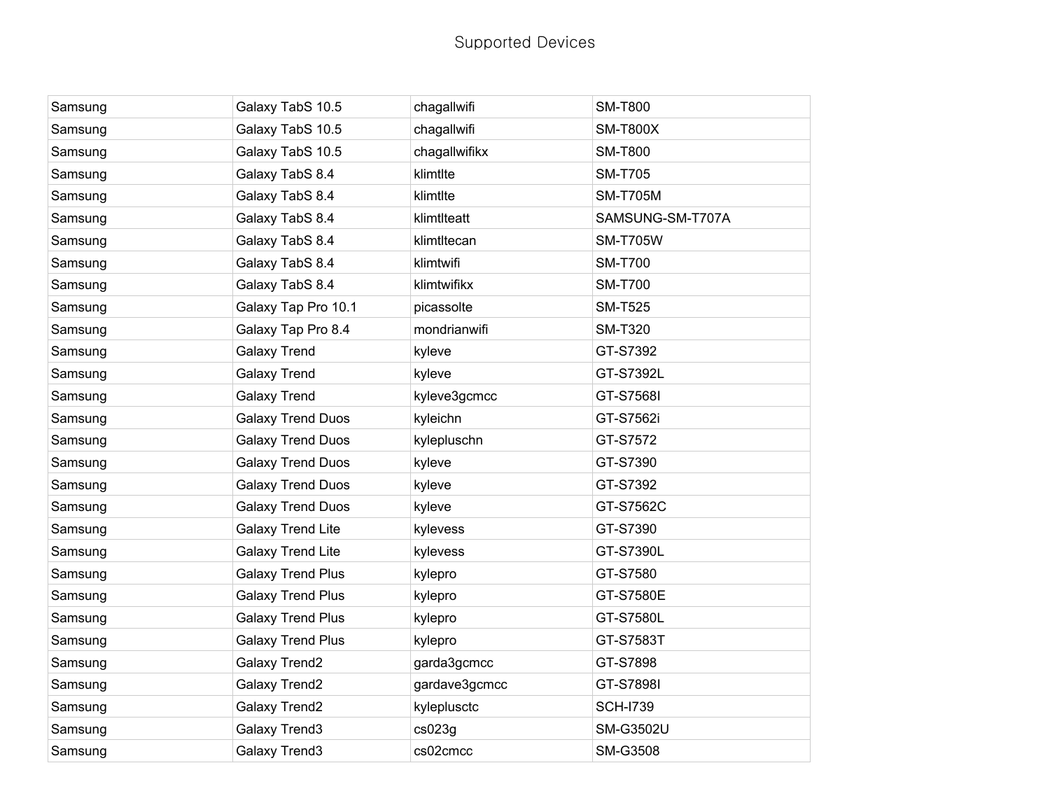# Supported Devices

| | | | |
|---|---|---|---|
| Samsung | Galaxy TabS 10.5 | chagallwifi | SM-T800 |
| Samsung | Galaxy TabS 10.5 | chagallwifi | SM-T800X |
| Samsung | Galaxy TabS 10.5 | chagallwifikx | SM-T800 |
| Samsung | Galaxy TabS 8.4 | klimtlte | SM-T705 |
| Samsung | Galaxy TabS 8.4 | klimtlte | SM-T705M |
| Samsung | Galaxy TabS 8.4 | klimtlteatt | SAMSUNG-SM-T707A |
| Samsung | Galaxy TabS 8.4 | klimtltecan | SM-T705W |
| Samsung | Galaxy TabS 8.4 | klimtwifi | SM-T700 |
| Samsung | Galaxy TabS 8.4 | klimtwifikx | SM-T700 |
| Samsung | Galaxy Tap Pro 10.1 | picassolte | SM-T525 |
| Samsung | Galaxy Tap Pro 8.4 | mondrianwifi | SM-T320 |
| Samsung | Galaxy Trend | kyleve | GT-S7392 |
| Samsung | Galaxy Trend | kyleve | GT-S7392L |
| Samsung | Galaxy Trend | kyleve3gcmcc | GT-S7568I |
| Samsung | Galaxy Trend Duos | kyleichn | GT-S7562i |
| Samsung | Galaxy Trend Duos | kylepluschn | GT-S7572 |
| Samsung | Galaxy Trend Duos | kyleve | GT-S7390 |
| Samsung | Galaxy Trend Duos | kyleve | GT-S7392 |
| Samsung | Galaxy Trend Duos | kyleve | GT-S7562C |
| Samsung | Galaxy Trend Lite | kylevess | GT-S7390 |
| Samsung | Galaxy Trend Lite | kylevess | GT-S7390L |
| Samsung | Galaxy Trend Plus | kylepro | GT-S7580 |
| Samsung | Galaxy Trend Plus | kylepro | GT-S7580E |
| Samsung | Galaxy Trend Plus | kylepro | GT-S7580L |
| Samsung | Galaxy Trend Plus | kylepro | GT-S7583T |
| Samsung | Galaxy Trend2 | garda3gcmcc | GT-S7898 |
| Samsung | Galaxy Trend2 | gardave3gcmcc | GT-S7898I |
| Samsung | Galaxy Trend2 | kyleplusctc | SCH-I739 |
| Samsung | Galaxy Trend3 | cs023g | SM-G3502U |
| Samsung | Galaxy Trend3 | cs02cmcc | SM-G3508 |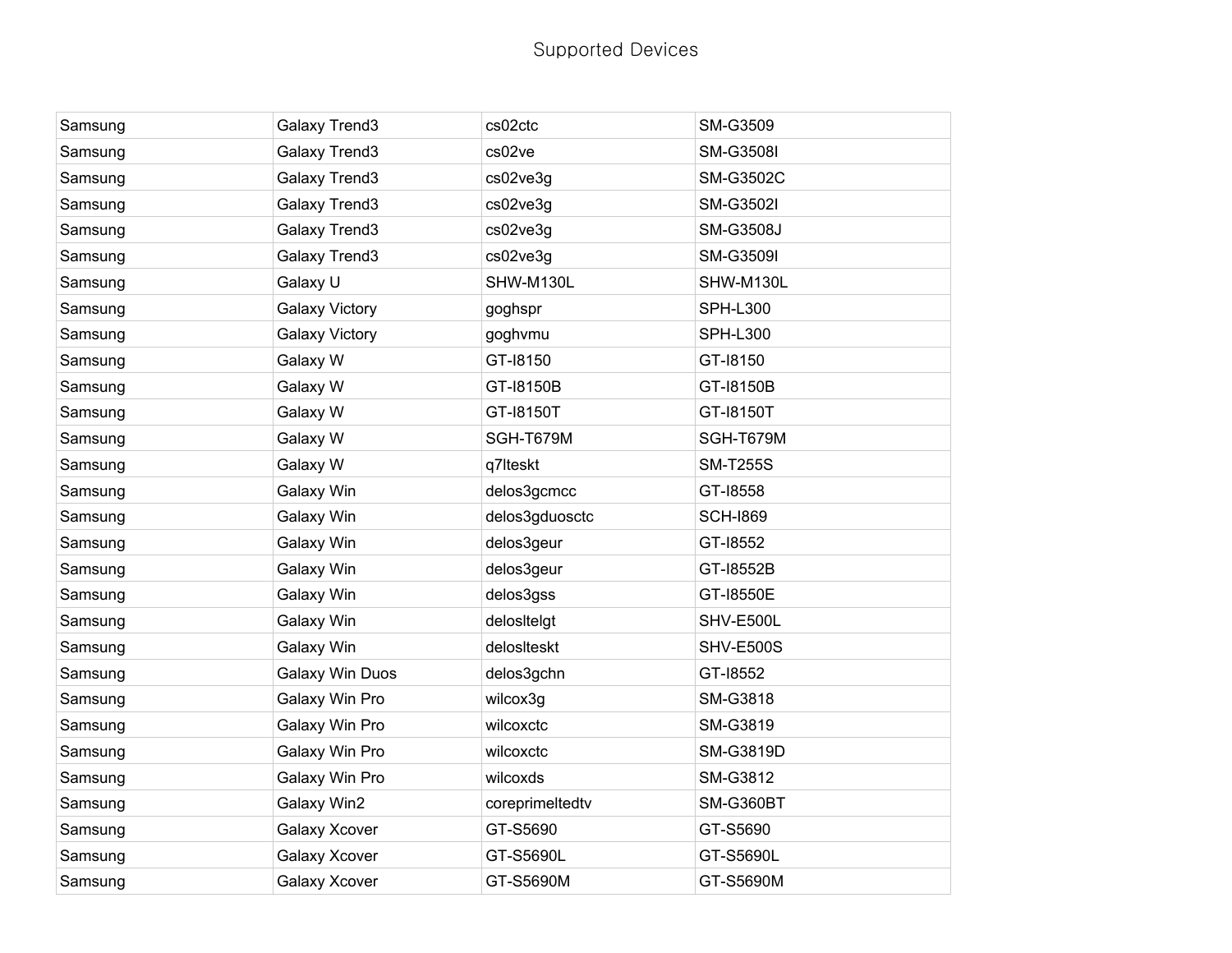| Samsung | Galaxy Trend3 | cs02ctc | SM-G3509 |
|---|---|---|---|
| Samsung | Galaxy Trend3 | cs02ve | SM-G3508I |
| Samsung | Galaxy Trend3 | cs02ve3g | SM-G3502C |
| Samsung | Galaxy Trend3 | cs02ve3g | SM-G3502I |
| Samsung | Galaxy Trend3 | cs02ve3g | SM-G3508J |
| Samsung | Galaxy Trend3 | cs02ve3g | SM-G3509I |
| Samsung | Galaxy U | SHW-M130L | SHW-M130L |
| Samsung | Galaxy Victory | goghspr | SPH-L300 |
| Samsung | Galaxy Victory | goghvmu | SPH-L300 |
| Samsung | Galaxy W | GT-I8150 | GT-I8150 |
| Samsung | Galaxy W | GT-I8150B | GT-I8150B |
| Samsung | Galaxy W | GT-I8150T | GT-I8150T |
| Samsung | Galaxy W | SGH-T679M | SGH-T679M |
| Samsung | Galaxy W | q7lteskt | SM-T255S |
| Samsung | Galaxy Win | delos3gcmcc | GT-I8558 |
| Samsung | Galaxy Win | delos3gduosctc | SCH-I869 |
| Samsung | Galaxy Win | delos3geur | GT-I8552 |
| Samsung | Galaxy Win | delos3geur | GT-I8552B |
| Samsung | Galaxy Win | delos3gss | GT-I8550E |
| Samsung | Galaxy Win | delosltelgt | SHV-E500L |
| Samsung | Galaxy Win | deloslteskt | SHV-E500S |
| Samsung | Galaxy Win Duos | delos3gchn | GT-I8552 |
| Samsung | Galaxy Win Pro | wilcox3g | SM-G3818 |
| Samsung | Galaxy Win Pro | wilcoxctc | SM-G3819 |
| Samsung | Galaxy Win Pro | wilcoxctc | SM-G3819D |
| Samsung | Galaxy Win Pro | wilcoxds | SM-G3812 |
| Samsung | Galaxy Win2 | coreprimeltedtv | SM-G360BT |
| Samsung | Galaxy Xcover | GT-S5690 | GT-S5690 |
| Samsung | Galaxy Xcover | GT-S5690L | GT-S5690L |
| Samsung | Galaxy Xcover | GT-S5690M | GT-S5690M |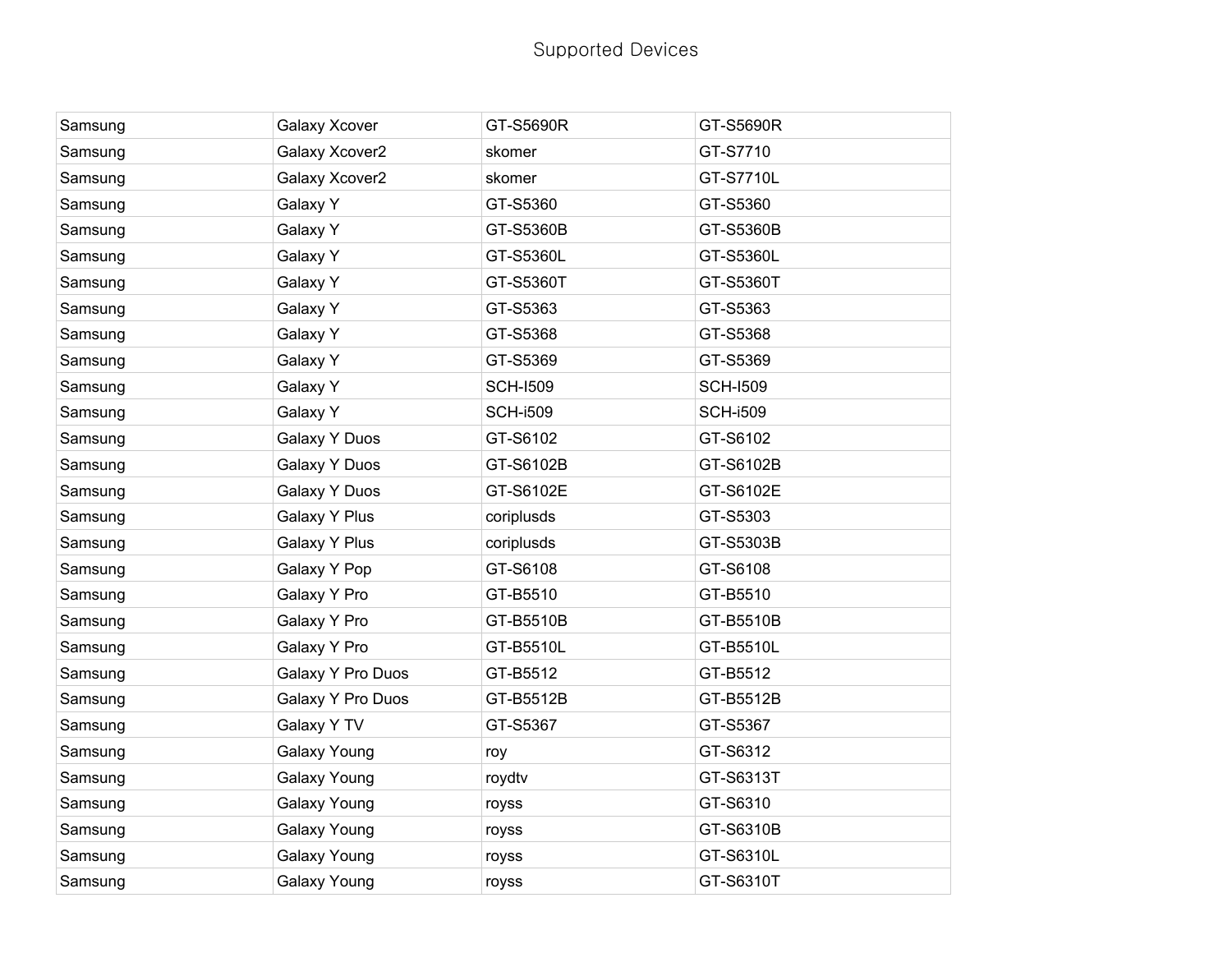# Supported Devices

| Samsung | Galaxy Xcover | GT-S5690R | GT-S5690R |
|---|---|---|---|
| Samsung | Galaxy Xcover2 | skomer | GT-S7710 |
| Samsung | Galaxy Xcover2 | skomer | GT-S7710L |
| Samsung | Galaxy Y | GT-S5360 | GT-S5360 |
| Samsung | Galaxy Y | GT-S5360B | GT-S5360B |
| Samsung | Galaxy Y | GT-S5360L | GT-S5360L |
| Samsung | Galaxy Y | GT-S5360T | GT-S5360T |
| Samsung | Galaxy Y | GT-S5363 | GT-S5363 |
| Samsung | Galaxy Y | GT-S5368 | GT-S5368 |
| Samsung | Galaxy Y | GT-S5369 | GT-S5369 |
| Samsung | Galaxy Y | SCH-I509 | SCH-I509 |
| Samsung | Galaxy Y | SCH-i509 | SCH-i509 |
| Samsung | Galaxy Y Duos | GT-S6102 | GT-S6102 |
| Samsung | Galaxy Y Duos | GT-S6102B | GT-S6102B |
| Samsung | Galaxy Y Duos | GT-S6102E | GT-S6102E |
| Samsung | Galaxy Y Plus | coriplusds | GT-S5303 |
| Samsung | Galaxy Y Plus | coriplusds | GT-S5303B |
| Samsung | Galaxy Y Pop | GT-S6108 | GT-S6108 |
| Samsung | Galaxy Y Pro | GT-B5510 | GT-B5510 |
| Samsung | Galaxy Y Pro | GT-B5510B | GT-B5510B |
| Samsung | Galaxy Y Pro | GT-B5510L | GT-B5510L |
| Samsung | Galaxy Y Pro Duos | GT-B5512 | GT-B5512 |
| Samsung | Galaxy Y Pro Duos | GT-B5512B | GT-B5512B |
| Samsung | Galaxy Y TV | GT-S5367 | GT-S5367 |
| Samsung | Galaxy Young | roy | GT-S6312 |
| Samsung | Galaxy Young | roydtv | GT-S6313T |
| Samsung | Galaxy Young | royss | GT-S6310 |
| Samsung | Galaxy Young | royss | GT-S6310B |
| Samsung | Galaxy Young | royss | GT-S6310L |
| Samsung | Galaxy Young | royss | GT-S6310T |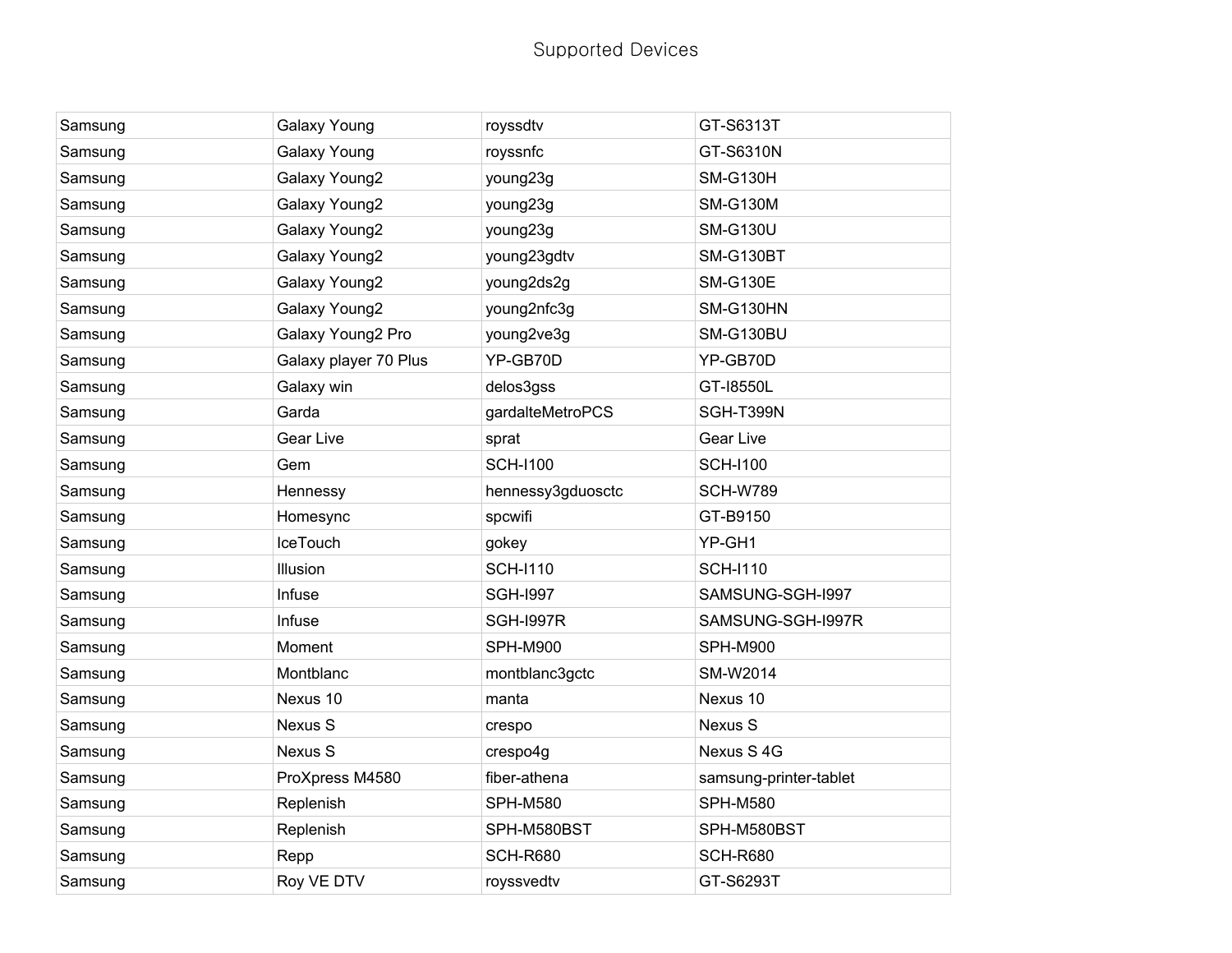| Samsung | Galaxy Young | royssdtv | GT-S6313T |
|---|---|---|---|
| Samsung | Galaxy Young | royssnfc | GT-S6310N |
| Samsung | Galaxy Young2 | young23g | SM-G130H |
| Samsung | Galaxy Young2 | young23g | SM-G130M |
| Samsung | Galaxy Young2 | young23g | SM-G130U |
| Samsung | Galaxy Young2 | young23gdtv | SM-G130BT |
| Samsung | Galaxy Young2 | young2ds2g | SM-G130E |
| Samsung | Galaxy Young2 | young2nfc3g | SM-G130HN |
| Samsung | Galaxy Young2 Pro | young2ve3g | SM-G130BU |
| Samsung | Galaxy player 70 Plus | YP-GB70D | YP-GB70D |
| Samsung | Galaxy win | delos3gss | GT-I8550L |
| Samsung | Garda | gardalteMetroPCS | SGH-T399N |
| Samsung | Gear Live | sprat | Gear Live |
| Samsung | Gem | SCH-I100 | SCH-I100 |
| Samsung | Hennessy | hennessy3gduosctc | SCH-W789 |
| Samsung | Homesync | spcwifi | GT-B9150 |
| Samsung | IceTouch | gokey | YP-GH1 |
| Samsung | Illusion | SCH-I110 | SCH-I110 |
| Samsung | Infuse | SGH-I997 | SAMSUNG-SGH-I997 |
| Samsung | Infuse | SGH-I997R | SAMSUNG-SGH-I997R |
| Samsung | Moment | SPH-M900 | SPH-M900 |
| Samsung | Montblanc | montblanc3gctc | SM-W2014 |
| Samsung | Nexus 10 | manta | Nexus 10 |
| Samsung | Nexus S | crespo | Nexus S |
| Samsung | Nexus S | crespo4g | Nexus S 4G |
| Samsung | ProXpress M4580 | fiber-athena | samsung-printer-tablet |
| Samsung | Replenish | SPH-M580 | SPH-M580 |
| Samsung | Replenish | SPH-M580BST | SPH-M580BST |
| Samsung | Repp | SCH-R680 | SCH-R680 |
| Samsung | Roy VE DTV | royssvedtv | GT-S6293T |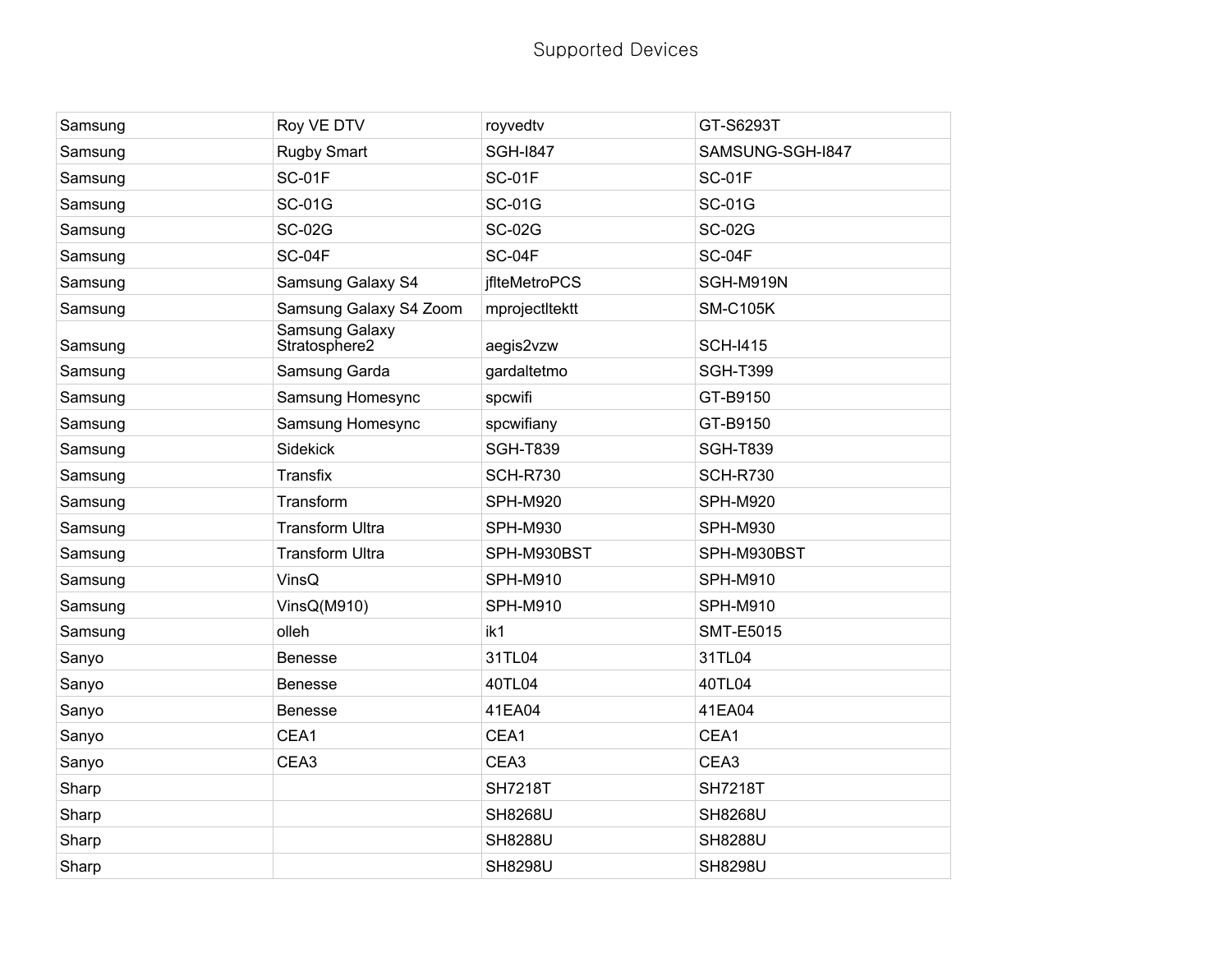Supported Devices

| | | | |
|---|---|---|---|
| Samsung | Roy VE DTV | royvedtv | GT-S6293T |
| Samsung | Rugby Smart | SGH-I847 | SAMSUNG-SGH-I847 |
| Samsung | SC-01F | SC-01F | SC-01F |
| Samsung | SC-01G | SC-01G | SC-01G |
| Samsung | SC-02G | SC-02G | SC-02G |
| Samsung | SC-04F | SC-04F | SC-04F |
| Samsung | Samsung Galaxy S4 | jflteMetroPCS | SGH-M919N |
| Samsung | Samsung Galaxy S4 Zoom | mprojectltektt | SM-C105K |
| Samsung | Samsung Galaxy Stratosphere2 | aegis2vzw | SCH-I415 |
| Samsung | Samsung Garda | gardaltetmo | SGH-T399 |
| Samsung | Samsung Homesync | spcwifi | GT-B9150 |
| Samsung | Samsung Homesync | spcwifiany | GT-B9150 |
| Samsung | Sidekick | SGH-T839 | SGH-T839 |
| Samsung | Transfix | SCH-R730 | SCH-R730 |
| Samsung | Transform | SPH-M920 | SPH-M920 |
| Samsung | Transform Ultra | SPH-M930 | SPH-M930 |
| Samsung | Transform Ultra | SPH-M930BST | SPH-M930BST |
| Samsung | VinsQ | SPH-M910 | SPH-M910 |
| Samsung | VinsQ(M910) | SPH-M910 | SPH-M910 |
| Samsung | olleh | ik1 | SMT-E5015 |
| Sanyo | Benesse | 31TL04 | 31TL04 |
| Sanyo | Benesse | 40TL04 | 40TL04 |
| Sanyo | Benesse | 41EA04 | 41EA04 |
| Sanyo | CEA1 | CEA1 | CEA1 |
| Sanyo | CEA3 | CEA3 | CEA3 |
| Sharp | | SH7218T | SH7218T |
| Sharp | | SH8268U | SH8268U |
| Sharp | | SH8288U | SH8288U |
| Sharp | | SH8298U | SH8298U |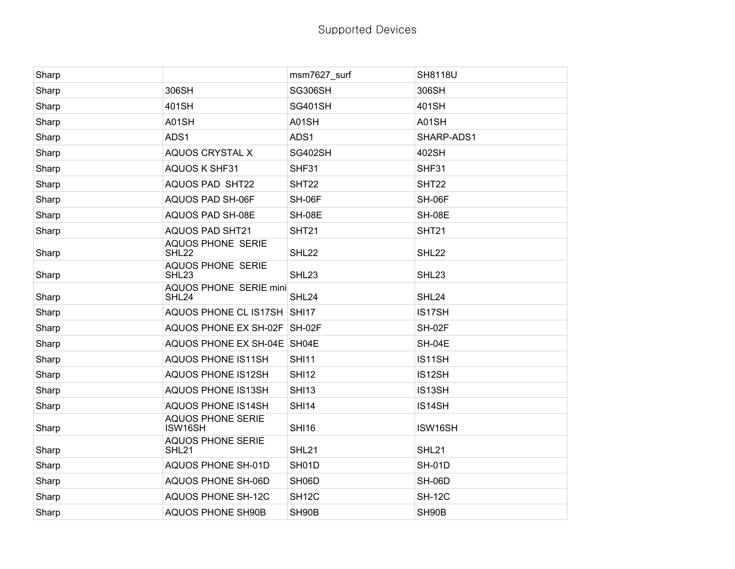# Supported Devices

| | | | |
|---|---|---|---|
| Sharp | | msm7627_surf | SH8118U |
| Sharp | 306SH | SG306SH | 306SH |
| Sharp | 401SH | SG401SH | 401SH |
| Sharp | A01SH | A01SH | A01SH |
| Sharp | ADS1 | ADS1 | SHARP-ADS1 |
| Sharp | AQUOS CRYSTAL X | SG402SH | 402SH |
| Sharp | AQUOS K SHF31 | SHF31 | SHF31 |
| Sharp | AQUOS PAD  SHT22 | SHT22 | SHT22 |
| Sharp | AQUOS PAD SH-06F | SH-06F | SH-06F |
| Sharp | AQUOS PAD SH-08E | SH-08E | SH-08E |
| Sharp | AQUOS PAD SHT21 | SHT21 | SHT21 |
| Sharp | AQUOS PHONE  SERIE SHL22 | SHL22 | SHL22 |
| Sharp | AQUOS PHONE  SERIE SHL23 | SHL23 | SHL23 |
| Sharp | AQUOS PHONE  SERIE mini SHL24 | SHL24 | SHL24 |
| Sharp | AQUOS PHONE CL IS17SH | SHI17 | IS17SH |
| Sharp | AQUOS PHONE EX SH-02F | SH-02F | SH-02F |
| Sharp | AQUOS PHONE EX SH-04E | SH04E | SH-04E |
| Sharp | AQUOS PHONE IS11SH | SHI11 | IS11SH |
| Sharp | AQUOS PHONE IS12SH | SHI12 | IS12SH |
| Sharp | AQUOS PHONE IS13SH | SHI13 | IS13SH |
| Sharp | AQUOS PHONE IS14SH | SHI14 | IS14SH |
| Sharp | AQUOS PHONE SERIE ISW16SH | SHI16 | ISW16SH |
| Sharp | AQUOS PHONE SERIE SHL21 | SHL21 | SHL21 |
| Sharp | AQUOS PHONE SH-01D | SH01D | SH-01D |
| Sharp | AQUOS PHONE SH-06D | SH06D | SH-06D |
| Sharp | AQUOS PHONE SH-12C | SH12C | SH-12C |
| Sharp | AQUOS PHONE SH90B | SH90B | SH90B |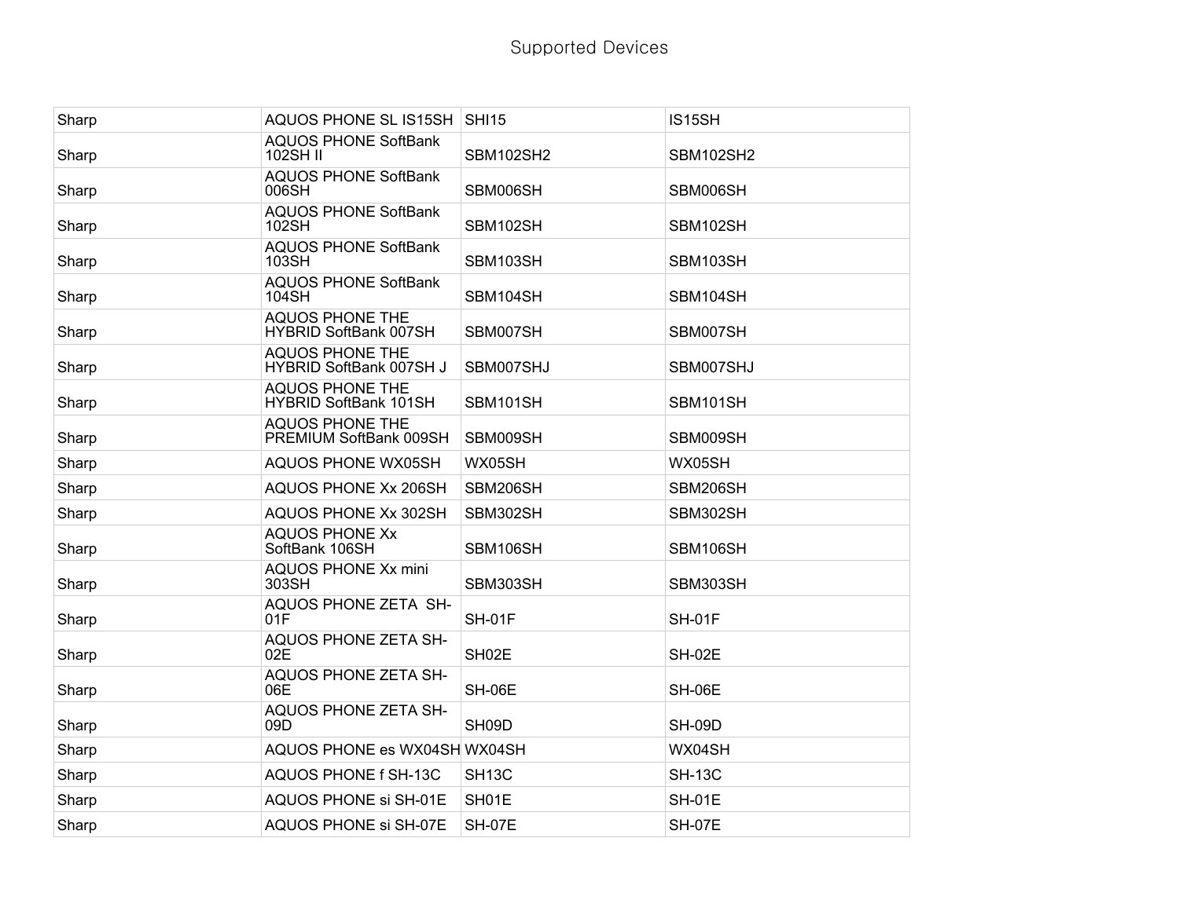Supported Devices

| Sharp | AQUOS PHONE SL IS15SH | SHI15 | IS15SH |
|---|---|---|---|
| Sharp | AQUOS PHONE SoftBank 102SH II | SBM102SH2 | SBM102SH2 |
| Sharp | AQUOS PHONE SoftBank 006SH | SBM006SH | SBM006SH |
| Sharp | AQUOS PHONE SoftBank 102SH | SBM102SH | SBM102SH |
| Sharp | AQUOS PHONE SoftBank 103SH | SBM103SH | SBM103SH |
| Sharp | AQUOS PHONE SoftBank 104SH | SBM104SH | SBM104SH |
| Sharp | AQUOS PHONE THE HYBRID SoftBank 007SH | SBM007SH | SBM007SH |
| Sharp | AQUOS PHONE THE HYBRID SoftBank 007SH J | SBM007SHJ | SBM007SHJ |
| Sharp | AQUOS PHONE THE HYBRID SoftBank 101SH | SBM101SH | SBM101SH |
| Sharp | AQUOS PHONE THE PREMIUM SoftBank 009SH | SBM009SH | SBM009SH |
| Sharp | AQUOS PHONE WX05SH | WX05SH | WX05SH |
| Sharp | AQUOS PHONE Xx 206SH | SBM206SH | SBM206SH |
| Sharp | AQUOS PHONE Xx 302SH | SBM302SH | SBM302SH |
| Sharp | AQUOS PHONE Xx SoftBank 106SH | SBM106SH | SBM106SH |
| Sharp | AQUOS PHONE Xx mini 303SH | SBM303SH | SBM303SH |
| Sharp | AQUOS PHONE ZETA SH-01F | SH-01F | SH-01F |
| Sharp | AQUOS PHONE ZETA SH-02E | SH02E | SH-02E |
| Sharp | AQUOS PHONE ZETA SH-06E | SH-06E | SH-06E |
| Sharp | AQUOS PHONE ZETA SH-09D | SH09D | SH-09D |
| Sharp | AQUOS PHONE es WX04SH | WX04SH | WX04SH |
| Sharp | AQUOS PHONE f SH-13C | SH13C | SH-13C |
| Sharp | AQUOS PHONE si SH-01E | SH01E | SH-01E |
| Sharp | AQUOS PHONE si SH-07E | SH-07E | SH-07E |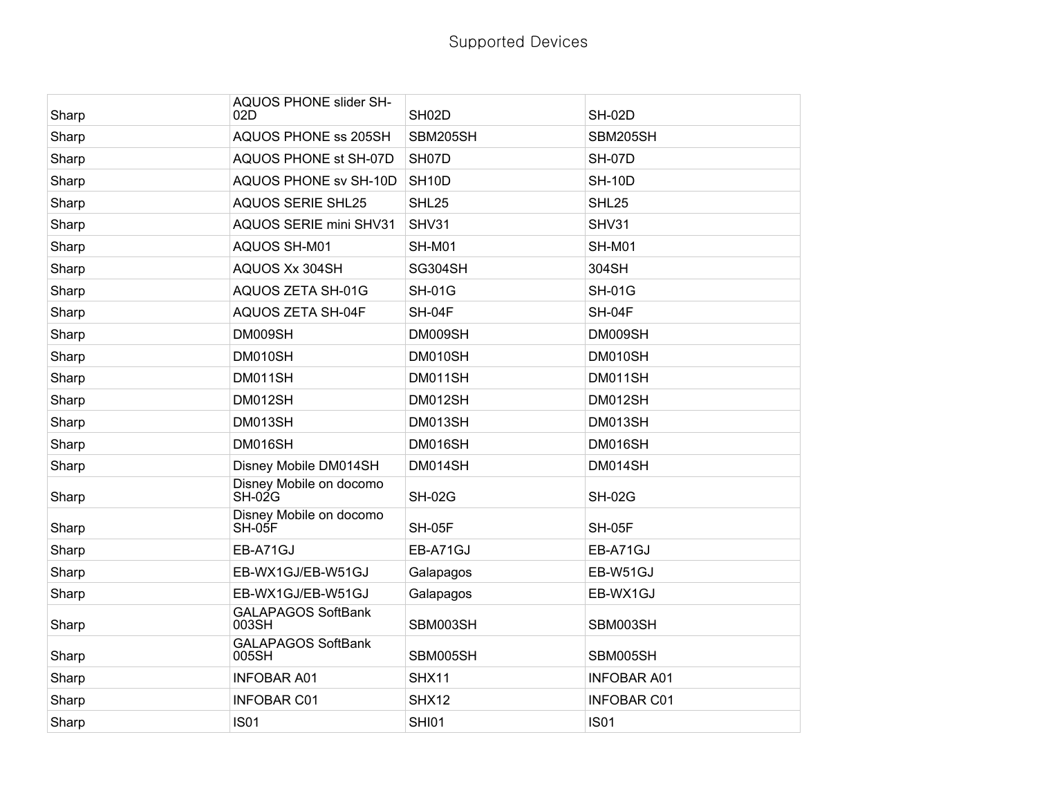# Supported Devices

| | | | |
|---|---|---|---|
| Sharp | AQUOS PHONE slider SH-02D | SH02D | SH-02D |
| Sharp | AQUOS PHONE ss 205SH | SBM205SH | SBM205SH |
| Sharp | AQUOS PHONE st SH-07D | SH07D | SH-07D |
| Sharp | AQUOS PHONE sv SH-10D | SH10D | SH-10D |
| Sharp | AQUOS SERIE SHL25 | SHL25 | SHL25 |
| Sharp | AQUOS SERIE mini SHV31 | SHV31 | SHV31 |
| Sharp | AQUOS SH-M01 | SH-M01 | SH-M01 |
| Sharp | AQUOS Xx 304SH | SG304SH | 304SH |
| Sharp | AQUOS ZETA SH-01G | SH-01G | SH-01G |
| Sharp | AQUOS ZETA SH-04F | SH-04F | SH-04F |
| Sharp | DM009SH | DM009SH | DM009SH |
| Sharp | DM010SH | DM010SH | DM010SH |
| Sharp | DM011SH | DM011SH | DM011SH |
| Sharp | DM012SH | DM012SH | DM012SH |
| Sharp | DM013SH | DM013SH | DM013SH |
| Sharp | DM016SH | DM016SH | DM016SH |
| Sharp | Disney Mobile DM014SH | DM014SH | DM014SH |
| Sharp | Disney Mobile on docomo SH-02G | SH-02G | SH-02G |
| Sharp | Disney Mobile on docomo SH-05F | SH-05F | SH-05F |
| Sharp | EB-A71GJ | EB-A71GJ | EB-A71GJ |
| Sharp | EB-WX1GJ/EB-W51GJ | Galapagos | EB-W51GJ |
| Sharp | EB-WX1GJ/EB-W51GJ | Galapagos | EB-WX1GJ |
| Sharp | GALAPAGOS SoftBank 003SH | SBM003SH | SBM003SH |
| Sharp | GALAPAGOS SoftBank 005SH | SBM005SH | SBM005SH |
| Sharp | INFOBAR A01 | SHX11 | INFOBAR A01 |
| Sharp | INFOBAR C01 | SHX12 | INFOBAR C01 |
| Sharp | IS01 | SHI01 | IS01 |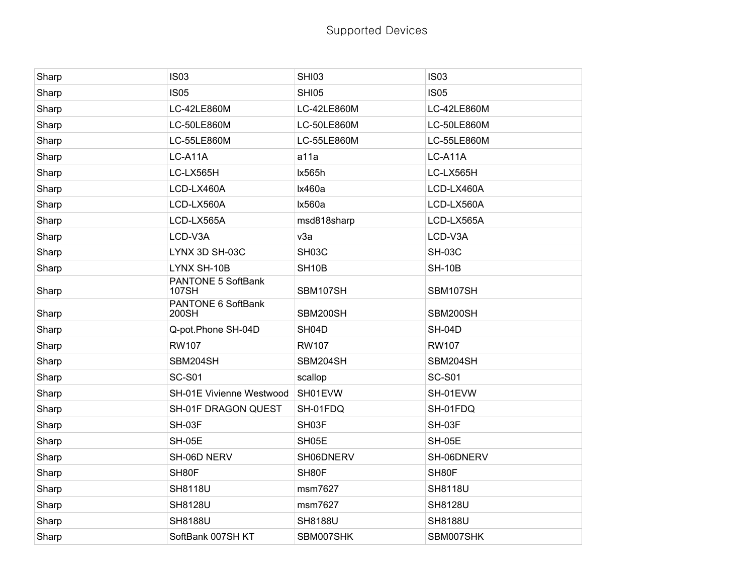Supported Devices

| | | | |
|---|---|---|---|
| Sharp | IS03 | SHI03 | IS03 |
| Sharp | IS05 | SHI05 | IS05 |
| Sharp | LC-42LE860M | LC-42LE860M | LC-42LE860M |
| Sharp | LC-50LE860M | LC-50LE860M | LC-50LE860M |
| Sharp | LC-55LE860M | LC-55LE860M | LC-55LE860M |
| Sharp | LC-A11A | a11a | LC-A11A |
| Sharp | LC-LX565H | lx565h | LC-LX565H |
| Sharp | LCD-LX460A | lx460a | LCD-LX460A |
| Sharp | LCD-LX560A | lx560a | LCD-LX560A |
| Sharp | LCD-LX565A | msd818sharp | LCD-LX565A |
| Sharp | LCD-V3A | v3a | LCD-V3A |
| Sharp | LYNX 3D SH-03C | SH03C | SH-03C |
| Sharp | LYNX SH-10B | SH10B | SH-10B |
| Sharp | PANTONE 5 SoftBank 107SH | SBM107SH | SBM107SH |
| Sharp | PANTONE 6 SoftBank 200SH | SBM200SH | SBM200SH |
| Sharp | Q-pot.Phone SH-04D | SH04D | SH-04D |
| Sharp | RW107 | RW107 | RW107 |
| Sharp | SBM204SH | SBM204SH | SBM204SH |
| Sharp | SC-S01 | scallop | SC-S01 |
| Sharp | SH-01E Vivienne Westwood | SH01EVW | SH-01EVW |
| Sharp | SH-01F DRAGON QUEST | SH-01FDQ | SH-01FDQ |
| Sharp | SH-03F | SH03F | SH-03F |
| Sharp | SH-05E | SH05E | SH-05E |
| Sharp | SH-06D NERV | SH06DNERV | SH-06DNERV |
| Sharp | SH80F | SH80F | SH80F |
| Sharp | SH8118U | msm7627 | SH8118U |
| Sharp | SH8128U | msm7627 | SH8128U |
| Sharp | SH8188U | SH8188U | SH8188U |
| Sharp | SoftBank 007SH KT | SBM007SHK | SBM007SHK |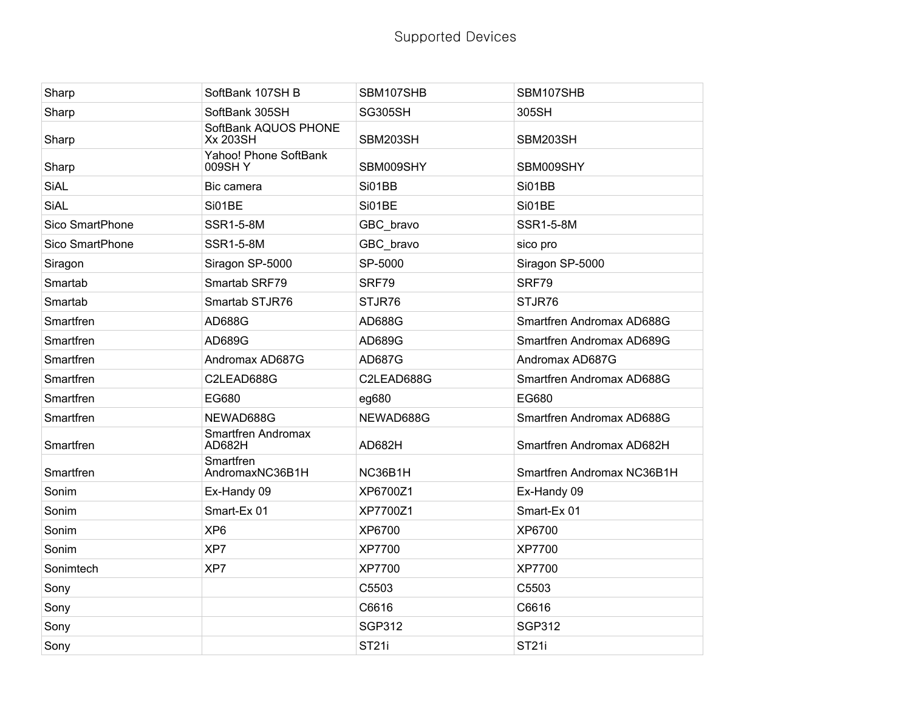Supported Devices

| Sharp | SoftBank 107SH B | SBM107SHB | SBM107SHB |
|---|---|---|---|
| Sharp | SoftBank 305SH | SG305SH | 305SH |
| Sharp | SoftBank AQUOS PHONE Xx 203SH | SBM203SH | SBM203SH |
| Sharp | Yahoo! Phone SoftBank 009SH Y | SBM009SHY | SBM009SHY |
| SiAL | Bic camera | Si01BB | Si01BB |
| SiAL | Si01BE | Si01BE | Si01BE |
| Sico SmartPhone | SSR1-5-8M | GBC_bravo | SSR1-5-8M |
| Sico SmartPhone | SSR1-5-8M | GBC_bravo | sico pro |
| Siragon | Siragon SP-5000 | SP-5000 | Siragon SP-5000 |
| Smartab | Smartab SRF79 | SRF79 | SRF79 |
| Smartab | Smartab STJR76 | STJR76 | STJR76 |
| Smartfren | AD688G | AD688G | Smartfren Andromax AD688G |
| Smartfren | AD689G | AD689G | Smartfren Andromax AD689G |
| Smartfren | Andromax AD687G | AD687G | Andromax AD687G |
| Smartfren | C2LEAD688G | C2LEAD688G | Smartfren Andromax AD688G |
| Smartfren | EG680 | eg680 | EG680 |
| Smartfren | NEWAD688G | NEWAD688G | Smartfren Andromax AD688G |
| Smartfren | Smartfren Andromax AD682H | AD682H | Smartfren Andromax AD682H |
| Smartfren | Smartfren AndromaxNC36B1H | NC36B1H | Smartfren Andromax NC36B1H |
| Sonim | Ex-Handy 09 | XP6700Z1 | Ex-Handy 09 |
| Sonim | Smart-Ex 01 | XP7700Z1 | Smart-Ex 01 |
| Sonim | XP6 | XP6700 | XP6700 |
| Sonim | XP7 | XP7700 | XP7700 |
| Sonimtech | XP7 | XP7700 | XP7700 |
| Sony | | C5503 | C5503 |
| Sony | | C6616 | C6616 |
| Sony | | SGP312 | SGP312 |
| Sony | | ST21i | ST21i |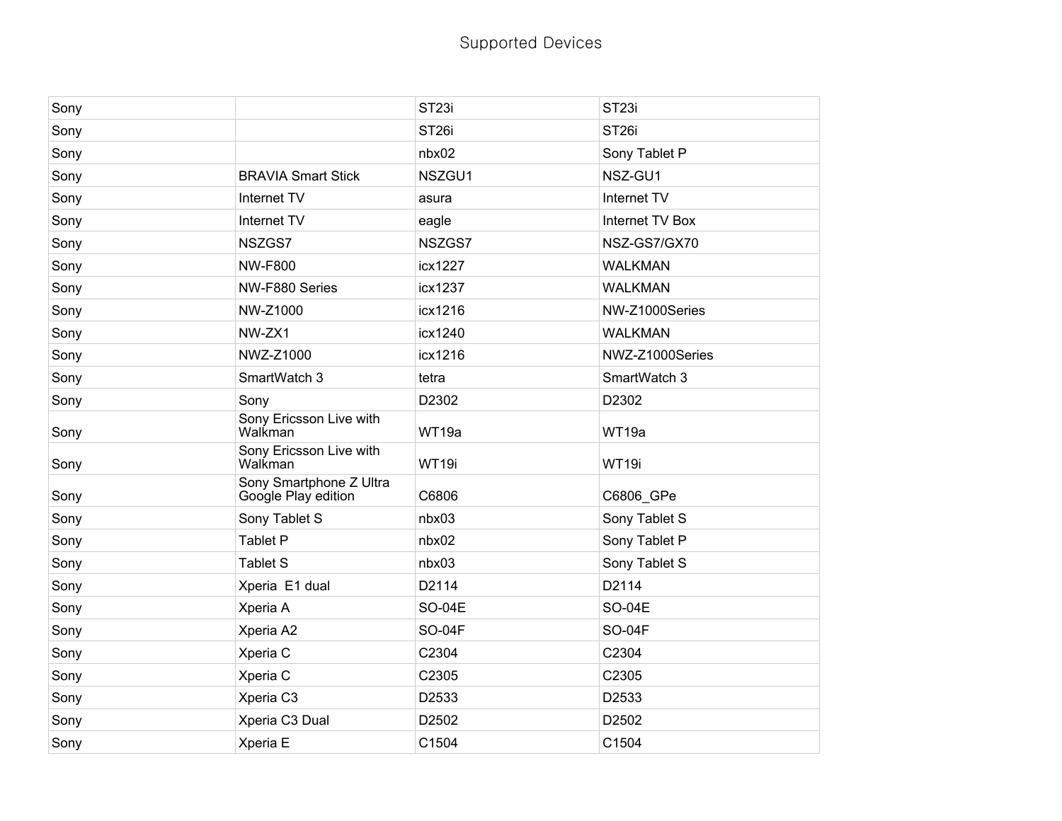# Supported Devices

| | | | |
|---|---|---|---|
| Sony | | ST23i | ST23i |
| Sony | | ST26i | ST26i |
| Sony | | nbx02 | Sony Tablet P |
| Sony | BRAVIA Smart Stick | NSZGU1 | NSZ-GU1 |
| Sony | Internet TV | asura | Internet TV |
| Sony | Internet TV | eagle | Internet TV Box |
| Sony | NSZGS7 | NSZGS7 | NSZ-GS7/GX70 |
| Sony | NW-F800 | icx1227 | WALKMAN |
| Sony | NW-F880 Series | icx1237 | WALKMAN |
| Sony | NW-Z1000 | icx1216 | NW-Z1000Series |
| Sony | NW-ZX1 | icx1240 | WALKMAN |
| Sony | NWZ-Z1000 | icx1216 | NWZ-Z1000Series |
| Sony | SmartWatch 3 | tetra | SmartWatch 3 |
| Sony | Sony | D2302 | D2302 |
| Sony | Sony Ericsson Live with Walkman | WT19a | WT19a |
| Sony | Sony Ericsson Live with Walkman | WT19i | WT19i |
| Sony | Sony Smartphone Z Ultra Google Play edition | C6806 | C6806_GPe |
| Sony | Sony Tablet S | nbx03 | Sony Tablet S |
| Sony | Tablet P | nbx02 | Sony Tablet P |
| Sony | Tablet S | nbx03 | Sony Tablet S |
| Sony | Xperia  E1 dual | D2114 | D2114 |
| Sony | Xperia A | SO-04E | SO-04E |
| Sony | Xperia A2 | SO-04F | SO-04F |
| Sony | Xperia C | C2304 | C2304 |
| Sony | Xperia C | C2305 | C2305 |
| Sony | Xperia C3 | D2533 | D2533 |
| Sony | Xperia C3 Dual | D2502 | D2502 |
| Sony | Xperia E | C1504 | C1504 |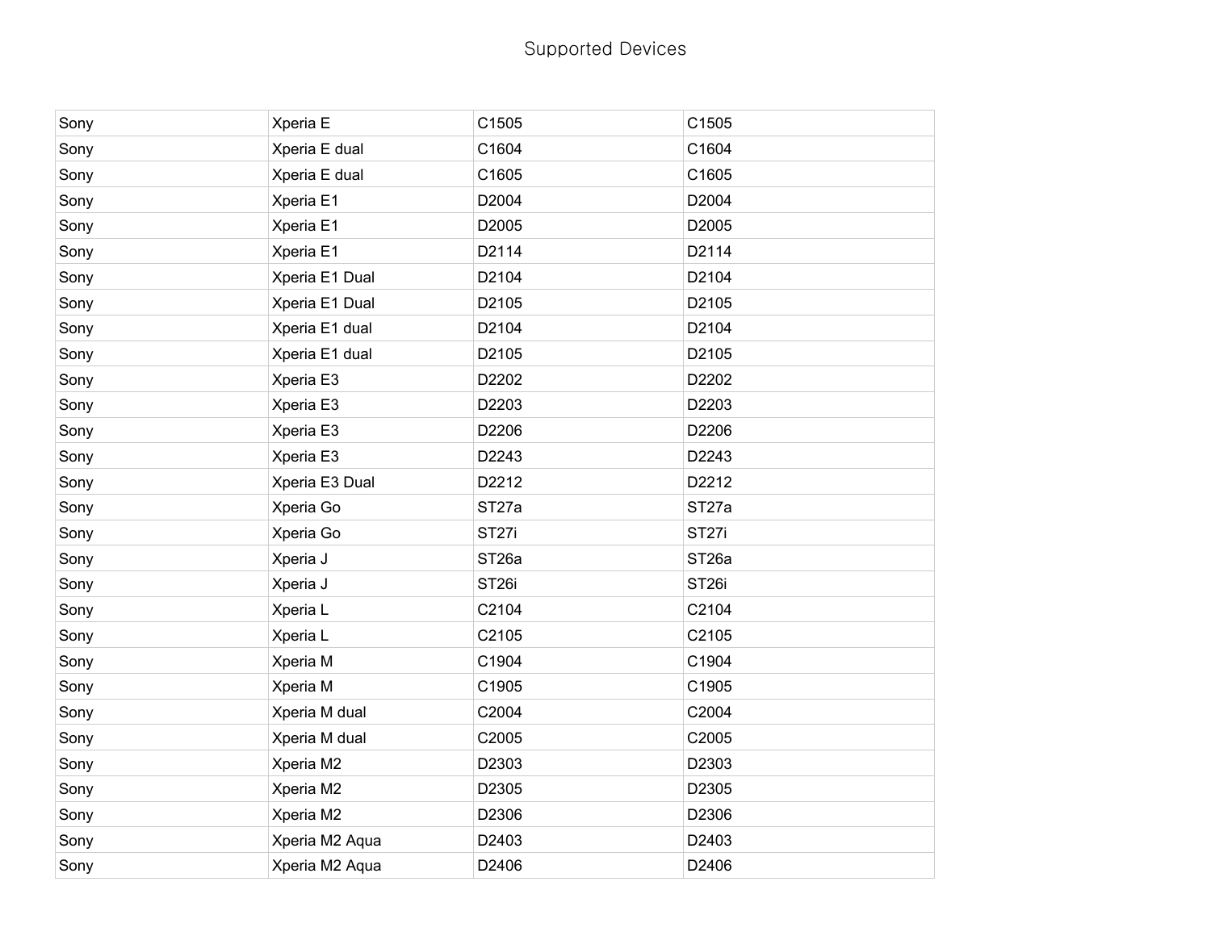| | | | |
|---|---|---|---|
| Sony | Xperia E | C1505 | C1505 |
| Sony | Xperia E dual | C1604 | C1604 |
| Sony | Xperia E dual | C1605 | C1605 |
| Sony | Xperia E1 | D2004 | D2004 |
| Sony | Xperia E1 | D2005 | D2005 |
| Sony | Xperia E1 | D2114 | D2114 |
| Sony | Xperia E1 Dual | D2104 | D2104 |
| Sony | Xperia E1 Dual | D2105 | D2105 |
| Sony | Xperia E1 dual | D2104 | D2104 |
| Sony | Xperia E1 dual | D2105 | D2105 |
| Sony | Xperia E3 | D2202 | D2202 |
| Sony | Xperia E3 | D2203 | D2203 |
| Sony | Xperia E3 | D2206 | D2206 |
| Sony | Xperia E3 | D2243 | D2243 |
| Sony | Xperia E3 Dual | D2212 | D2212 |
| Sony | Xperia Go | ST27a | ST27a |
| Sony | Xperia Go | ST27i | ST27i |
| Sony | Xperia J | ST26a | ST26a |
| Sony | Xperia J | ST26i | ST26i |
| Sony | Xperia L | C2104 | C2104 |
| Sony | Xperia L | C2105 | C2105 |
| Sony | Xperia M | C1904 | C1904 |
| Sony | Xperia M | C1905 | C1905 |
| Sony | Xperia M dual | C2004 | C2004 |
| Sony | Xperia M dual | C2005 | C2005 |
| Sony | Xperia M2 | D2303 | D2303 |
| Sony | Xperia M2 | D2305 | D2305 |
| Sony | Xperia M2 | D2306 | D2306 |
| Sony | Xperia M2 Aqua | D2403 | D2403 |
| Sony | Xperia M2 Aqua | D2406 | D2406 |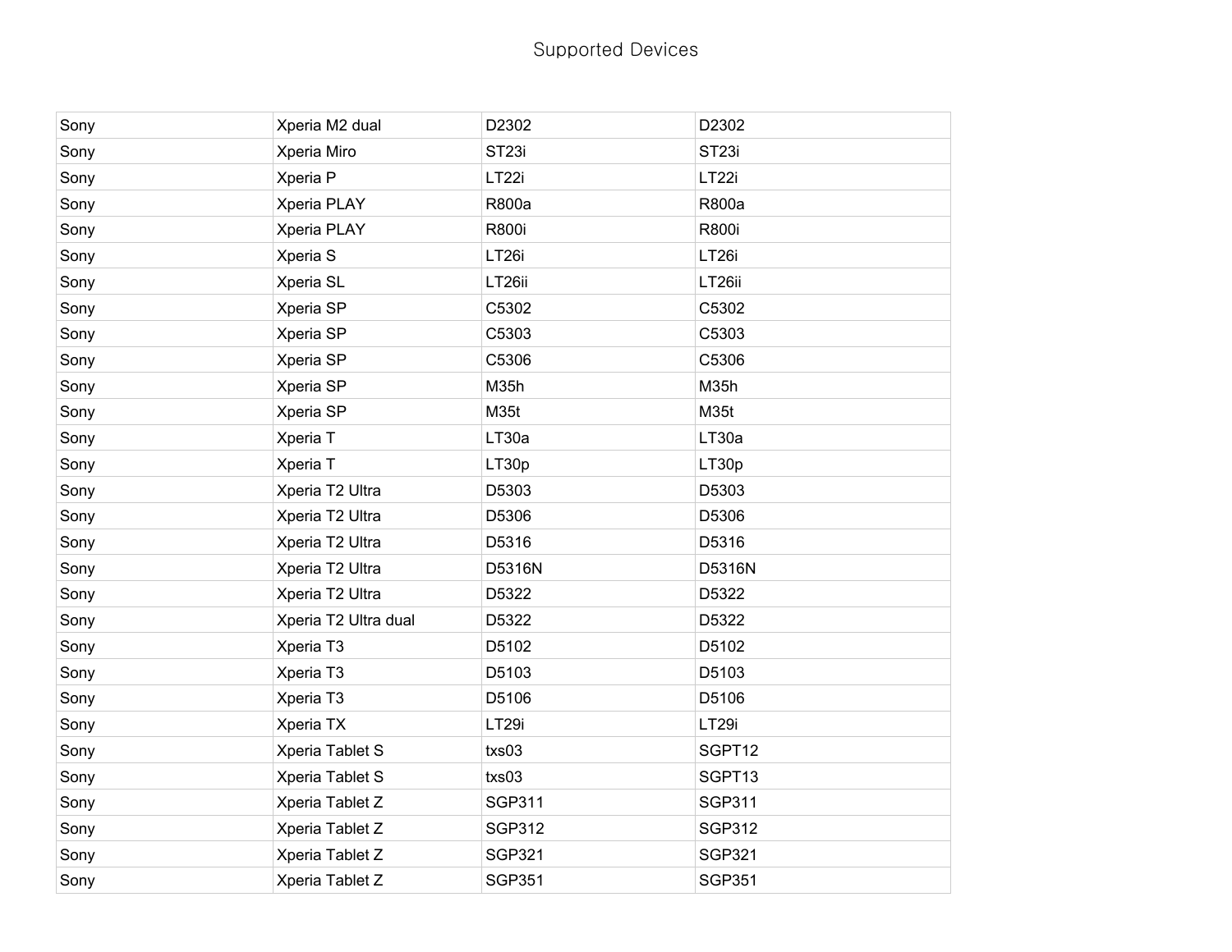| Sony | Xperia M2 dual | D2302 | D2302 |
| --- | --- | --- | --- |
| Sony | Xperia Miro | ST23i | ST23i |
| Sony | Xperia P | LT22i | LT22i |
| Sony | Xperia PLAY | R800a | R800a |
| Sony | Xperia PLAY | R800i | R800i |
| Sony | Xperia S | LT26i | LT26i |
| Sony | Xperia SL | LT26ii | LT26ii |
| Sony | Xperia SP | C5302 | C5302 |
| Sony | Xperia SP | C5303 | C5303 |
| Sony | Xperia SP | C5306 | C5306 |
| Sony | Xperia SP | M35h | M35h |
| Sony | Xperia SP | M35t | M35t |
| Sony | Xperia T | LT30a | LT30a |
| Sony | Xperia T | LT30p | LT30p |
| Sony | Xperia T2 Ultra | D5303 | D5303 |
| Sony | Xperia T2 Ultra | D5306 | D5306 |
| Sony | Xperia T2 Ultra | D5316 | D5316 |
| Sony | Xperia T2 Ultra | D5316N | D5316N |
| Sony | Xperia T2 Ultra | D5322 | D5322 |
| Sony | Xperia T2 Ultra dual | D5322 | D5322 |
| Sony | Xperia T3 | D5102 | D5102 |
| Sony | Xperia T3 | D5103 | D5103 |
| Sony | Xperia T3 | D5106 | D5106 |
| Sony | Xperia TX | LT29i | LT29i |
| Sony | Xperia Tablet S | txs03 | SGPT12 |
| Sony | Xperia Tablet S | txs03 | SGPT13 |
| Sony | Xperia Tablet Z | SGP311 | SGP311 |
| Sony | Xperia Tablet Z | SGP312 | SGP312 |
| Sony | Xperia Tablet Z | SGP321 | SGP321 |
| Sony | Xperia Tablet Z | SGP351 | SGP351 |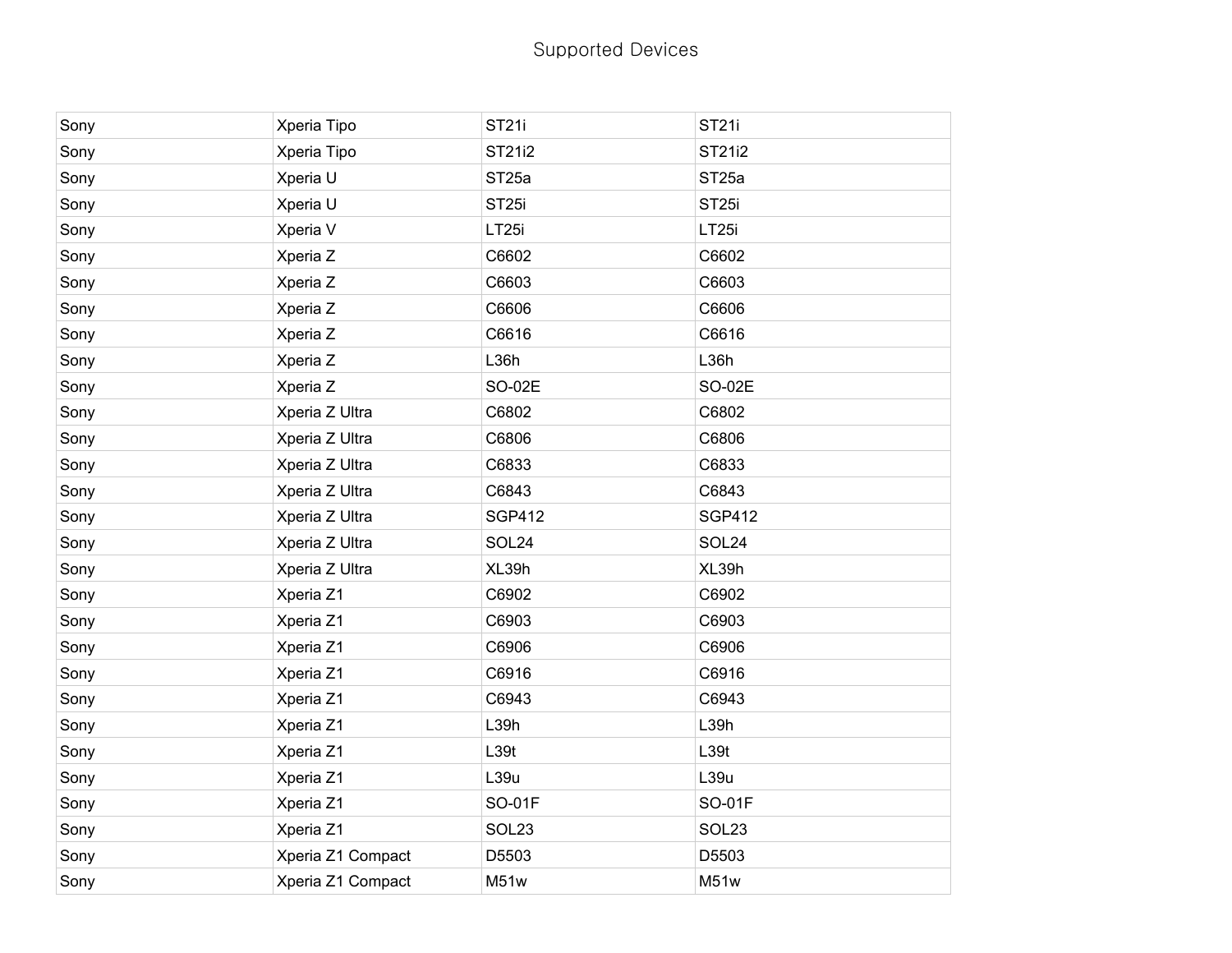| Sony | Xperia Tipo | ST21i | ST21i |
|---|---|---|---|
| Sony | Xperia Tipo | ST21i2 | ST21i2 |
| Sony | Xperia U | ST25a | ST25a |
| Sony | Xperia U | ST25i | ST25i |
| Sony | Xperia V | LT25i | LT25i |
| Sony | Xperia Z | C6602 | C6602 |
| Sony | Xperia Z | C6603 | C6603 |
| Sony | Xperia Z | C6606 | C6606 |
| Sony | Xperia Z | C6616 | C6616 |
| Sony | Xperia Z | L36h | L36h |
| Sony | Xperia Z | SO-02E | SO-02E |
| Sony | Xperia Z Ultra | C6802 | C6802 |
| Sony | Xperia Z Ultra | C6806 | C6806 |
| Sony | Xperia Z Ultra | C6833 | C6833 |
| Sony | Xperia Z Ultra | C6843 | C6843 |
| Sony | Xperia Z Ultra | SGP412 | SGP412 |
| Sony | Xperia Z Ultra | SOL24 | SOL24 |
| Sony | Xperia Z Ultra | XL39h | XL39h |
| Sony | Xperia Z1 | C6902 | C6902 |
| Sony | Xperia Z1 | C6903 | C6903 |
| Sony | Xperia Z1 | C6906 | C6906 |
| Sony | Xperia Z1 | C6916 | C6916 |
| Sony | Xperia Z1 | C6943 | C6943 |
| Sony | Xperia Z1 | L39h | L39h |
| Sony | Xperia Z1 | L39t | L39t |
| Sony | Xperia Z1 | L39u | L39u |
| Sony | Xperia Z1 | SO-01F | SO-01F |
| Sony | Xperia Z1 | SOL23 | SOL23 |
| Sony | Xperia Z1 Compact | D5503 | D5503 |
| Sony | Xperia Z1 Compact | M51w | M51w |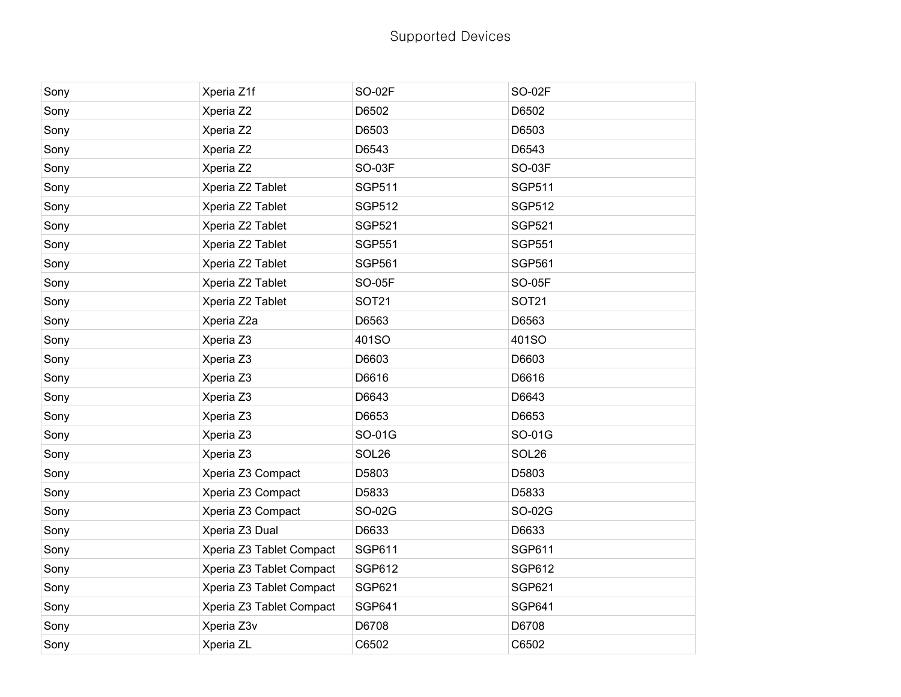Supported Devices

| Sony | Xperia Z1f | SO-02F | SO-02F |
|---|---|---|---|
| Sony | Xperia Z2 | D6502 | D6502 |
| Sony | Xperia Z2 | D6503 | D6503 |
| Sony | Xperia Z2 | D6543 | D6543 |
| Sony | Xperia Z2 | SO-03F | SO-03F |
| Sony | Xperia Z2 Tablet | SGP511 | SGP511 |
| Sony | Xperia Z2 Tablet | SGP512 | SGP512 |
| Sony | Xperia Z2 Tablet | SGP521 | SGP521 |
| Sony | Xperia Z2 Tablet | SGP551 | SGP551 |
| Sony | Xperia Z2 Tablet | SGP561 | SGP561 |
| Sony | Xperia Z2 Tablet | SO-05F | SO-05F |
| Sony | Xperia Z2 Tablet | SOT21 | SOT21 |
| Sony | Xperia Z2a | D6563 | D6563 |
| Sony | Xperia Z3 | 401SO | 401SO |
| Sony | Xperia Z3 | D6603 | D6603 |
| Sony | Xperia Z3 | D6616 | D6616 |
| Sony | Xperia Z3 | D6643 | D6643 |
| Sony | Xperia Z3 | D6653 | D6653 |
| Sony | Xperia Z3 | SO-01G | SO-01G |
| Sony | Xperia Z3 | SOL26 | SOL26 |
| Sony | Xperia Z3 Compact | D5803 | D5803 |
| Sony | Xperia Z3 Compact | D5833 | D5833 |
| Sony | Xperia Z3 Compact | SO-02G | SO-02G |
| Sony | Xperia Z3 Dual | D6633 | D6633 |
| Sony | Xperia Z3 Tablet Compact | SGP611 | SGP611 |
| Sony | Xperia Z3 Tablet Compact | SGP612 | SGP612 |
| Sony | Xperia Z3 Tablet Compact | SGP621 | SGP621 |
| Sony | Xperia Z3 Tablet Compact | SGP641 | SGP641 |
| Sony | Xperia Z3v | D6708 | D6708 |
| Sony | Xperia ZL | C6502 | C6502 |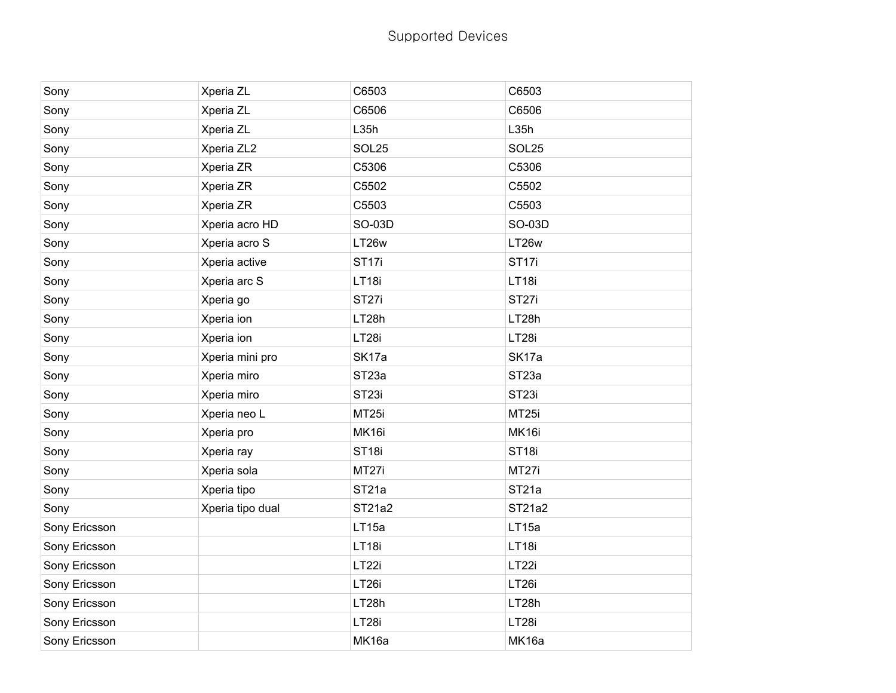# Supported Devices

| | | | |
|---|---|---|---|
| Sony | Xperia ZL | C6503 | C6503 |
| Sony | Xperia ZL | C6506 | C6506 |
| Sony | Xperia ZL | L35h | L35h |
| Sony | Xperia ZL2 | SOL25 | SOL25 |
| Sony | Xperia ZR | C5306 | C5306 |
| Sony | Xperia ZR | C5502 | C5502 |
| Sony | Xperia ZR | C5503 | C5503 |
| Sony | Xperia acro HD | SO-03D | SO-03D |
| Sony | Xperia acro S | LT26w | LT26w |
| Sony | Xperia active | ST17i | ST17i |
| Sony | Xperia arc S | LT18i | LT18i |
| Sony | Xperia go | ST27i | ST27i |
| Sony | Xperia ion | LT28h | LT28h |
| Sony | Xperia ion | LT28i | LT28i |
| Sony | Xperia mini pro | SK17a | SK17a |
| Sony | Xperia miro | ST23a | ST23a |
| Sony | Xperia miro | ST23i | ST23i |
| Sony | Xperia neo L | MT25i | MT25i |
| Sony | Xperia pro | MK16i | MK16i |
| Sony | Xperia ray | ST18i | ST18i |
| Sony | Xperia sola | MT27i | MT27i |
| Sony | Xperia tipo | ST21a | ST21a |
| Sony | Xperia tipo dual | ST21a2 | ST21a2 |
| Sony Ericsson | | LT15a | LT15a |
| Sony Ericsson | | LT18i | LT18i |
| Sony Ericsson | | LT22i | LT22i |
| Sony Ericsson | | LT26i | LT26i |
| Sony Ericsson | | LT28h | LT28h |
| Sony Ericsson | | LT28i | LT28i |
| Sony Ericsson | | MK16a | MK16a |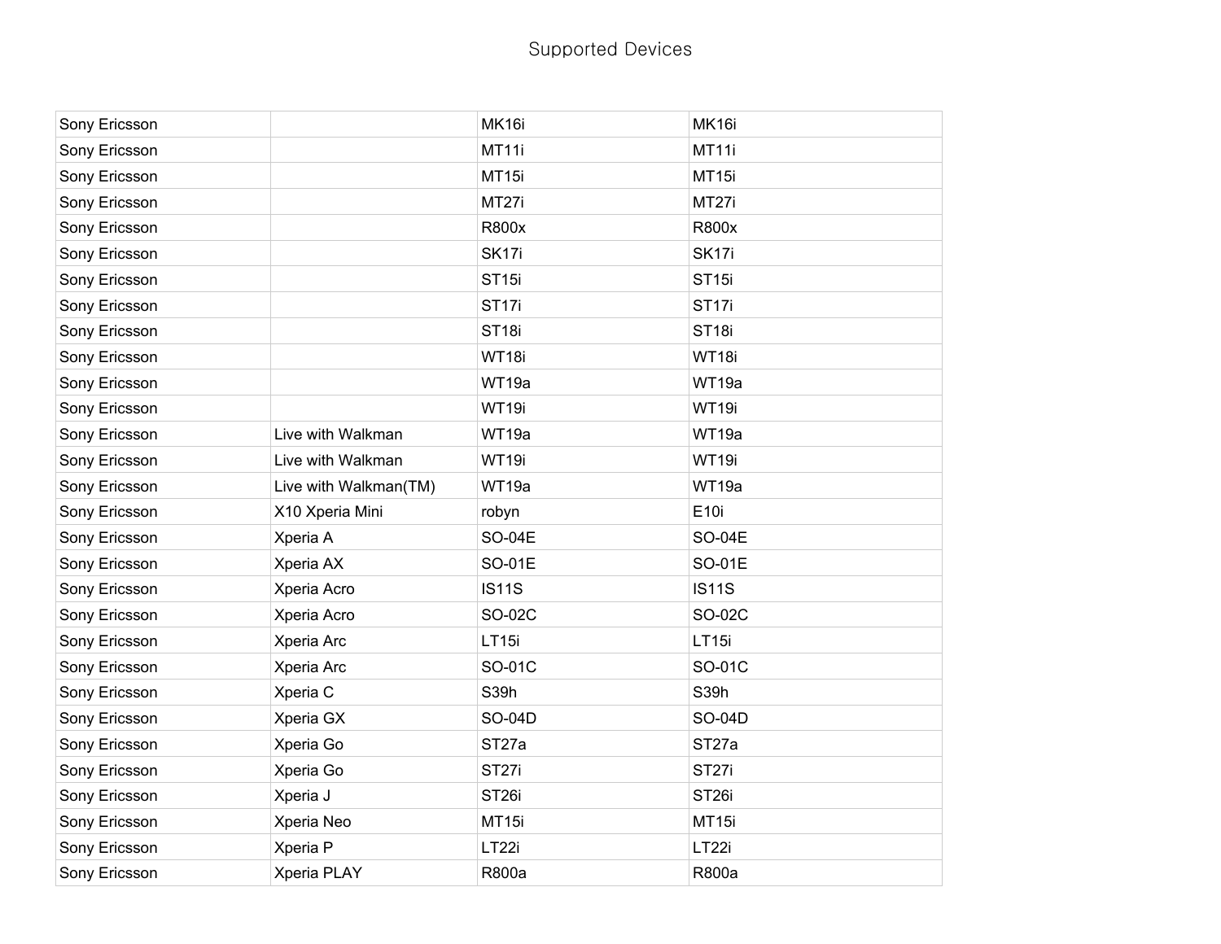Supported Devices

| | | | |
|---|---|---|---|
| Sony Ericsson | | MK16i | MK16i |
| Sony Ericsson | | MT11i | MT11i |
| Sony Ericsson | | MT15i | MT15i |
| Sony Ericsson | | MT27i | MT27i |
| Sony Ericsson | | R800x | R800x |
| Sony Ericsson | | SK17i | SK17i |
| Sony Ericsson | | ST15i | ST15i |
| Sony Ericsson | | ST17i | ST17i |
| Sony Ericsson | | ST18i | ST18i |
| Sony Ericsson | | WT18i | WT18i |
| Sony Ericsson | | WT19a | WT19a |
| Sony Ericsson | | WT19i | WT19i |
| Sony Ericsson | Live with Walkman | WT19a | WT19a |
| Sony Ericsson | Live with Walkman | WT19i | WT19i |
| Sony Ericsson | Live with Walkman(TM) | WT19a | WT19a |
| Sony Ericsson | X10 Xperia Mini | robyn | E10i |
| Sony Ericsson | Xperia A | SO-04E | SO-04E |
| Sony Ericsson | Xperia AX | SO-01E | SO-01E |
| Sony Ericsson | Xperia Acro | IS11S | IS11S |
| Sony Ericsson | Xperia Acro | SO-02C | SO-02C |
| Sony Ericsson | Xperia Arc | LT15i | LT15i |
| Sony Ericsson | Xperia Arc | SO-01C | SO-01C |
| Sony Ericsson | Xperia C | S39h | S39h |
| Sony Ericsson | Xperia GX | SO-04D | SO-04D |
| Sony Ericsson | Xperia Go | ST27a | ST27a |
| Sony Ericsson | Xperia Go | ST27i | ST27i |
| Sony Ericsson | Xperia J | ST26i | ST26i |
| Sony Ericsson | Xperia Neo | MT15i | MT15i |
| Sony Ericsson | Xperia P | LT22i | LT22i |
| Sony Ericsson | Xperia PLAY | R800a | R800a |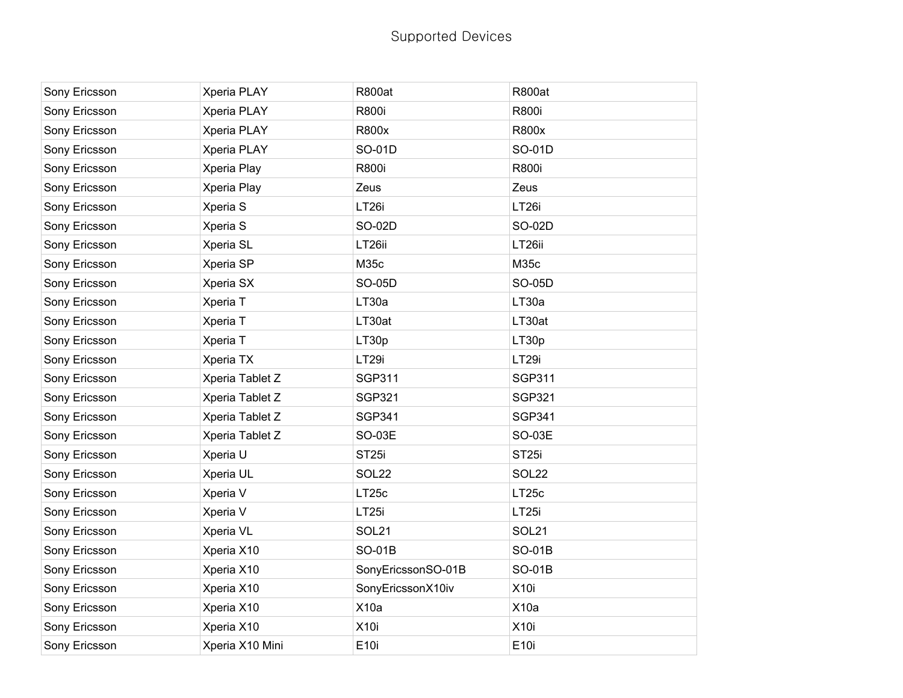# Supported Devices

| | | | |
|---|---|---|---|
| Sony Ericsson | Xperia PLAY | R800at | R800at |
| Sony Ericsson | Xperia PLAY | R800i | R800i |
| Sony Ericsson | Xperia PLAY | R800x | R800x |
| Sony Ericsson | Xperia PLAY | SO-01D | SO-01D |
| Sony Ericsson | Xperia Play | R800i | R800i |
| Sony Ericsson | Xperia Play | Zeus | Zeus |
| Sony Ericsson | Xperia S | LT26i | LT26i |
| Sony Ericsson | Xperia S | SO-02D | SO-02D |
| Sony Ericsson | Xperia SL | LT26ii | LT26ii |
| Sony Ericsson | Xperia SP | M35c | M35c |
| Sony Ericsson | Xperia SX | SO-05D | SO-05D |
| Sony Ericsson | Xperia T | LT30a | LT30a |
| Sony Ericsson | Xperia T | LT30at | LT30at |
| Sony Ericsson | Xperia T | LT30p | LT30p |
| Sony Ericsson | Xperia TX | LT29i | LT29i |
| Sony Ericsson | Xperia Tablet Z | SGP311 | SGP311 |
| Sony Ericsson | Xperia Tablet Z | SGP321 | SGP321 |
| Sony Ericsson | Xperia Tablet Z | SGP341 | SGP341 |
| Sony Ericsson | Xperia Tablet Z | SO-03E | SO-03E |
| Sony Ericsson | Xperia U | ST25i | ST25i |
| Sony Ericsson | Xperia UL | SOL22 | SOL22 |
| Sony Ericsson | Xperia V | LT25c | LT25c |
| Sony Ericsson | Xperia V | LT25i | LT25i |
| Sony Ericsson | Xperia VL | SOL21 | SOL21 |
| Sony Ericsson | Xperia X10 | SO-01B | SO-01B |
| Sony Ericsson | Xperia X10 | SonyEricssonSO-01B | SO-01B |
| Sony Ericsson | Xperia X10 | SonyEricssonX10iv | X10i |
| Sony Ericsson | Xperia X10 | X10a | X10a |
| Sony Ericsson | Xperia X10 | X10i | X10i |
| Sony Ericsson | Xperia X10 Mini | E10i | E10i |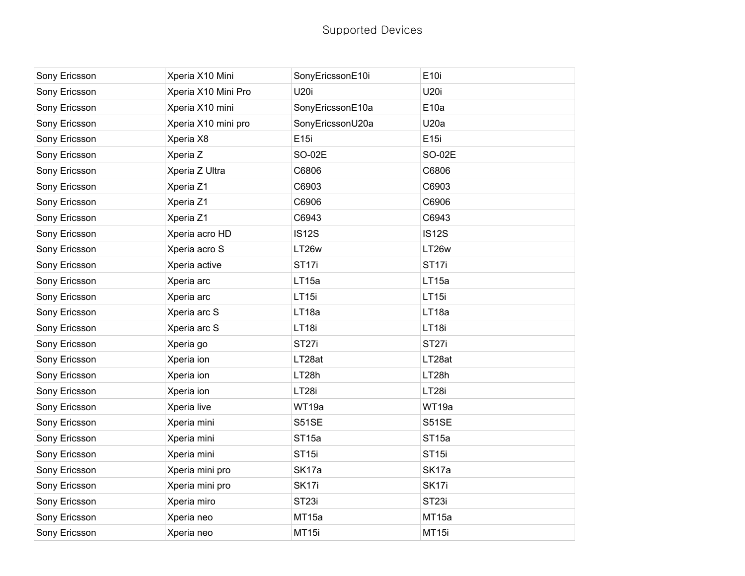# Supported Devices

| | | | |
|---|---|---|---|
| Sony Ericsson | Xperia X10 Mini | SonyEricssonE10i | E10i |
| Sony Ericsson | Xperia X10 Mini Pro | U20i | U20i |
| Sony Ericsson | Xperia X10 mini | SonyEricssonE10a | E10a |
| Sony Ericsson | Xperia X10 mini pro | SonyEricssonU20a | U20a |
| Sony Ericsson | Xperia X8 | E15i | E15i |
| Sony Ericsson | Xperia Z | SO-02E | SO-02E |
| Sony Ericsson | Xperia Z Ultra | C6806 | C6806 |
| Sony Ericsson | Xperia Z1 | C6903 | C6903 |
| Sony Ericsson | Xperia Z1 | C6906 | C6906 |
| Sony Ericsson | Xperia Z1 | C6943 | C6943 |
| Sony Ericsson | Xperia acro HD | IS12S | IS12S |
| Sony Ericsson | Xperia acro S | LT26w | LT26w |
| Sony Ericsson | Xperia active | ST17i | ST17i |
| Sony Ericsson | Xperia arc | LT15a | LT15a |
| Sony Ericsson | Xperia arc | LT15i | LT15i |
| Sony Ericsson | Xperia arc S | LT18a | LT18a |
| Sony Ericsson | Xperia arc S | LT18i | LT18i |
| Sony Ericsson | Xperia go | ST27i | ST27i |
| Sony Ericsson | Xperia ion | LT28at | LT28at |
| Sony Ericsson | Xperia ion | LT28h | LT28h |
| Sony Ericsson | Xperia ion | LT28i | LT28i |
| Sony Ericsson | Xperia live | WT19a | WT19a |
| Sony Ericsson | Xperia mini | S51SE | S51SE |
| Sony Ericsson | Xperia mini | ST15a | ST15a |
| Sony Ericsson | Xperia mini | ST15i | ST15i |
| Sony Ericsson | Xperia mini pro | SK17a | SK17a |
| Sony Ericsson | Xperia mini pro | SK17i | SK17i |
| Sony Ericsson | Xperia miro | ST23i | ST23i |
| Sony Ericsson | Xperia neo | MT15a | MT15a |
| Sony Ericsson | Xperia neo | MT15i | MT15i |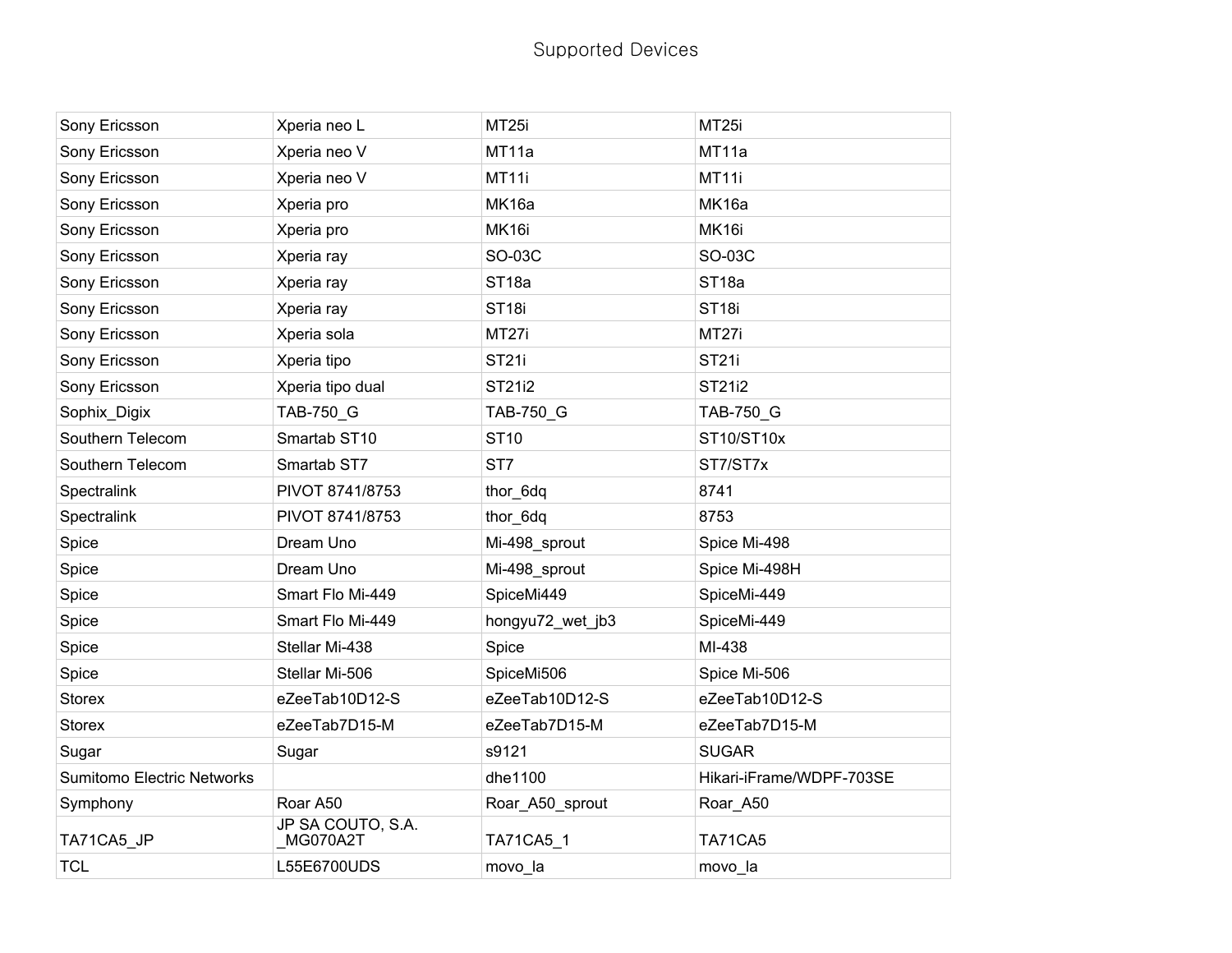# Supported Devices

| | | | |
|---|---|---|---|
| Sony Ericsson | Xperia neo L | MT25i | MT25i |
| Sony Ericsson | Xperia neo V | MT11a | MT11a |
| Sony Ericsson | Xperia neo V | MT11i | MT11i |
| Sony Ericsson | Xperia pro | MK16a | MK16a |
| Sony Ericsson | Xperia pro | MK16i | MK16i |
| Sony Ericsson | Xperia ray | SO-03C | SO-03C |
| Sony Ericsson | Xperia ray | ST18a | ST18a |
| Sony Ericsson | Xperia ray | ST18i | ST18i |
| Sony Ericsson | Xperia sola | MT27i | MT27i |
| Sony Ericsson | Xperia tipo | ST21i | ST21i |
| Sony Ericsson | Xperia tipo dual | ST21i2 | ST21i2 |
| Sophix_Digix | TAB-750_G | TAB-750_G | TAB-750_G |
| Southern Telecom | Smartab ST10 | ST10 | ST10/ST10x |
| Southern Telecom | Smartab ST7 | ST7 | ST7/ST7x |
| Spectralink | PIVOT 8741/8753 | thor_6dq | 8741 |
| Spectralink | PIVOT 8741/8753 | thor_6dq | 8753 |
| Spice | Dream Uno | Mi-498_sprout | Spice Mi-498 |
| Spice | Dream Uno | Mi-498_sprout | Spice Mi-498H |
| Spice | Smart Flo Mi-449 | SpiceMi449 | SpiceMi-449 |
| Spice | Smart Flo Mi-449 | hongyu72_wet_jb3 | SpiceMi-449 |
| Spice | Stellar Mi-438 | Spice | MI-438 |
| Spice | Stellar Mi-506 | SpiceMi506 | Spice Mi-506 |
| Storex | eZeeTab10D12-S | eZeeTab10D12-S | eZeeTab10D12-S |
| Storex | eZeeTab7D15-M | eZeeTab7D15-M | eZeeTab7D15-M |
| Sugar | Sugar | s9121 | SUGAR |
| Sumitomo Electric Networks | | dhe1100 | Hikari-iFrame/WDPF-703SE |
| Symphony | Roar A50 | Roar_A50_sprout | Roar_A50 |
| TA71CA5_JP | JP SA COUTO, S.A. _MG070A2T | TA71CA5_1 | TA71CA5 |
| TCL | L55E6700UDS | movo_la | movo_la |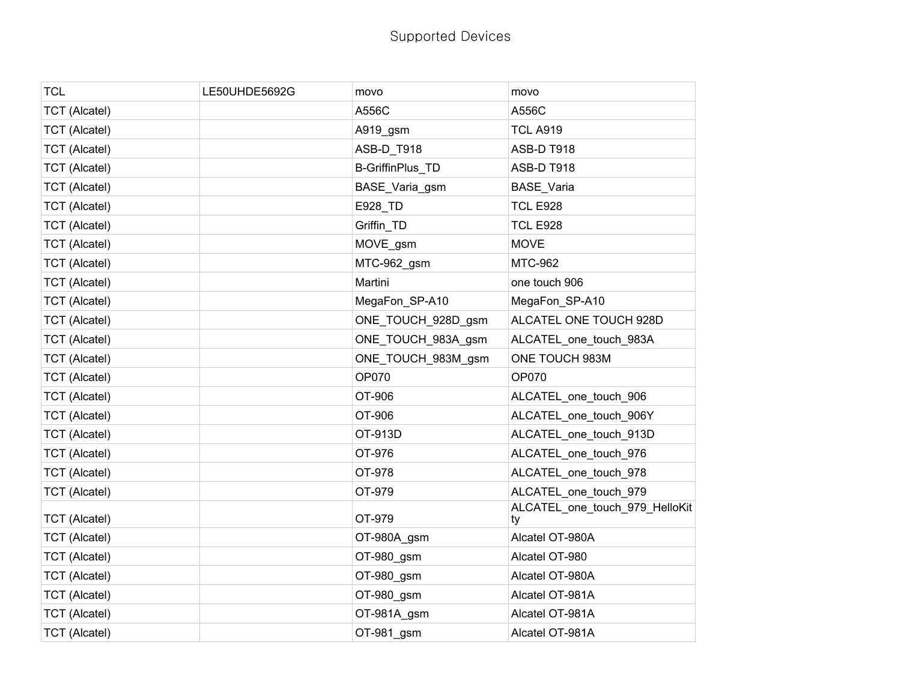Supported Devices

| TCL | LE50UHDE5692G | movo | movo |
|---|---|---|---|
| TCT (Alcatel) | | A556C | A556C |
| TCT (Alcatel) | | A919_gsm | TCL A919 |
| TCT (Alcatel) | | ASB-D_T918 | ASB-D T918 |
| TCT (Alcatel) | | B-GriffinPlus_TD | ASB-D T918 |
| TCT (Alcatel) | | BASE_Varia_gsm | BASE_Varia |
| TCT (Alcatel) | | E928_TD | TCL E928 |
| TCT (Alcatel) | | Griffin_TD | TCL E928 |
| TCT (Alcatel) | | MOVE_gsm | MOVE |
| TCT (Alcatel) | | MTC-962_gsm | MTC-962 |
| TCT (Alcatel) | | Martini | one touch 906 |
| TCT (Alcatel) | | MegaFon_SP-A10 | MegaFon_SP-A10 |
| TCT (Alcatel) | | ONE_TOUCH_928D_gsm | ALCATEL ONE TOUCH 928D |
| TCT (Alcatel) | | ONE_TOUCH_983A_gsm | ALCATEL_one_touch_983A |
| TCT (Alcatel) | | ONE_TOUCH_983M_gsm | ONE TOUCH 983M |
| TCT (Alcatel) | | OP070 | OP070 |
| TCT (Alcatel) | | OT-906 | ALCATEL_one_touch_906 |
| TCT (Alcatel) | | OT-906 | ALCATEL_one_touch_906Y |
| TCT (Alcatel) | | OT-913D | ALCATEL_one_touch_913D |
| TCT (Alcatel) | | OT-976 | ALCATEL_one_touch_976 |
| TCT (Alcatel) | | OT-978 | ALCATEL_one_touch_978 |
| TCT (Alcatel) | | OT-979 | ALCATEL_one_touch_979 |
| TCT (Alcatel) | | OT-979 | ALCATEL_one_touch_979_HelloKitty |
| TCT (Alcatel) | | OT-980A_gsm | Alcatel OT-980A |
| TCT (Alcatel) | | OT-980_gsm | Alcatel OT-980 |
| TCT (Alcatel) | | OT-980_gsm | Alcatel OT-980A |
| TCT (Alcatel) | | OT-980_gsm | Alcatel OT-981A |
| TCT (Alcatel) | | OT-981A_gsm | Alcatel OT-981A |
| TCT (Alcatel) | | OT-981_gsm | Alcatel OT-981A |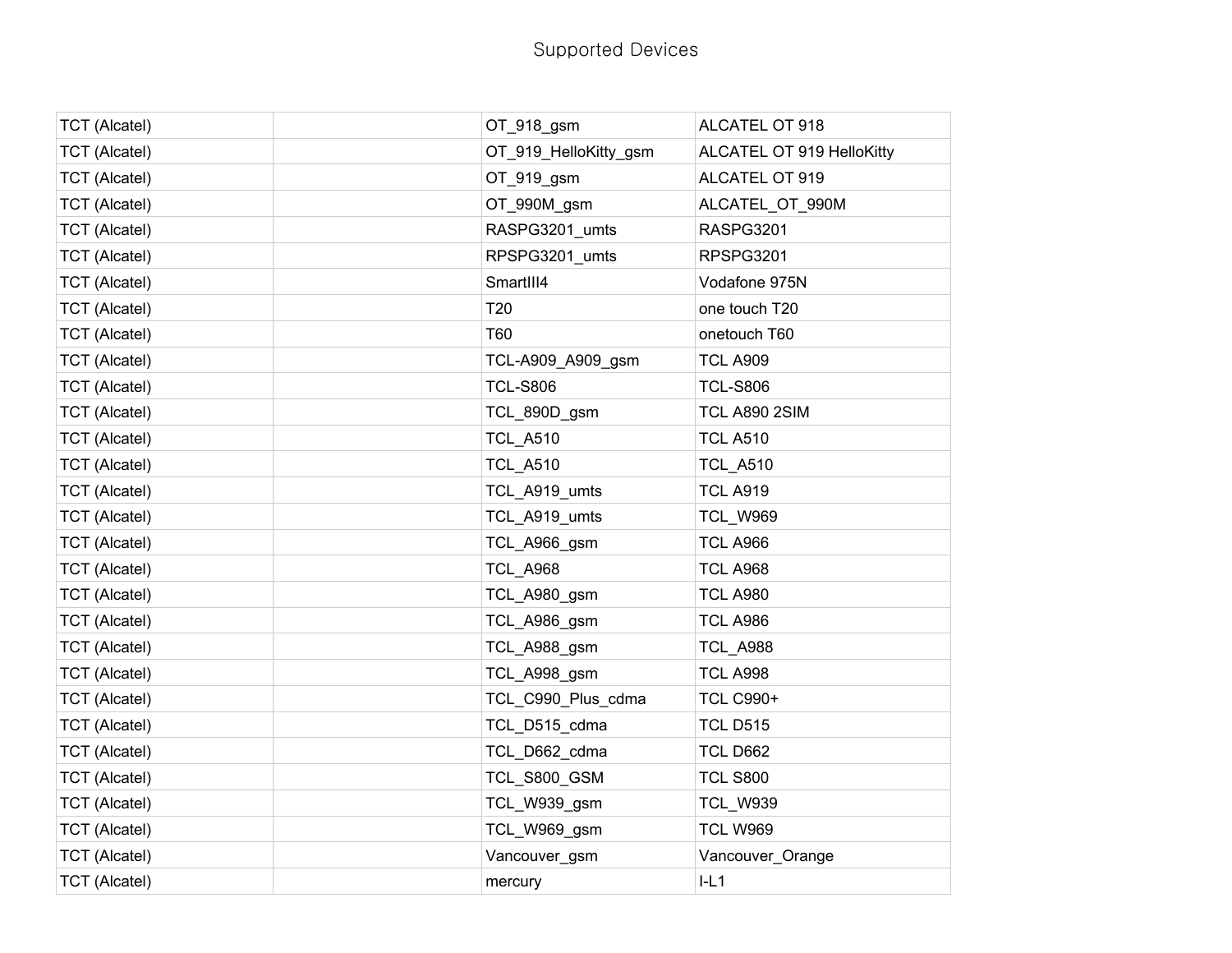# Supported Devices

| | | | |
|---|---|---|---|
| TCT (Alcatel) | | OT_918_gsm | ALCATEL OT 918 |
| TCT (Alcatel) | | OT_919_HelloKitty_gsm | ALCATEL OT 919 HelloKitty |
| TCT (Alcatel) | | OT_919_gsm | ALCATEL OT 919 |
| TCT (Alcatel) | | OT_990M_gsm | ALCATEL_OT_990M |
| TCT (Alcatel) | | RASPG3201_umts | RASPG3201 |
| TCT (Alcatel) | | RPSPG3201_umts | RPSPG3201 |
| TCT (Alcatel) | | SmartIII4 | Vodafone 975N |
| TCT (Alcatel) | | T20 | one touch T20 |
| TCT (Alcatel) | | T60 | onetouch T60 |
| TCT (Alcatel) | | TCL-A909_A909_gsm | TCL A909 |
| TCT (Alcatel) | | TCL-S806 | TCL-S806 |
| TCT (Alcatel) | | TCL_890D_gsm | TCL A890 2SIM |
| TCT (Alcatel) | | TCL_A510 | TCL A510 |
| TCT (Alcatel) | | TCL_A510 | TCL_A510 |
| TCT (Alcatel) | | TCL_A919_umts | TCL A919 |
| TCT (Alcatel) | | TCL_A919_umts | TCL_W969 |
| TCT (Alcatel) | | TCL_A966_gsm | TCL A966 |
| TCT (Alcatel) | | TCL_A968 | TCL A968 |
| TCT (Alcatel) | | TCL_A980_gsm | TCL A980 |
| TCT (Alcatel) | | TCL_A986_gsm | TCL A986 |
| TCT (Alcatel) | | TCL_A988_gsm | TCL_A988 |
| TCT (Alcatel) | | TCL_A998_gsm | TCL A998 |
| TCT (Alcatel) | | TCL_C990_Plus_cdma | TCL C990+ |
| TCT (Alcatel) | | TCL_D515_cdma | TCL D515 |
| TCT (Alcatel) | | TCL_D662_cdma | TCL D662 |
| TCT (Alcatel) | | TCL_S800_GSM | TCL S800 |
| TCT (Alcatel) | | TCL_W939_gsm | TCL_W939 |
| TCT (Alcatel) | | TCL_W969_gsm | TCL W969 |
| TCT (Alcatel) | | Vancouver_gsm | Vancouver_Orange |
| TCT (Alcatel) | | mercury | I-L1 |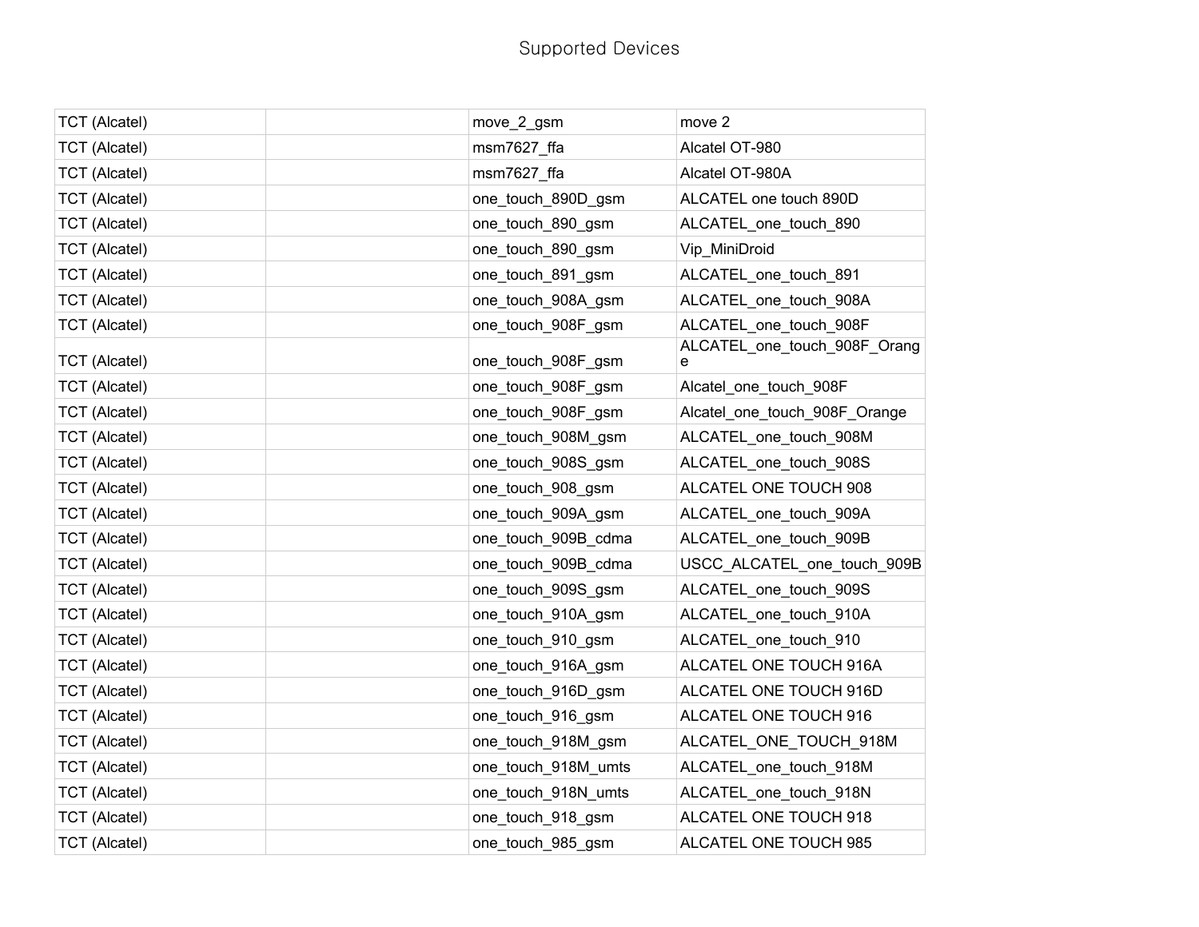Supported Devices

| | | | |
|---|---|---|---|
| TCT (Alcatel) | | move_2_gsm | move 2 |
| TCT (Alcatel) | | msm7627_ffa | Alcatel OT-980 |
| TCT (Alcatel) | | msm7627_ffa | Alcatel OT-980A |
| TCT (Alcatel) | | one_touch_890D_gsm | ALCATEL one touch 890D |
| TCT (Alcatel) | | one_touch_890_gsm | ALCATEL_one_touch_890 |
| TCT (Alcatel) | | one_touch_890_gsm | Vip_MiniDroid |
| TCT (Alcatel) | | one_touch_891_gsm | ALCATEL_one_touch_891 |
| TCT (Alcatel) | | one_touch_908A_gsm | ALCATEL_one_touch_908A |
| TCT (Alcatel) | | one_touch_908F_gsm | ALCATEL_one_touch_908F |
| TCT (Alcatel) | | one_touch_908F_gsm | ALCATEL_one_touch_908F_Orange |
| TCT (Alcatel) | | one_touch_908F_gsm | Alcatel_one_touch_908F |
| TCT (Alcatel) | | one_touch_908F_gsm | Alcatel_one_touch_908F_Orange |
| TCT (Alcatel) | | one_touch_908M_gsm | ALCATEL_one_touch_908M |
| TCT (Alcatel) | | one_touch_908S_gsm | ALCATEL_one_touch_908S |
| TCT (Alcatel) | | one_touch_908_gsm | ALCATEL ONE TOUCH 908 |
| TCT (Alcatel) | | one_touch_909A_gsm | ALCATEL_one_touch_909A |
| TCT (Alcatel) | | one_touch_909B_cdma | ALCATEL_one_touch_909B |
| TCT (Alcatel) | | one_touch_909B_cdma | USCC_ALCATEL_one_touch_909B |
| TCT (Alcatel) | | one_touch_909S_gsm | ALCATEL_one_touch_909S |
| TCT (Alcatel) | | one_touch_910A_gsm | ALCATEL_one_touch_910A |
| TCT (Alcatel) | | one_touch_910_gsm | ALCATEL_one_touch_910 |
| TCT (Alcatel) | | one_touch_916A_gsm | ALCATEL ONE TOUCH 916A |
| TCT (Alcatel) | | one_touch_916D_gsm | ALCATEL ONE TOUCH 916D |
| TCT (Alcatel) | | one_touch_916_gsm | ALCATEL ONE TOUCH 916 |
| TCT (Alcatel) | | one_touch_918M_gsm | ALCATEL_ONE_TOUCH_918M |
| TCT (Alcatel) | | one_touch_918M_umts | ALCATEL_one_touch_918M |
| TCT (Alcatel) | | one_touch_918N_umts | ALCATEL_one_touch_918N |
| TCT (Alcatel) | | one_touch_918_gsm | ALCATEL ONE TOUCH 918 |
| TCT (Alcatel) | | one_touch_985_gsm | ALCATEL ONE TOUCH 985 |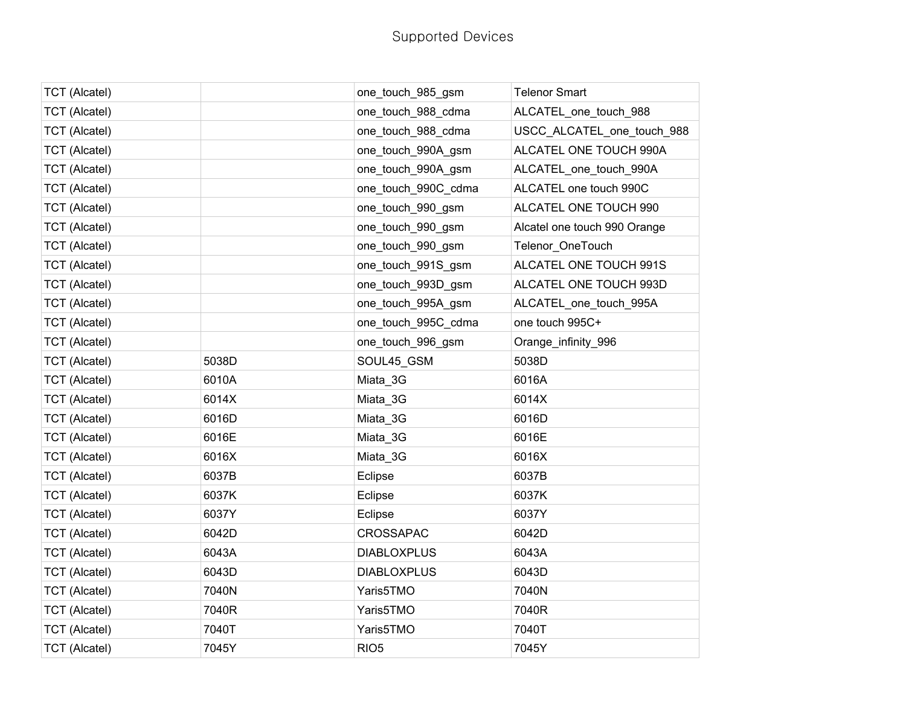# Supported Devices

| | | | |
|---|---|---|---|
| TCT (Alcatel) | | one_touch_985_gsm | Telenor Smart |
| TCT (Alcatel) | | one_touch_988_cdma | ALCATEL_one_touch_988 |
| TCT (Alcatel) | | one_touch_988_cdma | USCC_ALCATEL_one_touch_988 |
| TCT (Alcatel) | | one_touch_990A_gsm | ALCATEL ONE TOUCH 990A |
| TCT (Alcatel) | | one_touch_990A_gsm | ALCATEL_one_touch_990A |
| TCT (Alcatel) | | one_touch_990C_cdma | ALCATEL one touch 990C |
| TCT (Alcatel) | | one_touch_990_gsm | ALCATEL ONE TOUCH 990 |
| TCT (Alcatel) | | one_touch_990_gsm | Alcatel one touch 990 Orange |
| TCT (Alcatel) | | one_touch_990_gsm | Telenor_OneTouch |
| TCT (Alcatel) | | one_touch_991S_gsm | ALCATEL ONE TOUCH 991S |
| TCT (Alcatel) | | one_touch_993D_gsm | ALCATEL ONE TOUCH 993D |
| TCT (Alcatel) | | one_touch_995A_gsm | ALCATEL_one_touch_995A |
| TCT (Alcatel) | | one_touch_995C_cdma | one touch 995C+ |
| TCT (Alcatel) | | one_touch_996_gsm | Orange_infinity_996 |
| TCT (Alcatel) | 5038D | SOUL45_GSM | 5038D |
| TCT (Alcatel) | 6010A | Miata_3G | 6016A |
| TCT (Alcatel) | 6014X | Miata_3G | 6014X |
| TCT (Alcatel) | 6016D | Miata_3G | 6016D |
| TCT (Alcatel) | 6016E | Miata_3G | 6016E |
| TCT (Alcatel) | 6016X | Miata_3G | 6016X |
| TCT (Alcatel) | 6037B | Eclipse | 6037B |
| TCT (Alcatel) | 6037K | Eclipse | 6037K |
| TCT (Alcatel) | 6037Y | Eclipse | 6037Y |
| TCT (Alcatel) | 6042D | CROSSAPAC | 6042D |
| TCT (Alcatel) | 6043A | DIABLOXPLUS | 6043A |
| TCT (Alcatel) | 6043D | DIABLOXPLUS | 6043D |
| TCT (Alcatel) | 7040N | Yaris5TMO | 7040N |
| TCT (Alcatel) | 7040R | Yaris5TMO | 7040R |
| TCT (Alcatel) | 7040T | Yaris5TMO | 7040T |
| TCT (Alcatel) | 7045Y | RIO5 | 7045Y |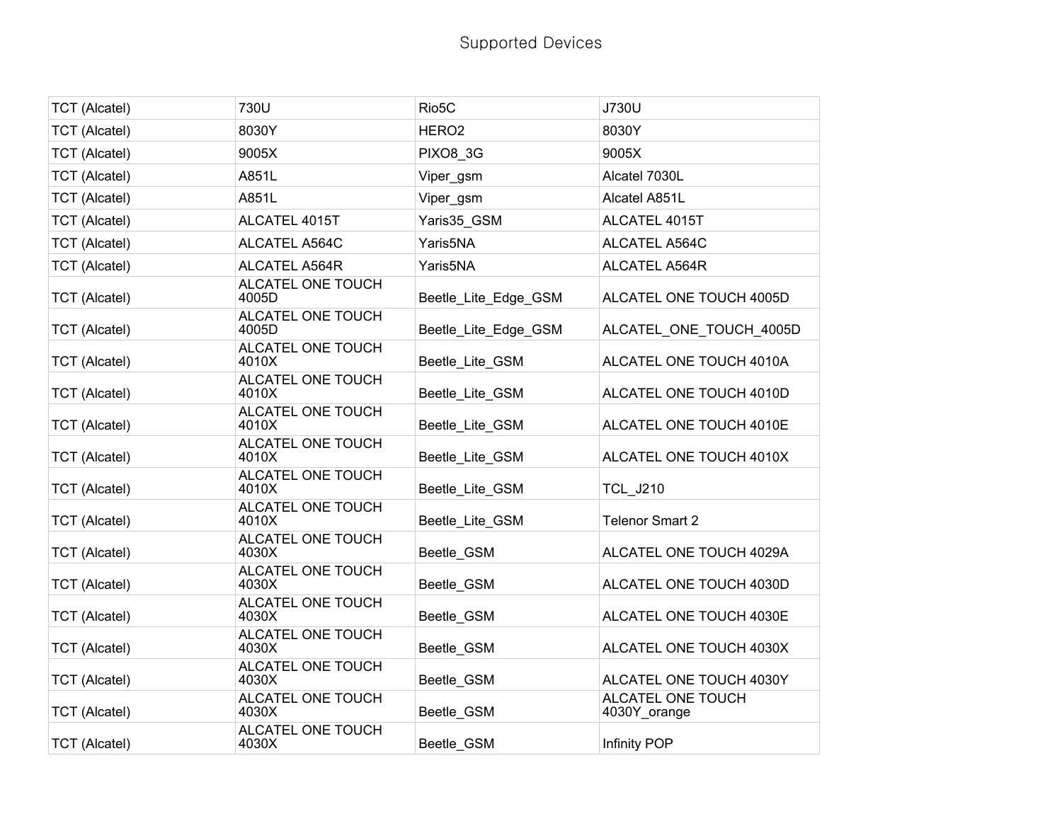Supported Devices

| TCT (Alcatel) | 730U | Rio5C | J730U |
|---|---|---|---|
| TCT (Alcatel) | 8030Y | HERO2 | 8030Y |
| TCT (Alcatel) | 9005X | PIXO8_3G | 9005X |
| TCT (Alcatel) | A851L | Viper_gsm | Alcatel 7030L |
| TCT (Alcatel) | A851L | Viper_gsm | Alcatel A851L |
| TCT (Alcatel) | ALCATEL 4015T | Yaris35_GSM | ALCATEL 4015T |
| TCT (Alcatel) | ALCATEL A564C | Yaris5NA | ALCATEL A564C |
| TCT (Alcatel) | ALCATEL A564R | Yaris5NA | ALCATEL A564R |
| TCT (Alcatel) | ALCATEL ONE TOUCH 4005D | Beetle_Lite_Edge_GSM | ALCATEL ONE TOUCH 4005D |
| TCT (Alcatel) | ALCATEL ONE TOUCH 4005D | Beetle_Lite_Edge_GSM | ALCATEL_ONE_TOUCH_4005D |
| TCT (Alcatel) | ALCATEL ONE TOUCH 4010X | Beetle_Lite_GSM | ALCATEL ONE TOUCH 4010A |
| TCT (Alcatel) | ALCATEL ONE TOUCH 4010X | Beetle_Lite_GSM | ALCATEL ONE TOUCH 4010D |
| TCT (Alcatel) | ALCATEL ONE TOUCH 4010X | Beetle_Lite_GSM | ALCATEL ONE TOUCH 4010E |
| TCT (Alcatel) | ALCATEL ONE TOUCH 4010X | Beetle_Lite_GSM | ALCATEL ONE TOUCH 4010X |
| TCT (Alcatel) | ALCATEL ONE TOUCH 4010X | Beetle_Lite_GSM | TCL_J210 |
| TCT (Alcatel) | ALCATEL ONE TOUCH 4010X | Beetle_Lite_GSM | Telenor Smart 2 |
| TCT (Alcatel) | ALCATEL ONE TOUCH 4030X | Beetle_GSM | ALCATEL ONE TOUCH 4029A |
| TCT (Alcatel) | ALCATEL ONE TOUCH 4030X | Beetle_GSM | ALCATEL ONE TOUCH 4030D |
| TCT (Alcatel) | ALCATEL ONE TOUCH 4030X | Beetle_GSM | ALCATEL ONE TOUCH 4030E |
| TCT (Alcatel) | ALCATEL ONE TOUCH 4030X | Beetle_GSM | ALCATEL ONE TOUCH 4030X |
| TCT (Alcatel) | ALCATEL ONE TOUCH 4030X | Beetle_GSM | ALCATEL ONE TOUCH 4030Y |
| TCT (Alcatel) | ALCATEL ONE TOUCH 4030X | Beetle_GSM | ALCATEL ONE TOUCH 4030Y_orange |
| TCT (Alcatel) | ALCATEL ONE TOUCH 4030X | Beetle_GSM | Infinity POP |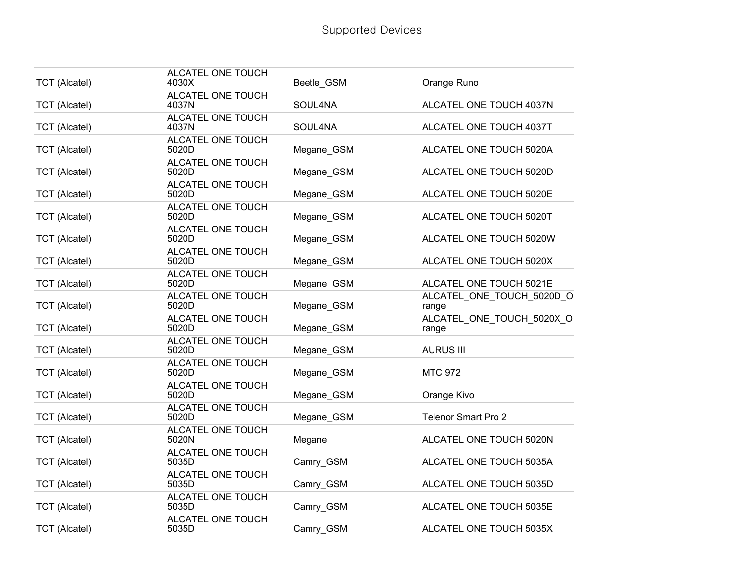# Supported Devices

| TCT (Alcatel) | ALCATEL ONE TOUCH 4030X | Beetle_GSM | Orange Runo |
|---|---|---|---|
| TCT (Alcatel) | ALCATEL ONE TOUCH 4037N | SOUL4NA | ALCATEL ONE TOUCH 4037N |
| TCT (Alcatel) | ALCATEL ONE TOUCH 4037N | SOUL4NA | ALCATEL ONE TOUCH 4037T |
| TCT (Alcatel) | ALCATEL ONE TOUCH 5020D | Megane_GSM | ALCATEL ONE TOUCH 5020A |
| TCT (Alcatel) | ALCATEL ONE TOUCH 5020D | Megane_GSM | ALCATEL ONE TOUCH 5020D |
| TCT (Alcatel) | ALCATEL ONE TOUCH 5020D | Megane_GSM | ALCATEL ONE TOUCH 5020E |
| TCT (Alcatel) | ALCATEL ONE TOUCH 5020D | Megane_GSM | ALCATEL ONE TOUCH 5020T |
| TCT (Alcatel) | ALCATEL ONE TOUCH 5020D | Megane_GSM | ALCATEL ONE TOUCH 5020W |
| TCT (Alcatel) | ALCATEL ONE TOUCH 5020D | Megane_GSM | ALCATEL ONE TOUCH 5020X |
| TCT (Alcatel) | ALCATEL ONE TOUCH 5020D | Megane_GSM | ALCATEL ONE TOUCH 5021E |
| TCT (Alcatel) | ALCATEL ONE TOUCH 5020D | Megane_GSM | ALCATEL_ONE_TOUCH_5020D_Orange |
| TCT (Alcatel) | ALCATEL ONE TOUCH 5020D | Megane_GSM | ALCATEL_ONE_TOUCH_5020X_Orange |
| TCT (Alcatel) | ALCATEL ONE TOUCH 5020D | Megane_GSM | AURUS III |
| TCT (Alcatel) | ALCATEL ONE TOUCH 5020D | Megane_GSM | MTC 972 |
| TCT (Alcatel) | ALCATEL ONE TOUCH 5020D | Megane_GSM | Orange Kivo |
| TCT (Alcatel) | ALCATEL ONE TOUCH 5020D | Megane_GSM | Telenor Smart Pro 2 |
| TCT (Alcatel) | ALCATEL ONE TOUCH 5020N | Megane | ALCATEL ONE TOUCH 5020N |
| TCT (Alcatel) | ALCATEL ONE TOUCH 5035D | Camry_GSM | ALCATEL ONE TOUCH 5035A |
| TCT (Alcatel) | ALCATEL ONE TOUCH 5035D | Camry_GSM | ALCATEL ONE TOUCH 5035D |
| TCT (Alcatel) | ALCATEL ONE TOUCH 5035D | Camry_GSM | ALCATEL ONE TOUCH 5035E |
| TCT (Alcatel) | ALCATEL ONE TOUCH 5035D | Camry_GSM | ALCATEL ONE TOUCH 5035X |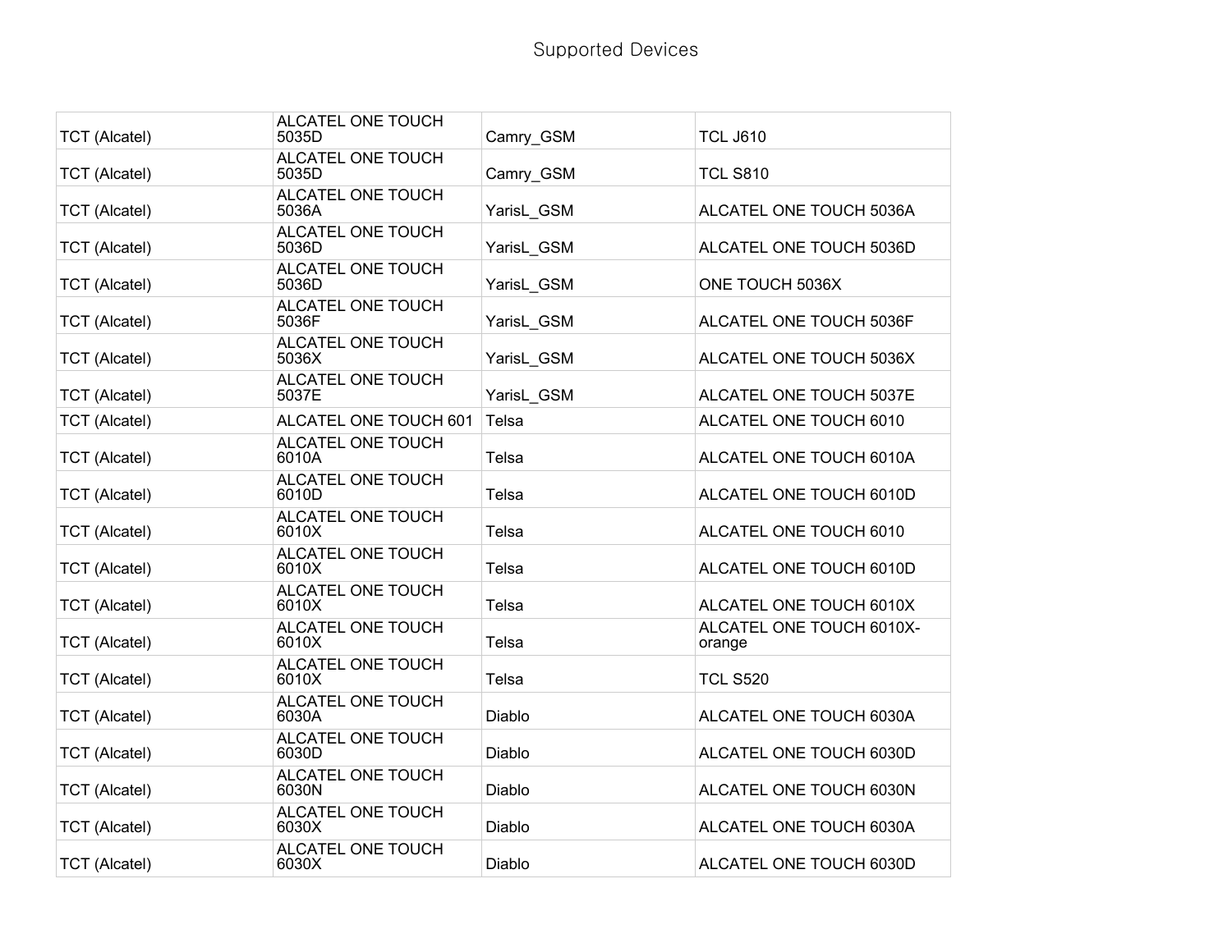# Supported Devices

| | | | |
|---|---|---|---|
| TCT (Alcatel) | ALCATEL ONE TOUCH 5035D | Camry_GSM | TCL J610 |
| TCT (Alcatel) | ALCATEL ONE TOUCH 5035D | Camry_GSM | TCL S810 |
| TCT (Alcatel) | ALCATEL ONE TOUCH 5036A | YarisL_GSM | ALCATEL ONE TOUCH 5036A |
| TCT (Alcatel) | ALCATEL ONE TOUCH 5036D | YarisL_GSM | ALCATEL ONE TOUCH 5036D |
| TCT (Alcatel) | ALCATEL ONE TOUCH 5036D | YarisL_GSM | ONE TOUCH 5036X |
| TCT (Alcatel) | ALCATEL ONE TOUCH 5036F | YarisL_GSM | ALCATEL ONE TOUCH 5036F |
| TCT (Alcatel) | ALCATEL ONE TOUCH 5036X | YarisL_GSM | ALCATEL ONE TOUCH 5036X |
| TCT (Alcatel) | ALCATEL ONE TOUCH 5037E | YarisL_GSM | ALCATEL ONE TOUCH 5037E |
| TCT (Alcatel) | ALCATEL ONE TOUCH 601 | Telsa | ALCATEL ONE TOUCH 6010 |
| TCT (Alcatel) | ALCATEL ONE TOUCH 6010A | Telsa | ALCATEL ONE TOUCH 6010A |
| TCT (Alcatel) | ALCATEL ONE TOUCH 6010D | Telsa | ALCATEL ONE TOUCH 6010D |
| TCT (Alcatel) | ALCATEL ONE TOUCH 6010X | Telsa | ALCATEL ONE TOUCH 6010 |
| TCT (Alcatel) | ALCATEL ONE TOUCH 6010X | Telsa | ALCATEL ONE TOUCH 6010D |
| TCT (Alcatel) | ALCATEL ONE TOUCH 6010X | Telsa | ALCATEL ONE TOUCH 6010X |
| TCT (Alcatel) | ALCATEL ONE TOUCH 6010X | Telsa | ALCATEL ONE TOUCH 6010X-orange |
| TCT (Alcatel) | ALCATEL ONE TOUCH 6010X | Telsa | TCL S520 |
| TCT (Alcatel) | ALCATEL ONE TOUCH 6030A | Diablo | ALCATEL ONE TOUCH 6030A |
| TCT (Alcatel) | ALCATEL ONE TOUCH 6030D | Diablo | ALCATEL ONE TOUCH 6030D |
| TCT (Alcatel) | ALCATEL ONE TOUCH 6030N | Diablo | ALCATEL ONE TOUCH 6030N |
| TCT (Alcatel) | ALCATEL ONE TOUCH 6030X | Diablo | ALCATEL ONE TOUCH 6030A |
| TCT (Alcatel) | ALCATEL ONE TOUCH 6030X | Diablo | ALCATEL ONE TOUCH 6030D |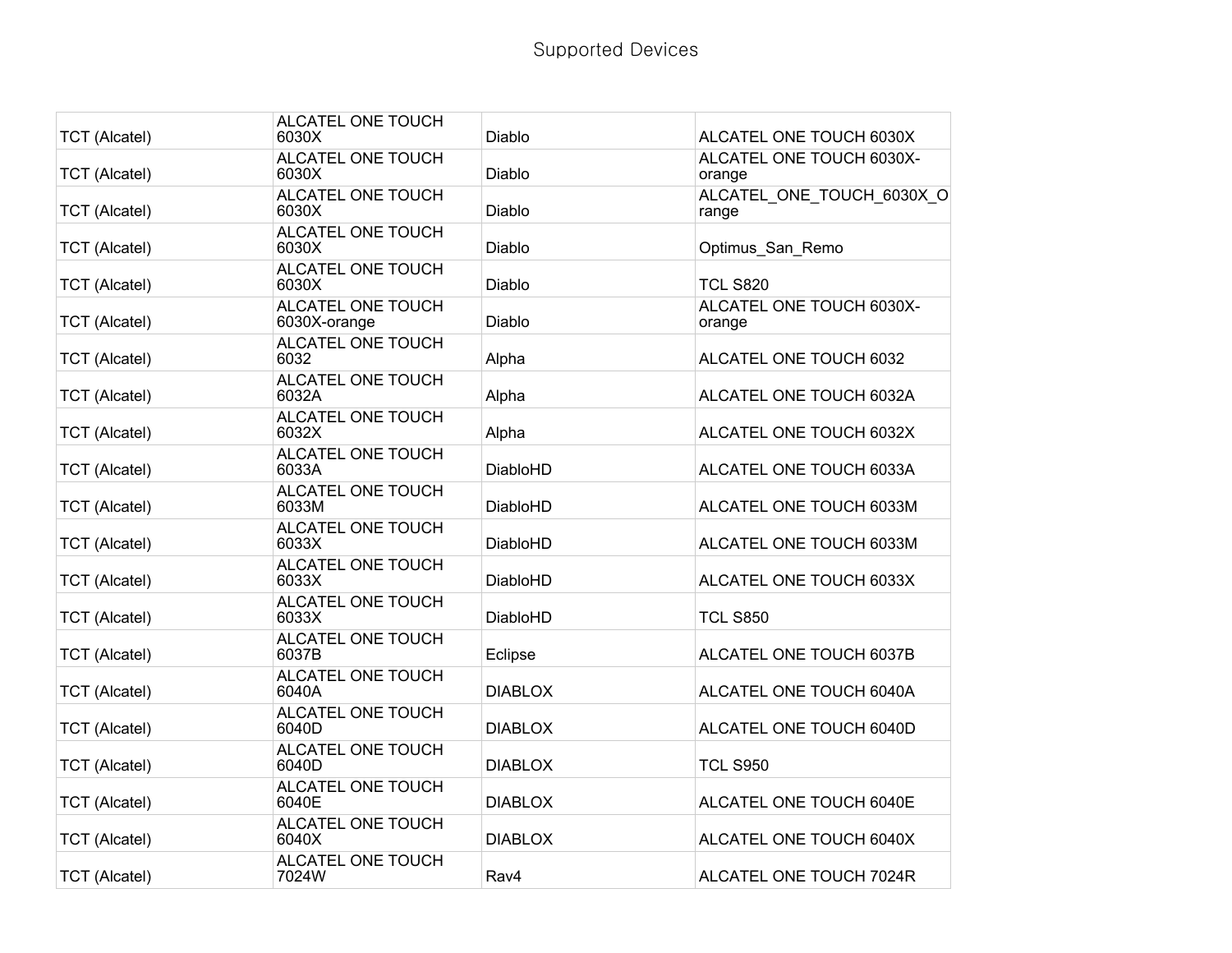# Supported Devices

| | | | |
|---|---|---|---|
| TCT (Alcatel) | ALCATEL ONE TOUCH 6030X | Diablo | ALCATEL ONE TOUCH 6030X |
| TCT (Alcatel) | ALCATEL ONE TOUCH 6030X | Diablo | ALCATEL ONE TOUCH 6030X-orange |
| TCT (Alcatel) | ALCATEL ONE TOUCH 6030X | Diablo | ALCATEL_ONE_TOUCH_6030X_Orange |
| TCT (Alcatel) | ALCATEL ONE TOUCH 6030X | Diablo | Optimus_San_Remo |
| TCT (Alcatel) | ALCATEL ONE TOUCH 6030X | Diablo | TCL S820 |
| TCT (Alcatel) | ALCATEL ONE TOUCH 6030X-orange | Diablo | ALCATEL ONE TOUCH 6030X-orange |
| TCT (Alcatel) | ALCATEL ONE TOUCH 6032 | Alpha | ALCATEL ONE TOUCH 6032 |
| TCT (Alcatel) | ALCATEL ONE TOUCH 6032A | Alpha | ALCATEL ONE TOUCH 6032A |
| TCT (Alcatel) | ALCATEL ONE TOUCH 6032X | Alpha | ALCATEL ONE TOUCH 6032X |
| TCT (Alcatel) | ALCATEL ONE TOUCH 6033A | DiabloHD | ALCATEL ONE TOUCH 6033A |
| TCT (Alcatel) | ALCATEL ONE TOUCH 6033M | DiabloHD | ALCATEL ONE TOUCH 6033M |
| TCT (Alcatel) | ALCATEL ONE TOUCH 6033X | DiabloHD | ALCATEL ONE TOUCH 6033M |
| TCT (Alcatel) | ALCATEL ONE TOUCH 6033X | DiabloHD | ALCATEL ONE TOUCH 6033X |
| TCT (Alcatel) | ALCATEL ONE TOUCH 6033X | DiabloHD | TCL S850 |
| TCT (Alcatel) | ALCATEL ONE TOUCH 6037B | Eclipse | ALCATEL ONE TOUCH 6037B |
| TCT (Alcatel) | ALCATEL ONE TOUCH 6040A | DIABLOX | ALCATEL ONE TOUCH 6040A |
| TCT (Alcatel) | ALCATEL ONE TOUCH 6040D | DIABLOX | ALCATEL ONE TOUCH 6040D |
| TCT (Alcatel) | ALCATEL ONE TOUCH 6040D | DIABLOX | TCL S950 |
| TCT (Alcatel) | ALCATEL ONE TOUCH 6040E | DIABLOX | ALCATEL ONE TOUCH 6040E |
| TCT (Alcatel) | ALCATEL ONE TOUCH 6040X | DIABLOX | ALCATEL ONE TOUCH 6040X |
| TCT (Alcatel) | ALCATEL ONE TOUCH 7024W | Rav4 | ALCATEL ONE TOUCH 7024R |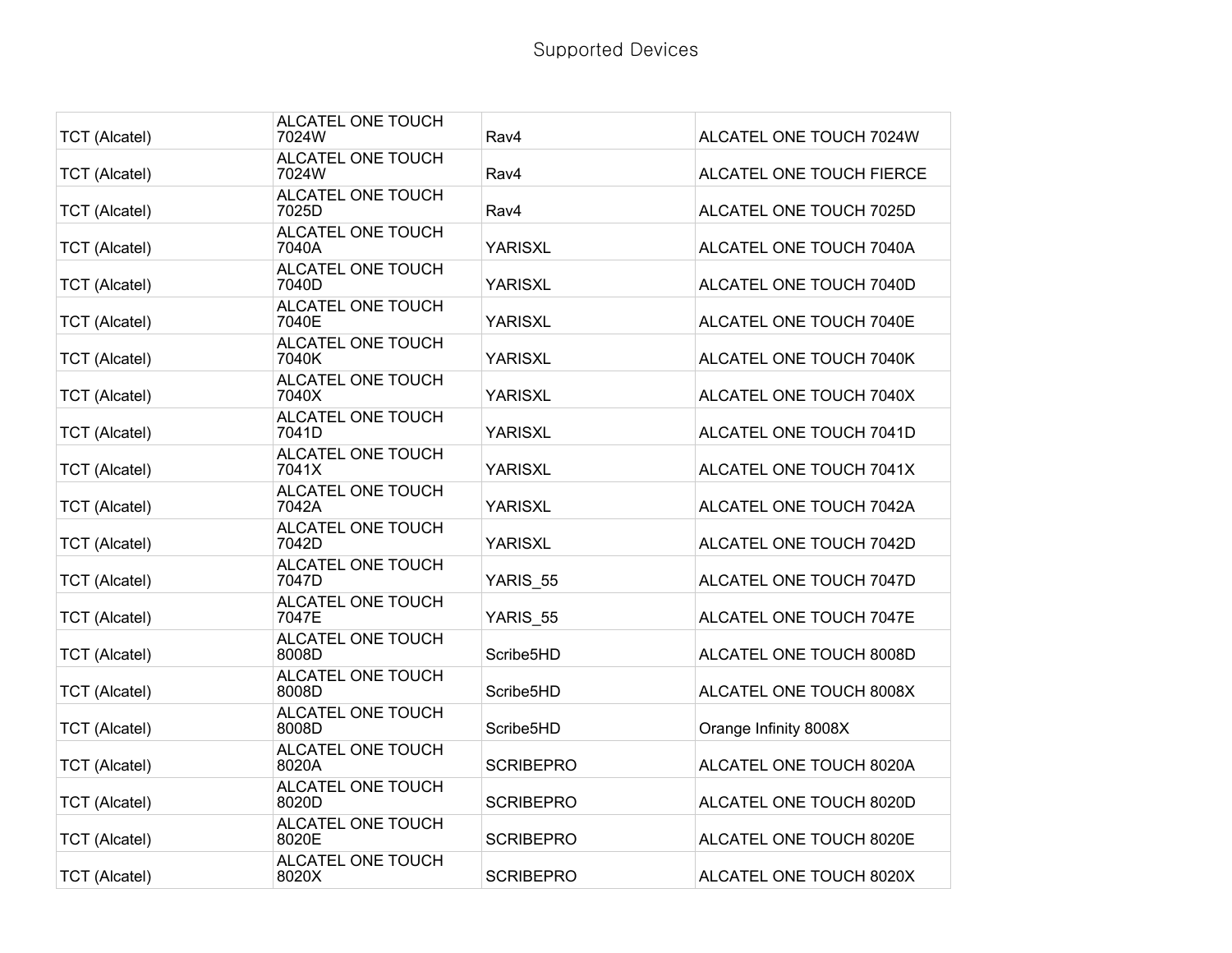Supported Devices

| TCT (Alcatel) | ALCATEL ONE TOUCH 7024W | Rav4 | ALCATEL ONE TOUCH 7024W |
|---|---|---|---|
| TCT (Alcatel) | ALCATEL ONE TOUCH 7024W | Rav4 | ALCATEL ONE TOUCH FIERCE |
| TCT (Alcatel) | ALCATEL ONE TOUCH 7025D | Rav4 | ALCATEL ONE TOUCH 7025D |
| TCT (Alcatel) | ALCATEL ONE TOUCH 7040A | YARISXL | ALCATEL ONE TOUCH 7040A |
| TCT (Alcatel) | ALCATEL ONE TOUCH 7040D | YARISXL | ALCATEL ONE TOUCH 7040D |
| TCT (Alcatel) | ALCATEL ONE TOUCH 7040E | YARISXL | ALCATEL ONE TOUCH 7040E |
| TCT (Alcatel) | ALCATEL ONE TOUCH 7040K | YARISXL | ALCATEL ONE TOUCH 7040K |
| TCT (Alcatel) | ALCATEL ONE TOUCH 7040X | YARISXL | ALCATEL ONE TOUCH 7040X |
| TCT (Alcatel) | ALCATEL ONE TOUCH 7041D | YARISXL | ALCATEL ONE TOUCH 7041D |
| TCT (Alcatel) | ALCATEL ONE TOUCH 7041X | YARISXL | ALCATEL ONE TOUCH 7041X |
| TCT (Alcatel) | ALCATEL ONE TOUCH 7042A | YARISXL | ALCATEL ONE TOUCH 7042A |
| TCT (Alcatel) | ALCATEL ONE TOUCH 7042D | YARISXL | ALCATEL ONE TOUCH 7042D |
| TCT (Alcatel) | ALCATEL ONE TOUCH 7047D | YARIS_55 | ALCATEL ONE TOUCH 7047D |
| TCT (Alcatel) | ALCATEL ONE TOUCH 7047E | YARIS_55 | ALCATEL ONE TOUCH 7047E |
| TCT (Alcatel) | ALCATEL ONE TOUCH 8008D | Scribe5HD | ALCATEL ONE TOUCH 8008D |
| TCT (Alcatel) | ALCATEL ONE TOUCH 8008D | Scribe5HD | ALCATEL ONE TOUCH 8008X |
| TCT (Alcatel) | ALCATEL ONE TOUCH 8008D | Scribe5HD | Orange Infinity 8008X |
| TCT (Alcatel) | ALCATEL ONE TOUCH 8020A | SCRIBEPRO | ALCATEL ONE TOUCH 8020A |
| TCT (Alcatel) | ALCATEL ONE TOUCH 8020D | SCRIBEPRO | ALCATEL ONE TOUCH 8020D |
| TCT (Alcatel) | ALCATEL ONE TOUCH 8020E | SCRIBEPRO | ALCATEL ONE TOUCH 8020E |
| TCT (Alcatel) | ALCATEL ONE TOUCH 8020X | SCRIBEPRO | ALCATEL ONE TOUCH 8020X |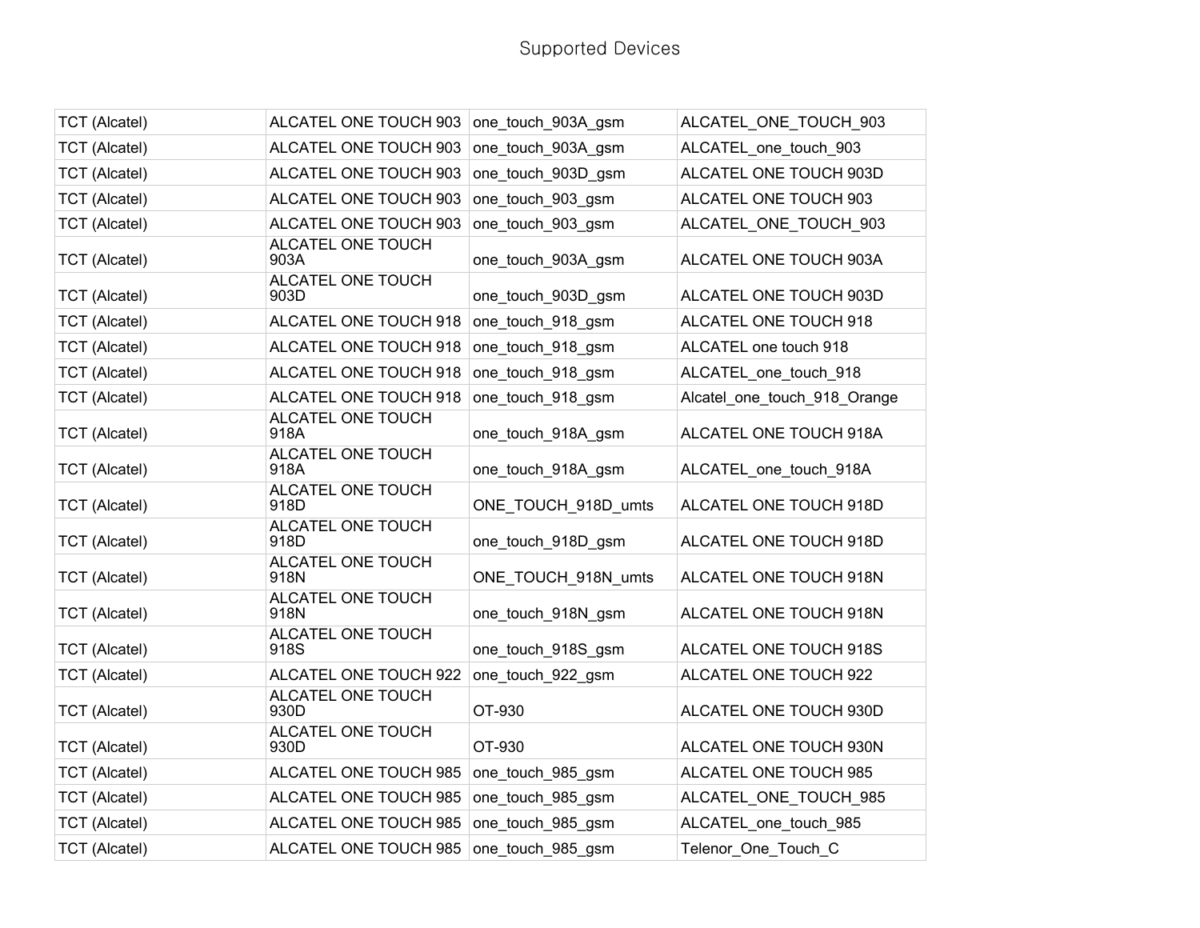Supported Devices

| | | | |
|---|---|---|---|
| TCT (Alcatel) | ALCATEL ONE TOUCH 903 | one_touch_903A_gsm | ALCATEL_ONE_TOUCH_903 |
| TCT (Alcatel) | ALCATEL ONE TOUCH 903 | one_touch_903A_gsm | ALCATEL_one_touch_903 |
| TCT (Alcatel) | ALCATEL ONE TOUCH 903 | one_touch_903D_gsm | ALCATEL ONE TOUCH 903D |
| TCT (Alcatel) | ALCATEL ONE TOUCH 903 | one_touch_903_gsm | ALCATEL ONE TOUCH 903 |
| TCT (Alcatel) | ALCATEL ONE TOUCH 903 | one_touch_903_gsm | ALCATEL_ONE_TOUCH_903 |
| TCT (Alcatel) | ALCATEL ONE TOUCH 903A | one_touch_903A_gsm | ALCATEL ONE TOUCH 903A |
| TCT (Alcatel) | ALCATEL ONE TOUCH 903D | one_touch_903D_gsm | ALCATEL ONE TOUCH 903D |
| TCT (Alcatel) | ALCATEL ONE TOUCH 918 | one_touch_918_gsm | ALCATEL ONE TOUCH 918 |
| TCT (Alcatel) | ALCATEL ONE TOUCH 918 | one_touch_918_gsm | ALCATEL one touch 918 |
| TCT (Alcatel) | ALCATEL ONE TOUCH 918 | one_touch_918_gsm | ALCATEL_one_touch_918 |
| TCT (Alcatel) | ALCATEL ONE TOUCH 918 | one_touch_918_gsm | Alcatel_one_touch_918_Orange |
| TCT (Alcatel) | ALCATEL ONE TOUCH 918A | one_touch_918A_gsm | ALCATEL ONE TOUCH 918A |
| TCT (Alcatel) | ALCATEL ONE TOUCH 918A | one_touch_918A_gsm | ALCATEL_one_touch_918A |
| TCT (Alcatel) | ALCATEL ONE TOUCH 918D | ONE_TOUCH_918D_umts | ALCATEL ONE TOUCH 918D |
| TCT (Alcatel) | ALCATEL ONE TOUCH 918D | one_touch_918D_gsm | ALCATEL ONE TOUCH 918D |
| TCT (Alcatel) | ALCATEL ONE TOUCH 918N | ONE_TOUCH_918N_umts | ALCATEL ONE TOUCH 918N |
| TCT (Alcatel) | ALCATEL ONE TOUCH 918N | one_touch_918N_gsm | ALCATEL ONE TOUCH 918N |
| TCT (Alcatel) | ALCATEL ONE TOUCH 918S | one_touch_918S_gsm | ALCATEL ONE TOUCH 918S |
| TCT (Alcatel) | ALCATEL ONE TOUCH 922 | one_touch_922_gsm | ALCATEL ONE TOUCH 922 |
| TCT (Alcatel) | ALCATEL ONE TOUCH 930D | OT-930 | ALCATEL ONE TOUCH 930D |
| TCT (Alcatel) | ALCATEL ONE TOUCH 930D | OT-930 | ALCATEL ONE TOUCH 930N |
| TCT (Alcatel) | ALCATEL ONE TOUCH 985 | one_touch_985_gsm | ALCATEL ONE TOUCH 985 |
| TCT (Alcatel) | ALCATEL ONE TOUCH 985 | one_touch_985_gsm | ALCATEL_ONE_TOUCH_985 |
| TCT (Alcatel) | ALCATEL ONE TOUCH 985 | one_touch_985_gsm | ALCATEL_one_touch_985 |
| TCT (Alcatel) | ALCATEL ONE TOUCH 985 | one_touch_985_gsm | Telenor_One_Touch_C |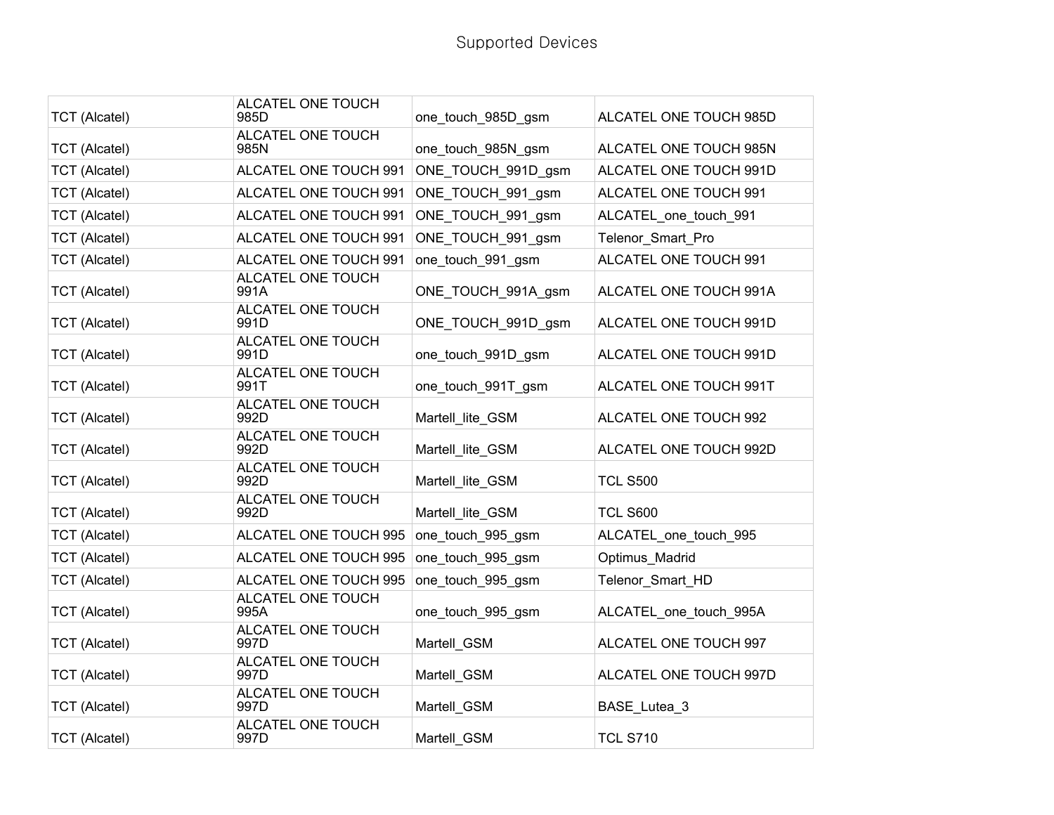# Supported Devices

| | | | |
|---|---|---|---|
| TCT (Alcatel) | ALCATEL ONE TOUCH 985D | one_touch_985D_gsm | ALCATEL ONE TOUCH 985D |
| TCT (Alcatel) | ALCATEL ONE TOUCH 985N | one_touch_985N_gsm | ALCATEL ONE TOUCH 985N |
| TCT (Alcatel) | ALCATEL ONE TOUCH 991 | ONE_TOUCH_991D_gsm | ALCATEL ONE TOUCH 991D |
| TCT (Alcatel) | ALCATEL ONE TOUCH 991 | ONE_TOUCH_991_gsm | ALCATEL ONE TOUCH 991 |
| TCT (Alcatel) | ALCATEL ONE TOUCH 991 | ONE_TOUCH_991_gsm | ALCATEL_one_touch_991 |
| TCT (Alcatel) | ALCATEL ONE TOUCH 991 | ONE_TOUCH_991_gsm | Telenor_Smart_Pro |
| TCT (Alcatel) | ALCATEL ONE TOUCH 991 | one_touch_991_gsm | ALCATEL ONE TOUCH 991 |
| TCT (Alcatel) | ALCATEL ONE TOUCH 991A | ONE_TOUCH_991A_gsm | ALCATEL ONE TOUCH 991A |
| TCT (Alcatel) | ALCATEL ONE TOUCH 991D | ONE_TOUCH_991D_gsm | ALCATEL ONE TOUCH 991D |
| TCT (Alcatel) | ALCATEL ONE TOUCH 991D | one_touch_991D_gsm | ALCATEL ONE TOUCH 991D |
| TCT (Alcatel) | ALCATEL ONE TOUCH 991T | one_touch_991T_gsm | ALCATEL ONE TOUCH 991T |
| TCT (Alcatel) | ALCATEL ONE TOUCH 992D | Martell_lite_GSM | ALCATEL ONE TOUCH 992 |
| TCT (Alcatel) | ALCATEL ONE TOUCH 992D | Martell_lite_GSM | ALCATEL ONE TOUCH 992D |
| TCT (Alcatel) | ALCATEL ONE TOUCH 992D | Martell_lite_GSM | TCL S500 |
| TCT (Alcatel) | ALCATEL ONE TOUCH 992D | Martell_lite_GSM | TCL S600 |
| TCT (Alcatel) | ALCATEL ONE TOUCH 995 | one_touch_995_gsm | ALCATEL_one_touch_995 |
| TCT (Alcatel) | ALCATEL ONE TOUCH 995 | one_touch_995_gsm | Optimus_Madrid |
| TCT (Alcatel) | ALCATEL ONE TOUCH 995 | one_touch_995_gsm | Telenor_Smart_HD |
| TCT (Alcatel) | ALCATEL ONE TOUCH 995A | one_touch_995_gsm | ALCATEL_one_touch_995A |
| TCT (Alcatel) | ALCATEL ONE TOUCH 997D | Martell_GSM | ALCATEL ONE TOUCH 997 |
| TCT (Alcatel) | ALCATEL ONE TOUCH 997D | Martell_GSM | ALCATEL ONE TOUCH 997D |
| TCT (Alcatel) | ALCATEL ONE TOUCH 997D | Martell_GSM | BASE_Lutea_3 |
| TCT (Alcatel) | ALCATEL ONE TOUCH 997D | Martell_GSM | TCL S710 |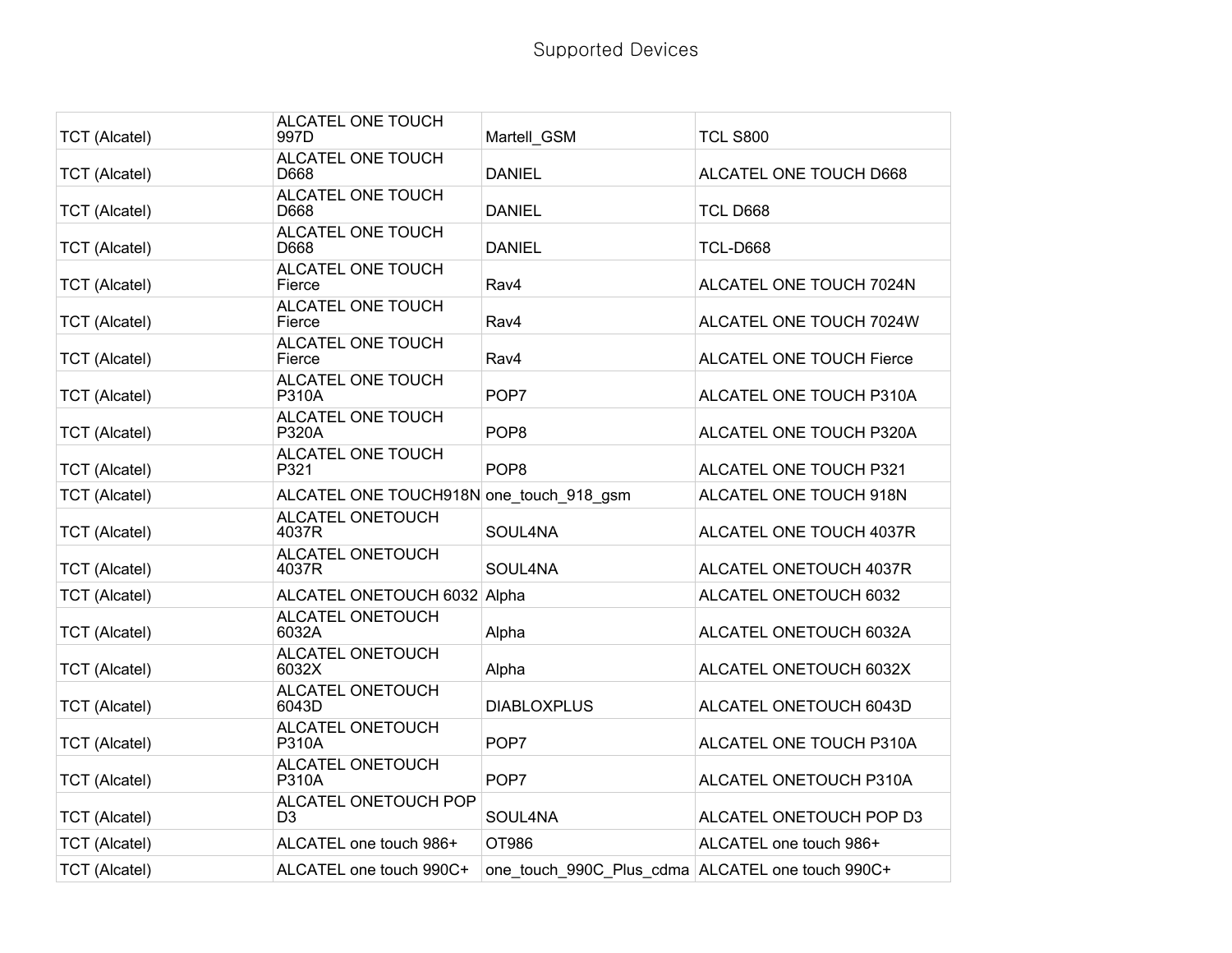Supported Devices

| | | | |
|---|---|---|---|
| TCT (Alcatel) | ALCATEL ONE TOUCH 997D | Martell_GSM | TCL S800 |
| TCT (Alcatel) | ALCATEL ONE TOUCH D668 | DANIEL | ALCATEL ONE TOUCH D668 |
| TCT (Alcatel) | ALCATEL ONE TOUCH D668 | DANIEL | TCL D668 |
| TCT (Alcatel) | ALCATEL ONE TOUCH D668 | DANIEL | TCL-D668 |
| TCT (Alcatel) | ALCATEL ONE TOUCH Fierce | Rav4 | ALCATEL ONE TOUCH 7024N |
| TCT (Alcatel) | ALCATEL ONE TOUCH Fierce | Rav4 | ALCATEL ONE TOUCH 7024W |
| TCT (Alcatel) | ALCATEL ONE TOUCH Fierce | Rav4 | ALCATEL ONE TOUCH Fierce |
| TCT (Alcatel) | ALCATEL ONE TOUCH P310A | POP7 | ALCATEL ONE TOUCH P310A |
| TCT (Alcatel) | ALCATEL ONE TOUCH P320A | POP8 | ALCATEL ONE TOUCH P320A |
| TCT (Alcatel) | ALCATEL ONE TOUCH P321 | POP8 | ALCATEL ONE TOUCH P321 |
| TCT (Alcatel) | ALCATEL ONE TOUCH918N | one_touch_918_gsm | ALCATEL ONE TOUCH 918N |
| TCT (Alcatel) | ALCATEL ONETOUCH 4037R | SOUL4NA | ALCATEL ONE TOUCH 4037R |
| TCT (Alcatel) | ALCATEL ONETOUCH 4037R | SOUL4NA | ALCATEL ONETOUCH 4037R |
| TCT (Alcatel) | ALCATEL ONETOUCH 6032 | Alpha | ALCATEL ONETOUCH 6032 |
| TCT (Alcatel) | ALCATEL ONETOUCH 6032A | Alpha | ALCATEL ONETOUCH 6032A |
| TCT (Alcatel) | ALCATEL ONETOUCH 6032X | Alpha | ALCATEL ONETOUCH 6032X |
| TCT (Alcatel) | ALCATEL ONETOUCH 6043D | DIABLOXPLUS | ALCATEL ONETOUCH 6043D |
| TCT (Alcatel) | ALCATEL ONETOUCH P310A | POP7 | ALCATEL ONE TOUCH P310A |
| TCT (Alcatel) | ALCATEL ONETOUCH P310A | POP7 | ALCATEL ONETOUCH P310A |
| TCT (Alcatel) | ALCATEL ONETOUCH POP D3 | SOUL4NA | ALCATEL ONETOUCH POP D3 |
| TCT (Alcatel) | ALCATEL one touch 986+ | OT986 | ALCATEL one touch 986+ |
| TCT (Alcatel) | ALCATEL one touch 990C+ | one_touch_990C_Plus_cdma | ALCATEL one touch 990C+ |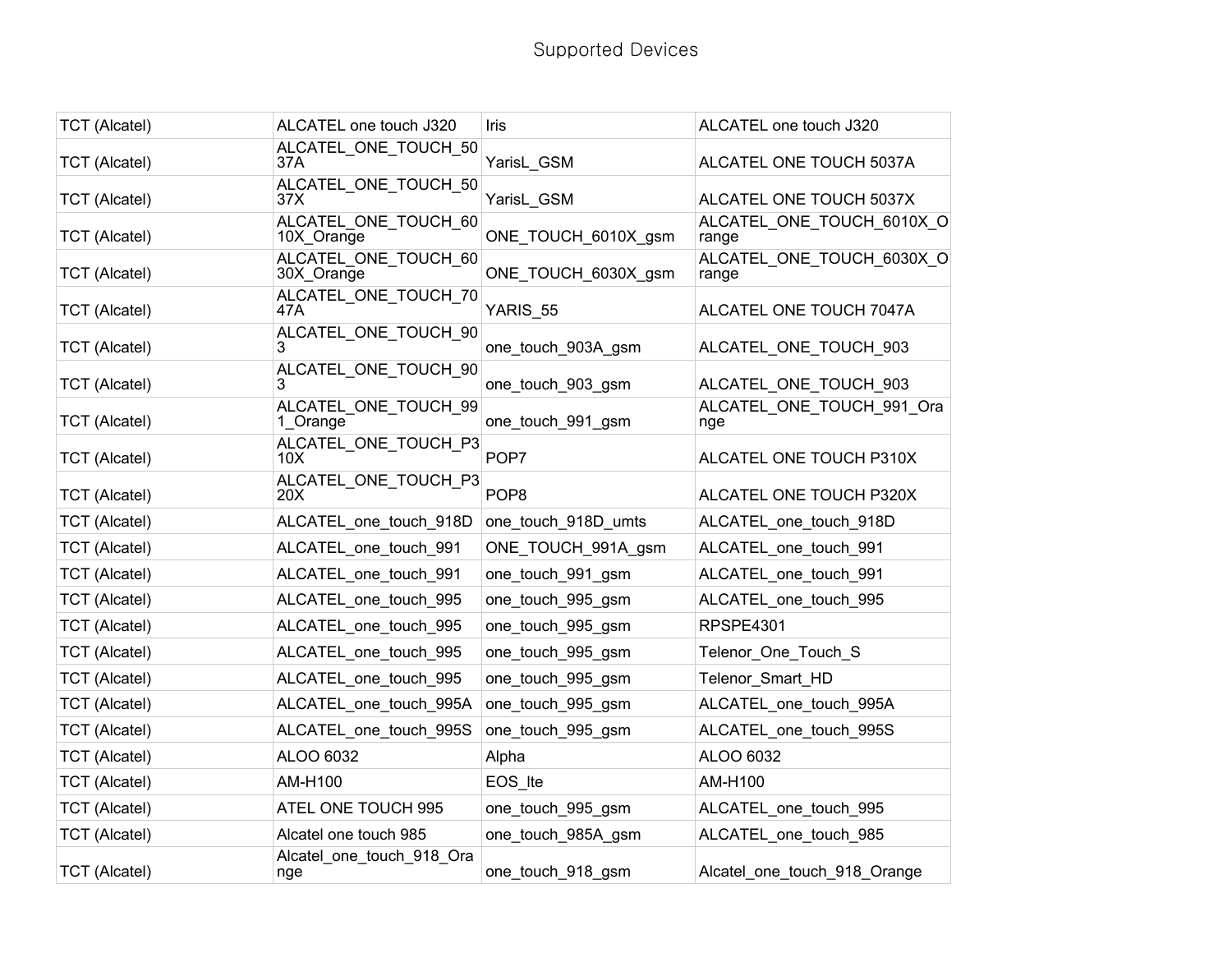Supported Devices

| TCT (Alcatel) | ALCATEL one touch J320 | Iris | ALCATEL one touch J320 |
|---|---|---|---|
| TCT (Alcatel) | ALCATEL_ONE_TOUCH_5037A | YarisL_GSM | ALCATEL ONE TOUCH 5037A |
| TCT (Alcatel) | ALCATEL_ONE_TOUCH_5037X | YarisL_GSM | ALCATEL ONE TOUCH 5037X |
| TCT (Alcatel) | ALCATEL_ONE_TOUCH_6010X_Orange | ONE_TOUCH_6010X_gsm | ALCATEL_ONE_TOUCH_6010X_Orange |
| TCT (Alcatel) | ALCATEL_ONE_TOUCH_6030X_Orange | ONE_TOUCH_6030X_gsm | ALCATEL_ONE_TOUCH_6030X_Orange |
| TCT (Alcatel) | ALCATEL_ONE_TOUCH_7047A | YARIS_55 | ALCATEL ONE TOUCH 7047A |
| TCT (Alcatel) | ALCATEL_ONE_TOUCH_903 | one_touch_903A_gsm | ALCATEL_ONE_TOUCH_903 |
| TCT (Alcatel) | ALCATEL_ONE_TOUCH_903 | one_touch_903_gsm | ALCATEL_ONE_TOUCH_903 |
| TCT (Alcatel) | ALCATEL_ONE_TOUCH_991_Orange | one_touch_991_gsm | ALCATEL_ONE_TOUCH_991_Orange |
| TCT (Alcatel) | ALCATEL_ONE_TOUCH_P310X | POP7 | ALCATEL ONE TOUCH P310X |
| TCT (Alcatel) | ALCATEL_ONE_TOUCH_P320X | POP8 | ALCATEL ONE TOUCH P320X |
| TCT (Alcatel) | ALCATEL_one_touch_918D | one_touch_918D_umts | ALCATEL_one_touch_918D |
| TCT (Alcatel) | ALCATEL_one_touch_991 | ONE_TOUCH_991A_gsm | ALCATEL_one_touch_991 |
| TCT (Alcatel) | ALCATEL_one_touch_991 | one_touch_991_gsm | ALCATEL_one_touch_991 |
| TCT (Alcatel) | ALCATEL_one_touch_995 | one_touch_995_gsm | ALCATEL_one_touch_995 |
| TCT (Alcatel) | ALCATEL_one_touch_995 | one_touch_995_gsm | RPSPE4301 |
| TCT (Alcatel) | ALCATEL_one_touch_995 | one_touch_995_gsm | Telenor_One_Touch_S |
| TCT (Alcatel) | ALCATEL_one_touch_995 | one_touch_995_gsm | Telenor_Smart_HD |
| TCT (Alcatel) | ALCATEL_one_touch_995A | one_touch_995_gsm | ALCATEL_one_touch_995A |
| TCT (Alcatel) | ALCATEL_one_touch_995S | one_touch_995_gsm | ALCATEL_one_touch_995S |
| TCT (Alcatel) | ALOO 6032 | Alpha | ALOO 6032 |
| TCT (Alcatel) | AM-H100 | EOS_lte | AM-H100 |
| TCT (Alcatel) | ATEL ONE TOUCH 995 | one_touch_995_gsm | ALCATEL_one_touch_995 |
| TCT (Alcatel) | Alcatel one touch 985 | one_touch_985A_gsm | ALCATEL_one_touch_985 |
| TCT (Alcatel) | Alcatel_one_touch_918_Orange | one_touch_918_gsm | Alcatel_one_touch_918_Orange |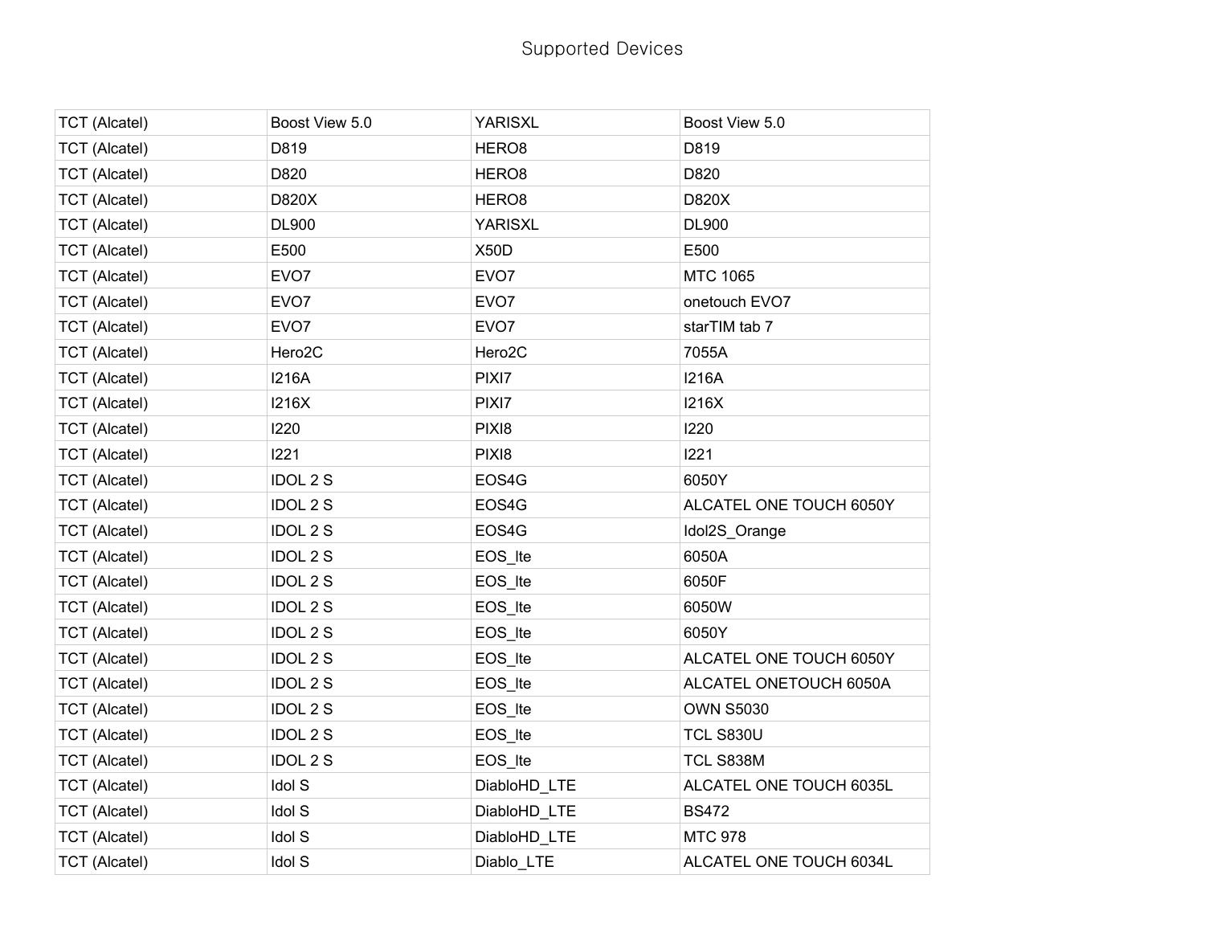Supported Devices

| | | | |
|---|---|---|---|
| TCT (Alcatel) | Boost View 5.0 | YARISXL | Boost View 5.0 |
| TCT (Alcatel) | D819 | HERO8 | D819 |
| TCT (Alcatel) | D820 | HERO8 | D820 |
| TCT (Alcatel) | D820X | HERO8 | D820X |
| TCT (Alcatel) | DL900 | YARISXL | DL900 |
| TCT (Alcatel) | E500 | X50D | E500 |
| TCT (Alcatel) | EVO7 | EVO7 | MTC 1065 |
| TCT (Alcatel) | EVO7 | EVO7 | onetouch EVO7 |
| TCT (Alcatel) | EVO7 | EVO7 | starTIM tab 7 |
| TCT (Alcatel) | Hero2C | Hero2C | 7055A |
| TCT (Alcatel) | I216A | PIXI7 | I216A |
| TCT (Alcatel) | I216X | PIXI7 | I216X |
| TCT (Alcatel) | I220 | PIXI8 | I220 |
| TCT (Alcatel) | I221 | PIXI8 | I221 |
| TCT (Alcatel) | IDOL 2 S | EOS4G | 6050Y |
| TCT (Alcatel) | IDOL 2 S | EOS4G | ALCATEL ONE TOUCH 6050Y |
| TCT (Alcatel) | IDOL 2 S | EOS4G | Idol2S_Orange |
| TCT (Alcatel) | IDOL 2 S | EOS_lte | 6050A |
| TCT (Alcatel) | IDOL 2 S | EOS_lte | 6050F |
| TCT (Alcatel) | IDOL 2 S | EOS_lte | 6050W |
| TCT (Alcatel) | IDOL 2 S | EOS_lte | 6050Y |
| TCT (Alcatel) | IDOL 2 S | EOS_lte | ALCATEL ONE TOUCH 6050Y |
| TCT (Alcatel) | IDOL 2 S | EOS_lte | ALCATEL ONETOUCH 6050A |
| TCT (Alcatel) | IDOL 2 S | EOS_lte | OWN S5030 |
| TCT (Alcatel) | IDOL 2 S | EOS_lte | TCL S830U |
| TCT (Alcatel) | IDOL 2 S | EOS_lte | TCL S838M |
| TCT (Alcatel) | Idol S | DiabloHD_LTE | ALCATEL ONE TOUCH 6035L |
| TCT (Alcatel) | Idol S | DiabloHD_LTE | BS472 |
| TCT (Alcatel) | Idol S | DiabloHD_LTE | MTC 978 |
| TCT (Alcatel) | Idol S | Diablo_LTE | ALCATEL ONE TOUCH 6034L |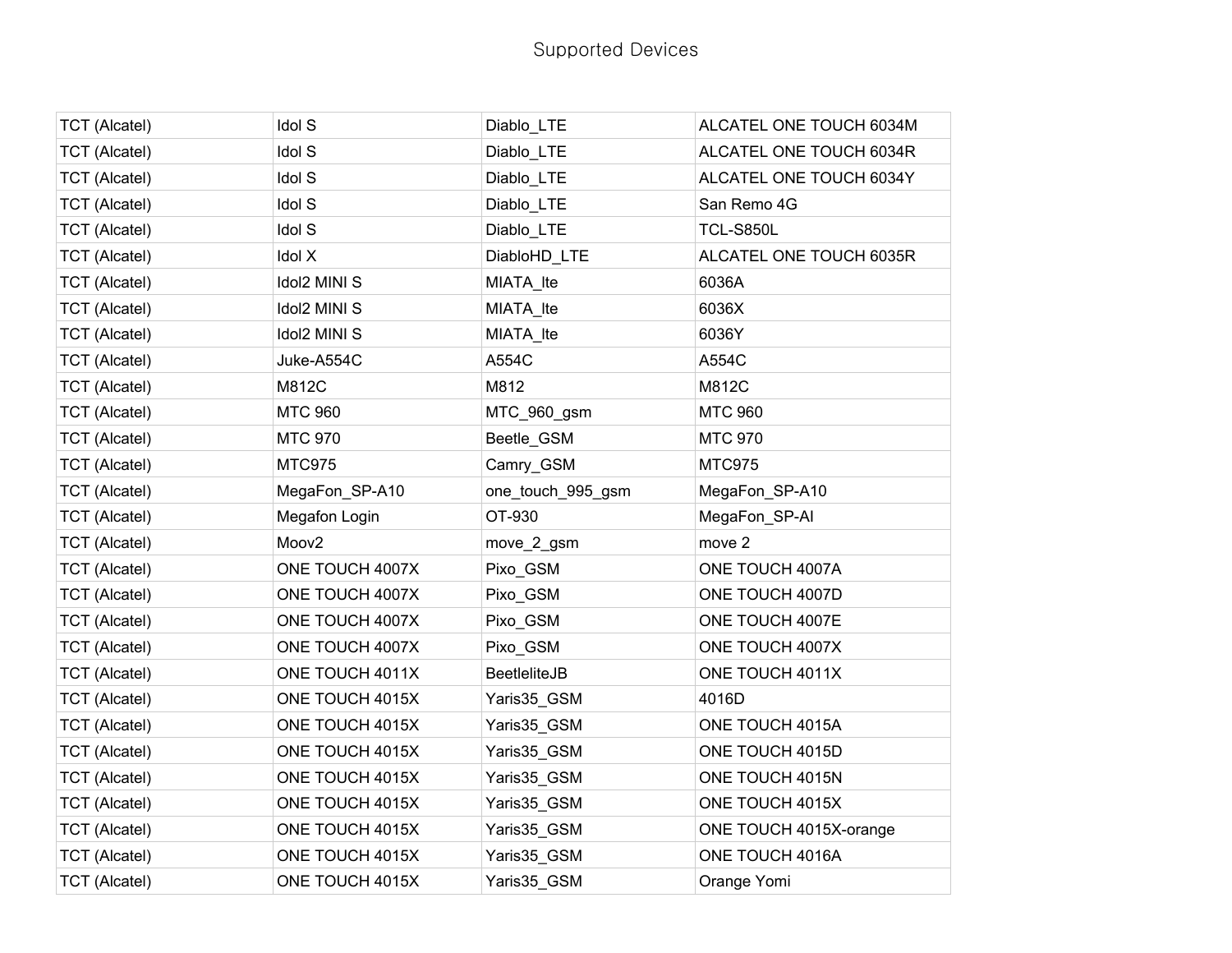Supported Devices

| TCT (Alcatel) | Idol S | Diablo_LTE | ALCATEL ONE TOUCH 6034M |
|---|---|---|---|
| TCT (Alcatel) | Idol S | Diablo_LTE | ALCATEL ONE TOUCH 6034R |
| TCT (Alcatel) | Idol S | Diablo_LTE | ALCATEL ONE TOUCH 6034Y |
| TCT (Alcatel) | Idol S | Diablo_LTE | San Remo 4G |
| TCT (Alcatel) | Idol S | Diablo_LTE | TCL-S850L |
| TCT (Alcatel) | Idol X | DiabloHD_LTE | ALCATEL ONE TOUCH 6035R |
| TCT (Alcatel) | Idol2 MINI S | MIATA_lte | 6036A |
| TCT (Alcatel) | Idol2 MINI S | MIATA_lte | 6036X |
| TCT (Alcatel) | Idol2 MINI S | MIATA_lte | 6036Y |
| TCT (Alcatel) | Juke-A554C | A554C | A554C |
| TCT (Alcatel) | M812C | M812 | M812C |
| TCT (Alcatel) | MTC 960 | MTC_960_gsm | MTC 960 |
| TCT (Alcatel) | MTC 970 | Beetle_GSM | MTC 970 |
| TCT (Alcatel) | MTC975 | Camry_GSM | MTC975 |
| TCT (Alcatel) | MegaFon_SP-A10 | one_touch_995_gsm | MegaFon_SP-A10 |
| TCT (Alcatel) | Megafon Login | OT-930 | MegaFon_SP-AI |
| TCT (Alcatel) | Moov2 | move_2_gsm | move 2 |
| TCT (Alcatel) | ONE TOUCH 4007X | Pixo_GSM | ONE TOUCH 4007A |
| TCT (Alcatel) | ONE TOUCH 4007X | Pixo_GSM | ONE TOUCH 4007D |
| TCT (Alcatel) | ONE TOUCH 4007X | Pixo_GSM | ONE TOUCH 4007E |
| TCT (Alcatel) | ONE TOUCH 4007X | Pixo_GSM | ONE TOUCH 4007X |
| TCT (Alcatel) | ONE TOUCH 4011X | BeetleliteJB | ONE TOUCH 4011X |
| TCT (Alcatel) | ONE TOUCH 4015X | Yaris35_GSM | 4016D |
| TCT (Alcatel) | ONE TOUCH 4015X | Yaris35_GSM | ONE TOUCH 4015A |
| TCT (Alcatel) | ONE TOUCH 4015X | Yaris35_GSM | ONE TOUCH 4015D |
| TCT (Alcatel) | ONE TOUCH 4015X | Yaris35_GSM | ONE TOUCH 4015N |
| TCT (Alcatel) | ONE TOUCH 4015X | Yaris35_GSM | ONE TOUCH 4015X |
| TCT (Alcatel) | ONE TOUCH 4015X | Yaris35_GSM | ONE TOUCH 4015X-orange |
| TCT (Alcatel) | ONE TOUCH 4015X | Yaris35_GSM | ONE TOUCH 4016A |
| TCT (Alcatel) | ONE TOUCH 4015X | Yaris35_GSM | Orange Yomi |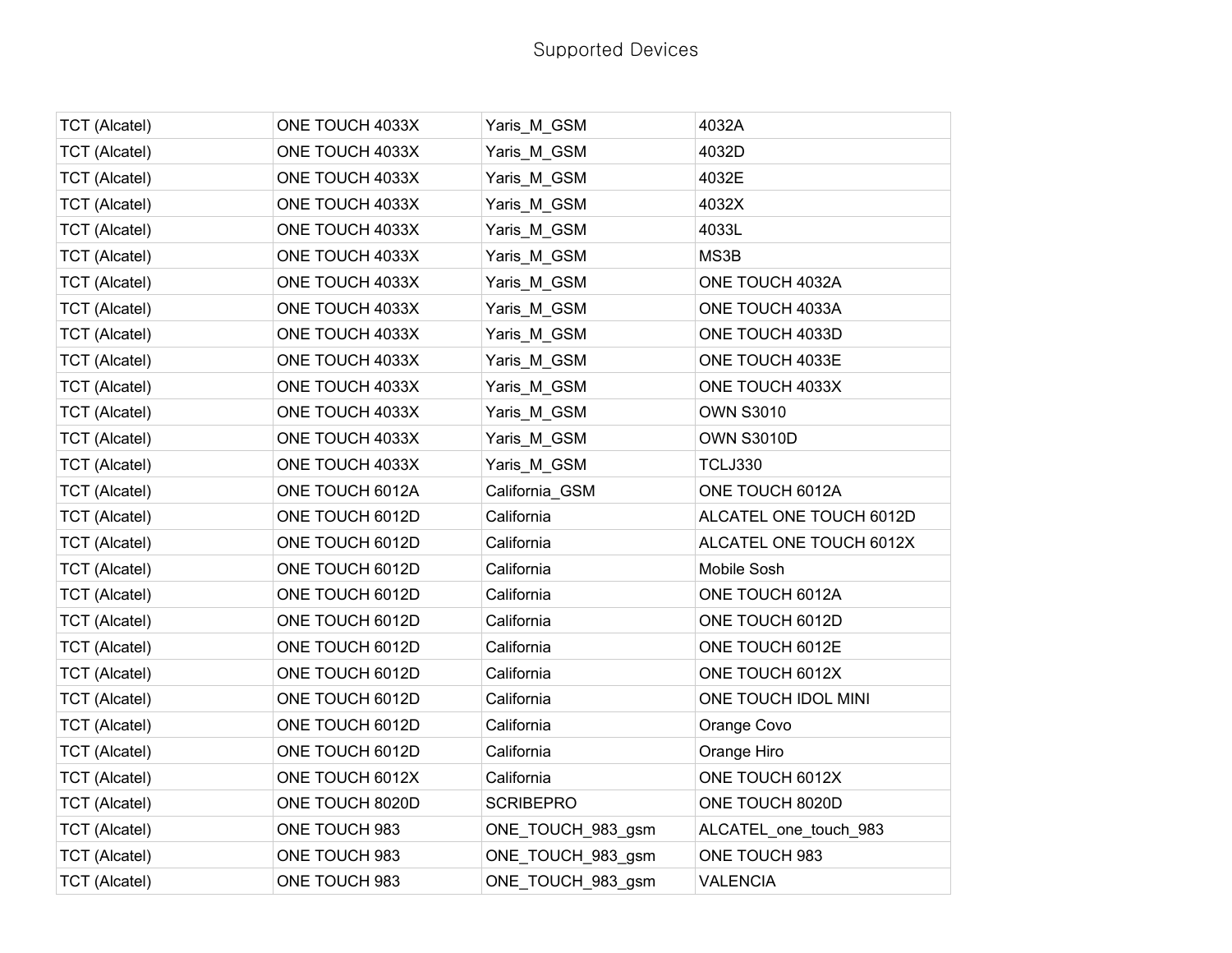| TCT (Alcatel) | ONE TOUCH 4033X | Yaris_M_GSM | 4032A |
|---|---|---|---|
| TCT (Alcatel) | ONE TOUCH 4033X | Yaris_M_GSM | 4032D |
| TCT (Alcatel) | ONE TOUCH 4033X | Yaris_M_GSM | 4032E |
| TCT (Alcatel) | ONE TOUCH 4033X | Yaris_M_GSM | 4032X |
| TCT (Alcatel) | ONE TOUCH 4033X | Yaris_M_GSM | 4033L |
| TCT (Alcatel) | ONE TOUCH 4033X | Yaris_M_GSM | MS3B |
| TCT (Alcatel) | ONE TOUCH 4033X | Yaris_M_GSM | ONE TOUCH 4032A |
| TCT (Alcatel) | ONE TOUCH 4033X | Yaris_M_GSM | ONE TOUCH 4033A |
| TCT (Alcatel) | ONE TOUCH 4033X | Yaris_M_GSM | ONE TOUCH 4033D |
| TCT (Alcatel) | ONE TOUCH 4033X | Yaris_M_GSM | ONE TOUCH 4033E |
| TCT (Alcatel) | ONE TOUCH 4033X | Yaris_M_GSM | ONE TOUCH 4033X |
| TCT (Alcatel) | ONE TOUCH 4033X | Yaris_M_GSM | OWN S3010 |
| TCT (Alcatel) | ONE TOUCH 4033X | Yaris_M_GSM | OWN S3010D |
| TCT (Alcatel) | ONE TOUCH 4033X | Yaris_M_GSM | TCLJ330 |
| TCT (Alcatel) | ONE TOUCH 6012A | California_GSM | ONE TOUCH 6012A |
| TCT (Alcatel) | ONE TOUCH 6012D | California | ALCATEL ONE TOUCH 6012D |
| TCT (Alcatel) | ONE TOUCH 6012D | California | ALCATEL ONE TOUCH 6012X |
| TCT (Alcatel) | ONE TOUCH 6012D | California | Mobile Sosh |
| TCT (Alcatel) | ONE TOUCH 6012D | California | ONE TOUCH 6012A |
| TCT (Alcatel) | ONE TOUCH 6012D | California | ONE TOUCH 6012D |
| TCT (Alcatel) | ONE TOUCH 6012D | California | ONE TOUCH 6012E |
| TCT (Alcatel) | ONE TOUCH 6012D | California | ONE TOUCH 6012X |
| TCT (Alcatel) | ONE TOUCH 6012D | California | ONE TOUCH IDOL MINI |
| TCT (Alcatel) | ONE TOUCH 6012D | California | Orange Covo |
| TCT (Alcatel) | ONE TOUCH 6012D | California | Orange Hiro |
| TCT (Alcatel) | ONE TOUCH 6012X | California | ONE TOUCH 6012X |
| TCT (Alcatel) | ONE TOUCH 8020D | SCRIBEPRO | ONE TOUCH 8020D |
| TCT (Alcatel) | ONE TOUCH 983 | ONE_TOUCH_983_gsm | ALCATEL_one_touch_983 |
| TCT (Alcatel) | ONE TOUCH 983 | ONE_TOUCH_983_gsm | ONE TOUCH 983 |
| TCT (Alcatel) | ONE TOUCH 983 | ONE_TOUCH_983_gsm | VALENCIA |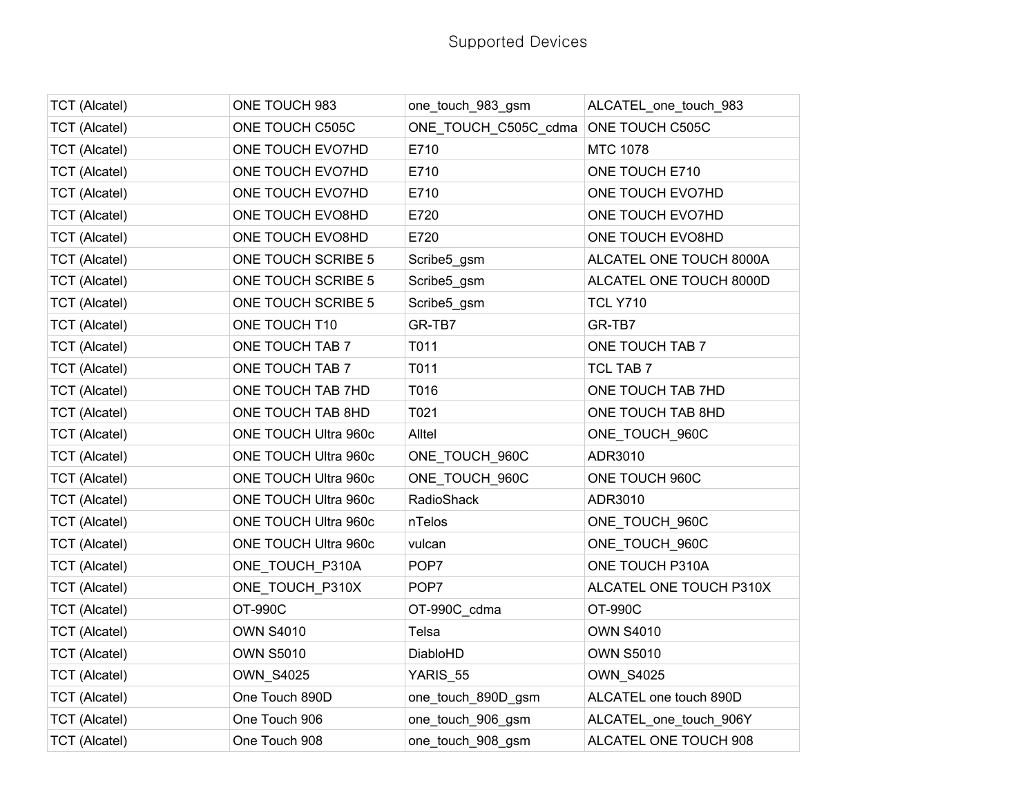| | | | |
|---|---|---|---|
| TCT (Alcatel) | ONE TOUCH 983 | one_touch_983_gsm | ALCATEL_one_touch_983 |
| TCT (Alcatel) | ONE TOUCH C505C | ONE_TOUCH_C505C_cdma | ONE TOUCH C505C |
| TCT (Alcatel) | ONE TOUCH EVO7HD | E710 | MTC 1078 |
| TCT (Alcatel) | ONE TOUCH EVO7HD | E710 | ONE TOUCH E710 |
| TCT (Alcatel) | ONE TOUCH EVO7HD | E710 | ONE TOUCH EVO7HD |
| TCT (Alcatel) | ONE TOUCH EVO8HD | E720 | ONE TOUCH EVO7HD |
| TCT (Alcatel) | ONE TOUCH EVO8HD | E720 | ONE TOUCH EVO8HD |
| TCT (Alcatel) | ONE TOUCH SCRIBE 5 | Scribe5_gsm | ALCATEL ONE TOUCH 8000A |
| TCT (Alcatel) | ONE TOUCH SCRIBE 5 | Scribe5_gsm | ALCATEL ONE TOUCH 8000D |
| TCT (Alcatel) | ONE TOUCH SCRIBE 5 | Scribe5_gsm | TCL Y710 |
| TCT (Alcatel) | ONE TOUCH T10 | GR-TB7 | GR-TB7 |
| TCT (Alcatel) | ONE TOUCH TAB 7 | T011 | ONE TOUCH TAB 7 |
| TCT (Alcatel) | ONE TOUCH TAB 7 | T011 | TCL TAB 7 |
| TCT (Alcatel) | ONE TOUCH TAB 7HD | T016 | ONE TOUCH TAB 7HD |
| TCT (Alcatel) | ONE TOUCH TAB 8HD | T021 | ONE TOUCH TAB 8HD |
| TCT (Alcatel) | ONE TOUCH Ultra 960c | Alltel | ONE_TOUCH_960C |
| TCT (Alcatel) | ONE TOUCH Ultra 960c | ONE_TOUCH_960C | ADR3010 |
| TCT (Alcatel) | ONE TOUCH Ultra 960c | ONE_TOUCH_960C | ONE TOUCH 960C |
| TCT (Alcatel) | ONE TOUCH Ultra 960c | RadioShack | ADR3010 |
| TCT (Alcatel) | ONE TOUCH Ultra 960c | nTelos | ONE_TOUCH_960C |
| TCT (Alcatel) | ONE TOUCH Ultra 960c | vulcan | ONE_TOUCH_960C |
| TCT (Alcatel) | ONE_TOUCH_P310A | POP7 | ONE TOUCH P310A |
| TCT (Alcatel) | ONE_TOUCH_P310X | POP7 | ALCATEL ONE TOUCH P310X |
| TCT (Alcatel) | OT-990C | OT-990C_cdma | OT-990C |
| TCT (Alcatel) | OWN S4010 | Telsa | OWN S4010 |
| TCT (Alcatel) | OWN S5010 | DiabloHD | OWN S5010 |
| TCT (Alcatel) | OWN_S4025 | YARIS_55 | OWN_S4025 |
| TCT (Alcatel) | One Touch 890D | one_touch_890D_gsm | ALCATEL one touch 890D |
| TCT (Alcatel) | One Touch 906 | one_touch_906_gsm | ALCATEL_one_touch_906Y |
| TCT (Alcatel) | One Touch 908 | one_touch_908_gsm | ALCATEL ONE TOUCH 908 |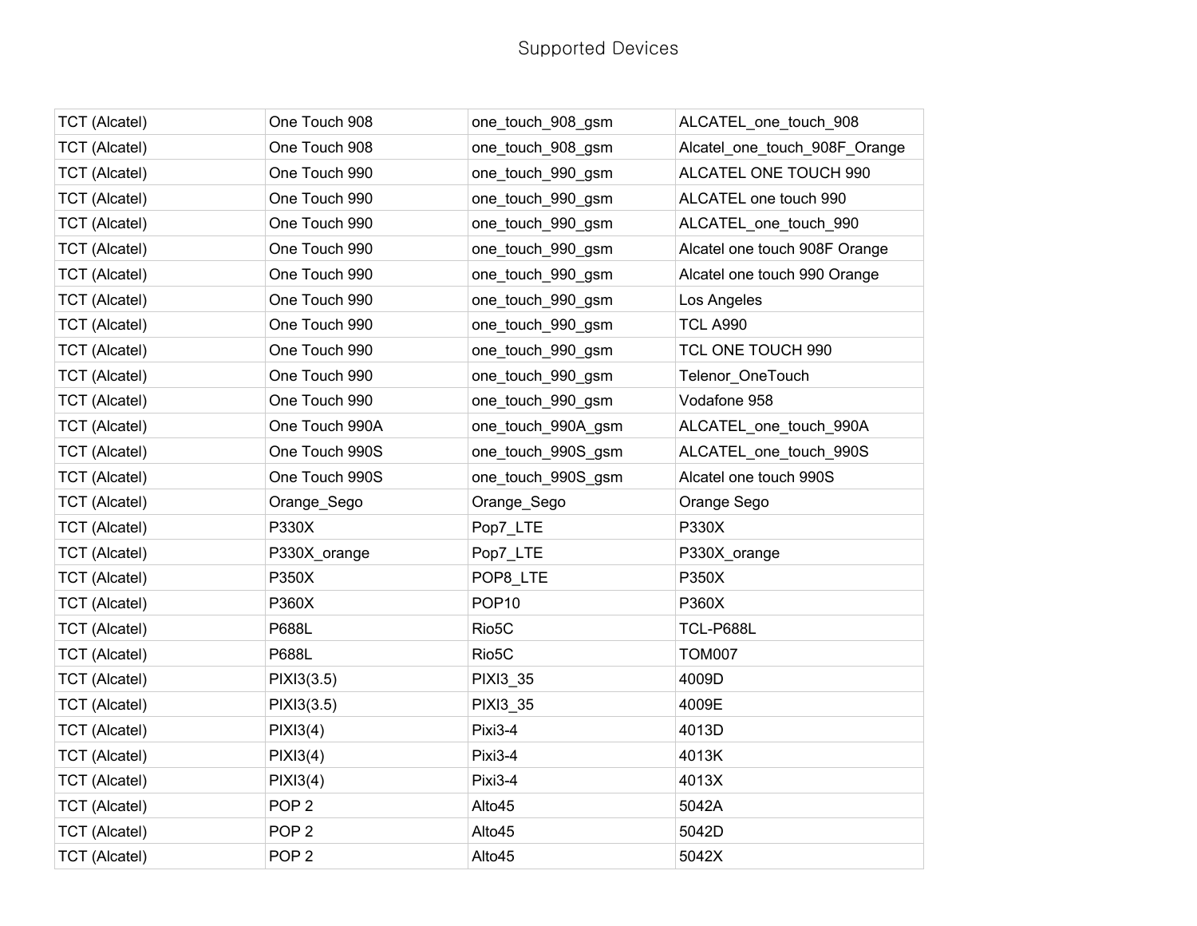Supported Devices

| TCT (Alcatel) | One Touch 908 | one_touch_908_gsm | ALCATEL_one_touch_908 |
|---|---|---|---|
| TCT (Alcatel) | One Touch 908 | one_touch_908_gsm | Alcatel_one_touch_908F_Orange |
| TCT (Alcatel) | One Touch 990 | one_touch_990_gsm | ALCATEL ONE TOUCH 990 |
| TCT (Alcatel) | One Touch 990 | one_touch_990_gsm | ALCATEL one touch 990 |
| TCT (Alcatel) | One Touch 990 | one_touch_990_gsm | ALCATEL_one_touch_990 |
| TCT (Alcatel) | One Touch 990 | one_touch_990_gsm | Alcatel one touch 908F Orange |
| TCT (Alcatel) | One Touch 990 | one_touch_990_gsm | Alcatel one touch 990 Orange |
| TCT (Alcatel) | One Touch 990 | one_touch_990_gsm | Los Angeles |
| TCT (Alcatel) | One Touch 990 | one_touch_990_gsm | TCL A990 |
| TCT (Alcatel) | One Touch 990 | one_touch_990_gsm | TCL ONE TOUCH 990 |
| TCT (Alcatel) | One Touch 990 | one_touch_990_gsm | Telenor_OneTouch |
| TCT (Alcatel) | One Touch 990 | one_touch_990_gsm | Vodafone 958 |
| TCT (Alcatel) | One Touch 990A | one_touch_990A_gsm | ALCATEL_one_touch_990A |
| TCT (Alcatel) | One Touch 990S | one_touch_990S_gsm | ALCATEL_one_touch_990S |
| TCT (Alcatel) | One Touch 990S | one_touch_990S_gsm | Alcatel one touch 990S |
| TCT (Alcatel) | Orange_Sego | Orange_Sego | Orange Sego |
| TCT (Alcatel) | P330X | Pop7_LTE | P330X |
| TCT (Alcatel) | P330X_orange | Pop7_LTE | P330X_orange |
| TCT (Alcatel) | P350X | POP8_LTE | P350X |
| TCT (Alcatel) | P360X | POP10 | P360X |
| TCT (Alcatel) | P688L | Rio5C | TCL-P688L |
| TCT (Alcatel) | P688L | Rio5C | TOM007 |
| TCT (Alcatel) | PIXI3(3.5) | PIXI3_35 | 4009D |
| TCT (Alcatel) | PIXI3(3.5) | PIXI3_35 | 4009E |
| TCT (Alcatel) | PIXI3(4) | Pixi3-4 | 4013D |
| TCT (Alcatel) | PIXI3(4) | Pixi3-4 | 4013K |
| TCT (Alcatel) | PIXI3(4) | Pixi3-4 | 4013X |
| TCT (Alcatel) | POP 2 | Alto45 | 5042A |
| TCT (Alcatel) | POP 2 | Alto45 | 5042D |
| TCT (Alcatel) | POP 2 | Alto45 | 5042X |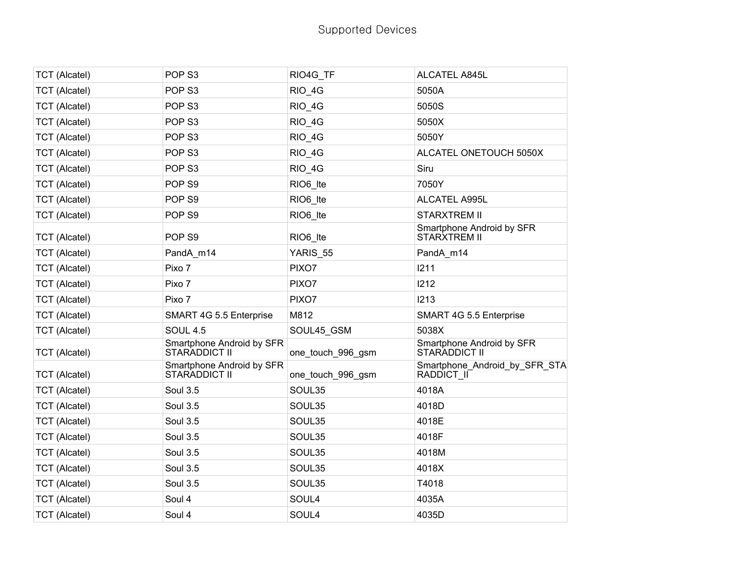# Supported Devices

| | | | |
|---|---|---|---|
| TCT (Alcatel) | POP S3 | RIO4G_TF | ALCATEL A845L |
| TCT (Alcatel) | POP S3 | RIO_4G | 5050A |
| TCT (Alcatel) | POP S3 | RIO_4G | 5050S |
| TCT (Alcatel) | POP S3 | RIO_4G | 5050X |
| TCT (Alcatel) | POP S3 | RIO_4G | 5050Y |
| TCT (Alcatel) | POP S3 | RIO_4G | ALCATEL ONETOUCH 5050X |
| TCT (Alcatel) | POP S3 | RIO_4G | Siru |
| TCT (Alcatel) | POP S9 | RIO6_lte | 7050Y |
| TCT (Alcatel) | POP S9 | RIO6_lte | ALCATEL A995L |
| TCT (Alcatel) | POP S9 | RIO6_lte | STARXTREM II |
| TCT (Alcatel) | POP S9 | RIO6_lte | Smartphone Android by SFR STARXTREM II |
| TCT (Alcatel) | PandA_m14 | YARIS_55 | PandA_m14 |
| TCT (Alcatel) | Pixo 7 | PIXO7 | I211 |
| TCT (Alcatel) | Pixo 7 | PIXO7 | I212 |
| TCT (Alcatel) | Pixo 7 | PIXO7 | I213 |
| TCT (Alcatel) | SMART 4G 5.5 Enterprise | M812 | SMART 4G 5.5 Enterprise |
| TCT (Alcatel) | SOUL 4.5 | SOUL45_GSM | 5038X |
| TCT (Alcatel) | Smartphone Android by SFR STARADDICT II | one_touch_996_gsm | Smartphone Android by SFR STARADDICT II |
| TCT (Alcatel) | Smartphone Android by SFR STARADDICT II | one_touch_996_gsm | Smartphone_Android_by_SFR_STARADDICT_II |
| TCT (Alcatel) | Soul 3.5 | SOUL35 | 4018A |
| TCT (Alcatel) | Soul 3.5 | SOUL35 | 4018D |
| TCT (Alcatel) | Soul 3.5 | SOUL35 | 4018E |
| TCT (Alcatel) | Soul 3.5 | SOUL35 | 4018F |
| TCT (Alcatel) | Soul 3.5 | SOUL35 | 4018M |
| TCT (Alcatel) | Soul 3.5 | SOUL35 | 4018X |
| TCT (Alcatel) | Soul 3.5 | SOUL35 | T4018 |
| TCT (Alcatel) | Soul 4 | SOUL4 | 4035A |
| TCT (Alcatel) | Soul 4 | SOUL4 | 4035D |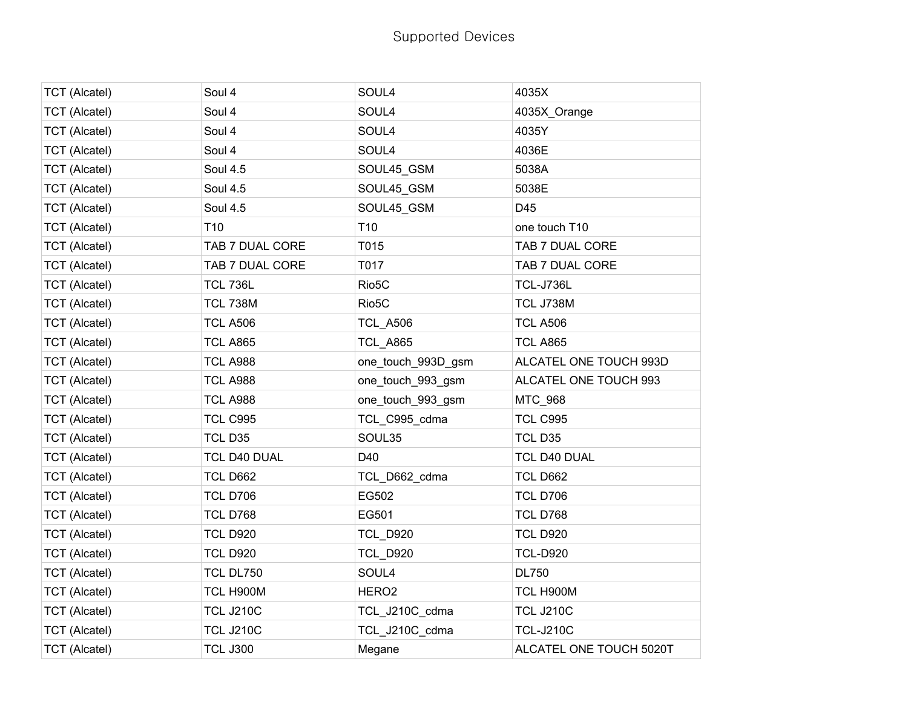Supported Devices

| TCT (Alcatel) | Soul 4 | SOUL4 | 4035X |
|---|---|---|---|
| TCT (Alcatel) | Soul 4 | SOUL4 | 4035X_Orange |
| TCT (Alcatel) | Soul 4 | SOUL4 | 4035Y |
| TCT (Alcatel) | Soul 4 | SOUL4 | 4036E |
| TCT (Alcatel) | Soul 4.5 | SOUL45_GSM | 5038A |
| TCT (Alcatel) | Soul 4.5 | SOUL45_GSM | 5038E |
| TCT (Alcatel) | Soul 4.5 | SOUL45_GSM | D45 |
| TCT (Alcatel) | T10 | T10 | one touch T10 |
| TCT (Alcatel) | TAB 7 DUAL CORE | T015 | TAB 7 DUAL CORE |
| TCT (Alcatel) | TAB 7 DUAL CORE | T017 | TAB 7 DUAL CORE |
| TCT (Alcatel) | TCL 736L | Rio5C | TCL-J736L |
| TCT (Alcatel) | TCL 738M | Rio5C | TCL J738M |
| TCT (Alcatel) | TCL A506 | TCL_A506 | TCL A506 |
| TCT (Alcatel) | TCL A865 | TCL_A865 | TCL A865 |
| TCT (Alcatel) | TCL A988 | one_touch_993D_gsm | ALCATEL ONE TOUCH 993D |
| TCT (Alcatel) | TCL A988 | one_touch_993_gsm | ALCATEL ONE TOUCH 993 |
| TCT (Alcatel) | TCL A988 | one_touch_993_gsm | MTC_968 |
| TCT (Alcatel) | TCL C995 | TCL_C995_cdma | TCL C995 |
| TCT (Alcatel) | TCL D35 | SOUL35 | TCL D35 |
| TCT (Alcatel) | TCL D40 DUAL | D40 | TCL D40 DUAL |
| TCT (Alcatel) | TCL D662 | TCL_D662_cdma | TCL D662 |
| TCT (Alcatel) | TCL D706 | EG502 | TCL D706 |
| TCT (Alcatel) | TCL D768 | EG501 | TCL D768 |
| TCT (Alcatel) | TCL D920 | TCL_D920 | TCL D920 |
| TCT (Alcatel) | TCL D920 | TCL_D920 | TCL-D920 |
| TCT (Alcatel) | TCL DL750 | SOUL4 | DL750 |
| TCT (Alcatel) | TCL H900M | HERO2 | TCL H900M |
| TCT (Alcatel) | TCL J210C | TCL_J210C_cdma | TCL J210C |
| TCT (Alcatel) | TCL J210C | TCL_J210C_cdma | TCL-J210C |
| TCT (Alcatel) | TCL J300 | Megane | ALCATEL ONE TOUCH 5020T |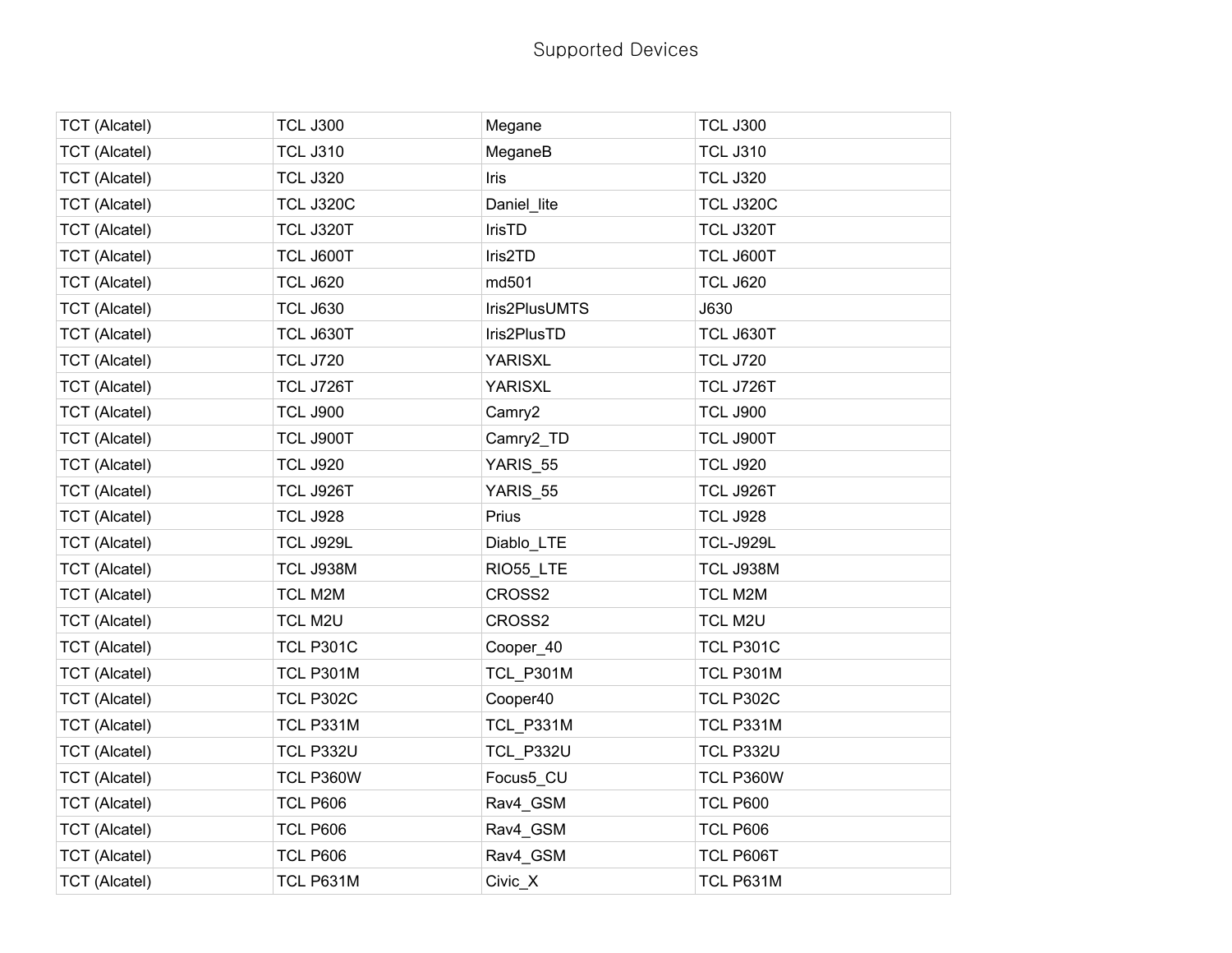Supported Devices

| TCT (Alcatel) | TCL J300 | Megane | TCL J300 |
|---|---|---|---|
| TCT (Alcatel) | TCL J310 | MeganeB | TCL J310 |
| TCT (Alcatel) | TCL J320 | Iris | TCL J320 |
| TCT (Alcatel) | TCL J320C | Daniel_lite | TCL J320C |
| TCT (Alcatel) | TCL J320T | IrisTD | TCL J320T |
| TCT (Alcatel) | TCL J600T | Iris2TD | TCL J600T |
| TCT (Alcatel) | TCL J620 | md501 | TCL J620 |
| TCT (Alcatel) | TCL J630 | Iris2PlusUMTS | J630 |
| TCT (Alcatel) | TCL J630T | Iris2PlusTD | TCL J630T |
| TCT (Alcatel) | TCL J720 | YARISXL | TCL J720 |
| TCT (Alcatel) | TCL J726T | YARISXL | TCL J726T |
| TCT (Alcatel) | TCL J900 | Camry2 | TCL J900 |
| TCT (Alcatel) | TCL J900T | Camry2_TD | TCL J900T |
| TCT (Alcatel) | TCL J920 | YARIS_55 | TCL J920 |
| TCT (Alcatel) | TCL J926T | YARIS_55 | TCL J926T |
| TCT (Alcatel) | TCL J928 | Prius | TCL J928 |
| TCT (Alcatel) | TCL J929L | Diablo_LTE | TCL-J929L |
| TCT (Alcatel) | TCL J938M | RIO55_LTE | TCL J938M |
| TCT (Alcatel) | TCL M2M | CROSS2 | TCL M2M |
| TCT (Alcatel) | TCL M2U | CROSS2 | TCL M2U |
| TCT (Alcatel) | TCL P301C | Cooper_40 | TCL P301C |
| TCT (Alcatel) | TCL P301M | TCL_P301M | TCL P301M |
| TCT (Alcatel) | TCL P302C | Cooper40 | TCL P302C |
| TCT (Alcatel) | TCL P331M | TCL_P331M | TCL P331M |
| TCT (Alcatel) | TCL P332U | TCL_P332U | TCL P332U |
| TCT (Alcatel) | TCL P360W | Focus5_CU | TCL P360W |
| TCT (Alcatel) | TCL P606 | Rav4_GSM | TCL P600 |
| TCT (Alcatel) | TCL P606 | Rav4_GSM | TCL P606 |
| TCT (Alcatel) | TCL P606 | Rav4_GSM | TCL P606T |
| TCT (Alcatel) | TCL P631M | Civic_X | TCL P631M |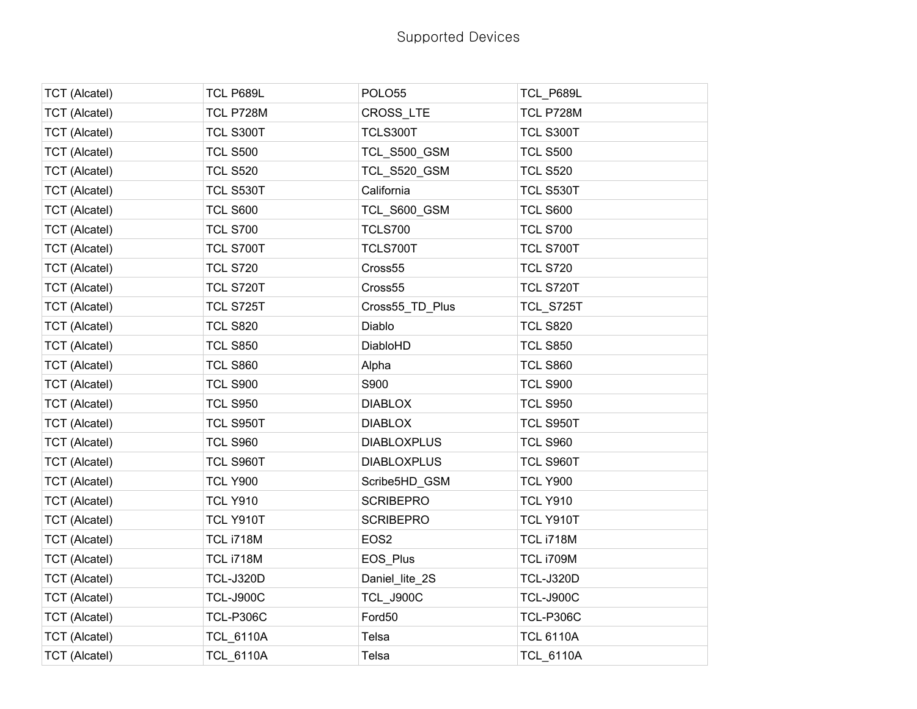Supported Devices

| TCT (Alcatel) | TCL P689L | POLO55 | TCL_P689L |
|---|---|---|---|
| TCT (Alcatel) | TCL P728M | CROSS_LTE | TCL P728M |
| TCT (Alcatel) | TCL S300T | TCLS300T | TCL S300T |
| TCT (Alcatel) | TCL S500 | TCL_S500_GSM | TCL S500 |
| TCT (Alcatel) | TCL S520 | TCL_S520_GSM | TCL S520 |
| TCT (Alcatel) | TCL S530T | California | TCL S530T |
| TCT (Alcatel) | TCL S600 | TCL_S600_GSM | TCL S600 |
| TCT (Alcatel) | TCL S700 | TCLS700 | TCL S700 |
| TCT (Alcatel) | TCL S700T | TCLS700T | TCL S700T |
| TCT (Alcatel) | TCL S720 | Cross55 | TCL S720 |
| TCT (Alcatel) | TCL S720T | Cross55 | TCL S720T |
| TCT (Alcatel) | TCL S725T | Cross55_TD_Plus | TCL_S725T |
| TCT (Alcatel) | TCL S820 | Diablo | TCL S820 |
| TCT (Alcatel) | TCL S850 | DiabloHD | TCL S850 |
| TCT (Alcatel) | TCL S860 | Alpha | TCL S860 |
| TCT (Alcatel) | TCL S900 | S900 | TCL S900 |
| TCT (Alcatel) | TCL S950 | DIABLOX | TCL S950 |
| TCT (Alcatel) | TCL S950T | DIABLOX | TCL S950T |
| TCT (Alcatel) | TCL S960 | DIABLOXPLUS | TCL S960 |
| TCT (Alcatel) | TCL S960T | DIABLOXPLUS | TCL S960T |
| TCT (Alcatel) | TCL Y900 | Scribe5HD_GSM | TCL Y900 |
| TCT (Alcatel) | TCL Y910 | SCRIBEPRO | TCL Y910 |
| TCT (Alcatel) | TCL Y910T | SCRIBEPRO | TCL Y910T |
| TCT (Alcatel) | TCL i718M | EOS2 | TCL i718M |
| TCT (Alcatel) | TCL i718M | EOS_Plus | TCL i709M |
| TCT (Alcatel) | TCL-J320D | Daniel_lite_2S | TCL-J320D |
| TCT (Alcatel) | TCL-J900C | TCL_J900C | TCL-J900C |
| TCT (Alcatel) | TCL-P306C | Ford50 | TCL-P306C |
| TCT (Alcatel) | TCL_6110A | Telsa | TCL 6110A |
| TCT (Alcatel) | TCL_6110A | Telsa | TCL_6110A |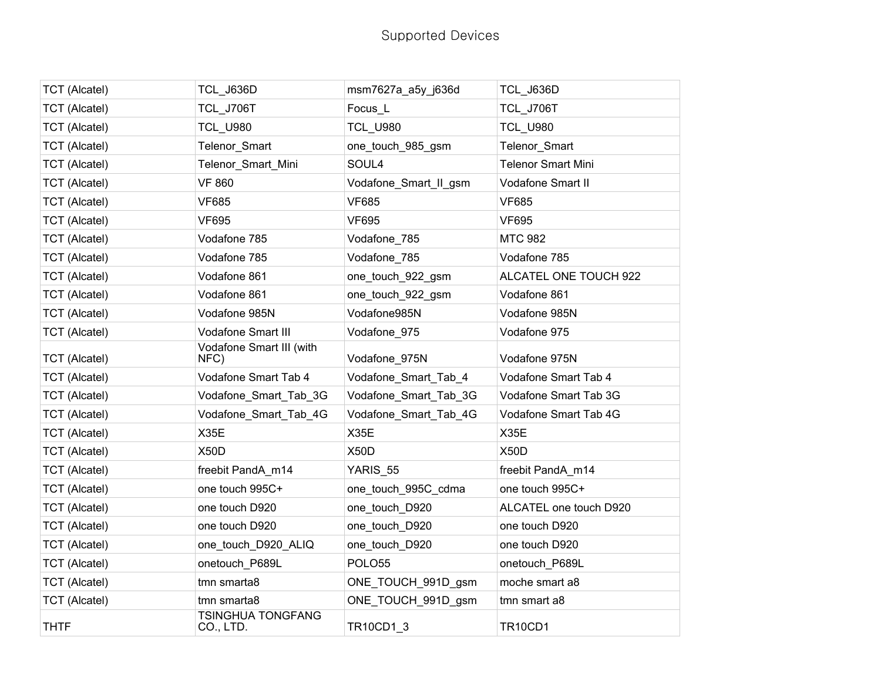Supported Devices

| | | | |
|---|---|---|---|
| TCT (Alcatel) | TCL_J636D | msm7627a_a5y_j636d | TCL_J636D |
| TCT (Alcatel) | TCL_J706T | Focus_L | TCL_J706T |
| TCT (Alcatel) | TCL_U980 | TCL_U980 | TCL_U980 |
| TCT (Alcatel) | Telenor_Smart | one_touch_985_gsm | Telenor_Smart |
| TCT (Alcatel) | Telenor_Smart_Mini | SOUL4 | Telenor Smart Mini |
| TCT (Alcatel) | VF 860 | Vodafone_Smart_II_gsm | Vodafone Smart II |
| TCT (Alcatel) | VF685 | VF685 | VF685 |
| TCT (Alcatel) | VF695 | VF695 | VF695 |
| TCT (Alcatel) | Vodafone 785 | Vodafone_785 | MTC 982 |
| TCT (Alcatel) | Vodafone 785 | Vodafone_785 | Vodafone 785 |
| TCT (Alcatel) | Vodafone 861 | one_touch_922_gsm | ALCATEL ONE TOUCH 922 |
| TCT (Alcatel) | Vodafone 861 | one_touch_922_gsm | Vodafone 861 |
| TCT (Alcatel) | Vodafone 985N | Vodafone985N | Vodafone 985N |
| TCT (Alcatel) | Vodafone Smart III | Vodafone_975 | Vodafone 975 |
| TCT (Alcatel) | Vodafone Smart III (with NFC) | Vodafone_975N | Vodafone 975N |
| TCT (Alcatel) | Vodafone Smart Tab 4 | Vodafone_Smart_Tab_4 | Vodafone Smart Tab 4 |
| TCT (Alcatel) | Vodafone_Smart_Tab_3G | Vodafone_Smart_Tab_3G | Vodafone Smart Tab 3G |
| TCT (Alcatel) | Vodafone_Smart_Tab_4G | Vodafone_Smart_Tab_4G | Vodafone Smart Tab 4G |
| TCT (Alcatel) | X35E | X35E | X35E |
| TCT (Alcatel) | X50D | X50D | X50D |
| TCT (Alcatel) | freebit PandA_m14 | YARIS_55 | freebit PandA_m14 |
| TCT (Alcatel) | one touch 995C+ | one_touch_995C_cdma | one touch 995C+ |
| TCT (Alcatel) | one touch D920 | one_touch_D920 | ALCATEL one touch D920 |
| TCT (Alcatel) | one touch D920 | one_touch_D920 | one touch D920 |
| TCT (Alcatel) | one_touch_D920_ALIQ | one_touch_D920 | one touch D920 |
| TCT (Alcatel) | onetouch_P689L | POLO55 | onetouch_P689L |
| TCT (Alcatel) | tmn smarta8 | ONE_TOUCH_991D_gsm | moche smart a8 |
| TCT (Alcatel) | tmn smarta8 | ONE_TOUCH_991D_gsm | tmn smart a8 |
| THTF | TSINGHUA TONGFANG CO., LTD. | TR10CD1_3 | TR10CD1 |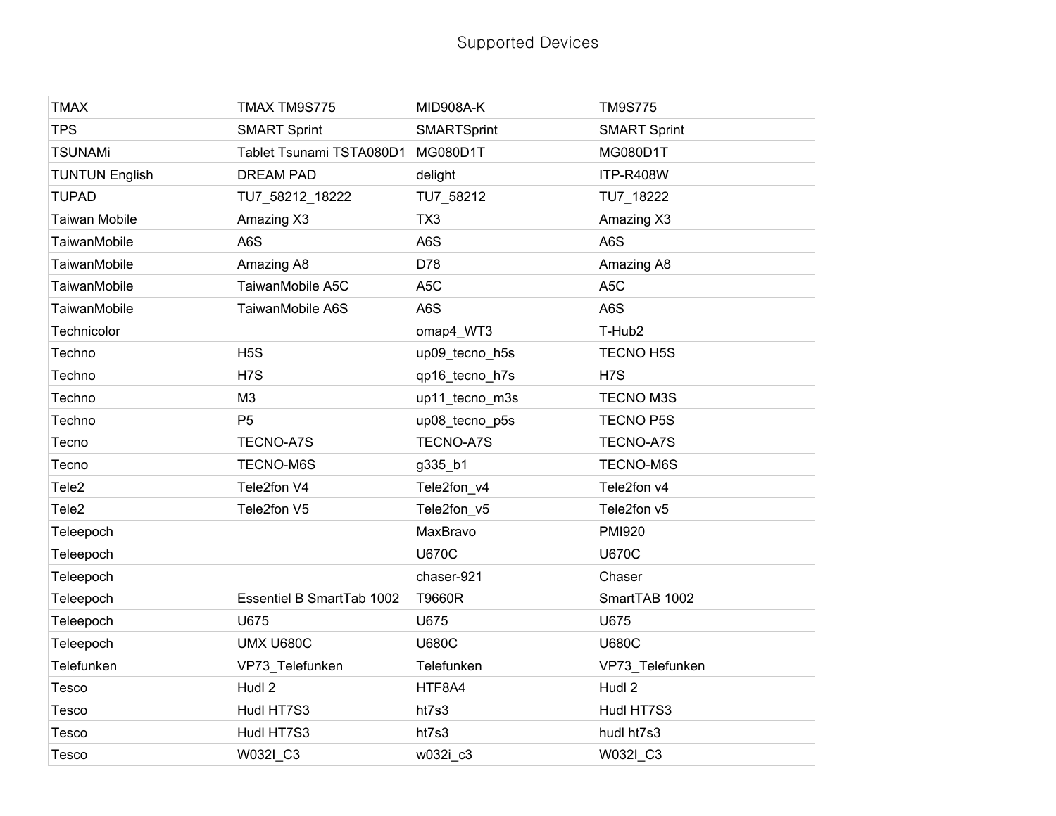# Supported Devices

| | | | |
|---|---|---|---|
| TMAX | TMAX TM9S775 | MID908A-K | TM9S775 |
| TPS | SMART Sprint | SMARTSprint | SMART Sprint |
| TSUNAMi | Tablet Tsunami TSTA080D1 | MG080D1T | MG080D1T |
| TUNTUN English | DREAM PAD | delight | ITP-R408W |
| TUPAD | TU7_58212_18222 | TU7_58212 | TU7_18222 |
| Taiwan Mobile | Amazing X3 | TX3 | Amazing X3 |
| TaiwanMobile | A6S | A6S | A6S |
| TaiwanMobile | Amazing A8 | D78 | Amazing A8 |
| TaiwanMobile | TaiwanMobile A5C | A5C | A5C |
| TaiwanMobile | TaiwanMobile A6S | A6S | A6S |
| Technicolor | | omap4_WT3 | T-Hub2 |
| Techno | H5S | up09_tecno_h5s | TECNO H5S |
| Techno | H7S | qp16_tecno_h7s | H7S |
| Techno | M3 | up11_tecno_m3s | TECNO M3S |
| Techno | P5 | up08_tecno_p5s | TECNO P5S |
| Tecno | TECNO-A7S | TECNO-A7S | TECNO-A7S |
| Tecno | TECNO-M6S | g335_b1 | TECNO-M6S |
| Tele2 | Tele2fon V4 | Tele2fon_v4 | Tele2fon v4 |
| Tele2 | Tele2fon V5 | Tele2fon_v5 | Tele2fon v5 |
| Teleepoch | | MaxBravo | PMI920 |
| Teleepoch | | U670C | U670C |
| Teleepoch | | chaser-921 | Chaser |
| Teleepoch | Essentiel B SmartTab 1002 | T9660R | SmartTAB 1002 |
| Teleepoch | U675 | U675 | U675 |
| Teleepoch | UMX U680C | U680C | U680C |
| Telefunken | VP73_Telefunken | Telefunken | VP73_Telefunken |
| Tesco | Hudl 2 | HTF8A4 | Hudl 2 |
| Tesco | Hudl HT7S3 | ht7s3 | Hudl HT7S3 |
| Tesco | Hudl HT7S3 | ht7s3 | hudl ht7s3 |
| Tesco | W032I_C3 | w032i_c3 | W032I_C3 |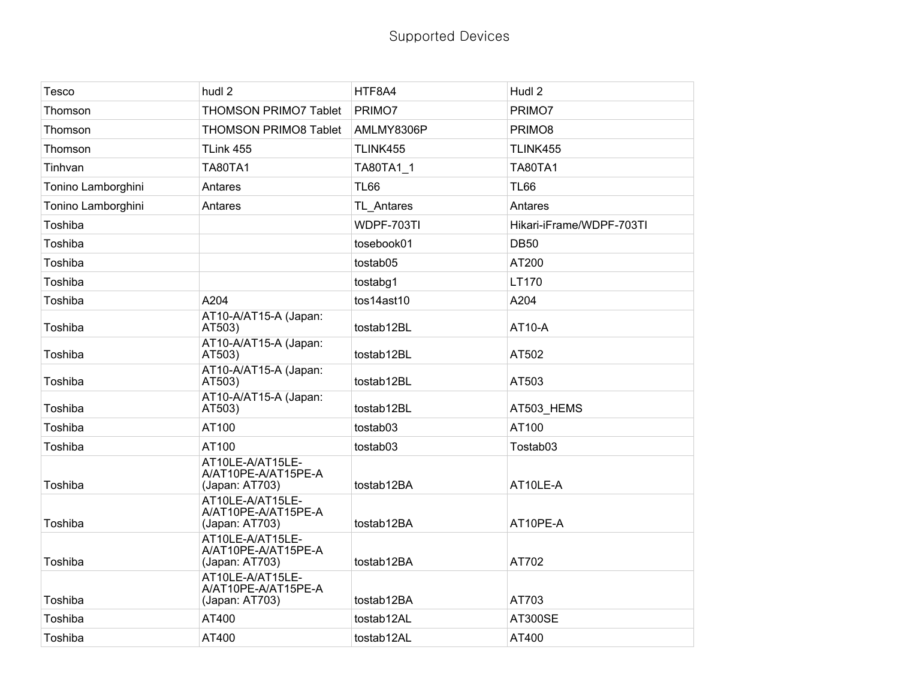Supported Devices

| Tesco | hudl 2 | HTF8A4 | Hudl 2 |
|---|---|---|---|
| Thomson | THOMSON PRIMO7 Tablet | PRIMO7 | PRIMO7 |
| Thomson | THOMSON PRIMO8 Tablet | AMLMY8306P | PRIMO8 |
| Thomson | TLink 455 | TLINK455 | TLINK455 |
| Tinhvan | TA80TA1 | TA80TA1_1 | TA80TA1 |
| Tonino Lamborghini | Antares | TL66 | TL66 |
| Tonino Lamborghini | Antares | TL_Antares | Antares |
| Toshiba | | WDPF-703TI | Hikari-iFrame/WDPF-703TI |
| Toshiba | | tosebook01 | DB50 |
| Toshiba | | tostab05 | AT200 |
| Toshiba | | tostabg1 | LT170 |
| Toshiba | A204 | tos14ast10 | A204 |
| Toshiba | AT10-A/AT15-A (Japan: AT503) | tostab12BL | AT10-A |
| Toshiba | AT10-A/AT15-A (Japan: AT503) | tostab12BL | AT502 |
| Toshiba | AT10-A/AT15-A (Japan: AT503) | tostab12BL | AT503 |
| Toshiba | AT10-A/AT15-A (Japan: AT503) | tostab12BL | AT503_HEMS |
| Toshiba | AT100 | tostab03 | AT100 |
| Toshiba | AT100 | tostab03 | Tostab03 |
| Toshiba | AT10LE-A/AT15LE-A/AT10PE-A/AT15PE-A (Japan: AT703) | tostab12BA | AT10LE-A |
| Toshiba | AT10LE-A/AT15LE-A/AT10PE-A/AT15PE-A (Japan: AT703) | tostab12BA | AT10PE-A |
| Toshiba | AT10LE-A/AT15LE-A/AT10PE-A/AT15PE-A (Japan: AT703) | tostab12BA | AT702 |
| Toshiba | AT10LE-A/AT15LE-A/AT10PE-A/AT15PE-A (Japan: AT703) | tostab12BA | AT703 |
| Toshiba | AT400 | tostab12AL | AT300SE |
| Toshiba | AT400 | tostab12AL | AT400 |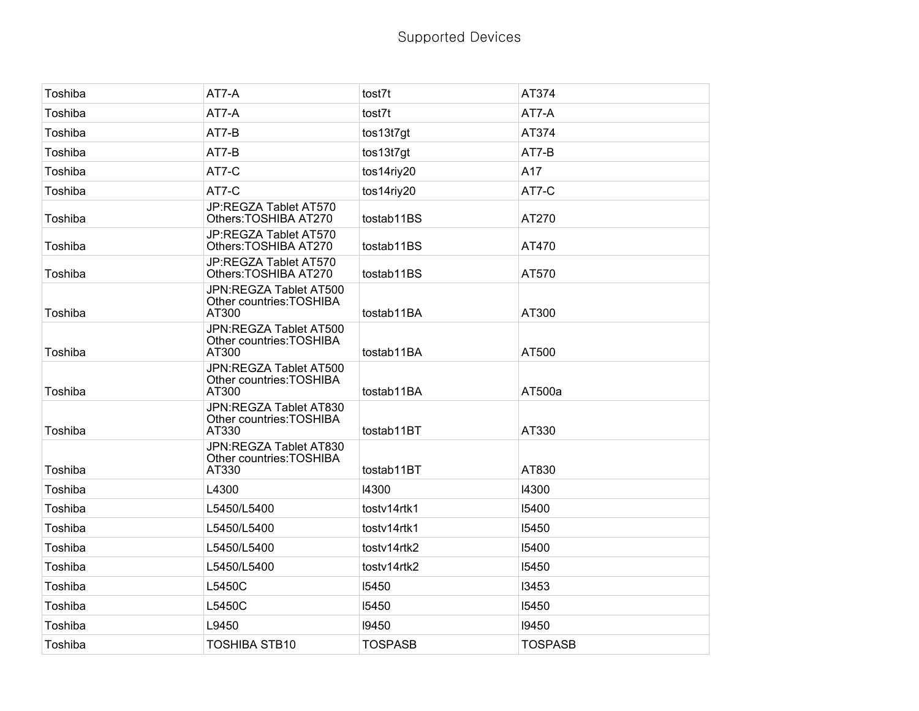Supported Devices

| | | | |
|---|---|---|---|
| Toshiba | AT7-A | tost7t | AT374 |
| Toshiba | AT7-A | tost7t | AT7-A |
| Toshiba | AT7-B | tos13t7gt | AT374 |
| Toshiba | AT7-B | tos13t7gt | AT7-B |
| Toshiba | AT7-C | tos14riy20 | A17 |
| Toshiba | AT7-C | tos14riy20 | AT7-C |
| Toshiba | JP:REGZA Tablet AT570 Others:TOSHIBA AT270 | tostab11BS | AT270 |
| Toshiba | JP:REGZA Tablet AT570 Others:TOSHIBA AT270 | tostab11BS | AT470 |
| Toshiba | JP:REGZA Tablet AT570 Others:TOSHIBA AT270 | tostab11BS | AT570 |
| Toshiba | JPN:REGZA Tablet AT500 Other countries:TOSHIBA AT300 | tostab11BA | AT300 |
| Toshiba | JPN:REGZA Tablet AT500 Other countries:TOSHIBA AT300 | tostab11BA | AT500 |
| Toshiba | JPN:REGZA Tablet AT500 Other countries:TOSHIBA AT300 | tostab11BA | AT500a |
| Toshiba | JPN:REGZA Tablet AT830 Other countries:TOSHIBA AT330 | tostab11BT | AT330 |
| Toshiba | JPN:REGZA Tablet AT830 Other countries:TOSHIBA AT330 | tostab11BT | AT830 |
| Toshiba | L4300 | l4300 | l4300 |
| Toshiba | L5450/L5400 | tostv14rtk1 | l5400 |
| Toshiba | L5450/L5400 | tostv14rtk1 | l5450 |
| Toshiba | L5450/L5400 | tostv14rtk2 | l5400 |
| Toshiba | L5450/L5400 | tostv14rtk2 | l5450 |
| Toshiba | L5450C | l5450 | l3453 |
| Toshiba | L5450C | l5450 | l5450 |
| Toshiba | L9450 | l9450 | l9450 |
| Toshiba | TOSHIBA STB10 | TOSPASB | TOSPASB |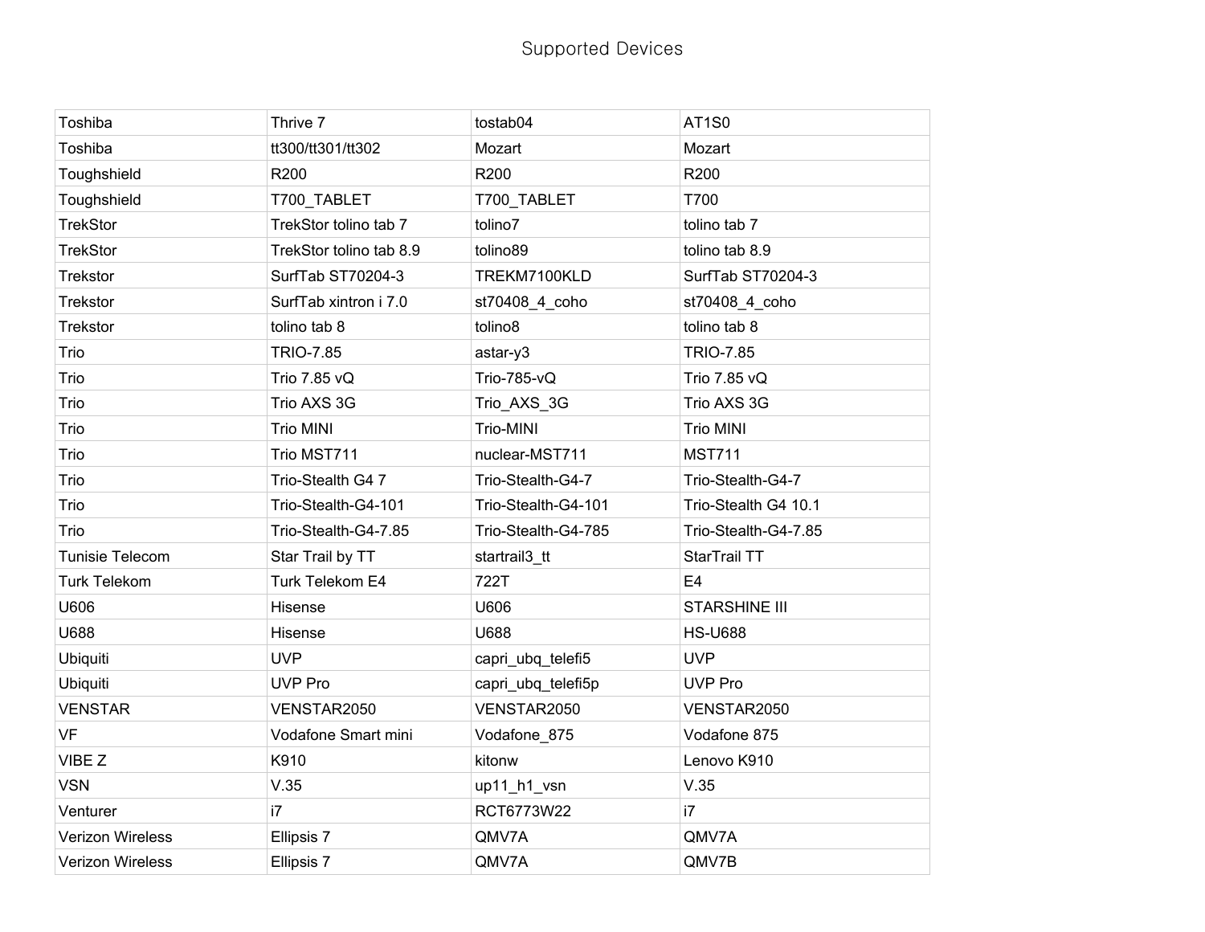Supported Devices

| Toshiba | Thrive 7 | tostab04 | AT1S0 |
|---|---|---|---|
| Toshiba | tt300/tt301/tt302 | Mozart | Mozart |
| Toughshield | R200 | R200 | R200 |
| Toughshield | T700_TABLET | T700_TABLET | T700 |
| TrekStor | TrekStor tolino tab 7 | tolino7 | tolino tab 7 |
| TrekStor | TrekStor tolino tab 8.9 | tolino89 | tolino tab 8.9 |
| Trekstor | SurfTab ST70204-3 | TREKM7100KLD | SurfTab ST70204-3 |
| Trekstor | SurfTab xintron i 7.0 | st70408_4_coho | st70408_4_coho |
| Trekstor | tolino tab 8 | tolino8 | tolino tab 8 |
| Trio | TRIO-7.85 | astar-y3 | TRIO-7.85 |
| Trio | Trio 7.85 vQ | Trio-785-vQ | Trio 7.85 vQ |
| Trio | Trio AXS 3G | Trio_AXS_3G | Trio AXS 3G |
| Trio | Trio MINI | Trio-MINI | Trio MINI |
| Trio | Trio MST711 | nuclear-MST711 | MST711 |
| Trio | Trio-Stealth G4 7 | Trio-Stealth-G4-7 | Trio-Stealth-G4-7 |
| Trio | Trio-Stealth-G4-101 | Trio-Stealth-G4-101 | Trio-Stealth G4 10.1 |
| Trio | Trio-Stealth-G4-7.85 | Trio-Stealth-G4-785 | Trio-Stealth-G4-7.85 |
| Tunisie Telecom | Star Trail by TT | startrail3_tt | StarTrail TT |
| Turk Telekom | Turk Telekom E4 | 722T | E4 |
| U606 | Hisense | U606 | STARSHINE III |
| U688 | Hisense | U688 | HS-U688 |
| Ubiquiti | UVP | capri_ubq_telefi5 | UVP |
| Ubiquiti | UVP Pro | capri_ubq_telefi5p | UVP Pro |
| VENSTAR | VENSTAR2050 | VENSTAR2050 | VENSTAR2050 |
| VF | Vodafone Smart mini | Vodafone_875 | Vodafone 875 |
| VIBE Z | K910 | kitonw | Lenovo K910 |
| VSN | V.35 | up11_h1_vsn | V.35 |
| Venturer | i7 | RCT6773W22 | i7 |
| Verizon Wireless | Ellipsis 7 | QMV7A | QMV7A |
| Verizon Wireless | Ellipsis 7 | QMV7A | QMV7B |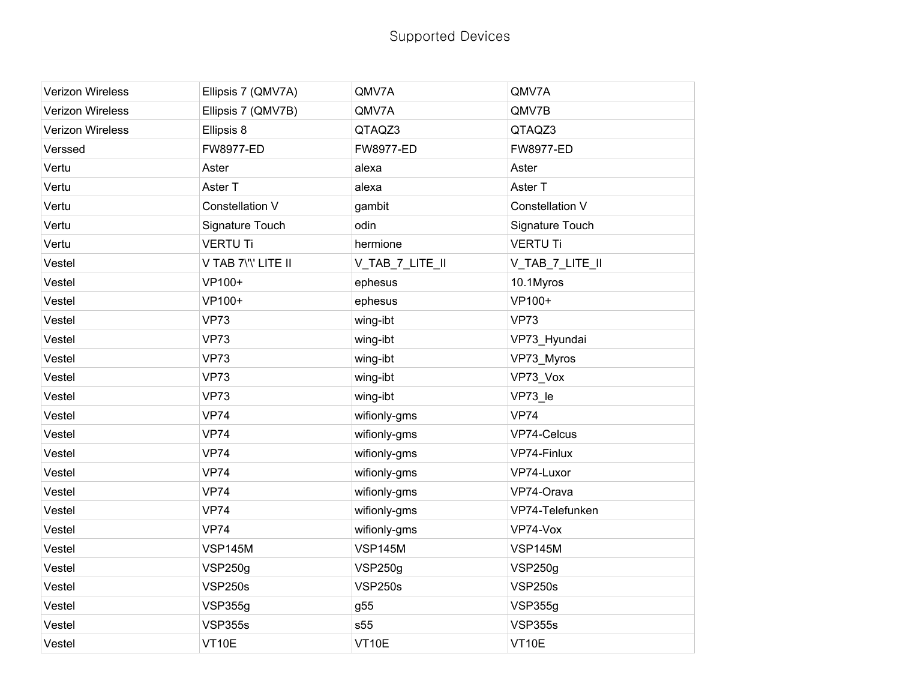| Verizon Wireless | Ellipsis 7 (QMV7A) | QMV7A | QMV7A |
|---|---|---|---|
| Verizon Wireless | Ellipsis 7 (QMV7B) | QMV7A | QMV7B |
| Verizon Wireless | Ellipsis 8 | QTAQZ3 | QTAQZ3 |
| Verssed | FW8977-ED | FW8977-ED | FW8977-ED |
| Vertu | Aster | alexa | Aster |
| Vertu | Aster T | alexa | Aster T |
| Vertu | Constellation V | gambit | Constellation V |
| Vertu | Signature Touch | odin | Signature Touch |
| Vertu | VERTU Ti | hermione | VERTU Ti |
| Vestel | V TAB 7\'\' LITE II | V_TAB_7_LITE_II | V_TAB_7_LITE_II |
| Vestel | VP100+ | ephesus | 10.1Myros |
| Vestel | VP100+ | ephesus | VP100+ |
| Vestel | VP73 | wing-ibt | VP73 |
| Vestel | VP73 | wing-ibt | VP73_Hyundai |
| Vestel | VP73 | wing-ibt | VP73_Myros |
| Vestel | VP73 | wing-ibt | VP73_Vox |
| Vestel | VP73 | wing-ibt | VP73_le |
| Vestel | VP74 | wifionly-gms | VP74 |
| Vestel | VP74 | wifionly-gms | VP74-Celcus |
| Vestel | VP74 | wifionly-gms | VP74-Finlux |
| Vestel | VP74 | wifionly-gms | VP74-Luxor |
| Vestel | VP74 | wifionly-gms | VP74-Orava |
| Vestel | VP74 | wifionly-gms | VP74-Telefunken |
| Vestel | VP74 | wifionly-gms | VP74-Vox |
| Vestel | VSP145M | VSP145M | VSP145M |
| Vestel | VSP250g | VSP250g | VSP250g |
| Vestel | VSP250s | VSP250s | VSP250s |
| Vestel | VSP355g | g55 | VSP355g |
| Vestel | VSP355s | s55 | VSP355s |
| Vestel | VT10E | VT10E | VT10E |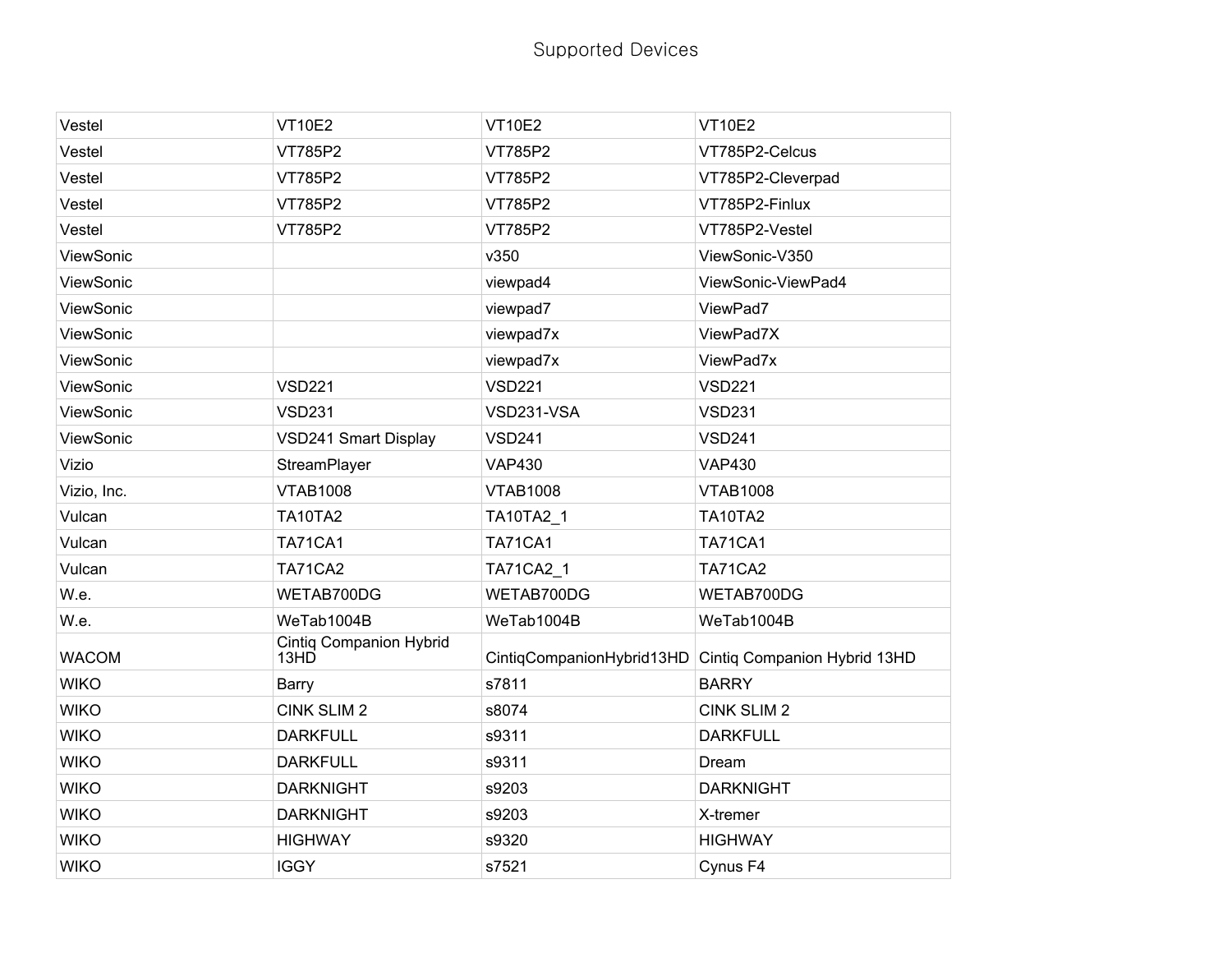# Supported Devices

| | | | |
|---|---|---|---|
| Vestel | VT10E2 | VT10E2 | VT10E2 |
| Vestel | VT785P2 | VT785P2 | VT785P2-Celcus |
| Vestel | VT785P2 | VT785P2 | VT785P2-Cleverpad |
| Vestel | VT785P2 | VT785P2 | VT785P2-Finlux |
| Vestel | VT785P2 | VT785P2 | VT785P2-Vestel |
| ViewSonic | | v350 | ViewSonic-V350 |
| ViewSonic | | viewpad4 | ViewSonic-ViewPad4 |
| ViewSonic | | viewpad7 | ViewPad7 |
| ViewSonic | | viewpad7x | ViewPad7X |
| ViewSonic | | viewpad7x | ViewPad7x |
| ViewSonic | VSD221 | VSD221 | VSD221 |
| ViewSonic | VSD231 | VSD231-VSA | VSD231 |
| ViewSonic | VSD241 Smart Display | VSD241 | VSD241 |
| Vizio | StreamPlayer | VAP430 | VAP430 |
| Vizio, Inc. | VTAB1008 | VTAB1008 | VTAB1008 |
| Vulcan | TA10TA2 | TA10TA2_1 | TA10TA2 |
| Vulcan | TA71CA1 | TA71CA1 | TA71CA1 |
| Vulcan | TA71CA2 | TA71CA2_1 | TA71CA2 |
| W.e. | WETAB700DG | WETAB700DG | WETAB700DG |
| W.e. | WeTab1004B | WeTab1004B | WeTab1004B |
| WACOM | Cintiq Companion Hybrid 13HD | CintiqCompanionHybrid13HD | Cintiq Companion Hybrid 13HD |
| WIKO | Barry | s7811 | BARRY |
| WIKO | CINK SLIM 2 | s8074 | CINK SLIM 2 |
| WIKO | DARKFULL | s9311 | DARKFULL |
| WIKO | DARKFULL | s9311 | Dream |
| WIKO | DARKNIGHT | s9203 | DARKNIGHT |
| WIKO | DARKNIGHT | s9203 | X-tremer |
| WIKO | HIGHWAY | s9320 | HIGHWAY |
| WIKO | IGGY | s7521 | Cynus F4 |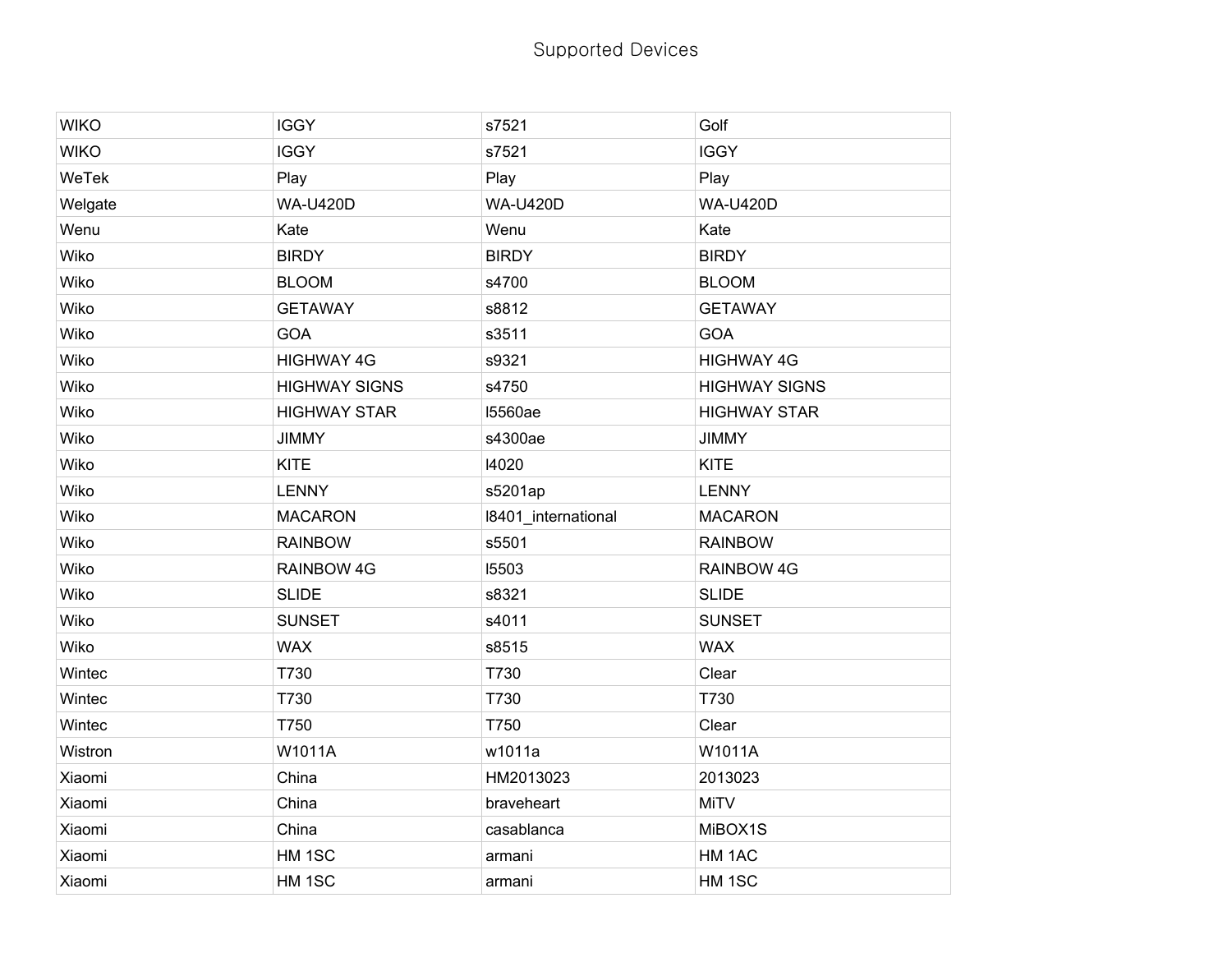# Supported Devices

| | | | |
|---|---|---|---|
| WIKO | IGGY | s7521 | Golf |
| WIKO | IGGY | s7521 | IGGY |
| WeTek | Play | Play | Play |
| Welgate | WA-U420D | WA-U420D | WA-U420D |
| Wenu | Kate | Wenu | Kate |
| Wiko | BIRDY | BIRDY | BIRDY |
| Wiko | BLOOM | s4700 | BLOOM |
| Wiko | GETAWAY | s8812 | GETAWAY |
| Wiko | GOA | s3511 | GOA |
| Wiko | HIGHWAY 4G | s9321 | HIGHWAY 4G |
| Wiko | HIGHWAY SIGNS | s4750 | HIGHWAY SIGNS |
| Wiko | HIGHWAY STAR | l5560ae | HIGHWAY STAR |
| Wiko | JIMMY | s4300ae | JIMMY |
| Wiko | KITE | l4020 | KITE |
| Wiko | LENNY | s5201ap | LENNY |
| Wiko | MACARON | l8401_international | MACARON |
| Wiko | RAINBOW | s5501 | RAINBOW |
| Wiko | RAINBOW 4G | l5503 | RAINBOW 4G |
| Wiko | SLIDE | s8321 | SLIDE |
| Wiko | SUNSET | s4011 | SUNSET |
| Wiko | WAX | s8515 | WAX |
| Wintec | T730 | T730 | Clear |
| Wintec | T730 | T730 | T730 |
| Wintec | T750 | T750 | Clear |
| Wistron | W1011A | w1011a | W1011A |
| Xiaomi | China | HM2013023 | 2013023 |
| Xiaomi | China | braveheart | MiTV |
| Xiaomi | China | casablanca | MiBOX1S |
| Xiaomi | HM 1SC | armani | HM 1AC |
| Xiaomi | HM 1SC | armani | HM 1SC |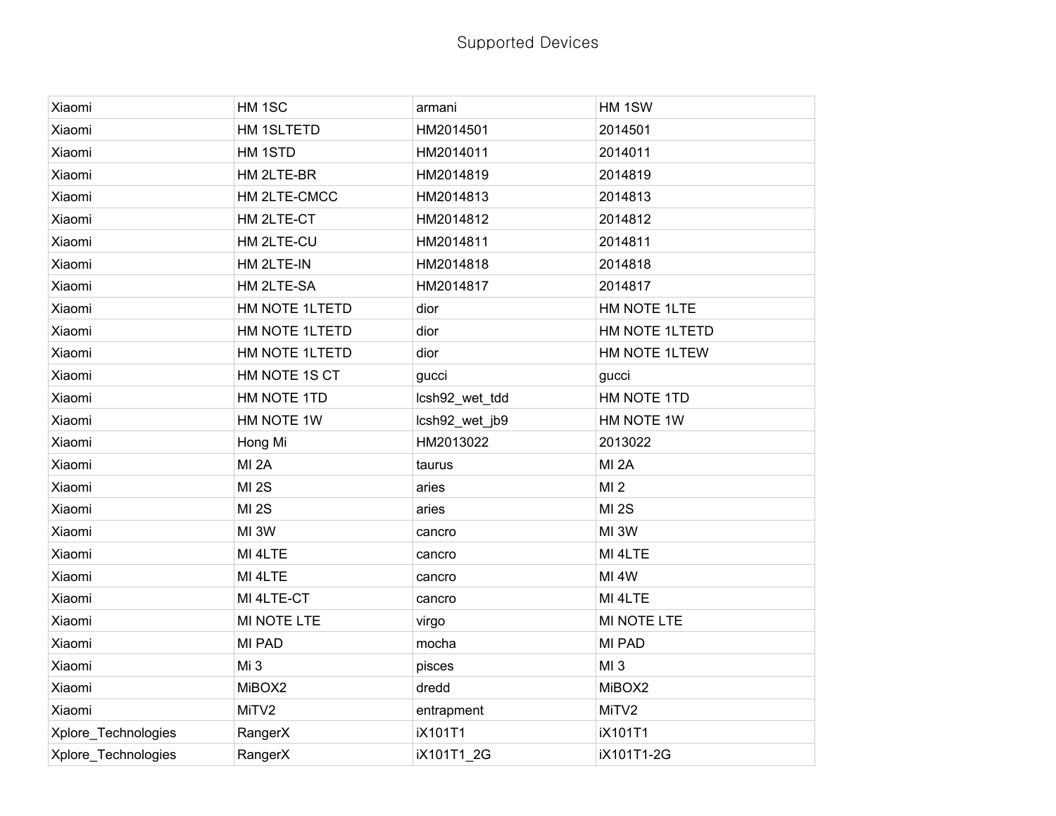# Supported Devices

| | | | |
|---|---|---|---|
| Xiaomi | HM 1SC | armani | HM 1SW |
| Xiaomi | HM 1SLTETD | HM2014501 | 2014501 |
| Xiaomi | HM 1STD | HM2014011 | 2014011 |
| Xiaomi | HM 2LTE-BR | HM2014819 | 2014819 |
| Xiaomi | HM 2LTE-CMCC | HM2014813 | 2014813 |
| Xiaomi | HM 2LTE-CT | HM2014812 | 2014812 |
| Xiaomi | HM 2LTE-CU | HM2014811 | 2014811 |
| Xiaomi | HM 2LTE-IN | HM2014818 | 2014818 |
| Xiaomi | HM 2LTE-SA | HM2014817 | 2014817 |
| Xiaomi | HM NOTE 1LTETD | dior | HM NOTE 1LTE |
| Xiaomi | HM NOTE 1LTETD | dior | HM NOTE 1LTETD |
| Xiaomi | HM NOTE 1LTETD | dior | HM NOTE 1LTEW |
| Xiaomi | HM NOTE 1S CT | gucci | gucci |
| Xiaomi | HM NOTE 1TD | lcsh92_wet_tdd | HM NOTE 1TD |
| Xiaomi | HM NOTE 1W | lcsh92_wet_jb9 | HM NOTE 1W |
| Xiaomi | Hong Mi | HM2013022 | 2013022 |
| Xiaomi | MI 2A | taurus | MI 2A |
| Xiaomi | MI 2S | aries | MI 2 |
| Xiaomi | MI 2S | aries | MI 2S |
| Xiaomi | MI 3W | cancro | MI 3W |
| Xiaomi | MI 4LTE | cancro | MI 4LTE |
| Xiaomi | MI 4LTE | cancro | MI 4W |
| Xiaomi | MI 4LTE-CT | cancro | MI 4LTE |
| Xiaomi | MI NOTE LTE | virgo | MI NOTE LTE |
| Xiaomi | MI PAD | mocha | MI PAD |
| Xiaomi | Mi 3 | pisces | MI 3 |
| Xiaomi | MiBOX2 | dredd | MiBOX2 |
| Xiaomi | MiTV2 | entrapment | MiTV2 |
| Xplore_Technologies | RangerX | iX101T1 | iX101T1 |
| Xplore_Technologies | RangerX | iX101T1_2G | iX101T1-2G |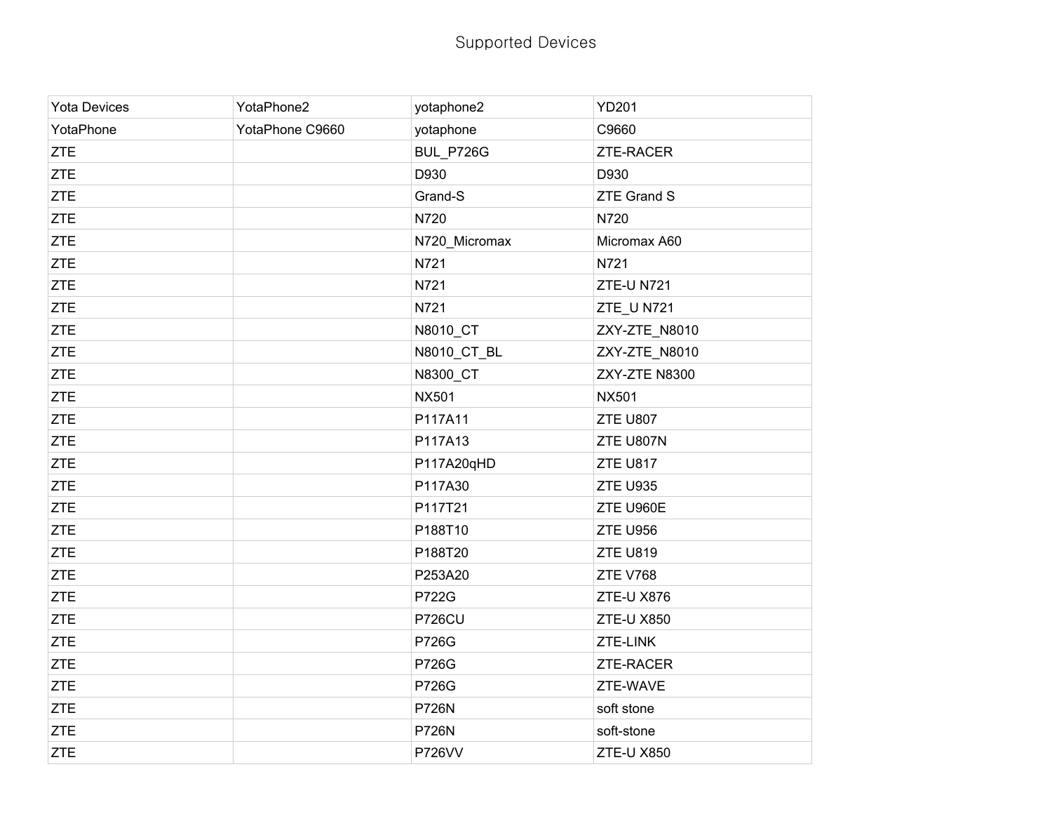Supported Devices

| Yota Devices | YotaPhone2 | yotaphone2 | YD201 |
|---|---|---|---|
| YotaPhone | YotaPhone C9660 | yotaphone | C9660 |
| ZTE | | BUL_P726G | ZTE-RACER |
| ZTE | | D930 | D930 |
| ZTE | | Grand-S | ZTE Grand S |
| ZTE | | N720 | N720 |
| ZTE | | N720_Micromax | Micromax A60 |
| ZTE | | N721 | N721 |
| ZTE | | N721 | ZTE-U N721 |
| ZTE | | N721 | ZTE_U N721 |
| ZTE | | N8010_CT | ZXY-ZTE_N8010 |
| ZTE | | N8010_CT_BL | ZXY-ZTE_N8010 |
| ZTE | | N8300_CT | ZXY-ZTE N8300 |
| ZTE | | NX501 | NX501 |
| ZTE | | P117A11 | ZTE U807 |
| ZTE | | P117A13 | ZTE U807N |
| ZTE | | P117A20qHD | ZTE U817 |
| ZTE | | P117A30 | ZTE U935 |
| ZTE | | P117T21 | ZTE U960E |
| ZTE | | P188T10 | ZTE U956 |
| ZTE | | P188T20 | ZTE U819 |
| ZTE | | P253A20 | ZTE V768 |
| ZTE | | P722G | ZTE-U X876 |
| ZTE | | P726CU | ZTE-U X850 |
| ZTE | | P726G | ZTE-LINK |
| ZTE | | P726G | ZTE-RACER |
| ZTE | | P726G | ZTE-WAVE |
| ZTE | | P726N | soft stone |
| ZTE | | P726N | soft-stone |
| ZTE | | P726VV | ZTE-U X850 |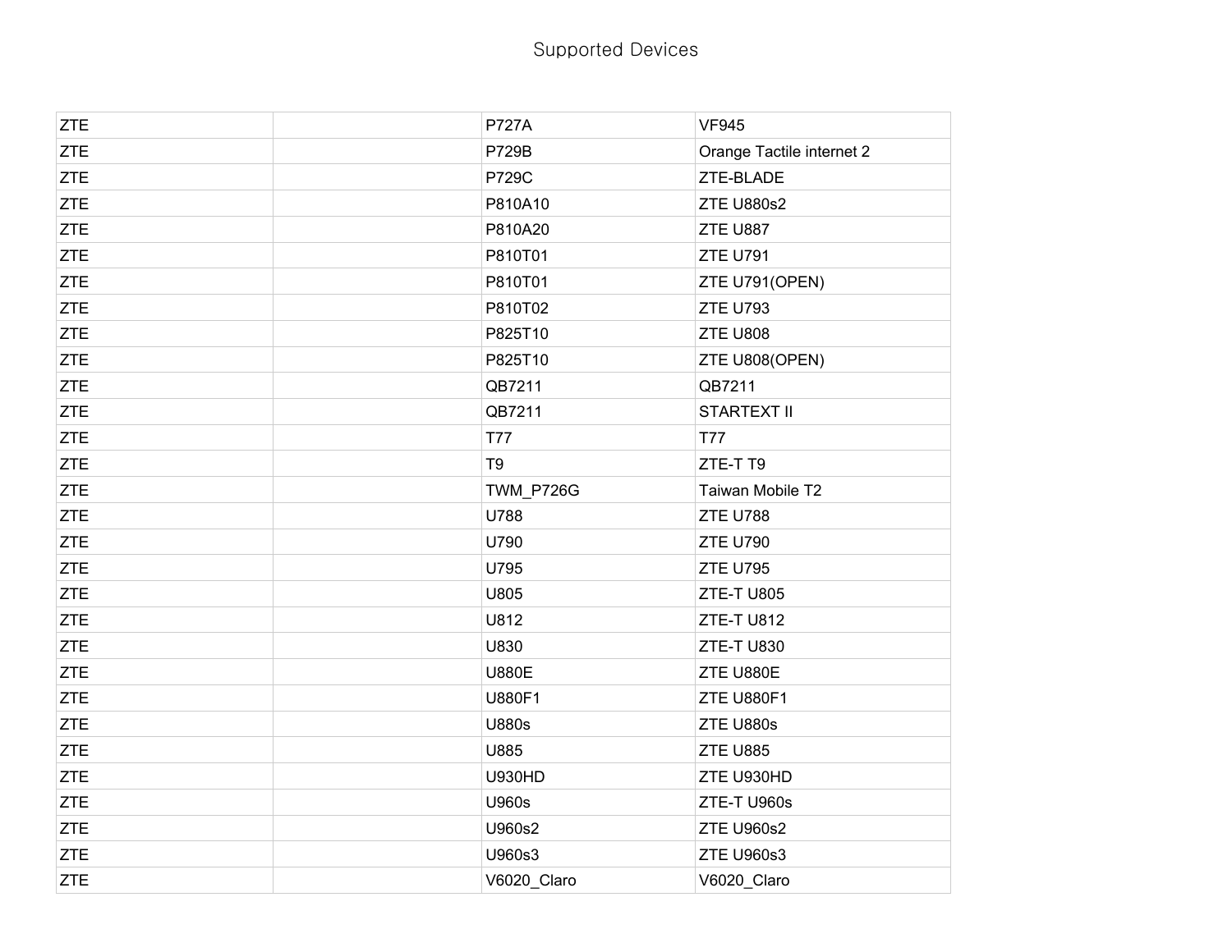Supported Devices

| | | | |
|---|---|---|---|
| ZTE | | P727A | VF945 |
| ZTE | | P729B | Orange Tactile internet 2 |
| ZTE | | P729C | ZTE-BLADE |
| ZTE | | P810A10 | ZTE U880s2 |
| ZTE | | P810A20 | ZTE U887 |
| ZTE | | P810T01 | ZTE U791 |
| ZTE | | P810T01 | ZTE U791(OPEN) |
| ZTE | | P810T02 | ZTE U793 |
| ZTE | | P825T10 | ZTE U808 |
| ZTE | | P825T10 | ZTE U808(OPEN) |
| ZTE | | QB7211 | QB7211 |
| ZTE | | QB7211 | STARTEXT II |
| ZTE | | T77 | T77 |
| ZTE | | T9 | ZTE-T T9 |
| ZTE | | TWM_P726G | Taiwan Mobile T2 |
| ZTE | | U788 | ZTE U788 |
| ZTE | | U790 | ZTE U790 |
| ZTE | | U795 | ZTE U795 |
| ZTE | | U805 | ZTE-T U805 |
| ZTE | | U812 | ZTE-T U812 |
| ZTE | | U830 | ZTE-T U830 |
| ZTE | | U880E | ZTE U880E |
| ZTE | | U880F1 | ZTE U880F1 |
| ZTE | | U880s | ZTE U880s |
| ZTE | | U885 | ZTE U885 |
| ZTE | | U930HD | ZTE U930HD |
| ZTE | | U960s | ZTE-T U960s |
| ZTE | | U960s2 | ZTE U960s2 |
| ZTE | | U960s3 | ZTE U960s3 |
| ZTE | | V6020_Claro | V6020_Claro |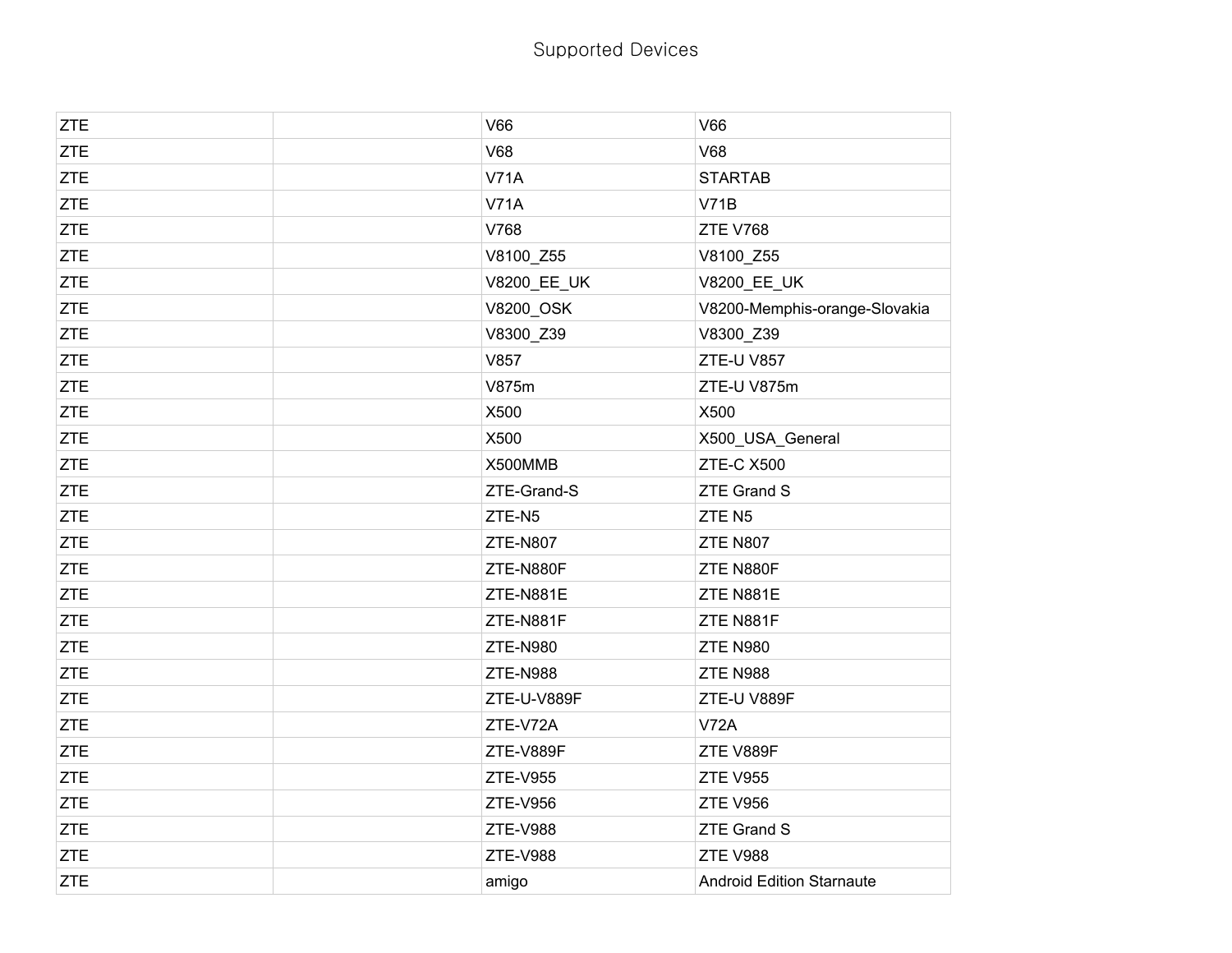# Supported Devices

| | | | |
|---|---|---|---|
| ZTE | | V66 | V66 |
| ZTE | | V68 | V68 |
| ZTE | | V71A | STARTAB |
| ZTE | | V71A | V71B |
| ZTE | | V768 | ZTE V768 |
| ZTE | | V8100_Z55 | V8100_Z55 |
| ZTE | | V8200_EE_UK | V8200_EE_UK |
| ZTE | | V8200_OSK | V8200-Memphis-orange-Slovakia |
| ZTE | | V8300_Z39 | V8300_Z39 |
| ZTE | | V857 | ZTE-U V857 |
| ZTE | | V875m | ZTE-U V875m |
| ZTE | | X500 | X500 |
| ZTE | | X500 | X500_USA_General |
| ZTE | | X500MMB | ZTE-C X500 |
| ZTE | | ZTE-Grand-S | ZTE Grand S |
| ZTE | | ZTE-N5 | ZTE N5 |
| ZTE | | ZTE-N807 | ZTE N807 |
| ZTE | | ZTE-N880F | ZTE N880F |
| ZTE | | ZTE-N881E | ZTE N881E |
| ZTE | | ZTE-N881F | ZTE N881F |
| ZTE | | ZTE-N980 | ZTE N980 |
| ZTE | | ZTE-N988 | ZTE N988 |
| ZTE | | ZTE-U-V889F | ZTE-U V889F |
| ZTE | | ZTE-V72A | V72A |
| ZTE | | ZTE-V889F | ZTE V889F |
| ZTE | | ZTE-V955 | ZTE V955 |
| ZTE | | ZTE-V956 | ZTE V956 |
| ZTE | | ZTE-V988 | ZTE Grand S |
| ZTE | | ZTE-V988 | ZTE V988 |
| ZTE | | amigo | Android Edition Starnaute |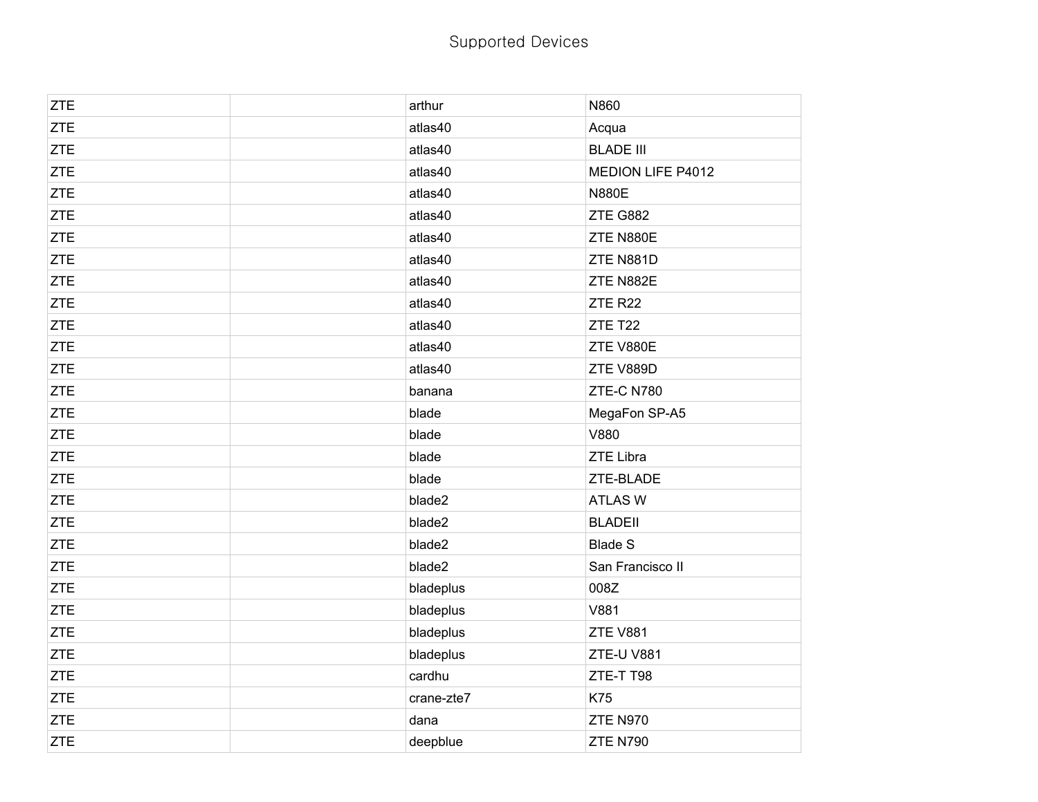Supported Devices

| | | | |
|---|---|---|---|
| ZTE | | arthur | N860 |
| ZTE | | atlas40 | Acqua |
| ZTE | | atlas40 | BLADE III |
| ZTE | | atlas40 | MEDION LIFE P4012 |
| ZTE | | atlas40 | N880E |
| ZTE | | atlas40 | ZTE G882 |
| ZTE | | atlas40 | ZTE N880E |
| ZTE | | atlas40 | ZTE N881D |
| ZTE | | atlas40 | ZTE N882E |
| ZTE | | atlas40 | ZTE R22 |
| ZTE | | atlas40 | ZTE T22 |
| ZTE | | atlas40 | ZTE V880E |
| ZTE | | atlas40 | ZTE V889D |
| ZTE | | banana | ZTE-C N780 |
| ZTE | | blade | MegaFon SP-A5 |
| ZTE | | blade | V880 |
| ZTE | | blade | ZTE Libra |
| ZTE | | blade | ZTE-BLADE |
| ZTE | | blade2 | ATLAS W |
| ZTE | | blade2 | BLADEII |
| ZTE | | blade2 | Blade S |
| ZTE | | blade2 | San Francisco II |
| ZTE | | bladeplus | 008Z |
| ZTE | | bladeplus | V881 |
| ZTE | | bladeplus | ZTE V881 |
| ZTE | | bladeplus | ZTE-U V881 |
| ZTE | | cardhu | ZTE-T T98 |
| ZTE | | crane-zte7 | K75 |
| ZTE | | dana | ZTE N970 |
| ZTE | | deepblue | ZTE N790 |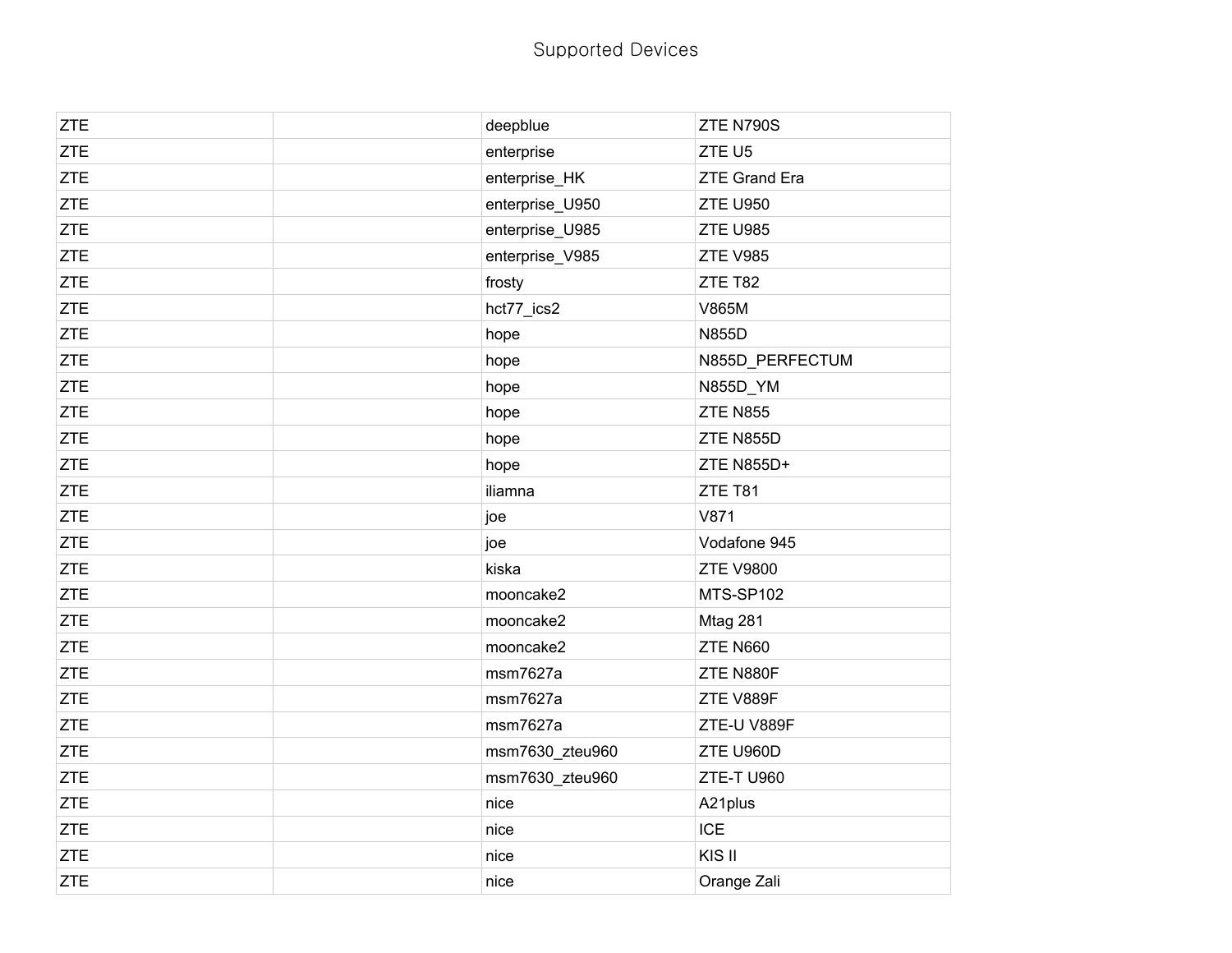Supported Devices

| | | | |
|---|---|---|---|
| ZTE | | deepblue | ZTE N790S |
| ZTE | | enterprise | ZTE U5 |
| ZTE | | enterprise_HK | ZTE Grand Era |
| ZTE | | enterprise_U950 | ZTE U950 |
| ZTE | | enterprise_U985 | ZTE U985 |
| ZTE | | enterprise_V985 | ZTE V985 |
| ZTE | | frosty | ZTE T82 |
| ZTE | | hct77_ics2 | V865M |
| ZTE | | hope | N855D |
| ZTE | | hope | N855D_PERFECTUM |
| ZTE | | hope | N855D_YM |
| ZTE | | hope | ZTE N855 |
| ZTE | | hope | ZTE N855D |
| ZTE | | hope | ZTE N855D+ |
| ZTE | | iliamna | ZTE T81 |
| ZTE | | joe | V871 |
| ZTE | | joe | Vodafone 945 |
| ZTE | | kiska | ZTE V9800 |
| ZTE | | mooncake2 | MTS-SP102 |
| ZTE | | mooncake2 | Mtag 281 |
| ZTE | | mooncake2 | ZTE N660 |
| ZTE | | msm7627a | ZTE N880F |
| ZTE | | msm7627a | ZTE V889F |
| ZTE | | msm7627a | ZTE-U V889F |
| ZTE | | msm7630_zteu960 | ZTE U960D |
| ZTE | | msm7630_zteu960 | ZTE-T U960 |
| ZTE | | nice | A21plus |
| ZTE | | nice | ICE |
| ZTE | | nice | KIS II |
| ZTE | | nice | Orange Zali |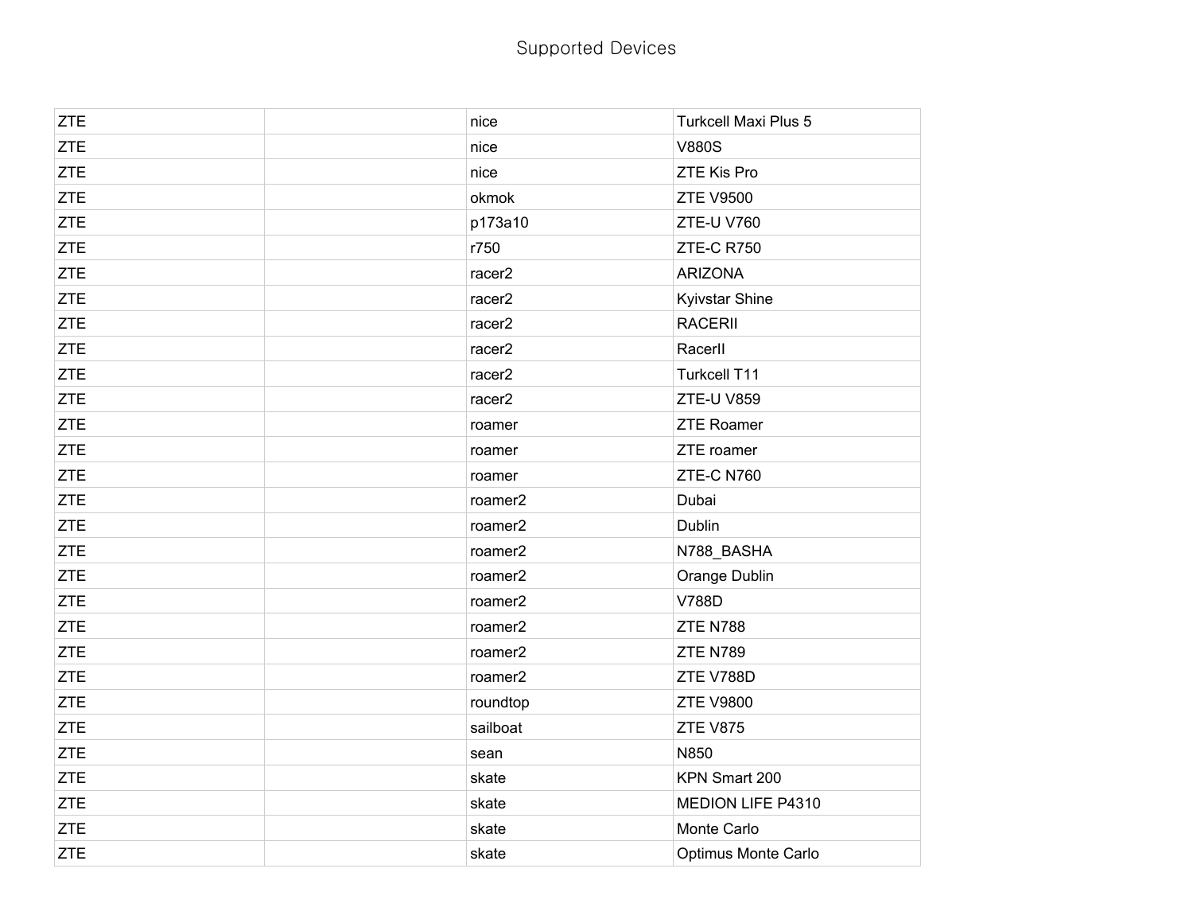# Supported Devices

| | | | |
|---|---|---|---|
| ZTE | | nice | Turkcell Maxi Plus 5 |
| ZTE | | nice | V880S |
| ZTE | | nice | ZTE Kis Pro |
| ZTE | | okmok | ZTE V9500 |
| ZTE | | p173a10 | ZTE-U V760 |
| ZTE | | r750 | ZTE-C R750 |
| ZTE | | racer2 | ARIZONA |
| ZTE | | racer2 | Kyivstar Shine |
| ZTE | | racer2 | RACERII |
| ZTE | | racer2 | RacerII |
| ZTE | | racer2 | Turkcell T11 |
| ZTE | | racer2 | ZTE-U V859 |
| ZTE | | roamer | ZTE Roamer |
| ZTE | | roamer | ZTE roamer |
| ZTE | | roamer | ZTE-C N760 |
| ZTE | | roamer2 | Dubai |
| ZTE | | roamer2 | Dublin |
| ZTE | | roamer2 | N788_BASHA |
| ZTE | | roamer2 | Orange Dublin |
| ZTE | | roamer2 | V788D |
| ZTE | | roamer2 | ZTE N788 |
| ZTE | | roamer2 | ZTE N789 |
| ZTE | | roamer2 | ZTE V788D |
| ZTE | | roundtop | ZTE V9800 |
| ZTE | | sailboat | ZTE V875 |
| ZTE | | sean | N850 |
| ZTE | | skate | KPN Smart 200 |
| ZTE | | skate | MEDION LIFE P4310 |
| ZTE | | skate | Monte Carlo |
| ZTE | | skate | Optimus Monte Carlo |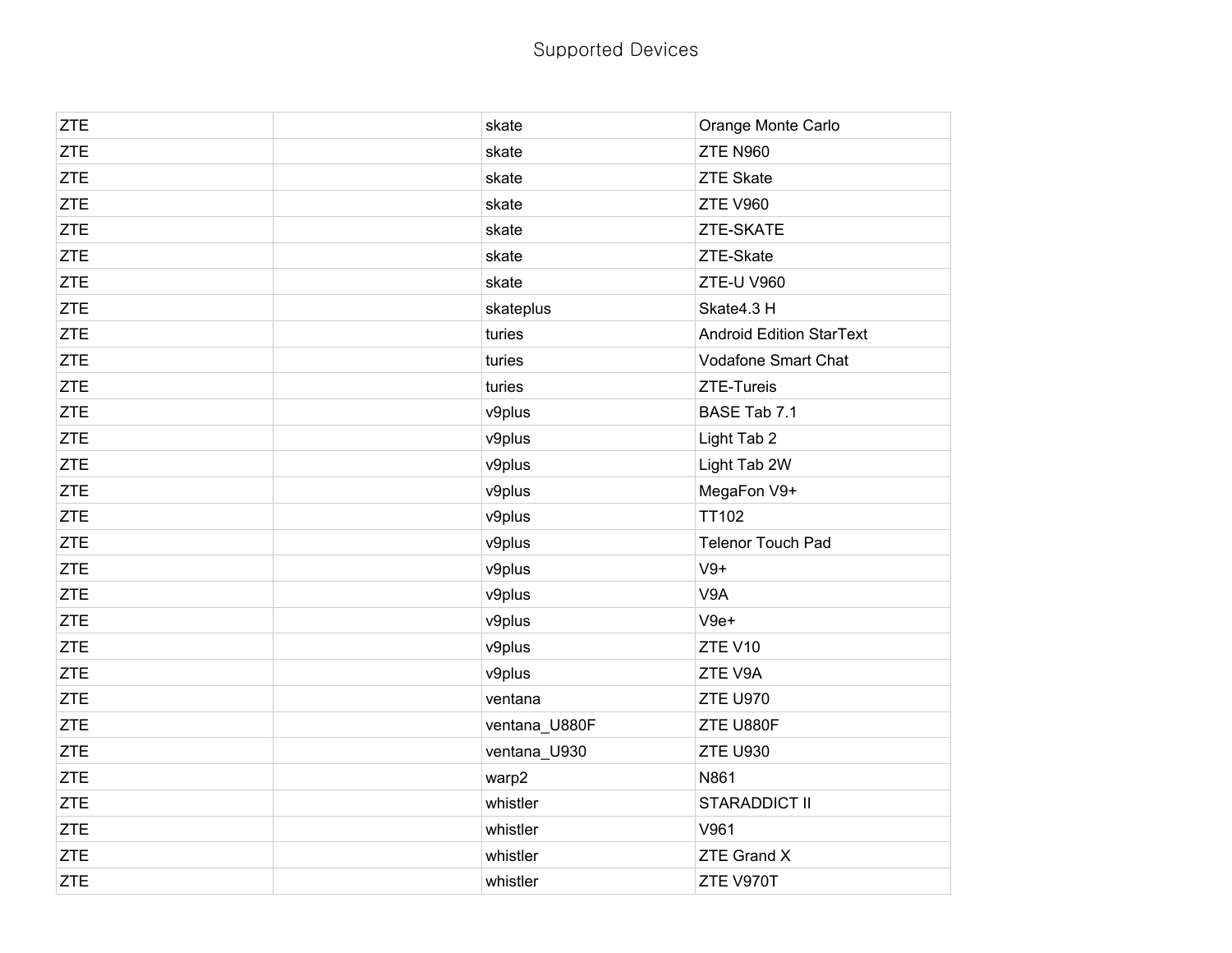Supported Devices

| ZTE | | skate | Orange Monte Carlo |
|---|---|---|---|
| ZTE | | skate | ZTE N960 |
| ZTE | | skate | ZTE Skate |
| ZTE | | skate | ZTE V960 |
| ZTE | | skate | ZTE-SKATE |
| ZTE | | skate | ZTE-Skate |
| ZTE | | skate | ZTE-U V960 |
| ZTE | | skateplus | Skate4.3 H |
| ZTE | | turies | Android Edition StarText |
| ZTE | | turies | Vodafone Smart Chat |
| ZTE | | turies | ZTE-Tureis |
| ZTE | | v9plus | BASE Tab 7.1 |
| ZTE | | v9plus | Light Tab 2 |
| ZTE | | v9plus | Light Tab 2W |
| ZTE | | v9plus | MegaFon V9+ |
| ZTE | | v9plus | TT102 |
| ZTE | | v9plus | Telenor Touch Pad |
| ZTE | | v9plus | V9+ |
| ZTE | | v9plus | V9A |
| ZTE | | v9plus | V9e+ |
| ZTE | | v9plus | ZTE V10 |
| ZTE | | v9plus | ZTE V9A |
| ZTE | | ventana | ZTE U970 |
| ZTE | | ventana_U880F | ZTE U880F |
| ZTE | | ventana_U930 | ZTE U930 |
| ZTE | | warp2 | N861 |
| ZTE | | whistler | STARADDICT II |
| ZTE | | whistler | V961 |
| ZTE | | whistler | ZTE Grand X |
| ZTE | | whistler | ZTE V970T |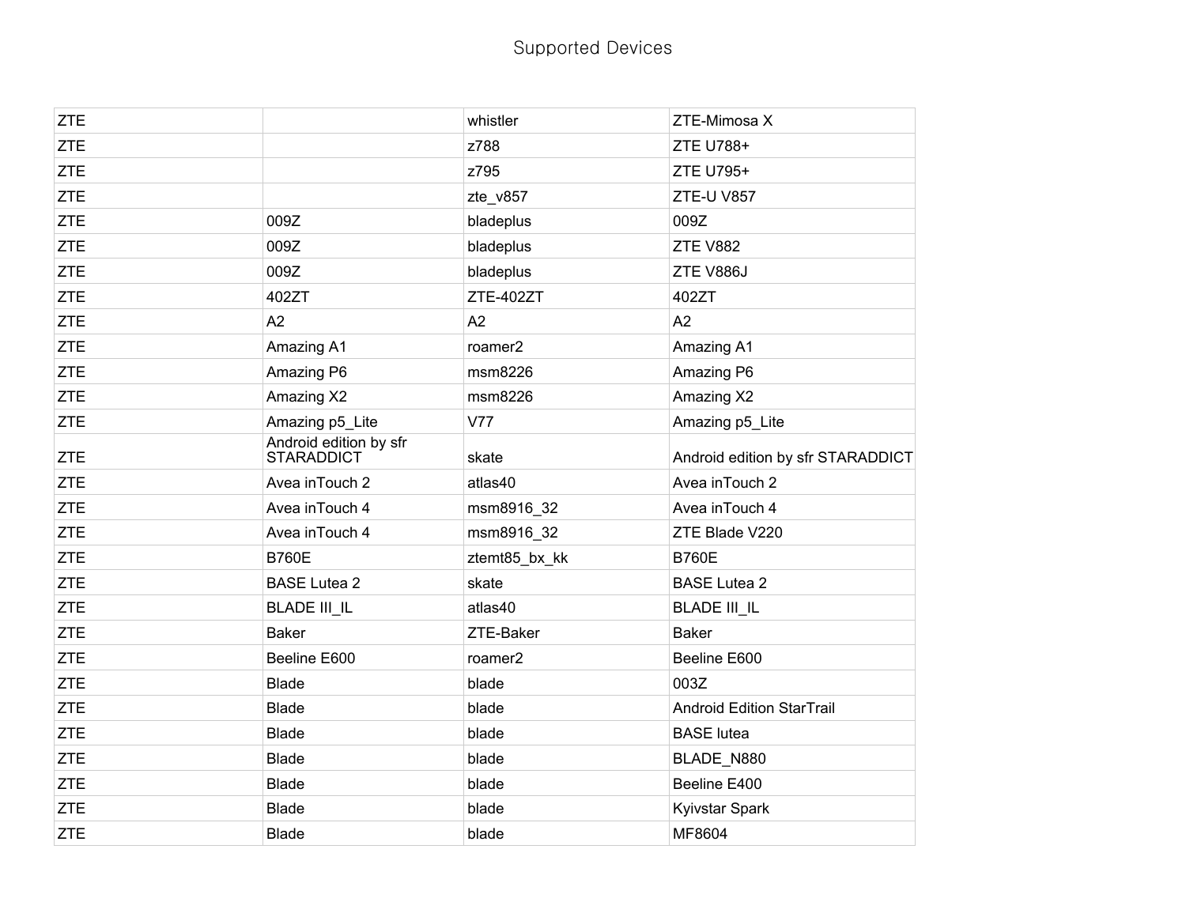# Supported Devices

| | | | |
|---|---|---|---|
| ZTE | | whistler | ZTE-Mimosa X |
| ZTE | | z788 | ZTE U788+ |
| ZTE | | z795 | ZTE U795+ |
| ZTE | | zte_v857 | ZTE-U V857 |
| ZTE | 009Z | bladeplus | 009Z |
| ZTE | 009Z | bladeplus | ZTE V882 |
| ZTE | 009Z | bladeplus | ZTE V886J |
| ZTE | 402ZT | ZTE-402ZT | 402ZT |
| ZTE | A2 | A2 | A2 |
| ZTE | Amazing A1 | roamer2 | Amazing A1 |
| ZTE | Amazing P6 | msm8226 | Amazing P6 |
| ZTE | Amazing X2 | msm8226 | Amazing X2 |
| ZTE | Amazing p5_Lite | V77 | Amazing p5_Lite |
| ZTE | Android edition by sfr STARADDICT | skate | Android edition by sfr STARADDICT |
| ZTE | Avea inTouch 2 | atlas40 | Avea inTouch 2 |
| ZTE | Avea inTouch 4 | msm8916_32 | Avea inTouch 4 |
| ZTE | Avea inTouch 4 | msm8916_32 | ZTE Blade V220 |
| ZTE | B760E | ztemt85_bx_kk | B760E |
| ZTE | BASE Lutea 2 | skate | BASE Lutea 2 |
| ZTE | BLADE III_IL | atlas40 | BLADE III_IL |
| ZTE | Baker | ZTE-Baker | Baker |
| ZTE | Beeline E600 | roamer2 | Beeline E600 |
| ZTE | Blade | blade | 003Z |
| ZTE | Blade | blade | Android Edition StarTrail |
| ZTE | Blade | blade | BASE lutea |
| ZTE | Blade | blade | BLADE_N880 |
| ZTE | Blade | blade | Beeline E400 |
| ZTE | Blade | blade | Kyivstar Spark |
| ZTE | Blade | blade | MF8604 |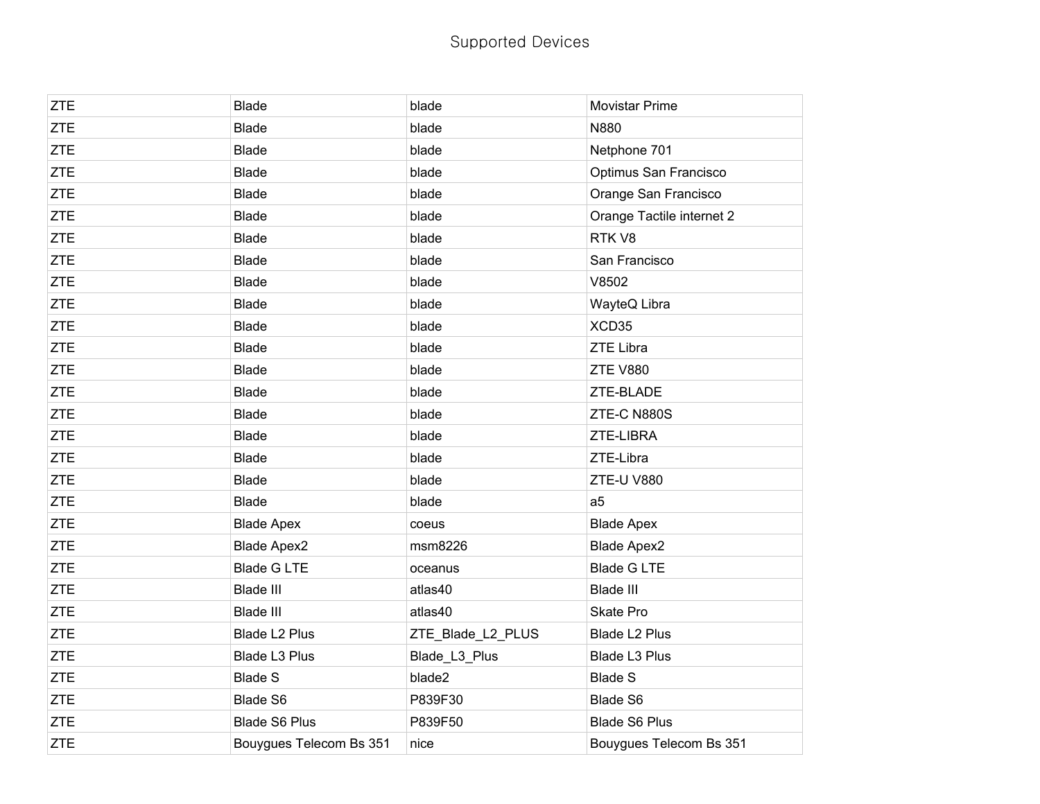# Supported Devices

| ZTE | Blade | blade | Movistar Prime |
|---|---|---|---|
| ZTE | Blade | blade | N880 |
| ZTE | Blade | blade | Netphone 701 |
| ZTE | Blade | blade | Optimus San Francisco |
| ZTE | Blade | blade | Orange San Francisco |
| ZTE | Blade | blade | Orange Tactile internet 2 |
| ZTE | Blade | blade | RTK V8 |
| ZTE | Blade | blade | San Francisco |
| ZTE | Blade | blade | V8502 |
| ZTE | Blade | blade | WayteQ Libra |
| ZTE | Blade | blade | XCD35 |
| ZTE | Blade | blade | ZTE Libra |
| ZTE | Blade | blade | ZTE V880 |
| ZTE | Blade | blade | ZTE-BLADE |
| ZTE | Blade | blade | ZTE-C N880S |
| ZTE | Blade | blade | ZTE-LIBRA |
| ZTE | Blade | blade | ZTE-Libra |
| ZTE | Blade | blade | ZTE-U V880 |
| ZTE | Blade | blade | a5 |
| ZTE | Blade Apex | coeus | Blade Apex |
| ZTE | Blade Apex2 | msm8226 | Blade Apex2 |
| ZTE | Blade G LTE | oceanus | Blade G LTE |
| ZTE | Blade III | atlas40 | Blade III |
| ZTE | Blade III | atlas40 | Skate Pro |
| ZTE | Blade L2 Plus | ZTE_Blade_L2_PLUS | Blade L2 Plus |
| ZTE | Blade L3 Plus | Blade_L3_Plus | Blade L3 Plus |
| ZTE | Blade S | blade2 | Blade S |
| ZTE | Blade S6 | P839F30 | Blade S6 |
| ZTE | Blade S6 Plus | P839F50 | Blade S6 Plus |
| ZTE | Bouygues Telecom Bs 351 | nice | Bouygues Telecom Bs 351 |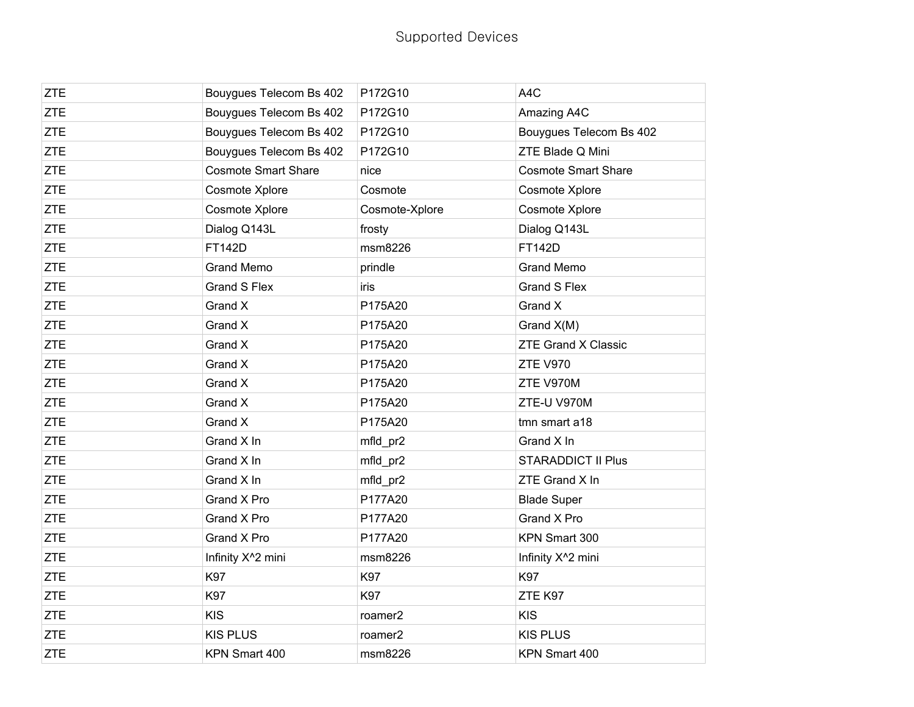# Supported Devices

| ZTE | Bouygues Telecom Bs 402 | P172G10 | A4C |
|---|---|---|---|
| ZTE | Bouygues Telecom Bs 402 | P172G10 | Amazing A4C |
| ZTE | Bouygues Telecom Bs 402 | P172G10 | Bouygues Telecom Bs 402 |
| ZTE | Bouygues Telecom Bs 402 | P172G10 | ZTE Blade Q Mini |
| ZTE | Cosmote Smart Share | nice | Cosmote Smart Share |
| ZTE | Cosmote Xplore | Cosmote | Cosmote Xplore |
| ZTE | Cosmote Xplore | Cosmote-Xplore | Cosmote Xplore |
| ZTE | Dialog Q143L | frosty | Dialog Q143L |
| ZTE | FT142D | msm8226 | FT142D |
| ZTE | Grand Memo | prindle | Grand Memo |
| ZTE | Grand S Flex | iris | Grand S Flex |
| ZTE | Grand X | P175A20 | Grand X |
| ZTE | Grand X | P175A20 | Grand X(M) |
| ZTE | Grand X | P175A20 | ZTE Grand X Classic |
| ZTE | Grand X | P175A20 | ZTE V970 |
| ZTE | Grand X | P175A20 | ZTE V970M |
| ZTE | Grand X | P175A20 | ZTE-U V970M |
| ZTE | Grand X | P175A20 | tmn smart a18 |
| ZTE | Grand X In | mfld_pr2 | Grand X In |
| ZTE | Grand X In | mfld_pr2 | STARADDICT II Plus |
| ZTE | Grand X In | mfld_pr2 | ZTE Grand X In |
| ZTE | Grand X Pro | P177A20 | Blade Super |
| ZTE | Grand X Pro | P177A20 | Grand X Pro |
| ZTE | Grand X Pro | P177A20 | KPN Smart 300 |
| ZTE | Infinity X^2 mini | msm8226 | Infinity X^2 mini |
| ZTE | K97 | K97 | K97 |
| ZTE | K97 | K97 | ZTE K97 |
| ZTE | KIS | roamer2 | KIS |
| ZTE | KIS PLUS | roamer2 | KIS PLUS |
| ZTE | KPN Smart 400 | msm8226 | KPN Smart 400 |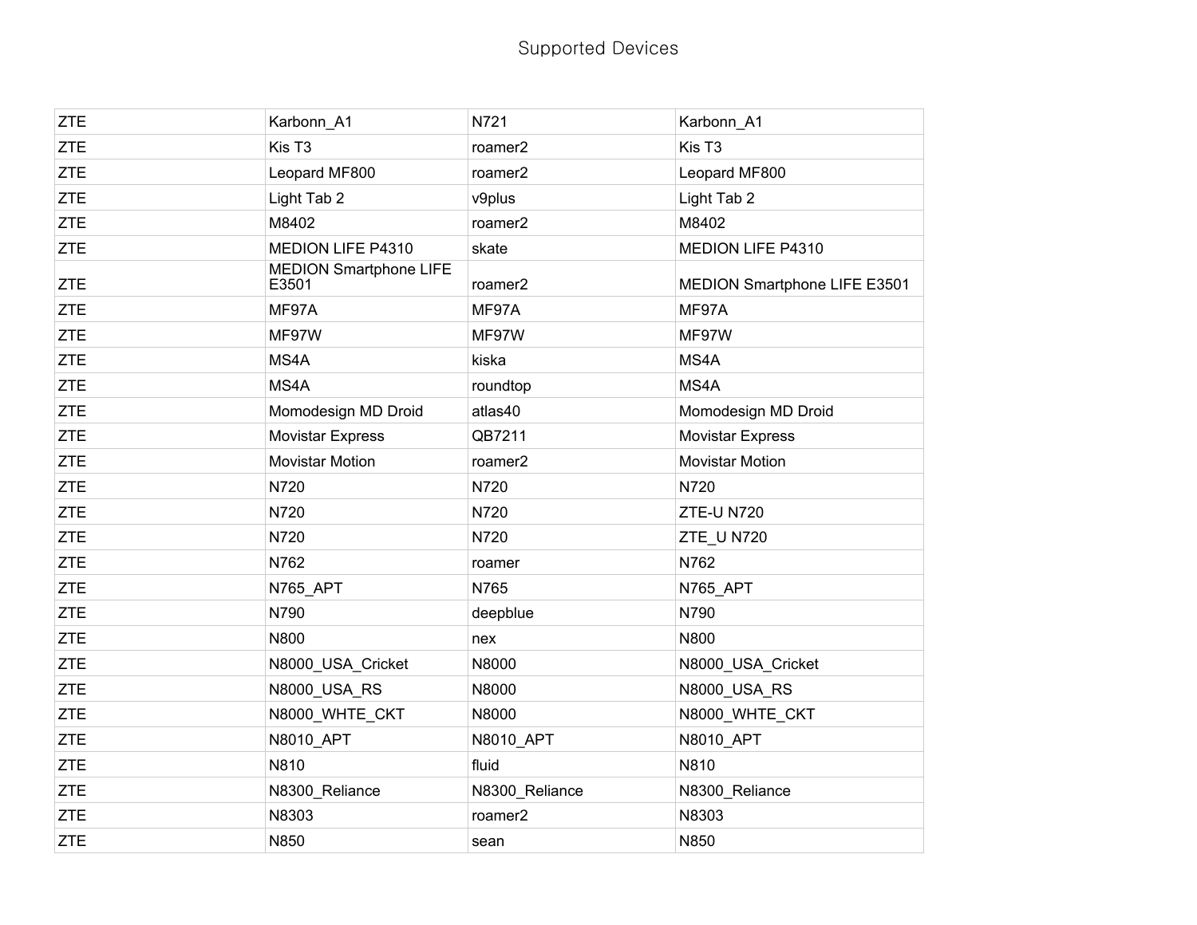Supported Devices

| | | | |
|---|---|---|---|
| ZTE | Karbonn_A1 | N721 | Karbonn_A1 |
| ZTE | Kis T3 | roamer2 | Kis T3 |
| ZTE | Leopard MF800 | roamer2 | Leopard MF800 |
| ZTE | Light Tab 2 | v9plus | Light Tab 2 |
| ZTE | M8402 | roamer2 | M8402 |
| ZTE | MEDION LIFE P4310 | skate | MEDION LIFE P4310 |
| ZTE | MEDION Smartphone LIFE E3501 | roamer2 | MEDION Smartphone LIFE E3501 |
| ZTE | MF97A | MF97A | MF97A |
| ZTE | MF97W | MF97W | MF97W |
| ZTE | MS4A | kiska | MS4A |
| ZTE | MS4A | roundtop | MS4A |
| ZTE | Momodesign MD Droid | atlas40 | Momodesign MD Droid |
| ZTE | Movistar Express | QB7211 | Movistar Express |
| ZTE | Movistar Motion | roamer2 | Movistar Motion |
| ZTE | N720 | N720 | N720 |
| ZTE | N720 | N720 | ZTE-U N720 |
| ZTE | N720 | N720 | ZTE_U N720 |
| ZTE | N762 | roamer | N762 |
| ZTE | N765_APT | N765 | N765_APT |
| ZTE | N790 | deepblue | N790 |
| ZTE | N800 | nex | N800 |
| ZTE | N8000_USA_Cricket | N8000 | N8000_USA_Cricket |
| ZTE | N8000_USA_RS | N8000 | N8000_USA_RS |
| ZTE | N8000_WHTE_CKT | N8000 | N8000_WHTE_CKT |
| ZTE | N8010_APT | N8010_APT | N8010_APT |
| ZTE | N810 | fluid | N810 |
| ZTE | N8300_Reliance | N8300_Reliance | N8300_Reliance |
| ZTE | N8303 | roamer2 | N8303 |
| ZTE | N850 | sean | N850 |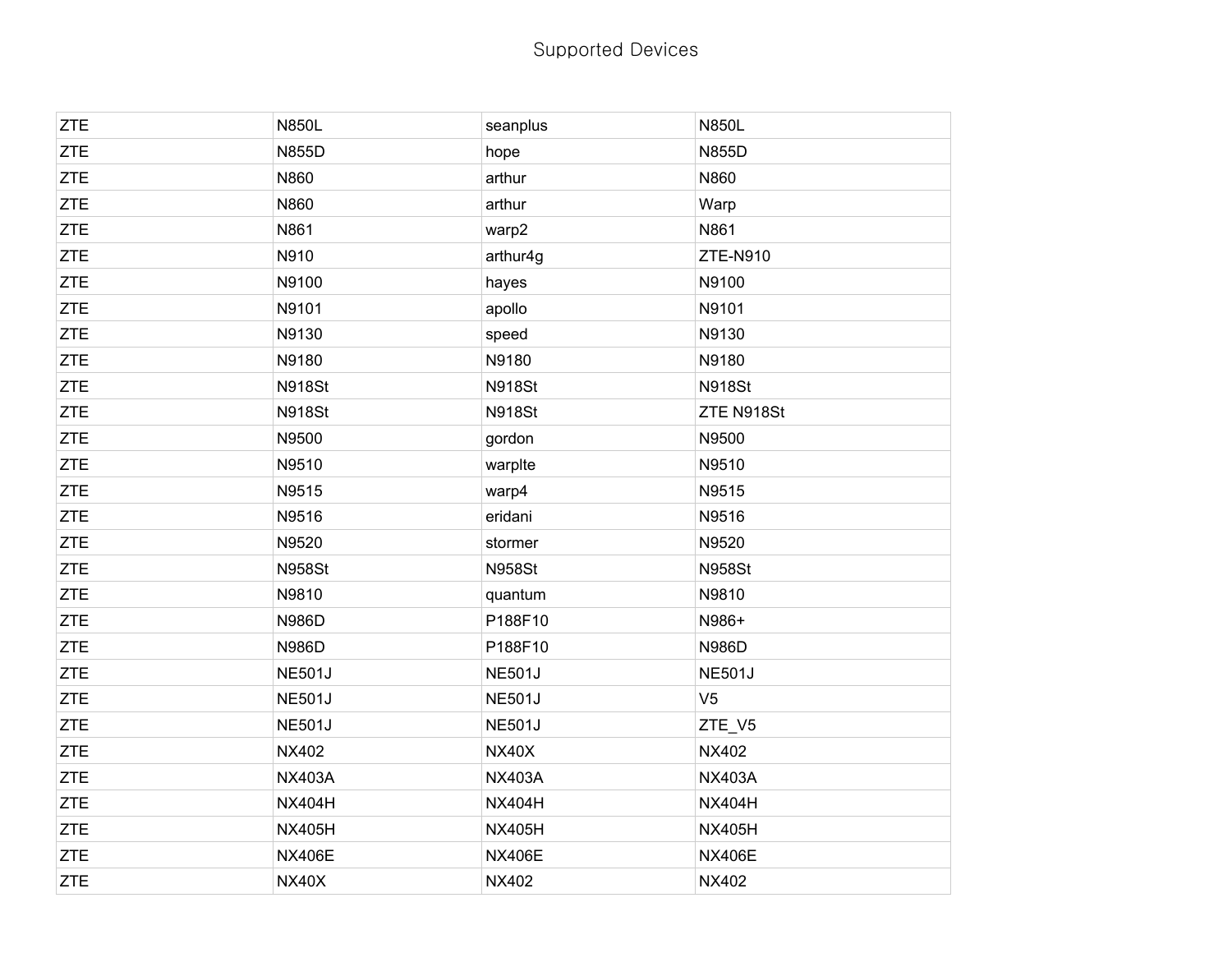Supported Devices

| | | | |
|---|---|---|---|
| ZTE | N850L | seanplus | N850L |
| ZTE | N855D | hope | N855D |
| ZTE | N860 | arthur | N860 |
| ZTE | N860 | arthur | Warp |
| ZTE | N861 | warp2 | N861 |
| ZTE | N910 | arthur4g | ZTE-N910 |
| ZTE | N9100 | hayes | N9100 |
| ZTE | N9101 | apollo | N9101 |
| ZTE | N9130 | speed | N9130 |
| ZTE | N9180 | N9180 | N9180 |
| ZTE | N918St | N918St | N918St |
| ZTE | N918St | N918St | ZTE N918St |
| ZTE | N9500 | gordon | N9500 |
| ZTE | N9510 | warplte | N9510 |
| ZTE | N9515 | warp4 | N9515 |
| ZTE | N9516 | eridani | N9516 |
| ZTE | N9520 | stormer | N9520 |
| ZTE | N958St | N958St | N958St |
| ZTE | N9810 | quantum | N9810 |
| ZTE | N986D | P188F10 | N986+ |
| ZTE | N986D | P188F10 | N986D |
| ZTE | NE501J | NE501J | NE501J |
| ZTE | NE501J | NE501J | V5 |
| ZTE | NE501J | NE501J | ZTE_V5 |
| ZTE | NX402 | NX40X | NX402 |
| ZTE | NX403A | NX403A | NX403A |
| ZTE | NX404H | NX404H | NX404H |
| ZTE | NX405H | NX405H | NX405H |
| ZTE | NX406E | NX406E | NX406E |
| ZTE | NX40X | NX402 | NX402 |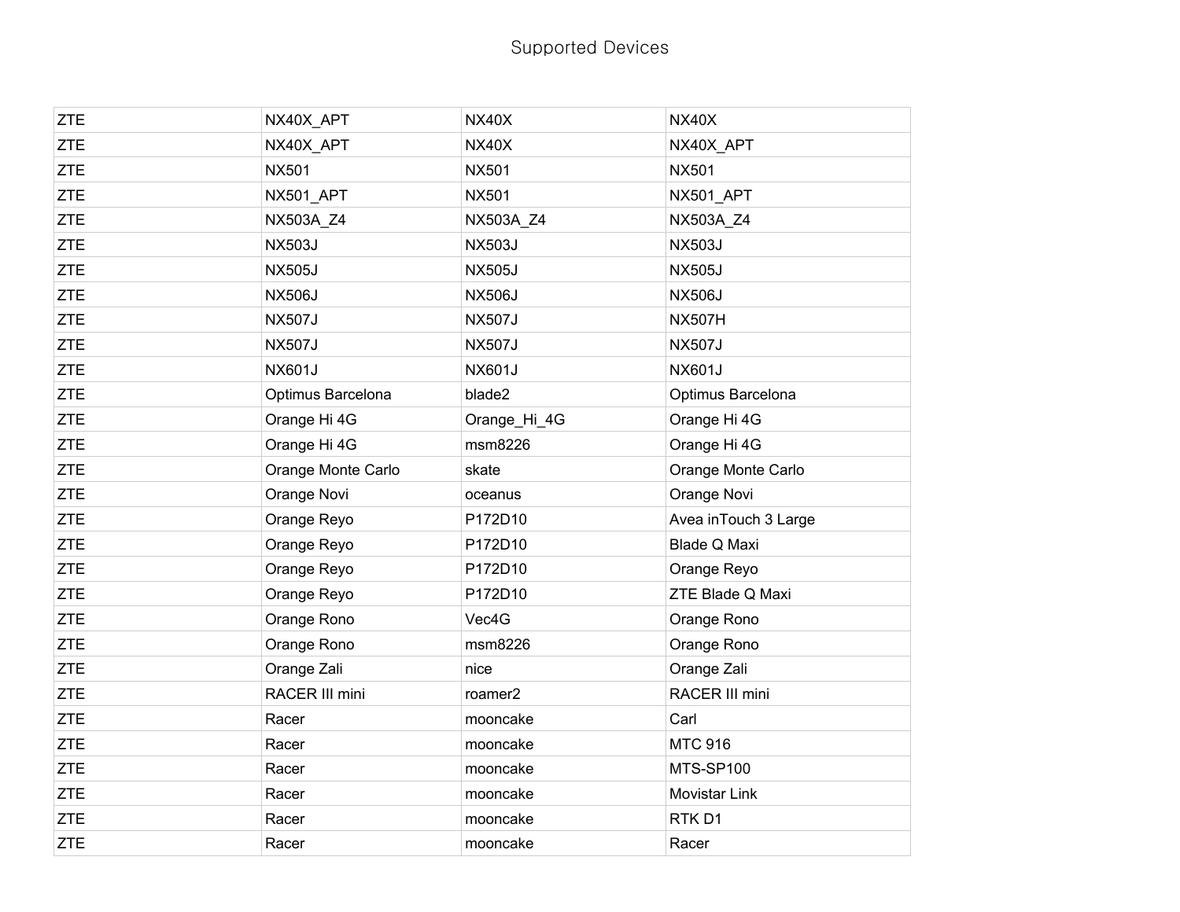Supported Devices

| ZTE | NX40X_APT | NX40X | NX40X |
|---|---|---|---|
| ZTE | NX40X_APT | NX40X | NX40X_APT |
| ZTE | NX501 | NX501 | NX501 |
| ZTE | NX501_APT | NX501 | NX501_APT |
| ZTE | NX503A_Z4 | NX503A_Z4 | NX503A_Z4 |
| ZTE | NX503J | NX503J | NX503J |
| ZTE | NX505J | NX505J | NX505J |
| ZTE | NX506J | NX506J | NX506J |
| ZTE | NX507J | NX507J | NX507H |
| ZTE | NX507J | NX507J | NX507J |
| ZTE | NX601J | NX601J | NX601J |
| ZTE | Optimus Barcelona | blade2 | Optimus Barcelona |
| ZTE | Orange Hi 4G | Orange_Hi_4G | Orange Hi 4G |
| ZTE | Orange Hi 4G | msm8226 | Orange Hi 4G |
| ZTE | Orange Monte Carlo | skate | Orange Monte Carlo |
| ZTE | Orange Novi | oceanus | Orange Novi |
| ZTE | Orange Reyo | P172D10 | Avea inTouch 3 Large |
| ZTE | Orange Reyo | P172D10 | Blade Q Maxi |
| ZTE | Orange Reyo | P172D10 | Orange Reyo |
| ZTE | Orange Reyo | P172D10 | ZTE Blade Q Maxi |
| ZTE | Orange Rono | Vec4G | Orange Rono |
| ZTE | Orange Rono | msm8226 | Orange Rono |
| ZTE | Orange Zali | nice | Orange Zali |
| ZTE | RACER III mini | roamer2 | RACER III mini |
| ZTE | Racer | mooncake | Carl |
| ZTE | Racer | mooncake | MTC 916 |
| ZTE | Racer | mooncake | MTS-SP100 |
| ZTE | Racer | mooncake | Movistar Link |
| ZTE | Racer | mooncake | RTK D1 |
| ZTE | Racer | mooncake | Racer |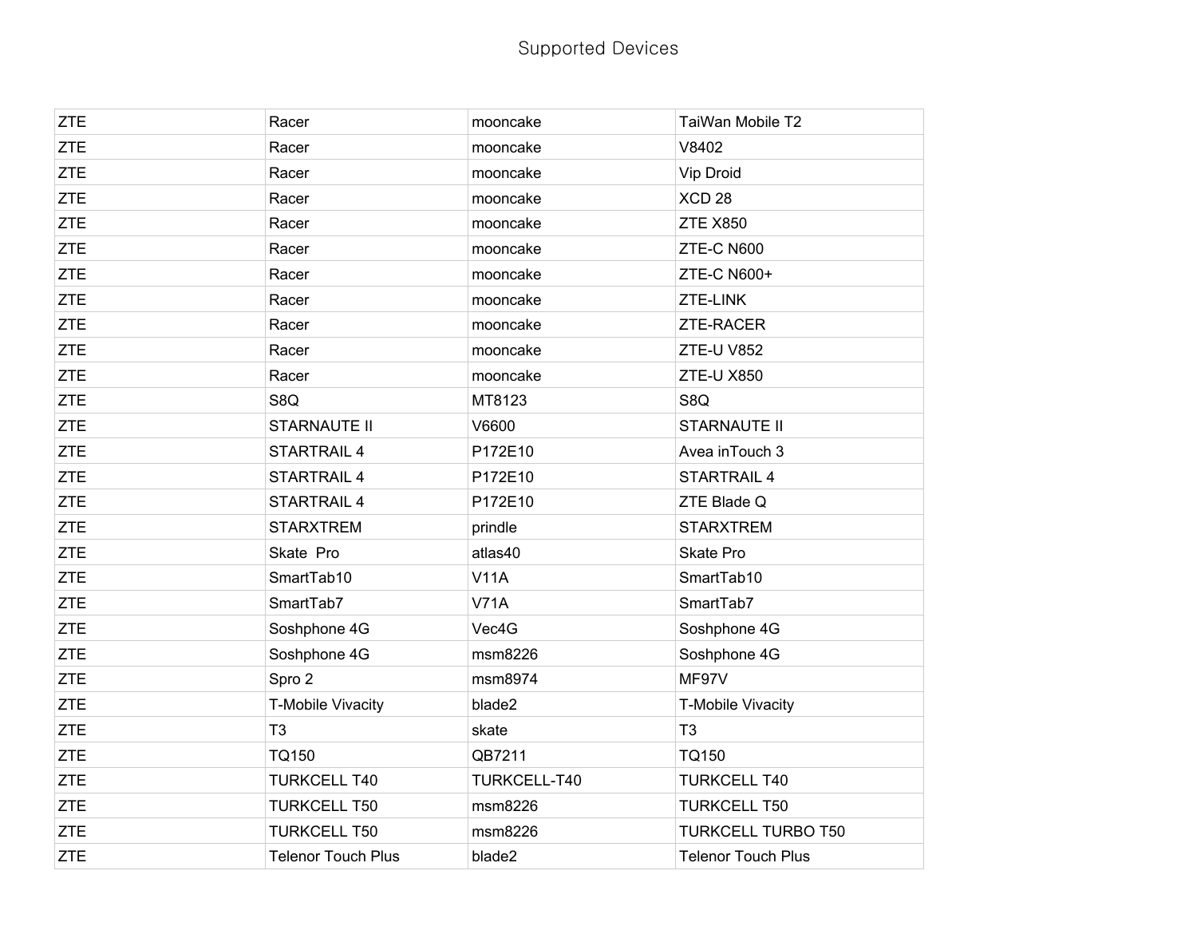# Supported Devices

| ZTE | Racer | mooncake | TaiWan Mobile T2 |
|---|---|---|---|
| ZTE | Racer | mooncake | V8402 |
| ZTE | Racer | mooncake | Vip Droid |
| ZTE | Racer | mooncake | XCD 28 |
| ZTE | Racer | mooncake | ZTE X850 |
| ZTE | Racer | mooncake | ZTE-C N600 |
| ZTE | Racer | mooncake | ZTE-C N600+ |
| ZTE | Racer | mooncake | ZTE-LINK |
| ZTE | Racer | mooncake | ZTE-RACER |
| ZTE | Racer | mooncake | ZTE-U V852 |
| ZTE | Racer | mooncake | ZTE-U X850 |
| ZTE | S8Q | MT8123 | S8Q |
| ZTE | STARNAUTE II | V6600 | STARNAUTE II |
| ZTE | STARTRAIL 4 | P172E10 | Avea inTouch 3 |
| ZTE | STARTRAIL 4 | P172E10 | STARTRAIL 4 |
| ZTE | STARTRAIL 4 | P172E10 | ZTE Blade Q |
| ZTE | STARXTREM | prindle | STARXTREM |
| ZTE | Skate  Pro | atlas40 | Skate Pro |
| ZTE | SmartTab10 | V11A | SmartTab10 |
| ZTE | SmartTab7 | V71A | SmartTab7 |
| ZTE | Soshphone 4G | Vec4G | Soshphone 4G |
| ZTE | Soshphone 4G | msm8226 | Soshphone 4G |
| ZTE | Spro 2 | msm8974 | MF97V |
| ZTE | T-Mobile Vivacity | blade2 | T-Mobile Vivacity |
| ZTE | T3 | skate | T3 |
| ZTE | TQ150 | QB7211 | TQ150 |
| ZTE | TURKCELL T40 | TURKCELL-T40 | TURKCELL T40 |
| ZTE | TURKCELL T50 | msm8226 | TURKCELL T50 |
| ZTE | TURKCELL T50 | msm8226 | TURKCELL TURBO T50 |
| ZTE | Telenor Touch Plus | blade2 | Telenor Touch Plus |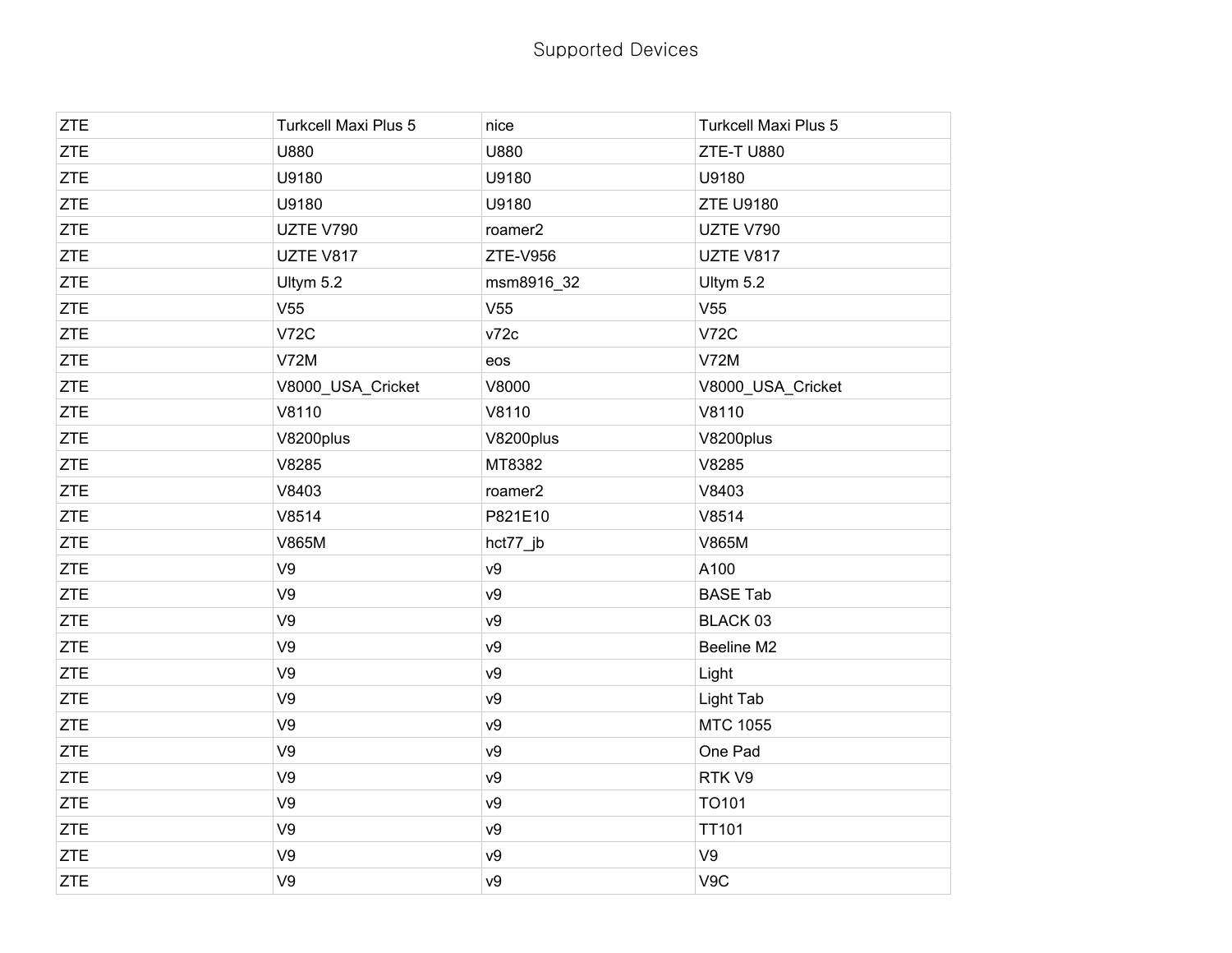Supported Devices

| | | | |
|---|---|---|---|
| ZTE | Turkcell Maxi Plus 5 | nice | Turkcell Maxi Plus 5 |
| ZTE | U880 | U880 | ZTE-T U880 |
| ZTE | U9180 | U9180 | U9180 |
| ZTE | U9180 | U9180 | ZTE U9180 |
| ZTE | UZTE V790 | roamer2 | UZTE V790 |
| ZTE | UZTE V817 | ZTE-V956 | UZTE V817 |
| ZTE | Ultym 5.2 | msm8916_32 | Ultym 5.2 |
| ZTE | V55 | V55 | V55 |
| ZTE | V72C | v72c | V72C |
| ZTE | V72M | eos | V72M |
| ZTE | V8000_USA_Cricket | V8000 | V8000_USA_Cricket |
| ZTE | V8110 | V8110 | V8110 |
| ZTE | V8200plus | V8200plus | V8200plus |
| ZTE | V8285 | MT8382 | V8285 |
| ZTE | V8403 | roamer2 | V8403 |
| ZTE | V8514 | P821E10 | V8514 |
| ZTE | V865M | hct77_jb | V865M |
| ZTE | V9 | v9 | A100 |
| ZTE | V9 | v9 | BASE Tab |
| ZTE | V9 | v9 | BLACK 03 |
| ZTE | V9 | v9 | Beeline M2 |
| ZTE | V9 | v9 | Light |
| ZTE | V9 | v9 | Light Tab |
| ZTE | V9 | v9 | MTC 1055 |
| ZTE | V9 | v9 | One Pad |
| ZTE | V9 | v9 | RTK V9 |
| ZTE | V9 | v9 | TO101 |
| ZTE | V9 | v9 | TT101 |
| ZTE | V9 | v9 | V9 |
| ZTE | V9 | v9 | V9C |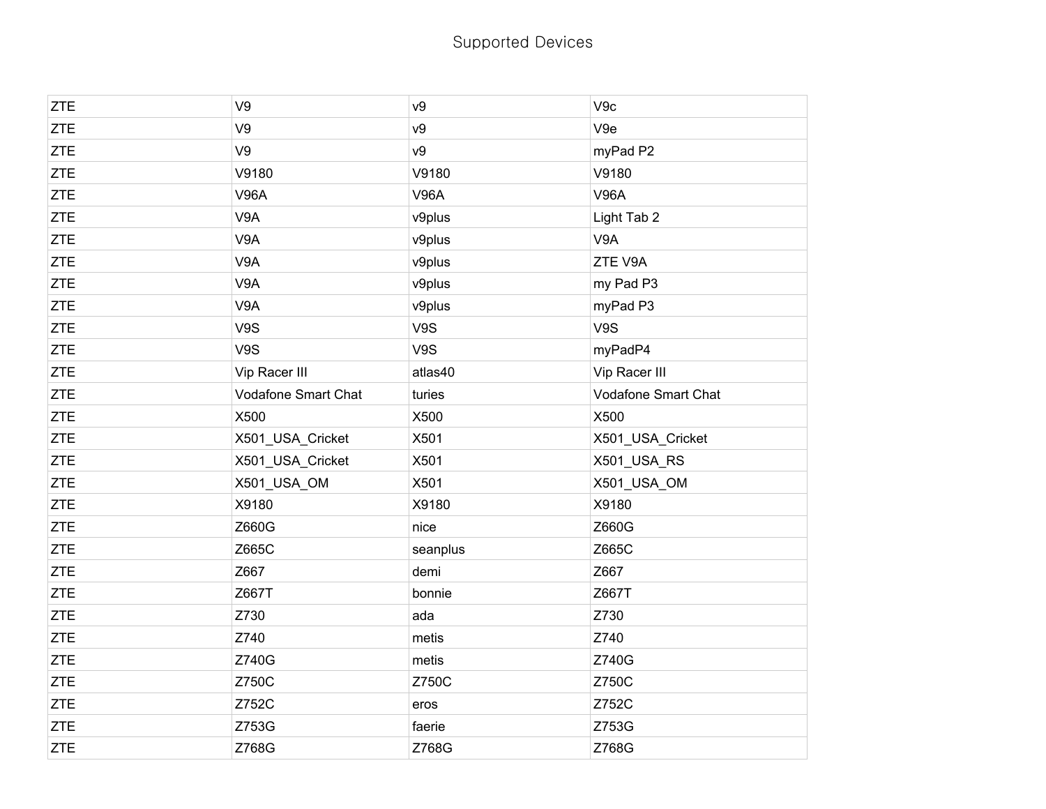Supported Devices

| ZTE | V9 | v9 | V9c |
|---|---|---|---|
| ZTE | V9 | v9 | V9e |
| ZTE | V9 | v9 | myPad P2 |
| ZTE | V9180 | V9180 | V9180 |
| ZTE | V96A | V96A | V96A |
| ZTE | V9A | v9plus | Light Tab 2 |
| ZTE | V9A | v9plus | V9A |
| ZTE | V9A | v9plus | ZTE V9A |
| ZTE | V9A | v9plus | my Pad P3 |
| ZTE | V9A | v9plus | myPad P3 |
| ZTE | V9S | V9S | V9S |
| ZTE | V9S | V9S | myPadP4 |
| ZTE | Vip Racer III | atlas40 | Vip Racer III |
| ZTE | Vodafone Smart Chat | turies | Vodafone Smart Chat |
| ZTE | X500 | X500 | X500 |
| ZTE | X501_USA_Cricket | X501 | X501_USA_Cricket |
| ZTE | X501_USA_Cricket | X501 | X501_USA_RS |
| ZTE | X501_USA_OM | X501 | X501_USA_OM |
| ZTE | X9180 | X9180 | X9180 |
| ZTE | Z660G | nice | Z660G |
| ZTE | Z665C | seanplus | Z665C |
| ZTE | Z667 | demi | Z667 |
| ZTE | Z667T | bonnie | Z667T |
| ZTE | Z730 | ada | Z730 |
| ZTE | Z740 | metis | Z740 |
| ZTE | Z740G | metis | Z740G |
| ZTE | Z750C | Z750C | Z750C |
| ZTE | Z752C | eros | Z752C |
| ZTE | Z753G | faerie | Z753G |
| ZTE | Z768G | Z768G | Z768G |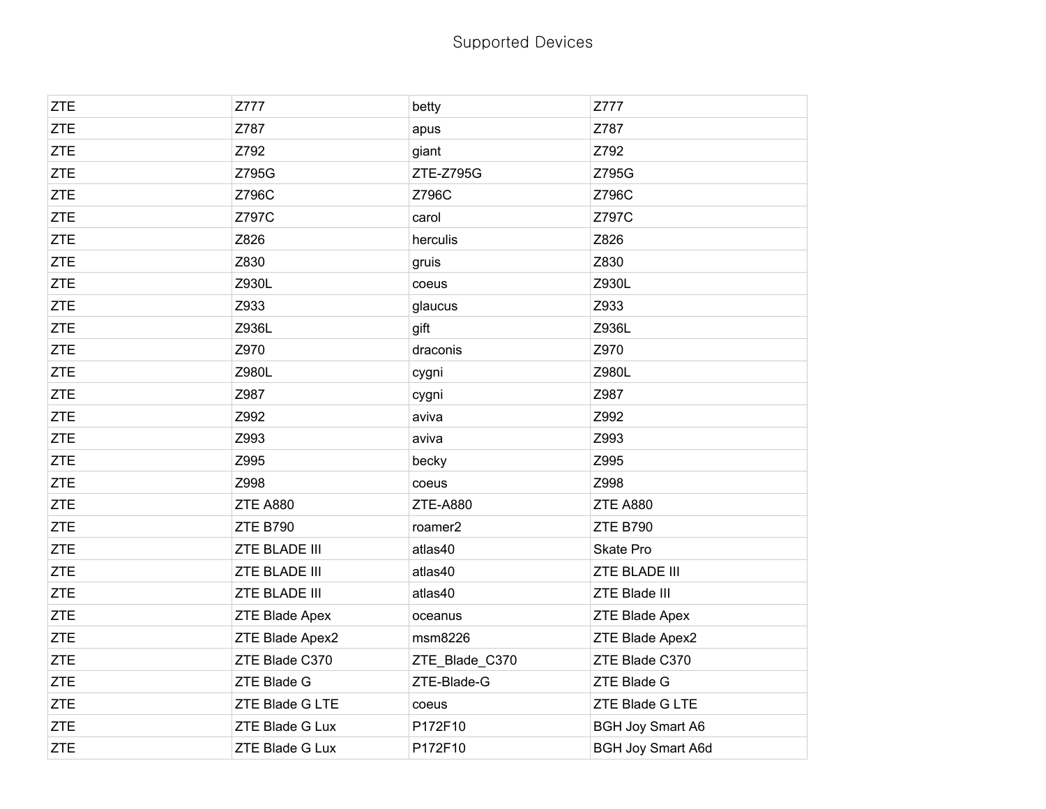# Supported Devices

| | | | |
|---|---|---|---|
| ZTE | Z777 | betty | Z777 |
| ZTE | Z787 | apus | Z787 |
| ZTE | Z792 | giant | Z792 |
| ZTE | Z795G | ZTE-Z795G | Z795G |
| ZTE | Z796C | Z796C | Z796C |
| ZTE | Z797C | carol | Z797C |
| ZTE | Z826 | herculis | Z826 |
| ZTE | Z830 | gruis | Z830 |
| ZTE | Z930L | coeus | Z930L |
| ZTE | Z933 | glaucus | Z933 |
| ZTE | Z936L | gift | Z936L |
| ZTE | Z970 | draconis | Z970 |
| ZTE | Z980L | cygni | Z980L |
| ZTE | Z987 | cygni | Z987 |
| ZTE | Z992 | aviva | Z992 |
| ZTE | Z993 | aviva | Z993 |
| ZTE | Z995 | becky | Z995 |
| ZTE | Z998 | coeus | Z998 |
| ZTE | ZTE A880 | ZTE-A880 | ZTE A880 |
| ZTE | ZTE B790 | roamer2 | ZTE B790 |
| ZTE | ZTE BLADE III | atlas40 | Skate Pro |
| ZTE | ZTE BLADE III | atlas40 | ZTE BLADE III |
| ZTE | ZTE BLADE III | atlas40 | ZTE Blade III |
| ZTE | ZTE Blade Apex | oceanus | ZTE Blade Apex |
| ZTE | ZTE Blade Apex2 | msm8226 | ZTE Blade Apex2 |
| ZTE | ZTE Blade C370 | ZTE_Blade_C370 | ZTE Blade C370 |
| ZTE | ZTE Blade G | ZTE-Blade-G | ZTE Blade G |
| ZTE | ZTE Blade G LTE | coeus | ZTE Blade G LTE |
| ZTE | ZTE Blade G Lux | P172F10 | BGH Joy Smart A6 |
| ZTE | ZTE Blade G Lux | P172F10 | BGH Joy Smart A6d |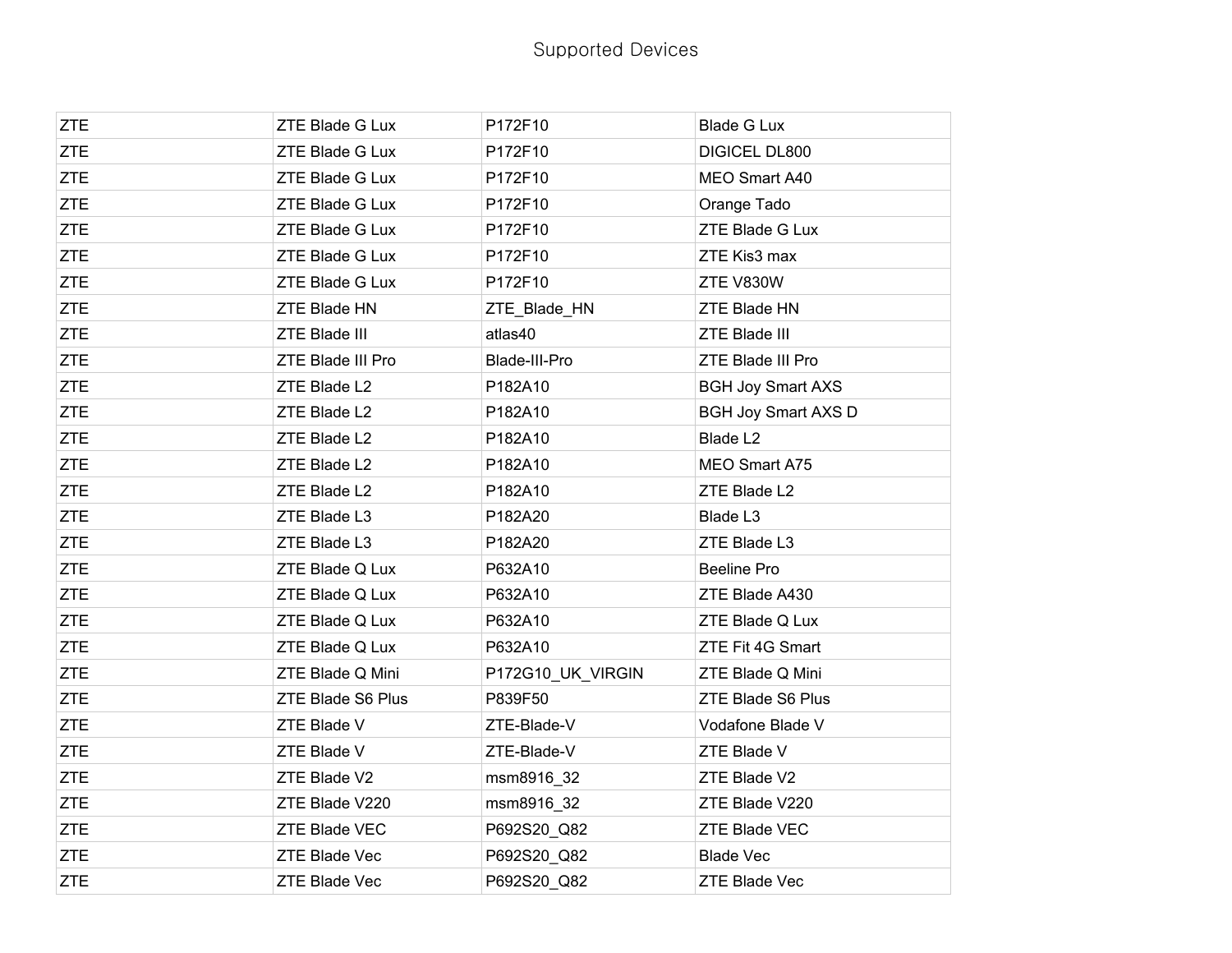Supported Devices

| ZTE | ZTE Blade G Lux | P172F10 | Blade G Lux |
|---|---|---|---|
| ZTE | ZTE Blade G Lux | P172F10 | DIGICEL DL800 |
| ZTE | ZTE Blade G Lux | P172F10 | MEO Smart A40 |
| ZTE | ZTE Blade G Lux | P172F10 | Orange Tado |
| ZTE | ZTE Blade G Lux | P172F10 | ZTE Blade G Lux |
| ZTE | ZTE Blade G Lux | P172F10 | ZTE Kis3 max |
| ZTE | ZTE Blade G Lux | P172F10 | ZTE V830W |
| ZTE | ZTE Blade HN | ZTE_Blade_HN | ZTE Blade HN |
| ZTE | ZTE Blade III | atlas40 | ZTE Blade III |
| ZTE | ZTE Blade III Pro | Blade-III-Pro | ZTE Blade III Pro |
| ZTE | ZTE Blade L2 | P182A10 | BGH Joy Smart AXS |
| ZTE | ZTE Blade L2 | P182A10 | BGH Joy Smart AXS D |
| ZTE | ZTE Blade L2 | P182A10 | Blade L2 |
| ZTE | ZTE Blade L2 | P182A10 | MEO Smart A75 |
| ZTE | ZTE Blade L2 | P182A10 | ZTE Blade L2 |
| ZTE | ZTE Blade L3 | P182A20 | Blade L3 |
| ZTE | ZTE Blade L3 | P182A20 | ZTE Blade L3 |
| ZTE | ZTE Blade Q Lux | P632A10 | Beeline Pro |
| ZTE | ZTE Blade Q Lux | P632A10 | ZTE Blade A430 |
| ZTE | ZTE Blade Q Lux | P632A10 | ZTE Blade Q Lux |
| ZTE | ZTE Blade Q Lux | P632A10 | ZTE Fit 4G Smart |
| ZTE | ZTE Blade Q Mini | P172G10_UK_VIRGIN | ZTE Blade Q Mini |
| ZTE | ZTE Blade S6 Plus | P839F50 | ZTE Blade S6 Plus |
| ZTE | ZTE Blade V | ZTE-Blade-V | Vodafone Blade V |
| ZTE | ZTE Blade V | ZTE-Blade-V | ZTE Blade V |
| ZTE | ZTE Blade V2 | msm8916_32 | ZTE Blade V2 |
| ZTE | ZTE Blade V220 | msm8916_32 | ZTE Blade V220 |
| ZTE | ZTE Blade VEC | P692S20_Q82 | ZTE Blade VEC |
| ZTE | ZTE Blade Vec | P692S20_Q82 | Blade Vec |
| ZTE | ZTE Blade Vec | P692S20_Q82 | ZTE Blade Vec |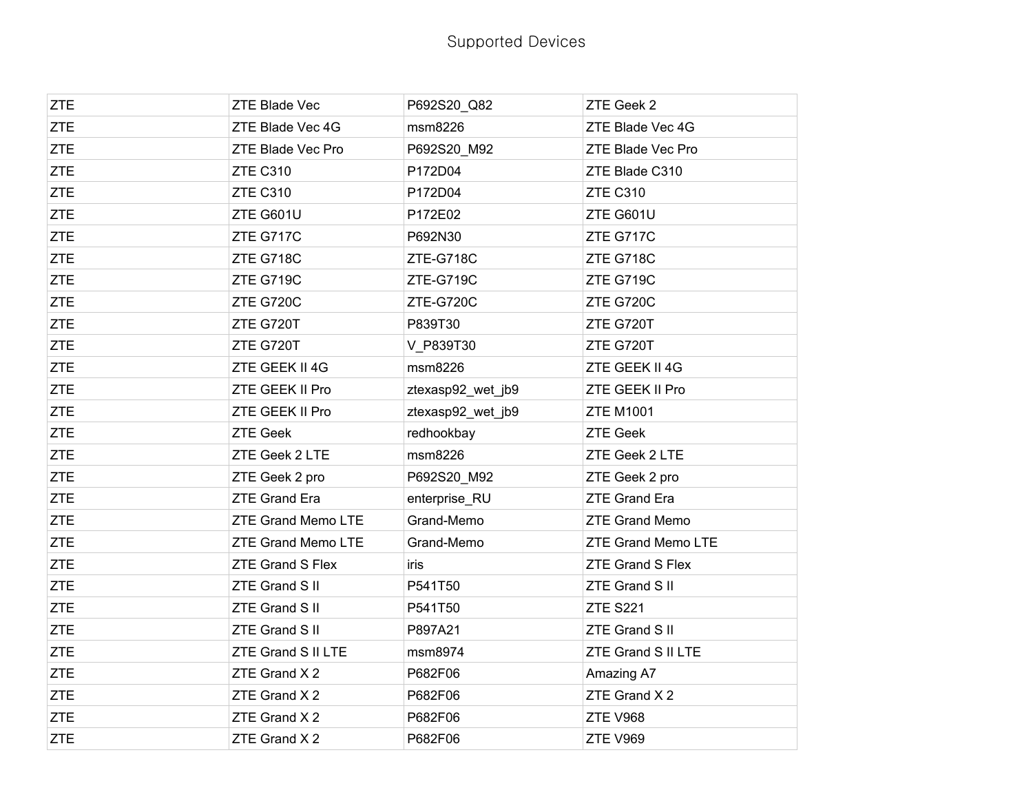# Supported Devices

| | | | |
|---|---|---|---|
| ZTE | ZTE Blade Vec | P692S20_Q82 | ZTE Geek 2 |
| ZTE | ZTE Blade Vec 4G | msm8226 | ZTE Blade Vec 4G |
| ZTE | ZTE Blade Vec Pro | P692S20_M92 | ZTE Blade Vec Pro |
| ZTE | ZTE C310 | P172D04 | ZTE Blade C310 |
| ZTE | ZTE C310 | P172D04 | ZTE C310 |
| ZTE | ZTE G601U | P172E02 | ZTE G601U |
| ZTE | ZTE G717C | P692N30 | ZTE G717C |
| ZTE | ZTE G718C | ZTE-G718C | ZTE G718C |
| ZTE | ZTE G719C | ZTE-G719C | ZTE G719C |
| ZTE | ZTE G720C | ZTE-G720C | ZTE G720C |
| ZTE | ZTE G720T | P839T30 | ZTE G720T |
| ZTE | ZTE G720T | V_P839T30 | ZTE G720T |
| ZTE | ZTE GEEK II 4G | msm8226 | ZTE GEEK II 4G |
| ZTE | ZTE GEEK II Pro | ztexasp92_wet_jb9 | ZTE GEEK II Pro |
| ZTE | ZTE GEEK II Pro | ztexasp92_wet_jb9 | ZTE M1001 |
| ZTE | ZTE Geek | redhookbay | ZTE Geek |
| ZTE | ZTE Geek 2 LTE | msm8226 | ZTE Geek 2 LTE |
| ZTE | ZTE Geek 2 pro | P692S20_M92 | ZTE Geek 2 pro |
| ZTE | ZTE Grand Era | enterprise_RU | ZTE Grand Era |
| ZTE | ZTE Grand Memo LTE | Grand-Memo | ZTE Grand Memo |
| ZTE | ZTE Grand Memo LTE | Grand-Memo | ZTE Grand Memo LTE |
| ZTE | ZTE Grand S Flex | iris | ZTE Grand S Flex |
| ZTE | ZTE Grand S II | P541T50 | ZTE Grand S II |
| ZTE | ZTE Grand S II | P541T50 | ZTE S221 |
| ZTE | ZTE Grand S II | P897A21 | ZTE Grand S II |
| ZTE | ZTE Grand S II LTE | msm8974 | ZTE Grand S II LTE |
| ZTE | ZTE Grand X 2 | P682F06 | Amazing A7 |
| ZTE | ZTE Grand X 2 | P682F06 | ZTE Grand X 2 |
| ZTE | ZTE Grand X 2 | P682F06 | ZTE V968 |
| ZTE | ZTE Grand X 2 | P682F06 | ZTE V969 |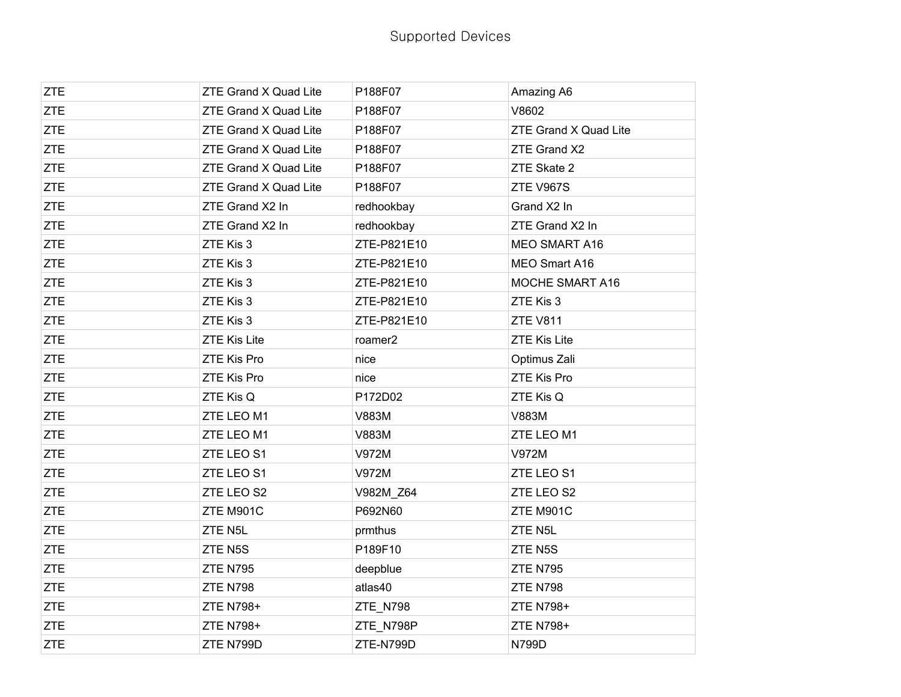# Supported Devices

| ZTE | ZTE Grand X Quad Lite | P188F07 | Amazing A6 |
|---|---|---|---|
| ZTE | ZTE Grand X Quad Lite | P188F07 | V8602 |
| ZTE | ZTE Grand X Quad Lite | P188F07 | ZTE Grand X Quad Lite |
| ZTE | ZTE Grand X Quad Lite | P188F07 | ZTE Grand X2 |
| ZTE | ZTE Grand X Quad Lite | P188F07 | ZTE Skate 2 |
| ZTE | ZTE Grand X Quad Lite | P188F07 | ZTE V967S |
| ZTE | ZTE Grand X2 In | redhookbay | Grand X2 In |
| ZTE | ZTE Grand X2 In | redhookbay | ZTE Grand X2 In |
| ZTE | ZTE Kis 3 | ZTE-P821E10 | MEO SMART A16 |
| ZTE | ZTE Kis 3 | ZTE-P821E10 | MEO Smart A16 |
| ZTE | ZTE Kis 3 | ZTE-P821E10 | MOCHE SMART A16 |
| ZTE | ZTE Kis 3 | ZTE-P821E10 | ZTE Kis 3 |
| ZTE | ZTE Kis 3 | ZTE-P821E10 | ZTE V811 |
| ZTE | ZTE Kis Lite | roamer2 | ZTE Kis Lite |
| ZTE | ZTE Kis Pro | nice | Optimus Zali |
| ZTE | ZTE Kis Pro | nice | ZTE Kis Pro |
| ZTE | ZTE Kis Q | P172D02 | ZTE Kis Q |
| ZTE | ZTE LEO M1 | V883M | V883M |
| ZTE | ZTE LEO M1 | V883M | ZTE LEO M1 |
| ZTE | ZTE LEO S1 | V972M | V972M |
| ZTE | ZTE LEO S1 | V972M | ZTE LEO S1 |
| ZTE | ZTE LEO S2 | V982M_Z64 | ZTE LEO S2 |
| ZTE | ZTE M901C | P692N60 | ZTE M901C |
| ZTE | ZTE N5L | prmthus | ZTE N5L |
| ZTE | ZTE N5S | P189F10 | ZTE N5S |
| ZTE | ZTE N795 | deepblue | ZTE N795 |
| ZTE | ZTE N798 | atlas40 | ZTE N798 |
| ZTE | ZTE N798+ | ZTE_N798 | ZTE N798+ |
| ZTE | ZTE N798+ | ZTE_N798P | ZTE N798+ |
| ZTE | ZTE N799D | ZTE-N799D | N799D |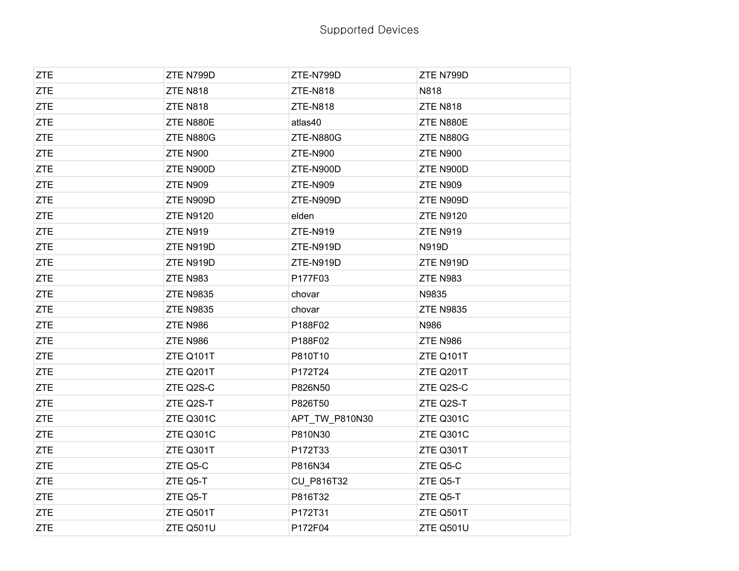Supported Devices

| ZTE | ZTE N799D | ZTE-N799D | ZTE N799D |
|---|---|---|---|
| ZTE | ZTE N818 | ZTE-N818 | N818 |
| ZTE | ZTE N818 | ZTE-N818 | ZTE N818 |
| ZTE | ZTE N880E | atlas40 | ZTE N880E |
| ZTE | ZTE N880G | ZTE-N880G | ZTE N880G |
| ZTE | ZTE N900 | ZTE-N900 | ZTE N900 |
| ZTE | ZTE N900D | ZTE-N900D | ZTE N900D |
| ZTE | ZTE N909 | ZTE-N909 | ZTE N909 |
| ZTE | ZTE N909D | ZTE-N909D | ZTE N909D |
| ZTE | ZTE N9120 | elden | ZTE N9120 |
| ZTE | ZTE N919 | ZTE-N919 | ZTE N919 |
| ZTE | ZTE N919D | ZTE-N919D | N919D |
| ZTE | ZTE N919D | ZTE-N919D | ZTE N919D |
| ZTE | ZTE N983 | P177F03 | ZTE N983 |
| ZTE | ZTE N9835 | chovar | N9835 |
| ZTE | ZTE N9835 | chovar | ZTE N9835 |
| ZTE | ZTE N986 | P188F02 | N986 |
| ZTE | ZTE N986 | P188F02 | ZTE N986 |
| ZTE | ZTE Q101T | P810T10 | ZTE Q101T |
| ZTE | ZTE Q201T | P172T24 | ZTE Q201T |
| ZTE | ZTE Q2S-C | P826N50 | ZTE Q2S-C |
| ZTE | ZTE Q2S-T | P826T50 | ZTE Q2S-T |
| ZTE | ZTE Q301C | APT_TW_P810N30 | ZTE Q301C |
| ZTE | ZTE Q301C | P810N30 | ZTE Q301C |
| ZTE | ZTE Q301T | P172T33 | ZTE Q301T |
| ZTE | ZTE Q5-C | P816N34 | ZTE Q5-C |
| ZTE | ZTE Q5-T | CU_P816T32 | ZTE Q5-T |
| ZTE | ZTE Q5-T | P816T32 | ZTE Q5-T |
| ZTE | ZTE Q501T | P172T31 | ZTE Q501T |
| ZTE | ZTE Q501U | P172F04 | ZTE Q501U |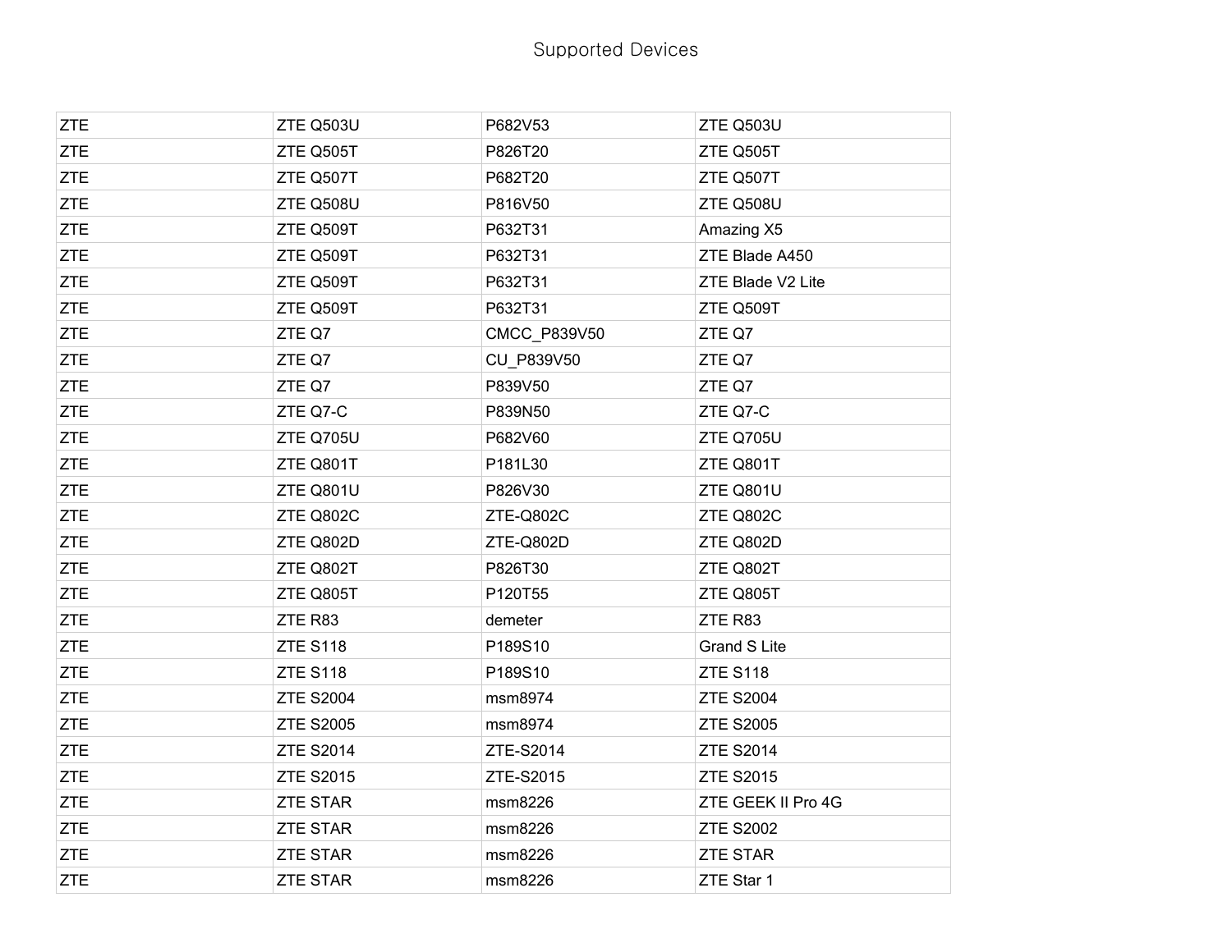Supported Devices

| | | | |
|---|---|---|---|
| ZTE | ZTE Q503U | P682V53 | ZTE Q503U |
| ZTE | ZTE Q505T | P826T20 | ZTE Q505T |
| ZTE | ZTE Q507T | P682T20 | ZTE Q507T |
| ZTE | ZTE Q508U | P816V50 | ZTE Q508U |
| ZTE | ZTE Q509T | P632T31 | Amazing X5 |
| ZTE | ZTE Q509T | P632T31 | ZTE Blade A450 |
| ZTE | ZTE Q509T | P632T31 | ZTE Blade V2 Lite |
| ZTE | ZTE Q509T | P632T31 | ZTE Q509T |
| ZTE | ZTE Q7 | CMCC_P839V50 | ZTE Q7 |
| ZTE | ZTE Q7 | CU_P839V50 | ZTE Q7 |
| ZTE | ZTE Q7 | P839V50 | ZTE Q7 |
| ZTE | ZTE Q7-C | P839N50 | ZTE Q7-C |
| ZTE | ZTE Q705U | P682V60 | ZTE Q705U |
| ZTE | ZTE Q801T | P181L30 | ZTE Q801T |
| ZTE | ZTE Q801U | P826V30 | ZTE Q801U |
| ZTE | ZTE Q802C | ZTE-Q802C | ZTE Q802C |
| ZTE | ZTE Q802D | ZTE-Q802D | ZTE Q802D |
| ZTE | ZTE Q802T | P826T30 | ZTE Q802T |
| ZTE | ZTE Q805T | P120T55 | ZTE Q805T |
| ZTE | ZTE R83 | demeter | ZTE R83 |
| ZTE | ZTE S118 | P189S10 | Grand S Lite |
| ZTE | ZTE S118 | P189S10 | ZTE S118 |
| ZTE | ZTE S2004 | msm8974 | ZTE S2004 |
| ZTE | ZTE S2005 | msm8974 | ZTE S2005 |
| ZTE | ZTE S2014 | ZTE-S2014 | ZTE S2014 |
| ZTE | ZTE S2015 | ZTE-S2015 | ZTE S2015 |
| ZTE | ZTE STAR | msm8226 | ZTE GEEK II Pro 4G |
| ZTE | ZTE STAR | msm8226 | ZTE S2002 |
| ZTE | ZTE STAR | msm8226 | ZTE STAR |
| ZTE | ZTE STAR | msm8226 | ZTE Star 1 |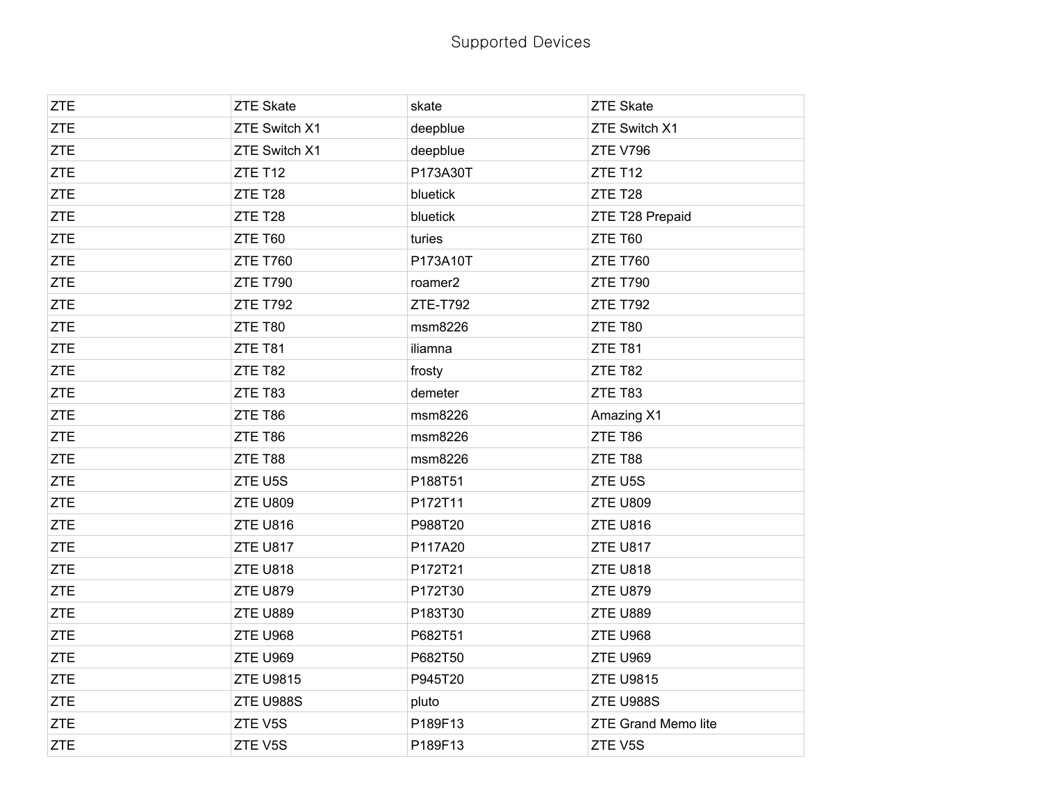Supported Devices

| | | | |
|---|---|---|---|
| ZTE | ZTE Skate | skate | ZTE Skate |
| ZTE | ZTE Switch X1 | deepblue | ZTE Switch X1 |
| ZTE | ZTE Switch X1 | deepblue | ZTE V796 |
| ZTE | ZTE T12 | P173A30T | ZTE T12 |
| ZTE | ZTE T28 | bluetick | ZTE T28 |
| ZTE | ZTE T28 | bluetick | ZTE T28 Prepaid |
| ZTE | ZTE T60 | turies | ZTE T60 |
| ZTE | ZTE T760 | P173A10T | ZTE T760 |
| ZTE | ZTE T790 | roamer2 | ZTE T790 |
| ZTE | ZTE T792 | ZTE-T792 | ZTE T792 |
| ZTE | ZTE T80 | msm8226 | ZTE T80 |
| ZTE | ZTE T81 | iliamna | ZTE T81 |
| ZTE | ZTE T82 | frosty | ZTE T82 |
| ZTE | ZTE T83 | demeter | ZTE T83 |
| ZTE | ZTE T86 | msm8226 | Amazing X1 |
| ZTE | ZTE T86 | msm8226 | ZTE T86 |
| ZTE | ZTE T88 | msm8226 | ZTE T88 |
| ZTE | ZTE U5S | P188T51 | ZTE U5S |
| ZTE | ZTE U809 | P172T11 | ZTE U809 |
| ZTE | ZTE U816 | P988T20 | ZTE U816 |
| ZTE | ZTE U817 | P117A20 | ZTE U817 |
| ZTE | ZTE U818 | P172T21 | ZTE U818 |
| ZTE | ZTE U879 | P172T30 | ZTE U879 |
| ZTE | ZTE U889 | P183T30 | ZTE U889 |
| ZTE | ZTE U968 | P682T51 | ZTE U968 |
| ZTE | ZTE U969 | P682T50 | ZTE U969 |
| ZTE | ZTE U9815 | P945T20 | ZTE U9815 |
| ZTE | ZTE U988S | pluto | ZTE U988S |
| ZTE | ZTE V5S | P189F13 | ZTE Grand Memo lite |
| ZTE | ZTE V5S | P189F13 | ZTE V5S |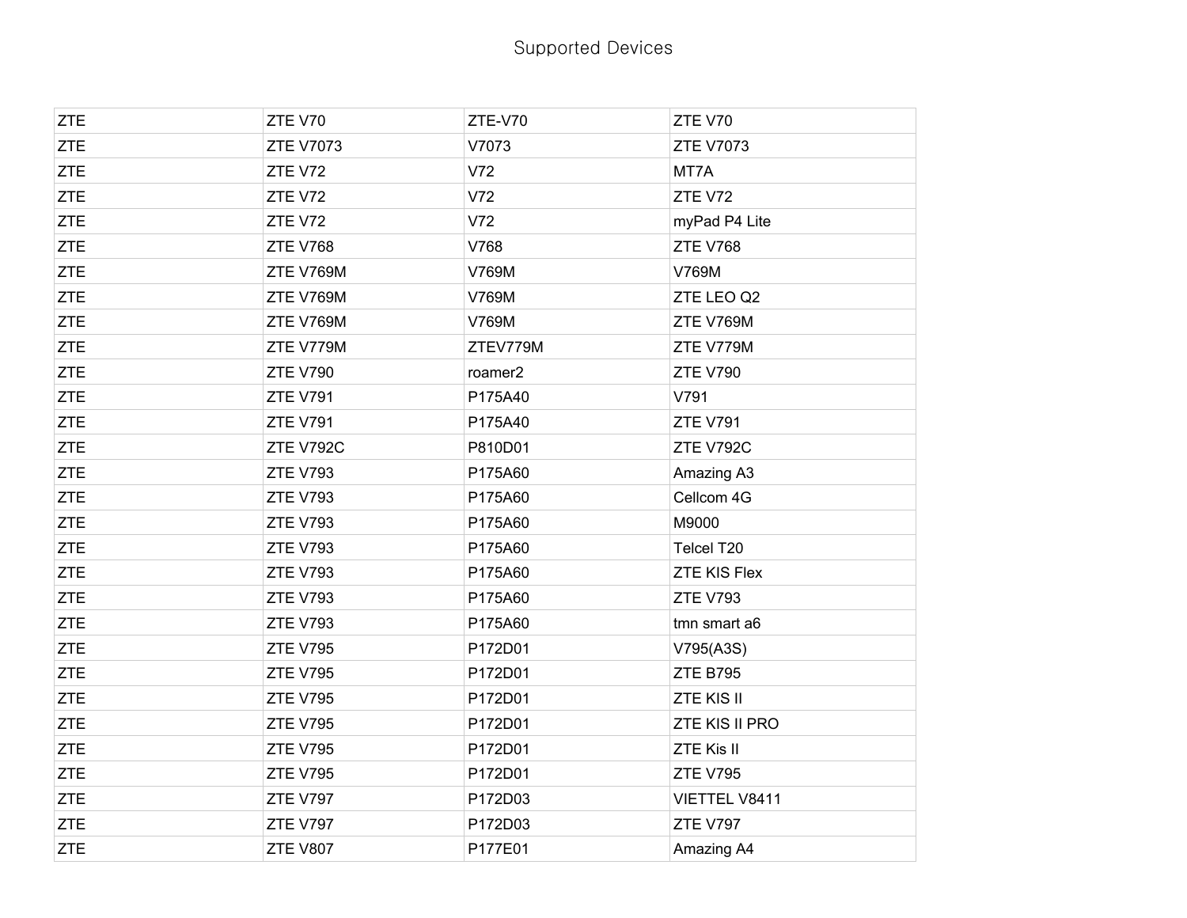Supported Devices

| ZTE | ZTE V70 | ZTE-V70 | ZTE V70 |
|---|---|---|---|
| ZTE | ZTE V7073 | V7073 | ZTE V7073 |
| ZTE | ZTE V72 | V72 | MT7A |
| ZTE | ZTE V72 | V72 | ZTE V72 |
| ZTE | ZTE V72 | V72 | myPad P4 Lite |
| ZTE | ZTE V768 | V768 | ZTE V768 |
| ZTE | ZTE V769M | V769M | V769M |
| ZTE | ZTE V769M | V769M | ZTE LEO Q2 |
| ZTE | ZTE V769M | V769M | ZTE V769M |
| ZTE | ZTE V779M | ZTEV779M | ZTE V779M |
| ZTE | ZTE V790 | roamer2 | ZTE V790 |
| ZTE | ZTE V791 | P175A40 | V791 |
| ZTE | ZTE V791 | P175A40 | ZTE V791 |
| ZTE | ZTE V792C | P810D01 | ZTE V792C |
| ZTE | ZTE V793 | P175A60 | Amazing A3 |
| ZTE | ZTE V793 | P175A60 | Cellcom 4G |
| ZTE | ZTE V793 | P175A60 | M9000 |
| ZTE | ZTE V793 | P175A60 | Telcel T20 |
| ZTE | ZTE V793 | P175A60 | ZTE KIS Flex |
| ZTE | ZTE V793 | P175A60 | ZTE V793 |
| ZTE | ZTE V793 | P175A60 | tmn smart a6 |
| ZTE | ZTE V795 | P172D01 | V795(A3S) |
| ZTE | ZTE V795 | P172D01 | ZTE B795 |
| ZTE | ZTE V795 | P172D01 | ZTE KIS II |
| ZTE | ZTE V795 | P172D01 | ZTE KIS II PRO |
| ZTE | ZTE V795 | P172D01 | ZTE Kis II |
| ZTE | ZTE V795 | P172D01 | ZTE V795 |
| ZTE | ZTE V797 | P172D03 | VIETTEL V8411 |
| ZTE | ZTE V797 | P172D03 | ZTE V797 |
| ZTE | ZTE V807 | P177E01 | Amazing A4 |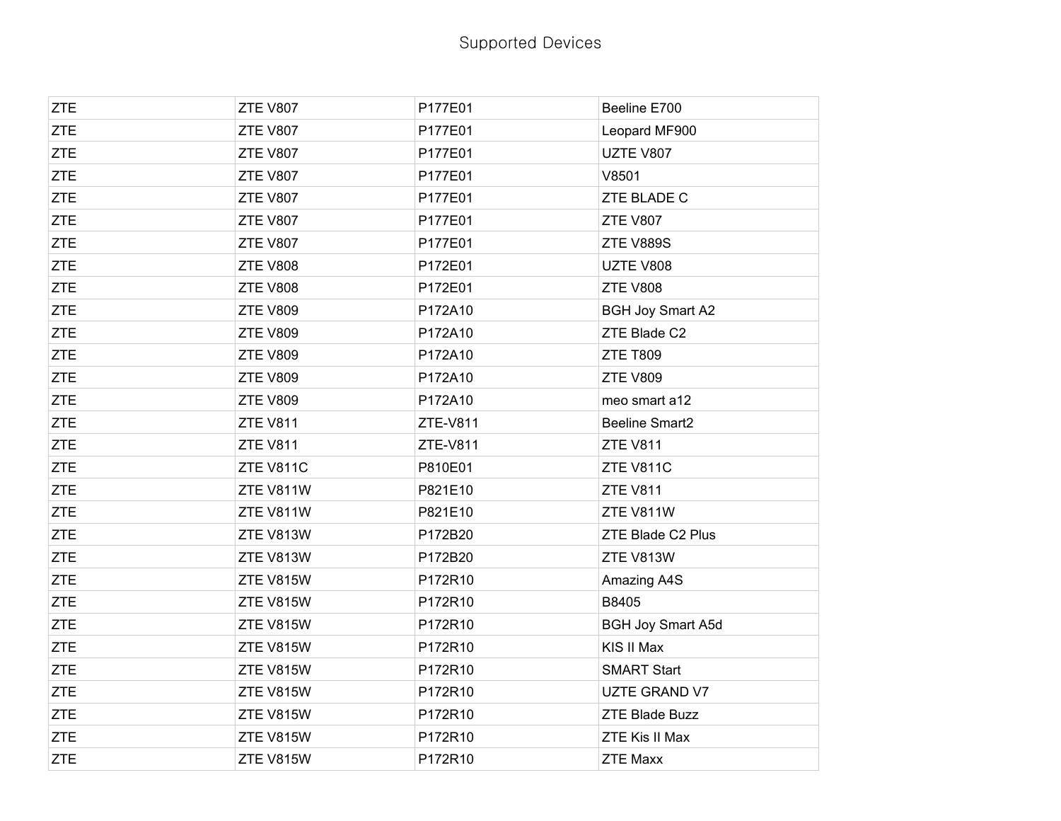Supported Devices

| | | | |
|---|---|---|---|
| ZTE | ZTE V807 | P177E01 | Beeline E700 |
| ZTE | ZTE V807 | P177E01 | Leopard MF900 |
| ZTE | ZTE V807 | P177E01 | UZTE V807 |
| ZTE | ZTE V807 | P177E01 | V8501 |
| ZTE | ZTE V807 | P177E01 | ZTE BLADE C |
| ZTE | ZTE V807 | P177E01 | ZTE V807 |
| ZTE | ZTE V807 | P177E01 | ZTE V889S |
| ZTE | ZTE V808 | P172E01 | UZTE V808 |
| ZTE | ZTE V808 | P172E01 | ZTE V808 |
| ZTE | ZTE V809 | P172A10 | BGH Joy Smart A2 |
| ZTE | ZTE V809 | P172A10 | ZTE Blade C2 |
| ZTE | ZTE V809 | P172A10 | ZTE T809 |
| ZTE | ZTE V809 | P172A10 | ZTE V809 |
| ZTE | ZTE V809 | P172A10 | meo smart a12 |
| ZTE | ZTE V811 | ZTE-V811 | Beeline Smart2 |
| ZTE | ZTE V811 | ZTE-V811 | ZTE V811 |
| ZTE | ZTE V811C | P810E01 | ZTE V811C |
| ZTE | ZTE V811W | P821E10 | ZTE V811 |
| ZTE | ZTE V811W | P821E10 | ZTE V811W |
| ZTE | ZTE V813W | P172B20 | ZTE Blade C2 Plus |
| ZTE | ZTE V813W | P172B20 | ZTE V813W |
| ZTE | ZTE V815W | P172R10 | Amazing A4S |
| ZTE | ZTE V815W | P172R10 | B8405 |
| ZTE | ZTE V815W | P172R10 | BGH Joy Smart A5d |
| ZTE | ZTE V815W | P172R10 | KIS II Max |
| ZTE | ZTE V815W | P172R10 | SMART Start |
| ZTE | ZTE V815W | P172R10 | UZTE GRAND V7 |
| ZTE | ZTE V815W | P172R10 | ZTE Blade Buzz |
| ZTE | ZTE V815W | P172R10 | ZTE Kis II Max |
| ZTE | ZTE V815W | P172R10 | ZTE Maxx |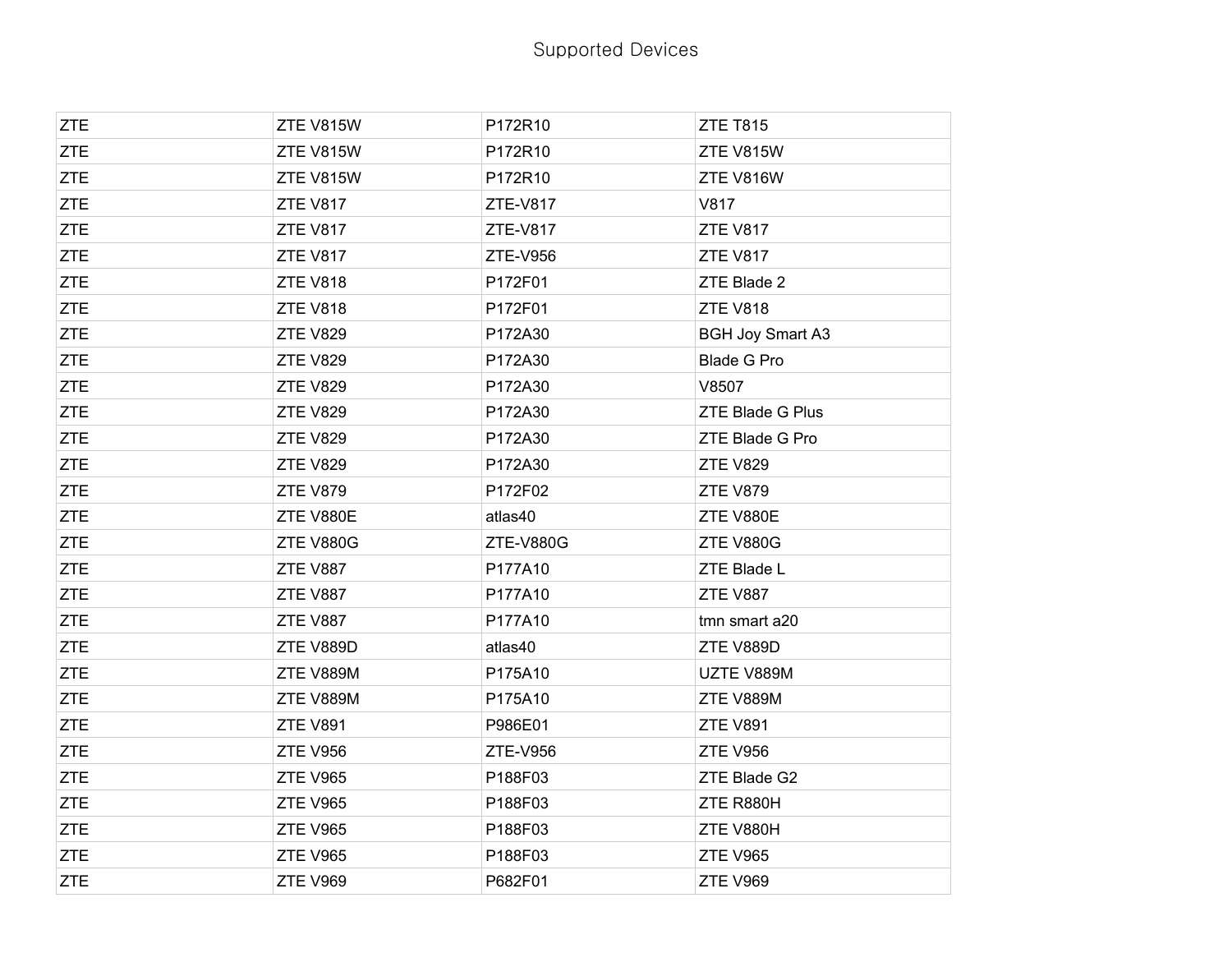Supported Devices

| | | | |
|---|---|---|---|
| ZTE | ZTE V815W | P172R10 | ZTE T815 |
| ZTE | ZTE V815W | P172R10 | ZTE V815W |
| ZTE | ZTE V815W | P172R10 | ZTE V816W |
| ZTE | ZTE V817 | ZTE-V817 | V817 |
| ZTE | ZTE V817 | ZTE-V817 | ZTE V817 |
| ZTE | ZTE V817 | ZTE-V956 | ZTE V817 |
| ZTE | ZTE V818 | P172F01 | ZTE Blade 2 |
| ZTE | ZTE V818 | P172F01 | ZTE V818 |
| ZTE | ZTE V829 | P172A30 | BGH Joy Smart A3 |
| ZTE | ZTE V829 | P172A30 | Blade G Pro |
| ZTE | ZTE V829 | P172A30 | V8507 |
| ZTE | ZTE V829 | P172A30 | ZTE Blade G Plus |
| ZTE | ZTE V829 | P172A30 | ZTE Blade G Pro |
| ZTE | ZTE V829 | P172A30 | ZTE V829 |
| ZTE | ZTE V879 | P172F02 | ZTE V879 |
| ZTE | ZTE V880E | atlas40 | ZTE V880E |
| ZTE | ZTE V880G | ZTE-V880G | ZTE V880G |
| ZTE | ZTE V887 | P177A10 | ZTE Blade L |
| ZTE | ZTE V887 | P177A10 | ZTE V887 |
| ZTE | ZTE V887 | P177A10 | tmn smart a20 |
| ZTE | ZTE V889D | atlas40 | ZTE V889D |
| ZTE | ZTE V889M | P175A10 | UZTE V889M |
| ZTE | ZTE V889M | P175A10 | ZTE V889M |
| ZTE | ZTE V891 | P986E01 | ZTE V891 |
| ZTE | ZTE V956 | ZTE-V956 | ZTE V956 |
| ZTE | ZTE V965 | P188F03 | ZTE Blade G2 |
| ZTE | ZTE V965 | P188F03 | ZTE R880H |
| ZTE | ZTE V965 | P188F03 | ZTE V880H |
| ZTE | ZTE V965 | P188F03 | ZTE V965 |
| ZTE | ZTE V969 | P682F01 | ZTE V969 |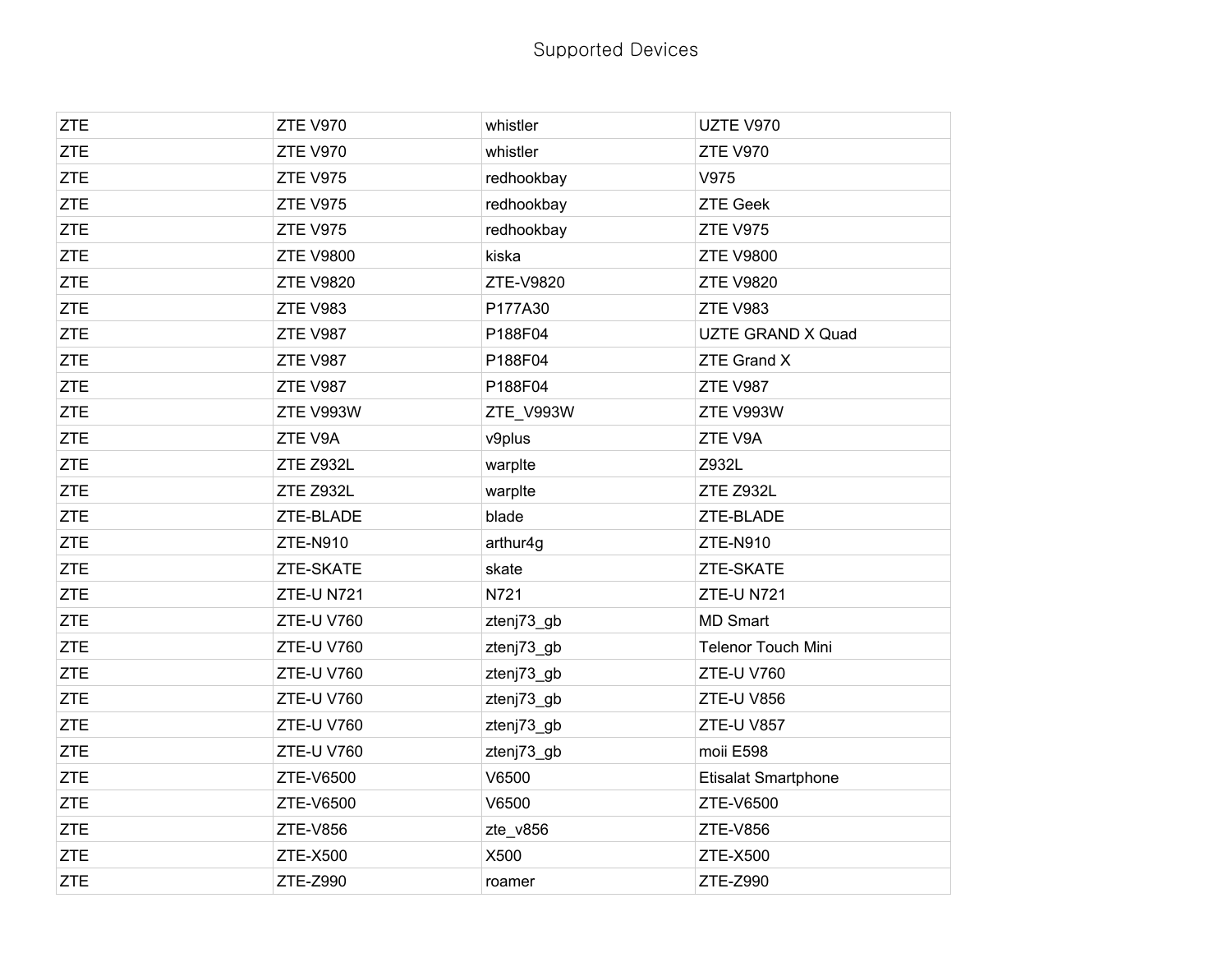Supported Devices

| | | | |
|---|---|---|---|
| ZTE | ZTE V970 | whistler | UZTE V970 |
| ZTE | ZTE V970 | whistler | ZTE V970 |
| ZTE | ZTE V975 | redhookbay | V975 |
| ZTE | ZTE V975 | redhookbay | ZTE Geek |
| ZTE | ZTE V975 | redhookbay | ZTE V975 |
| ZTE | ZTE V9800 | kiska | ZTE V9800 |
| ZTE | ZTE V9820 | ZTE-V9820 | ZTE V9820 |
| ZTE | ZTE V983 | P177A30 | ZTE V983 |
| ZTE | ZTE V987 | P188F04 | UZTE GRAND X Quad |
| ZTE | ZTE V987 | P188F04 | ZTE Grand X |
| ZTE | ZTE V987 | P188F04 | ZTE V987 |
| ZTE | ZTE V993W | ZTE_V993W | ZTE V993W |
| ZTE | ZTE V9A | v9plus | ZTE V9A |
| ZTE | ZTE Z932L | warplte | Z932L |
| ZTE | ZTE Z932L | warplte | ZTE Z932L |
| ZTE | ZTE-BLADE | blade | ZTE-BLADE |
| ZTE | ZTE-N910 | arthur4g | ZTE-N910 |
| ZTE | ZTE-SKATE | skate | ZTE-SKATE |
| ZTE | ZTE-U N721 | N721 | ZTE-U N721 |
| ZTE | ZTE-U V760 | ztenj73_gb | MD Smart |
| ZTE | ZTE-U V760 | ztenj73_gb | Telenor Touch Mini |
| ZTE | ZTE-U V760 | ztenj73_gb | ZTE-U V760 |
| ZTE | ZTE-U V760 | ztenj73_gb | ZTE-U V856 |
| ZTE | ZTE-U V760 | ztenj73_gb | ZTE-U V857 |
| ZTE | ZTE-U V760 | ztenj73_gb | moii E598 |
| ZTE | ZTE-V6500 | V6500 | Etisalat Smartphone |
| ZTE | ZTE-V6500 | V6500 | ZTE-V6500 |
| ZTE | ZTE-V856 | zte_v856 | ZTE-V856 |
| ZTE | ZTE-X500 | X500 | ZTE-X500 |
| ZTE | ZTE-Z990 | roamer | ZTE-Z990 |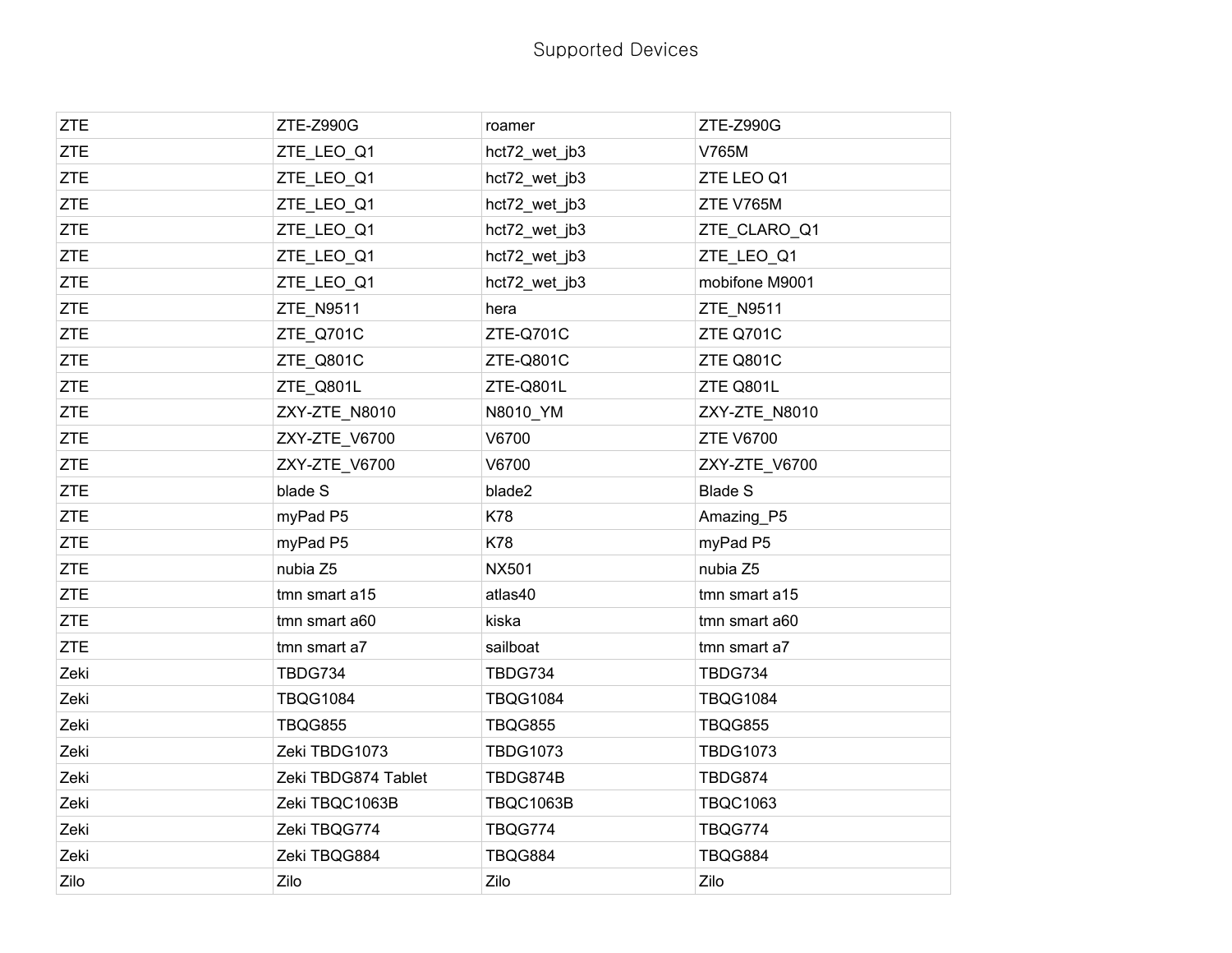| ZTE | ZTE-Z990G | roamer | ZTE-Z990G |
|---|---|---|---|
| ZTE | ZTE_LEO_Q1 | hct72_wet_jb3 | V765M |
| ZTE | ZTE_LEO_Q1 | hct72_wet_jb3 | ZTE LEO Q1 |
| ZTE | ZTE_LEO_Q1 | hct72_wet_jb3 | ZTE V765M |
| ZTE | ZTE_LEO_Q1 | hct72_wet_jb3 | ZTE_CLARO_Q1 |
| ZTE | ZTE_LEO_Q1 | hct72_wet_jb3 | ZTE_LEO_Q1 |
| ZTE | ZTE_LEO_Q1 | hct72_wet_jb3 | mobifone M9001 |
| ZTE | ZTE_N9511 | hera | ZTE_N9511 |
| ZTE | ZTE_Q701C | ZTE-Q701C | ZTE Q701C |
| ZTE | ZTE_Q801C | ZTE-Q801C | ZTE Q801C |
| ZTE | ZTE_Q801L | ZTE-Q801L | ZTE Q801L |
| ZTE | ZXY-ZTE_N8010 | N8010_YM | ZXY-ZTE_N8010 |
| ZTE | ZXY-ZTE_V6700 | V6700 | ZTE V6700 |
| ZTE | ZXY-ZTE_V6700 | V6700 | ZXY-ZTE_V6700 |
| ZTE | blade S | blade2 | Blade S |
| ZTE | myPad P5 | K78 | Amazing_P5 |
| ZTE | myPad P5 | K78 | myPad P5 |
| ZTE | nubia Z5 | NX501 | nubia Z5 |
| ZTE | tmn smart a15 | atlas40 | tmn smart a15 |
| ZTE | tmn smart a60 | kiska | tmn smart a60 |
| ZTE | tmn smart a7 | sailboat | tmn smart a7 |
| Zeki | TBDG734 | TBDG734 | TBDG734 |
| Zeki | TBQG1084 | TBQG1084 | TBQG1084 |
| Zeki | TBQG855 | TBQG855 | TBQG855 |
| Zeki | Zeki TBDG1073 | TBDG1073 | TBDG1073 |
| Zeki | Zeki TBDG874 Tablet | TBDG874B | TBDG874 |
| Zeki | Zeki TBQC1063B | TBQC1063B | TBQC1063 |
| Zeki | Zeki TBQG774 | TBQG774 | TBQG774 |
| Zeki | Zeki TBQG884 | TBQG884 | TBQG884 |
| Zilo | Zilo | Zilo | Zilo |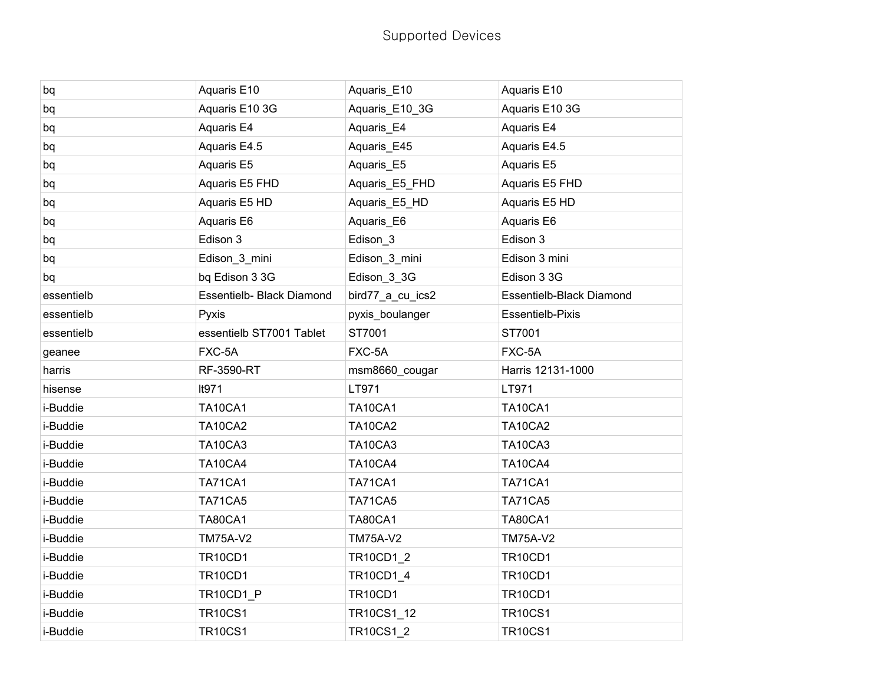Supported Devices

| | | | |
|---|---|---|---|
| bq | Aquaris E10 | Aquaris_E10 | Aquaris E10 |
| bq | Aquaris E10 3G | Aquaris_E10_3G | Aquaris E10 3G |
| bq | Aquaris E4 | Aquaris_E4 | Aquaris E4 |
| bq | Aquaris E4.5 | Aquaris_E45 | Aquaris E4.5 |
| bq | Aquaris E5 | Aquaris_E5 | Aquaris E5 |
| bq | Aquaris E5 FHD | Aquaris_E5_FHD | Aquaris E5 FHD |
| bq | Aquaris E5 HD | Aquaris_E5_HD | Aquaris E5 HD |
| bq | Aquaris E6 | Aquaris_E6 | Aquaris E6 |
| bq | Edison 3 | Edison_3 | Edison 3 |
| bq | Edison_3_mini | Edison_3_mini | Edison 3 mini |
| bq | bq Edison 3 3G | Edison_3_3G | Edison 3 3G |
| essentielb | Essentielb- Black Diamond | bird77_a_cu_ics2 | Essentielb-Black Diamond |
| essentielb | Pyxis | pyxis_boulanger | Essentielb-Pixis |
| essentielb | essentielb ST7001 Tablet | ST7001 | ST7001 |
| geanee | FXC-5A | FXC-5A | FXC-5A |
| harris | RF-3590-RT | msm8660_cougar | Harris 12131-1000 |
| hisense | lt971 | LT971 | LT971 |
| i-Buddie | TA10CA1 | TA10CA1 | TA10CA1 |
| i-Buddie | TA10CA2 | TA10CA2 | TA10CA2 |
| i-Buddie | TA10CA3 | TA10CA3 | TA10CA3 |
| i-Buddie | TA10CA4 | TA10CA4 | TA10CA4 |
| i-Buddie | TA71CA1 | TA71CA1 | TA71CA1 |
| i-Buddie | TA71CA5 | TA71CA5 | TA71CA5 |
| i-Buddie | TA80CA1 | TA80CA1 | TA80CA1 |
| i-Buddie | TM75A-V2 | TM75A-V2 | TM75A-V2 |
| i-Buddie | TR10CD1 | TR10CD1_2 | TR10CD1 |
| i-Buddie | TR10CD1 | TR10CD1_4 | TR10CD1 |
| i-Buddie | TR10CD1_P | TR10CD1 | TR10CD1 |
| i-Buddie | TR10CS1 | TR10CS1_12 | TR10CS1 |
| i-Buddie | TR10CS1 | TR10CS1_2 | TR10CS1 |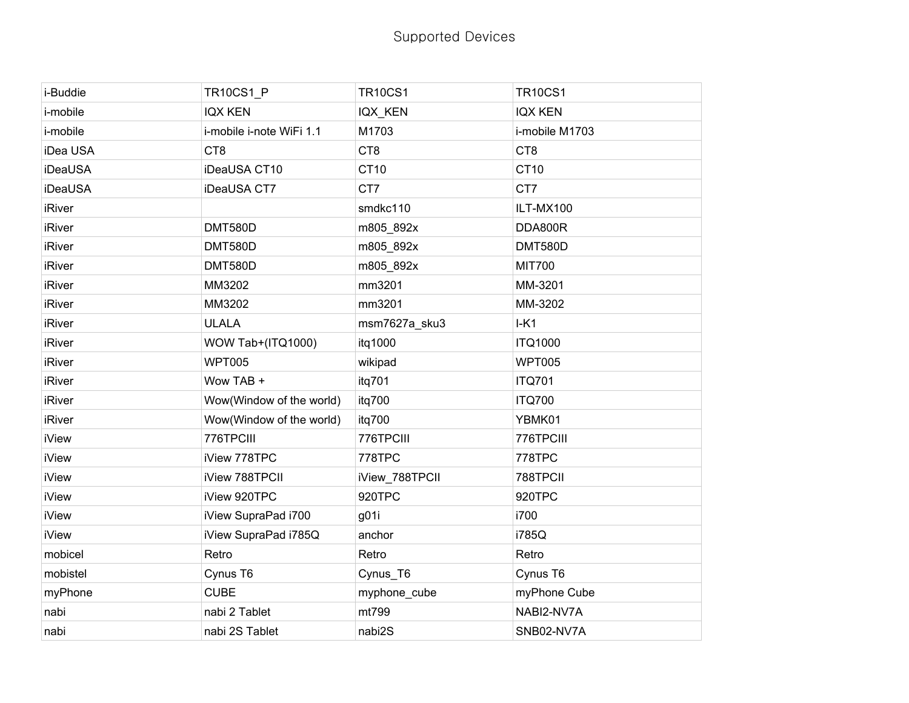Supported Devices

| | | | |
|---|---|---|---|
| i-Buddie | TR10CS1_P | TR10CS1 | TR10CS1 |
| i-mobile | IQX KEN | IQX_KEN | IQX KEN |
| i-mobile | i-mobile i-note WiFi 1.1 | M1703 | i-mobile M1703 |
| iDea USA | CT8 | CT8 | CT8 |
| iDeaUSA | iDeaUSA CT10 | CT10 | CT10 |
| iDeaUSA | iDeaUSA CT7 | CT7 | CT7 |
| iRiver | | smdkc110 | ILT-MX100 |
| iRiver | DMT580D | m805_892x | DDA800R |
| iRiver | DMT580D | m805_892x | DMT580D |
| iRiver | DMT580D | m805_892x | MIT700 |
| iRiver | MM3202 | mm3201 | MM-3201 |
| iRiver | MM3202 | mm3201 | MM-3202 |
| iRiver | ULALA | msm7627a_sku3 | I-K1 |
| iRiver | WOW Tab+(ITQ1000) | itq1000 | ITQ1000 |
| iRiver | WPT005 | wikipad | WPT005 |
| iRiver | Wow TAB + | itq701 | ITQ701 |
| iRiver | Wow(Window of the world) | itq700 | ITQ700 |
| iRiver | Wow(Window of the world) | itq700 | YBMK01 |
| iView | 776TPCIII | 776TPCIII | 776TPCIII |
| iView | iView 778TPC | 778TPC | 778TPC |
| iView | iView 788TPCII | iView_788TPCII | 788TPCII |
| iView | iView 920TPC | 920TPC | 920TPC |
| iView | iView SupraPad i700 | g01i | i700 |
| iView | iView SupraPad i785Q | anchor | i785Q |
| mobicel | Retro | Retro | Retro |
| mobistel | Cynus T6 | Cynus_T6 | Cynus T6 |
| myPhone | CUBE | myphone_cube | myPhone Cube |
| nabi | nabi 2 Tablet | mt799 | NABI2-NV7A |
| nabi | nabi 2S Tablet | nabi2S | SNB02-NV7A |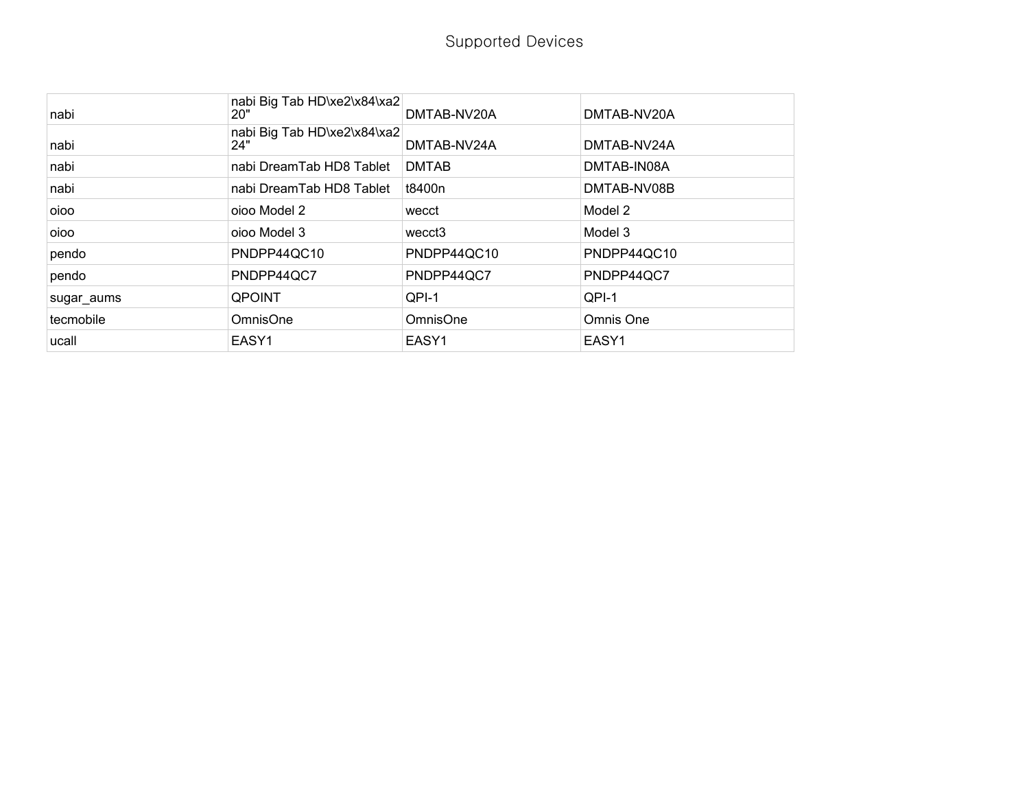Supported Devices

| | | | |
|---|---|---|---|
| nabi | nabi Big Tab HD\xe2\x84\xa2 20" | DMTAB-NV20A | DMTAB-NV20A |
| nabi | nabi Big Tab HD\xe2\x84\xa2 24" | DMTAB-NV24A | DMTAB-NV24A |
| nabi | nabi DreamTab HD8 Tablet | DMTAB | DMTAB-IN08A |
| nabi | nabi DreamTab HD8 Tablet | t8400n | DMTAB-NV08B |
| oioo | oioo Model 2 | wecct | Model 2 |
| oioo | oioo Model 3 | wecct3 | Model 3 |
| pendo | PNDPP44QC10 | PNDPP44QC10 | PNDPP44QC10 |
| pendo | PNDPP44QC7 | PNDPP44QC7 | PNDPP44QC7 |
| sugar_aums | QPOINT | QPI-1 | QPI-1 |
| tecmobile | OmnisOne | OmnisOne | Omnis One |
| ucall | EASY1 | EASY1 | EASY1 |